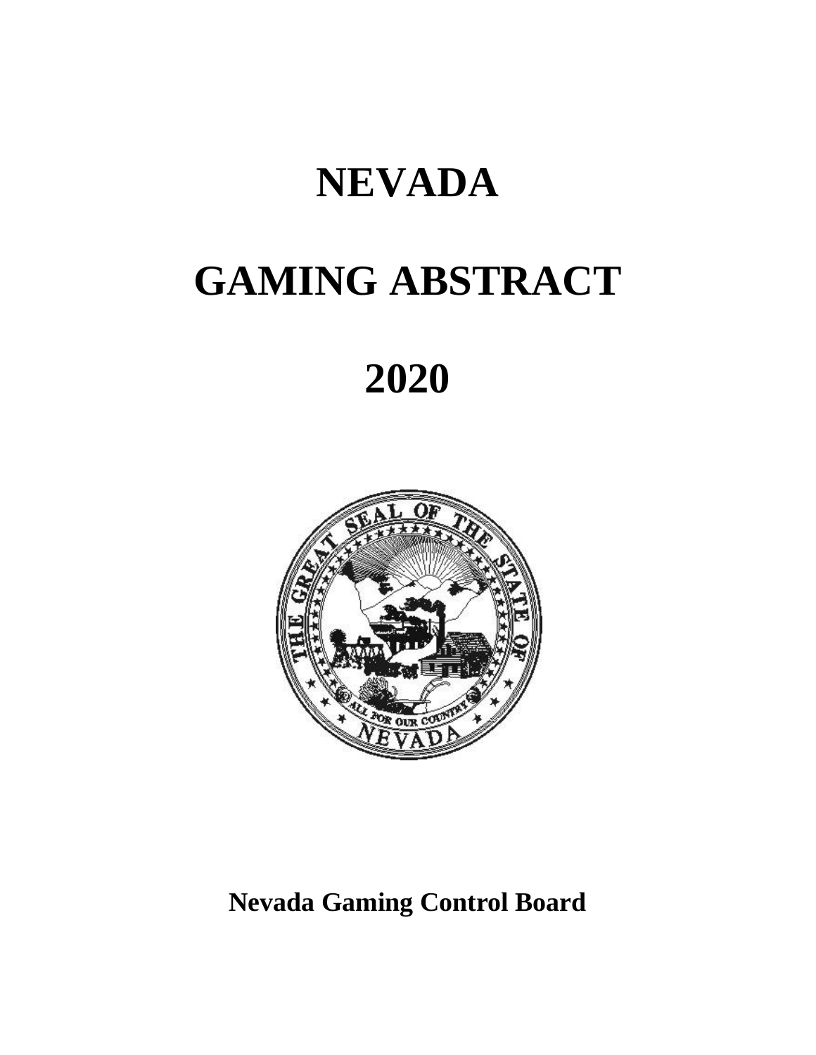# NEVADA

# GAMING ABSTRACT

# 2020

**Nevada Gaming Control Board**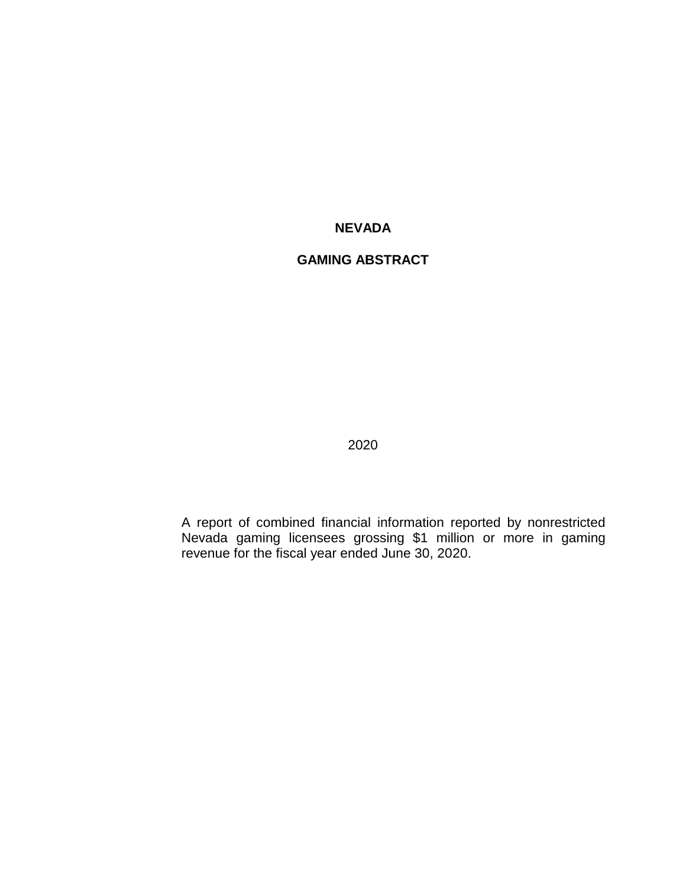# NEVADA

# GAMING ABSTRACT

2020

A report of combined financial information reported by nonrestricted Nevada gaming licensees grossing $1 million or more in gaming revenue for the fiscal year ended June 30, 2020.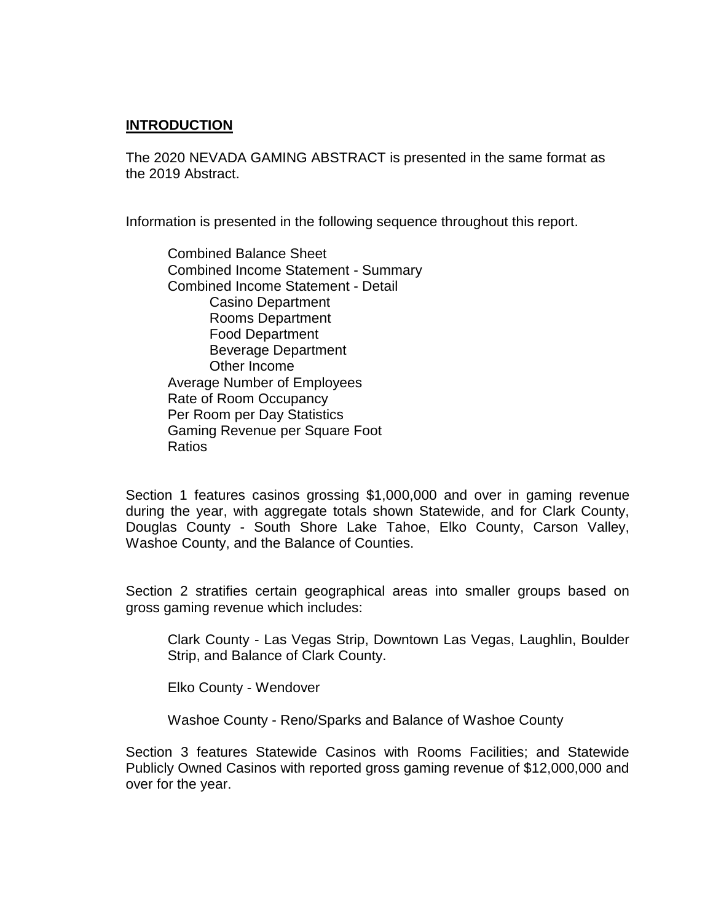## INTRODUCTION

The 2020 NEVADA GAMING ABSTRACT is presented in the same format as the 2019 Abstract.

Information is presented in the following sequence throughout this report.

- Combined Balance Sheet
- Combined Income Statement - Summary
- Combined Income Statement - Detail
  - Casino Department
  - Rooms Department
  - Food Department
  - Beverage Department
  - Other Income
- Average Number of Employees
- Rate of Room Occupancy
- Per Room per Day Statistics
- Gaming Revenue per Square Foot
- Ratios

Section 1 features casinos grossing $1,000,000 and over in gaming revenue during the year, with aggregate totals shown Statewide, and for Clark County, Douglas County - South Shore Lake Tahoe, Elko County, Carson Valley, Washoe County, and the Balance of Counties.

Section 2 stratifies certain geographical areas into smaller groups based on gross gaming revenue which includes:

Clark County - Las Vegas Strip, Downtown Las Vegas, Laughlin, Boulder Strip, and Balance of Clark County.

Elko County - Wendover

Washoe County - Reno/Sparks and Balance of Washoe County

Section 3 features Statewide Casinos with Rooms Facilities; and Statewide Publicly Owned Casinos with reported gross gaming revenue of $12,000,000 and over for the year.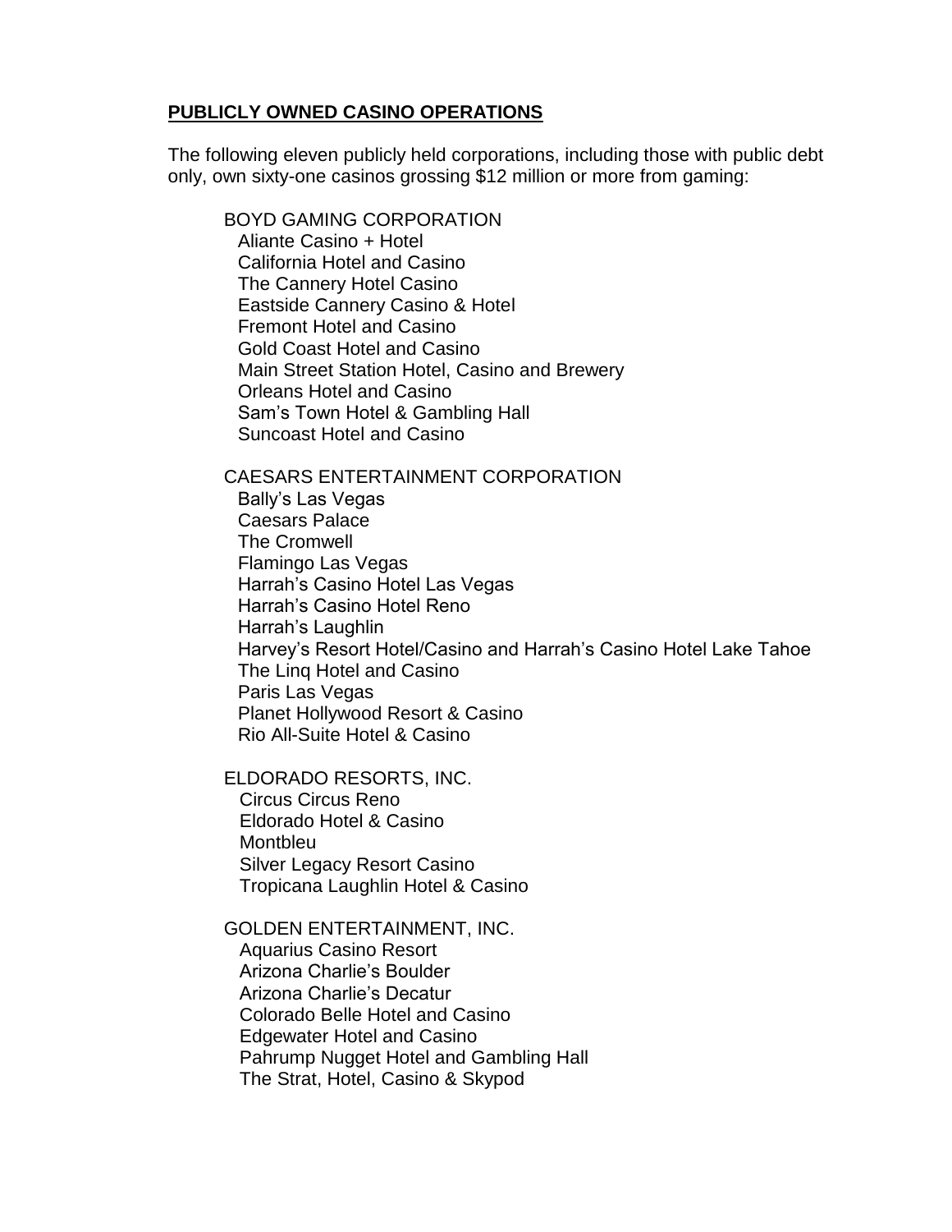## **PUBLICLY OWNED CASINO OPERATIONS**

The following eleven publicly held corporations, including those with public debt only, own sixty-one casinos grossing $12 million or more from gaming:

BOYD GAMING CORPORATION
- Aliante Casino + Hotel
- California Hotel and Casino
- The Cannery Hotel Casino
- Eastside Cannery Casino & Hotel
- Fremont Hotel and Casino
- Gold Coast Hotel and Casino
- Main Street Station Hotel, Casino and Brewery
- Orleans Hotel and Casino
- Sam's Town Hotel & Gambling Hall
- Suncoast Hotel and Casino

CAESARS ENTERTAINMENT CORPORATION
- Bally's Las Vegas
- Caesars Palace
- The Cromwell
- Flamingo Las Vegas
- Harrah's Casino Hotel Las Vegas
- Harrah's Casino Hotel Reno
- Harrah's Laughlin
- Harvey's Resort Hotel/Casino and Harrah's Casino Hotel Lake Tahoe
- The Linq Hotel and Casino
- Paris Las Vegas
- Planet Hollywood Resort & Casino
- Rio All-Suite Hotel & Casino

ELDORADO RESORTS, INC.
- Circus Circus Reno
- Eldorado Hotel & Casino
- Montbleu
- Silver Legacy Resort Casino
- Tropicana Laughlin Hotel & Casino

GOLDEN ENTERTAINMENT, INC.
- Aquarius Casino Resort
- Arizona Charlie's Boulder
- Arizona Charlie's Decatur
- Colorado Belle Hotel and Casino
- Edgewater Hotel and Casino
- Pahrump Nugget Hotel and Gambling Hall
- The Strat, Hotel, Casino & Skypod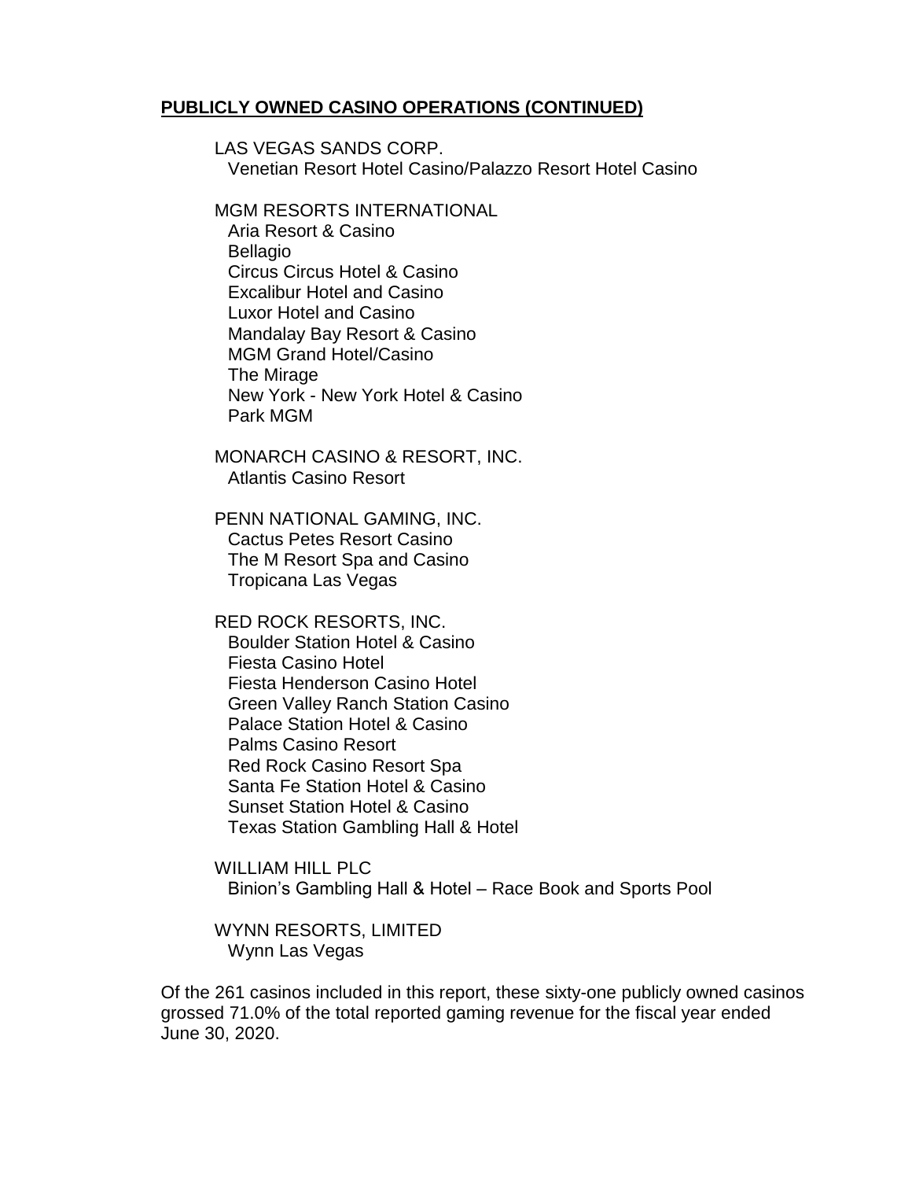**PUBLICLY OWNED CASINO OPERATIONS (CONTINUED)**

LAS VEGAS SANDS CORP.
Venetian Resort Hotel Casino/Palazzo Resort Hotel Casino

MGM RESORTS INTERNATIONAL
Aria Resort & Casino
Bellagio
Circus Circus Hotel & Casino
Excalibur Hotel and Casino
Luxor Hotel and Casino
Mandalay Bay Resort & Casino
MGM Grand Hotel/Casino
The Mirage
New York - New York Hotel & Casino
Park MGM

MONARCH CASINO & RESORT, INC.
Atlantis Casino Resort

PENN NATIONAL GAMING, INC.
Cactus Petes Resort Casino
The M Resort Spa and Casino
Tropicana Las Vegas

RED ROCK RESORTS, INC.
Boulder Station Hotel & Casino
Fiesta Casino Hotel
Fiesta Henderson Casino Hotel
Green Valley Ranch Station Casino
Palace Station Hotel & Casino
Palms Casino Resort
Red Rock Casino Resort Spa
Santa Fe Station Hotel & Casino
Sunset Station Hotel & Casino
Texas Station Gambling Hall & Hotel

WILLIAM HILL PLC
Binion's Gambling Hall & Hotel – Race Book and Sports Pool

WYNN RESORTS, LIMITED
Wynn Las Vegas

Of the 261 casinos included in this report, these sixty-one publicly owned casinos grossed 71.0% of the total reported gaming revenue for the fiscal year ended June 30, 2020.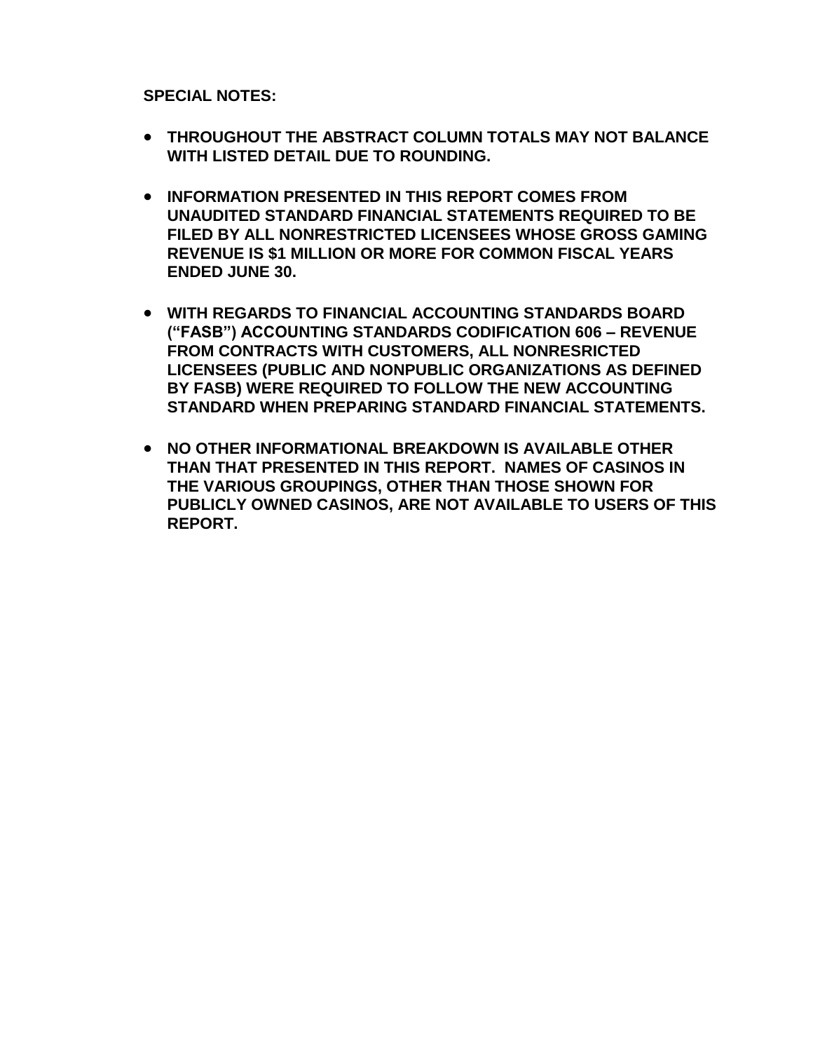**SPECIAL NOTES:**

- **THROUGHOUT THE ABSTRACT COLUMN TOTALS MAY NOT BALANCE WITH LISTED DETAIL DUE TO ROUNDING.**

- **INFORMATION PRESENTED IN THIS REPORT COMES FROM UNAUDITED STANDARD FINANCIAL STATEMENTS REQUIRED TO BE FILED BY ALL NONRESTRICTED LICENSEES WHOSE GROSS GAMING REVENUE IS $1 MILLION OR MORE FOR COMMON FISCAL YEARS ENDED JUNE 30.**

- **WITH REGARDS TO FINANCIAL ACCOUNTING STANDARDS BOARD ("FASB") ACCOUNTING STANDARDS CODIFICATION 606 – REVENUE FROM CONTRACTS WITH CUSTOMERS, ALL NONRESRICTED LICENSEES (PUBLIC AND NONPUBLIC ORGANIZATIONS AS DEFINED BY FASB) WERE REQUIRED TO FOLLOW THE NEW ACCOUNTING STANDARD WHEN PREPARING STANDARD FINANCIAL STATEMENTS.**

- **NO OTHER INFORMATIONAL BREAKDOWN IS AVAILABLE OTHER THAN THAT PRESENTED IN THIS REPORT. NAMES OF CASINOS IN THE VARIOUS GROUPINGS, OTHER THAN THOSE SHOWN FOR PUBLICLY OWNED CASINOS, ARE NOT AVAILABLE TO USERS OF THIS REPORT.**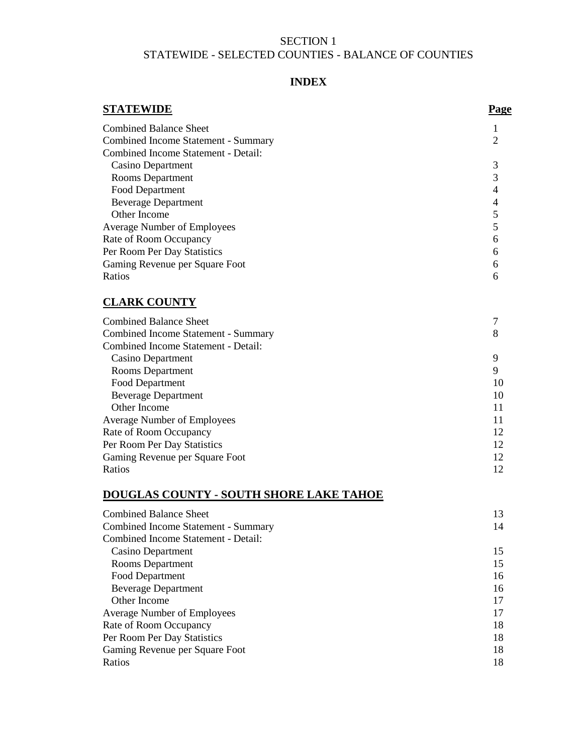# SECTION 1
# STATEWIDE - SELECTED COUNTIES - BALANCE OF COUNTIES

## INDEX

| **STATEWIDE** | **Page** |
| --- | --- |
| Combined Balance Sheet | 1 |
| Combined Income Statement - Summary | 2 |
| Combined Income Statement - Detail: | |
| Casino Department | 3 |
| Rooms Department | 3 |
| Food Department | 4 |
| Beverage Department | 4 |
| Other Income | 5 |
| Average Number of Employees | 5 |
| Rate of Room Occupancy | 6 |
| Per Room Per Day Statistics | 6 |
| Gaming Revenue per Square Foot | 6 |
| Ratios | 6 |

| **CLARK COUNTY** | |
| --- | --- |
| Combined Balance Sheet | 7 |
| Combined Income Statement - Summary | 8 |
| Combined Income Statement - Detail: | |
| Casino Department | 9 |
| Rooms Department | 9 |
| Food Department | 10 |
| Beverage Department | 10 |
| Other Income | 11 |
| Average Number of Employees | 11 |
| Rate of Room Occupancy | 12 |
| Per Room Per Day Statistics | 12 |
| Gaming Revenue per Square Foot | 12 |
| Ratios | 12 |

| **DOUGLAS COUNTY - SOUTH SHORE LAKE TAHOE** | |
| --- | --- |
| Combined Balance Sheet | 13 |
| Combined Income Statement - Summary | 14 |
| Combined Income Statement - Detail: | |
| Casino Department | 15 |
| Rooms Department | 15 |
| Food Department | 16 |
| Beverage Department | 16 |
| Other Income | 17 |
| Average Number of Employees | 17 |
| Rate of Room Occupancy | 18 |
| Per Room Per Day Statistics | 18 |
| Gaming Revenue per Square Foot | 18 |
| Ratios | 18 |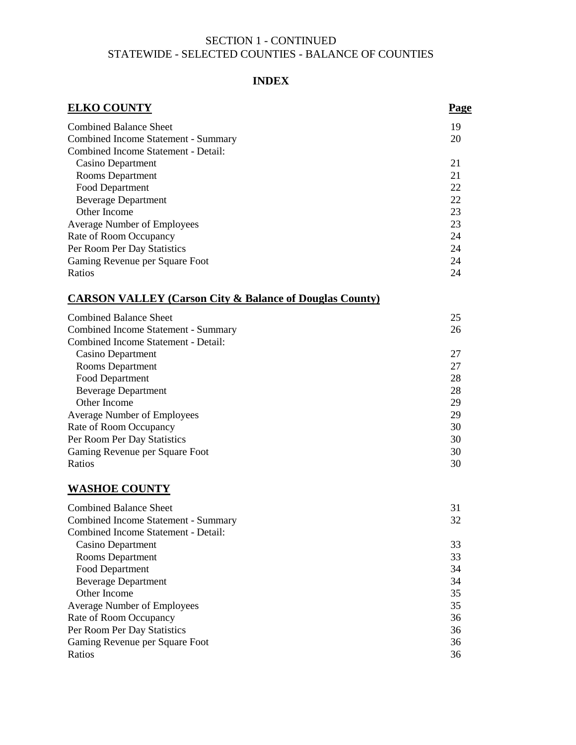SECTION 1 - CONTINUED
STATEWIDE - SELECTED COUNTIES - BALANCE OF COUNTIES

**INDEX**

| **ELKO COUNTY** | **Page** |
|---|---|
| Combined Balance Sheet | 19 |
| Combined Income Statement - Summary | 20 |
| Combined Income Statement - Detail: | |
| Casino Department | 21 |
| Rooms Department | 21 |
| Food Department | 22 |
| Beverage Department | 22 |
| Other Income | 23 |
| Average Number of Employees | 23 |
| Rate of Room Occupancy | 24 |
| Per Room Per Day Statistics | 24 |
| Gaming Revenue per Square Foot | 24 |
| Ratios | 24 |

| **CARSON VALLEY (Carson City & Balance of Douglas County)** | |
|---|---|
| Combined Balance Sheet | 25 |
| Combined Income Statement - Summary | 26 |
| Combined Income Statement - Detail: | |
| Casino Department | 27 |
| Rooms Department | 27 |
| Food Department | 28 |
| Beverage Department | 28 |
| Other Income | 29 |
| Average Number of Employees | 29 |
| Rate of Room Occupancy | 30 |
| Per Room Per Day Statistics | 30 |
| Gaming Revenue per Square Foot | 30 |
| Ratios | 30 |

| **WASHOE COUNTY** | |
|---|---|
| Combined Balance Sheet | 31 |
| Combined Income Statement - Summary | 32 |
| Combined Income Statement - Detail: | |
| Casino Department | 33 |
| Rooms Department | 33 |
| Food Department | 34 |
| Beverage Department | 34 |
| Other Income | 35 |
| Average Number of Employees | 35 |
| Rate of Room Occupancy | 36 |
| Per Room Per Day Statistics | 36 |
| Gaming Revenue per Square Foot | 36 |
| Ratios | 36 |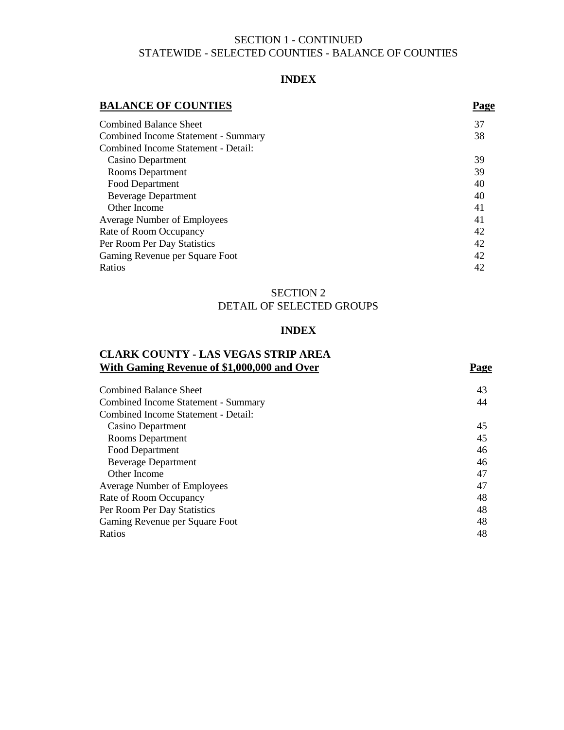SECTION 1 - CONTINUED
STATEWIDE - SELECTED COUNTIES - BALANCE OF COUNTIES

## INDEX

| **BALANCE OF COUNTIES** | **Page** |
|---|---|
| Combined Balance Sheet | 37 |
| Combined Income Statement - Summary | 38 |
| Combined Income Statement - Detail: | |
| Casino Department | 39 |
| Rooms Department | 39 |
| Food Department | 40 |
| Beverage Department | 40 |
| Other Income | 41 |
| Average Number of Employees | 41 |
| Rate of Room Occupancy | 42 |
| Per Room Per Day Statistics | 42 |
| Gaming Revenue per Square Foot | 42 |
| Ratios | 42 |

SECTION 2
DETAIL OF SELECTED GROUPS

## INDEX

| **CLARK COUNTY - LAS VEGAS STRIP AREA**<br>**With Gaming Revenue of $1,000,000 and Over** | **Page** |
|---|---|
| Combined Balance Sheet | 43 |
| Combined Income Statement - Summary | 44 |
| Combined Income Statement - Detail: | |
| Casino Department | 45 |
| Rooms Department | 45 |
| Food Department | 46 |
| Beverage Department | 46 |
| Other Income | 47 |
| Average Number of Employees | 47 |
| Rate of Room Occupancy | 48 |
| Per Room Per Day Statistics | 48 |
| Gaming Revenue per Square Foot | 48 |
| Ratios | 48 |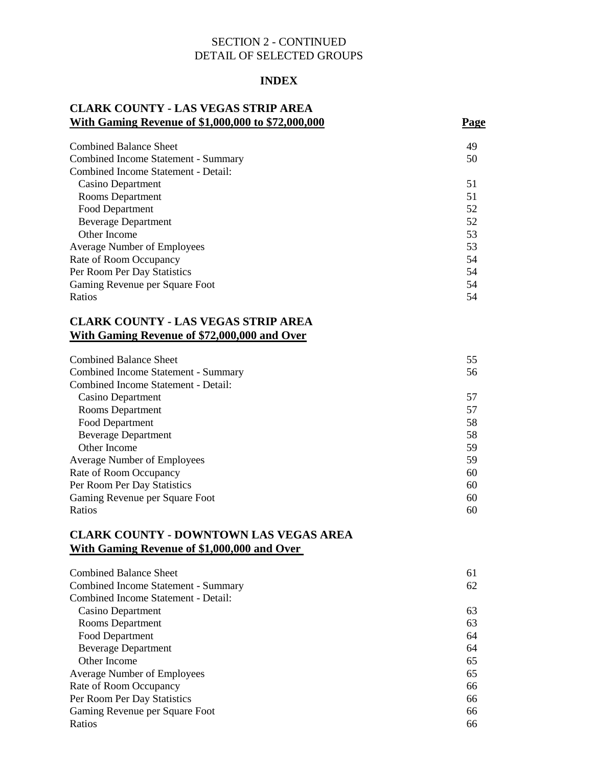SECTION 2 - CONTINUED
DETAIL OF SELECTED GROUPS

**INDEX**

## CLARK COUNTY - LAS VEGAS STRIP AREA

| **With Gaming Revenue of $1,000,000 to $72,000,000** | **Page** |
|---|---|
| Combined Balance Sheet | 49 |
| Combined Income Statement - Summary | 50 |
| Combined Income Statement - Detail: | |
| Casino Department | 51 |
| Rooms Department | 51 |
| Food Department | 52 |
| Beverage Department | 52 |
| Other Income | 53 |
| Average Number of Employees | 53 |
| Rate of Room Occupancy | 54 |
| Per Room Per Day Statistics | 54 |
| Gaming Revenue per Square Foot | 54 |
| Ratios | 54 |

## CLARK COUNTY - LAS VEGAS STRIP AREA

| **With Gaming Revenue of $72,000,000 and Over** | |
|---|---|
| Combined Balance Sheet | 55 |
| Combined Income Statement - Summary | 56 |
| Combined Income Statement - Detail: | |
| Casino Department | 57 |
| Rooms Department | 57 |
| Food Department | 58 |
| Beverage Department | 58 |
| Other Income | 59 |
| Average Number of Employees | 59 |
| Rate of Room Occupancy | 60 |
| Per Room Per Day Statistics | 60 |
| Gaming Revenue per Square Foot | 60 |
| Ratios | 60 |

## CLARK COUNTY - DOWNTOWN LAS VEGAS AREA

| **With Gaming Revenue of $1,000,000 and Over** | |
|---|---|
| Combined Balance Sheet | 61 |
| Combined Income Statement - Summary | 62 |
| Combined Income Statement - Detail: | |
| Casino Department | 63 |
| Rooms Department | 63 |
| Food Department | 64 |
| Beverage Department | 64 |
| Other Income | 65 |
| Average Number of Employees | 65 |
| Rate of Room Occupancy | 66 |
| Per Room Per Day Statistics | 66 |
| Gaming Revenue per Square Foot | 66 |
| Ratios | 66 |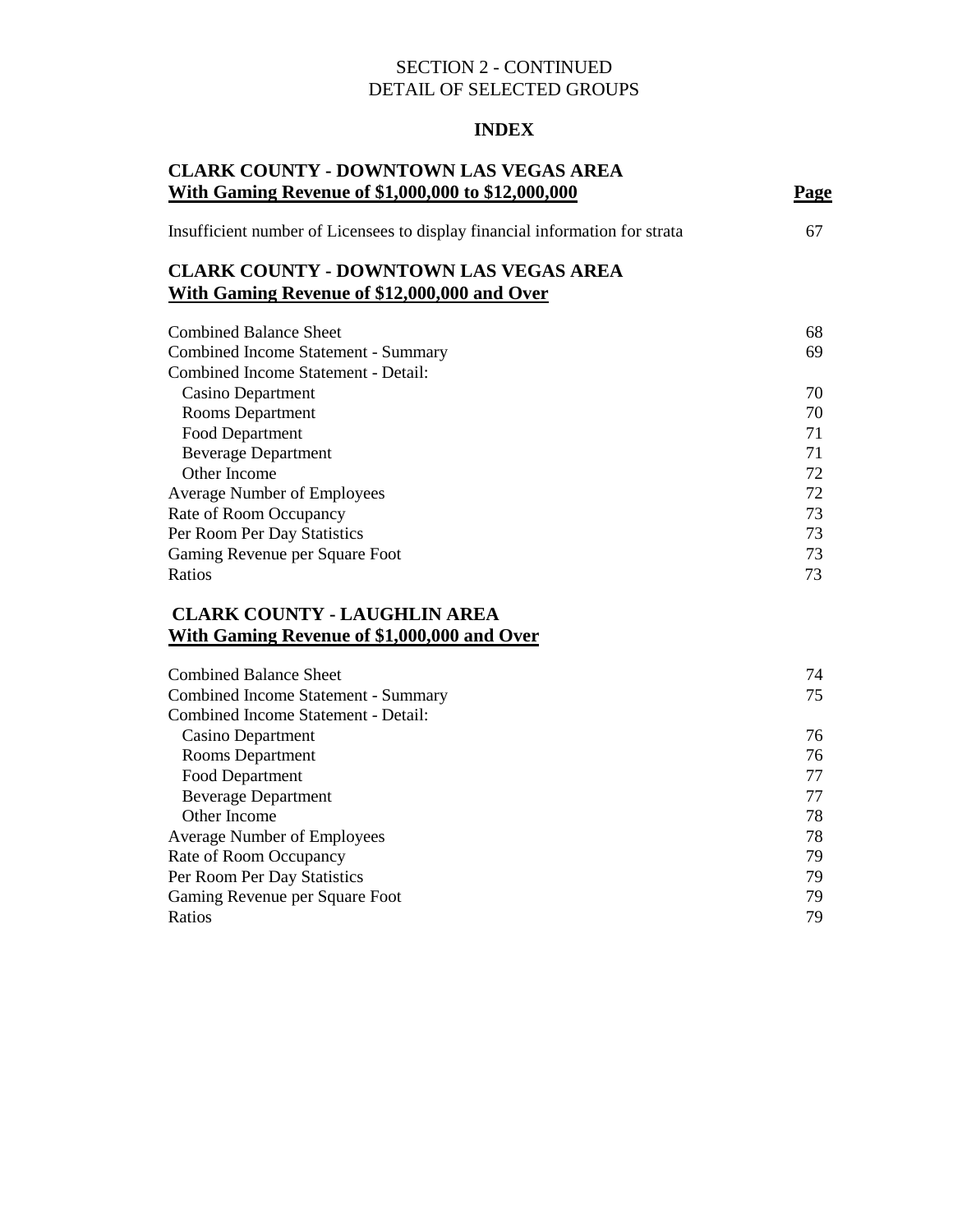SECTION 2 - CONTINUED
DETAIL OF SELECTED GROUPS

**INDEX**

## CLARK COUNTY - DOWNTOWN LAS VEGAS AREA
**With Gaming Revenue of $1,000,000 to $12,000,000**

| | Page |
|---|---|
| Insufficient number of Licensees to display financial information for strata | 67 |

## CLARK COUNTY - DOWNTOWN LAS VEGAS AREA
**With Gaming Revenue of $12,000,000 and Over**

| | Page |
|---|---|
| Combined Balance Sheet | 68 |
| Combined Income Statement - Summary | 69 |
| Combined Income Statement - Detail: | |
| Casino Department | 70 |
| Rooms Department | 70 |
| Food Department | 71 |
| Beverage Department | 71 |
| Other Income | 72 |
| Average Number of Employees | 72 |
| Rate of Room Occupancy | 73 |
| Per Room Per Day Statistics | 73 |
| Gaming Revenue per Square Foot | 73 |
| Ratios | 73 |

## CLARK COUNTY - LAUGHLIN AREA
**With Gaming Revenue of $1,000,000 and Over**

| | Page |
|---|---|
| Combined Balance Sheet | 74 |
| Combined Income Statement - Summary | 75 |
| Combined Income Statement - Detail: | |
| Casino Department | 76 |
| Rooms Department | 76 |
| Food Department | 77 |
| Beverage Department | 77 |
| Other Income | 78 |
| Average Number of Employees | 78 |
| Rate of Room Occupancy | 79 |
| Per Room Per Day Statistics | 79 |
| Gaming Revenue per Square Foot | 79 |
| Ratios | 79 |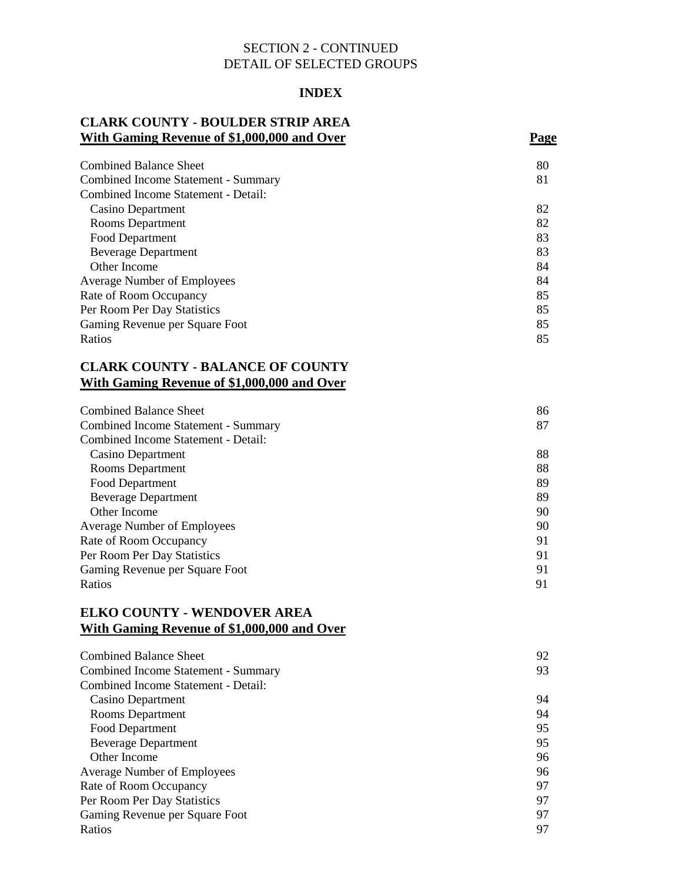SECTION 2 - CONTINUED
DETAIL OF SELECTED GROUPS

**INDEX**

## CLARK COUNTY - BOULDER STRIP AREA

| With Gaming Revenue of $1,000,000 and Over | Page |
|---|---|
| Combined Balance Sheet | 80 |
| Combined Income Statement - Summary | 81 |
| Combined Income Statement - Detail: | |
| Casino Department | 82 |
| Rooms Department | 82 |
| Food Department | 83 |
| Beverage Department | 83 |
| Other Income | 84 |
| Average Number of Employees | 84 |
| Rate of Room Occupancy | 85 |
| Per Room Per Day Statistics | 85 |
| Gaming Revenue per Square Foot | 85 |
| Ratios | 85 |

## CLARK COUNTY - BALANCE OF COUNTY

| With Gaming Revenue of $1,000,000 and Over | Page |
|---|---|
| Combined Balance Sheet | 86 |
| Combined Income Statement - Summary | 87 |
| Combined Income Statement - Detail: | |
| Casino Department | 88 |
| Rooms Department | 88 |
| Food Department | 89 |
| Beverage Department | 89 |
| Other Income | 90 |
| Average Number of Employees | 90 |
| Rate of Room Occupancy | 91 |
| Per Room Per Day Statistics | 91 |
| Gaming Revenue per Square Foot | 91 |
| Ratios | 91 |

## ELKO COUNTY - WENDOVER AREA

| With Gaming Revenue of $1,000,000 and Over | Page |
|---|---|
| Combined Balance Sheet | 92 |
| Combined Income Statement - Summary | 93 |
| Combined Income Statement - Detail: | |
| Casino Department | 94 |
| Rooms Department | 94 |
| Food Department | 95 |
| Beverage Department | 95 |
| Other Income | 96 |
| Average Number of Employees | 96 |
| Rate of Room Occupancy | 97 |
| Per Room Per Day Statistics | 97 |
| Gaming Revenue per Square Foot | 97 |
| Ratios | 97 |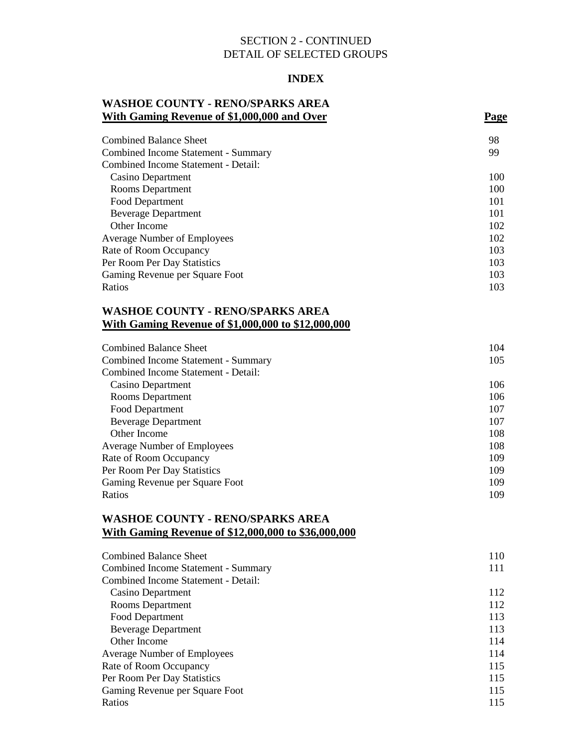SECTION 2 - CONTINUED
DETAIL OF SELECTED GROUPS

**INDEX**

## WASHOE COUNTY - RENO/SPARKS AREA
**With Gaming Revenue of $1,000,000 and Over**

| | Page |
|---|---|
| Combined Balance Sheet | 98 |
| Combined Income Statement - Summary | 99 |
| Combined Income Statement - Detail: | |
| Casino Department | 100 |
| Rooms Department | 100 |
| Food Department | 101 |
| Beverage Department | 101 |
| Other Income | 102 |
| Average Number of Employees | 102 |
| Rate of Room Occupancy | 103 |
| Per Room Per Day Statistics | 103 |
| Gaming Revenue per Square Foot | 103 |
| Ratios | 103 |

## WASHOE COUNTY - RENO/SPARKS AREA
**With Gaming Revenue of $1,000,000 to $12,000,000**

| | Page |
|---|---|
| Combined Balance Sheet | 104 |
| Combined Income Statement - Summary | 105 |
| Combined Income Statement - Detail: | |
| Casino Department | 106 |
| Rooms Department | 106 |
| Food Department | 107 |
| Beverage Department | 107 |
| Other Income | 108 |
| Average Number of Employees | 108 |
| Rate of Room Occupancy | 109 |
| Per Room Per Day Statistics | 109 |
| Gaming Revenue per Square Foot | 109 |
| Ratios | 109 |

## WASHOE COUNTY - RENO/SPARKS AREA
**With Gaming Revenue of $12,000,000 to $36,000,000**

| | Page |
|---|---|
| Combined Balance Sheet | 110 |
| Combined Income Statement - Summary | 111 |
| Combined Income Statement - Detail: | |
| Casino Department | 112 |
| Rooms Department | 112 |
| Food Department | 113 |
| Beverage Department | 113 |
| Other Income | 114 |
| Average Number of Employees | 114 |
| Rate of Room Occupancy | 115 |
| Per Room Per Day Statistics | 115 |
| Gaming Revenue per Square Foot | 115 |
| Ratios | 115 |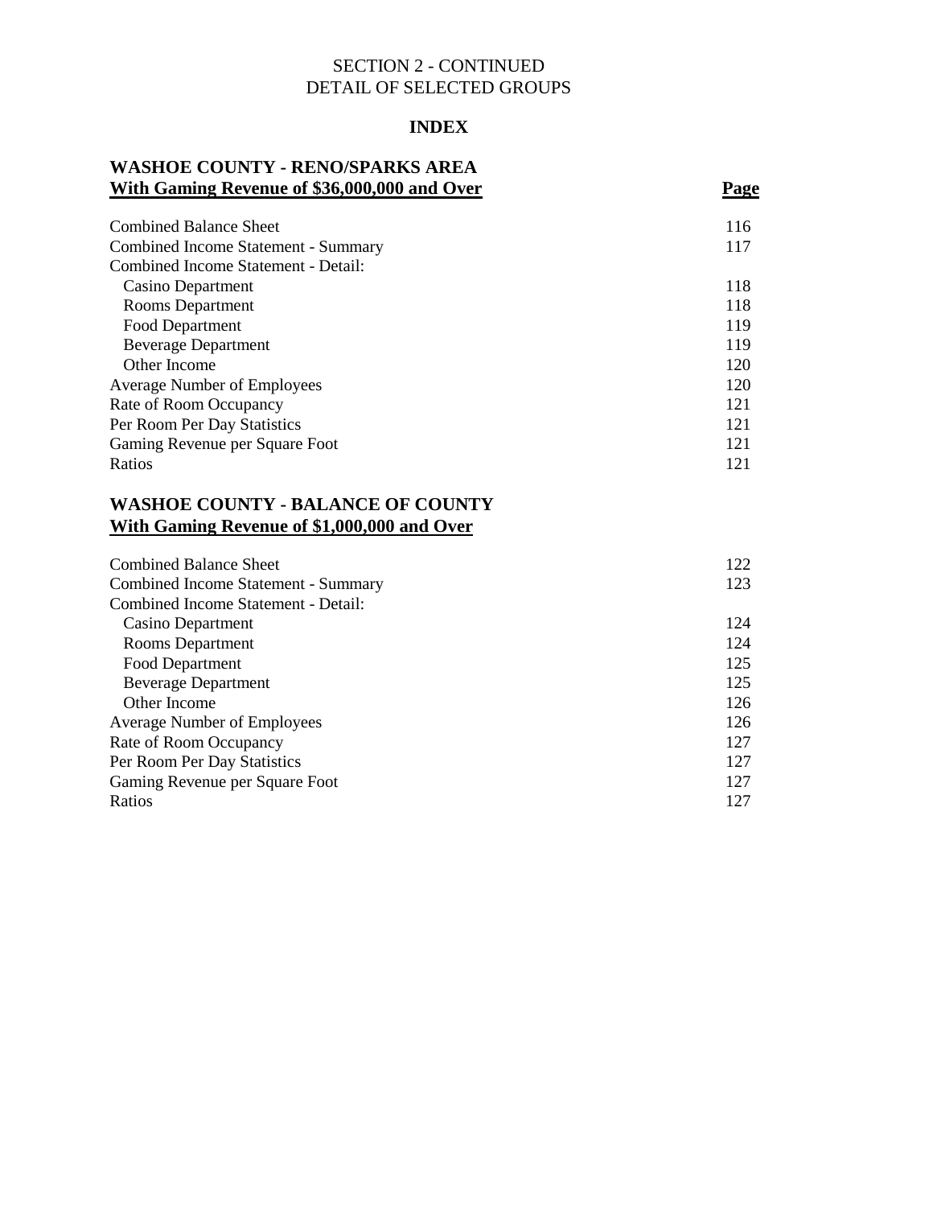SECTION 2 - CONTINUED
DETAIL OF SELECTED GROUPS

# INDEX

## WASHOE COUNTY - RENO/SPARKS AREA
**With Gaming Revenue of $36,000,000 and Over**

| | Page |
|---|---|
| Combined Balance Sheet | 116 |
| Combined Income Statement - Summary | 117 |
| Combined Income Statement - Detail: | |
| Casino Department | 118 |
| Rooms Department | 118 |
| Food Department | 119 |
| Beverage Department | 119 |
| Other Income | 120 |
| Average Number of Employees | 120 |
| Rate of Room Occupancy | 121 |
| Per Room Per Day Statistics | 121 |
| Gaming Revenue per Square Foot | 121 |
| Ratios | 121 |

## WASHOE COUNTY - BALANCE OF COUNTY
**With Gaming Revenue of $1,000,000 and Over**

| | Page |
|---|---|
| Combined Balance Sheet | 122 |
| Combined Income Statement - Summary | 123 |
| Combined Income Statement - Detail: | |
| Casino Department | 124 |
| Rooms Department | 124 |
| Food Department | 125 |
| Beverage Department | 125 |
| Other Income | 126 |
| Average Number of Employees | 126 |
| Rate of Room Occupancy | 127 |
| Per Room Per Day Statistics | 127 |
| Gaming Revenue per Square Foot | 127 |
| Ratios | 127 |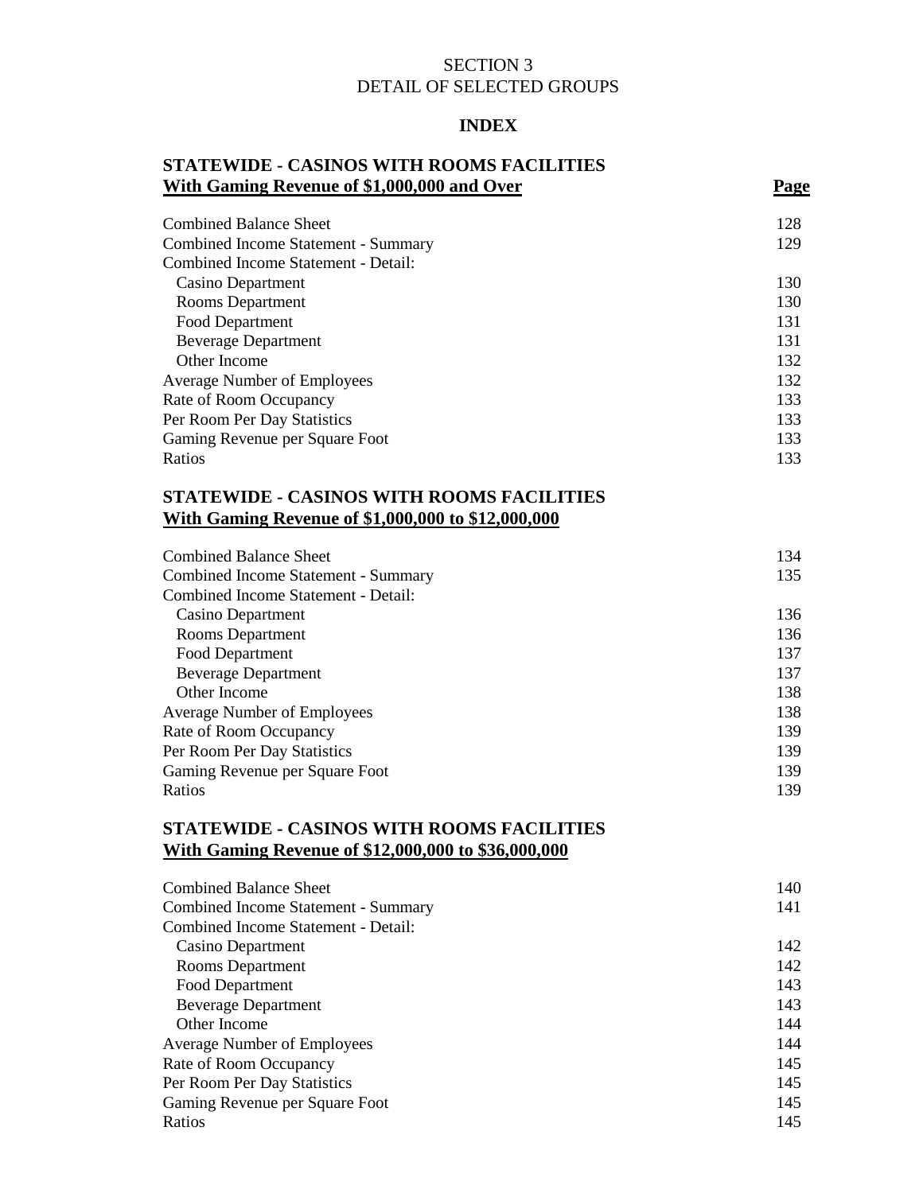# SECTION 3
# DETAIL OF SELECTED GROUPS

## INDEX

### STATEWIDE - CASINOS WITH ROOMS FACILITIES
**<u>With Gaming Revenue of $1,000,000 and Over</u>**

| | Page |
|---|---|
| Combined Balance Sheet | 128 |
| Combined Income Statement - Summary | 129 |
| Combined Income Statement - Detail: | |
| Casino Department | 130 |
| Rooms Department | 130 |
| Food Department | 131 |
| Beverage Department | 131 |
| Other Income | 132 |
| Average Number of Employees | 132 |
| Rate of Room Occupancy | 133 |
| Per Room Per Day Statistics | 133 |
| Gaming Revenue per Square Foot | 133 |
| Ratios | 133 |

### STATEWIDE - CASINOS WITH ROOMS FACILITIES
**<u>With Gaming Revenue of $1,000,000 to $12,000,000</u>**

| | Page |
|---|---|
| Combined Balance Sheet | 134 |
| Combined Income Statement - Summary | 135 |
| Combined Income Statement - Detail: | |
| Casino Department | 136 |
| Rooms Department | 136 |
| Food Department | 137 |
| Beverage Department | 137 |
| Other Income | 138 |
| Average Number of Employees | 138 |
| Rate of Room Occupancy | 139 |
| Per Room Per Day Statistics | 139 |
| Gaming Revenue per Square Foot | 139 |
| Ratios | 139 |

### STATEWIDE - CASINOS WITH ROOMS FACILITIES
**<u>With Gaming Revenue of $12,000,000 to $36,000,000</u>**

| | Page |
|---|---|
| Combined Balance Sheet | 140 |
| Combined Income Statement - Summary | 141 |
| Combined Income Statement - Detail: | |
| Casino Department | 142 |
| Rooms Department | 142 |
| Food Department | 143 |
| Beverage Department | 143 |
| Other Income | 144 |
| Average Number of Employees | 144 |
| Rate of Room Occupancy | 145 |
| Per Room Per Day Statistics | 145 |
| Gaming Revenue per Square Foot | 145 |
| Ratios | 145 |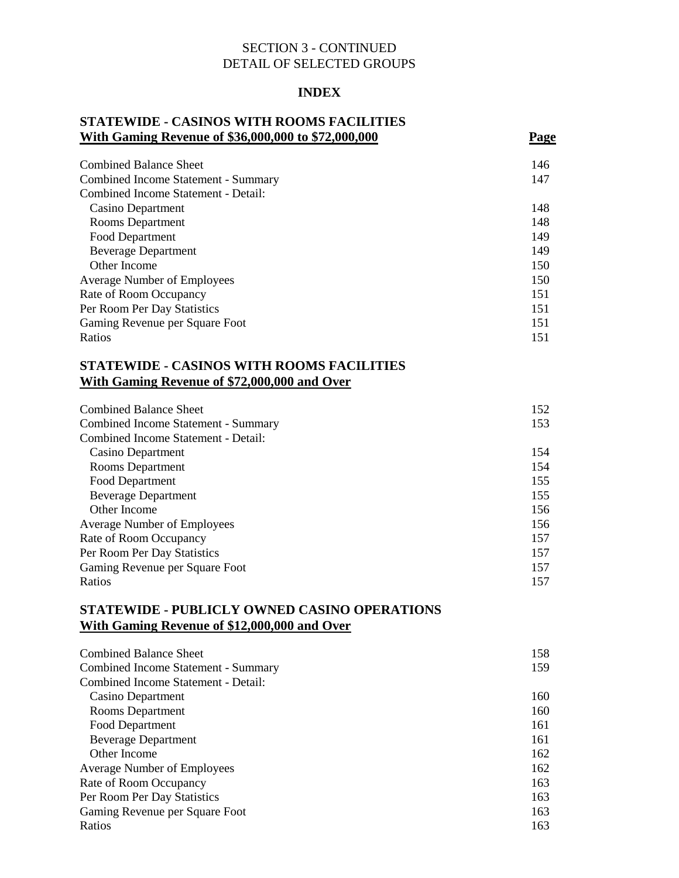SECTION 3 - CONTINUED
DETAIL OF SELECTED GROUPS

**INDEX**

## STATEWIDE - CASINOS WITH ROOMS FACILITIES
**With Gaming Revenue of \$36,000,000 to \$72,000,000**

| | Page |
|---|---|
| Combined Balance Sheet | 146 |
| Combined Income Statement - Summary | 147 |
| Combined Income Statement - Detail: | |
| Casino Department | 148 |
| Rooms Department | 148 |
| Food Department | 149 |
| Beverage Department | 149 |
| Other Income | 150 |
| Average Number of Employees | 150 |
| Rate of Room Occupancy | 151 |
| Per Room Per Day Statistics | 151 |
| Gaming Revenue per Square Foot | 151 |
| Ratios | 151 |

## STATEWIDE - CASINOS WITH ROOMS FACILITIES
**With Gaming Revenue of \$72,000,000 and Over**

| | Page |
|---|---|
| Combined Balance Sheet | 152 |
| Combined Income Statement - Summary | 153 |
| Combined Income Statement - Detail: | |
| Casino Department | 154 |
| Rooms Department | 154 |
| Food Department | 155 |
| Beverage Department | 155 |
| Other Income | 156 |
| Average Number of Employees | 156 |
| Rate of Room Occupancy | 157 |
| Per Room Per Day Statistics | 157 |
| Gaming Revenue per Square Foot | 157 |
| Ratios | 157 |

## STATEWIDE - PUBLICLY OWNED CASINO OPERATIONS
**With Gaming Revenue of \$12,000,000 and Over**

| | Page |
|---|---|
| Combined Balance Sheet | 158 |
| Combined Income Statement - Summary | 159 |
| Combined Income Statement - Detail: | |
| Casino Department | 160 |
| Rooms Department | 160 |
| Food Department | 161 |
| Beverage Department | 161 |
| Other Income | 162 |
| Average Number of Employees | 162 |
| Rate of Room Occupancy | 163 |
| Per Room Per Day Statistics | 163 |
| Gaming Revenue per Square Foot | 163 |
| Ratios | 163 |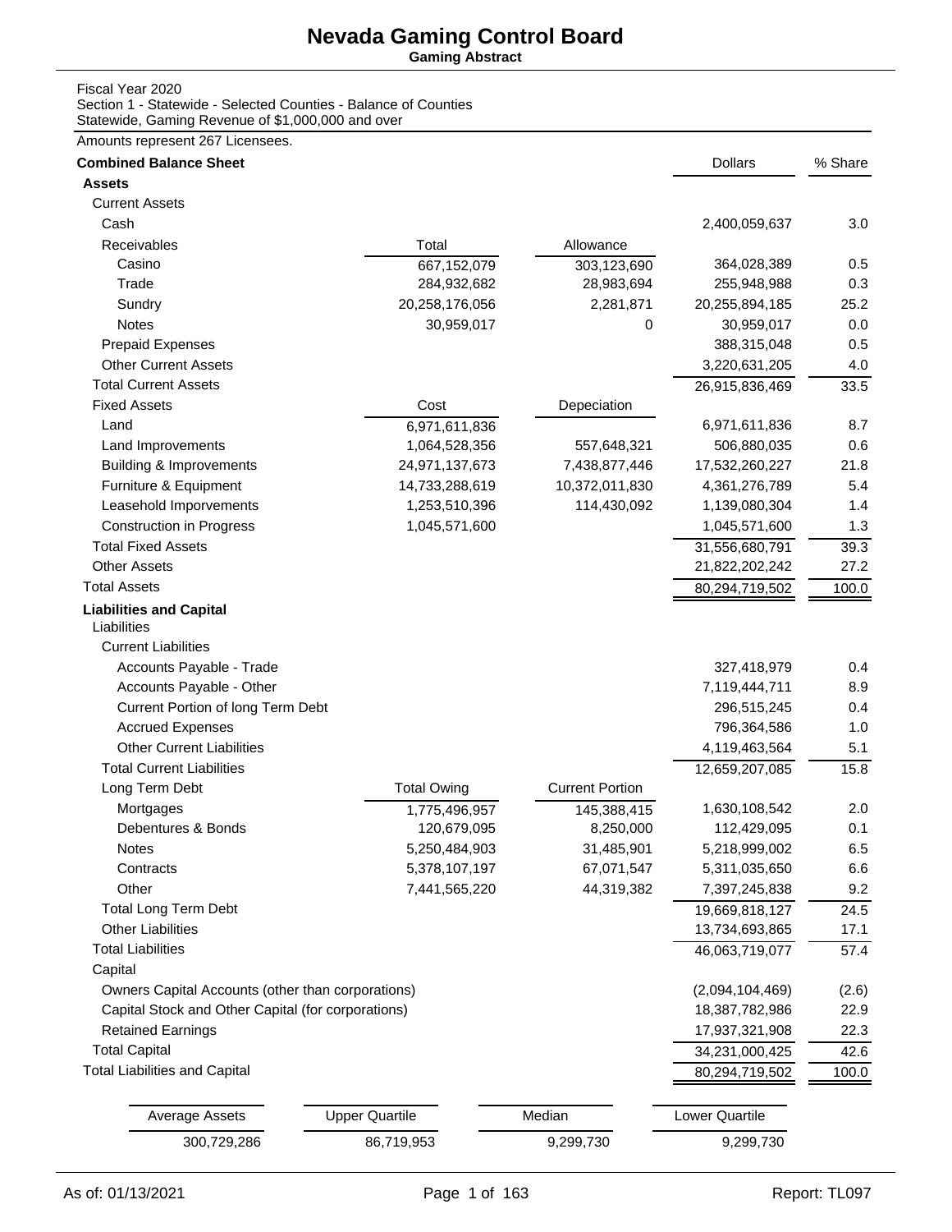# Nevada Gaming Control Board

**Gaming Abstract**

Fiscal Year 2020
Section 1 - Statewide - Selected Counties - Balance of Counties
Statewide, Gaming Revenue of $1,000,000 and over

Amounts represent 267 Licensees.

| **Combined Balance Sheet** | | | Dollars | % Share |
|---|---|---|---|---|
| **Assets** | | | | |
| Current Assets | | | | |
| Cash | | | 2,400,059,637 | 3.0 |
| Receivables | Total | Allowance | | |
| Casino | 667,152,079 | 303,123,690 | 364,028,389 | 0.5 |
| Trade | 284,932,682 | 28,983,694 | 255,948,988 | 0.3 |
| Sundry | 20,258,176,056 | 2,281,871 | 20,255,894,185 | 25.2 |
| Notes | 30,959,017 | 0 | 30,959,017 | 0.0 |
| Prepaid Expenses | | | 388,315,048 | 0.5 |
| Other Current Assets | | | 3,220,631,205 | 4.0 |
| Total Current Assets | | | 26,915,836,469 | 33.5 |
| Fixed Assets | Cost | Depeciation | | |
| Land | 6,971,611,836 | | 6,971,611,836 | 8.7 |
| Land Improvements | 1,064,528,356 | 557,648,321 | 506,880,035 | 0.6 |
| Building & Improvements | 24,971,137,673 | 7,438,877,446 | 17,532,260,227 | 21.8 |
| Furniture & Equipment | 14,733,288,619 | 10,372,011,830 | 4,361,276,789 | 5.4 |
| Leasehold Imporvements | 1,253,510,396 | 114,430,092 | 1,139,080,304 | 1.4 |
| Construction in Progress | 1,045,571,600 | | 1,045,571,600 | 1.3 |
| Total Fixed Assets | | | 31,556,680,791 | 39.3 |
| Other Assets | | | 21,822,202,242 | 27.2 |
| Total Assets | | | 80,294,719,502 | 100.0 |
| **Liabilities and Capital** | | | | |
| Liabilities | | | | |
| Current Liabilities | | | | |
| Accounts Payable - Trade | | | 327,418,979 | 0.4 |
| Accounts Payable - Other | | | 7,119,444,711 | 8.9 |
| Current Portion of long Term Debt | | | 296,515,245 | 0.4 |
| Accrued Expenses | | | 796,364,586 | 1.0 |
| Other Current Liabilities | | | 4,119,463,564 | 5.1 |
| Total Current Liabilities | | | 12,659,207,085 | 15.8 |
| Long Term Debt | Total Owing | Current Portion | | |
| Mortgages | 1,775,496,957 | 145,388,415 | 1,630,108,542 | 2.0 |
| Debentures & Bonds | 120,679,095 | 8,250,000 | 112,429,095 | 0.1 |
| Notes | 5,250,484,903 | 31,485,901 | 5,218,999,002 | 6.5 |
| Contracts | 5,378,107,197 | 67,071,547 | 5,311,035,650 | 6.6 |
| Other | 7,441,565,220 | 44,319,382 | 7,397,245,838 | 9.2 |
| Total Long Term Debt | | | 19,669,818,127 | 24.5 |
| Other Liabilities | | | 13,734,693,865 | 17.1 |
| Total Liabilities | | | 46,063,719,077 | 57.4 |
| Capital | | | | |
| Owners Capital Accounts (other than corporations) | | | (2,094,104,469) | (2.6) |
| Capital Stock and Other Capital (for corporations) | | | 18,387,782,986 | 22.9 |
| Retained Earnings | | | 17,937,321,908 | 22.3 |
| Total Capital | | | 34,231,000,425 | 42.6 |
| Total Liabilities and Capital | | | 80,294,719,502 | 100.0 |

| Average Assets | Upper Quartile | Median | Lower Quartile |
|---|---|---|---|
| 300,729,286 | 86,719,953 | 9,299,730 | 9,299,730 |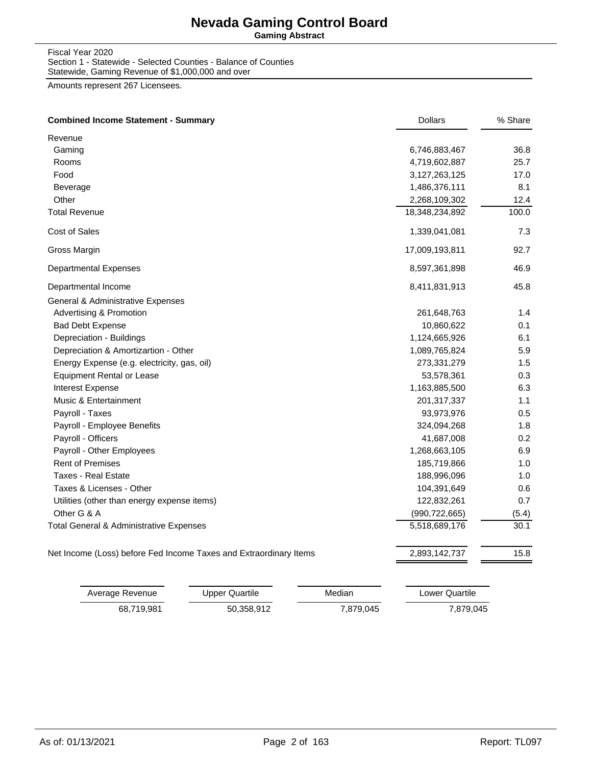# Nevada Gaming Control Board

**Gaming Abstract**

Fiscal Year 2020
Section 1 - Statewide - Selected Counties - Balance of Counties
Statewide, Gaming Revenue of $1,000,000 and over

Amounts represent 267 Licensees.

| **Combined Income Statement - Summary** | Dollars | % Share |
|---|---|---|
| Revenue | | |
| Gaming | 6,746,883,467 | 36.8 |
| Rooms | 4,719,602,887 | 25.7 |
| Food | 3,127,263,125 | 17.0 |
| Beverage | 1,486,376,111 | 8.1 |
| Other | 2,268,109,302 | 12.4 |
| Total Revenue | 18,348,234,892 | 100.0 |
| Cost of Sales | 1,339,041,081 | 7.3 |
| Gross Margin | 17,009,193,811 | 92.7 |
| Departmental Expenses | 8,597,361,898 | 46.9 |
| Departmental Income | 8,411,831,913 | 45.8 |
| General & Administrative Expenses | | |
| Advertising & Promotion | 261,648,763 | 1.4 |
| Bad Debt Expense | 10,860,622 | 0.1 |
| Depreciation - Buildings | 1,124,665,926 | 6.1 |
| Depreciation & Amortizartion - Other | 1,089,765,824 | 5.9 |
| Energy Expense (e.g. electricity, gas, oil) | 273,331,279 | 1.5 |
| Equipment Rental or Lease | 53,578,361 | 0.3 |
| Interest Expense | 1,163,885,500 | 6.3 |
| Music & Entertainment | 201,317,337 | 1.1 |
| Payroll - Taxes | 93,973,976 | 0.5 |
| Payroll - Employee Benefits | 324,094,268 | 1.8 |
| Payroll - Officers | 41,687,008 | 0.2 |
| Payroll - Other Employees | 1,268,663,105 | 6.9 |
| Rent of Premises | 185,719,866 | 1.0 |
| Taxes - Real Estate | 188,996,096 | 1.0 |
| Taxes & Licenses - Other | 104,391,649 | 0.6 |
| Utilities (other than energy expense items) | 122,832,261 | 0.7 |
| Other G & A | (990,722,665) | (5.4) |
| Total General & Administrative Expenses | 5,518,689,176 | 30.1 |
| Net Income (Loss) before Fed Income Taxes and Extraordinary Items | 2,893,142,737 | 15.8 |

| Average Revenue | Upper Quartile | Median | Lower Quartile |
|---|---|---|---|
| 68,719,981 | 50,358,912 | 7,879,045 | 7,879,045 |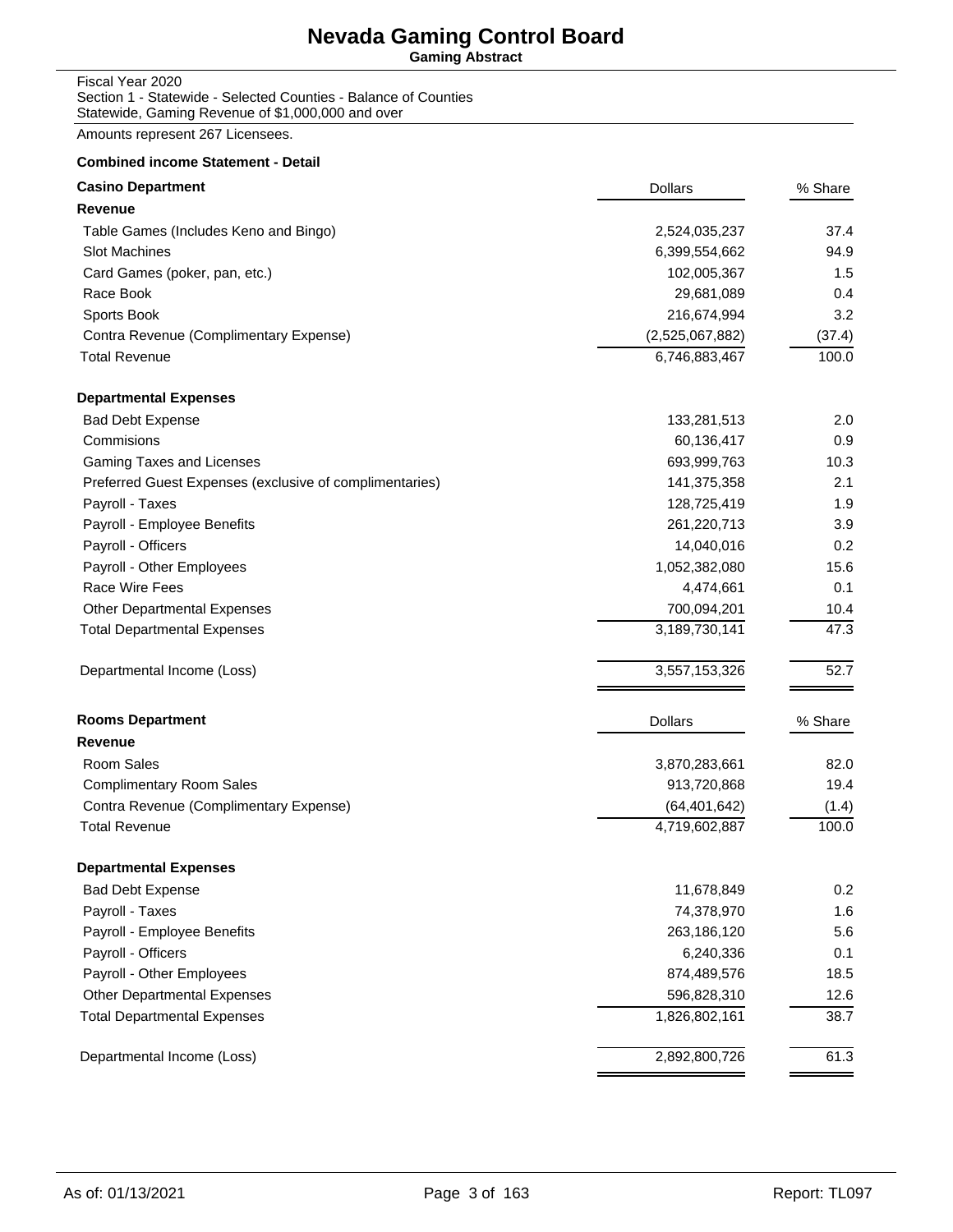# Nevada Gaming Control Board

**Gaming Abstract**

Fiscal Year 2020
Section 1 - Statewide - Selected Counties - Balance of Counties
Statewide, Gaming Revenue of $1,000,000 and over

Amounts represent 267 Licensees.

**Combined income Statement - Detail**

| **Casino Department** | Dollars | % Share |
|---|---|---|
| **Revenue** | | |
| Table Games (Includes Keno and Bingo) | 2,524,035,237 | 37.4 |
| Slot Machines | 6,399,554,662 | 94.9 |
| Card Games (poker, pan, etc.) | 102,005,367 | 1.5 |
| Race Book | 29,681,089 | 0.4 |
| Sports Book | 216,674,994 | 3.2 |
| Contra Revenue (Complimentary Expense) | (2,525,067,882) | (37.4) |
| Total Revenue | 6,746,883,467 | 100.0 |
| **Departmental Expenses** | | |
| Bad Debt Expense | 133,281,513 | 2.0 |
| Commisions | 60,136,417 | 0.9 |
| Gaming Taxes and Licenses | 693,999,763 | 10.3 |
| Preferred Guest Expenses (exclusive of complimentaries) | 141,375,358 | 2.1 |
| Payroll - Taxes | 128,725,419 | 1.9 |
| Payroll - Employee Benefits | 261,220,713 | 3.9 |
| Payroll - Officers | 14,040,016 | 0.2 |
| Payroll - Other Employees | 1,052,382,080 | 15.6 |
| Race Wire Fees | 4,474,661 | 0.1 |
| Other Departmental Expenses | 700,094,201 | 10.4 |
| Total Departmental Expenses | 3,189,730,141 | 47.3 |
| Departmental Income (Loss) | 3,557,153,326 | 52.7 |

| **Rooms Department** | Dollars | % Share |
|---|---|---|
| **Revenue** | | |
| Room Sales | 3,870,283,661 | 82.0 |
| Complimentary Room Sales | 913,720,868 | 19.4 |
| Contra Revenue (Complimentary Expense) | (64,401,642) | (1.4) |
| Total Revenue | 4,719,602,887 | 100.0 |
| **Departmental Expenses** | | |
| Bad Debt Expense | 11,678,849 | 0.2 |
| Payroll - Taxes | 74,378,970 | 1.6 |
| Payroll - Employee Benefits | 263,186,120 | 5.6 |
| Payroll - Officers | 6,240,336 | 0.1 |
| Payroll - Other Employees | 874,489,576 | 18.5 |
| Other Departmental Expenses | 596,828,310 | 12.6 |
| Total Departmental Expenses | 1,826,802,161 | 38.7 |
| Departmental Income (Loss) | 2,892,800,726 | 61.3 |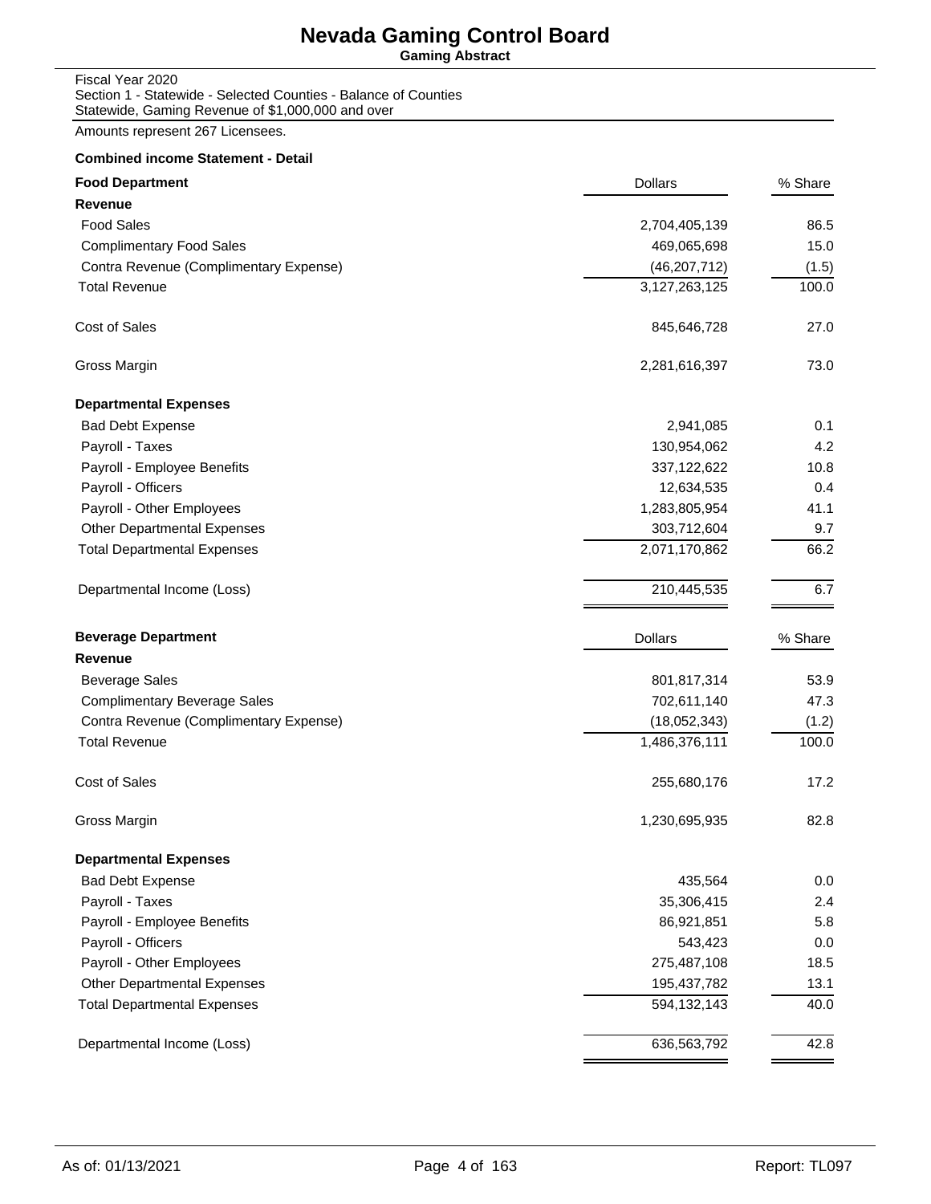# Nevada Gaming Control Board

**Gaming Abstract**

Fiscal Year 2020
Section 1 - Statewide - Selected Counties - Balance of Counties
Statewide, Gaming Revenue of $1,000,000 and over

Amounts represent 267 Licensees.

**Combined income Statement - Detail**

| **Food Department** | Dollars | % Share |
|---|---|---|
| **Revenue** | | |
| Food Sales | 2,704,405,139 | 86.5 |
| Complimentary Food Sales | 469,065,698 | 15.0 |
| Contra Revenue (Complimentary Expense) | (46,207,712) | (1.5) |
| Total Revenue | 3,127,263,125 | 100.0 |
| Cost of Sales | 845,646,728 | 27.0 |
| Gross Margin | 2,281,616,397 | 73.0 |
| **Departmental Expenses** | | |
| Bad Debt Expense | 2,941,085 | 0.1 |
| Payroll - Taxes | 130,954,062 | 4.2 |
| Payroll - Employee Benefits | 337,122,622 | 10.8 |
| Payroll - Officers | 12,634,535 | 0.4 |
| Payroll - Other Employees | 1,283,805,954 | 41.1 |
| Other Departmental Expenses | 303,712,604 | 9.7 |
| Total Departmental Expenses | 2,071,170,862 | 66.2 |
| Departmental Income (Loss) | 210,445,535 | 6.7 |

| **Beverage Department** | Dollars | % Share |
|---|---|---|
| **Revenue** | | |
| Beverage Sales | 801,817,314 | 53.9 |
| Complimentary Beverage Sales | 702,611,140 | 47.3 |
| Contra Revenue (Complimentary Expense) | (18,052,343) | (1.2) |
| Total Revenue | 1,486,376,111 | 100.0 |
| Cost of Sales | 255,680,176 | 17.2 |
| Gross Margin | 1,230,695,935 | 82.8 |
| **Departmental Expenses** | | |
| Bad Debt Expense | 435,564 | 0.0 |
| Payroll - Taxes | 35,306,415 | 2.4 |
| Payroll - Employee Benefits | 86,921,851 | 5.8 |
| Payroll - Officers | 543,423 | 0.0 |
| Payroll - Other Employees | 275,487,108 | 18.5 |
| Other Departmental Expenses | 195,437,782 | 13.1 |
| Total Departmental Expenses | 594,132,143 | 40.0 |
| Departmental Income (Loss) | 636,563,792 | 42.8 |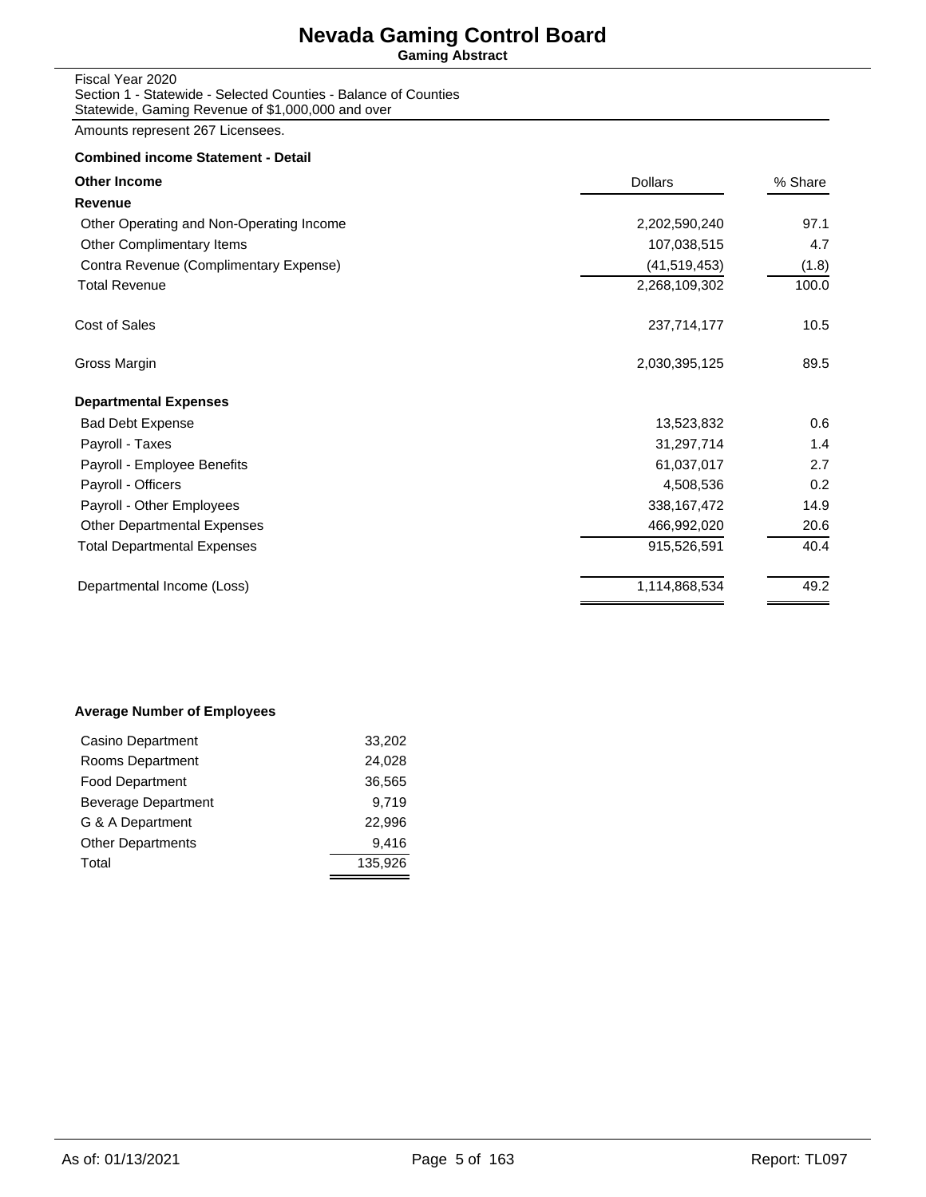# Nevada Gaming Control Board

**Gaming Abstract**

Fiscal Year 2020
Section 1 - Statewide - Selected Counties - Balance of Counties
Statewide, Gaming Revenue of $1,000,000 and over

Amounts represent 267 Licensees.

**Combined income Statement - Detail**

| **Other Income** | Dollars | % Share |
|---|---|---|
| **Revenue** | | |
| Other Operating and Non-Operating Income | 2,202,590,240 | 97.1 |
| Other Complimentary Items | 107,038,515 | 4.7 |
| Contra Revenue (Complimentary Expense) | (41,519,453) | (1.8) |
| Total Revenue | 2,268,109,302 | 100.0 |
| Cost of Sales | 237,714,177 | 10.5 |
| Gross Margin | 2,030,395,125 | 89.5 |
| **Departmental Expenses** | | |
| Bad Debt Expense | 13,523,832 | 0.6 |
| Payroll - Taxes | 31,297,714 | 1.4 |
| Payroll - Employee Benefits | 61,037,017 | 2.7 |
| Payroll - Officers | 4,508,536 | 0.2 |
| Payroll - Other Employees | 338,167,472 | 14.9 |
| Other Departmental Expenses | 466,992,020 | 20.6 |
| Total Departmental Expenses | 915,526,591 | 40.4 |
| Departmental Income (Loss) | 1,114,868,534 | 49.2 |

**Average Number of Employees**

| Department | Employees |
|---|---|
| Casino Department | 33,202 |
| Rooms Department | 24,028 |
| Food Department | 36,565 |
| Beverage Department | 9,719 |
| G & A Department | 22,996 |
| Other Departments | 9,416 |
| Total | 135,926 |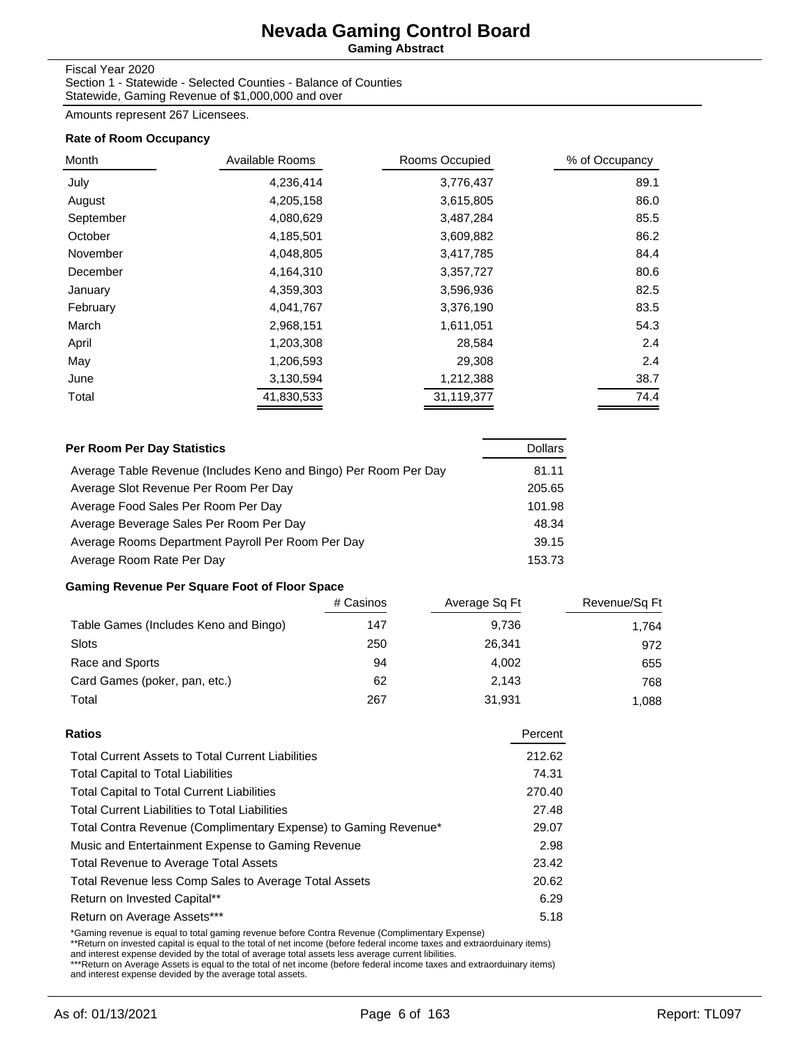# Nevada Gaming Control Board

**Gaming Abstract**

Fiscal Year 2020
Section 1 - Statewide - Selected Counties - Balance of Counties
Statewide, Gaming Revenue of $1,000,000 and over

Amounts represent 267 Licensees.

### Rate of Room Occupancy

| Month | Available Rooms | Rooms Occupied | % of Occupancy |
|---|---|---|---|
| July | 4,236,414 | 3,776,437 | 89.1 |
| August | 4,205,158 | 3,615,805 | 86.0 |
| September | 4,080,629 | 3,487,284 | 85.5 |
| October | 4,185,501 | 3,609,882 | 86.2 |
| November | 4,048,805 | 3,417,785 | 84.4 |
| December | 4,164,310 | 3,357,727 | 80.6 |
| January | 4,359,303 | 3,596,936 | 82.5 |
| February | 4,041,767 | 3,376,190 | 83.5 |
| March | 2,968,151 | 1,611,051 | 54.3 |
| April | 1,203,308 | 28,584 | 2.4 |
| May | 1,206,593 | 29,308 | 2.4 |
| June | 3,130,594 | 1,212,388 | 38.7 |
| Total | 41,830,533 | 31,119,377 | 74.4 |

### Per Room Per Day Statistics

| | Dollars |
|---|---|
| Average Table Revenue (Includes Keno and Bingo) Per Room Per Day | 81.11 |
| Average Slot Revenue Per Room Per Day | 205.65 |
| Average Food Sales Per Room Per Day | 101.98 |
| Average Beverage Sales Per Room Per Day | 48.34 |
| Average Rooms Department Payroll Per Room Per Day | 39.15 |
| Average Room Rate Per Day | 153.73 |

### Gaming Revenue Per Square Foot of Floor Space

| | # Casinos | Average Sq Ft | Revenue/Sq Ft |
|---|---|---|---|
| Table Games (Includes Keno and Bingo) | 147 | 9,736 | 1,764 |
| Slots | 250 | 26,341 | 972 |
| Race and Sports | 94 | 4,002 | 655 |
| Card Games (poker, pan, etc.) | 62 | 2,143 | 768 |
| Total | 267 | 31,931 | 1,088 |

### Ratios

| | Percent |
|---|---|
| Total Current Assets to Total Current Liabilities | 212.62 |
| Total Capital to Total Liabilities | 74.31 |
| Total Capital to Total Current Liabilities | 270.40 |
| Total Current Liabilities to Total Liabilities | 27.48 |
| Total Contra Revenue (Complimentary Expense) to Gaming Revenue* | 29.07 |
| Music and Entertainment Expense to Gaming Revenue | 2.98 |
| Total Revenue to Average Total Assets | 23.42 |
| Total Revenue less Comp Sales to Average Total Assets | 20.62 |
| Return on Invested Capital** | 6.29 |
| Return on Average Assets*** | 5.18 |

*Gaming revenue is equal to total gaming revenue before Contra Revenue (Complimentary Expense)
**Return on invested capital is equal to the total of net income (before federal income taxes and extraorduinary items) and interest expense devided by the total of average total assets less average current libilities.
***Return on Average Assets is equal to the total of net income (before federal income taxes and extraorduinary items) and interest expense devided by the average total assets.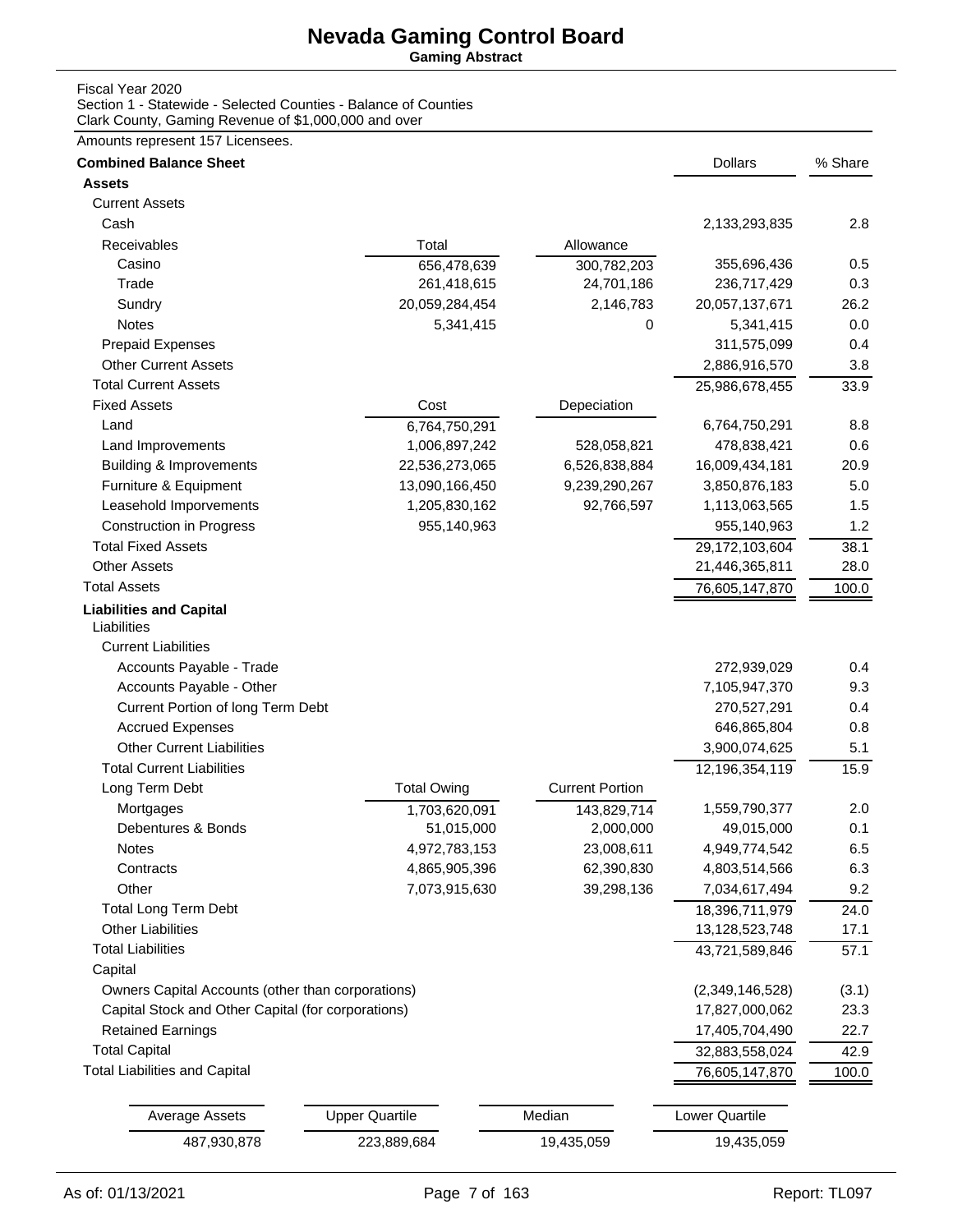# Nevada Gaming Control Board

**Gaming Abstract**

Fiscal Year 2020
Section 1 - Statewide - Selected Counties - Balance of Counties
Clark County, Gaming Revenue of $1,000,000 and over

Amounts represent 157 Licensees.

| **Combined Balance Sheet** | | | Dollars | % Share |
|---|---|---|---|---|
| **Assets** | | | | |
| Current Assets | | | | |
| Cash | | | 2,133,293,835 | 2.8 |
| Receivables | Total | Allowance | | |
| Casino | 656,478,639 | 300,782,203 | 355,696,436 | 0.5 |
| Trade | 261,418,615 | 24,701,186 | 236,717,429 | 0.3 |
| Sundry | 20,059,284,454 | 2,146,783 | 20,057,137,671 | 26.2 |
| Notes | 5,341,415 | 0 | 5,341,415 | 0.0 |
| Prepaid Expenses | | | 311,575,099 | 0.4 |
| Other Current Assets | | | 2,886,916,570 | 3.8 |
| Total Current Assets | | | 25,986,678,455 | 33.9 |
| Fixed Assets | Cost | Depeciation | | |
| Land | 6,764,750,291 | | 6,764,750,291 | 8.8 |
| Land Improvements | 1,006,897,242 | 528,058,821 | 478,838,421 | 0.6 |
| Building & Improvements | 22,536,273,065 | 6,526,838,884 | 16,009,434,181 | 20.9 |
| Furniture & Equipment | 13,090,166,450 | 9,239,290,267 | 3,850,876,183 | 5.0 |
| Leasehold Imporvements | 1,205,830,162 | 92,766,597 | 1,113,063,565 | 1.5 |
| Construction in Progress | 955,140,963 | | 955,140,963 | 1.2 |
| Total Fixed Assets | | | 29,172,103,604 | 38.1 |
| Other Assets | | | 21,446,365,811 | 28.0 |
| Total Assets | | | 76,605,147,870 | 100.0 |
| **Liabilities and Capital** | | | | |
| Liabilities | | | | |
| Current Liabilities | | | | |
| Accounts Payable - Trade | | | 272,939,029 | 0.4 |
| Accounts Payable - Other | | | 7,105,947,370 | 9.3 |
| Current Portion of long Term Debt | | | 270,527,291 | 0.4 |
| Accrued Expenses | | | 646,865,804 | 0.8 |
| Other Current Liabilities | | | 3,900,074,625 | 5.1 |
| Total Current Liabilities | | | 12,196,354,119 | 15.9 |
| Long Term Debt | Total Owing | Current Portion | | |
| Mortgages | 1,703,620,091 | 143,829,714 | 1,559,790,377 | 2.0 |
| Debentures & Bonds | 51,015,000 | 2,000,000 | 49,015,000 | 0.1 |
| Notes | 4,972,783,153 | 23,008,611 | 4,949,774,542 | 6.5 |
| Contracts | 4,865,905,396 | 62,390,830 | 4,803,514,566 | 6.3 |
| Other | 7,073,915,630 | 39,298,136 | 7,034,617,494 | 9.2 |
| Total Long Term Debt | | | 18,396,711,979 | 24.0 |
| Other Liabilities | | | 13,128,523,748 | 17.1 |
| Total Liabilities | | | 43,721,589,846 | 57.1 |
| Capital | | | | |
| Owners Capital Accounts (other than corporations) | | | (2,349,146,528) | (3.1) |
| Capital Stock and Other Capital (for corporations) | | | 17,827,000,062 | 23.3 |
| Retained Earnings | | | 17,405,704,490 | 22.7 |
| Total Capital | | | 32,883,558,024 | 42.9 |
| Total Liabilities and Capital | | | 76,605,147,870 | 100.0 |

| Average Assets | Upper Quartile | Median | Lower Quartile |
|---|---|---|---|
| 487,930,878 | 223,889,684 | 19,435,059 | 19,435,059 |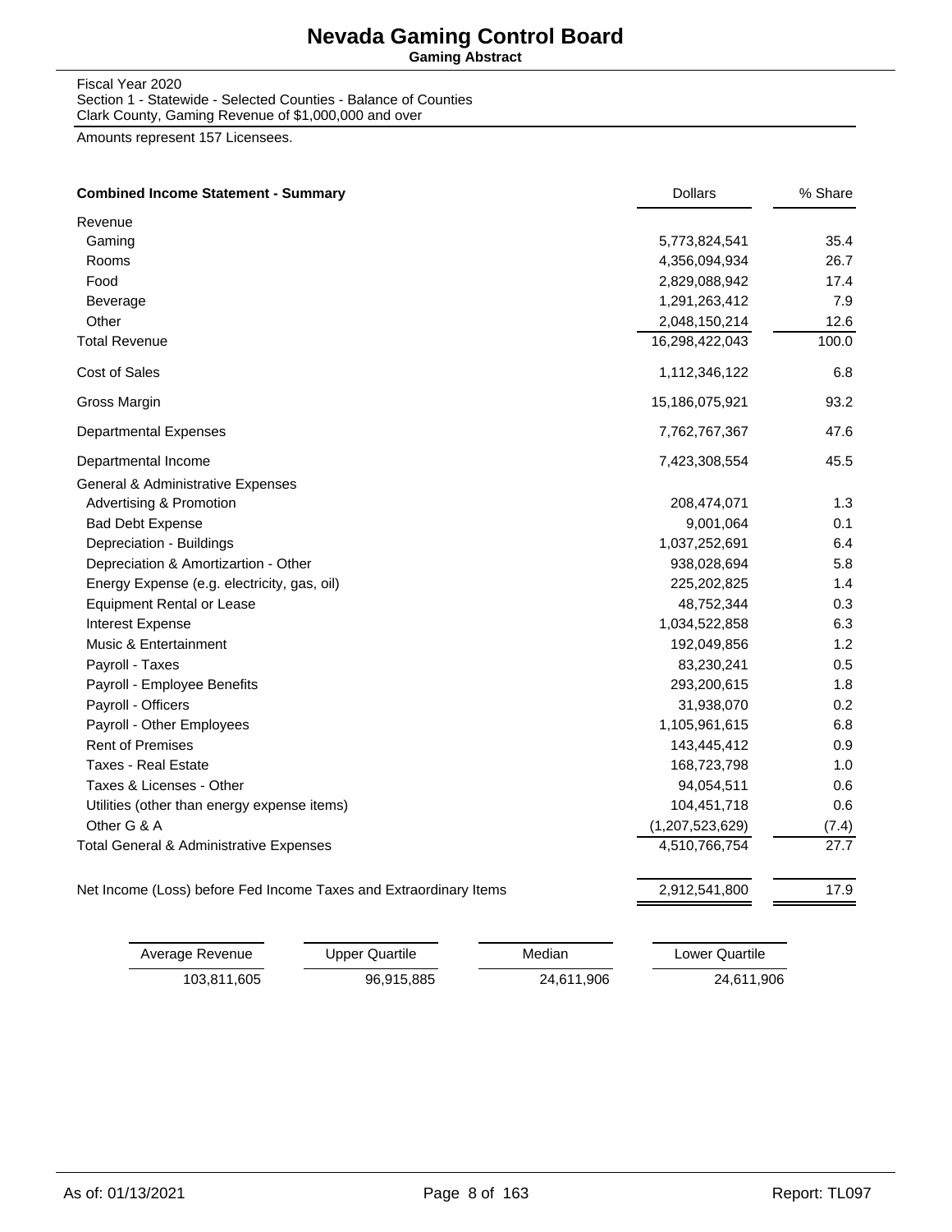# Nevada Gaming Control Board

**Gaming Abstract**

Fiscal Year 2020
Section 1 - Statewide - Selected Counties - Balance of Counties
Clark County, Gaming Revenue of $1,000,000 and over

Amounts represent 157 Licensees.

| **Combined Income Statement - Summary** | Dollars | % Share |
|---|---|---|
| Revenue | | |
| Gaming | 5,773,824,541 | 35.4 |
| Rooms | 4,356,094,934 | 26.7 |
| Food | 2,829,088,942 | 17.4 |
| Beverage | 1,291,263,412 | 7.9 |
| Other | 2,048,150,214 | 12.6 |
| Total Revenue | 16,298,422,043 | 100.0 |
| Cost of Sales | 1,112,346,122 | 6.8 |
| Gross Margin | 15,186,075,921 | 93.2 |
| Departmental Expenses | 7,762,767,367 | 47.6 |
| Departmental Income | 7,423,308,554 | 45.5 |
| General & Administrative Expenses | | |
| Advertising & Promotion | 208,474,071 | 1.3 |
| Bad Debt Expense | 9,001,064 | 0.1 |
| Depreciation - Buildings | 1,037,252,691 | 6.4 |
| Depreciation & Amortizartion - Other | 938,028,694 | 5.8 |
| Energy Expense (e.g. electricity, gas, oil) | 225,202,825 | 1.4 |
| Equipment Rental or Lease | 48,752,344 | 0.3 |
| Interest Expense | 1,034,522,858 | 6.3 |
| Music & Entertainment | 192,049,856 | 1.2 |
| Payroll - Taxes | 83,230,241 | 0.5 |
| Payroll - Employee Benefits | 293,200,615 | 1.8 |
| Payroll - Officers | 31,938,070 | 0.2 |
| Payroll - Other Employees | 1,105,961,615 | 6.8 |
| Rent of Premises | 143,445,412 | 0.9 |
| Taxes - Real Estate | 168,723,798 | 1.0 |
| Taxes & Licenses - Other | 94,054,511 | 0.6 |
| Utilities (other than energy expense items) | 104,451,718 | 0.6 |
| Other G & A | (1,207,523,629) | (7.4) |
| Total General & Administrative Expenses | 4,510,766,754 | 27.7 |
| Net Income (Loss) before Fed Income Taxes and Extraordinary Items | 2,912,541,800 | 17.9 |

| Average Revenue | Upper Quartile | Median | Lower Quartile |
|---|---|---|---|
| 103,811,605 | 96,915,885 | 24,611,906 | 24,611,906 |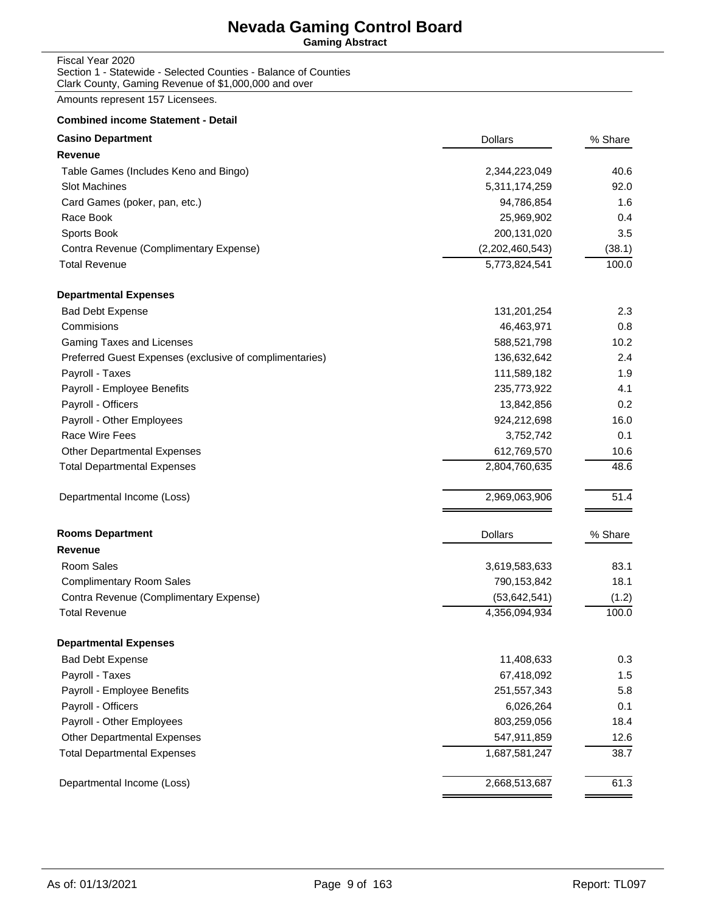# Nevada Gaming Control Board

**Gaming Abstract**

Fiscal Year 2020
Section 1 - Statewide - Selected Counties - Balance of Counties
Clark County, Gaming Revenue of $1,000,000 and over

Amounts represent 157 Licensees.

**Combined income Statement - Detail**

| **Casino Department** | Dollars | % Share |
|---|---|---|
| **Revenue** | | |
| Table Games (Includes Keno and Bingo) | 2,344,223,049 | 40.6 |
| Slot Machines | 5,311,174,259 | 92.0 |
| Card Games (poker, pan, etc.) | 94,786,854 | 1.6 |
| Race Book | 25,969,902 | 0.4 |
| Sports Book | 200,131,020 | 3.5 |
| Contra Revenue (Complimentary Expense) | (2,202,460,543) | (38.1) |
| Total Revenue | 5,773,824,541 | 100.0 |
| **Departmental Expenses** | | |
| Bad Debt Expense | 131,201,254 | 2.3 |
| Commisions | 46,463,971 | 0.8 |
| Gaming Taxes and Licenses | 588,521,798 | 10.2 |
| Preferred Guest Expenses (exclusive of complimentaries) | 136,632,642 | 2.4 |
| Payroll - Taxes | 111,589,182 | 1.9 |
| Payroll - Employee Benefits | 235,773,922 | 4.1 |
| Payroll - Officers | 13,842,856 | 0.2 |
| Payroll - Other Employees | 924,212,698 | 16.0 |
| Race Wire Fees | 3,752,742 | 0.1 |
| Other Departmental Expenses | 612,769,570 | 10.6 |
| Total Departmental Expenses | 2,804,760,635 | 48.6 |
| Departmental Income (Loss) | 2,969,063,906 | 51.4 |

| **Rooms Department** | Dollars | % Share |
|---|---|---|
| **Revenue** | | |
| Room Sales | 3,619,583,633 | 83.1 |
| Complimentary Room Sales | 790,153,842 | 18.1 |
| Contra Revenue (Complimentary Expense) | (53,642,541) | (1.2) |
| Total Revenue | 4,356,094,934 | 100.0 |
| **Departmental Expenses** | | |
| Bad Debt Expense | 11,408,633 | 0.3 |
| Payroll - Taxes | 67,418,092 | 1.5 |
| Payroll - Employee Benefits | 251,557,343 | 5.8 |
| Payroll - Officers | 6,026,264 | 0.1 |
| Payroll - Other Employees | 803,259,056 | 18.4 |
| Other Departmental Expenses | 547,911,859 | 12.6 |
| Total Departmental Expenses | 1,687,581,247 | 38.7 |
| Departmental Income (Loss) | 2,668,513,687 | 61.3 |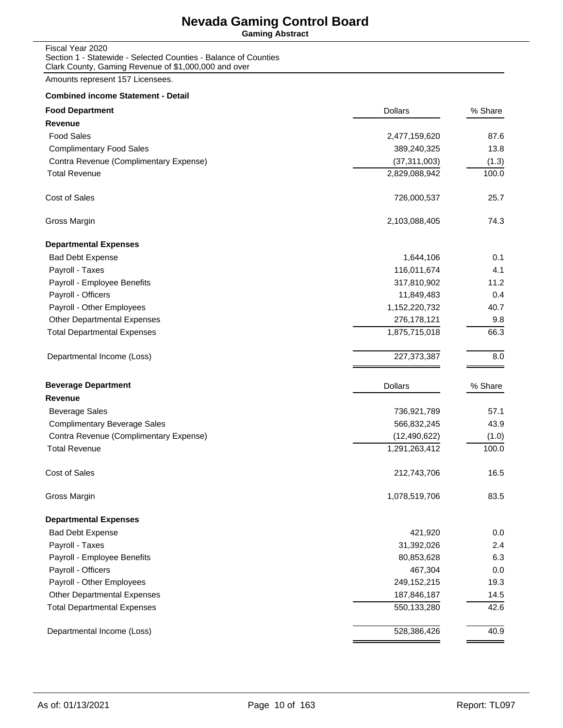# Nevada Gaming Control Board

**Gaming Abstract**

Fiscal Year 2020
Section 1 - Statewide - Selected Counties - Balance of Counties
Clark County, Gaming Revenue of $1,000,000 and over

Amounts represent 157 Licensees.

**Combined income Statement - Detail**

| **Food Department** | Dollars | % Share |
|---|---|---|
| **Revenue** | | |
| Food Sales | 2,477,159,620 | 87.6 |
| Complimentary Food Sales | 389,240,325 | 13.8 |
| Contra Revenue (Complimentary Expense) | (37,311,003) | (1.3) |
| Total Revenue | 2,829,088,942 | 100.0 |
| Cost of Sales | 726,000,537 | 25.7 |
| Gross Margin | 2,103,088,405 | 74.3 |
| **Departmental Expenses** | | |
| Bad Debt Expense | 1,644,106 | 0.1 |
| Payroll - Taxes | 116,011,674 | 4.1 |
| Payroll - Employee Benefits | 317,810,902 | 11.2 |
| Payroll - Officers | 11,849,483 | 0.4 |
| Payroll - Other Employees | 1,152,220,732 | 40.7 |
| Other Departmental Expenses | 276,178,121 | 9.8 |
| Total Departmental Expenses | 1,875,715,018 | 66.3 |
| Departmental Income (Loss) | 227,373,387 | 8.0 |

| **Beverage Department** | Dollars | % Share |
|---|---|---|
| **Revenue** | | |
| Beverage Sales | 736,921,789 | 57.1 |
| Complimentary Beverage Sales | 566,832,245 | 43.9 |
| Contra Revenue (Complimentary Expense) | (12,490,622) | (1.0) |
| Total Revenue | 1,291,263,412 | 100.0 |
| Cost of Sales | 212,743,706 | 16.5 |
| Gross Margin | 1,078,519,706 | 83.5 |
| **Departmental Expenses** | | |
| Bad Debt Expense | 421,920 | 0.0 |
| Payroll - Taxes | 31,392,026 | 2.4 |
| Payroll - Employee Benefits | 80,853,628 | 6.3 |
| Payroll - Officers | 467,304 | 0.0 |
| Payroll - Other Employees | 249,152,215 | 19.3 |
| Other Departmental Expenses | 187,846,187 | 14.5 |
| Total Departmental Expenses | 550,133,280 | 42.6 |
| Departmental Income (Loss) | 528,386,426 | 40.9 |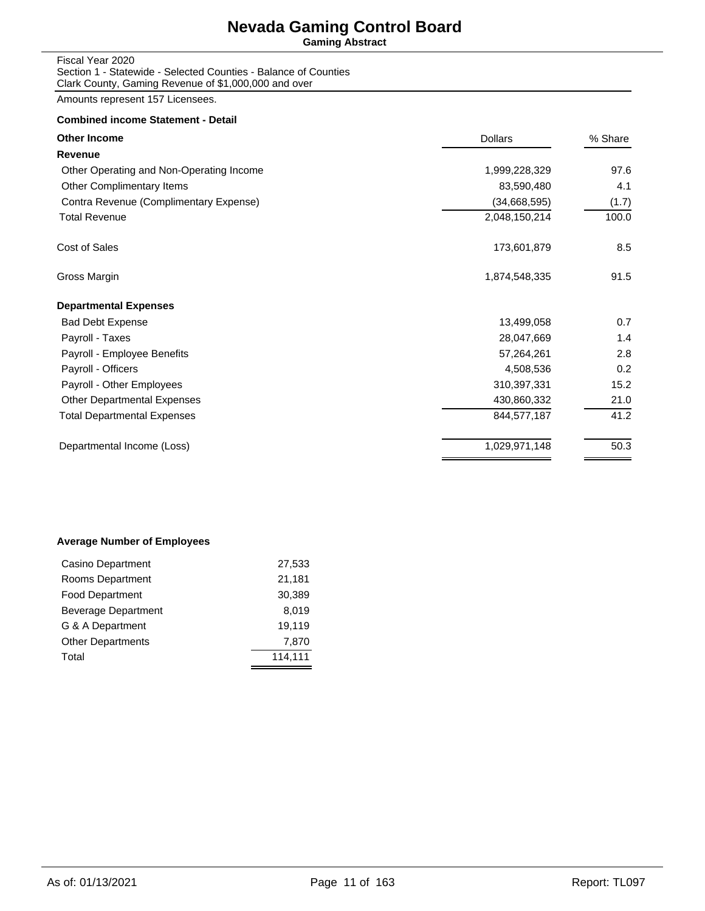# Nevada Gaming Control Board

**Gaming Abstract**

Fiscal Year 2020
Section 1 - Statewide - Selected Counties - Balance of Counties
Clark County, Gaming Revenue of $1,000,000 and over

Amounts represent 157 Licensees.

**Combined income Statement - Detail**

| **Other Income** | Dollars | % Share |
|---|---|---|
| **Revenue** | | |
| Other Operating and Non-Operating Income | 1,999,228,329 | 97.6 |
| Other Complimentary Items | 83,590,480 | 4.1 |
| Contra Revenue (Complimentary Expense) | (34,668,595) | (1.7) |
| Total Revenue | 2,048,150,214 | 100.0 |
| Cost of Sales | 173,601,879 | 8.5 |
| Gross Margin | 1,874,548,335 | 91.5 |
| **Departmental Expenses** | | |
| Bad Debt Expense | 13,499,058 | 0.7 |
| Payroll - Taxes | 28,047,669 | 1.4 |
| Payroll - Employee Benefits | 57,264,261 | 2.8 |
| Payroll - Officers | 4,508,536 | 0.2 |
| Payroll - Other Employees | 310,397,331 | 15.2 |
| Other Departmental Expenses | 430,860,332 | 21.0 |
| Total Departmental Expenses | 844,577,187 | 41.2 |
| Departmental Income (Loss) | 1,029,971,148 | 50.3 |

**Average Number of Employees**

| Department | Employees |
|---|---|
| Casino Department | 27,533 |
| Rooms Department | 21,181 |
| Food Department | 30,389 |
| Beverage Department | 8,019 |
| G & A Department | 19,119 |
| Other Departments | 7,870 |
| Total | 114,111 |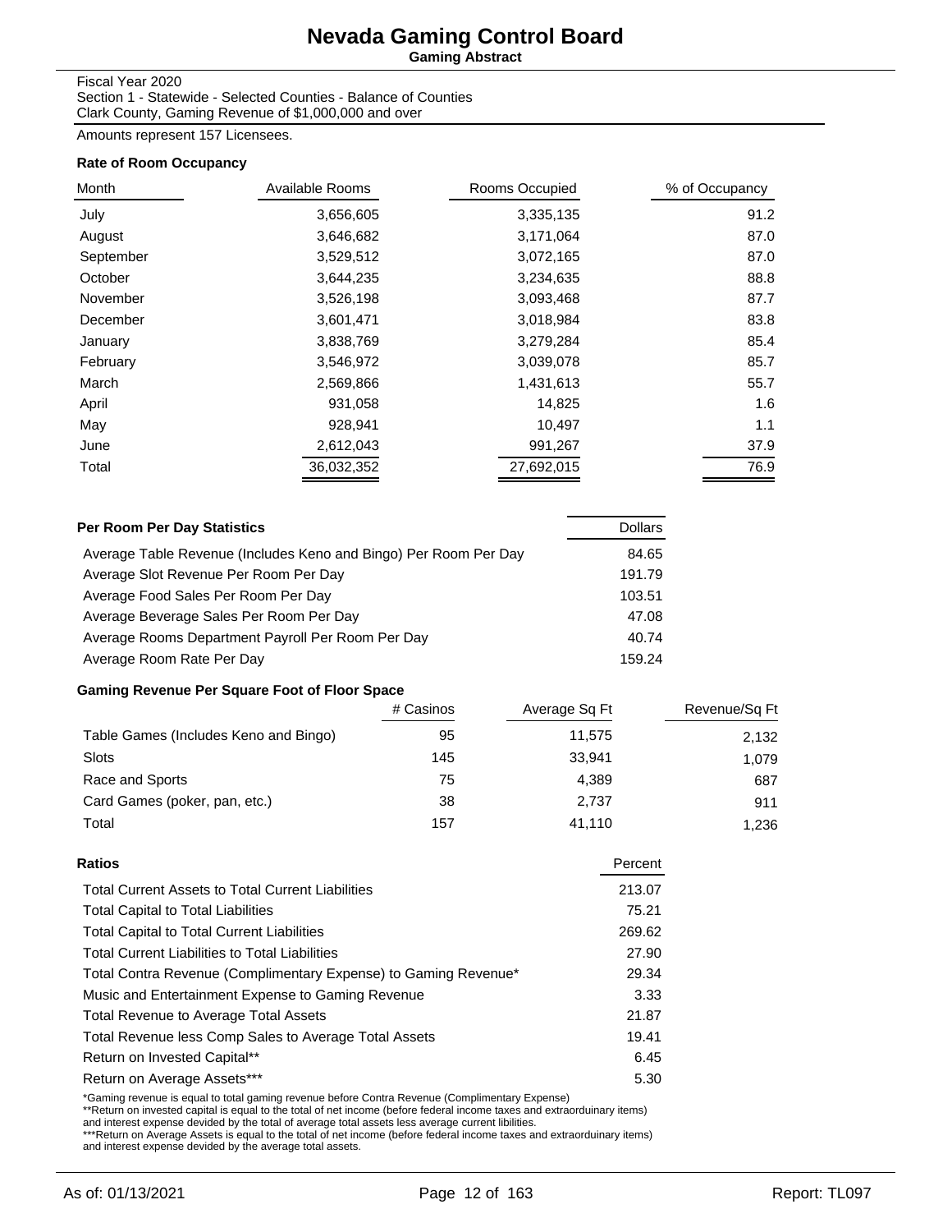# Nevada Gaming Control Board

**Gaming Abstract**

Fiscal Year 2020
Section 1 - Statewide - Selected Counties - Balance of Counties
Clark County, Gaming Revenue of $1,000,000 and over

Amounts represent 157 Licensees.

### Rate of Room Occupancy

| Month | Available Rooms | Rooms Occupied | % of Occupancy |
|---|---|---|---|
| July | 3,656,605 | 3,335,135 | 91.2 |
| August | 3,646,682 | 3,171,064 | 87.0 |
| September | 3,529,512 | 3,072,165 | 87.0 |
| October | 3,644,235 | 3,234,635 | 88.8 |
| November | 3,526,198 | 3,093,468 | 87.7 |
| December | 3,601,471 | 3,018,984 | 83.8 |
| January | 3,838,769 | 3,279,284 | 85.4 |
| February | 3,546,972 | 3,039,078 | 85.7 |
| March | 2,569,866 | 1,431,613 | 55.7 |
| April | 931,058 | 14,825 | 1.6 |
| May | 928,941 | 10,497 | 1.1 |
| June | 2,612,043 | 991,267 | 37.9 |
| Total | 36,032,352 | 27,692,015 | 76.9 |

### Per Room Per Day Statistics

| Per Room Per Day Statistics | Dollars |
|---|---|
| Average Table Revenue (Includes Keno and Bingo) Per Room Per Day | 84.65 |
| Average Slot Revenue Per Room Per Day | 191.79 |
| Average Food Sales Per Room Per Day | 103.51 |
| Average Beverage Sales Per Room Per Day | 47.08 |
| Average Rooms Department Payroll Per Room Per Day | 40.74 |
| Average Room Rate Per Day | 159.24 |

### Gaming Revenue Per Square Foot of Floor Space

| | # Casinos | Average Sq Ft | Revenue/Sq Ft |
|---|---|---|---|
| Table Games (Includes Keno and Bingo) | 95 | 11,575 | 2,132 |
| Slots | 145 | 33,941 | 1,079 |
| Race and Sports | 75 | 4,389 | 687 |
| Card Games (poker, pan, etc.) | 38 | 2,737 | 911 |
| Total | 157 | 41,110 | 1,236 |

### Ratios

| Ratios | Percent |
|---|---|
| Total Current Assets to Total Current Liabilities | 213.07 |
| Total Capital to Total Liabilities | 75.21 |
| Total Capital to Total Current Liabilities | 269.62 |
| Total Current Liabilities to Total Liabilities | 27.90 |
| Total Contra Revenue (Complimentary Expense) to Gaming Revenue* | 29.34 |
| Music and Entertainment Expense to Gaming Revenue | 3.33 |
| Total Revenue to Average Total Assets | 21.87 |
| Total Revenue less Comp Sales to Average Total Assets | 19.41 |
| Return on Invested Capital** | 6.45 |
| Return on Average Assets*** | 5.30 |

*Gaming revenue is equal to total gaming revenue before Contra Revenue (Complimentary Expense)
**Return on invested capital is equal to the total of net income (before federal income taxes and extraorduinary items) and interest expense devided by the total of average total assets less average current libilities.
***Return on Average Assets is equal to the total of net income (before federal income taxes and extraorduinary items) and interest expense devided by the average total assets.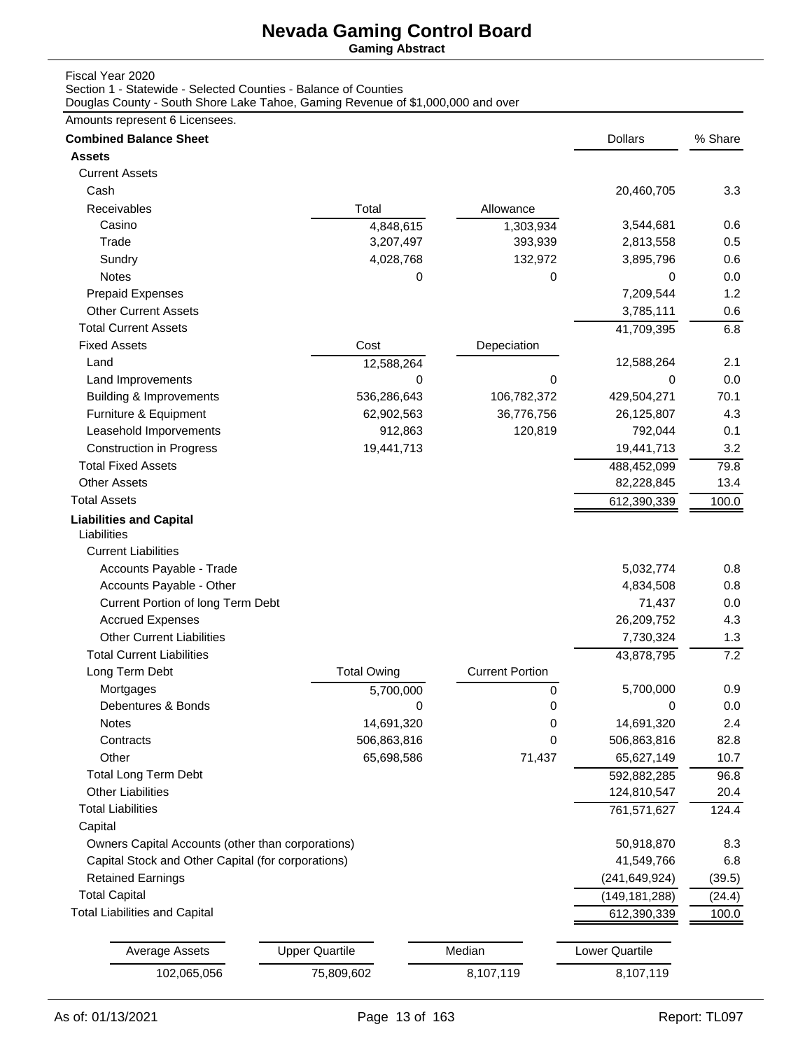# Nevada Gaming Control Board

**Gaming Abstract**

Fiscal Year 2020
Section 1 - Statewide - Selected Counties - Balance of Counties
Douglas County - South Shore Lake Tahoe, Gaming Revenue of $1,000,000 and over

Amounts represent 6 Licensees.

| **Combined Balance Sheet** | | | Dollars | % Share |
|---|---|---|---|---|
| **Assets** | | | | |
| Current Assets | | | | |
| Cash | | | 20,460,705 | 3.3 |
| Receivables | Total | Allowance | | |
| Casino | 4,848,615 | 1,303,934 | 3,544,681 | 0.6 |
| Trade | 3,207,497 | 393,939 | 2,813,558 | 0.5 |
| Sundry | 4,028,768 | 132,972 | 3,895,796 | 0.6 |
| Notes | 0 | 0 | 0 | 0.0 |
| Prepaid Expenses | | | 7,209,544 | 1.2 |
| Other Current Assets | | | 3,785,111 | 0.6 |
| Total Current Assets | | | 41,709,395 | 6.8 |
| Fixed Assets | Cost | Depeciation | | |
| Land | 12,588,264 | | 12,588,264 | 2.1 |
| Land Improvements | 0 | 0 | 0 | 0.0 |
| Building & Improvements | 536,286,643 | 106,782,372 | 429,504,271 | 70.1 |
| Furniture & Equipment | 62,902,563 | 36,776,756 | 26,125,807 | 4.3 |
| Leasehold Imporvements | 912,863 | 120,819 | 792,044 | 0.1 |
| Construction in Progress | 19,441,713 | | 19,441,713 | 3.2 |
| Total Fixed Assets | | | 488,452,099 | 79.8 |
| Other Assets | | | 82,228,845 | 13.4 |
| Total Assets | | | 612,390,339 | 100.0 |
| **Liabilities and Capital** | | | | |
| Liabilities | | | | |
| Current Liabilities | | | | |
| Accounts Payable - Trade | | | 5,032,774 | 0.8 |
| Accounts Payable - Other | | | 4,834,508 | 0.8 |
| Current Portion of long Term Debt | | | 71,437 | 0.0 |
| Accrued Expenses | | | 26,209,752 | 4.3 |
| Other Current Liabilities | | | 7,730,324 | 1.3 |
| Total Current Liabilities | | | 43,878,795 | 7.2 |
| Long Term Debt | Total Owing | Current Portion | | |
| Mortgages | 5,700,000 | 0 | 5,700,000 | 0.9 |
| Debentures & Bonds | 0 | 0 | 0 | 0.0 |
| Notes | 14,691,320 | 0 | 14,691,320 | 2.4 |
| Contracts | 506,863,816 | 0 | 506,863,816 | 82.8 |
| Other | 65,698,586 | 71,437 | 65,627,149 | 10.7 |
| Total Long Term Debt | | | 592,882,285 | 96.8 |
| Other Liabilities | | | 124,810,547 | 20.4 |
| Total Liabilities | | | 761,571,627 | 124.4 |
| Capital | | | | |
| Owners Capital Accounts (other than corporations) | | | 50,918,870 | 8.3 |
| Capital Stock and Other Capital (for corporations) | | | 41,549,766 | 6.8 |
| Retained Earnings | | | (241,649,924) | (39.5) |
| Total Capital | | | (149,181,288) | (24.4) |
| Total Liabilities and Capital | | | 612,390,339 | 100.0 |

| Average Assets | Upper Quartile | Median | Lower Quartile |
|---|---|---|---|
| 102,065,056 | 75,809,602 | 8,107,119 | 8,107,119 |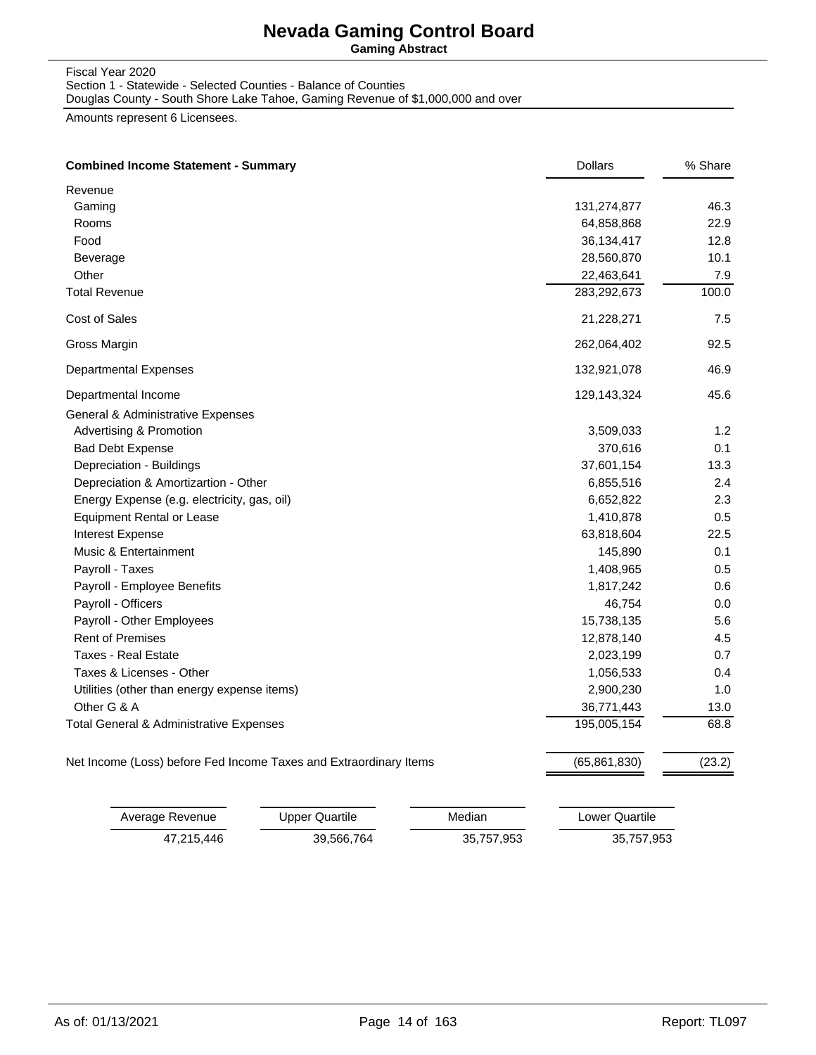# Nevada Gaming Control Board

**Gaming Abstract**

Fiscal Year 2020
Section 1 - Statewide - Selected Counties - Balance of Counties
Douglas County - South Shore Lake Tahoe, Gaming Revenue of $1,000,000 and over

Amounts represent 6 Licensees.

| **Combined Income Statement - Summary** | Dollars | % Share |
|---|---|---|
| Revenue | | |
| Gaming | 131,274,877 | 46.3 |
| Rooms | 64,858,868 | 22.9 |
| Food | 36,134,417 | 12.8 |
| Beverage | 28,560,870 | 10.1 |
| Other | 22,463,641 | 7.9 |
| Total Revenue | 283,292,673 | 100.0 |
| Cost of Sales | 21,228,271 | 7.5 |
| Gross Margin | 262,064,402 | 92.5 |
| Departmental Expenses | 132,921,078 | 46.9 |
| Departmental Income | 129,143,324 | 45.6 |
| General & Administrative Expenses | | |
| Advertising & Promotion | 3,509,033 | 1.2 |
| Bad Debt Expense | 370,616 | 0.1 |
| Depreciation - Buildings | 37,601,154 | 13.3 |
| Depreciation & Amortizartion - Other | 6,855,516 | 2.4 |
| Energy Expense (e.g. electricity, gas, oil) | 6,652,822 | 2.3 |
| Equipment Rental or Lease | 1,410,878 | 0.5 |
| Interest Expense | 63,818,604 | 22.5 |
| Music & Entertainment | 145,890 | 0.1 |
| Payroll - Taxes | 1,408,965 | 0.5 |
| Payroll - Employee Benefits | 1,817,242 | 0.6 |
| Payroll - Officers | 46,754 | 0.0 |
| Payroll - Other Employees | 15,738,135 | 5.6 |
| Rent of Premises | 12,878,140 | 4.5 |
| Taxes - Real Estate | 2,023,199 | 0.7 |
| Taxes & Licenses - Other | 1,056,533 | 0.4 |
| Utilities (other than energy expense items) | 2,900,230 | 1.0 |
| Other G & A | 36,771,443 | 13.0 |
| Total General & Administrative Expenses | 195,005,154 | 68.8 |
| Net Income (Loss) before Fed Income Taxes and Extraordinary Items | (65,861,830) | (23.2) |

| Average Revenue | Upper Quartile | Median | Lower Quartile |
|---|---|---|---|
| 47,215,446 | 39,566,764 | 35,757,953 | 35,757,953 |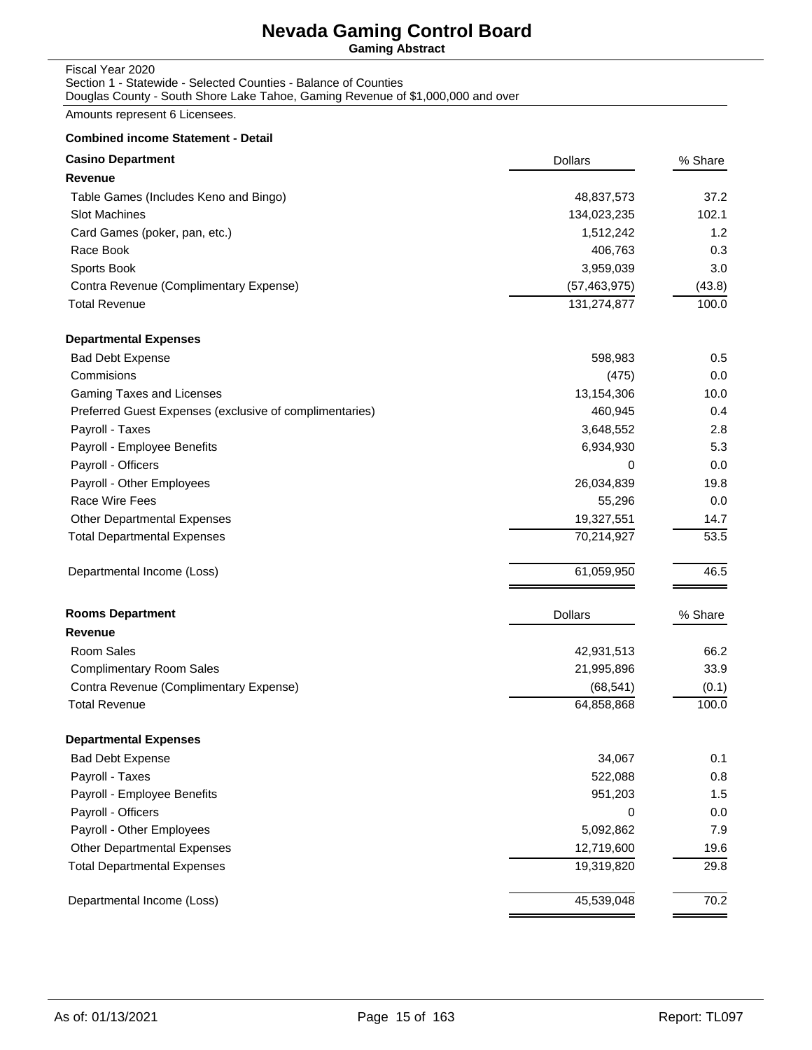# Nevada Gaming Control Board

**Gaming Abstract**

Fiscal Year 2020
Section 1 - Statewide - Selected Counties - Balance of Counties
Douglas County - South Shore Lake Tahoe, Gaming Revenue of $1,000,000 and over

Amounts represent 6 Licensees.

**Combined income Statement - Detail**

| **Casino Department** | Dollars | % Share |
|---|---|---|
| **Revenue** | | |
| Table Games (Includes Keno and Bingo) | 48,837,573 | 37.2 |
| Slot Machines | 134,023,235 | 102.1 |
| Card Games (poker, pan, etc.) | 1,512,242 | 1.2 |
| Race Book | 406,763 | 0.3 |
| Sports Book | 3,959,039 | 3.0 |
| Contra Revenue (Complimentary Expense) | (57,463,975) | (43.8) |
| Total Revenue | 131,274,877 | 100.0 |
| **Departmental Expenses** | | |
| Bad Debt Expense | 598,983 | 0.5 |
| Commisions | (475) | 0.0 |
| Gaming Taxes and Licenses | 13,154,306 | 10.0 |
| Preferred Guest Expenses (exclusive of complimentaries) | 460,945 | 0.4 |
| Payroll - Taxes | 3,648,552 | 2.8 |
| Payroll - Employee Benefits | 6,934,930 | 5.3 |
| Payroll - Officers | 0 | 0.0 |
| Payroll - Other Employees | 26,034,839 | 19.8 |
| Race Wire Fees | 55,296 | 0.0 |
| Other Departmental Expenses | 19,327,551 | 14.7 |
| Total Departmental Expenses | 70,214,927 | 53.5 |
| Departmental Income (Loss) | 61,059,950 | 46.5 |

| **Rooms Department** | Dollars | % Share |
|---|---|---|
| **Revenue** | | |
| Room Sales | 42,931,513 | 66.2 |
| Complimentary Room Sales | 21,995,896 | 33.9 |
| Contra Revenue (Complimentary Expense) | (68,541) | (0.1) |
| Total Revenue | 64,858,868 | 100.0 |
| **Departmental Expenses** | | |
| Bad Debt Expense | 34,067 | 0.1 |
| Payroll - Taxes | 522,088 | 0.8 |
| Payroll - Employee Benefits | 951,203 | 1.5 |
| Payroll - Officers | 0 | 0.0 |
| Payroll - Other Employees | 5,092,862 | 7.9 |
| Other Departmental Expenses | 12,719,600 | 19.6 |
| Total Departmental Expenses | 19,319,820 | 29.8 |
| Departmental Income (Loss) | 45,539,048 | 70.2 |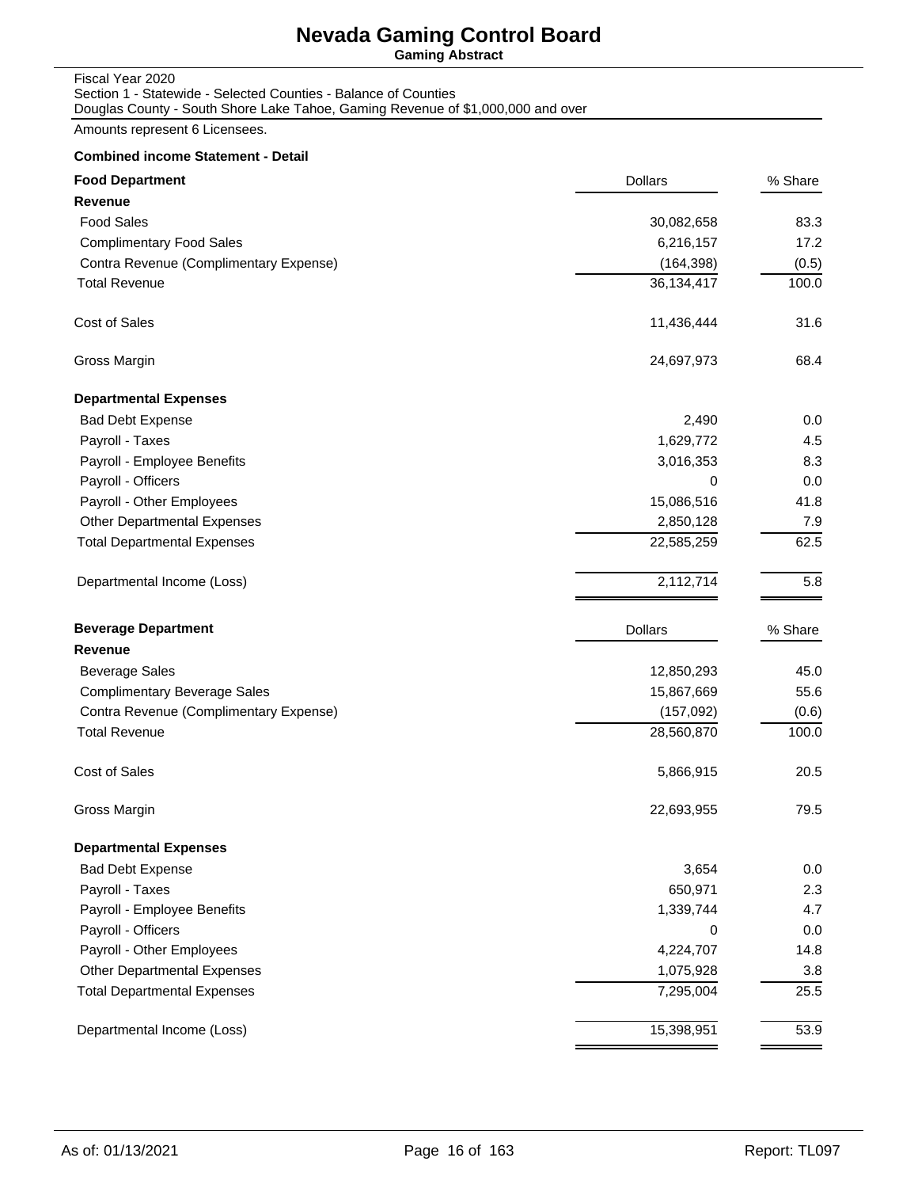# Nevada Gaming Control Board

**Gaming Abstract**

Fiscal Year 2020
Section 1 - Statewide - Selected Counties - Balance of Counties
Douglas County - South Shore Lake Tahoe, Gaming Revenue of $1,000,000 and over

Amounts represent 6 Licensees.

**Combined income Statement - Detail**

| **Food Department** | Dollars | % Share |
|---|---|---|
| **Revenue** | | |
| Food Sales | 30,082,658 | 83.3 |
| Complimentary Food Sales | 6,216,157 | 17.2 |
| Contra Revenue (Complimentary Expense) | (164,398) | (0.5) |
| Total Revenue | 36,134,417 | 100.0 |
| Cost of Sales | 11,436,444 | 31.6 |
| Gross Margin | 24,697,973 | 68.4 |
| **Departmental Expenses** | | |
| Bad Debt Expense | 2,490 | 0.0 |
| Payroll - Taxes | 1,629,772 | 4.5 |
| Payroll - Employee Benefits | 3,016,353 | 8.3 |
| Payroll - Officers | 0 | 0.0 |
| Payroll - Other Employees | 15,086,516 | 41.8 |
| Other Departmental Expenses | 2,850,128 | 7.9 |
| Total Departmental Expenses | 22,585,259 | 62.5 |
| Departmental Income (Loss) | 2,112,714 | 5.8 |

| **Beverage Department** | Dollars | % Share |
|---|---|---|
| **Revenue** | | |
| Beverage Sales | 12,850,293 | 45.0 |
| Complimentary Beverage Sales | 15,867,669 | 55.6 |
| Contra Revenue (Complimentary Expense) | (157,092) | (0.6) |
| Total Revenue | 28,560,870 | 100.0 |
| Cost of Sales | 5,866,915 | 20.5 |
| Gross Margin | 22,693,955 | 79.5 |
| **Departmental Expenses** | | |
| Bad Debt Expense | 3,654 | 0.0 |
| Payroll - Taxes | 650,971 | 2.3 |
| Payroll - Employee Benefits | 1,339,744 | 4.7 |
| Payroll - Officers | 0 | 0.0 |
| Payroll - Other Employees | 4,224,707 | 14.8 |
| Other Departmental Expenses | 1,075,928 | 3.8 |
| Total Departmental Expenses | 7,295,004 | 25.5 |
| Departmental Income (Loss) | 15,398,951 | 53.9 |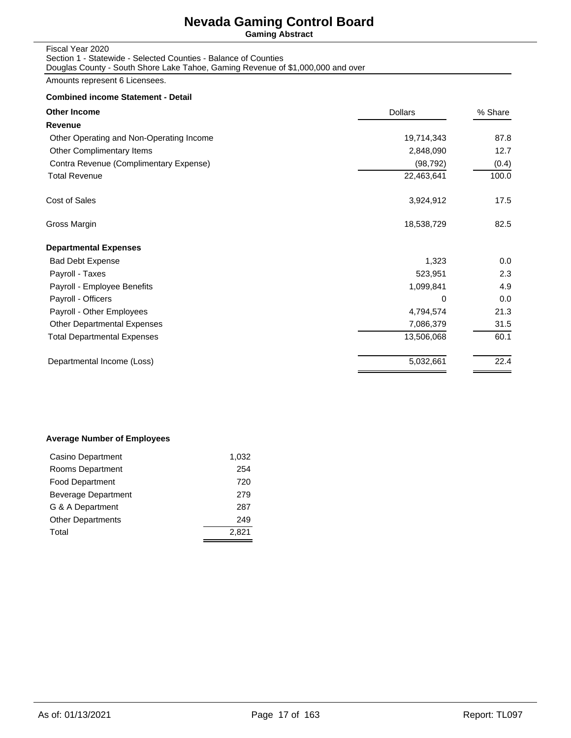# Nevada Gaming Control Board

**Gaming Abstract**

Fiscal Year 2020
Section 1 - Statewide - Selected Counties - Balance of Counties
Douglas County - South Shore Lake Tahoe, Gaming Revenue of $1,000,000 and over

Amounts represent 6 Licensees.

**Combined income Statement - Detail**

| **Other Income** | Dollars | % Share |
|---|---|---|
| **Revenue** | | |
| Other Operating and Non-Operating Income | 19,714,343 | 87.8 |
| Other Complimentary Items | 2,848,090 | 12.7 |
| Contra Revenue (Complimentary Expense) | (98,792) | (0.4) |
| Total Revenue | 22,463,641 | 100.0 |
| Cost of Sales | 3,924,912 | 17.5 |
| Gross Margin | 18,538,729 | 82.5 |
| **Departmental Expenses** | | |
| Bad Debt Expense | 1,323 | 0.0 |
| Payroll - Taxes | 523,951 | 2.3 |
| Payroll - Employee Benefits | 1,099,841 | 4.9 |
| Payroll - Officers | 0 | 0.0 |
| Payroll - Other Employees | 4,794,574 | 21.3 |
| Other Departmental Expenses | 7,086,379 | 31.5 |
| Total Departmental Expenses | 13,506,068 | 60.1 |
| Departmental Income (Loss) | 5,032,661 | 22.4 |

**Average Number of Employees**

| Department | Employees |
|---|---|
| Casino Department | 1,032 |
| Rooms Department | 254 |
| Food Department | 720 |
| Beverage Department | 279 |
| G & A Department | 287 |
| Other Departments | 249 |
| Total | 2,821 |

As of: 01/13/2021

Report: TL097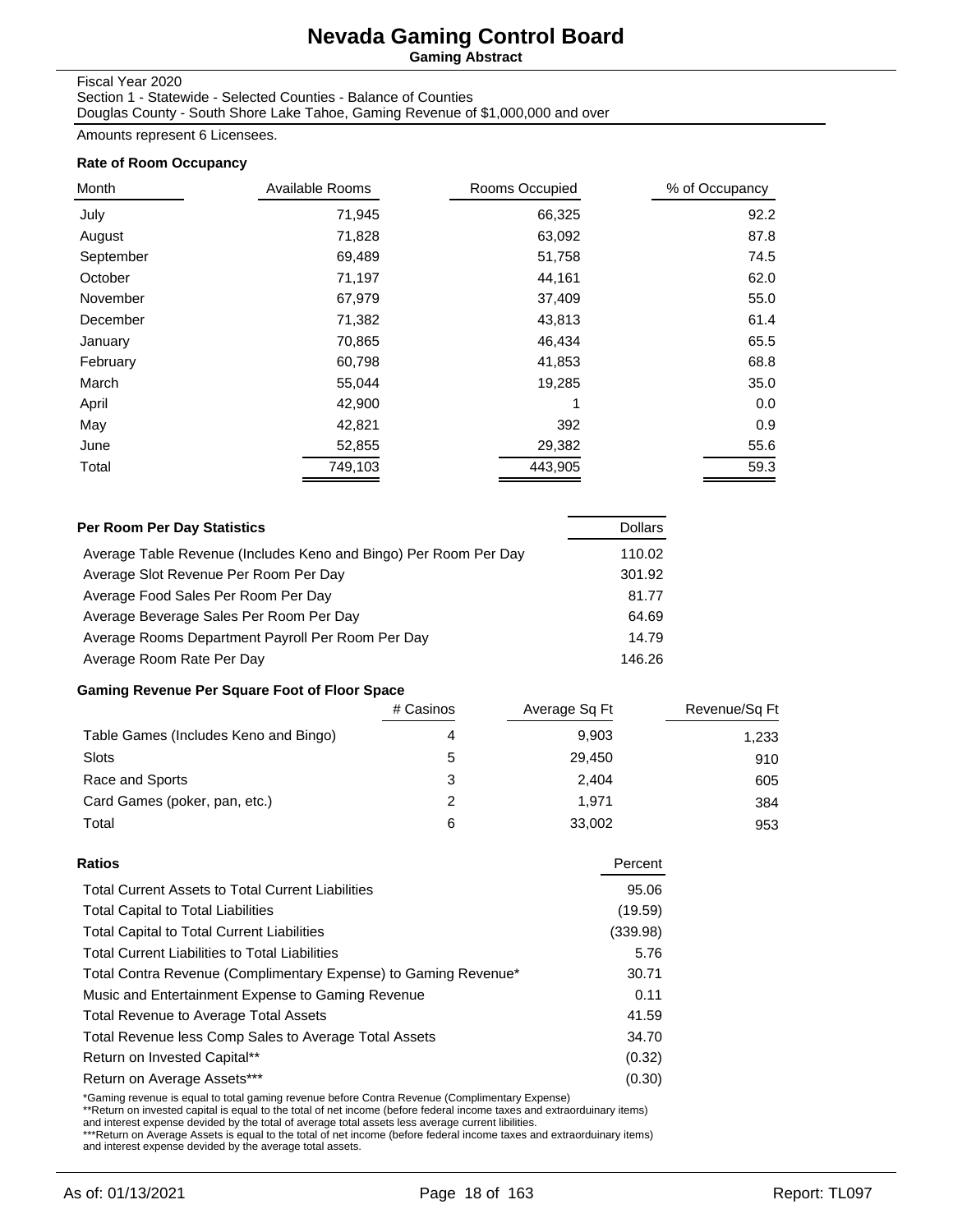# Nevada Gaming Control Board

**Gaming Abstract**

Fiscal Year 2020
Section 1 - Statewide - Selected Counties - Balance of Counties
Douglas County - South Shore Lake Tahoe, Gaming Revenue of $1,000,000 and over

Amounts represent 6 Licensees.

### Rate of Room Occupancy

| Month | Available Rooms | Rooms Occupied | % of Occupancy |
|---|---|---|---|
| July | 71,945 | 66,325 | 92.2 |
| August | 71,828 | 63,092 | 87.8 |
| September | 69,489 | 51,758 | 74.5 |
| October | 71,197 | 44,161 | 62.0 |
| November | 67,979 | 37,409 | 55.0 |
| December | 71,382 | 43,813 | 61.4 |
| January | 70,865 | 46,434 | 65.5 |
| February | 60,798 | 41,853 | 68.8 |
| March | 55,044 | 19,285 | 35.0 |
| April | 42,900 | 1 | 0.0 |
| May | 42,821 | 392 | 0.9 |
| June | 52,855 | 29,382 | 55.6 |
| Total | 749,103 | 443,905 | 59.3 |

### Per Room Per Day Statistics

| | Dollars |
|---|---|
| Average Table Revenue (Includes Keno and Bingo) Per Room Per Day | 110.02 |
| Average Slot Revenue Per Room Per Day | 301.92 |
| Average Food Sales Per Room Per Day | 81.77 |
| Average Beverage Sales Per Room Per Day | 64.69 |
| Average Rooms Department Payroll Per Room Per Day | 14.79 |
| Average Room Rate Per Day | 146.26 |

### Gaming Revenue Per Square Foot of Floor Space

| | # Casinos | Average Sq Ft | Revenue/Sq Ft |
|---|---|---|---|
| Table Games (Includes Keno and Bingo) | 4 | 9,903 | 1,233 |
| Slots | 5 | 29,450 | 910 |
| Race and Sports | 3 | 2,404 | 605 |
| Card Games (poker, pan, etc.) | 2 | 1,971 | 384 |
| Total | 6 | 33,002 | 953 |

### Ratios

| | Percent |
|---|---|
| Total Current Assets to Total Current Liabilities | 95.06 |
| Total Capital to Total Liabilities | (19.59) |
| Total Capital to Total Current Liabilities | (339.98) |
| Total Current Liabilities to Total Liabilities | 5.76 |
| Total Contra Revenue (Complimentary Expense) to Gaming Revenue* | 30.71 |
| Music and Entertainment Expense to Gaming Revenue | 0.11 |
| Total Revenue to Average Total Assets | 41.59 |
| Total Revenue less Comp Sales to Average Total Assets | 34.70 |
| Return on Invested Capital** | (0.32) |
| Return on Average Assets*** | (0.30) |

*Gaming revenue is equal to total gaming revenue before Contra Revenue (Complimentary Expense)
**Return on invested capital is equal to the total of net income (before federal income taxes and extraorduinary items) and interest expense devided by the total of average total assets less average current libilities.
***Return on Average Assets is equal to the total of net income (before federal income taxes and extraorduinary items) and interest expense devided by the average total assets.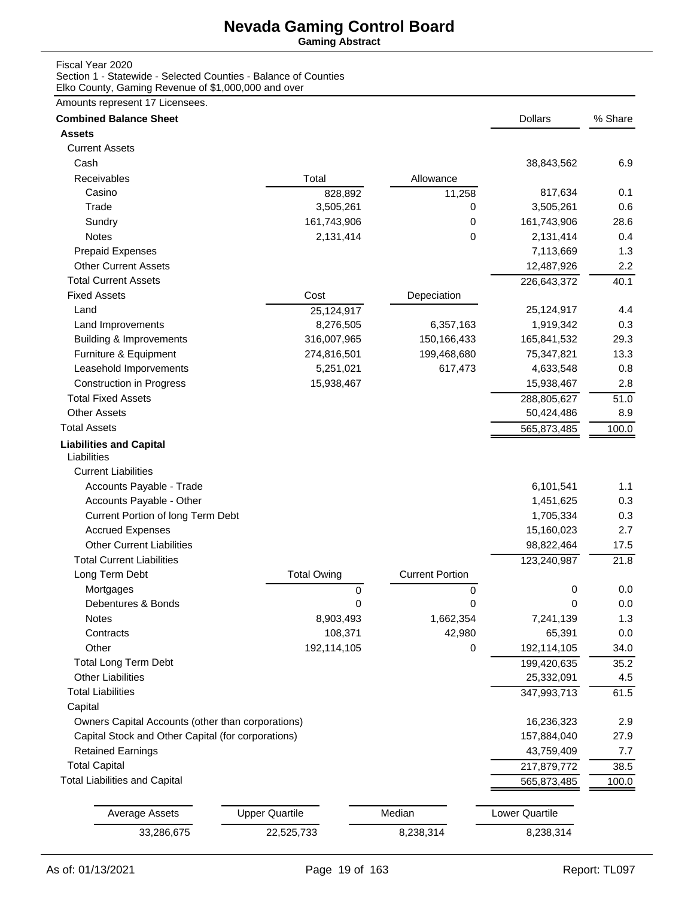# Nevada Gaming Control Board

**Gaming Abstract**

Fiscal Year 2020
Section 1 - Statewide - Selected Counties - Balance of Counties
Elko County, Gaming Revenue of $1,000,000 and over

Amounts represent 17 Licensees.

| **Combined Balance Sheet** | | | Dollars | % Share |
|---|---|---|---|---|
| **Assets** | | | | |
| Current Assets | | | | |
| Cash | | | 38,843,562 | 6.9 |
| Receivables | Total | Allowance | | |
| Casino | 828,892 | 11,258 | 817,634 | 0.1 |
| Trade | 3,505,261 | 0 | 3,505,261 | 0.6 |
| Sundry | 161,743,906 | 0 | 161,743,906 | 28.6 |
| Notes | 2,131,414 | 0 | 2,131,414 | 0.4 |
| Prepaid Expenses | | | 7,113,669 | 1.3 |
| Other Current Assets | | | 12,487,926 | 2.2 |
| Total Current Assets | | | 226,643,372 | 40.1 |
| Fixed Assets | Cost | Depeciation | | |
| Land | 25,124,917 | | 25,124,917 | 4.4 |
| Land Improvements | 8,276,505 | 6,357,163 | 1,919,342 | 0.3 |
| Building & Improvements | 316,007,965 | 150,166,433 | 165,841,532 | 29.3 |
| Furniture & Equipment | 274,816,501 | 199,468,680 | 75,347,821 | 13.3 |
| Leasehold Imporvements | 5,251,021 | 617,473 | 4,633,548 | 0.8 |
| Construction in Progress | 15,938,467 | | 15,938,467 | 2.8 |
| Total Fixed Assets | | | 288,805,627 | 51.0 |
| Other Assets | | | 50,424,486 | 8.9 |
| Total Assets | | | 565,873,485 | 100.0 |
| **Liabilities and Capital** | | | | |
| Liabilities | | | | |
| Current Liabilities | | | | |
| Accounts Payable - Trade | | | 6,101,541 | 1.1 |
| Accounts Payable - Other | | | 1,451,625 | 0.3 |
| Current Portion of long Term Debt | | | 1,705,334 | 0.3 |
| Accrued Expenses | | | 15,160,023 | 2.7 |
| Other Current Liabilities | | | 98,822,464 | 17.5 |
| Total Current Liabilities | | | 123,240,987 | 21.8 |
| Long Term Debt | Total Owing | Current Portion | | |
| Mortgages | 0 | 0 | 0 | 0.0 |
| Debentures & Bonds | 0 | 0 | 0 | 0.0 |
| Notes | 8,903,493 | 1,662,354 | 7,241,139 | 1.3 |
| Contracts | 108,371 | 42,980 | 65,391 | 0.0 |
| Other | 192,114,105 | 0 | 192,114,105 | 34.0 |
| Total Long Term Debt | | | 199,420,635 | 35.2 |
| Other Liabilities | | | 25,332,091 | 4.5 |
| Total Liabilities | | | 347,993,713 | 61.5 |
| Capital | | | | |
| Owners Capital Accounts (other than corporations) | | | 16,236,323 | 2.9 |
| Capital Stock and Other Capital (for corporations) | | | 157,884,040 | 27.9 |
| Retained Earnings | | | 43,759,409 | 7.7 |
| Total Capital | | | 217,879,772 | 38.5 |
| Total Liabilities and Capital | | | 565,873,485 | 100.0 |

| Average Assets | Upper Quartile | Median | Lower Quartile |
|---|---|---|---|
| 33,286,675 | 22,525,733 | 8,238,314 | 8,238,314 |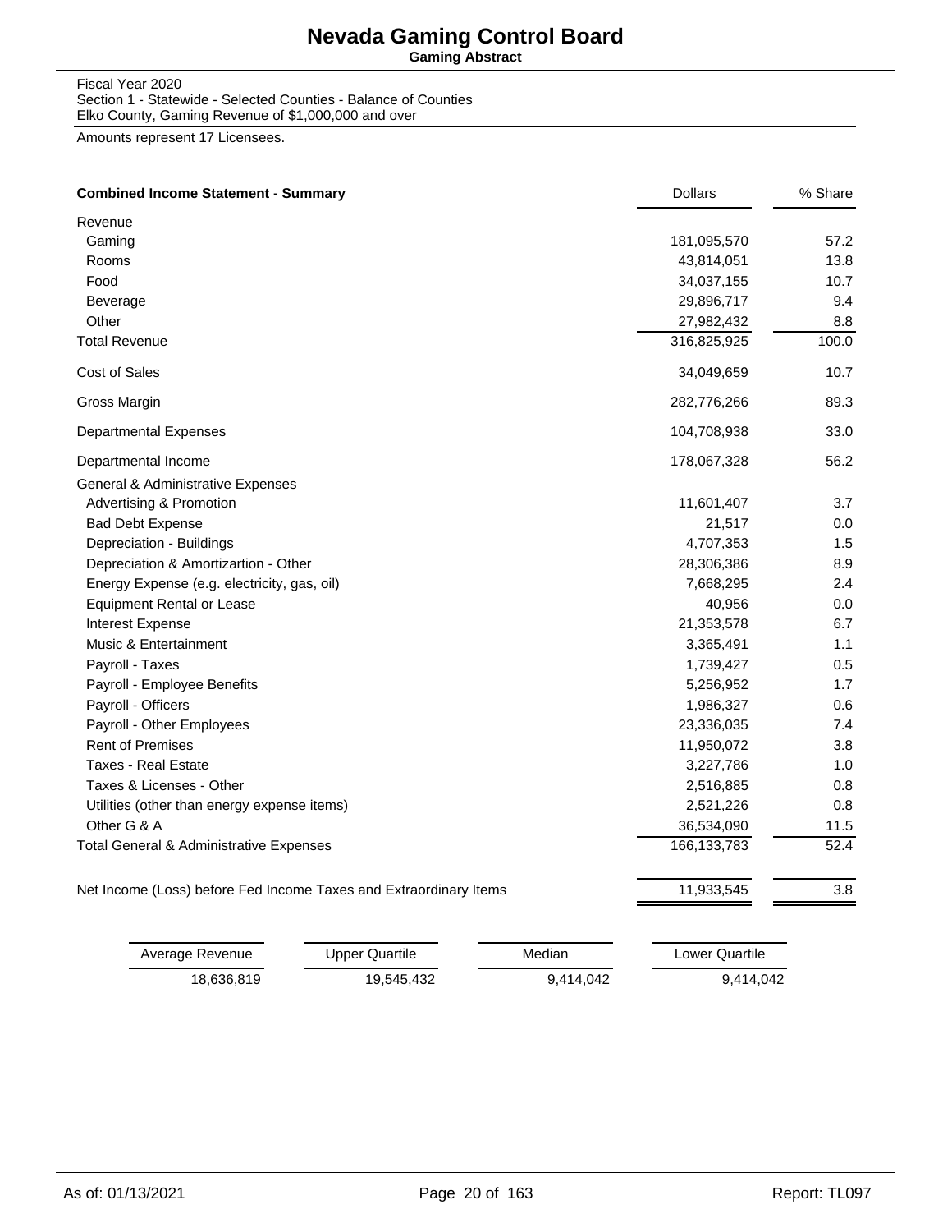# Nevada Gaming Control Board

**Gaming Abstract**

Fiscal Year 2020
Section 1 - Statewide - Selected Counties - Balance of Counties
Elko County, Gaming Revenue of $1,000,000 and over

Amounts represent 17 Licensees.

| **Combined Income Statement - Summary** | Dollars | % Share |
|---|---|---|
| Revenue | | |
| Gaming | 181,095,570 | 57.2 |
| Rooms | 43,814,051 | 13.8 |
| Food | 34,037,155 | 10.7 |
| Beverage | 29,896,717 | 9.4 |
| Other | 27,982,432 | 8.8 |
| Total Revenue | 316,825,925 | 100.0 |
| Cost of Sales | 34,049,659 | 10.7 |
| Gross Margin | 282,776,266 | 89.3 |
| Departmental Expenses | 104,708,938 | 33.0 |
| Departmental Income | 178,067,328 | 56.2 |
| General & Administrative Expenses | | |
| Advertising & Promotion | 11,601,407 | 3.7 |
| Bad Debt Expense | 21,517 | 0.0 |
| Depreciation - Buildings | 4,707,353 | 1.5 |
| Depreciation & Amortizartion - Other | 28,306,386 | 8.9 |
| Energy Expense (e.g. electricity, gas, oil) | 7,668,295 | 2.4 |
| Equipment Rental or Lease | 40,956 | 0.0 |
| Interest Expense | 21,353,578 | 6.7 |
| Music & Entertainment | 3,365,491 | 1.1 |
| Payroll - Taxes | 1,739,427 | 0.5 |
| Payroll - Employee Benefits | 5,256,952 | 1.7 |
| Payroll - Officers | 1,986,327 | 0.6 |
| Payroll - Other Employees | 23,336,035 | 7.4 |
| Rent of Premises | 11,950,072 | 3.8 |
| Taxes - Real Estate | 3,227,786 | 1.0 |
| Taxes & Licenses - Other | 2,516,885 | 0.8 |
| Utilities (other than energy expense items) | 2,521,226 | 0.8 |
| Other G & A | 36,534,090 | 11.5 |
| Total General & Administrative Expenses | 166,133,783 | 52.4 |
| Net Income (Loss) before Fed Income Taxes and Extraordinary Items | 11,933,545 | 3.8 |

| Average Revenue | Upper Quartile | Median | Lower Quartile |
|---|---|---|---|
| 18,636,819 | 19,545,432 | 9,414,042 | 9,414,042 |

As of: 01/13/2021

Report: TL097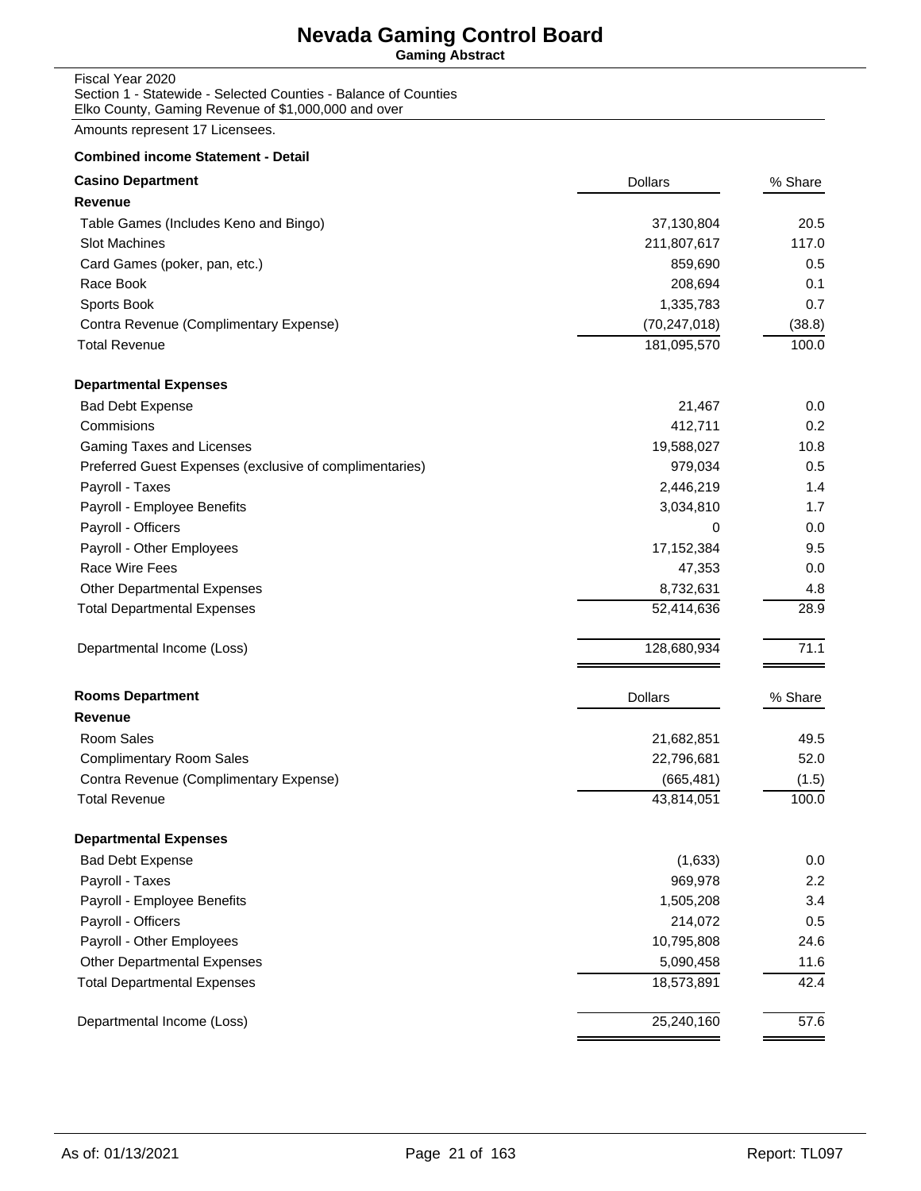# Nevada Gaming Control Board

**Gaming Abstract**

Fiscal Year 2020
Section 1 - Statewide - Selected Counties - Balance of Counties
Elko County, Gaming Revenue of $1,000,000 and over

Amounts represent 17 Licensees.

**Combined income Statement - Detail**

| **Casino Department** | Dollars | % Share |
|---|---|---|
| **Revenue** | | |
| Table Games (Includes Keno and Bingo) | 37,130,804 | 20.5 |
| Slot Machines | 211,807,617 | 117.0 |
| Card Games (poker, pan, etc.) | 859,690 | 0.5 |
| Race Book | 208,694 | 0.1 |
| Sports Book | 1,335,783 | 0.7 |
| Contra Revenue (Complimentary Expense) | (70,247,018) | (38.8) |
| Total Revenue | 181,095,570 | 100.0 |
| **Departmental Expenses** | | |
| Bad Debt Expense | 21,467 | 0.0 |
| Commisions | 412,711 | 0.2 |
| Gaming Taxes and Licenses | 19,588,027 | 10.8 |
| Preferred Guest Expenses (exclusive of complimentaries) | 979,034 | 0.5 |
| Payroll - Taxes | 2,446,219 | 1.4 |
| Payroll - Employee Benefits | 3,034,810 | 1.7 |
| Payroll - Officers | 0 | 0.0 |
| Payroll - Other Employees | 17,152,384 | 9.5 |
| Race Wire Fees | 47,353 | 0.0 |
| Other Departmental Expenses | 8,732,631 | 4.8 |
| Total Departmental Expenses | 52,414,636 | 28.9 |
| Departmental Income (Loss) | 128,680,934 | 71.1 |

| **Rooms Department** | Dollars | % Share |
|---|---|---|
| **Revenue** | | |
| Room Sales | 21,682,851 | 49.5 |
| Complimentary Room Sales | 22,796,681 | 52.0 |
| Contra Revenue (Complimentary Expense) | (665,481) | (1.5) |
| Total Revenue | 43,814,051 | 100.0 |
| **Departmental Expenses** | | |
| Bad Debt Expense | (1,633) | 0.0 |
| Payroll - Taxes | 969,978 | 2.2 |
| Payroll - Employee Benefits | 1,505,208 | 3.4 |
| Payroll - Officers | 214,072 | 0.5 |
| Payroll - Other Employees | 10,795,808 | 24.6 |
| Other Departmental Expenses | 5,090,458 | 11.6 |
| Total Departmental Expenses | 18,573,891 | 42.4 |
| Departmental Income (Loss) | 25,240,160 | 57.6 |

As of: 01/13/2021 Report: TL097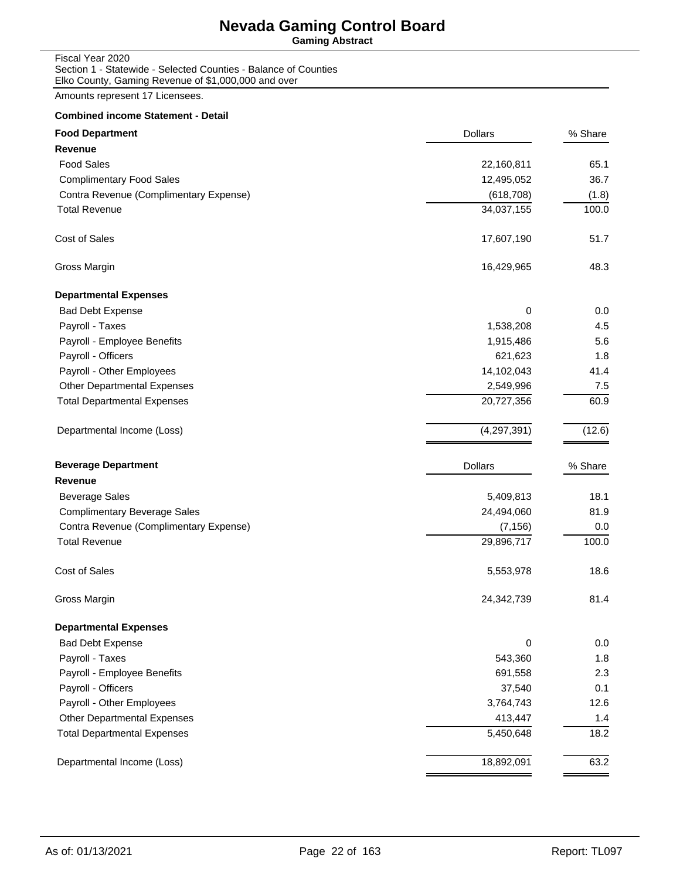# Nevada Gaming Control Board

**Gaming Abstract**

Fiscal Year 2020
Section 1 - Statewide - Selected Counties - Balance of Counties
Elko County, Gaming Revenue of $1,000,000 and over

Amounts represent 17 Licensees.

**Combined income Statement - Detail**

| **Food Department** | Dollars | % Share |
|---|---|---|
| **Revenue** | | |
| Food Sales | 22,160,811 | 65.1 |
| Complimentary Food Sales | 12,495,052 | 36.7 |
| Contra Revenue (Complimentary Expense) | (618,708) | (1.8) |
| Total Revenue | 34,037,155 | 100.0 |
| Cost of Sales | 17,607,190 | 51.7 |
| Gross Margin | 16,429,965 | 48.3 |
| **Departmental Expenses** | | |
| Bad Debt Expense | 0 | 0.0 |
| Payroll - Taxes | 1,538,208 | 4.5 |
| Payroll - Employee Benefits | 1,915,486 | 5.6 |
| Payroll - Officers | 621,623 | 1.8 |
| Payroll - Other Employees | 14,102,043 | 41.4 |
| Other Departmental Expenses | 2,549,996 | 7.5 |
| Total Departmental Expenses | 20,727,356 | 60.9 |
| Departmental Income (Loss) | (4,297,391) | (12.6) |

| **Beverage Department** | Dollars | % Share |
|---|---|---|
| **Revenue** | | |
| Beverage Sales | 5,409,813 | 18.1 |
| Complimentary Beverage Sales | 24,494,060 | 81.9 |
| Contra Revenue (Complimentary Expense) | (7,156) | 0.0 |
| Total Revenue | 29,896,717 | 100.0 |
| Cost of Sales | 5,553,978 | 18.6 |
| Gross Margin | 24,342,739 | 81.4 |
| **Departmental Expenses** | | |
| Bad Debt Expense | 0 | 0.0 |
| Payroll - Taxes | 543,360 | 1.8 |
| Payroll - Employee Benefits | 691,558 | 2.3 |
| Payroll - Officers | 37,540 | 0.1 |
| Payroll - Other Employees | 3,764,743 | 12.6 |
| Other Departmental Expenses | 413,447 | 1.4 |
| Total Departmental Expenses | 5,450,648 | 18.2 |
| Departmental Income (Loss) | 18,892,091 | 63.2 |

As of: 01/13/2021 Report: TL097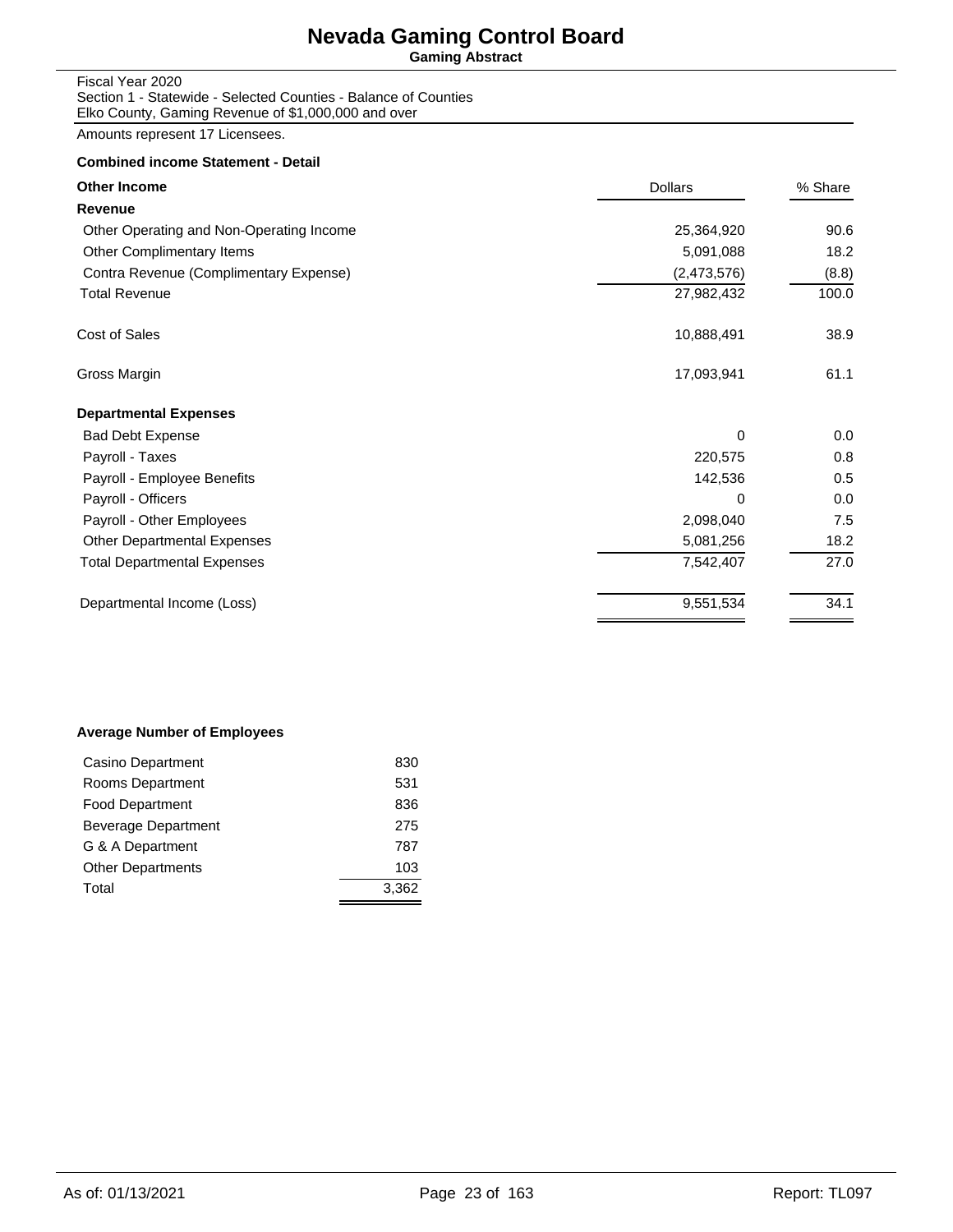# Nevada Gaming Control Board

**Gaming Abstract**

Fiscal Year 2020
Section 1 - Statewide - Selected Counties - Balance of Counties
Elko County, Gaming Revenue of $1,000,000 and over

Amounts represent 17 Licensees.

**Combined income Statement - Detail**

| **Other Income** | Dollars | % Share |
|---|---|---|
| **Revenue** | | |
| Other Operating and Non-Operating Income | 25,364,920 | 90.6 |
| Other Complimentary Items | 5,091,088 | 18.2 |
| Contra Revenue (Complimentary Expense) | (2,473,576) | (8.8) |
| Total Revenue | 27,982,432 | 100.0 |
| Cost of Sales | 10,888,491 | 38.9 |
| Gross Margin | 17,093,941 | 61.1 |
| **Departmental Expenses** | | |
| Bad Debt Expense | 0 | 0.0 |
| Payroll - Taxes | 220,575 | 0.8 |
| Payroll - Employee Benefits | 142,536 | 0.5 |
| Payroll - Officers | 0 | 0.0 |
| Payroll - Other Employees | 2,098,040 | 7.5 |
| Other Departmental Expenses | 5,081,256 | 18.2 |
| Total Departmental Expenses | 7,542,407 | 27.0 |
| Departmental Income (Loss) | 9,551,534 | 34.1 |

**Average Number of Employees**

| Department | Employees |
|---|---|
| Casino Department | 830 |
| Rooms Department | 531 |
| Food Department | 836 |
| Beverage Department | 275 |
| G & A Department | 787 |
| Other Departments | 103 |
| Total | 3,362 |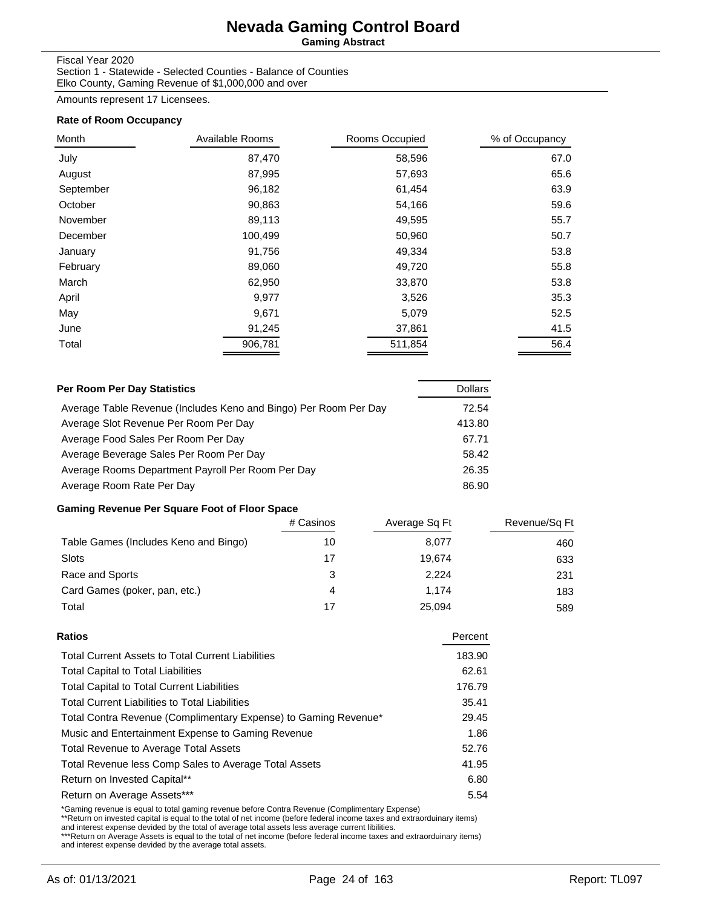# Nevada Gaming Control Board

**Gaming Abstract**

Fiscal Year 2020
Section 1 - Statewide - Selected Counties - Balance of Counties
Elko County, Gaming Revenue of $1,000,000 and over

Amounts represent 17 Licensees.

### Rate of Room Occupancy

| Month | Available Rooms | Rooms Occupied | % of Occupancy |
|---|---|---|---|
| July | 87,470 | 58,596 | 67.0 |
| August | 87,995 | 57,693 | 65.6 |
| September | 96,182 | 61,454 | 63.9 |
| October | 90,863 | 54,166 | 59.6 |
| November | 89,113 | 49,595 | 55.7 |
| December | 100,499 | 50,960 | 50.7 |
| January | 91,756 | 49,334 | 53.8 |
| February | 89,060 | 49,720 | 55.8 |
| March | 62,950 | 33,870 | 53.8 |
| April | 9,977 | 3,526 | 35.3 |
| May | 9,671 | 5,079 | 52.5 |
| June | 91,245 | 37,861 | 41.5 |
| Total | 906,781 | 511,854 | 56.4 |

### Per Room Per Day Statistics

| Per Room Per Day Statistics | Dollars |
|---|---|
| Average Table Revenue (Includes Keno and Bingo) Per Room Per Day | 72.54 |
| Average Slot Revenue Per Room Per Day | 413.80 |
| Average Food Sales Per Room Per Day | 67.71 |
| Average Beverage Sales Per Room Per Day | 58.42 |
| Average Rooms Department Payroll Per Room Per Day | 26.35 |
| Average Room Rate Per Day | 86.90 |

### Gaming Revenue Per Square Foot of Floor Space

| | # Casinos | Average Sq Ft | Revenue/Sq Ft |
|---|---|---|---|
| Table Games (Includes Keno and Bingo) | 10 | 8,077 | 460 |
| Slots | 17 | 19,674 | 633 |
| Race and Sports | 3 | 2,224 | 231 |
| Card Games (poker, pan, etc.) | 4 | 1,174 | 183 |
| Total | 17 | 25,094 | 589 |

### Ratios

| Ratios | Percent |
|---|---|
| Total Current Assets to Total Current Liabilities | 183.90 |
| Total Capital to Total Liabilities | 62.61 |
| Total Capital to Total Current Liabilities | 176.79 |
| Total Current Liabilities to Total Liabilities | 35.41 |
| Total Contra Revenue (Complimentary Expense) to Gaming Revenue* | 29.45 |
| Music and Entertainment Expense to Gaming Revenue | 1.86 |
| Total Revenue to Average Total Assets | 52.76 |
| Total Revenue less Comp Sales to Average Total Assets | 41.95 |
| Return on Invested Capital** | 6.80 |
| Return on Average Assets*** | 5.54 |

*Gaming revenue is equal to total gaming revenue before Contra Revenue (Complimentary Expense)
**Return on invested capital is equal to the total of net income (before federal income taxes and extraorduinary items) and interest expense devided by the total of average total assets less average current libilities.
***Return on Average Assets is equal to the total of net income (before federal income taxes and extraorduinary items) and interest expense devided by the average total assets.

As of: 01/13/2021 Report: TL097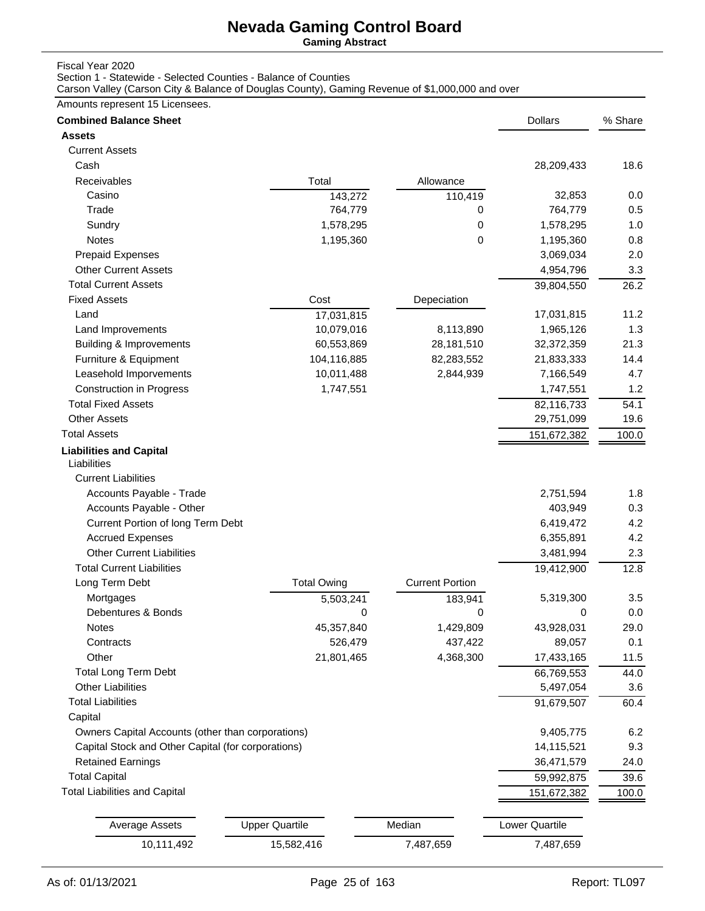# Nevada Gaming Control Board

**Gaming Abstract**

Fiscal Year 2020

Section 1 - Statewide - Selected Counties - Balance of Counties

Carson Valley (Carson City & Balance of Douglas County), Gaming Revenue of $1,000,000 and over

Amounts represent 15 Licensees.

| **Combined Balance Sheet** | | | Dollars | % Share |
|---|---|---|---|---|
| **Assets** | | | | |
| Current Assets | | | | |
| Cash | | | 28,209,433 | 18.6 |
| Receivables | Total | Allowance | | |
| Casino | 143,272 | 110,419 | 32,853 | 0.0 |
| Trade | 764,779 | 0 | 764,779 | 0.5 |
| Sundry | 1,578,295 | 0 | 1,578,295 | 1.0 |
| Notes | 1,195,360 | 0 | 1,195,360 | 0.8 |
| Prepaid Expenses | | | 3,069,034 | 2.0 |
| Other Current Assets | | | 4,954,796 | 3.3 |
| Total Current Assets | | | 39,804,550 | 26.2 |
| Fixed Assets | Cost | Depeciation | | |
| Land | 17,031,815 | | 17,031,815 | 11.2 |
| Land Improvements | 10,079,016 | 8,113,890 | 1,965,126 | 1.3 |
| Building & Improvements | 60,553,869 | 28,181,510 | 32,372,359 | 21.3 |
| Furniture & Equipment | 104,116,885 | 82,283,552 | 21,833,333 | 14.4 |
| Leasehold Imporvements | 10,011,488 | 2,844,939 | 7,166,549 | 4.7 |
| Construction in Progress | 1,747,551 | | 1,747,551 | 1.2 |
| Total Fixed Assets | | | 82,116,733 | 54.1 |
| Other Assets | | | 29,751,099 | 19.6 |
| Total Assets | | | 151,672,382 | 100.0 |
| **Liabilities and Capital** | | | | |
| Liabilities | | | | |
| Current Liabilities | | | | |
| Accounts Payable - Trade | | | 2,751,594 | 1.8 |
| Accounts Payable - Other | | | 403,949 | 0.3 |
| Current Portion of long Term Debt | | | 6,419,472 | 4.2 |
| Accrued Expenses | | | 6,355,891 | 4.2 |
| Other Current Liabilities | | | 3,481,994 | 2.3 |
| Total Current Liabilities | | | 19,412,900 | 12.8 |
| Long Term Debt | Total Owing | Current Portion | | |
| Mortgages | 5,503,241 | 183,941 | 5,319,300 | 3.5 |
| Debentures & Bonds | 0 | 0 | 0 | 0.0 |
| Notes | 45,357,840 | 1,429,809 | 43,928,031 | 29.0 |
| Contracts | 526,479 | 437,422 | 89,057 | 0.1 |
| Other | 21,801,465 | 4,368,300 | 17,433,165 | 11.5 |
| Total Long Term Debt | | | 66,769,553 | 44.0 |
| Other Liabilities | | | 5,497,054 | 3.6 |
| Total Liabilities | | | 91,679,507 | 60.4 |
| Capital | | | | |
| Owners Capital Accounts (other than corporations) | | | 9,405,775 | 6.2 |
| Capital Stock and Other Capital (for corporations) | | | 14,115,521 | 9.3 |
| Retained Earnings | | | 36,471,579 | 24.0 |
| Total Capital | | | 59,992,875 | 39.6 |
| Total Liabilities and Capital | | | 151,672,382 | 100.0 |

| Average Assets | Upper Quartile | Median | Lower Quartile |
|---|---|---|---|
| 10,111,492 | 15,582,416 | 7,487,659 | 7,487,659 |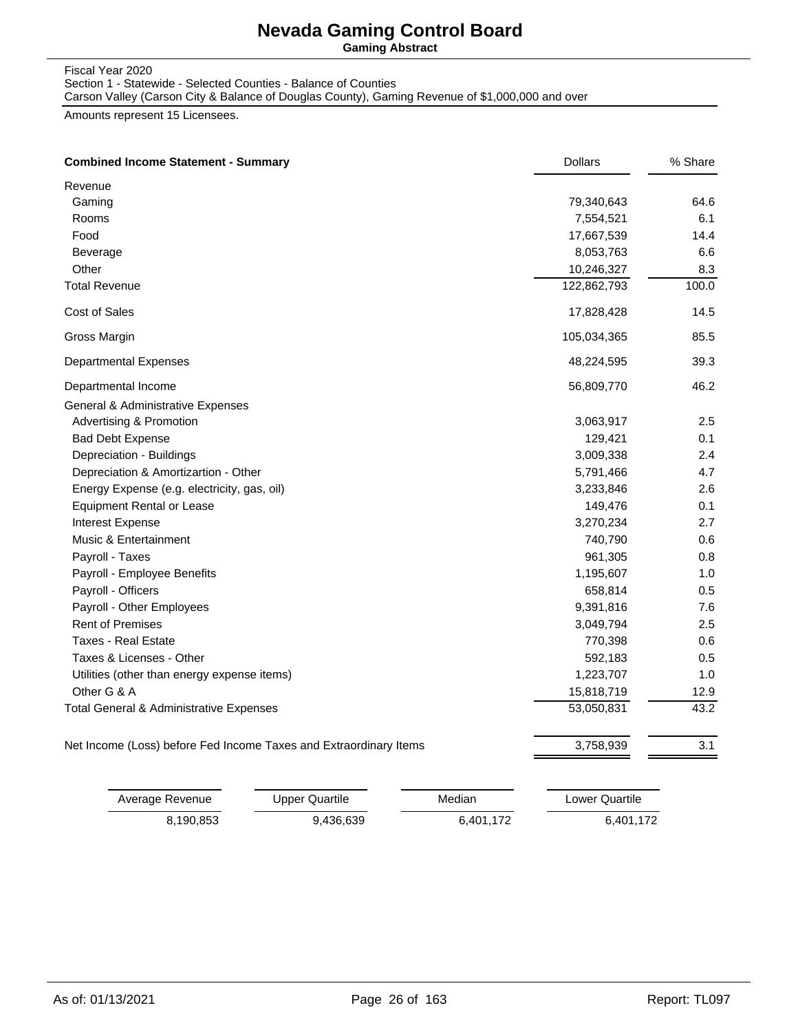# Nevada Gaming Control Board

**Gaming Abstract**

Fiscal Year 2020
Section 1 - Statewide - Selected Counties - Balance of Counties
Carson Valley (Carson City & Balance of Douglas County), Gaming Revenue of $1,000,000 and over

Amounts represent 15 Licensees.

| **Combined Income Statement - Summary** | Dollars | % Share |
|---|---|---|
| Revenue | | |
| Gaming | 79,340,643 | 64.6 |
| Rooms | 7,554,521 | 6.1 |
| Food | 17,667,539 | 14.4 |
| Beverage | 8,053,763 | 6.6 |
| Other | 10,246,327 | 8.3 |
| Total Revenue | 122,862,793 | 100.0 |
| Cost of Sales | 17,828,428 | 14.5 |
| Gross Margin | 105,034,365 | 85.5 |
| Departmental Expenses | 48,224,595 | 39.3 |
| Departmental Income | 56,809,770 | 46.2 |
| General & Administrative Expenses | | |
| Advertising & Promotion | 3,063,917 | 2.5 |
| Bad Debt Expense | 129,421 | 0.1 |
| Depreciation - Buildings | 3,009,338 | 2.4 |
| Depreciation & Amortizartion - Other | 5,791,466 | 4.7 |
| Energy Expense (e.g. electricity, gas, oil) | 3,233,846 | 2.6 |
| Equipment Rental or Lease | 149,476 | 0.1 |
| Interest Expense | 3,270,234 | 2.7 |
| Music & Entertainment | 740,790 | 0.6 |
| Payroll - Taxes | 961,305 | 0.8 |
| Payroll - Employee Benefits | 1,195,607 | 1.0 |
| Payroll - Officers | 658,814 | 0.5 |
| Payroll - Other Employees | 9,391,816 | 7.6 |
| Rent of Premises | 3,049,794 | 2.5 |
| Taxes - Real Estate | 770,398 | 0.6 |
| Taxes & Licenses - Other | 592,183 | 0.5 |
| Utilities (other than energy expense items) | 1,223,707 | 1.0 |
| Other G & A | 15,818,719 | 12.9 |
| Total General & Administrative Expenses | 53,050,831 | 43.2 |
| Net Income (Loss) before Fed Income Taxes and Extraordinary Items | 3,758,939 | 3.1 |

| Average Revenue | Upper Quartile | Median | Lower Quartile |
|---|---|---|---|
| 8,190,853 | 9,436,639 | 6,401,172 | 6,401,172 |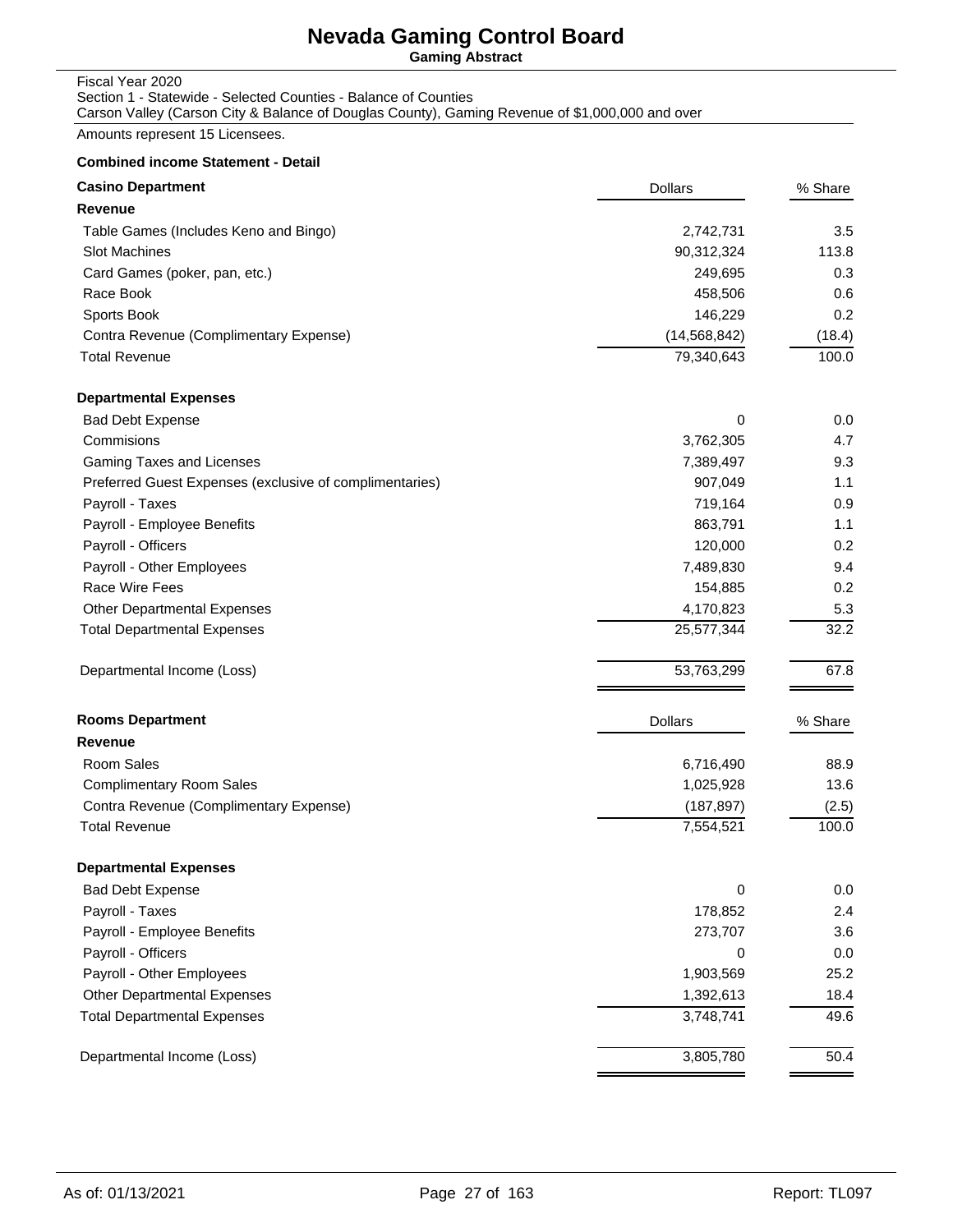# Nevada Gaming Control Board

**Gaming Abstract**

Fiscal Year 2020
Section 1 - Statewide - Selected Counties - Balance of Counties
Carson Valley (Carson City & Balance of Douglas County), Gaming Revenue of $1,000,000 and over

Amounts represent 15 Licensees.

**Combined income Statement - Detail**

| **Casino Department** | Dollars | % Share |
|---|---|---|
| **Revenue** | | |
| Table Games (Includes Keno and Bingo) | 2,742,731 | 3.5 |
| Slot Machines | 90,312,324 | 113.8 |
| Card Games (poker, pan, etc.) | 249,695 | 0.3 |
| Race Book | 458,506 | 0.6 |
| Sports Book | 146,229 | 0.2 |
| Contra Revenue (Complimentary Expense) | (14,568,842) | (18.4) |
| Total Revenue | 79,340,643 | 100.0 |
| **Departmental Expenses** | | |
| Bad Debt Expense | 0 | 0.0 |
| Commisions | 3,762,305 | 4.7 |
| Gaming Taxes and Licenses | 7,389,497 | 9.3 |
| Preferred Guest Expenses (exclusive of complimentaries) | 907,049 | 1.1 |
| Payroll - Taxes | 719,164 | 0.9 |
| Payroll - Employee Benefits | 863,791 | 1.1 |
| Payroll - Officers | 120,000 | 0.2 |
| Payroll - Other Employees | 7,489,830 | 9.4 |
| Race Wire Fees | 154,885 | 0.2 |
| Other Departmental Expenses | 4,170,823 | 5.3 |
| Total Departmental Expenses | 25,577,344 | 32.2 |
| Departmental Income (Loss) | 53,763,299 | 67.8 |

| **Rooms Department** | Dollars | % Share |
|---|---|---|
| **Revenue** | | |
| Room Sales | 6,716,490 | 88.9 |
| Complimentary Room Sales | 1,025,928 | 13.6 |
| Contra Revenue (Complimentary Expense) | (187,897) | (2.5) |
| Total Revenue | 7,554,521 | 100.0 |
| **Departmental Expenses** | | |
| Bad Debt Expense | 0 | 0.0 |
| Payroll - Taxes | 178,852 | 2.4 |
| Payroll - Employee Benefits | 273,707 | 3.6 |
| Payroll - Officers | 0 | 0.0 |
| Payroll - Other Employees | 1,903,569 | 25.2 |
| Other Departmental Expenses | 1,392,613 | 18.4 |
| Total Departmental Expenses | 3,748,741 | 49.6 |
| Departmental Income (Loss) | 3,805,780 | 50.4 |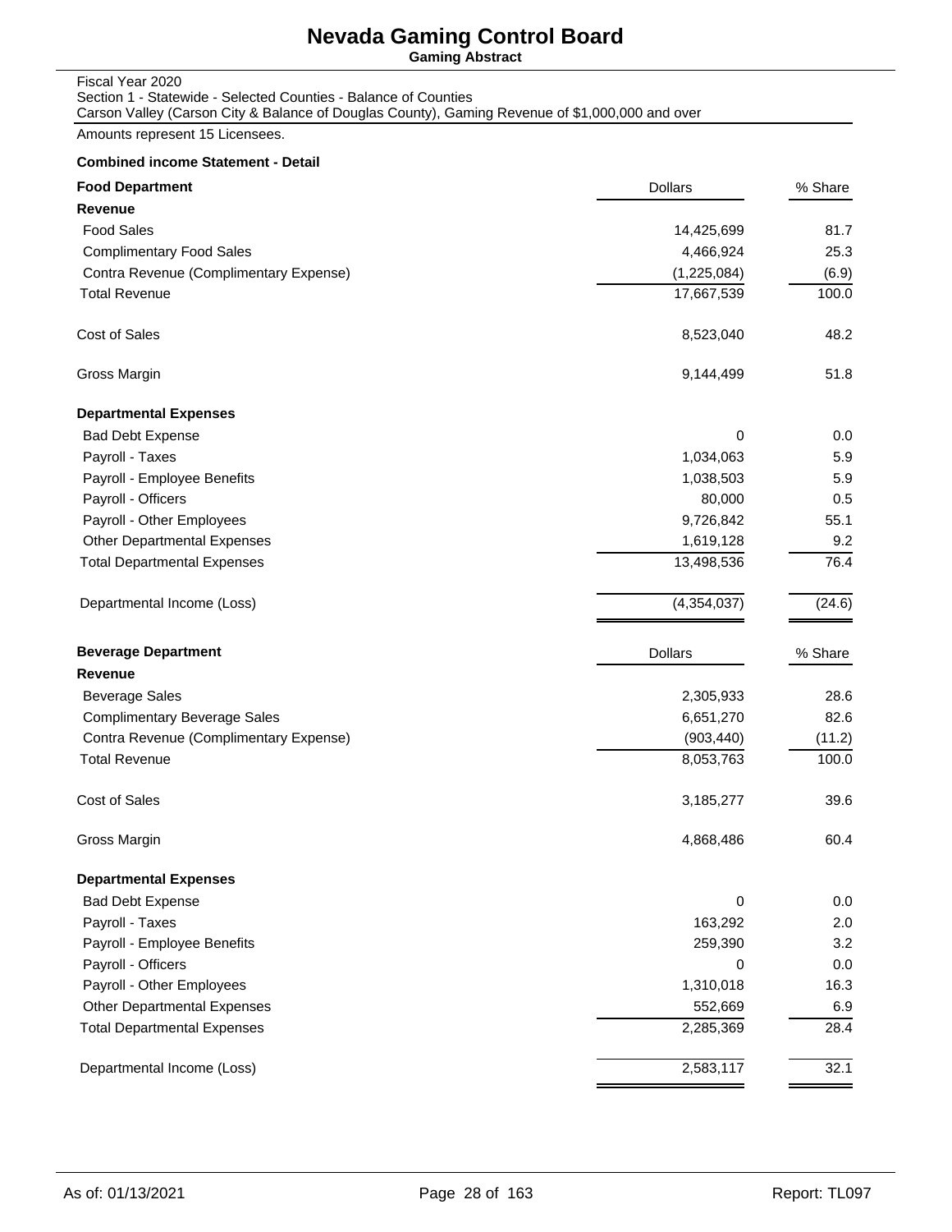# Nevada Gaming Control Board

**Gaming Abstract**

Fiscal Year 2020
Section 1 - Statewide - Selected Counties - Balance of Counties
Carson Valley (Carson City & Balance of Douglas County), Gaming Revenue of $1,000,000 and over

Amounts represent 15 Licensees.

**Combined income Statement - Detail**

| **Food Department** | Dollars | % Share |
|---|---|---|
| **Revenue** | | |
| Food Sales | 14,425,699 | 81.7 |
| Complimentary Food Sales | 4,466,924 | 25.3 |
| Contra Revenue (Complimentary Expense) | (1,225,084) | (6.9) |
| Total Revenue | 17,667,539 | 100.0 |
| Cost of Sales | 8,523,040 | 48.2 |
| Gross Margin | 9,144,499 | 51.8 |
| **Departmental Expenses** | | |
| Bad Debt Expense | 0 | 0.0 |
| Payroll - Taxes | 1,034,063 | 5.9 |
| Payroll - Employee Benefits | 1,038,503 | 5.9 |
| Payroll - Officers | 80,000 | 0.5 |
| Payroll - Other Employees | 9,726,842 | 55.1 |
| Other Departmental Expenses | 1,619,128 | 9.2 |
| Total Departmental Expenses | 13,498,536 | 76.4 |
| Departmental Income (Loss) | (4,354,037) | (24.6) |

| **Beverage Department** | Dollars | % Share |
|---|---|---|
| **Revenue** | | |
| Beverage Sales | 2,305,933 | 28.6 |
| Complimentary Beverage Sales | 6,651,270 | 82.6 |
| Contra Revenue (Complimentary Expense) | (903,440) | (11.2) |
| Total Revenue | 8,053,763 | 100.0 |
| Cost of Sales | 3,185,277 | 39.6 |
| Gross Margin | 4,868,486 | 60.4 |
| **Departmental Expenses** | | |
| Bad Debt Expense | 0 | 0.0 |
| Payroll - Taxes | 163,292 | 2.0 |
| Payroll - Employee Benefits | 259,390 | 3.2 |
| Payroll - Officers | 0 | 0.0 |
| Payroll - Other Employees | 1,310,018 | 16.3 |
| Other Departmental Expenses | 552,669 | 6.9 |
| Total Departmental Expenses | 2,285,369 | 28.4 |
| Departmental Income (Loss) | 2,583,117 | 32.1 |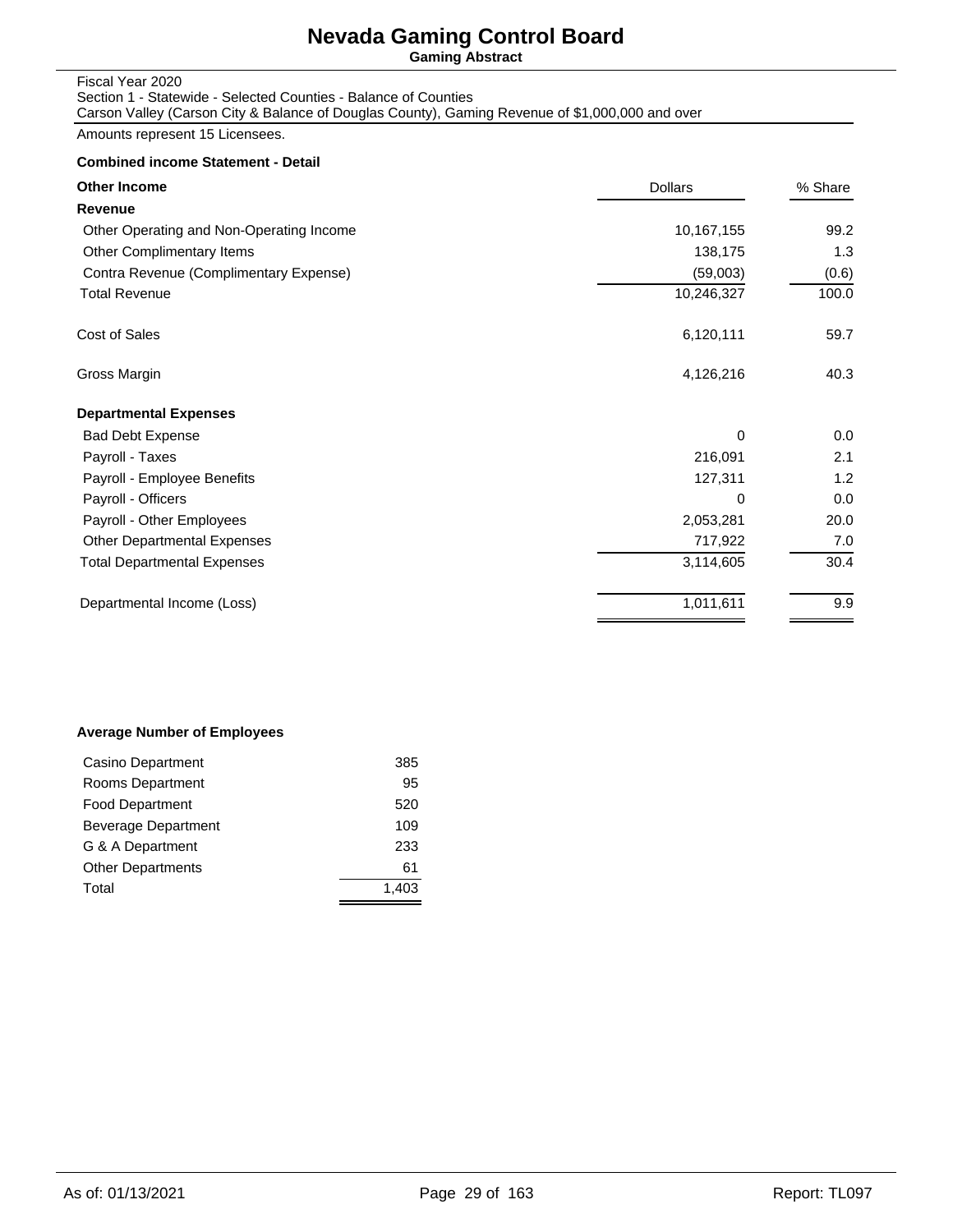# Nevada Gaming Control Board

**Gaming Abstract**

Fiscal Year 2020
Section 1 - Statewide - Selected Counties - Balance of Counties
Carson Valley (Carson City & Balance of Douglas County), Gaming Revenue of $1,000,000 and over

Amounts represent 15 Licensees.

**Combined income Statement - Detail**

| **Other Income** | Dollars | % Share |
|---|---|---|
| **Revenue** | | |
| Other Operating and Non-Operating Income | 10,167,155 | 99.2 |
| Other Complimentary Items | 138,175 | 1.3 |
| Contra Revenue (Complimentary Expense) | (59,003) | (0.6) |
| Total Revenue | 10,246,327 | 100.0 |
| Cost of Sales | 6,120,111 | 59.7 |
| Gross Margin | 4,126,216 | 40.3 |
| **Departmental Expenses** | | |
| Bad Debt Expense | 0 | 0.0 |
| Payroll - Taxes | 216,091 | 2.1 |
| Payroll - Employee Benefits | 127,311 | 1.2 |
| Payroll - Officers | 0 | 0.0 |
| Payroll - Other Employees | 2,053,281 | 20.0 |
| Other Departmental Expenses | 717,922 | 7.0 |
| Total Departmental Expenses | 3,114,605 | 30.4 |
| Departmental Income (Loss) | 1,011,611 | 9.9 |

**Average Number of Employees**

| Department | Employees |
|---|---|
| Casino Department | 385 |
| Rooms Department | 95 |
| Food Department | 520 |
| Beverage Department | 109 |
| G & A Department | 233 |
| Other Departments | 61 |
| Total | 1,403 |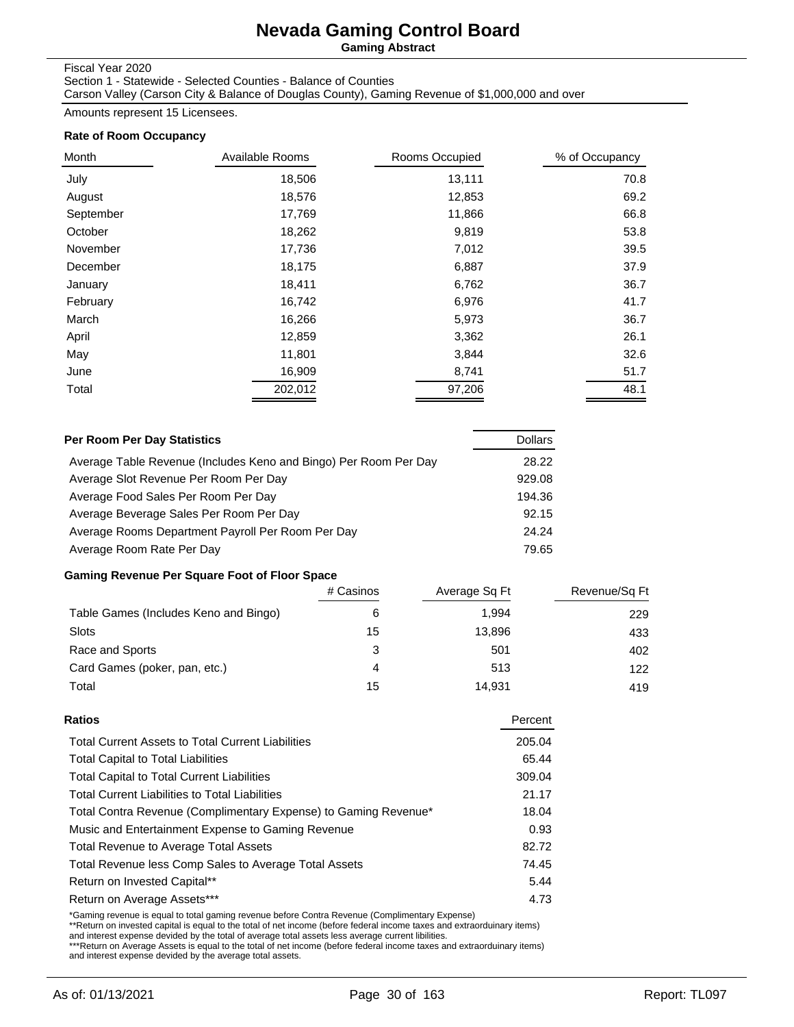# Nevada Gaming Control Board

**Gaming Abstract**

Fiscal Year 2020

Section 1 - Statewide - Selected Counties - Balance of Counties

Carson Valley (Carson City & Balance of Douglas County), Gaming Revenue of $1,000,000 and over

Amounts represent 15 Licensees.

### Rate of Room Occupancy

| Month | Available Rooms | Rooms Occupied | % of Occupancy |
|---|---|---|---|
| July | 18,506 | 13,111 | 70.8 |
| August | 18,576 | 12,853 | 69.2 |
| September | 17,769 | 11,866 | 66.8 |
| October | 18,262 | 9,819 | 53.8 |
| November | 17,736 | 7,012 | 39.5 |
| December | 18,175 | 6,887 | 37.9 |
| January | 18,411 | 6,762 | 36.7 |
| February | 16,742 | 6,976 | 41.7 |
| March | 16,266 | 5,973 | 36.7 |
| April | 12,859 | 3,362 | 26.1 |
| May | 11,801 | 3,844 | 32.6 |
| June | 16,909 | 8,741 | 51.7 |
| Total | 202,012 | 97,206 | 48.1 |

| Per Room Per Day Statistics | Dollars |
|---|---|
| Average Table Revenue (Includes Keno and Bingo) Per Room Per Day | 28.22 |
| Average Slot Revenue Per Room Per Day | 929.08 |
| Average Food Sales Per Room Per Day | 194.36 |
| Average Beverage Sales Per Room Per Day | 92.15 |
| Average Rooms Department Payroll Per Room Per Day | 24.24 |
| Average Room Rate Per Day | 79.65 |

### Gaming Revenue Per Square Foot of Floor Space

| | # Casinos | Average Sq Ft | Revenue/Sq Ft |
|---|---|---|---|
| Table Games (Includes Keno and Bingo) | 6 | 1,994 | 229 |
| Slots | 15 | 13,896 | 433 |
| Race and Sports | 3 | 501 | 402 |
| Card Games (poker, pan, etc.) | 4 | 513 | 122 |
| Total | 15 | 14,931 | 419 |

| Ratios | Percent |
|---|---|
| Total Current Assets to Total Current Liabilities | 205.04 |
| Total Capital to Total Liabilities | 65.44 |
| Total Capital to Total Current Liabilities | 309.04 |
| Total Current Liabilities to Total Liabilities | 21.17 |
| Total Contra Revenue (Complimentary Expense) to Gaming Revenue* | 18.04 |
| Music and Entertainment Expense to Gaming Revenue | 0.93 |
| Total Revenue to Average Total Assets | 82.72 |
| Total Revenue less Comp Sales to Average Total Assets | 74.45 |
| Return on Invested Capital** | 5.44 |
| Return on Average Assets*** | 4.73 |

*Gaming revenue is equal to total gaming revenue before Contra Revenue (Complimentary Expense)

**Return on invested capital is equal to the total of net income (before federal income taxes and extraorduinary items) and interest expense devided by the total of average total assets less average current libilities.

***Return on Average Assets is equal to the total of net income (before federal income taxes and extraorduinary items) and interest expense devided by the average total assets.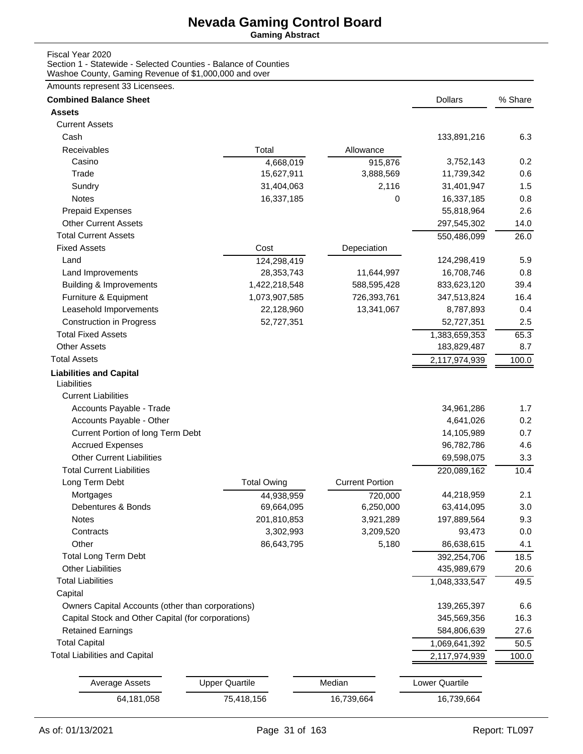# Nevada Gaming Control Board

**Gaming Abstract**

Fiscal Year 2020
Section 1 - Statewide - Selected Counties - Balance of Counties
Washoe County, Gaming Revenue of $1,000,000 and over

Amounts represent 33 Licensees.

| **Combined Balance Sheet** | | | Dollars | % Share |
|---|---|---|---|---|
| **Assets** | | | | |
| Current Assets | | | | |
| Cash | | | 133,891,216 | 6.3 |
| Receivables | Total | Allowance | | |
| Casino | 4,668,019 | 915,876 | 3,752,143 | 0.2 |
| Trade | 15,627,911 | 3,888,569 | 11,739,342 | 0.6 |
| Sundry | 31,404,063 | 2,116 | 31,401,947 | 1.5 |
| Notes | 16,337,185 | 0 | 16,337,185 | 0.8 |
| Prepaid Expenses | | | 55,818,964 | 2.6 |
| Other Current Assets | | | 297,545,302 | 14.0 |
| Total Current Assets | | | 550,486,099 | 26.0 |
| Fixed Assets | Cost | Depeciation | | |
| Land | 124,298,419 | | 124,298,419 | 5.9 |
| Land Improvements | 28,353,743 | 11,644,997 | 16,708,746 | 0.8 |
| Building & Improvements | 1,422,218,548 | 588,595,428 | 833,623,120 | 39.4 |
| Furniture & Equipment | 1,073,907,585 | 726,393,761 | 347,513,824 | 16.4 |
| Leasehold Imporvements | 22,128,960 | 13,341,067 | 8,787,893 | 0.4 |
| Construction in Progress | 52,727,351 | | 52,727,351 | 2.5 |
| Total Fixed Assets | | | 1,383,659,353 | 65.3 |
| Other Assets | | | 183,829,487 | 8.7 |
| Total Assets | | | 2,117,974,939 | 100.0 |
| **Liabilities and Capital** | | | | |
| Liabilities | | | | |
| Current Liabilities | | | | |
| Accounts Payable - Trade | | | 34,961,286 | 1.7 |
| Accounts Payable - Other | | | 4,641,026 | 0.2 |
| Current Portion of long Term Debt | | | 14,105,989 | 0.7 |
| Accrued Expenses | | | 96,782,786 | 4.6 |
| Other Current Liabilities | | | 69,598,075 | 3.3 |
| Total Current Liabilities | | | 220,089,162 | 10.4 |
| Long Term Debt | Total Owing | Current Portion | | |
| Mortgages | 44,938,959 | 720,000 | 44,218,959 | 2.1 |
| Debentures & Bonds | 69,664,095 | 6,250,000 | 63,414,095 | 3.0 |
| Notes | 201,810,853 | 3,921,289 | 197,889,564 | 9.3 |
| Contracts | 3,302,993 | 3,209,520 | 93,473 | 0.0 |
| Other | 86,643,795 | 5,180 | 86,638,615 | 4.1 |
| Total Long Term Debt | | | 392,254,706 | 18.5 |
| Other Liabilities | | | 435,989,679 | 20.6 |
| Total Liabilities | | | 1,048,333,547 | 49.5 |
| Capital | | | | |
| Owners Capital Accounts (other than corporations) | | | 139,265,397 | 6.6 |
| Capital Stock and Other Capital (for corporations) | | | 345,569,356 | 16.3 |
| Retained Earnings | | | 584,806,639 | 27.6 |
| Total Capital | | | 1,069,641,392 | 50.5 |
| Total Liabilities and Capital | | | 2,117,974,939 | 100.0 |

| Average Assets | Upper Quartile | Median | Lower Quartile |
|---|---|---|---|
| 64,181,058 | 75,418,156 | 16,739,664 | 16,739,664 |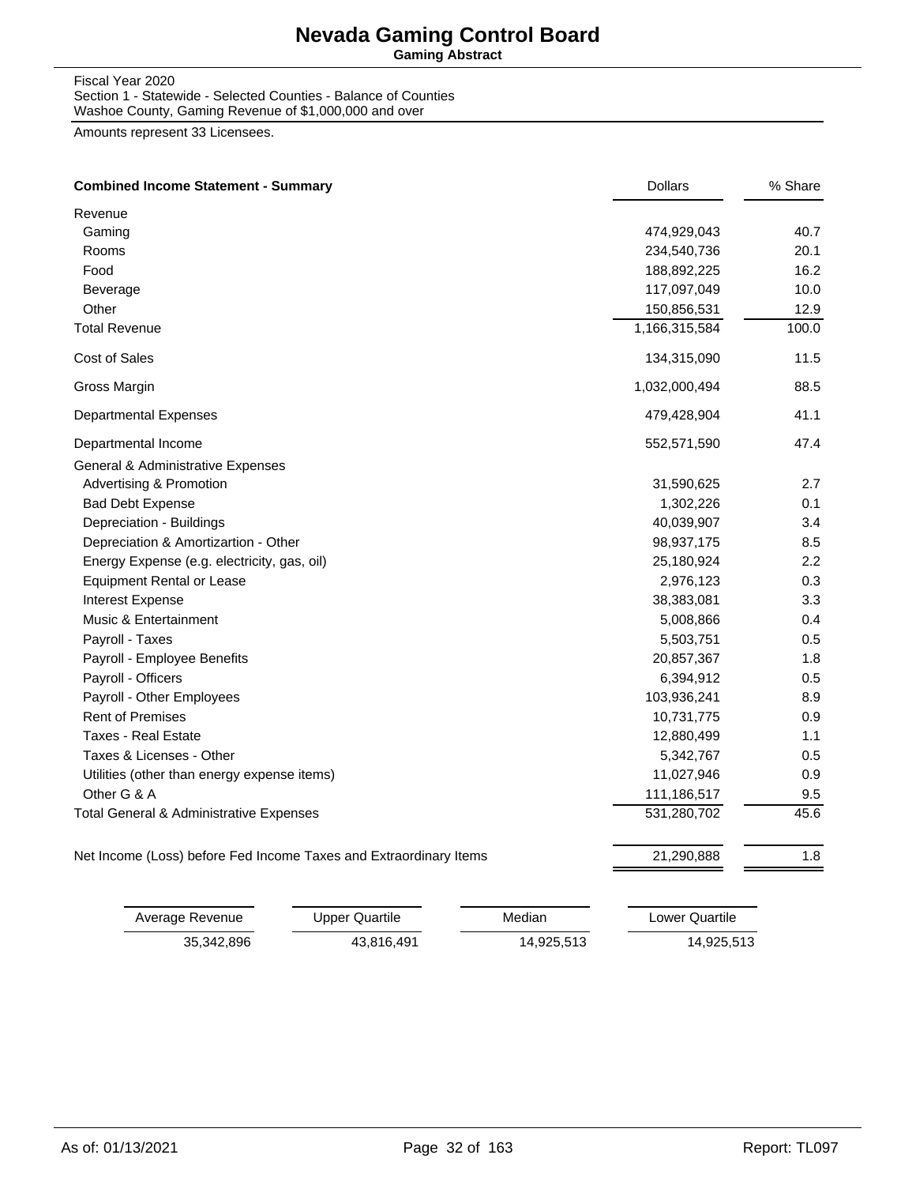# Nevada Gaming Control Board

**Gaming Abstract**

Fiscal Year 2020
Section 1 - Statewide - Selected Counties - Balance of Counties
Washoe County, Gaming Revenue of $1,000,000 and over

Amounts represent 33 Licensees.

| **Combined Income Statement - Summary** | Dollars | % Share |
|---|---|---|
| Revenue | | |
| Gaming | 474,929,043 | 40.7 |
| Rooms | 234,540,736 | 20.1 |
| Food | 188,892,225 | 16.2 |
| Beverage | 117,097,049 | 10.0 |
| Other | 150,856,531 | 12.9 |
| Total Revenue | 1,166,315,584 | 100.0 |
| Cost of Sales | 134,315,090 | 11.5 |
| Gross Margin | 1,032,000,494 | 88.5 |
| Departmental Expenses | 479,428,904 | 41.1 |
| Departmental Income | 552,571,590 | 47.4 |
| General & Administrative Expenses | | |
| Advertising & Promotion | 31,590,625 | 2.7 |
| Bad Debt Expense | 1,302,226 | 0.1 |
| Depreciation - Buildings | 40,039,907 | 3.4 |
| Depreciation & Amortizartion - Other | 98,937,175 | 8.5 |
| Energy Expense (e.g. electricity, gas, oil) | 25,180,924 | 2.2 |
| Equipment Rental or Lease | 2,976,123 | 0.3 |
| Interest Expense | 38,383,081 | 3.3 |
| Music & Entertainment | 5,008,866 | 0.4 |
| Payroll - Taxes | 5,503,751 | 0.5 |
| Payroll - Employee Benefits | 20,857,367 | 1.8 |
| Payroll - Officers | 6,394,912 | 0.5 |
| Payroll - Other Employees | 103,936,241 | 8.9 |
| Rent of Premises | 10,731,775 | 0.9 |
| Taxes - Real Estate | 12,880,499 | 1.1 |
| Taxes & Licenses - Other | 5,342,767 | 0.5 |
| Utilities (other than energy expense items) | 11,027,946 | 0.9 |
| Other G & A | 111,186,517 | 9.5 |
| Total General & Administrative Expenses | 531,280,702 | 45.6 |
| Net Income (Loss) before Fed Income Taxes and Extraordinary Items | 21,290,888 | 1.8 |

| Average Revenue | Upper Quartile | Median | Lower Quartile |
|---|---|---|---|
| 35,342,896 | 43,816,491 | 14,925,513 | 14,925,513 |

As of: 01/13/2021 Report: TL097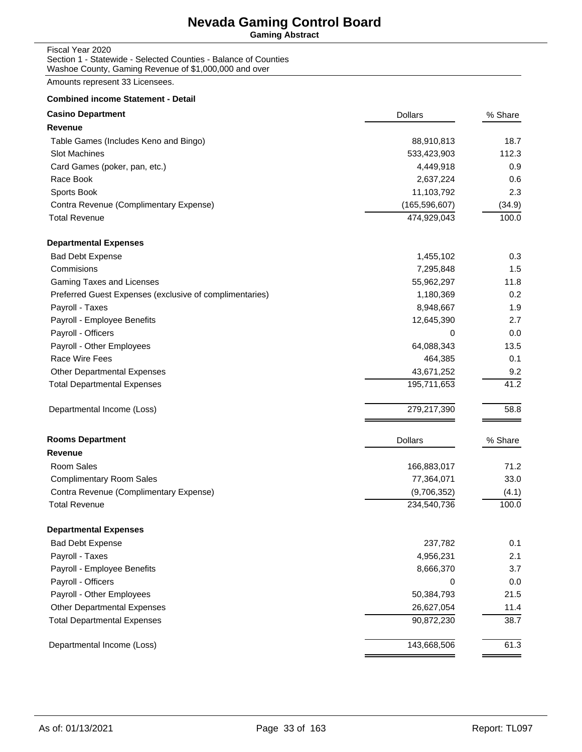# Nevada Gaming Control Board

**Gaming Abstract**

Fiscal Year 2020
Section 1 - Statewide - Selected Counties - Balance of Counties
Washoe County, Gaming Revenue of $1,000,000 and over

Amounts represent 33 Licensees.

**Combined income Statement - Detail**

| **Casino Department** | Dollars | % Share |
|---|---|---|
| **Revenue** | | |
| Table Games (Includes Keno and Bingo) | 88,910,813 | 18.7 |
| Slot Machines | 533,423,903 | 112.3 |
| Card Games (poker, pan, etc.) | 4,449,918 | 0.9 |
| Race Book | 2,637,224 | 0.6 |
| Sports Book | 11,103,792 | 2.3 |
| Contra Revenue (Complimentary Expense) | (165,596,607) | (34.9) |
| Total Revenue | 474,929,043 | 100.0 |
| **Departmental Expenses** | | |
| Bad Debt Expense | 1,455,102 | 0.3 |
| Commisions | 7,295,848 | 1.5 |
| Gaming Taxes and Licenses | 55,962,297 | 11.8 |
| Preferred Guest Expenses (exclusive of complimentaries) | 1,180,369 | 0.2 |
| Payroll - Taxes | 8,948,667 | 1.9 |
| Payroll - Employee Benefits | 12,645,390 | 2.7 |
| Payroll - Officers | 0 | 0.0 |
| Payroll - Other Employees | 64,088,343 | 13.5 |
| Race Wire Fees | 464,385 | 0.1 |
| Other Departmental Expenses | 43,671,252 | 9.2 |
| Total Departmental Expenses | 195,711,653 | 41.2 |
| Departmental Income (Loss) | 279,217,390 | 58.8 |

| **Rooms Department** | Dollars | % Share |
|---|---|---|
| **Revenue** | | |
| Room Sales | 166,883,017 | 71.2 |
| Complimentary Room Sales | 77,364,071 | 33.0 |
| Contra Revenue (Complimentary Expense) | (9,706,352) | (4.1) |
| Total Revenue | 234,540,736 | 100.0 |
| **Departmental Expenses** | | |
| Bad Debt Expense | 237,782 | 0.1 |
| Payroll - Taxes | 4,956,231 | 2.1 |
| Payroll - Employee Benefits | 8,666,370 | 3.7 |
| Payroll - Officers | 0 | 0.0 |
| Payroll - Other Employees | 50,384,793 | 21.5 |
| Other Departmental Expenses | 26,627,054 | 11.4 |
| Total Departmental Expenses | 90,872,230 | 38.7 |
| Departmental Income (Loss) | 143,668,506 | 61.3 |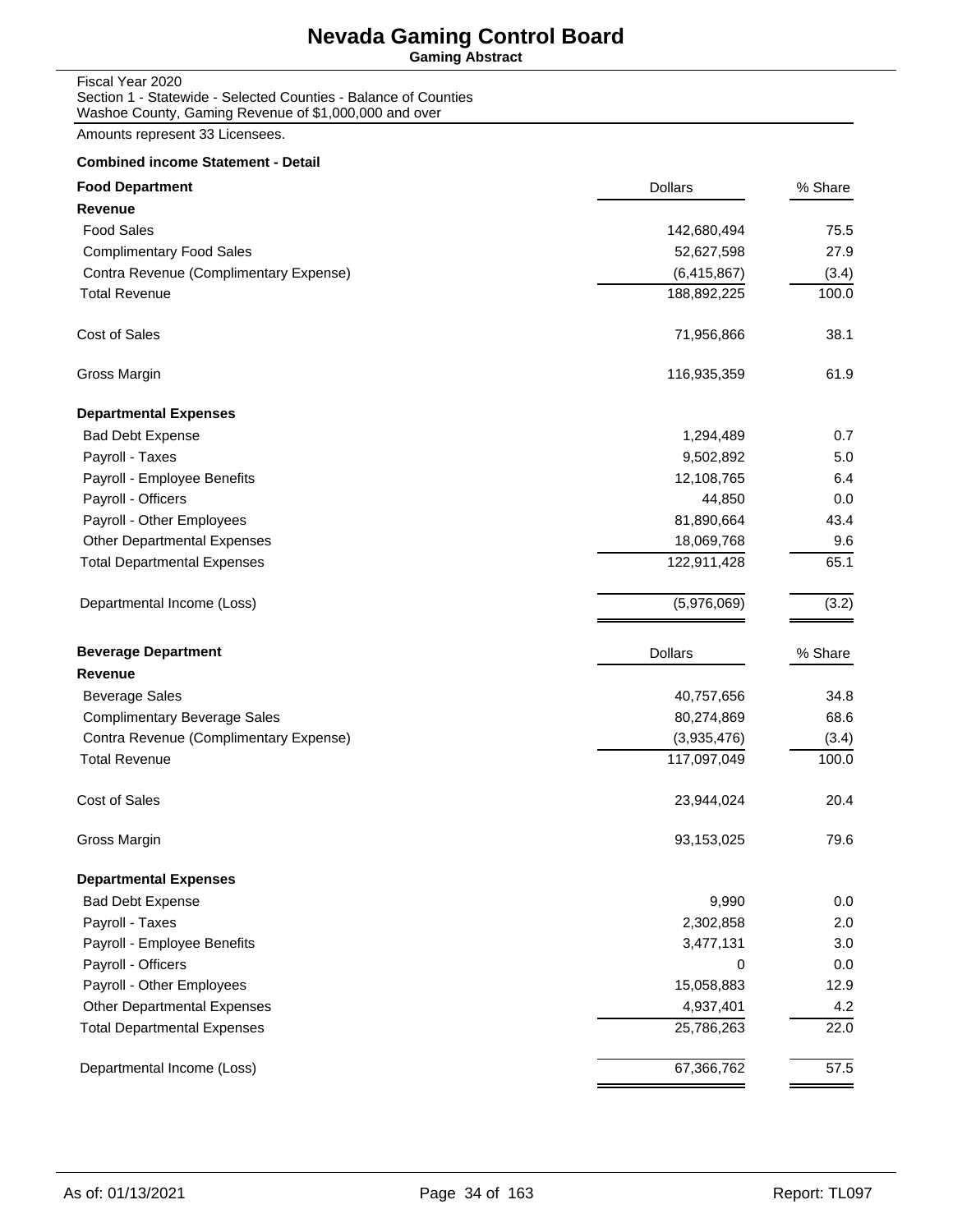# Nevada Gaming Control Board

**Gaming Abstract**

Fiscal Year 2020
Section 1 - Statewide - Selected Counties - Balance of Counties
Washoe County, Gaming Revenue of $1,000,000 and over

Amounts represent 33 Licensees.

**Combined income Statement - Detail**

| **Food Department** | Dollars | % Share |
|---|---|---|
| **Revenue** | | |
| Food Sales | 142,680,494 | 75.5 |
| Complimentary Food Sales | 52,627,598 | 27.9 |
| Contra Revenue (Complimentary Expense) | (6,415,867) | (3.4) |
| Total Revenue | 188,892,225 | 100.0 |
| Cost of Sales | 71,956,866 | 38.1 |
| Gross Margin | 116,935,359 | 61.9 |
| **Departmental Expenses** | | |
| Bad Debt Expense | 1,294,489 | 0.7 |
| Payroll - Taxes | 9,502,892 | 5.0 |
| Payroll - Employee Benefits | 12,108,765 | 6.4 |
| Payroll - Officers | 44,850 | 0.0 |
| Payroll - Other Employees | 81,890,664 | 43.4 |
| Other Departmental Expenses | 18,069,768 | 9.6 |
| Total Departmental Expenses | 122,911,428 | 65.1 |
| Departmental Income (Loss) | (5,976,069) | (3.2) |

| **Beverage Department** | Dollars | % Share |
|---|---|---|
| **Revenue** | | |
| Beverage Sales | 40,757,656 | 34.8 |
| Complimentary Beverage Sales | 80,274,869 | 68.6 |
| Contra Revenue (Complimentary Expense) | (3,935,476) | (3.4) |
| Total Revenue | 117,097,049 | 100.0 |
| Cost of Sales | 23,944,024 | 20.4 |
| Gross Margin | 93,153,025 | 79.6 |
| **Departmental Expenses** | | |
| Bad Debt Expense | 9,990 | 0.0 |
| Payroll - Taxes | 2,302,858 | 2.0 |
| Payroll - Employee Benefits | 3,477,131 | 3.0 |
| Payroll - Officers | 0 | 0.0 |
| Payroll - Other Employees | 15,058,883 | 12.9 |
| Other Departmental Expenses | 4,937,401 | 4.2 |
| Total Departmental Expenses | 25,786,263 | 22.0 |
| Departmental Income (Loss) | 67,366,762 | 57.5 |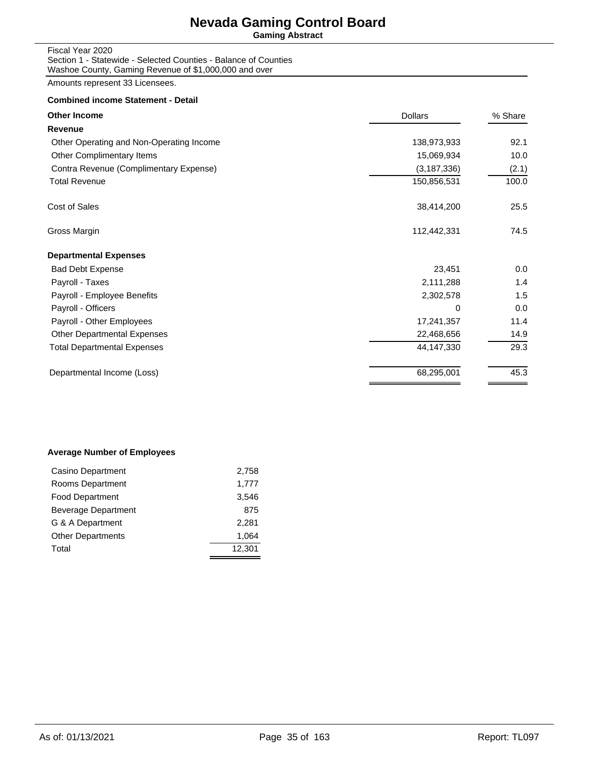# Nevada Gaming Control Board

**Gaming Abstract**

Fiscal Year 2020
Section 1 - Statewide - Selected Counties - Balance of Counties
Washoe County, Gaming Revenue of $1,000,000 and over

Amounts represent 33 Licensees.

**Combined income Statement - Detail**

| **Other Income** | Dollars | % Share |
|---|---|---|
| **Revenue** | | |
| Other Operating and Non-Operating Income | 138,973,933 | 92.1 |
| Other Complimentary Items | 15,069,934 | 10.0 |
| Contra Revenue (Complimentary Expense) | (3,187,336) | (2.1) |
| Total Revenue | 150,856,531 | 100.0 |
| Cost of Sales | 38,414,200 | 25.5 |
| Gross Margin | 112,442,331 | 74.5 |
| **Departmental Expenses** | | |
| Bad Debt Expense | 23,451 | 0.0 |
| Payroll - Taxes | 2,111,288 | 1.4 |
| Payroll - Employee Benefits | 2,302,578 | 1.5 |
| Payroll - Officers | 0 | 0.0 |
| Payroll - Other Employees | 17,241,357 | 11.4 |
| Other Departmental Expenses | 22,468,656 | 14.9 |
| Total Departmental Expenses | 44,147,330 | 29.3 |
| Departmental Income (Loss) | 68,295,001 | 45.3 |

**Average Number of Employees**

| Department | Employees |
|---|---|
| Casino Department | 2,758 |
| Rooms Department | 1,777 |
| Food Department | 3,546 |
| Beverage Department | 875 |
| G & A Department | 2,281 |
| Other Departments | 1,064 |
| Total | 12,301 |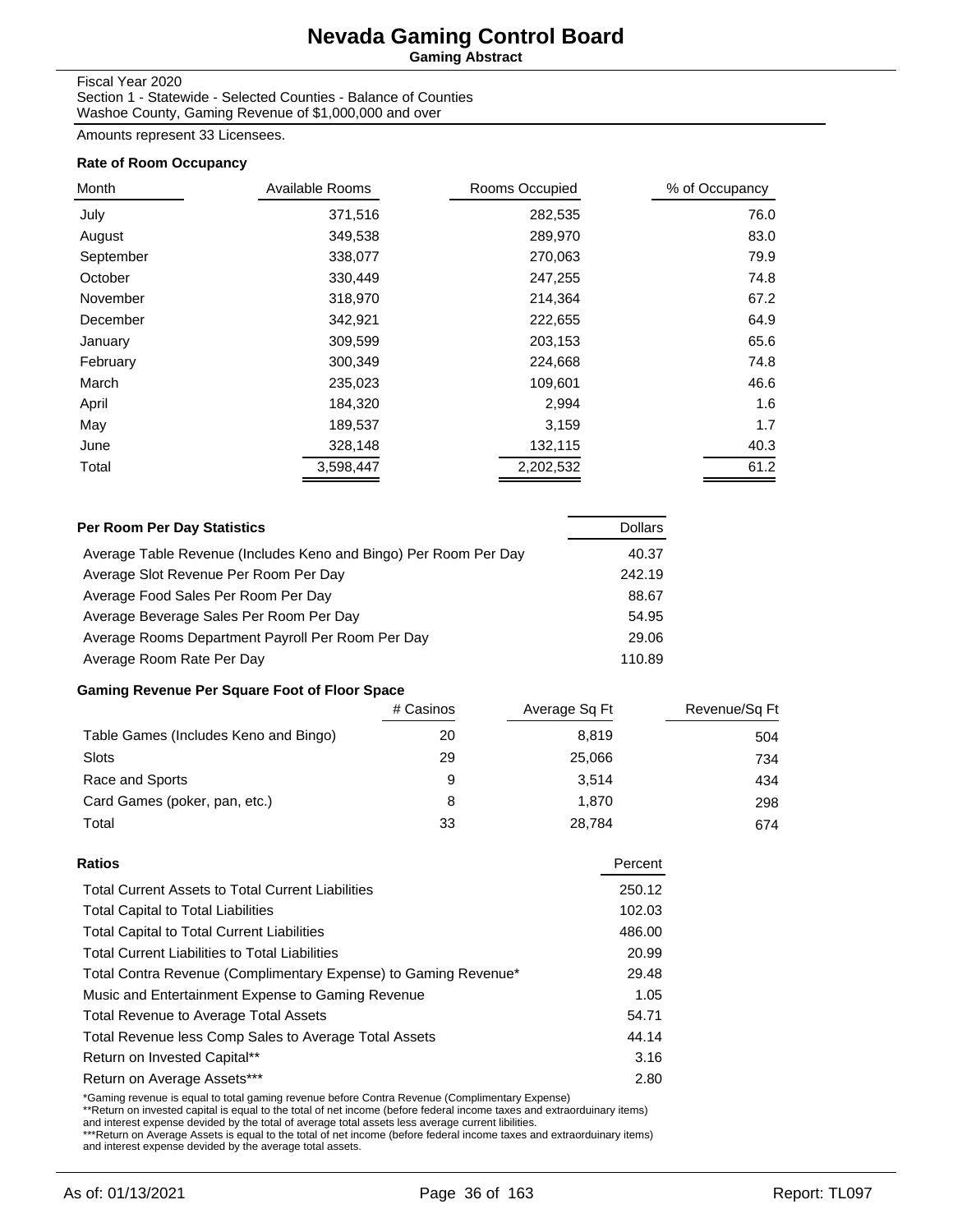# Nevada Gaming Control Board

**Gaming Abstract**

Fiscal Year 2020
Section 1 - Statewide - Selected Counties - Balance of Counties
Washoe County, Gaming Revenue of $1,000,000 and over

Amounts represent 33 Licensees.

### Rate of Room Occupancy

| Month | Available Rooms | Rooms Occupied | % of Occupancy |
|---|---|---|---|
| July | 371,516 | 282,535 | 76.0 |
| August | 349,538 | 289,970 | 83.0 |
| September | 338,077 | 270,063 | 79.9 |
| October | 330,449 | 247,255 | 74.8 |
| November | 318,970 | 214,364 | 67.2 |
| December | 342,921 | 222,655 | 64.9 |
| January | 309,599 | 203,153 | 65.6 |
| February | 300,349 | 224,668 | 74.8 |
| March | 235,023 | 109,601 | 46.6 |
| April | 184,320 | 2,994 | 1.6 |
| May | 189,537 | 3,159 | 1.7 |
| June | 328,148 | 132,115 | 40.3 |
| Total | 3,598,447 | 2,202,532 | 61.2 |

### Per Room Per Day Statistics

| | Dollars |
|---|---|
| Average Table Revenue (Includes Keno and Bingo) Per Room Per Day | 40.37 |
| Average Slot Revenue Per Room Per Day | 242.19 |
| Average Food Sales Per Room Per Day | 88.67 |
| Average Beverage Sales Per Room Per Day | 54.95 |
| Average Rooms Department Payroll Per Room Per Day | 29.06 |
| Average Room Rate Per Day | 110.89 |

### Gaming Revenue Per Square Foot of Floor Space

| | # Casinos | Average Sq Ft | Revenue/Sq Ft |
|---|---|---|---|
| Table Games (Includes Keno and Bingo) | 20 | 8,819 | 504 |
| Slots | 29 | 25,066 | 734 |
| Race and Sports | 9 | 3,514 | 434 |
| Card Games (poker, pan, etc.) | 8 | 1,870 | 298 |
| Total | 33 | 28,784 | 674 |

### Ratios

| | Percent |
|---|---|
| Total Current Assets to Total Current Liabilities | 250.12 |
| Total Capital to Total Liabilities | 102.03 |
| Total Capital to Total Current Liabilities | 486.00 |
| Total Current Liabilities to Total Liabilities | 20.99 |
| Total Contra Revenue (Complimentary Expense) to Gaming Revenue* | 29.48 |
| Music and Entertainment Expense to Gaming Revenue | 1.05 |
| Total Revenue to Average Total Assets | 54.71 |
| Total Revenue less Comp Sales to Average Total Assets | 44.14 |
| Return on Invested Capital** | 3.16 |
| Return on Average Assets*** | 2.80 |

*Gaming revenue is equal to total gaming revenue before Contra Revenue (Complimentary Expense)
**Return on invested capital is equal to the total of net income (before federal income taxes and extraorduinary items) and interest expense devided by the total of average total assets less average current libilities.
***Return on Average Assets is equal to the total of net income (before federal income taxes and extraorduinary items) and interest expense devided by the average total assets.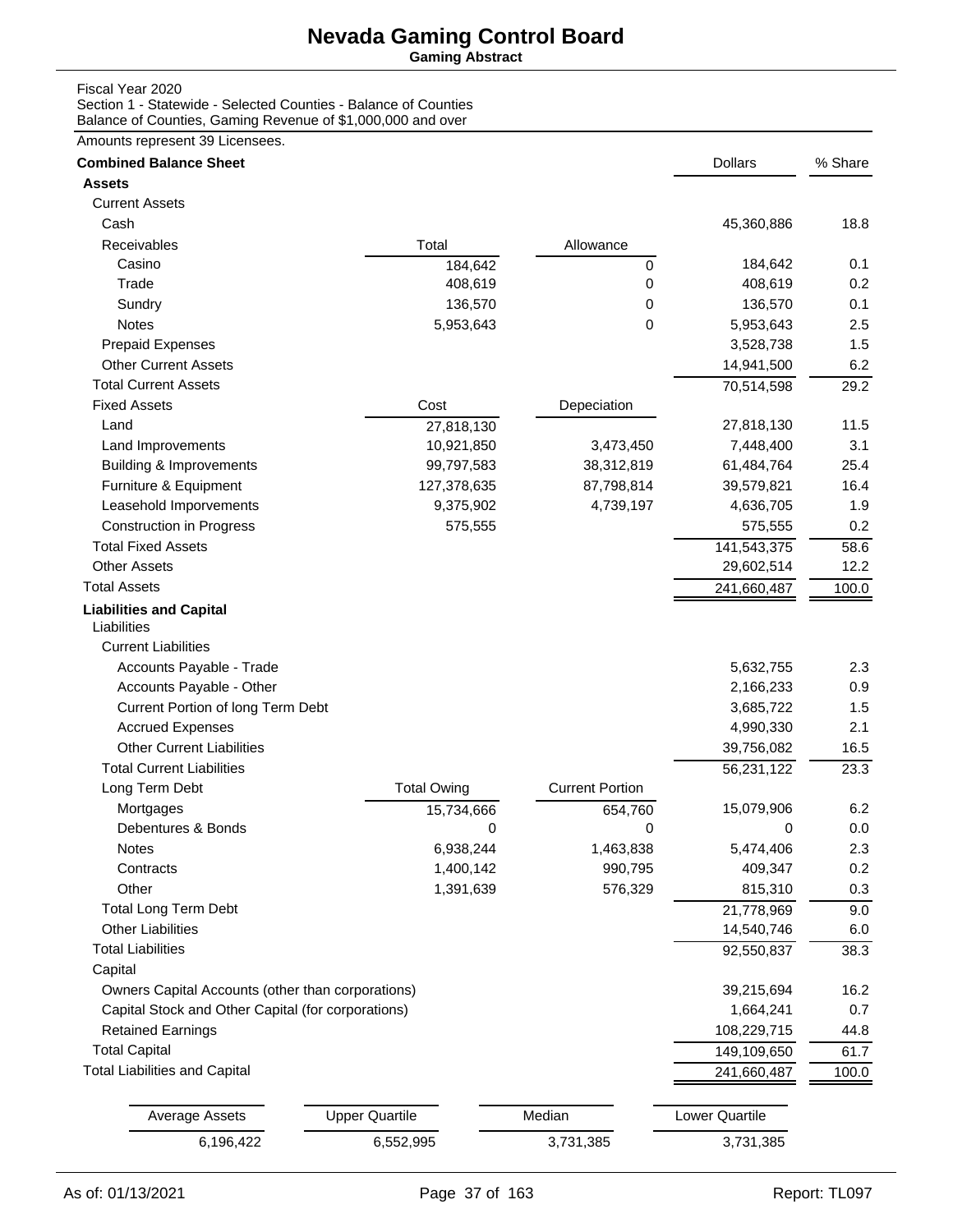# Nevada Gaming Control Board

**Gaming Abstract**

Fiscal Year 2020
Section 1 - Statewide - Selected Counties - Balance of Counties
Balance of Counties, Gaming Revenue of $1,000,000 and over

Amounts represent 39 Licensees.

| **Combined Balance Sheet** | | | Dollars | % Share |
|---|---|---|---|---|
| **Assets** | | | | |
| Current Assets | | | | |
| Cash | | | 45,360,886 | 18.8 |
| Receivables | Total | Allowance | | |
| Casino | 184,642 | 0 | 184,642 | 0.1 |
| Trade | 408,619 | 0 | 408,619 | 0.2 |
| Sundry | 136,570 | 0 | 136,570 | 0.1 |
| Notes | 5,953,643 | 0 | 5,953,643 | 2.5 |
| Prepaid Expenses | | | 3,528,738 | 1.5 |
| Other Current Assets | | | 14,941,500 | 6.2 |
| Total Current Assets | | | 70,514,598 | 29.2 |
| Fixed Assets | Cost | Depeciation | | |
| Land | 27,818,130 | | 27,818,130 | 11.5 |
| Land Improvements | 10,921,850 | 3,473,450 | 7,448,400 | 3.1 |
| Building & Improvements | 99,797,583 | 38,312,819 | 61,484,764 | 25.4 |
| Furniture & Equipment | 127,378,635 | 87,798,814 | 39,579,821 | 16.4 |
| Leasehold Imporvements | 9,375,902 | 4,739,197 | 4,636,705 | 1.9 |
| Construction in Progress | 575,555 | | 575,555 | 0.2 |
| Total Fixed Assets | | | 141,543,375 | 58.6 |
| Other Assets | | | 29,602,514 | 12.2 |
| Total Assets | | | 241,660,487 | 100.0 |
| **Liabilities and Capital** | | | | |
| Liabilities | | | | |
| Current Liabilities | | | | |
| Accounts Payable - Trade | | | 5,632,755 | 2.3 |
| Accounts Payable - Other | | | 2,166,233 | 0.9 |
| Current Portion of long Term Debt | | | 3,685,722 | 1.5 |
| Accrued Expenses | | | 4,990,330 | 2.1 |
| Other Current Liabilities | | | 39,756,082 | 16.5 |
| Total Current Liabilities | | | 56,231,122 | 23.3 |
| Long Term Debt | Total Owing | Current Portion | | |
| Mortgages | 15,734,666 | 654,760 | 15,079,906 | 6.2 |
| Debentures & Bonds | 0 | 0 | 0 | 0.0 |
| Notes | 6,938,244 | 1,463,838 | 5,474,406 | 2.3 |
| Contracts | 1,400,142 | 990,795 | 409,347 | 0.2 |
| Other | 1,391,639 | 576,329 | 815,310 | 0.3 |
| Total Long Term Debt | | | 21,778,969 | 9.0 |
| Other Liabilities | | | 14,540,746 | 6.0 |
| Total Liabilities | | | 92,550,837 | 38.3 |
| Capital | | | | |
| Owners Capital Accounts (other than corporations) | | | 39,215,694 | 16.2 |
| Capital Stock and Other Capital (for corporations) | | | 1,664,241 | 0.7 |
| Retained Earnings | | | 108,229,715 | 44.8 |
| Total Capital | | | 149,109,650 | 61.7 |
| Total Liabilities and Capital | | | 241,660,487 | 100.0 |

| Average Assets | Upper Quartile | Median | Lower Quartile |
|---|---|---|---|
| 6,196,422 | 6,552,995 | 3,731,385 | 3,731,385 |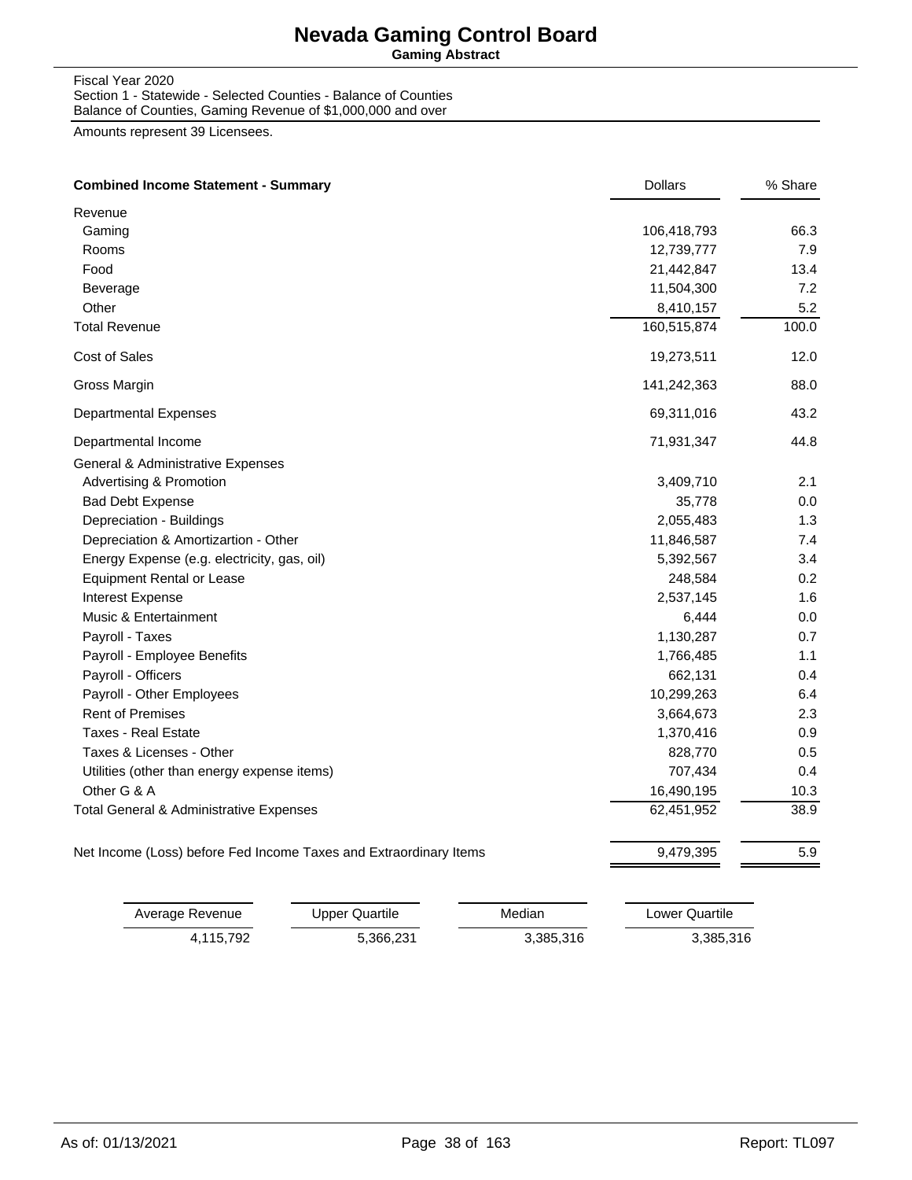# Nevada Gaming Control Board

**Gaming Abstract**

Fiscal Year 2020
Section 1 - Statewide - Selected Counties - Balance of Counties
Balance of Counties, Gaming Revenue of $1,000,000 and over

Amounts represent 39 Licensees.

| **Combined Income Statement - Summary** | Dollars | % Share |
|---|---|---|
| Revenue | | |
| Gaming | 106,418,793 | 66.3 |
| Rooms | 12,739,777 | 7.9 |
| Food | 21,442,847 | 13.4 |
| Beverage | 11,504,300 | 7.2 |
| Other | 8,410,157 | 5.2 |
| Total Revenue | 160,515,874 | 100.0 |
| Cost of Sales | 19,273,511 | 12.0 |
| Gross Margin | 141,242,363 | 88.0 |
| Departmental Expenses | 69,311,016 | 43.2 |
| Departmental Income | 71,931,347 | 44.8 |
| General & Administrative Expenses | | |
| Advertising & Promotion | 3,409,710 | 2.1 |
| Bad Debt Expense | 35,778 | 0.0 |
| Depreciation - Buildings | 2,055,483 | 1.3 |
| Depreciation & Amortizartion - Other | 11,846,587 | 7.4 |
| Energy Expense (e.g. electricity, gas, oil) | 5,392,567 | 3.4 |
| Equipment Rental or Lease | 248,584 | 0.2 |
| Interest Expense | 2,537,145 | 1.6 |
| Music & Entertainment | 6,444 | 0.0 |
| Payroll - Taxes | 1,130,287 | 0.7 |
| Payroll - Employee Benefits | 1,766,485 | 1.1 |
| Payroll - Officers | 662,131 | 0.4 |
| Payroll - Other Employees | 10,299,263 | 6.4 |
| Rent of Premises | 3,664,673 | 2.3 |
| Taxes - Real Estate | 1,370,416 | 0.9 |
| Taxes & Licenses - Other | 828,770 | 0.5 |
| Utilities (other than energy expense items) | 707,434 | 0.4 |
| Other G & A | 16,490,195 | 10.3 |
| Total General & Administrative Expenses | 62,451,952 | 38.9 |
| Net Income (Loss) before Fed Income Taxes and Extraordinary Items | 9,479,395 | 5.9 |

| Average Revenue | Upper Quartile | Median | Lower Quartile |
|---|---|---|---|
| 4,115,792 | 5,366,231 | 3,385,316 | 3,385,316 |

As of: 01/13/2021 Report: TL097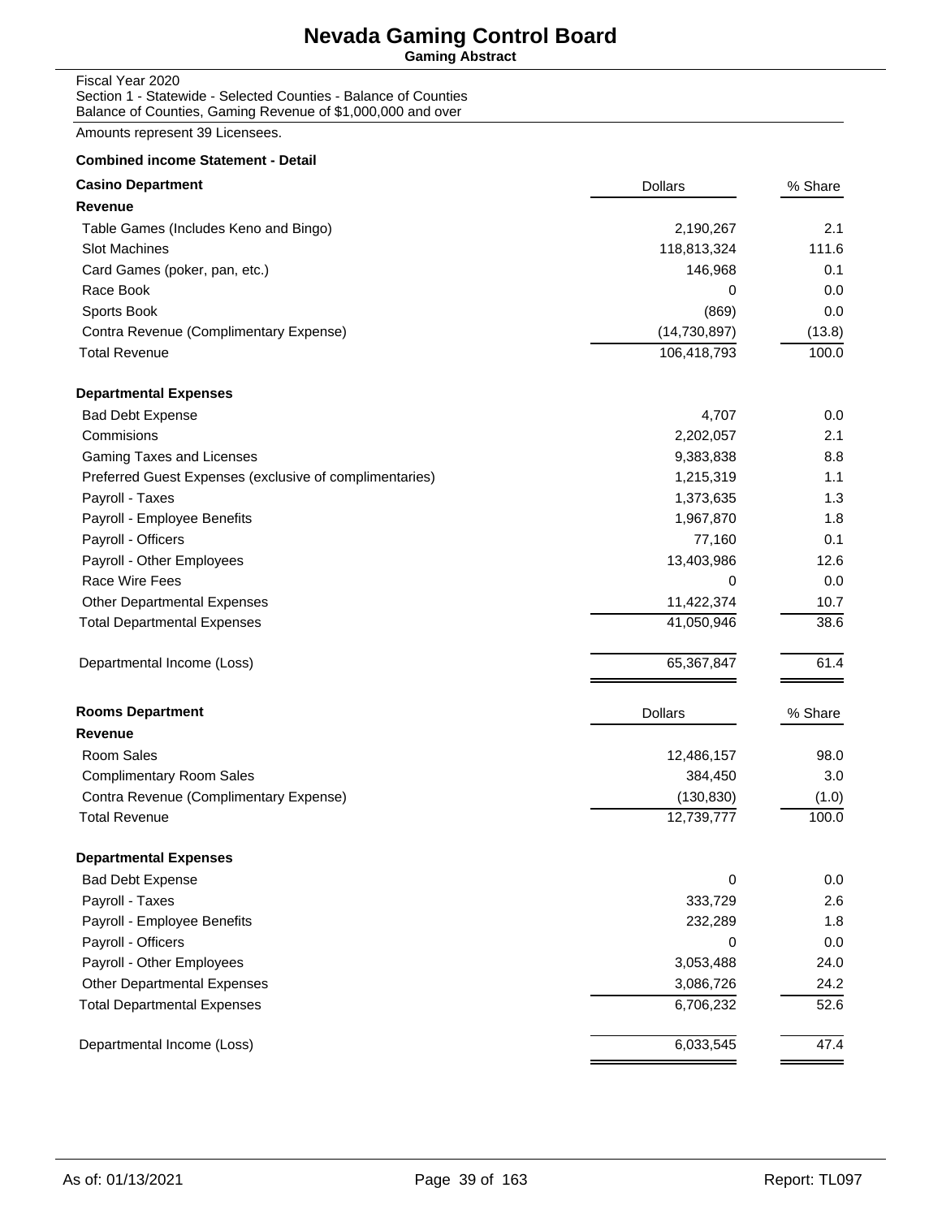# Nevada Gaming Control Board

**Gaming Abstract**

Fiscal Year 2020
Section 1 - Statewide - Selected Counties - Balance of Counties
Balance of Counties, Gaming Revenue of $1,000,000 and over

Amounts represent 39 Licensees.

**Combined income Statement - Detail**

| **Casino Department** | Dollars | % Share |
|---|---|---|
| **Revenue** | | |
| Table Games (Includes Keno and Bingo) | 2,190,267 | 2.1 |
| Slot Machines | 118,813,324 | 111.6 |
| Card Games (poker, pan, etc.) | 146,968 | 0.1 |
| Race Book | 0 | 0.0 |
| Sports Book | (869) | 0.0 |
| Contra Revenue (Complimentary Expense) | (14,730,897) | (13.8) |
| Total Revenue | 106,418,793 | 100.0 |
| **Departmental Expenses** | | |
| Bad Debt Expense | 4,707 | 0.0 |
| Commisions | 2,202,057 | 2.1 |
| Gaming Taxes and Licenses | 9,383,838 | 8.8 |
| Preferred Guest Expenses (exclusive of complimentaries) | 1,215,319 | 1.1 |
| Payroll - Taxes | 1,373,635 | 1.3 |
| Payroll - Employee Benefits | 1,967,870 | 1.8 |
| Payroll - Officers | 77,160 | 0.1 |
| Payroll - Other Employees | 13,403,986 | 12.6 |
| Race Wire Fees | 0 | 0.0 |
| Other Departmental Expenses | 11,422,374 | 10.7 |
| Total Departmental Expenses | 41,050,946 | 38.6 |
| Departmental Income (Loss) | 65,367,847 | 61.4 |

| **Rooms Department** | Dollars | % Share |
|---|---|---|
| **Revenue** | | |
| Room Sales | 12,486,157 | 98.0 |
| Complimentary Room Sales | 384,450 | 3.0 |
| Contra Revenue (Complimentary Expense) | (130,830) | (1.0) |
| Total Revenue | 12,739,777 | 100.0 |
| **Departmental Expenses** | | |
| Bad Debt Expense | 0 | 0.0 |
| Payroll - Taxes | 333,729 | 2.6 |
| Payroll - Employee Benefits | 232,289 | 1.8 |
| Payroll - Officers | 0 | 0.0 |
| Payroll - Other Employees | 3,053,488 | 24.0 |
| Other Departmental Expenses | 3,086,726 | 24.2 |
| Total Departmental Expenses | 6,706,232 | 52.6 |
| Departmental Income (Loss) | 6,033,545 | 47.4 |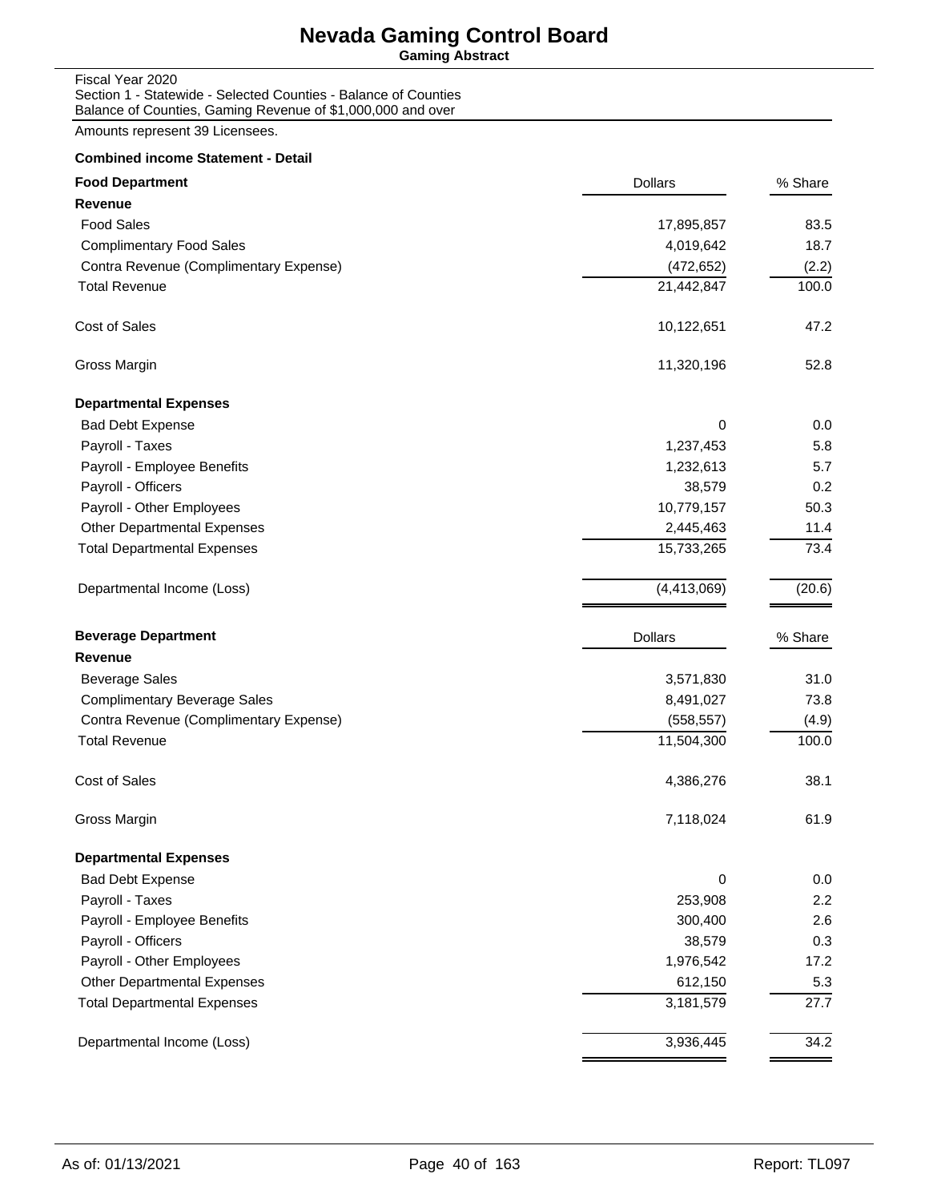# Nevada Gaming Control Board

**Gaming Abstract**

Fiscal Year 2020
Section 1 - Statewide - Selected Counties - Balance of Counties
Balance of Counties, Gaming Revenue of $1,000,000 and over

Amounts represent 39 Licensees.

**Combined income Statement - Detail**

| **Food Department** | Dollars | % Share |
|---|---|---|
| **Revenue** | | |
| Food Sales | 17,895,857 | 83.5 |
| Complimentary Food Sales | 4,019,642 | 18.7 |
| Contra Revenue (Complimentary Expense) | (472,652) | (2.2) |
| Total Revenue | 21,442,847 | 100.0 |
| Cost of Sales | 10,122,651 | 47.2 |
| Gross Margin | 11,320,196 | 52.8 |
| **Departmental Expenses** | | |
| Bad Debt Expense | 0 | 0.0 |
| Payroll - Taxes | 1,237,453 | 5.8 |
| Payroll - Employee Benefits | 1,232,613 | 5.7 |
| Payroll - Officers | 38,579 | 0.2 |
| Payroll - Other Employees | 10,779,157 | 50.3 |
| Other Departmental Expenses | 2,445,463 | 11.4 |
| Total Departmental Expenses | 15,733,265 | 73.4 |
| Departmental Income (Loss) | (4,413,069) | (20.6) |

| **Beverage Department** | Dollars | % Share |
|---|---|---|
| **Revenue** | | |
| Beverage Sales | 3,571,830 | 31.0 |
| Complimentary Beverage Sales | 8,491,027 | 73.8 |
| Contra Revenue (Complimentary Expense) | (558,557) | (4.9) |
| Total Revenue | 11,504,300 | 100.0 |
| Cost of Sales | 4,386,276 | 38.1 |
| Gross Margin | 7,118,024 | 61.9 |
| **Departmental Expenses** | | |
| Bad Debt Expense | 0 | 0.0 |
| Payroll - Taxes | 253,908 | 2.2 |
| Payroll - Employee Benefits | 300,400 | 2.6 |
| Payroll - Officers | 38,579 | 0.3 |
| Payroll - Other Employees | 1,976,542 | 17.2 |
| Other Departmental Expenses | 612,150 | 5.3 |
| Total Departmental Expenses | 3,181,579 | 27.7 |
| Departmental Income (Loss) | 3,936,445 | 34.2 |

As of: 01/13/2021 Report: TL097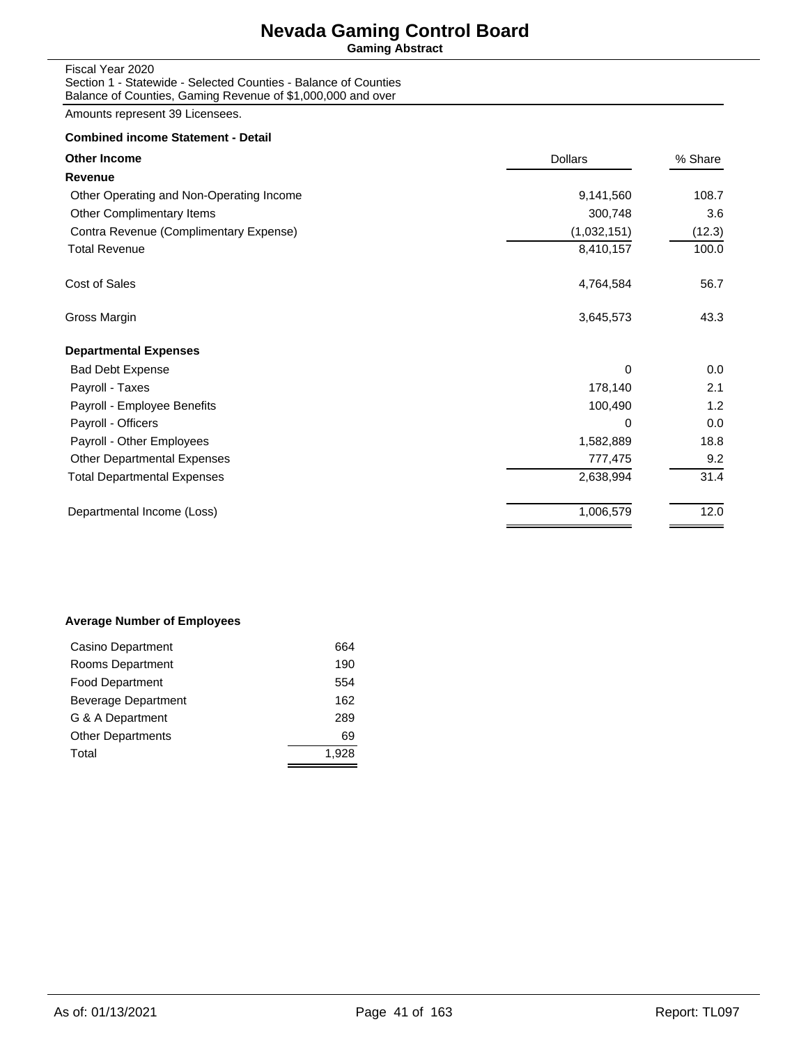# Nevada Gaming Control Board

**Gaming Abstract**

Fiscal Year 2020
Section 1 - Statewide - Selected Counties - Balance of Counties
Balance of Counties, Gaming Revenue of $1,000,000 and over

Amounts represent 39 Licensees.

**Combined income Statement - Detail**

| **Other Income** | Dollars | % Share |
|---|---|---|
| **Revenue** | | |
| Other Operating and Non-Operating Income | 9,141,560 | 108.7 |
| Other Complimentary Items | 300,748 | 3.6 |
| Contra Revenue (Complimentary Expense) | (1,032,151) | (12.3) |
| Total Revenue | 8,410,157 | 100.0 |
| Cost of Sales | 4,764,584 | 56.7 |
| Gross Margin | 3,645,573 | 43.3 |
| **Departmental Expenses** | | |
| Bad Debt Expense | 0 | 0.0 |
| Payroll - Taxes | 178,140 | 2.1 |
| Payroll - Employee Benefits | 100,490 | 1.2 |
| Payroll - Officers | 0 | 0.0 |
| Payroll - Other Employees | 1,582,889 | 18.8 |
| Other Departmental Expenses | 777,475 | 9.2 |
| Total Departmental Expenses | 2,638,994 | 31.4 |
| Departmental Income (Loss) | 1,006,579 | 12.0 |

**Average Number of Employees**

| Department | Employees |
|---|---|
| Casino Department | 664 |
| Rooms Department | 190 |
| Food Department | 554 |
| Beverage Department | 162 |
| G & A Department | 289 |
| Other Departments | 69 |
| Total | 1,928 |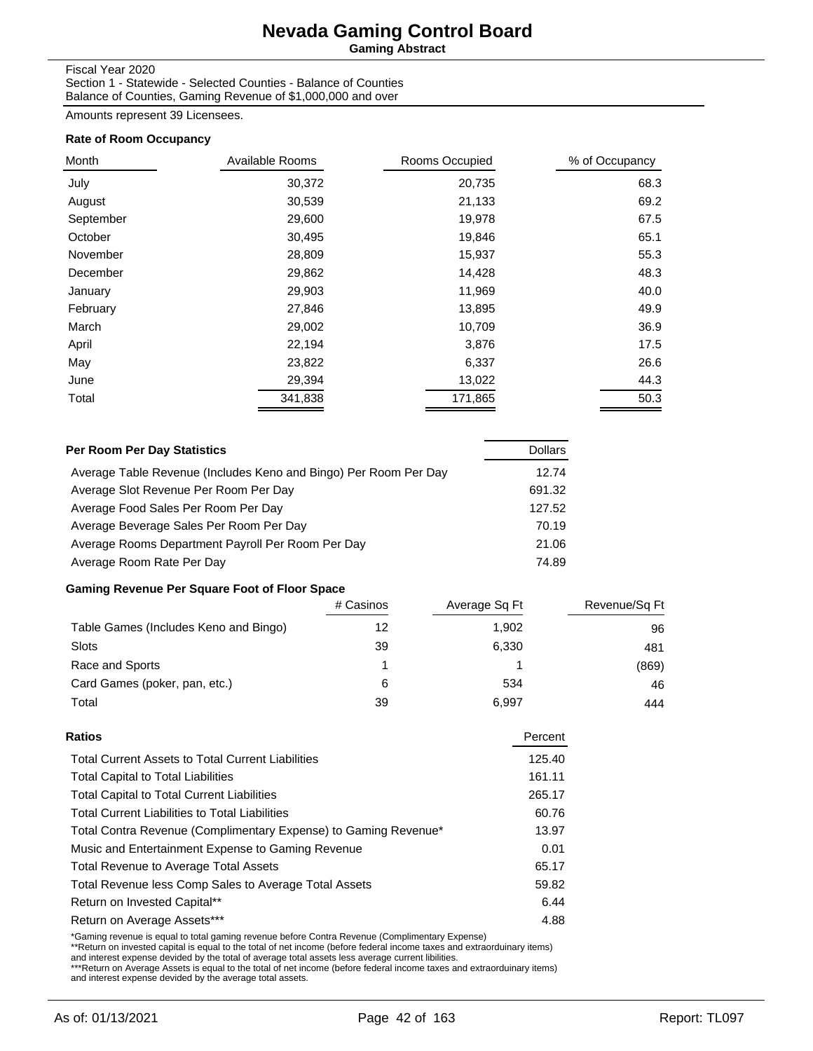# Nevada Gaming Control Board

**Gaming Abstract**

Fiscal Year 2020
Section 1 - Statewide - Selected Counties - Balance of Counties
Balance of Counties, Gaming Revenue of $1,000,000 and over

Amounts represent 39 Licensees.

### Rate of Room Occupancy

| Month | Available Rooms | Rooms Occupied | % of Occupancy |
|---|---|---|---|
| July | 30,372 | 20,735 | 68.3 |
| August | 30,539 | 21,133 | 69.2 |
| September | 29,600 | 19,978 | 67.5 |
| October | 30,495 | 19,846 | 65.1 |
| November | 28,809 | 15,937 | 55.3 |
| December | 29,862 | 14,428 | 48.3 |
| January | 29,903 | 11,969 | 40.0 |
| February | 27,846 | 13,895 | 49.9 |
| March | 29,002 | 10,709 | 36.9 |
| April | 22,194 | 3,876 | 17.5 |
| May | 23,822 | 6,337 | 26.6 |
| June | 29,394 | 13,022 | 44.3 |
| Total | 341,838 | 171,865 | 50.3 |

### Per Room Per Day Statistics

| Per Room Per Day Statistics | Dollars |
|---|---|
| Average Table Revenue (Includes Keno and Bingo) Per Room Per Day | 12.74 |
| Average Slot Revenue Per Room Per Day | 691.32 |
| Average Food Sales Per Room Per Day | 127.52 |
| Average Beverage Sales Per Room Per Day | 70.19 |
| Average Rooms Department Payroll Per Room Per Day | 21.06 |
| Average Room Rate Per Day | 74.89 |

### Gaming Revenue Per Square Foot of Floor Space

| | # Casinos | Average Sq Ft | Revenue/Sq Ft |
|---|---|---|---|
| Table Games (Includes Keno and Bingo) | 12 | 1,902 | 96 |
| Slots | 39 | 6,330 | 481 |
| Race and Sports | 1 | 1 | (869) |
| Card Games (poker, pan, etc.) | 6 | 534 | 46 |
| Total | 39 | 6,997 | 444 |

### Ratios

| Ratios | Percent |
|---|---|
| Total Current Assets to Total Current Liabilities | 125.40 |
| Total Capital to Total Liabilities | 161.11 |
| Total Capital to Total Current Liabilities | 265.17 |
| Total Current Liabilities to Total Liabilities | 60.76 |
| Total Contra Revenue (Complimentary Expense) to Gaming Revenue* | 13.97 |
| Music and Entertainment Expense to Gaming Revenue | 0.01 |
| Total Revenue to Average Total Assets | 65.17 |
| Total Revenue less Comp Sales to Average Total Assets | 59.82 |
| Return on Invested Capital** | 6.44 |
| Return on Average Assets*** | 4.88 |

*Gaming revenue is equal to total gaming revenue before Contra Revenue (Complimentary Expense)
**Return on invested capital is equal to the total of net income (before federal income taxes and extraorduinary items) and interest expense devided by the total of average total assets less average current libilities.
***Return on Average Assets is equal to the total of net income (before federal income taxes and extraorduinary items) and interest expense devided by the average total assets.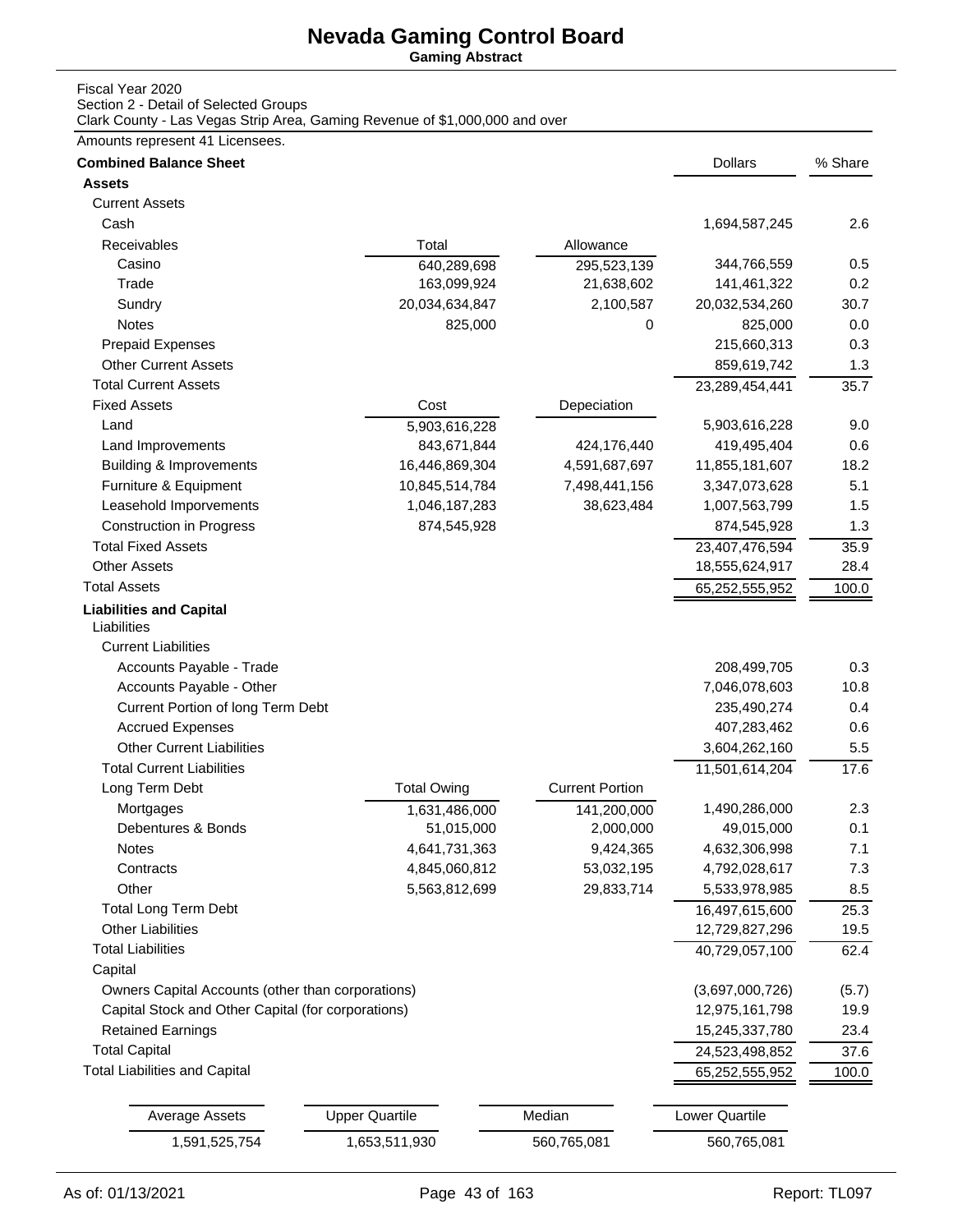# Nevada Gaming Control Board

**Gaming Abstract**

Fiscal Year 2020
Section 2 - Detail of Selected Groups
Clark County - Las Vegas Strip Area, Gaming Revenue of $1,000,000 and over

Amounts represent 41 Licensees.

| **Combined Balance Sheet** | | | Dollars | % Share |
|---|---|---|---|---|
| **Assets** | | | | |
| Current Assets | | | | |
| Cash | | | 1,694,587,245 | 2.6 |
| Receivables | Total | Allowance | | |
| Casino | 640,289,698 | 295,523,139 | 344,766,559 | 0.5 |
| Trade | 163,099,924 | 21,638,602 | 141,461,322 | 0.2 |
| Sundry | 20,034,634,847 | 2,100,587 | 20,032,534,260 | 30.7 |
| Notes | 825,000 | 0 | 825,000 | 0.0 |
| Prepaid Expenses | | | 215,660,313 | 0.3 |
| Other Current Assets | | | 859,619,742 | 1.3 |
| Total Current Assets | | | 23,289,454,441 | 35.7 |
| Fixed Assets | Cost | Depeciation | | |
| Land | 5,903,616,228 | | 5,903,616,228 | 9.0 |
| Land Improvements | 843,671,844 | 424,176,440 | 419,495,404 | 0.6 |
| Building & Improvements | 16,446,869,304 | 4,591,687,697 | 11,855,181,607 | 18.2 |
| Furniture & Equipment | 10,845,514,784 | 7,498,441,156 | 3,347,073,628 | 5.1 |
| Leasehold Imporvements | 1,046,187,283 | 38,623,484 | 1,007,563,799 | 1.5 |
| Construction in Progress | 874,545,928 | | 874,545,928 | 1.3 |
| Total Fixed Assets | | | 23,407,476,594 | 35.9 |
| Other Assets | | | 18,555,624,917 | 28.4 |
| Total Assets | | | 65,252,555,952 | 100.0 |
| **Liabilities and Capital** | | | | |
| Liabilities | | | | |
| Current Liabilities | | | | |
| Accounts Payable - Trade | | | 208,499,705 | 0.3 |
| Accounts Payable - Other | | | 7,046,078,603 | 10.8 |
| Current Portion of long Term Debt | | | 235,490,274 | 0.4 |
| Accrued Expenses | | | 407,283,462 | 0.6 |
| Other Current Liabilities | | | 3,604,262,160 | 5.5 |
| Total Current Liabilities | | | 11,501,614,204 | 17.6 |
| Long Term Debt | Total Owing | Current Portion | | |
| Mortgages | 1,631,486,000 | 141,200,000 | 1,490,286,000 | 2.3 |
| Debentures & Bonds | 51,015,000 | 2,000,000 | 49,015,000 | 0.1 |
| Notes | 4,641,731,363 | 9,424,365 | 4,632,306,998 | 7.1 |
| Contracts | 4,845,060,812 | 53,032,195 | 4,792,028,617 | 7.3 |
| Other | 5,563,812,699 | 29,833,714 | 5,533,978,985 | 8.5 |
| Total Long Term Debt | | | 16,497,615,600 | 25.3 |
| Other Liabilities | | | 12,729,827,296 | 19.5 |
| Total Liabilities | | | 40,729,057,100 | 62.4 |
| Capital | | | | |
| Owners Capital Accounts (other than corporations) | | | (3,697,000,726) | (5.7) |
| Capital Stock and Other Capital (for corporations) | | | 12,975,161,798 | 19.9 |
| Retained Earnings | | | 15,245,337,780 | 23.4 |
| Total Capital | | | 24,523,498,852 | 37.6 |
| Total Liabilities and Capital | | | 65,252,555,952 | 100.0 |

| Average Assets | Upper Quartile | Median | Lower Quartile |
|---|---|---|---|
| 1,591,525,754 | 1,653,511,930 | 560,765,081 | 560,765,081 |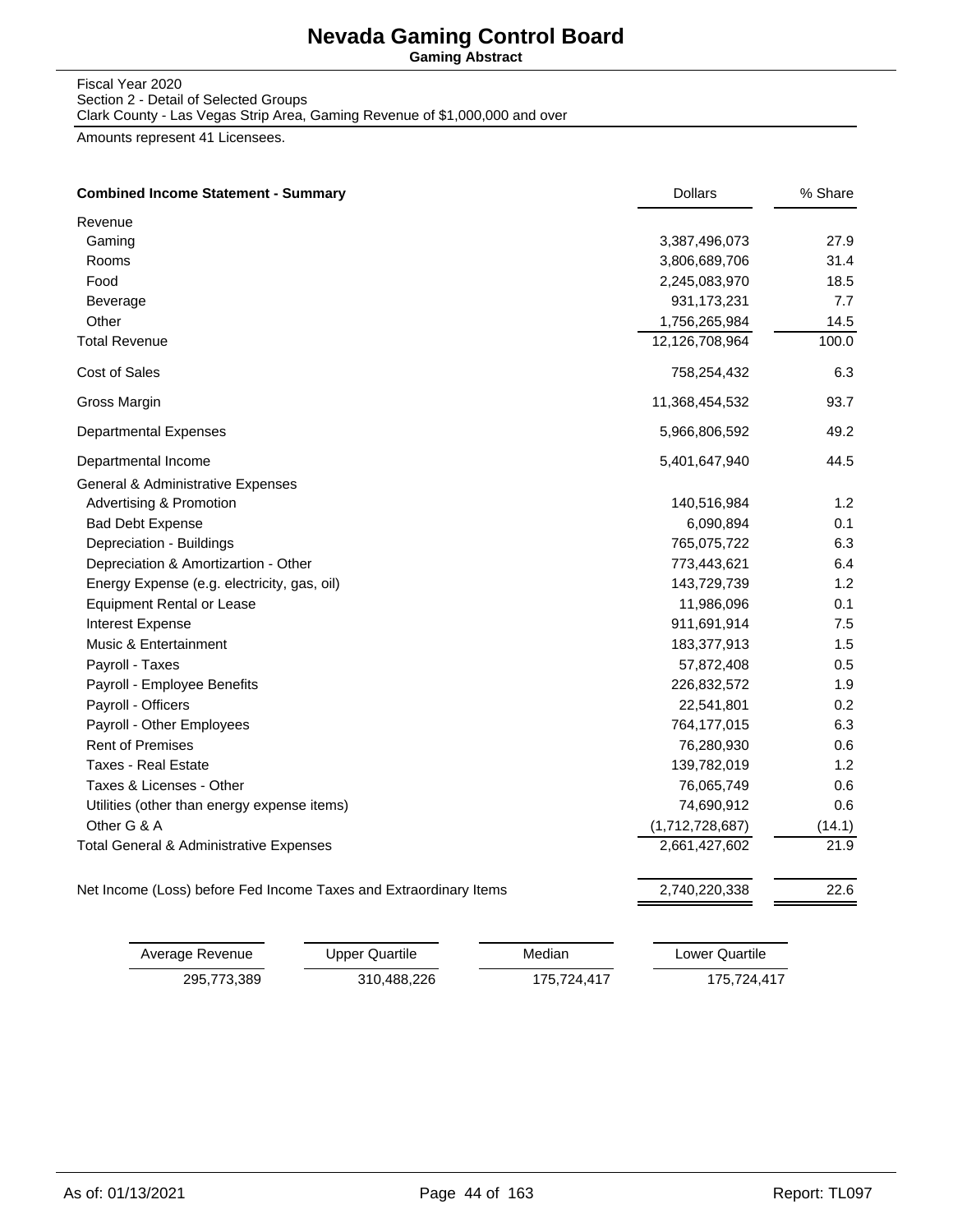# Nevada Gaming Control Board

**Gaming Abstract**

Fiscal Year 2020
Section 2 - Detail of Selected Groups
Clark County - Las Vegas Strip Area, Gaming Revenue of $1,000,000 and over

Amounts represent 41 Licensees.

| **Combined Income Statement - Summary** | Dollars | % Share |
|---|---|---|
| Revenue | | |
| Gaming | 3,387,496,073 | 27.9 |
| Rooms | 3,806,689,706 | 31.4 |
| Food | 2,245,083,970 | 18.5 |
| Beverage | 931,173,231 | 7.7 |
| Other | 1,756,265,984 | 14.5 |
| Total Revenue | 12,126,708,964 | 100.0 |
| Cost of Sales | 758,254,432 | 6.3 |
| Gross Margin | 11,368,454,532 | 93.7 |
| Departmental Expenses | 5,966,806,592 | 49.2 |
| Departmental Income | 5,401,647,940 | 44.5 |
| General & Administrative Expenses | | |
| Advertising & Promotion | 140,516,984 | 1.2 |
| Bad Debt Expense | 6,090,894 | 0.1 |
| Depreciation - Buildings | 765,075,722 | 6.3 |
| Depreciation & Amortizartion - Other | 773,443,621 | 6.4 |
| Energy Expense (e.g. electricity, gas, oil) | 143,729,739 | 1.2 |
| Equipment Rental or Lease | 11,986,096 | 0.1 |
| Interest Expense | 911,691,914 | 7.5 |
| Music & Entertainment | 183,377,913 | 1.5 |
| Payroll - Taxes | 57,872,408 | 0.5 |
| Payroll - Employee Benefits | 226,832,572 | 1.9 |
| Payroll - Officers | 22,541,801 | 0.2 |
| Payroll - Other Employees | 764,177,015 | 6.3 |
| Rent of Premises | 76,280,930 | 0.6 |
| Taxes - Real Estate | 139,782,019 | 1.2 |
| Taxes & Licenses - Other | 76,065,749 | 0.6 |
| Utilities (other than energy expense items) | 74,690,912 | 0.6 |
| Other G & A | (1,712,728,687) | (14.1) |
| Total General & Administrative Expenses | 2,661,427,602 | 21.9 |
| Net Income (Loss) before Fed Income Taxes and Extraordinary Items | 2,740,220,338 | 22.6 |

| Average Revenue | Upper Quartile | Median | Lower Quartile |
|---|---|---|---|
| 295,773,389 | 310,488,226 | 175,724,417 | 175,724,417 |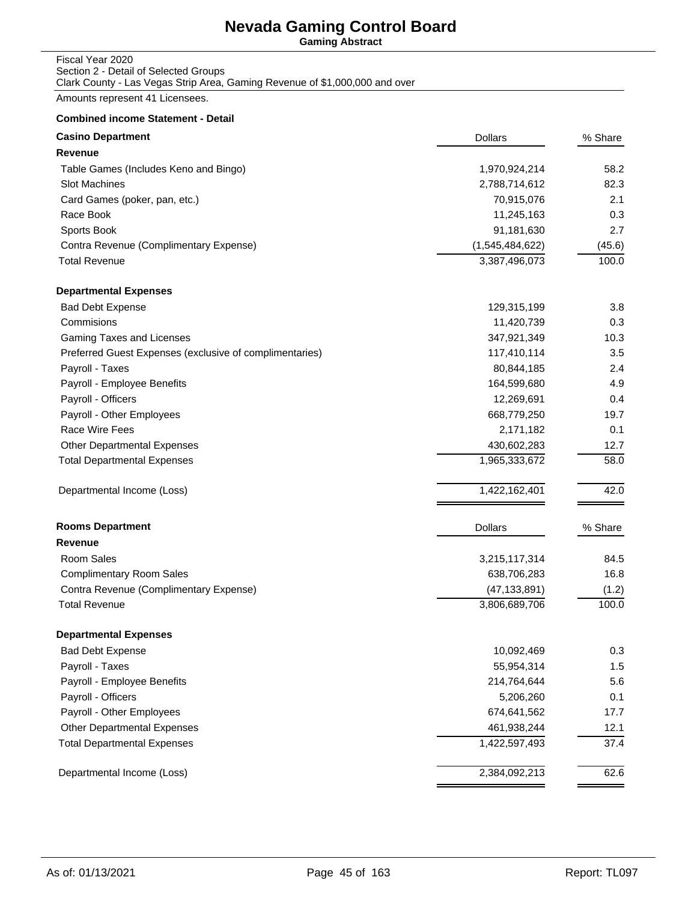# Nevada Gaming Control Board

**Gaming Abstract**

Fiscal Year 2020
Section 2 - Detail of Selected Groups
Clark County - Las Vegas Strip Area, Gaming Revenue of $1,000,000 and over

Amounts represent 41 Licensees.

**Combined income Statement - Detail**

| **Casino Department** | Dollars | % Share |
|---|---|---|
| **Revenue** | | |
| Table Games (Includes Keno and Bingo) | 1,970,924,214 | 58.2 |
| Slot Machines | 2,788,714,612 | 82.3 |
| Card Games (poker, pan, etc.) | 70,915,076 | 2.1 |
| Race Book | 11,245,163 | 0.3 |
| Sports Book | 91,181,630 | 2.7 |
| Contra Revenue (Complimentary Expense) | (1,545,484,622) | (45.6) |
| Total Revenue | 3,387,496,073 | 100.0 |
| **Departmental Expenses** | | |
| Bad Debt Expense | 129,315,199 | 3.8 |
| Commisions | 11,420,739 | 0.3 |
| Gaming Taxes and Licenses | 347,921,349 | 10.3 |
| Preferred Guest Expenses (exclusive of complimentaries) | 117,410,114 | 3.5 |
| Payroll - Taxes | 80,844,185 | 2.4 |
| Payroll - Employee Benefits | 164,599,680 | 4.9 |
| Payroll - Officers | 12,269,691 | 0.4 |
| Payroll - Other Employees | 668,779,250 | 19.7 |
| Race Wire Fees | 2,171,182 | 0.1 |
| Other Departmental Expenses | 430,602,283 | 12.7 |
| Total Departmental Expenses | 1,965,333,672 | 58.0 |
| Departmental Income (Loss) | 1,422,162,401 | 42.0 |

| **Rooms Department** | Dollars | % Share |
|---|---|---|
| **Revenue** | | |
| Room Sales | 3,215,117,314 | 84.5 |
| Complimentary Room Sales | 638,706,283 | 16.8 |
| Contra Revenue (Complimentary Expense) | (47,133,891) | (1.2) |
| Total Revenue | 3,806,689,706 | 100.0 |
| **Departmental Expenses** | | |
| Bad Debt Expense | 10,092,469 | 0.3 |
| Payroll - Taxes | 55,954,314 | 1.5 |
| Payroll - Employee Benefits | 214,764,644 | 5.6 |
| Payroll - Officers | 5,206,260 | 0.1 |
| Payroll - Other Employees | 674,641,562 | 17.7 |
| Other Departmental Expenses | 461,938,244 | 12.1 |
| Total Departmental Expenses | 1,422,597,493 | 37.4 |
| Departmental Income (Loss) | 2,384,092,213 | 62.6 |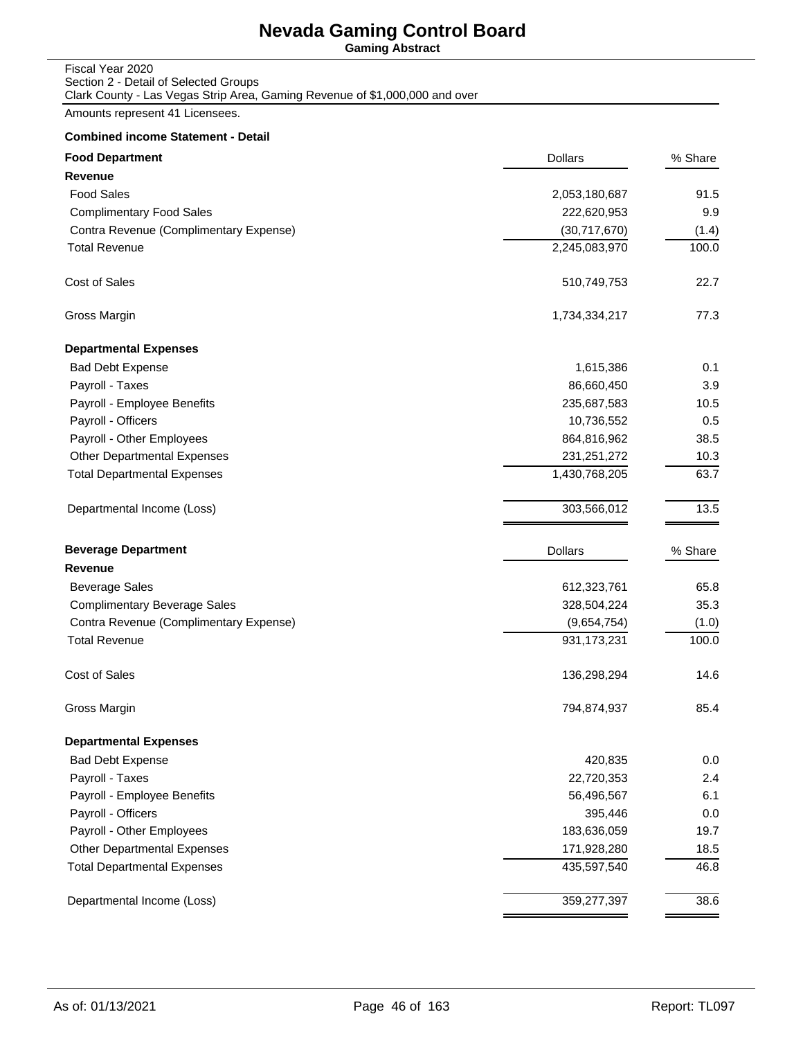# Nevada Gaming Control Board

**Gaming Abstract**

Fiscal Year 2020
Section 2 - Detail of Selected Groups
Clark County - Las Vegas Strip Area, Gaming Revenue of $1,000,000 and over

Amounts represent 41 Licensees.

**Combined income Statement - Detail**

| **Food Department** | Dollars | % Share |
|---|---|---|
| **Revenue** | | |
| Food Sales | 2,053,180,687 | 91.5 |
| Complimentary Food Sales | 222,620,953 | 9.9 |
| Contra Revenue (Complimentary Expense) | (30,717,670) | (1.4) |
| Total Revenue | 2,245,083,970 | 100.0 |
| Cost of Sales | 510,749,753 | 22.7 |
| Gross Margin | 1,734,334,217 | 77.3 |
| **Departmental Expenses** | | |
| Bad Debt Expense | 1,615,386 | 0.1 |
| Payroll - Taxes | 86,660,450 | 3.9 |
| Payroll - Employee Benefits | 235,687,583 | 10.5 |
| Payroll - Officers | 10,736,552 | 0.5 |
| Payroll - Other Employees | 864,816,962 | 38.5 |
| Other Departmental Expenses | 231,251,272 | 10.3 |
| Total Departmental Expenses | 1,430,768,205 | 63.7 |
| Departmental Income (Loss) | 303,566,012 | 13.5 |

| **Beverage Department** | Dollars | % Share |
|---|---|---|
| **Revenue** | | |
| Beverage Sales | 612,323,761 | 65.8 |
| Complimentary Beverage Sales | 328,504,224 | 35.3 |
| Contra Revenue (Complimentary Expense) | (9,654,754) | (1.0) |
| Total Revenue | 931,173,231 | 100.0 |
| Cost of Sales | 136,298,294 | 14.6 |
| Gross Margin | 794,874,937 | 85.4 |
| **Departmental Expenses** | | |
| Bad Debt Expense | 420,835 | 0.0 |
| Payroll - Taxes | 22,720,353 | 2.4 |
| Payroll - Employee Benefits | 56,496,567 | 6.1 |
| Payroll - Officers | 395,446 | 0.0 |
| Payroll - Other Employees | 183,636,059 | 19.7 |
| Other Departmental Expenses | 171,928,280 | 18.5 |
| Total Departmental Expenses | 435,597,540 | 46.8 |
| Departmental Income (Loss) | 359,277,397 | 38.6 |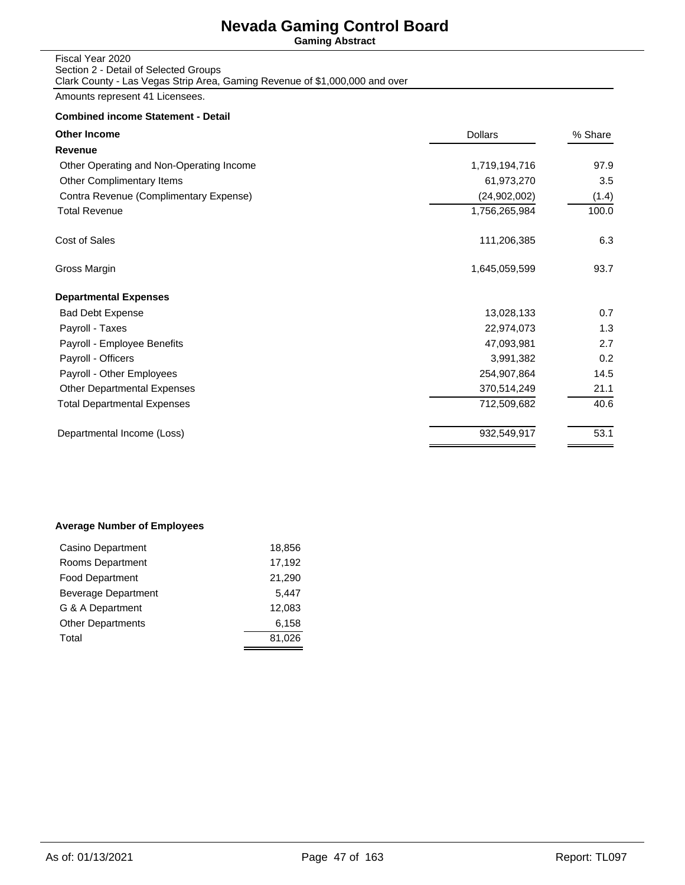# Nevada Gaming Control Board

**Gaming Abstract**

Fiscal Year 2020
Section 2 - Detail of Selected Groups
Clark County - Las Vegas Strip Area, Gaming Revenue of $1,000,000 and over

Amounts represent 41 Licensees.

**Combined income Statement - Detail**

| **Other Income** | Dollars | % Share |
|---|---|---|
| **Revenue** | | |
| Other Operating and Non-Operating Income | 1,719,194,716 | 97.9 |
| Other Complimentary Items | 61,973,270 | 3.5 |
| Contra Revenue (Complimentary Expense) | (24,902,002) | (1.4) |
| Total Revenue | 1,756,265,984 | 100.0 |
| Cost of Sales | 111,206,385 | 6.3 |
| Gross Margin | 1,645,059,599 | 93.7 |
| **Departmental Expenses** | | |
| Bad Debt Expense | 13,028,133 | 0.7 |
| Payroll - Taxes | 22,974,073 | 1.3 |
| Payroll - Employee Benefits | 47,093,981 | 2.7 |
| Payroll - Officers | 3,991,382 | 0.2 |
| Payroll - Other Employees | 254,907,864 | 14.5 |
| Other Departmental Expenses | 370,514,249 | 21.1 |
| Total Departmental Expenses | 712,509,682 | 40.6 |
| Departmental Income (Loss) | 932,549,917 | 53.1 |

**Average Number of Employees**

| | |
|---|---|
| Casino Department | 18,856 |
| Rooms Department | 17,192 |
| Food Department | 21,290 |
| Beverage Department | 5,447 |
| G & A Department | 12,083 |
| Other Departments | 6,158 |
| Total | 81,026 |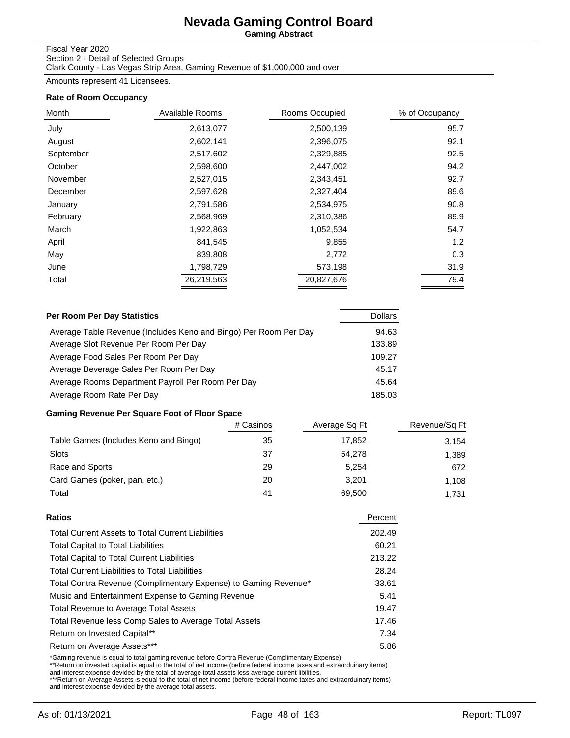# Nevada Gaming Control Board

**Gaming Abstract**

Fiscal Year 2020
Section 2 - Detail of Selected Groups
Clark County - Las Vegas Strip Area, Gaming Revenue of $1,000,000 and over

Amounts represent 41 Licensees.

### Rate of Room Occupancy

| Month | Available Rooms | Rooms Occupied | % of Occupancy |
|---|---|---|---|
| July | 2,613,077 | 2,500,139 | 95.7 |
| August | 2,602,141 | 2,396,075 | 92.1 |
| September | 2,517,602 | 2,329,885 | 92.5 |
| October | 2,598,600 | 2,447,002 | 94.2 |
| November | 2,527,015 | 2,343,451 | 92.7 |
| December | 2,597,628 | 2,327,404 | 89.6 |
| January | 2,791,586 | 2,534,975 | 90.8 |
| February | 2,568,969 | 2,310,386 | 89.9 |
| March | 1,922,863 | 1,052,534 | 54.7 |
| April | 841,545 | 9,855 | 1.2 |
| May | 839,808 | 2,772 | 0.3 |
| June | 1,798,729 | 573,198 | 31.9 |
| Total | 26,219,563 | 20,827,676 | 79.4 |

| Per Room Per Day Statistics | Dollars |
|---|---|
| Average Table Revenue (Includes Keno and Bingo) Per Room Per Day | 94.63 |
| Average Slot Revenue Per Room Per Day | 133.89 |
| Average Food Sales Per Room Per Day | 109.27 |
| Average Beverage Sales Per Room Per Day | 45.17 |
| Average Rooms Department Payroll Per Room Per Day | 45.64 |
| Average Room Rate Per Day | 185.03 |

### Gaming Revenue Per Square Foot of Floor Space

| | # Casinos | Average Sq Ft | Revenue/Sq Ft |
|---|---|---|---|
| Table Games (Includes Keno and Bingo) | 35 | 17,852 | 3,154 |
| Slots | 37 | 54,278 | 1,389 |
| Race and Sports | 29 | 5,254 | 672 |
| Card Games (poker, pan, etc.) | 20 | 3,201 | 1,108 |
| Total | 41 | 69,500 | 1,731 |

| Ratios | Percent |
|---|---|
| Total Current Assets to Total Current Liabilities | 202.49 |
| Total Capital to Total Liabilities | 60.21 |
| Total Capital to Total Current Liabilities | 213.22 |
| Total Current Liabilities to Total Liabilities | 28.24 |
| Total Contra Revenue (Complimentary Expense) to Gaming Revenue* | 33.61 |
| Music and Entertainment Expense to Gaming Revenue | 5.41 |
| Total Revenue to Average Total Assets | 19.47 |
| Total Revenue less Comp Sales to Average Total Assets | 17.46 |
| Return on Invested Capital** | 7.34 |
| Return on Average Assets*** | 5.86 |

*Gaming revenue is equal to total gaming revenue before Contra Revenue (Complimentary Expense)
**Return on invested capital is equal to the total of net income (before federal income taxes and extraorduinary items) and interest expense devided by the total of average total assets less average current libilities.
***Return on Average Assets is equal to the total of net income (before federal income taxes and extraorduinary items) and interest expense devided by the average total assets.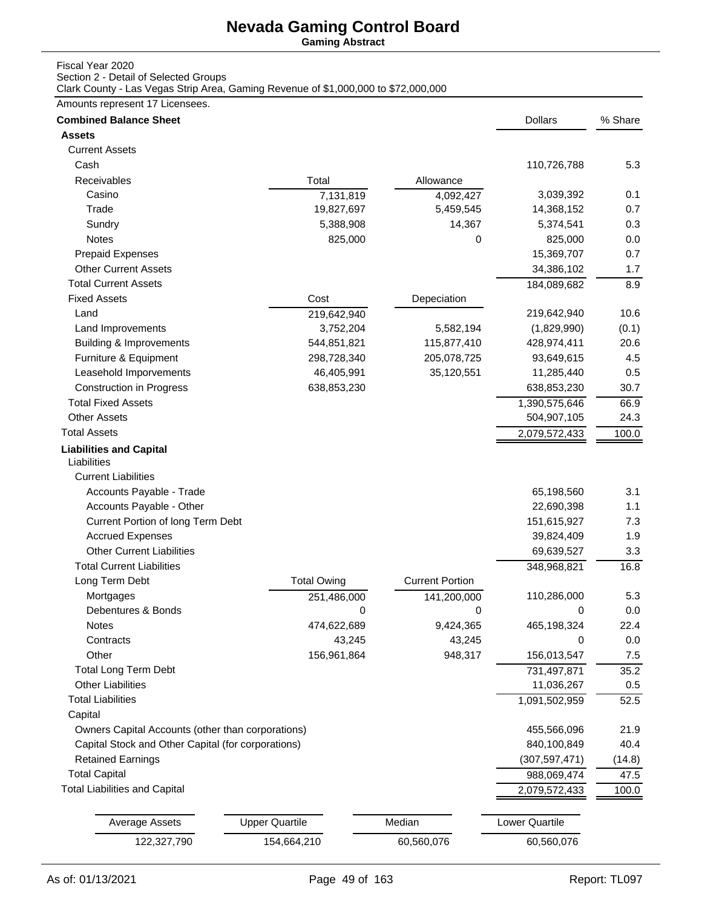# Nevada Gaming Control Board

**Gaming Abstract**

Fiscal Year 2020
Section 2 - Detail of Selected Groups
Clark County - Las Vegas Strip Area, Gaming Revenue of $1,000,000 to $72,000,000

Amounts represent 17 Licensees.

| **Combined Balance Sheet** | | | Dollars | % Share |
|---|---|---|---|---|
| **Assets** | | | | |
| Current Assets | | | | |
| Cash | | | 110,726,788 | 5.3 |
| Receivables | Total | Allowance | | |
| Casino | 7,131,819 | 4,092,427 | 3,039,392 | 0.1 |
| Trade | 19,827,697 | 5,459,545 | 14,368,152 | 0.7 |
| Sundry | 5,388,908 | 14,367 | 5,374,541 | 0.3 |
| Notes | 825,000 | 0 | 825,000 | 0.0 |
| Prepaid Expenses | | | 15,369,707 | 0.7 |
| Other Current Assets | | | 34,386,102 | 1.7 |
| Total Current Assets | | | 184,089,682 | 8.9 |
| Fixed Assets | Cost | Depeciation | | |
| Land | 219,642,940 | | 219,642,940 | 10.6 |
| Land Improvements | 3,752,204 | 5,582,194 | (1,829,990) | (0.1) |
| Building & Improvements | 544,851,821 | 115,877,410 | 428,974,411 | 20.6 |
| Furniture & Equipment | 298,728,340 | 205,078,725 | 93,649,615 | 4.5 |
| Leasehold Imporvements | 46,405,991 | 35,120,551 | 11,285,440 | 0.5 |
| Construction in Progress | 638,853,230 | | 638,853,230 | 30.7 |
| Total Fixed Assets | | | 1,390,575,646 | 66.9 |
| Other Assets | | | 504,907,105 | 24.3 |
| Total Assets | | | 2,079,572,433 | 100.0 |
| **Liabilities and Capital** | | | | |
| Liabilities | | | | |
| Current Liabilities | | | | |
| Accounts Payable - Trade | | | 65,198,560 | 3.1 |
| Accounts Payable - Other | | | 22,690,398 | 1.1 |
| Current Portion of long Term Debt | | | 151,615,927 | 7.3 |
| Accrued Expenses | | | 39,824,409 | 1.9 |
| Other Current Liabilities | | | 69,639,527 | 3.3 |
| Total Current Liabilities | | | 348,968,821 | 16.8 |
| Long Term Debt | Total Owing | Current Portion | | |
| Mortgages | 251,486,000 | 141,200,000 | 110,286,000 | 5.3 |
| Debentures & Bonds | 0 | 0 | 0 | 0.0 |
| Notes | 474,622,689 | 9,424,365 | 465,198,324 | 22.4 |
| Contracts | 43,245 | 43,245 | 0 | 0.0 |
| Other | 156,961,864 | 948,317 | 156,013,547 | 7.5 |
| Total Long Term Debt | | | 731,497,871 | 35.2 |
| Other Liabilities | | | 11,036,267 | 0.5 |
| Total Liabilities | | | 1,091,502,959 | 52.5 |
| Capital | | | | |
| Owners Capital Accounts (other than corporations) | | | 455,566,096 | 21.9 |
| Capital Stock and Other Capital (for corporations) | | | 840,100,849 | 40.4 |
| Retained Earnings | | | (307,597,471) | (14.8) |
| Total Capital | | | 988,069,474 | 47.5 |
| Total Liabilities and Capital | | | 2,079,572,433 | 100.0 |

| Average Assets | Upper Quartile | Median | Lower Quartile |
|---|---|---|---|
| 122,327,790 | 154,664,210 | 60,560,076 | 60,560,076 |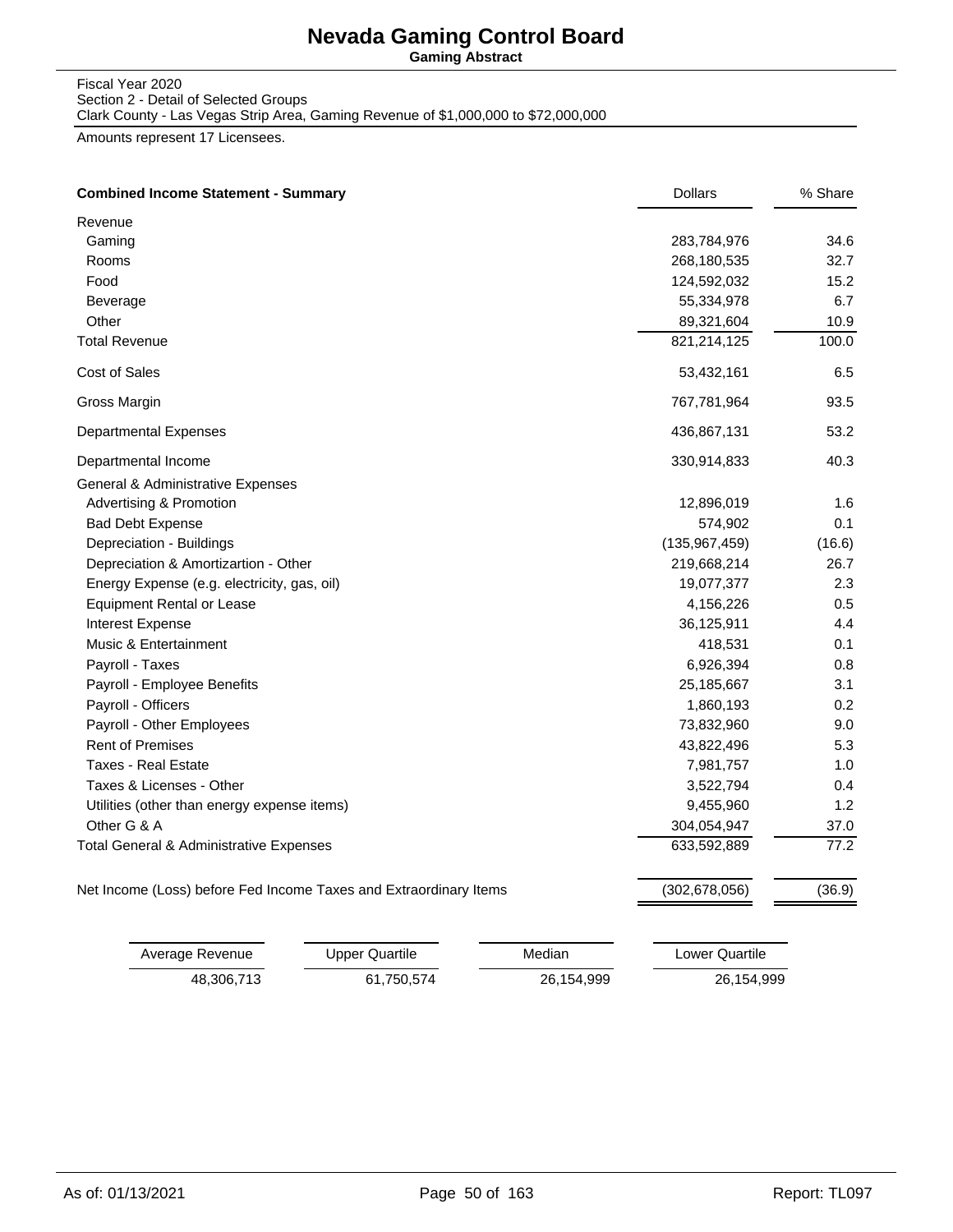# Nevada Gaming Control Board

**Gaming Abstract**

Fiscal Year 2020
Section 2 - Detail of Selected Groups
Clark County - Las Vegas Strip Area, Gaming Revenue of $1,000,000 to $72,000,000

Amounts represent 17 Licensees.

| **Combined Income Statement - Summary** | Dollars | % Share |
|---|---:|---:|
| Revenue | | |
| Gaming | 283,784,976 | 34.6 |
| Rooms | 268,180,535 | 32.7 |
| Food | 124,592,032 | 15.2 |
| Beverage | 55,334,978 | 6.7 |
| Other | 89,321,604 | 10.9 |
| Total Revenue | 821,214,125 | 100.0 |
| Cost of Sales | 53,432,161 | 6.5 |
| Gross Margin | 767,781,964 | 93.5 |
| Departmental Expenses | 436,867,131 | 53.2 |
| Departmental Income | 330,914,833 | 40.3 |
| General & Administrative Expenses | | |
| Advertising & Promotion | 12,896,019 | 1.6 |
| Bad Debt Expense | 574,902 | 0.1 |
| Depreciation - Buildings | (135,967,459) | (16.6) |
| Depreciation & Amortizartion - Other | 219,668,214 | 26.7 |
| Energy Expense (e.g. electricity, gas, oil) | 19,077,377 | 2.3 |
| Equipment Rental or Lease | 4,156,226 | 0.5 |
| Interest Expense | 36,125,911 | 4.4 |
| Music & Entertainment | 418,531 | 0.1 |
| Payroll - Taxes | 6,926,394 | 0.8 |
| Payroll - Employee Benefits | 25,185,667 | 3.1 |
| Payroll - Officers | 1,860,193 | 0.2 |
| Payroll - Other Employees | 73,832,960 | 9.0 |
| Rent of Premises | 43,822,496 | 5.3 |
| Taxes - Real Estate | 7,981,757 | 1.0 |
| Taxes & Licenses - Other | 3,522,794 | 0.4 |
| Utilities (other than energy expense items) | 9,455,960 | 1.2 |
| Other G & A | 304,054,947 | 37.0 |
| Total General & Administrative Expenses | 633,592,889 | 77.2 |
| Net Income (Loss) before Fed Income Taxes and Extraordinary Items | (302,678,056) | (36.9) |

| Average Revenue | Upper Quartile | Median | Lower Quartile |
|---:|---:|---:|---:|
| 48,306,713 | 61,750,574 | 26,154,999 | 26,154,999 |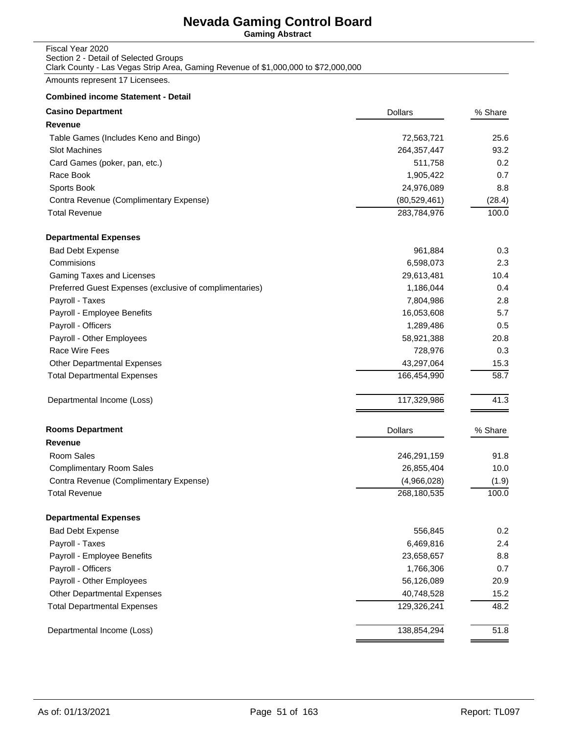# Nevada Gaming Control Board

**Gaming Abstract**

Fiscal Year 2020
Section 2 - Detail of Selected Groups
Clark County - Las Vegas Strip Area, Gaming Revenue of $1,000,000 to $72,000,000

Amounts represent 17 Licensees.

**Combined income Statement - Detail**

| **Casino Department** | Dollars | % Share |
|---|---:|---:|
| **Revenue** | | |
| Table Games (Includes Keno and Bingo) | 72,563,721 | 25.6 |
| Slot Machines | 264,357,447 | 93.2 |
| Card Games (poker, pan, etc.) | 511,758 | 0.2 |
| Race Book | 1,905,422 | 0.7 |
| Sports Book | 24,976,089 | 8.8 |
| Contra Revenue (Complimentary Expense) | (80,529,461) | (28.4) |
| Total Revenue | 283,784,976 | 100.0 |
| **Departmental Expenses** | | |
| Bad Debt Expense | 961,884 | 0.3 |
| Commisions | 6,598,073 | 2.3 |
| Gaming Taxes and Licenses | 29,613,481 | 10.4 |
| Preferred Guest Expenses (exclusive of complimentaries) | 1,186,044 | 0.4 |
| Payroll - Taxes | 7,804,986 | 2.8 |
| Payroll - Employee Benefits | 16,053,608 | 5.7 |
| Payroll - Officers | 1,289,486 | 0.5 |
| Payroll - Other Employees | 58,921,388 | 20.8 |
| Race Wire Fees | 728,976 | 0.3 |
| Other Departmental Expenses | 43,297,064 | 15.3 |
| Total Departmental Expenses | 166,454,990 | 58.7 |
| Departmental Income (Loss) | 117,329,986 | 41.3 |

| **Rooms Department** | Dollars | % Share |
|---|---:|---:|
| **Revenue** | | |
| Room Sales | 246,291,159 | 91.8 |
| Complimentary Room Sales | 26,855,404 | 10.0 |
| Contra Revenue (Complimentary Expense) | (4,966,028) | (1.9) |
| Total Revenue | 268,180,535 | 100.0 |
| **Departmental Expenses** | | |
| Bad Debt Expense | 556,845 | 0.2 |
| Payroll - Taxes | 6,469,816 | 2.4 |
| Payroll - Employee Benefits | 23,658,657 | 8.8 |
| Payroll - Officers | 1,766,306 | 0.7 |
| Payroll - Other Employees | 56,126,089 | 20.9 |
| Other Departmental Expenses | 40,748,528 | 15.2 |
| Total Departmental Expenses | 129,326,241 | 48.2 |
| Departmental Income (Loss) | 138,854,294 | 51.8 |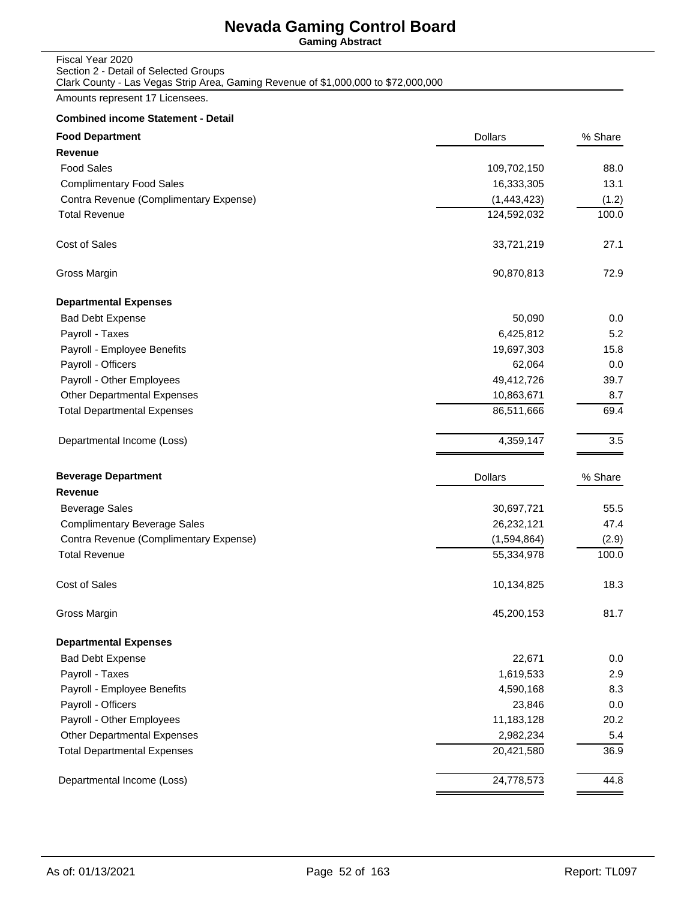# Nevada Gaming Control Board

**Gaming Abstract**

Fiscal Year 2020
Section 2 - Detail of Selected Groups
Clark County - Las Vegas Strip Area, Gaming Revenue of $1,000,000 to $72,000,000

Amounts represent 17 Licensees.

**Combined income Statement - Detail**

| **Food Department** | Dollars | % Share |
|---|---|---|
| **Revenue** | | |
| Food Sales | 109,702,150 | 88.0 |
| Complimentary Food Sales | 16,333,305 | 13.1 |
| Contra Revenue (Complimentary Expense) | (1,443,423) | (1.2) |
| Total Revenue | 124,592,032 | 100.0 |
| Cost of Sales | 33,721,219 | 27.1 |
| Gross Margin | 90,870,813 | 72.9 |
| **Departmental Expenses** | | |
| Bad Debt Expense | 50,090 | 0.0 |
| Payroll - Taxes | 6,425,812 | 5.2 |
| Payroll - Employee Benefits | 19,697,303 | 15.8 |
| Payroll - Officers | 62,064 | 0.0 |
| Payroll - Other Employees | 49,412,726 | 39.7 |
| Other Departmental Expenses | 10,863,671 | 8.7 |
| Total Departmental Expenses | 86,511,666 | 69.4 |
| Departmental Income (Loss) | 4,359,147 | 3.5 |

| **Beverage Department** | Dollars | % Share |
|---|---|---|
| **Revenue** | | |
| Beverage Sales | 30,697,721 | 55.5 |
| Complimentary Beverage Sales | 26,232,121 | 47.4 |
| Contra Revenue (Complimentary Expense) | (1,594,864) | (2.9) |
| Total Revenue | 55,334,978 | 100.0 |
| Cost of Sales | 10,134,825 | 18.3 |
| Gross Margin | 45,200,153 | 81.7 |
| **Departmental Expenses** | | |
| Bad Debt Expense | 22,671 | 0.0 |
| Payroll - Taxes | 1,619,533 | 2.9 |
| Payroll - Employee Benefits | 4,590,168 | 8.3 |
| Payroll - Officers | 23,846 | 0.0 |
| Payroll - Other Employees | 11,183,128 | 20.2 |
| Other Departmental Expenses | 2,982,234 | 5.4 |
| Total Departmental Expenses | 20,421,580 | 36.9 |
| Departmental Income (Loss) | 24,778,573 | 44.8 |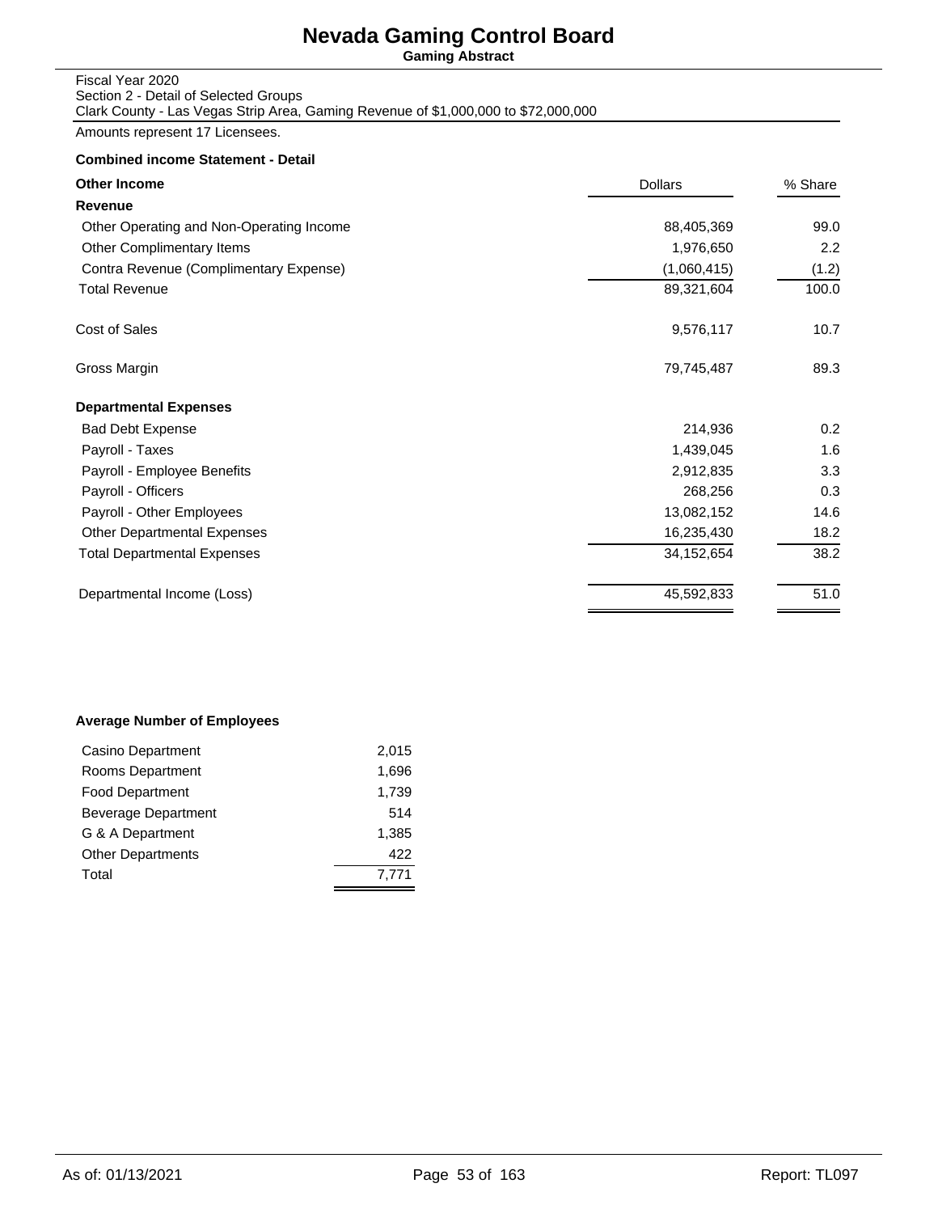# Nevada Gaming Control Board

**Gaming Abstract**

Fiscal Year 2020
Section 2 - Detail of Selected Groups
Clark County - Las Vegas Strip Area, Gaming Revenue of $1,000,000 to $72,000,000

Amounts represent 17 Licensees.

**Combined income Statement - Detail**

| **Other Income** | Dollars | % Share |
|---|---|---|
| **Revenue** | | |
| Other Operating and Non-Operating Income | 88,405,369 | 99.0 |
| Other Complimentary Items | 1,976,650 | 2.2 |
| Contra Revenue (Complimentary Expense) | (1,060,415) | (1.2) |
| Total Revenue | 89,321,604 | 100.0 |
| Cost of Sales | 9,576,117 | 10.7 |
| Gross Margin | 79,745,487 | 89.3 |
| **Departmental Expenses** | | |
| Bad Debt Expense | 214,936 | 0.2 |
| Payroll - Taxes | 1,439,045 | 1.6 |
| Payroll - Employee Benefits | 2,912,835 | 3.3 |
| Payroll - Officers | 268,256 | 0.3 |
| Payroll - Other Employees | 13,082,152 | 14.6 |
| Other Departmental Expenses | 16,235,430 | 18.2 |
| Total Departmental Expenses | 34,152,654 | 38.2 |
| Departmental Income (Loss) | 45,592,833 | 51.0 |

**Average Number of Employees**

| Department | Employees |
|---|---|
| Casino Department | 2,015 |
| Rooms Department | 1,696 |
| Food Department | 1,739 |
| Beverage Department | 514 |
| G & A Department | 1,385 |
| Other Departments | 422 |
| Total | 7,771 |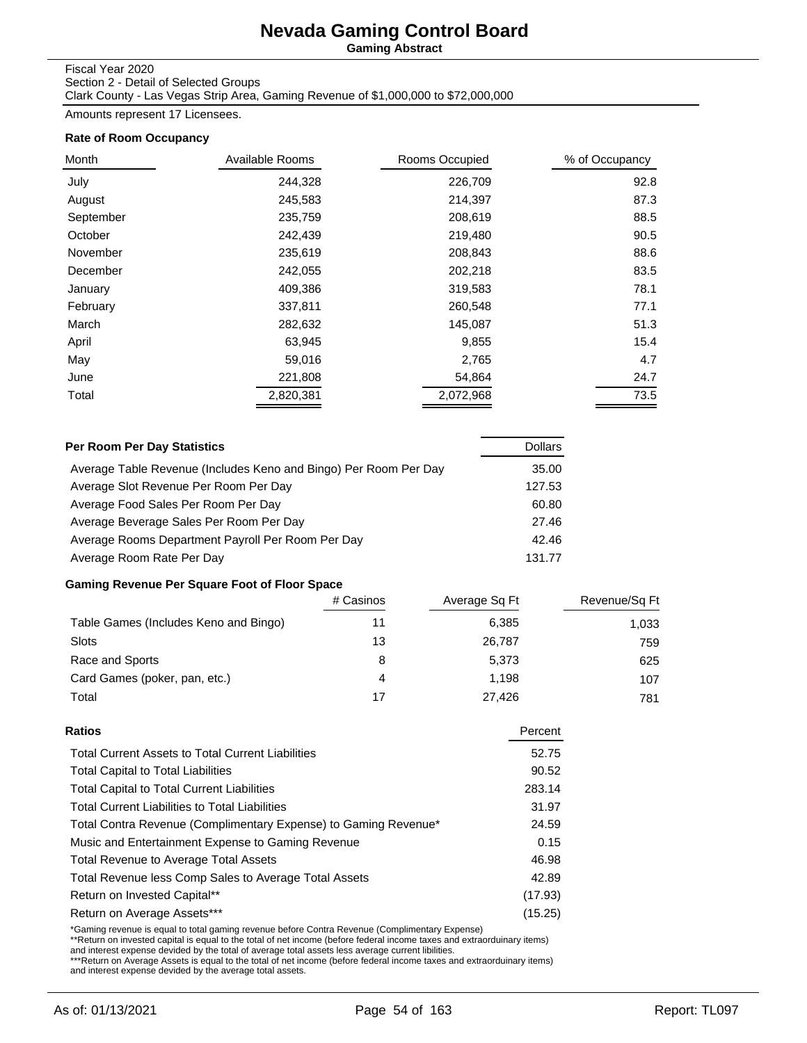# Nevada Gaming Control Board

**Gaming Abstract**

Fiscal Year 2020
Section 2 - Detail of Selected Groups
Clark County - Las Vegas Strip Area, Gaming Revenue of $1,000,000 to $72,000,000

Amounts represent 17 Licensees.

### Rate of Room Occupancy

| Month | Available Rooms | Rooms Occupied | % of Occupancy |
|---|---|---|---|
| July | 244,328 | 226,709 | 92.8 |
| August | 245,583 | 214,397 | 87.3 |
| September | 235,759 | 208,619 | 88.5 |
| October | 242,439 | 219,480 | 90.5 |
| November | 235,619 | 208,843 | 88.6 |
| December | 242,055 | 202,218 | 83.5 |
| January | 409,386 | 319,583 | 78.1 |
| February | 337,811 | 260,548 | 77.1 |
| March | 282,632 | 145,087 | 51.3 |
| April | 63,945 | 9,855 | 15.4 |
| May | 59,016 | 2,765 | 4.7 |
| June | 221,808 | 54,864 | 24.7 |
| Total | 2,820,381 | 2,072,968 | 73.5 |

### Per Room Per Day Statistics

| Per Room Per Day Statistics | Dollars |
|---|---|
| Average Table Revenue (Includes Keno and Bingo) Per Room Per Day | 35.00 |
| Average Slot Revenue Per Room Per Day | 127.53 |
| Average Food Sales Per Room Per Day | 60.80 |
| Average Beverage Sales Per Room Per Day | 27.46 |
| Average Rooms Department Payroll Per Room Per Day | 42.46 |
| Average Room Rate Per Day | 131.77 |

### Gaming Revenue Per Square Foot of Floor Space

| | # Casinos | Average Sq Ft | Revenue/Sq Ft |
|---|---|---|---|
| Table Games (Includes Keno and Bingo) | 11 | 6,385 | 1,033 |
| Slots | 13 | 26,787 | 759 |
| Race and Sports | 8 | 5,373 | 625 |
| Card Games (poker, pan, etc.) | 4 | 1,198 | 107 |
| Total | 17 | 27,426 | 781 |

### Ratios

| Ratios | Percent |
|---|---|
| Total Current Assets to Total Current Liabilities | 52.75 |
| Total Capital to Total Liabilities | 90.52 |
| Total Capital to Total Current Liabilities | 283.14 |
| Total Current Liabilities to Total Liabilities | 31.97 |
| Total Contra Revenue (Complimentary Expense) to Gaming Revenue* | 24.59 |
| Music and Entertainment Expense to Gaming Revenue | 0.15 |
| Total Revenue to Average Total Assets | 46.98 |
| Total Revenue less Comp Sales to Average Total Assets | 42.89 |
| Return on Invested Capital** | (17.93) |
| Return on Average Assets*** | (15.25) |

*Gaming revenue is equal to total gaming revenue before Contra Revenue (Complimentary Expense)
**Return on invested capital is equal to the total of net income (before federal income taxes and extraorduinary items) and interest expense devided by the total of average total assets less average current libilities.
***Return on Average Assets is equal to the total of net income (before federal income taxes and extraorduinary items) and interest expense devided by the average total assets.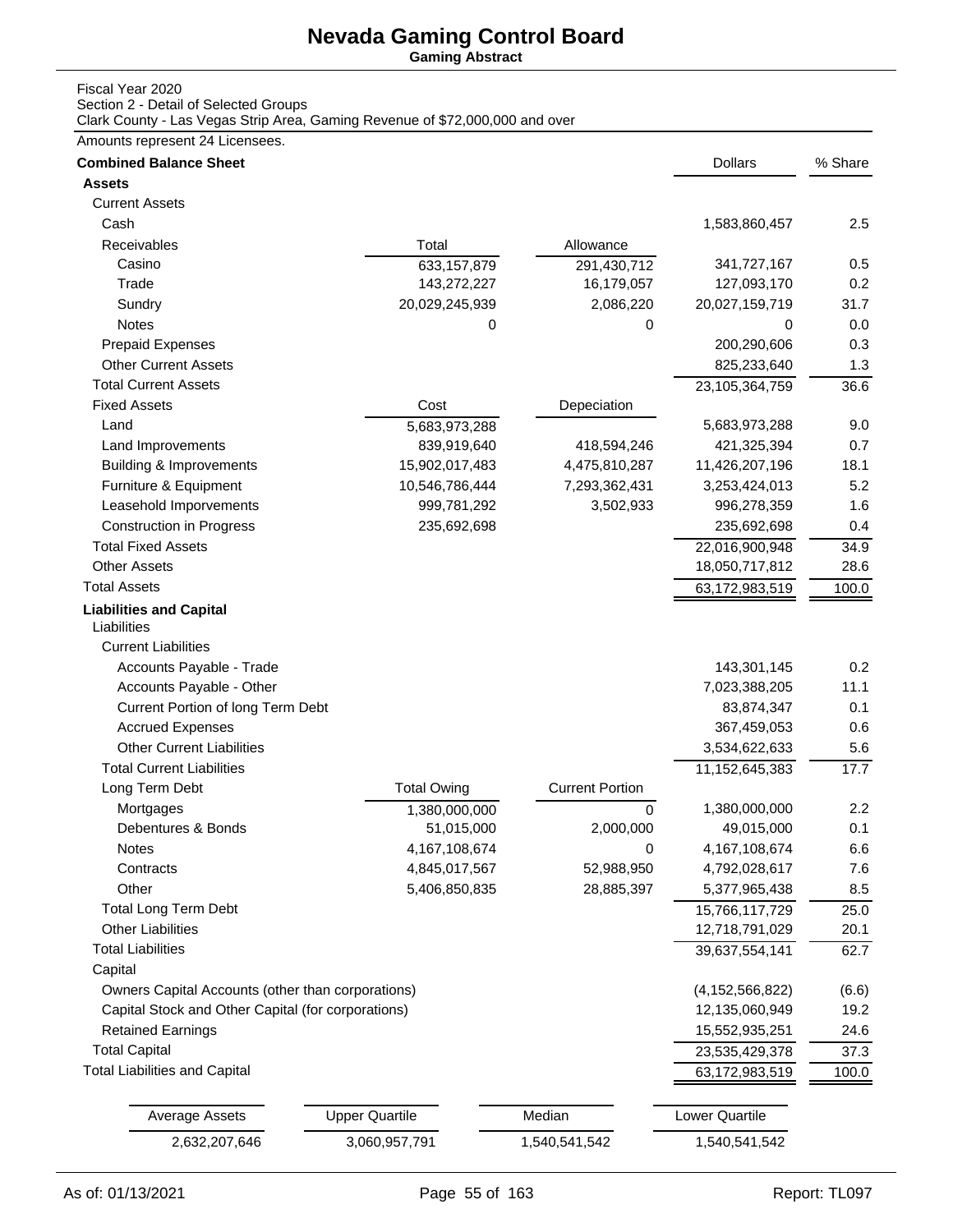# Nevada Gaming Control Board

**Gaming Abstract**

Fiscal Year 2020
Section 2 - Detail of Selected Groups
Clark County - Las Vegas Strip Area, Gaming Revenue of $72,000,000 and over

Amounts represent 24 Licensees.

| **Combined Balance Sheet** | | | Dollars | % Share |
|---|---|---|---|---|
| **Assets** | | | | |
| Current Assets | | | | |
| Cash | | | 1,583,860,457 | 2.5 |
| Receivables | Total | Allowance | | |
| Casino | 633,157,879 | 291,430,712 | 341,727,167 | 0.5 |
| Trade | 143,272,227 | 16,179,057 | 127,093,170 | 0.2 |
| Sundry | 20,029,245,939 | 2,086,220 | 20,027,159,719 | 31.7 |
| Notes | 0 | 0 | 0 | 0.0 |
| Prepaid Expenses | | | 200,290,606 | 0.3 |
| Other Current Assets | | | 825,233,640 | 1.3 |
| Total Current Assets | | | 23,105,364,759 | 36.6 |
| Fixed Assets | Cost | Depeciation | | |
| Land | 5,683,973,288 | | 5,683,973,288 | 9.0 |
| Land Improvements | 839,919,640 | 418,594,246 | 421,325,394 | 0.7 |
| Building & Improvements | 15,902,017,483 | 4,475,810,287 | 11,426,207,196 | 18.1 |
| Furniture & Equipment | 10,546,786,444 | 7,293,362,431 | 3,253,424,013 | 5.2 |
| Leasehold Imporvements | 999,781,292 | 3,502,933 | 996,278,359 | 1.6 |
| Construction in Progress | 235,692,698 | | 235,692,698 | 0.4 |
| Total Fixed Assets | | | 22,016,900,948 | 34.9 |
| Other Assets | | | 18,050,717,812 | 28.6 |
| Total Assets | | | 63,172,983,519 | 100.0 |
| **Liabilities and Capital** | | | | |
| Liabilities | | | | |
| Current Liabilities | | | | |
| Accounts Payable - Trade | | | 143,301,145 | 0.2 |
| Accounts Payable - Other | | | 7,023,388,205 | 11.1 |
| Current Portion of long Term Debt | | | 83,874,347 | 0.1 |
| Accrued Expenses | | | 367,459,053 | 0.6 |
| Other Current Liabilities | | | 3,534,622,633 | 5.6 |
| Total Current Liabilities | | | 11,152,645,383 | 17.7 |
| Long Term Debt | Total Owing | Current Portion | | |
| Mortgages | 1,380,000,000 | 0 | 1,380,000,000 | 2.2 |
| Debentures & Bonds | 51,015,000 | 2,000,000 | 49,015,000 | 0.1 |
| Notes | 4,167,108,674 | 0 | 4,167,108,674 | 6.6 |
| Contracts | 4,845,017,567 | 52,988,950 | 4,792,028,617 | 7.6 |
| Other | 5,406,850,835 | 28,885,397 | 5,377,965,438 | 8.5 |
| Total Long Term Debt | | | 15,766,117,729 | 25.0 |
| Other Liabilities | | | 12,718,791,029 | 20.1 |
| Total Liabilities | | | 39,637,554,141 | 62.7 |
| Capital | | | | |
| Owners Capital Accounts (other than corporations) | | | (4,152,566,822) | (6.6) |
| Capital Stock and Other Capital (for corporations) | | | 12,135,060,949 | 19.2 |
| Retained Earnings | | | 15,552,935,251 | 24.6 |
| Total Capital | | | 23,535,429,378 | 37.3 |
| Total Liabilities and Capital | | | 63,172,983,519 | 100.0 |

| Average Assets | Upper Quartile | Median | Lower Quartile |
|---|---|---|---|
| 2,632,207,646 | 3,060,957,791 | 1,540,541,542 | 1,540,541,542 |

As of: 01/13/2021 Report: TL097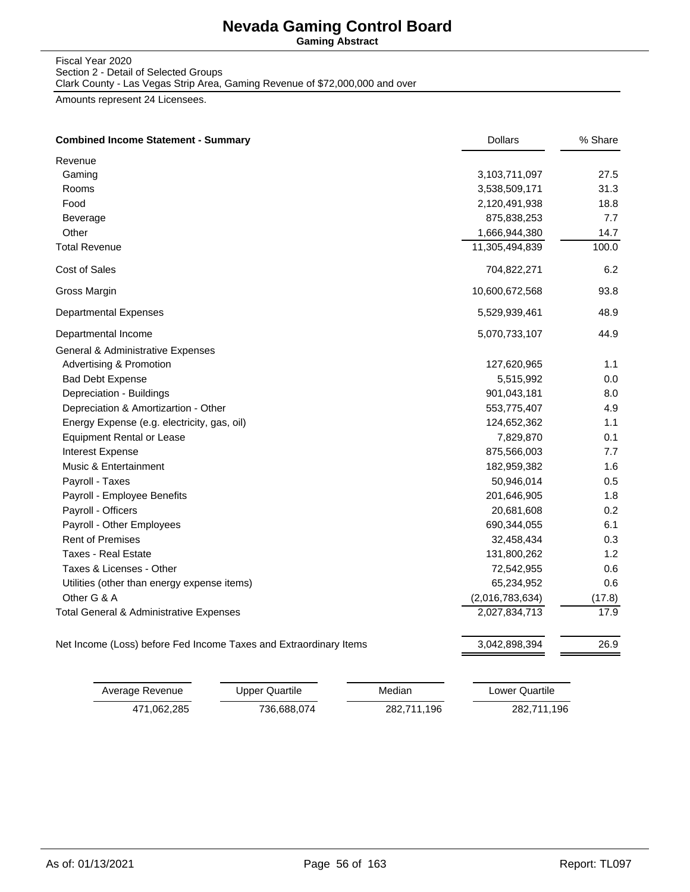# Nevada Gaming Control Board

**Gaming Abstract**

Fiscal Year 2020
Section 2 - Detail of Selected Groups
Clark County - Las Vegas Strip Area, Gaming Revenue of $72,000,000 and over

Amounts represent 24 Licensees.

| **Combined Income Statement - Summary** | Dollars | % Share |
|---|---|---|
| Revenue | | |
| Gaming | 3,103,711,097 | 27.5 |
| Rooms | 3,538,509,171 | 31.3 |
| Food | 2,120,491,938 | 18.8 |
| Beverage | 875,838,253 | 7.7 |
| Other | 1,666,944,380 | 14.7 |
| Total Revenue | 11,305,494,839 | 100.0 |
| Cost of Sales | 704,822,271 | 6.2 |
| Gross Margin | 10,600,672,568 | 93.8 |
| Departmental Expenses | 5,529,939,461 | 48.9 |
| Departmental Income | 5,070,733,107 | 44.9 |
| General & Administrative Expenses | | |
| Advertising & Promotion | 127,620,965 | 1.1 |
| Bad Debt Expense | 5,515,992 | 0.0 |
| Depreciation - Buildings | 901,043,181 | 8.0 |
| Depreciation & Amortizartion - Other | 553,775,407 | 4.9 |
| Energy Expense (e.g. electricity, gas, oil) | 124,652,362 | 1.1 |
| Equipment Rental or Lease | 7,829,870 | 0.1 |
| Interest Expense | 875,566,003 | 7.7 |
| Music & Entertainment | 182,959,382 | 1.6 |
| Payroll - Taxes | 50,946,014 | 0.5 |
| Payroll - Employee Benefits | 201,646,905 | 1.8 |
| Payroll - Officers | 20,681,608 | 0.2 |
| Payroll - Other Employees | 690,344,055 | 6.1 |
| Rent of Premises | 32,458,434 | 0.3 |
| Taxes - Real Estate | 131,800,262 | 1.2 |
| Taxes & Licenses - Other | 72,542,955 | 0.6 |
| Utilities (other than energy expense items) | 65,234,952 | 0.6 |
| Other G & A | (2,016,783,634) | (17.8) |
| Total General & Administrative Expenses | 2,027,834,713 | 17.9 |
| Net Income (Loss) before Fed Income Taxes and Extraordinary Items | 3,042,898,394 | 26.9 |

| Average Revenue | Upper Quartile | Median | Lower Quartile |
|---|---|---|---|
| 471,062,285 | 736,688,074 | 282,711,196 | 282,711,196 |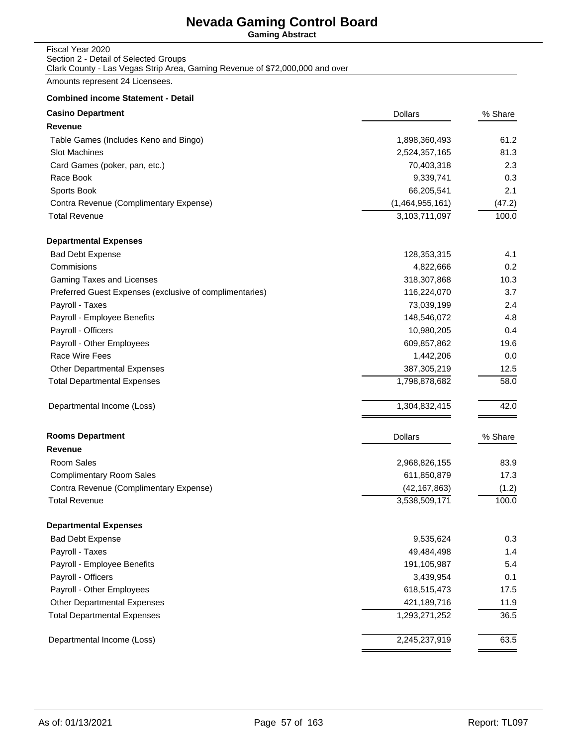# Nevada Gaming Control Board

**Gaming Abstract**

Fiscal Year 2020
Section 2 - Detail of Selected Groups
Clark County - Las Vegas Strip Area, Gaming Revenue of $72,000,000 and over

Amounts represent 24 Licensees.

**Combined income Statement - Detail**

| **Casino Department** | Dollars | % Share |
|---|---|---|
| **Revenue** | | |
| Table Games (Includes Keno and Bingo) | 1,898,360,493 | 61.2 |
| Slot Machines | 2,524,357,165 | 81.3 |
| Card Games (poker, pan, etc.) | 70,403,318 | 2.3 |
| Race Book | 9,339,741 | 0.3 |
| Sports Book | 66,205,541 | 2.1 |
| Contra Revenue (Complimentary Expense) | (1,464,955,161) | (47.2) |
| Total Revenue | 3,103,711,097 | 100.0 |
| **Departmental Expenses** | | |
| Bad Debt Expense | 128,353,315 | 4.1 |
| Commisions | 4,822,666 | 0.2 |
| Gaming Taxes and Licenses | 318,307,868 | 10.3 |
| Preferred Guest Expenses (exclusive of complimentaries) | 116,224,070 | 3.7 |
| Payroll - Taxes | 73,039,199 | 2.4 |
| Payroll - Employee Benefits | 148,546,072 | 4.8 |
| Payroll - Officers | 10,980,205 | 0.4 |
| Payroll - Other Employees | 609,857,862 | 19.6 |
| Race Wire Fees | 1,442,206 | 0.0 |
| Other Departmental Expenses | 387,305,219 | 12.5 |
| Total Departmental Expenses | 1,798,878,682 | 58.0 |
| Departmental Income (Loss) | 1,304,832,415 | 42.0 |

| **Rooms Department** | Dollars | % Share |
|---|---|---|
| **Revenue** | | |
| Room Sales | 2,968,826,155 | 83.9 |
| Complimentary Room Sales | 611,850,879 | 17.3 |
| Contra Revenue (Complimentary Expense) | (42,167,863) | (1.2) |
| Total Revenue | 3,538,509,171 | 100.0 |
| **Departmental Expenses** | | |
| Bad Debt Expense | 9,535,624 | 0.3 |
| Payroll - Taxes | 49,484,498 | 1.4 |
| Payroll - Employee Benefits | 191,105,987 | 5.4 |
| Payroll - Officers | 3,439,954 | 0.1 |
| Payroll - Other Employees | 618,515,473 | 17.5 |
| Other Departmental Expenses | 421,189,716 | 11.9 |
| Total Departmental Expenses | 1,293,271,252 | 36.5 |
| Departmental Income (Loss) | 2,245,237,919 | 63.5 |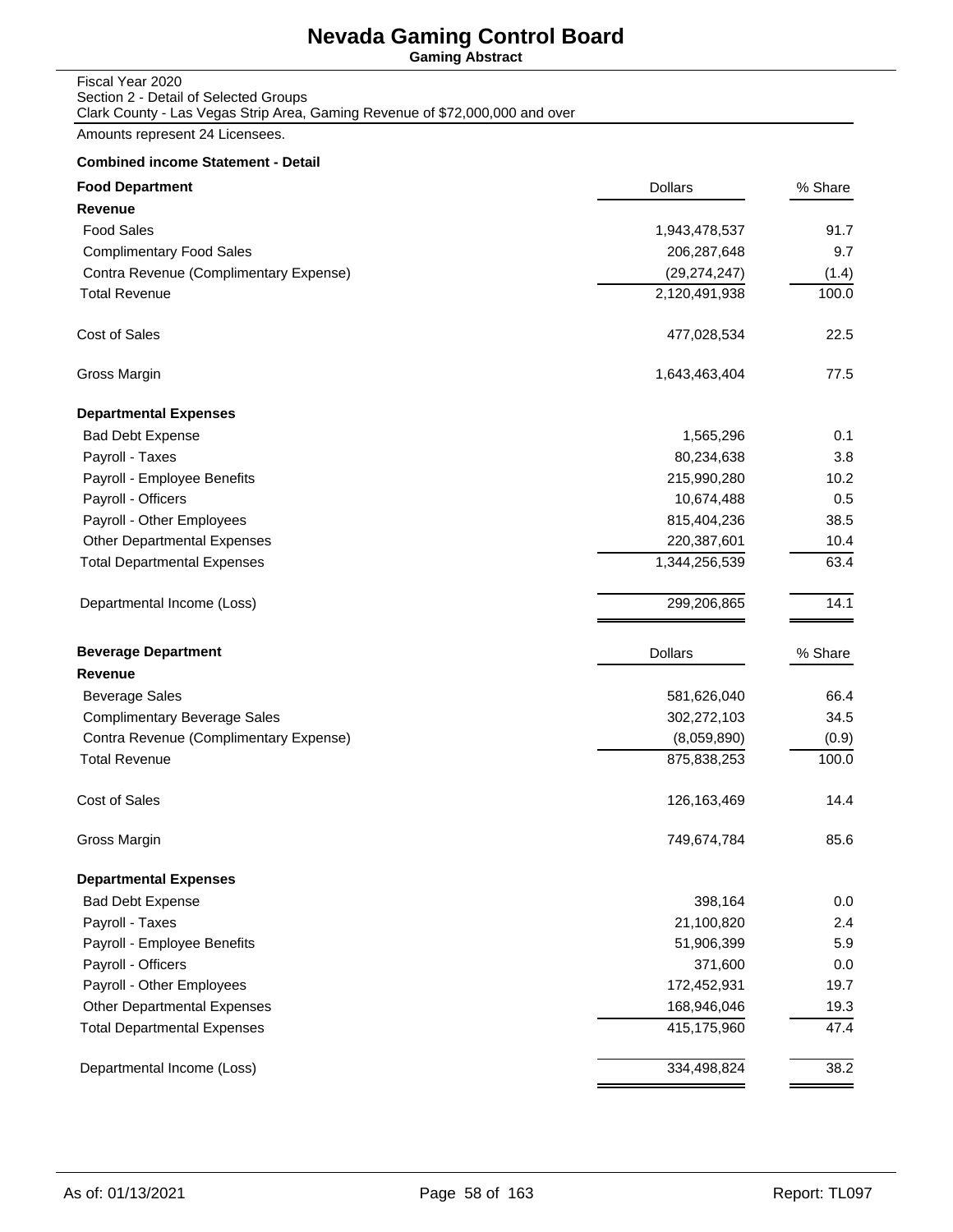# Nevada Gaming Control Board

**Gaming Abstract**

Fiscal Year 2020
Section 2 - Detail of Selected Groups
Clark County - Las Vegas Strip Area, Gaming Revenue of $72,000,000 and over

Amounts represent 24 Licensees.

**Combined income Statement - Detail**

| **Food Department** | Dollars | % Share |
|---|---|---|
| **Revenue** | | |
| Food Sales | 1,943,478,537 | 91.7 |
| Complimentary Food Sales | 206,287,648 | 9.7 |
| Contra Revenue (Complimentary Expense) | (29,274,247) | (1.4) |
| Total Revenue | 2,120,491,938 | 100.0 |
| Cost of Sales | 477,028,534 | 22.5 |
| Gross Margin | 1,643,463,404 | 77.5 |
| **Departmental Expenses** | | |
| Bad Debt Expense | 1,565,296 | 0.1 |
| Payroll - Taxes | 80,234,638 | 3.8 |
| Payroll - Employee Benefits | 215,990,280 | 10.2 |
| Payroll - Officers | 10,674,488 | 0.5 |
| Payroll - Other Employees | 815,404,236 | 38.5 |
| Other Departmental Expenses | 220,387,601 | 10.4 |
| Total Departmental Expenses | 1,344,256,539 | 63.4 |
| Departmental Income (Loss) | 299,206,865 | 14.1 |

| **Beverage Department** | Dollars | % Share |
|---|---|---|
| **Revenue** | | |
| Beverage Sales | 581,626,040 | 66.4 |
| Complimentary Beverage Sales | 302,272,103 | 34.5 |
| Contra Revenue (Complimentary Expense) | (8,059,890) | (0.9) |
| Total Revenue | 875,838,253 | 100.0 |
| Cost of Sales | 126,163,469 | 14.4 |
| Gross Margin | 749,674,784 | 85.6 |
| **Departmental Expenses** | | |
| Bad Debt Expense | 398,164 | 0.0 |
| Payroll - Taxes | 21,100,820 | 2.4 |
| Payroll - Employee Benefits | 51,906,399 | 5.9 |
| Payroll - Officers | 371,600 | 0.0 |
| Payroll - Other Employees | 172,452,931 | 19.7 |
| Other Departmental Expenses | 168,946,046 | 19.3 |
| Total Departmental Expenses | 415,175,960 | 47.4 |
| Departmental Income (Loss) | 334,498,824 | 38.2 |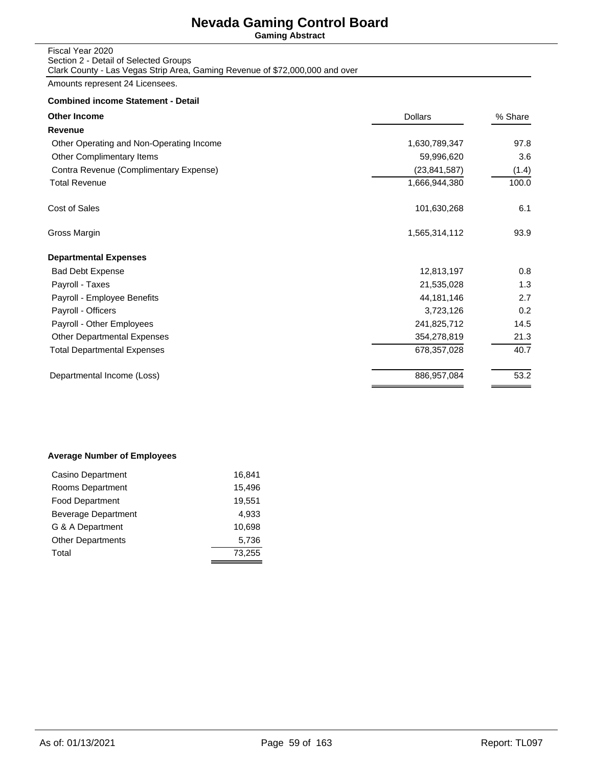# Nevada Gaming Control Board

**Gaming Abstract**

Fiscal Year 2020
Section 2 - Detail of Selected Groups
Clark County - Las Vegas Strip Area, Gaming Revenue of $72,000,000 and over

Amounts represent 24 Licensees.

**Combined income Statement - Detail**

| **Other Income** | Dollars | % Share |
|---|---|---|
| **Revenue** | | |
| Other Operating and Non-Operating Income | 1,630,789,347 | 97.8 |
| Other Complimentary Items | 59,996,620 | 3.6 |
| Contra Revenue (Complimentary Expense) | (23,841,587) | (1.4) |
| Total Revenue | 1,666,944,380 | 100.0 |
| Cost of Sales | 101,630,268 | 6.1 |
| Gross Margin | 1,565,314,112 | 93.9 |
| **Departmental Expenses** | | |
| Bad Debt Expense | 12,813,197 | 0.8 |
| Payroll - Taxes | 21,535,028 | 1.3 |
| Payroll - Employee Benefits | 44,181,146 | 2.7 |
| Payroll - Officers | 3,723,126 | 0.2 |
| Payroll - Other Employees | 241,825,712 | 14.5 |
| Other Departmental Expenses | 354,278,819 | 21.3 |
| Total Departmental Expenses | 678,357,028 | 40.7 |
| Departmental Income (Loss) | 886,957,084 | 53.2 |

**Average Number of Employees**

| Department | Employees |
|---|---|
| Casino Department | 16,841 |
| Rooms Department | 15,496 |
| Food Department | 19,551 |
| Beverage Department | 4,933 |
| G & A Department | 10,698 |
| Other Departments | 5,736 |
| Total | 73,255 |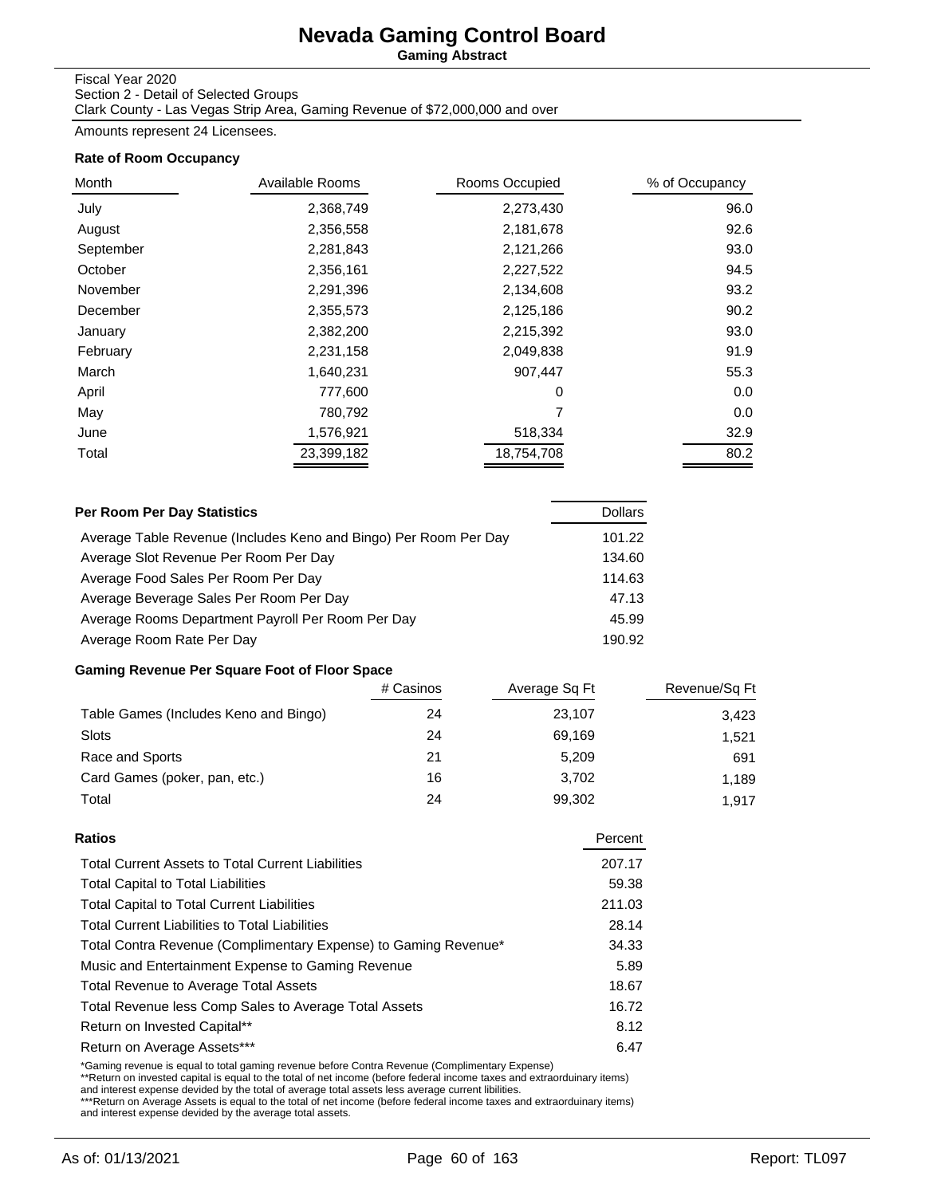# Nevada Gaming Control Board

**Gaming Abstract**

Fiscal Year 2020
Section 2 - Detail of Selected Groups
Clark County - Las Vegas Strip Area, Gaming Revenue of $72,000,000 and over

Amounts represent 24 Licensees.

### Rate of Room Occupancy

| Month | Available Rooms | Rooms Occupied | % of Occupancy |
|---|---|---|---|
| July | 2,368,749 | 2,273,430 | 96.0 |
| August | 2,356,558 | 2,181,678 | 92.6 |
| September | 2,281,843 | 2,121,266 | 93.0 |
| October | 2,356,161 | 2,227,522 | 94.5 |
| November | 2,291,396 | 2,134,608 | 93.2 |
| December | 2,355,573 | 2,125,186 | 90.2 |
| January | 2,382,200 | 2,215,392 | 93.0 |
| February | 2,231,158 | 2,049,838 | 91.9 |
| March | 1,640,231 | 907,447 | 55.3 |
| April | 777,600 | 0 | 0.0 |
| May | 780,792 | 7 | 0.0 |
| June | 1,576,921 | 518,334 | 32.9 |
| Total | 23,399,182 | 18,754,708 | 80.2 |

### Per Room Per Day Statistics

| Per Room Per Day Statistics | Dollars |
|---|---|
| Average Table Revenue (Includes Keno and Bingo) Per Room Per Day | 101.22 |
| Average Slot Revenue Per Room Per Day | 134.60 |
| Average Food Sales Per Room Per Day | 114.63 |
| Average Beverage Sales Per Room Per Day | 47.13 |
| Average Rooms Department Payroll Per Room Per Day | 45.99 |
| Average Room Rate Per Day | 190.92 |

### Gaming Revenue Per Square Foot of Floor Space

| | # Casinos | Average Sq Ft | Revenue/Sq Ft |
|---|---|---|---|
| Table Games (Includes Keno and Bingo) | 24 | 23,107 | 3,423 |
| Slots | 24 | 69,169 | 1,521 |
| Race and Sports | 21 | 5,209 | 691 |
| Card Games (poker, pan, etc.) | 16 | 3,702 | 1,189 |
| Total | 24 | 99,302 | 1,917 |

### Ratios

| Ratios | Percent |
|---|---|
| Total Current Assets to Total Current Liabilities | 207.17 |
| Total Capital to Total Liabilities | 59.38 |
| Total Capital to Total Current Liabilities | 211.03 |
| Total Current Liabilities to Total Liabilities | 28.14 |
| Total Contra Revenue (Complimentary Expense) to Gaming Revenue* | 34.33 |
| Music and Entertainment Expense to Gaming Revenue | 5.89 |
| Total Revenue to Average Total Assets | 18.67 |
| Total Revenue less Comp Sales to Average Total Assets | 16.72 |
| Return on Invested Capital** | 8.12 |
| Return on Average Assets*** | 6.47 |

*Gaming revenue is equal to total gaming revenue before Contra Revenue (Complimentary Expense)
**Return on invested capital is equal to the total of net income (before federal income taxes and extraorduinary items) and interest expense devided by the total of average total assets less average current libilities.
***Return on Average Assets is equal to the total of net income (before federal income taxes and extraorduinary items) and interest expense devided by the average total assets.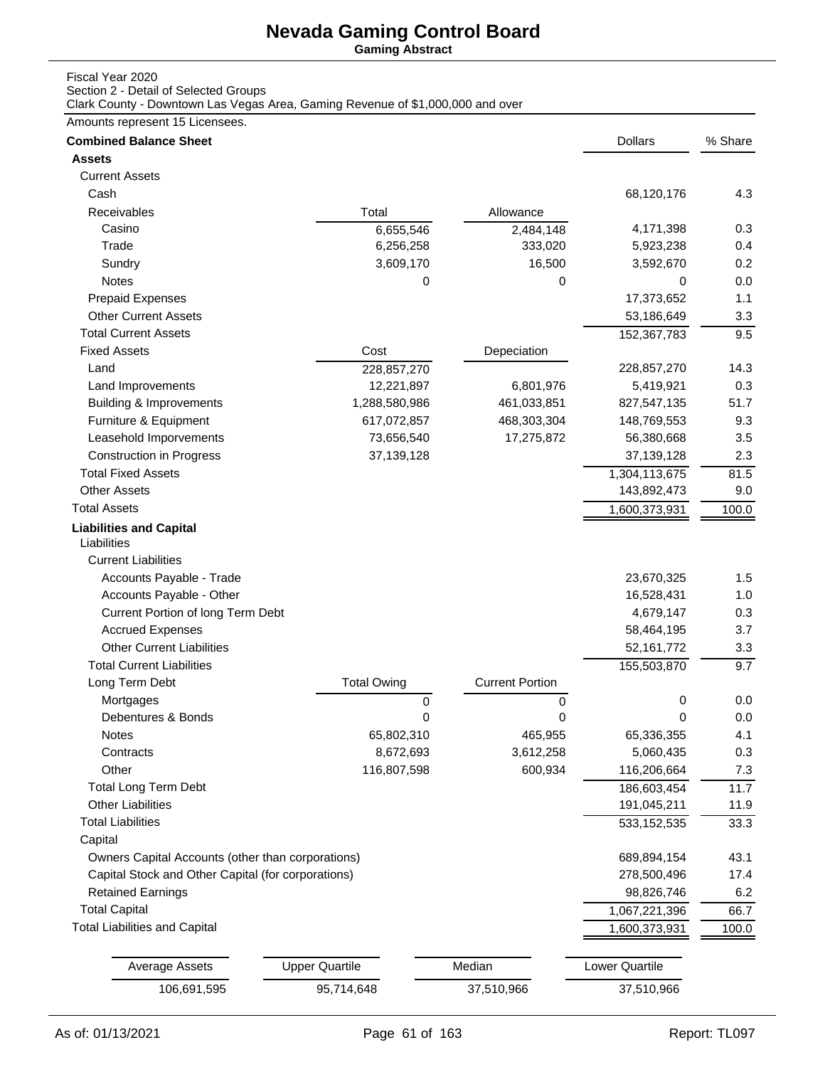# Nevada Gaming Control Board

**Gaming Abstract**

Fiscal Year 2020
Section 2 - Detail of Selected Groups
Clark County - Downtown Las Vegas Area, Gaming Revenue of $1,000,000 and over

Amounts represent 15 Licensees.

| **Combined Balance Sheet** | | | Dollars | % Share |
|---|---|---|---|---|
| **Assets** | | | | |
| Current Assets | | | | |
| Cash | | | 68,120,176 | 4.3 |
| Receivables | Total | Allowance | | |
| Casino | 6,655,546 | 2,484,148 | 4,171,398 | 0.3 |
| Trade | 6,256,258 | 333,020 | 5,923,238 | 0.4 |
| Sundry | 3,609,170 | 16,500 | 3,592,670 | 0.2 |
| Notes | 0 | 0 | 0 | 0.0 |
| Prepaid Expenses | | | 17,373,652 | 1.1 |
| Other Current Assets | | | 53,186,649 | 3.3 |
| Total Current Assets | | | 152,367,783 | 9.5 |
| Fixed Assets | Cost | Depeciation | | |
| Land | 228,857,270 | | 228,857,270 | 14.3 |
| Land Improvements | 12,221,897 | 6,801,976 | 5,419,921 | 0.3 |
| Building & Improvements | 1,288,580,986 | 461,033,851 | 827,547,135 | 51.7 |
| Furniture & Equipment | 617,072,857 | 468,303,304 | 148,769,553 | 9.3 |
| Leasehold Imporvements | 73,656,540 | 17,275,872 | 56,380,668 | 3.5 |
| Construction in Progress | 37,139,128 | | 37,139,128 | 2.3 |
| Total Fixed Assets | | | 1,304,113,675 | 81.5 |
| Other Assets | | | 143,892,473 | 9.0 |
| Total Assets | | | 1,600,373,931 | 100.0 |
| **Liabilities and Capital** | | | | |
| Liabilities | | | | |
| Current Liabilities | | | | |
| Accounts Payable - Trade | | | 23,670,325 | 1.5 |
| Accounts Payable - Other | | | 16,528,431 | 1.0 |
| Current Portion of long Term Debt | | | 4,679,147 | 0.3 |
| Accrued Expenses | | | 58,464,195 | 3.7 |
| Other Current Liabilities | | | 52,161,772 | 3.3 |
| Total Current Liabilities | | | 155,503,870 | 9.7 |
| Long Term Debt | Total Owing | Current Portion | | |
| Mortgages | 0 | 0 | 0 | 0.0 |
| Debentures & Bonds | 0 | 0 | 0 | 0.0 |
| Notes | 65,802,310 | 465,955 | 65,336,355 | 4.1 |
| Contracts | 8,672,693 | 3,612,258 | 5,060,435 | 0.3 |
| Other | 116,807,598 | 600,934 | 116,206,664 | 7.3 |
| Total Long Term Debt | | | 186,603,454 | 11.7 |
| Other Liabilities | | | 191,045,211 | 11.9 |
| Total Liabilities | | | 533,152,535 | 33.3 |
| Capital | | | | |
| Owners Capital Accounts (other than corporations) | | | 689,894,154 | 43.1 |
| Capital Stock and Other Capital (for corporations) | | | 278,500,496 | 17.4 |
| Retained Earnings | | | 98,826,746 | 6.2 |
| Total Capital | | | 1,067,221,396 | 66.7 |
| Total Liabilities and Capital | | | 1,600,373,931 | 100.0 |

| Average Assets | Upper Quartile | Median | Lower Quartile |
|---|---|---|---|
| 106,691,595 | 95,714,648 | 37,510,966 | 37,510,966 |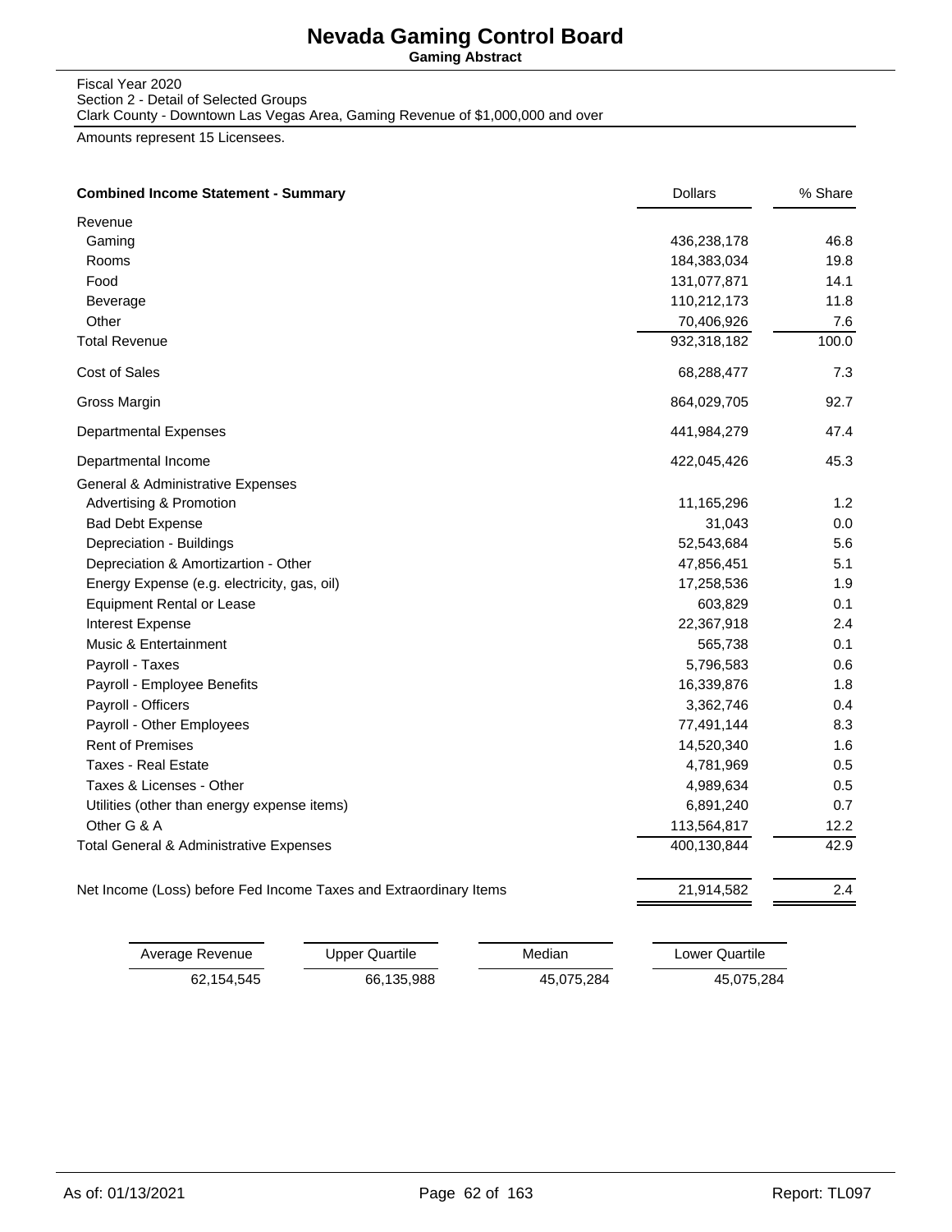# Nevada Gaming Control Board

**Gaming Abstract**

Fiscal Year 2020
Section 2 - Detail of Selected Groups
Clark County - Downtown Las Vegas Area, Gaming Revenue of $1,000,000 and over

Amounts represent 15 Licensees.

| **Combined Income Statement - Summary** | Dollars | % Share |
|---|---|---|
| Revenue | | |
| Gaming | 436,238,178 | 46.8 |
| Rooms | 184,383,034 | 19.8 |
| Food | 131,077,871 | 14.1 |
| Beverage | 110,212,173 | 11.8 |
| Other | 70,406,926 | 7.6 |
| Total Revenue | 932,318,182 | 100.0 |
| Cost of Sales | 68,288,477 | 7.3 |
| Gross Margin | 864,029,705 | 92.7 |
| Departmental Expenses | 441,984,279 | 47.4 |
| Departmental Income | 422,045,426 | 45.3 |
| General & Administrative Expenses | | |
| Advertising & Promotion | 11,165,296 | 1.2 |
| Bad Debt Expense | 31,043 | 0.0 |
| Depreciation - Buildings | 52,543,684 | 5.6 |
| Depreciation & Amortizartion - Other | 47,856,451 | 5.1 |
| Energy Expense (e.g. electricity, gas, oil) | 17,258,536 | 1.9 |
| Equipment Rental or Lease | 603,829 | 0.1 |
| Interest Expense | 22,367,918 | 2.4 |
| Music & Entertainment | 565,738 | 0.1 |
| Payroll - Taxes | 5,796,583 | 0.6 |
| Payroll - Employee Benefits | 16,339,876 | 1.8 |
| Payroll - Officers | 3,362,746 | 0.4 |
| Payroll - Other Employees | 77,491,144 | 8.3 |
| Rent of Premises | 14,520,340 | 1.6 |
| Taxes - Real Estate | 4,781,969 | 0.5 |
| Taxes & Licenses - Other | 4,989,634 | 0.5 |
| Utilities (other than energy expense items) | 6,891,240 | 0.7 |
| Other G & A | 113,564,817 | 12.2 |
| Total General & Administrative Expenses | 400,130,844 | 42.9 |
| Net Income (Loss) before Fed Income Taxes and Extraordinary Items | 21,914,582 | 2.4 |

| Average Revenue | Upper Quartile | Median | Lower Quartile |
|---|---|---|---|
| 62,154,545 | 66,135,988 | 45,075,284 | 45,075,284 |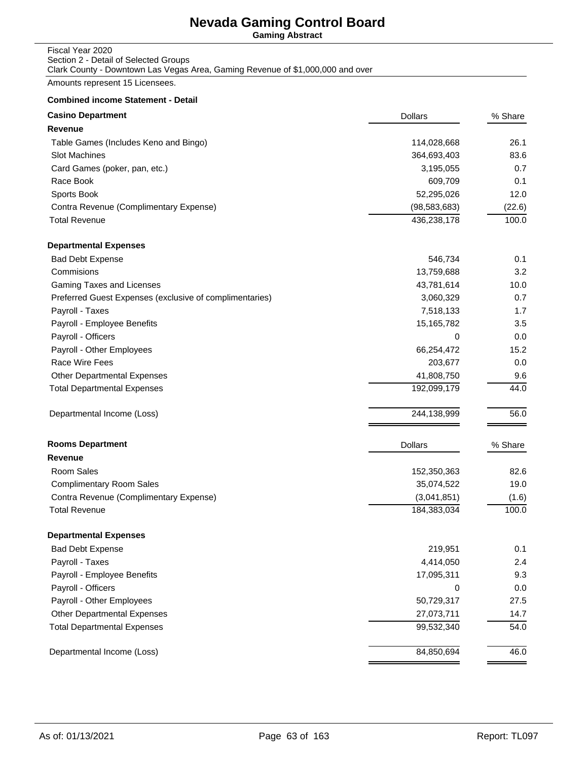# Nevada Gaming Control Board

**Gaming Abstract**

Fiscal Year 2020
Section 2 - Detail of Selected Groups
Clark County - Downtown Las Vegas Area, Gaming Revenue of $1,000,000 and over

Amounts represent 15 Licensees.

**Combined income Statement - Detail**

| Casino Department | Dollars | % Share |
|---|---|---|
| **Revenue** | | |
| Table Games (Includes Keno and Bingo) | 114,028,668 | 26.1 |
| Slot Machines | 364,693,403 | 83.6 |
| Card Games (poker, pan, etc.) | 3,195,055 | 0.7 |
| Race Book | 609,709 | 0.1 |
| Sports Book | 52,295,026 | 12.0 |
| Contra Revenue (Complimentary Expense) | (98,583,683) | (22.6) |
| Total Revenue | 436,238,178 | 100.0 |
| **Departmental Expenses** | | |
| Bad Debt Expense | 546,734 | 0.1 |
| Commisions | 13,759,688 | 3.2 |
| Gaming Taxes and Licenses | 43,781,614 | 10.0 |
| Preferred Guest Expenses (exclusive of complimentaries) | 3,060,329 | 0.7 |
| Payroll - Taxes | 7,518,133 | 1.7 |
| Payroll - Employee Benefits | 15,165,782 | 3.5 |
| Payroll - Officers | 0 | 0.0 |
| Payroll - Other Employees | 66,254,472 | 15.2 |
| Race Wire Fees | 203,677 | 0.0 |
| Other Departmental Expenses | 41,808,750 | 9.6 |
| Total Departmental Expenses | 192,099,179 | 44.0 |
| Departmental Income (Loss) | 244,138,999 | 56.0 |

| Rooms Department | Dollars | % Share |
|---|---|---|
| **Revenue** | | |
| Room Sales | 152,350,363 | 82.6 |
| Complimentary Room Sales | 35,074,522 | 19.0 |
| Contra Revenue (Complimentary Expense) | (3,041,851) | (1.6) |
| Total Revenue | 184,383,034 | 100.0 |
| **Departmental Expenses** | | |
| Bad Debt Expense | 219,951 | 0.1 |
| Payroll - Taxes | 4,414,050 | 2.4 |
| Payroll - Employee Benefits | 17,095,311 | 9.3 |
| Payroll - Officers | 0 | 0.0 |
| Payroll - Other Employees | 50,729,317 | 27.5 |
| Other Departmental Expenses | 27,073,711 | 14.7 |
| Total Departmental Expenses | 99,532,340 | 54.0 |
| Departmental Income (Loss) | 84,850,694 | 46.0 |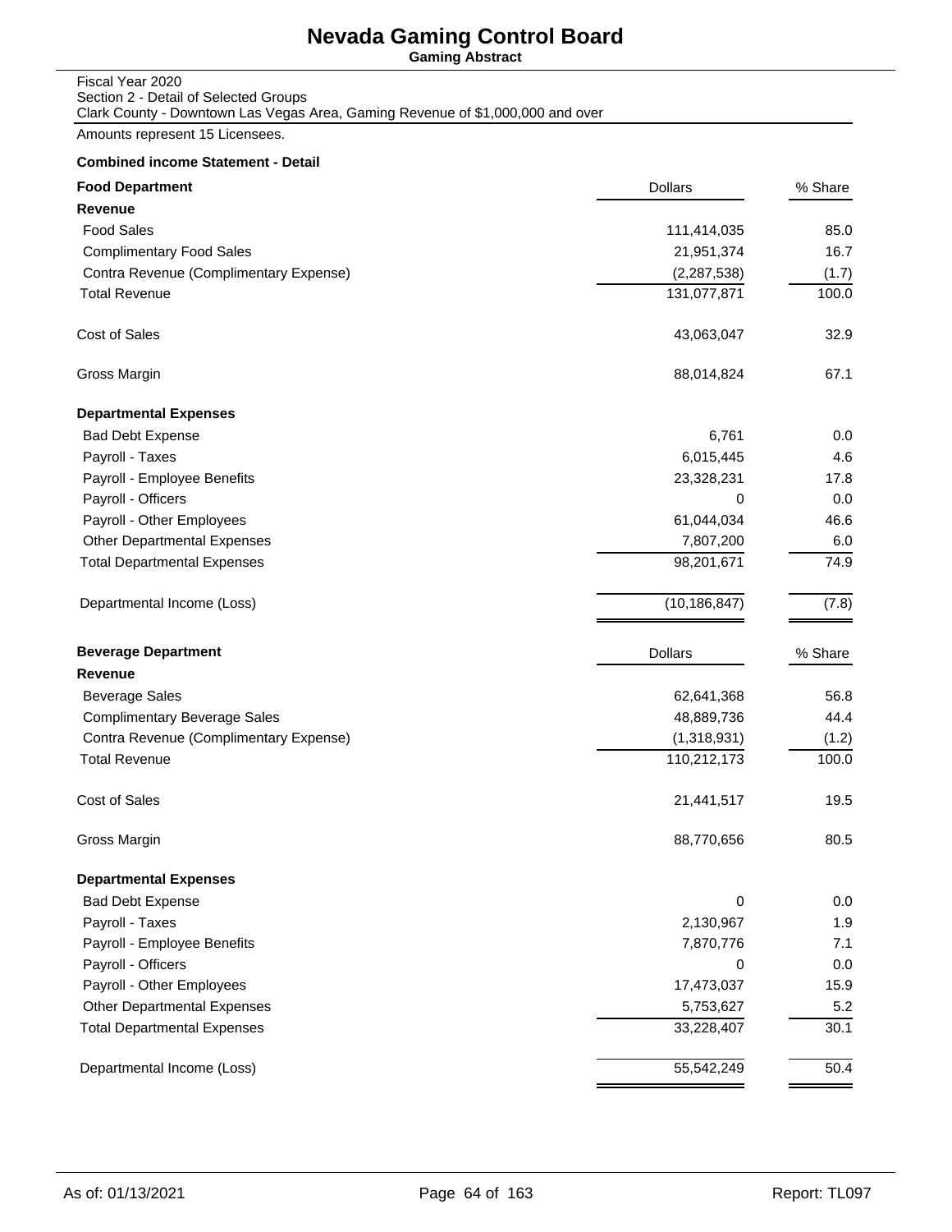# Nevada Gaming Control Board

**Gaming Abstract**

Fiscal Year 2020
Section 2 - Detail of Selected Groups
Clark County - Downtown Las Vegas Area, Gaming Revenue of $1,000,000 and over

Amounts represent 15 Licensees.

**Combined income Statement - Detail**

| **Food Department** | Dollars | % Share |
|---|---|---|
| **Revenue** | | |
| Food Sales | 111,414,035 | 85.0 |
| Complimentary Food Sales | 21,951,374 | 16.7 |
| Contra Revenue (Complimentary Expense) | (2,287,538) | (1.7) |
| Total Revenue | 131,077,871 | 100.0 |
| Cost of Sales | 43,063,047 | 32.9 |
| Gross Margin | 88,014,824 | 67.1 |
| **Departmental Expenses** | | |
| Bad Debt Expense | 6,761 | 0.0 |
| Payroll - Taxes | 6,015,445 | 4.6 |
| Payroll - Employee Benefits | 23,328,231 | 17.8 |
| Payroll - Officers | 0 | 0.0 |
| Payroll - Other Employees | 61,044,034 | 46.6 |
| Other Departmental Expenses | 7,807,200 | 6.0 |
| Total Departmental Expenses | 98,201,671 | 74.9 |
| Departmental Income (Loss) | (10,186,847) | (7.8) |

| **Beverage Department** | Dollars | % Share |
|---|---|---|
| **Revenue** | | |
| Beverage Sales | 62,641,368 | 56.8 |
| Complimentary Beverage Sales | 48,889,736 | 44.4 |
| Contra Revenue (Complimentary Expense) | (1,318,931) | (1.2) |
| Total Revenue | 110,212,173 | 100.0 |
| Cost of Sales | 21,441,517 | 19.5 |
| Gross Margin | 88,770,656 | 80.5 |
| **Departmental Expenses** | | |
| Bad Debt Expense | 0 | 0.0 |
| Payroll - Taxes | 2,130,967 | 1.9 |
| Payroll - Employee Benefits | 7,870,776 | 7.1 |
| Payroll - Officers | 0 | 0.0 |
| Payroll - Other Employees | 17,473,037 | 15.9 |
| Other Departmental Expenses | 5,753,627 | 5.2 |
| Total Departmental Expenses | 33,228,407 | 30.1 |
| Departmental Income (Loss) | 55,542,249 | 50.4 |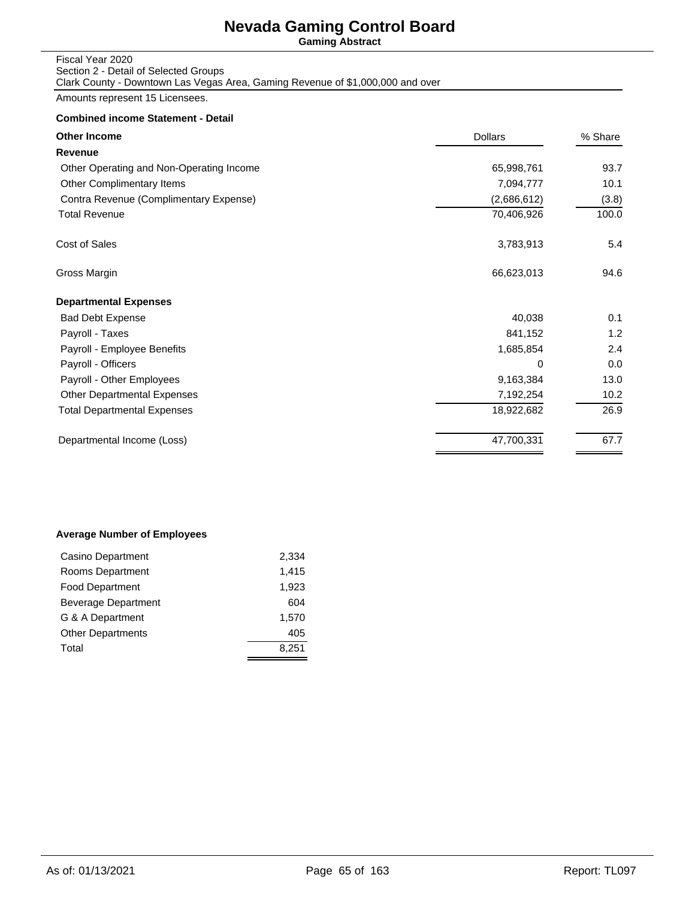# Nevada Gaming Control Board

**Gaming Abstract**

Fiscal Year 2020
Section 2 - Detail of Selected Groups
Clark County - Downtown Las Vegas Area, Gaming Revenue of $1,000,000 and over

Amounts represent 15 Licensees.

**Combined income Statement - Detail**

| **Other Income** | Dollars | % Share |
|---|---|---|
| **Revenue** | | |
| Other Operating and Non-Operating Income | 65,998,761 | 93.7 |
| Other Complimentary Items | 7,094,777 | 10.1 |
| Contra Revenue (Complimentary Expense) | (2,686,612) | (3.8) |
| Total Revenue | 70,406,926 | 100.0 |
| Cost of Sales | 3,783,913 | 5.4 |
| Gross Margin | 66,623,013 | 94.6 |
| **Departmental Expenses** | | |
| Bad Debt Expense | 40,038 | 0.1 |
| Payroll - Taxes | 841,152 | 1.2 |
| Payroll - Employee Benefits | 1,685,854 | 2.4 |
| Payroll - Officers | 0 | 0.0 |
| Payroll - Other Employees | 9,163,384 | 13.0 |
| Other Departmental Expenses | 7,192,254 | 10.2 |
| Total Departmental Expenses | 18,922,682 | 26.9 |
| Departmental Income (Loss) | 47,700,331 | 67.7 |

**Average Number of Employees**

| Department | Employees |
|---|---|
| Casino Department | 2,334 |
| Rooms Department | 1,415 |
| Food Department | 1,923 |
| Beverage Department | 604 |
| G & A Department | 1,570 |
| Other Departments | 405 |
| Total | 8,251 |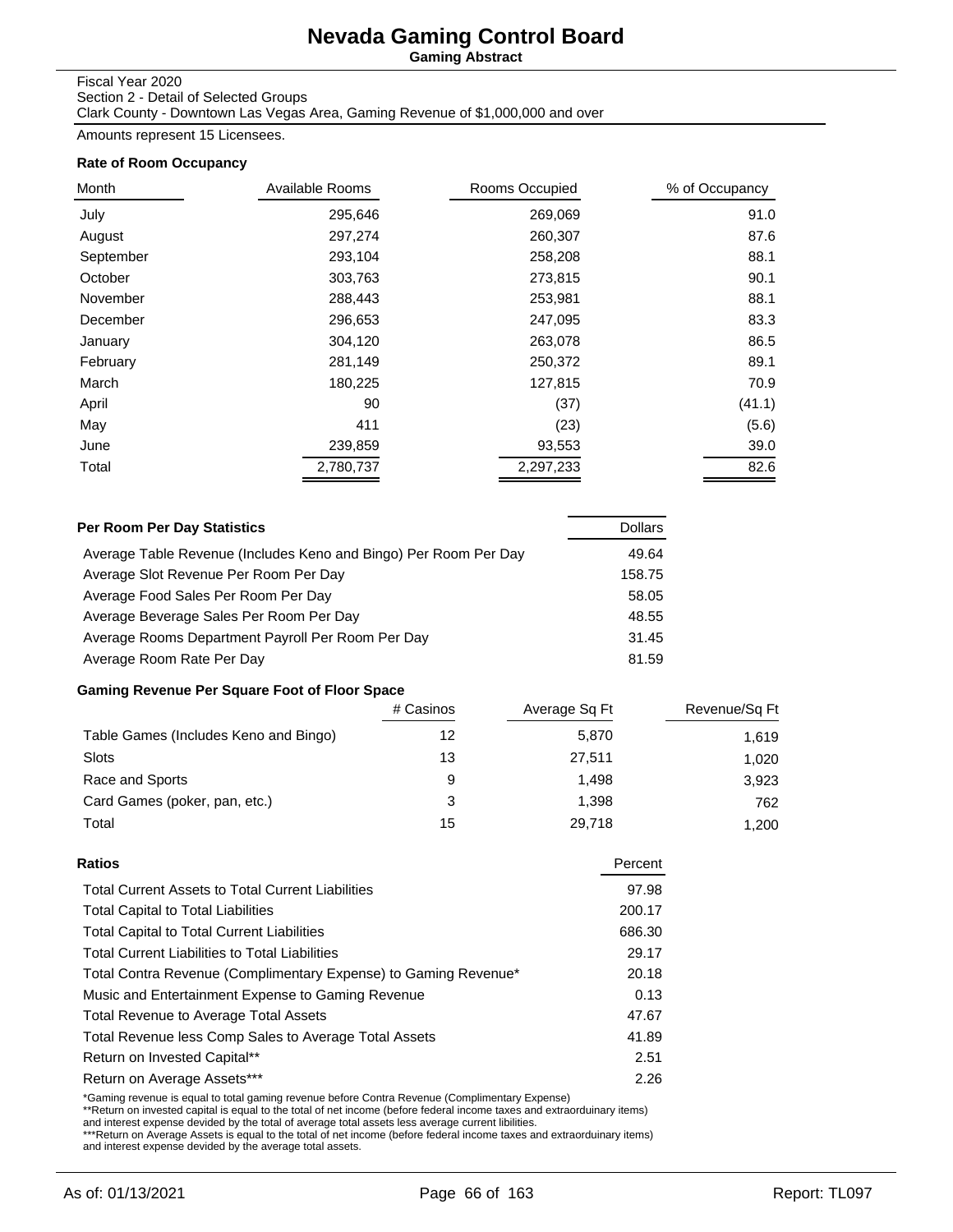# Nevada Gaming Control Board

**Gaming Abstract**

Fiscal Year 2020
Section 2 - Detail of Selected Groups
Clark County - Downtown Las Vegas Area, Gaming Revenue of $1,000,000 and over

Amounts represent 15 Licensees.

### Rate of Room Occupancy

| Month | Available Rooms | Rooms Occupied | % of Occupancy |
|---|---|---|---|
| July | 295,646 | 269,069 | 91.0 |
| August | 297,274 | 260,307 | 87.6 |
| September | 293,104 | 258,208 | 88.1 |
| October | 303,763 | 273,815 | 90.1 |
| November | 288,443 | 253,981 | 88.1 |
| December | 296,653 | 247,095 | 83.3 |
| January | 304,120 | 263,078 | 86.5 |
| February | 281,149 | 250,372 | 89.1 |
| March | 180,225 | 127,815 | 70.9 |
| April | 90 | (37) | (41.1) |
| May | 411 | (23) | (5.6) |
| June | 239,859 | 93,553 | 39.0 |
| Total | 2,780,737 | 2,297,233 | 82.6 |

### Per Room Per Day Statistics

| | Dollars |
|---|---|
| Average Table Revenue (Includes Keno and Bingo) Per Room Per Day | 49.64 |
| Average Slot Revenue Per Room Per Day | 158.75 |
| Average Food Sales Per Room Per Day | 58.05 |
| Average Beverage Sales Per Room Per Day | 48.55 |
| Average Rooms Department Payroll Per Room Per Day | 31.45 |
| Average Room Rate Per Day | 81.59 |

### Gaming Revenue Per Square Foot of Floor Space

| | # Casinos | Average Sq Ft | Revenue/Sq Ft |
|---|---|---|---|
| Table Games (Includes Keno and Bingo) | 12 | 5,870 | 1,619 |
| Slots | 13 | 27,511 | 1,020 |
| Race and Sports | 9 | 1,498 | 3,923 |
| Card Games (poker, pan, etc.) | 3 | 1,398 | 762 |
| Total | 15 | 29,718 | 1,200 |

### Ratios

| | Percent |
|---|---|
| Total Current Assets to Total Current Liabilities | 97.98 |
| Total Capital to Total Liabilities | 200.17 |
| Total Capital to Total Current Liabilities | 686.30 |
| Total Current Liabilities to Total Liabilities | 29.17 |
| Total Contra Revenue (Complimentary Expense) to Gaming Revenue* | 20.18 |
| Music and Entertainment Expense to Gaming Revenue | 0.13 |
| Total Revenue to Average Total Assets | 47.67 |
| Total Revenue less Comp Sales to Average Total Assets | 41.89 |
| Return on Invested Capital** | 2.51 |
| Return on Average Assets*** | 2.26 |

*Gaming revenue is equal to total gaming revenue before Contra Revenue (Complimentary Expense)
**Return on invested capital is equal to the total of net income (before federal income taxes and extraorduinary items) and interest expense devided by the total of average total assets less average current libilities.
***Return on Average Assets is equal to the total of net income (before federal income taxes and extraorduinary items) and interest expense devided by the average total assets.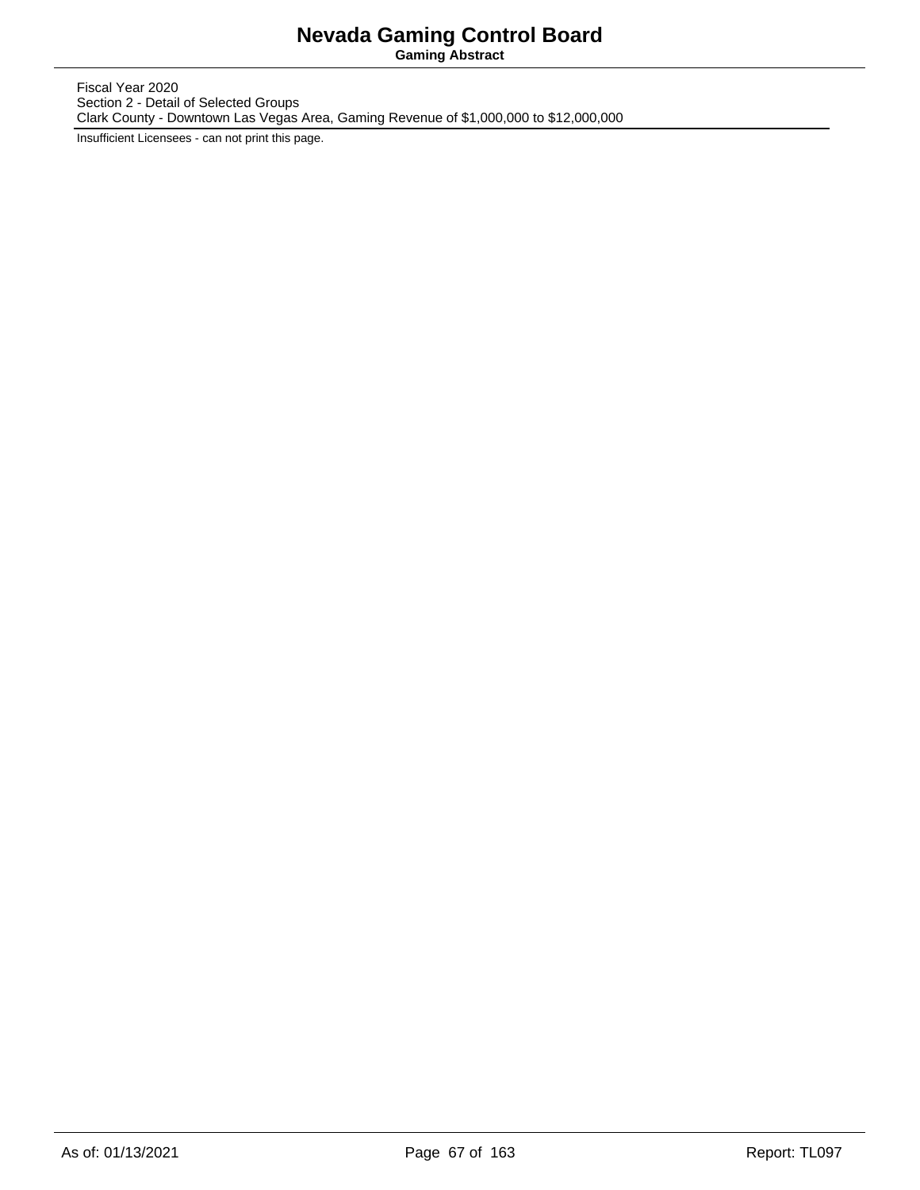Fiscal Year 2020
Section 2 - Detail of Selected Groups
Clark County - Downtown Las Vegas Area, Gaming Revenue of $1,000,000 to $12,000,000

Insufficient Licensees - can not print this page.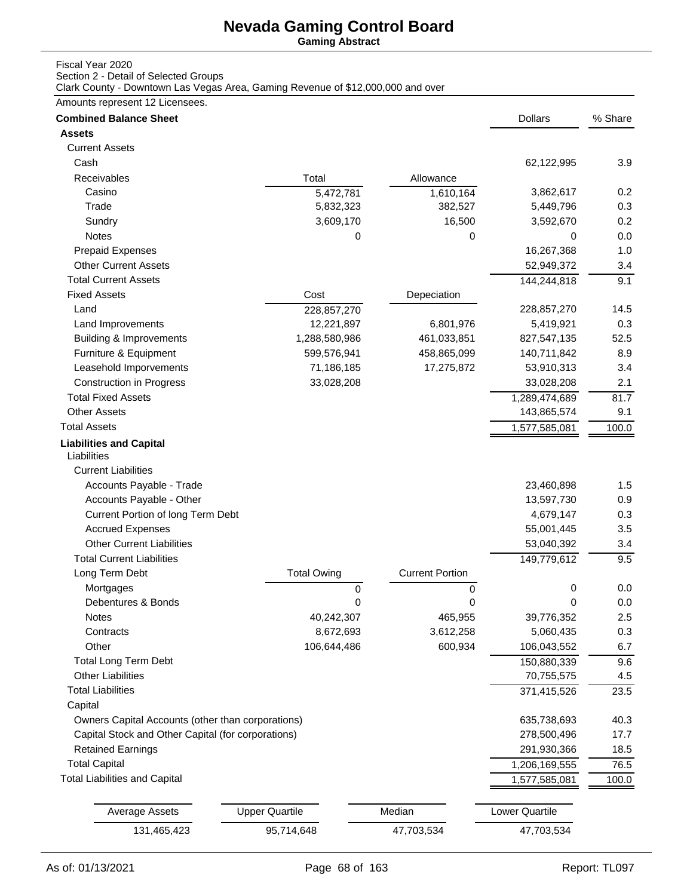# Nevada Gaming Control Board

**Gaming Abstract**

Fiscal Year 2020
Section 2 - Detail of Selected Groups
Clark County - Downtown Las Vegas Area, Gaming Revenue of $12,000,000 and over

Amounts represent 12 Licensees.

| **Combined Balance Sheet** | | | Dollars | % Share |
|---|---|---|---|---|
| **Assets** | | | | |
| Current Assets | | | | |
| Cash | | | 62,122,995 | 3.9 |
| Receivables | Total | Allowance | | |
| Casino | 5,472,781 | 1,610,164 | 3,862,617 | 0.2 |
| Trade | 5,832,323 | 382,527 | 5,449,796 | 0.3 |
| Sundry | 3,609,170 | 16,500 | 3,592,670 | 0.2 |
| Notes | 0 | 0 | 0 | 0.0 |
| Prepaid Expenses | | | 16,267,368 | 1.0 |
| Other Current Assets | | | 52,949,372 | 3.4 |
| Total Current Assets | | | 144,244,818 | 9.1 |
| Fixed Assets | Cost | Depeciation | | |
| Land | 228,857,270 | | 228,857,270 | 14.5 |
| Land Improvements | 12,221,897 | 6,801,976 | 5,419,921 | 0.3 |
| Building & Improvements | 1,288,580,986 | 461,033,851 | 827,547,135 | 52.5 |
| Furniture & Equipment | 599,576,941 | 458,865,099 | 140,711,842 | 8.9 |
| Leasehold Imporvements | 71,186,185 | 17,275,872 | 53,910,313 | 3.4 |
| Construction in Progress | 33,028,208 | | 33,028,208 | 2.1 |
| Total Fixed Assets | | | 1,289,474,689 | 81.7 |
| Other Assets | | | 143,865,574 | 9.1 |
| Total Assets | | | 1,577,585,081 | 100.0 |
| **Liabilities and Capital** | | | | |
| Liabilities | | | | |
| Current Liabilities | | | | |
| Accounts Payable - Trade | | | 23,460,898 | 1.5 |
| Accounts Payable - Other | | | 13,597,730 | 0.9 |
| Current Portion of long Term Debt | | | 4,679,147 | 0.3 |
| Accrued Expenses | | | 55,001,445 | 3.5 |
| Other Current Liabilities | | | 53,040,392 | 3.4 |
| Total Current Liabilities | | | 149,779,612 | 9.5 |
| Long Term Debt | Total Owing | Current Portion | | |
| Mortgages | 0 | 0 | 0 | 0.0 |
| Debentures & Bonds | 0 | 0 | 0 | 0.0 |
| Notes | 40,242,307 | 465,955 | 39,776,352 | 2.5 |
| Contracts | 8,672,693 | 3,612,258 | 5,060,435 | 0.3 |
| Other | 106,644,486 | 600,934 | 106,043,552 | 6.7 |
| Total Long Term Debt | | | 150,880,339 | 9.6 |
| Other Liabilities | | | 70,755,575 | 4.5 |
| Total Liabilities | | | 371,415,526 | 23.5 |
| Capital | | | | |
| Owners Capital Accounts (other than corporations) | | | 635,738,693 | 40.3 |
| Capital Stock and Other Capital (for corporations) | | | 278,500,496 | 17.7 |
| Retained Earnings | | | 291,930,366 | 18.5 |
| Total Capital | | | 1,206,169,555 | 76.5 |
| Total Liabilities and Capital | | | 1,577,585,081 | 100.0 |

| Average Assets | Upper Quartile | Median | Lower Quartile |
|---|---|---|---|
| 131,465,423 | 95,714,648 | 47,703,534 | 47,703,534 |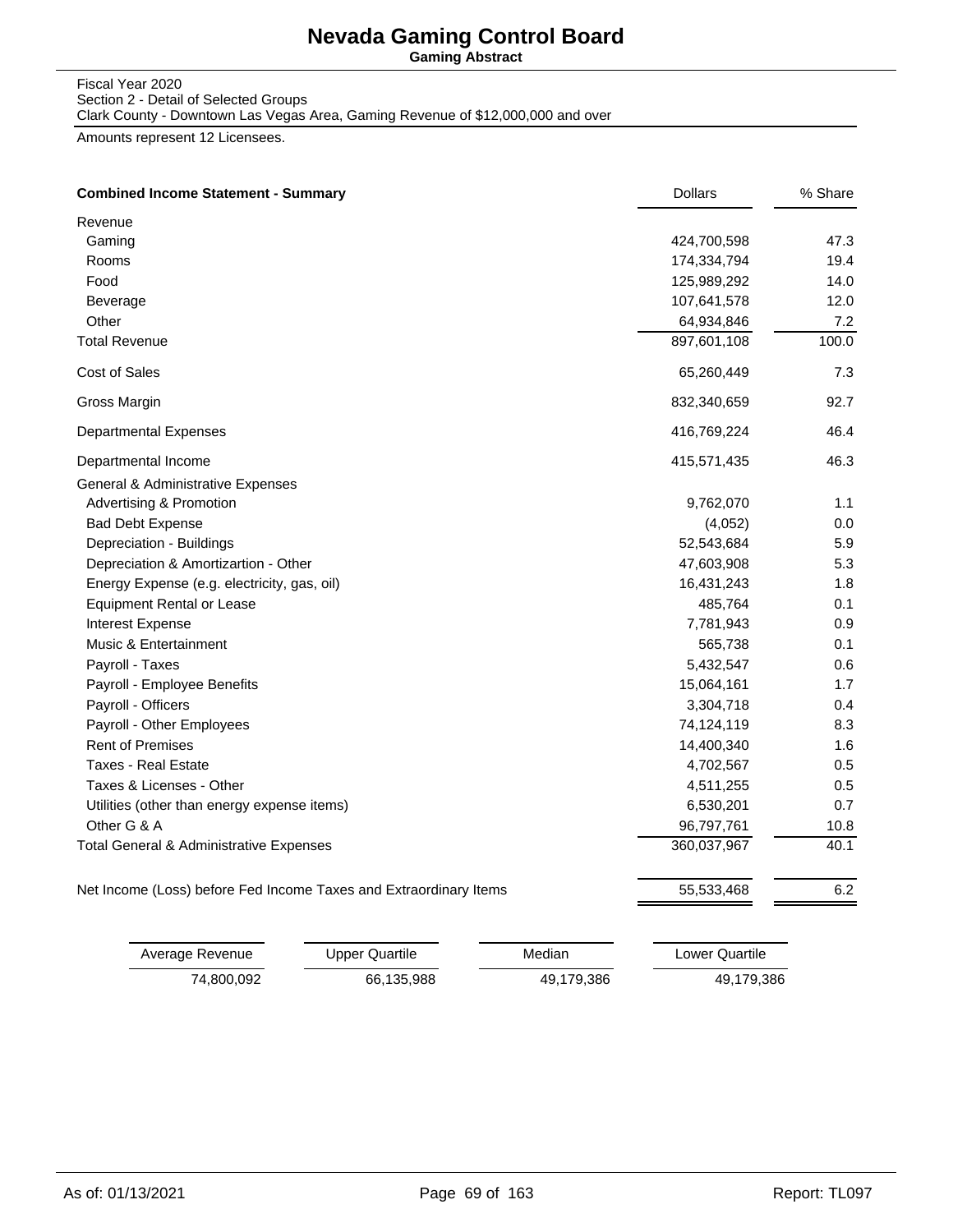# Nevada Gaming Control Board

**Gaming Abstract**

Fiscal Year 2020
Section 2 - Detail of Selected Groups
Clark County - Downtown Las Vegas Area, Gaming Revenue of $12,000,000 and over

Amounts represent 12 Licensees.

| **Combined Income Statement - Summary** | Dollars | % Share |
|---|---|---|
| Revenue | | |
| Gaming | 424,700,598 | 47.3 |
| Rooms | 174,334,794 | 19.4 |
| Food | 125,989,292 | 14.0 |
| Beverage | 107,641,578 | 12.0 |
| Other | 64,934,846 | 7.2 |
| Total Revenue | 897,601,108 | 100.0 |
| Cost of Sales | 65,260,449 | 7.3 |
| Gross Margin | 832,340,659 | 92.7 |
| Departmental Expenses | 416,769,224 | 46.4 |
| Departmental Income | 415,571,435 | 46.3 |
| General & Administrative Expenses | | |
| Advertising & Promotion | 9,762,070 | 1.1 |
| Bad Debt Expense | (4,052) | 0.0 |
| Depreciation - Buildings | 52,543,684 | 5.9 |
| Depreciation & Amortizartion - Other | 47,603,908 | 5.3 |
| Energy Expense (e.g. electricity, gas, oil) | 16,431,243 | 1.8 |
| Equipment Rental or Lease | 485,764 | 0.1 |
| Interest Expense | 7,781,943 | 0.9 |
| Music & Entertainment | 565,738 | 0.1 |
| Payroll - Taxes | 5,432,547 | 0.6 |
| Payroll - Employee Benefits | 15,064,161 | 1.7 |
| Payroll - Officers | 3,304,718 | 0.4 |
| Payroll - Other Employees | 74,124,119 | 8.3 |
| Rent of Premises | 14,400,340 | 1.6 |
| Taxes - Real Estate | 4,702,567 | 0.5 |
| Taxes & Licenses - Other | 4,511,255 | 0.5 |
| Utilities (other than energy expense items) | 6,530,201 | 0.7 |
| Other G & A | 96,797,761 | 10.8 |
| Total General & Administrative Expenses | 360,037,967 | 40.1 |
| Net Income (Loss) before Fed Income Taxes and Extraordinary Items | 55,533,468 | 6.2 |

| Average Revenue | Upper Quartile | Median | Lower Quartile |
|---|---|---|---|
| 74,800,092 | 66,135,988 | 49,179,386 | 49,179,386 |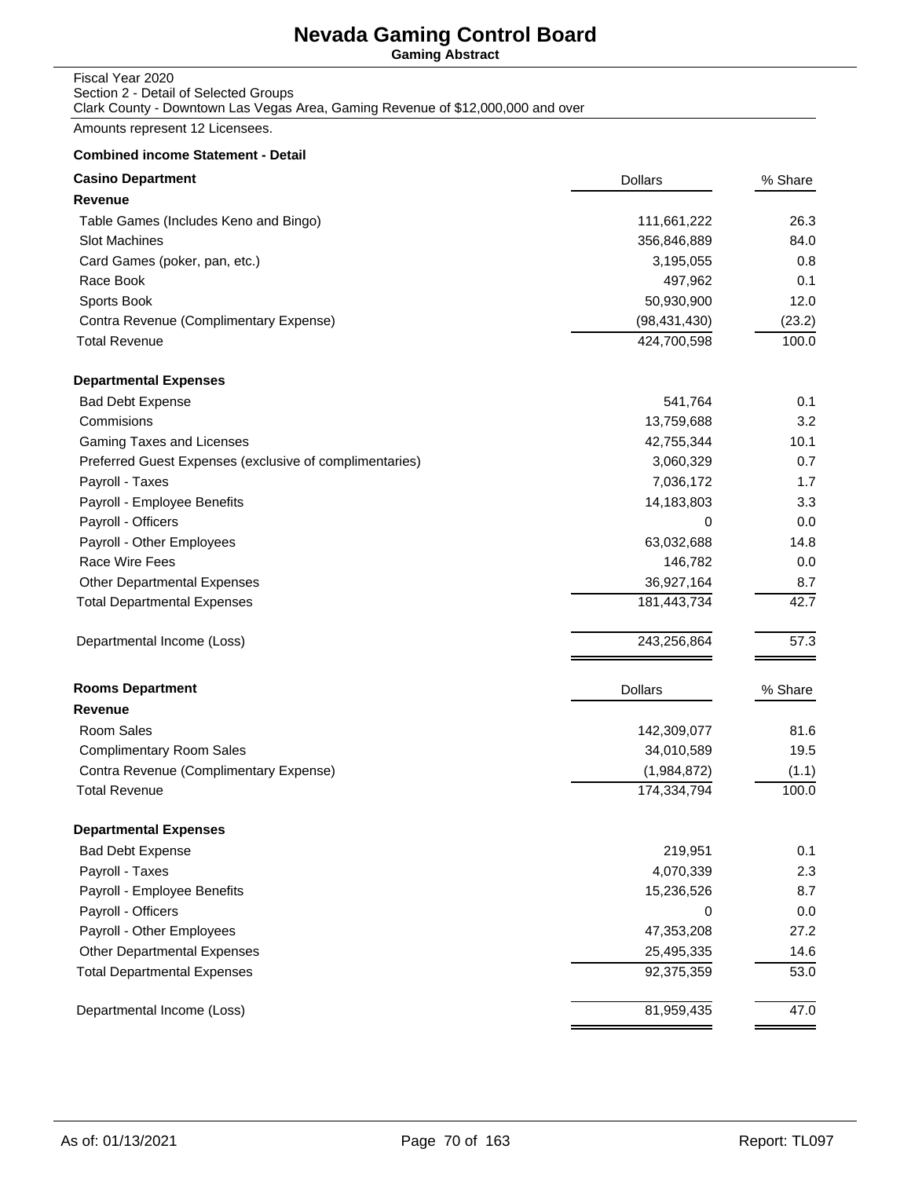# Nevada Gaming Control Board

**Gaming Abstract**

Fiscal Year 2020
Section 2 - Detail of Selected Groups
Clark County - Downtown Las Vegas Area, Gaming Revenue of $12,000,000 and over

Amounts represent 12 Licensees.

**Combined income Statement - Detail**

| **Casino Department** | Dollars | % Share |
|---|---|---|
| **Revenue** | | |
| Table Games (Includes Keno and Bingo) | 111,661,222 | 26.3 |
| Slot Machines | 356,846,889 | 84.0 |
| Card Games (poker, pan, etc.) | 3,195,055 | 0.8 |
| Race Book | 497,962 | 0.1 |
| Sports Book | 50,930,900 | 12.0 |
| Contra Revenue (Complimentary Expense) | (98,431,430) | (23.2) |
| Total Revenue | 424,700,598 | 100.0 |
| **Departmental Expenses** | | |
| Bad Debt Expense | 541,764 | 0.1 |
| Commisions | 13,759,688 | 3.2 |
| Gaming Taxes and Licenses | 42,755,344 | 10.1 |
| Preferred Guest Expenses (exclusive of complimentaries) | 3,060,329 | 0.7 |
| Payroll - Taxes | 7,036,172 | 1.7 |
| Payroll - Employee Benefits | 14,183,803 | 3.3 |
| Payroll - Officers | 0 | 0.0 |
| Payroll - Other Employees | 63,032,688 | 14.8 |
| Race Wire Fees | 146,782 | 0.0 |
| Other Departmental Expenses | 36,927,164 | 8.7 |
| Total Departmental Expenses | 181,443,734 | 42.7 |
| Departmental Income (Loss) | 243,256,864 | 57.3 |

| **Rooms Department** | Dollars | % Share |
|---|---|---|
| **Revenue** | | |
| Room Sales | 142,309,077 | 81.6 |
| Complimentary Room Sales | 34,010,589 | 19.5 |
| Contra Revenue (Complimentary Expense) | (1,984,872) | (1.1) |
| Total Revenue | 174,334,794 | 100.0 |
| **Departmental Expenses** | | |
| Bad Debt Expense | 219,951 | 0.1 |
| Payroll - Taxes | 4,070,339 | 2.3 |
| Payroll - Employee Benefits | 15,236,526 | 8.7 |
| Payroll - Officers | 0 | 0.0 |
| Payroll - Other Employees | 47,353,208 | 27.2 |
| Other Departmental Expenses | 25,495,335 | 14.6 |
| Total Departmental Expenses | 92,375,359 | 53.0 |
| Departmental Income (Loss) | 81,959,435 | 47.0 |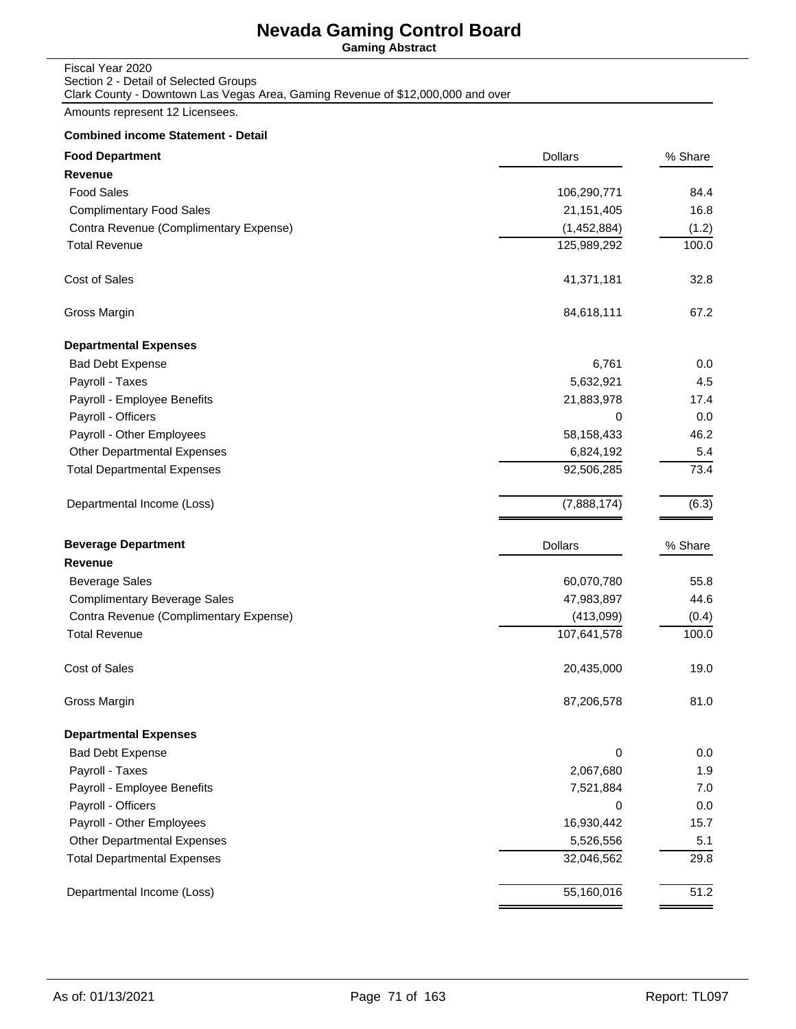# Nevada Gaming Control Board

**Gaming Abstract**

Fiscal Year 2020
Section 2 - Detail of Selected Groups
Clark County - Downtown Las Vegas Area, Gaming Revenue of $12,000,000 and over

Amounts represent 12 Licensees.

**Combined income Statement - Detail**

| **Food Department** | Dollars | % Share |
|---|---|---|
| **Revenue** | | |
| Food Sales | 106,290,771 | 84.4 |
| Complimentary Food Sales | 21,151,405 | 16.8 |
| Contra Revenue (Complimentary Expense) | (1,452,884) | (1.2) |
| Total Revenue | 125,989,292 | 100.0 |
| Cost of Sales | 41,371,181 | 32.8 |
| Gross Margin | 84,618,111 | 67.2 |
| **Departmental Expenses** | | |
| Bad Debt Expense | 6,761 | 0.0 |
| Payroll - Taxes | 5,632,921 | 4.5 |
| Payroll - Employee Benefits | 21,883,978 | 17.4 |
| Payroll - Officers | 0 | 0.0 |
| Payroll - Other Employees | 58,158,433 | 46.2 |
| Other Departmental Expenses | 6,824,192 | 5.4 |
| Total Departmental Expenses | 92,506,285 | 73.4 |
| Departmental Income (Loss) | (7,888,174) | (6.3) |

| **Beverage Department** | Dollars | % Share |
|---|---|---|
| **Revenue** | | |
| Beverage Sales | 60,070,780 | 55.8 |
| Complimentary Beverage Sales | 47,983,897 | 44.6 |
| Contra Revenue (Complimentary Expense) | (413,099) | (0.4) |
| Total Revenue | 107,641,578 | 100.0 |
| Cost of Sales | 20,435,000 | 19.0 |
| Gross Margin | 87,206,578 | 81.0 |
| **Departmental Expenses** | | |
| Bad Debt Expense | 0 | 0.0 |
| Payroll - Taxes | 2,067,680 | 1.9 |
| Payroll - Employee Benefits | 7,521,884 | 7.0 |
| Payroll - Officers | 0 | 0.0 |
| Payroll - Other Employees | 16,930,442 | 15.7 |
| Other Departmental Expenses | 5,526,556 | 5.1 |
| Total Departmental Expenses | 32,046,562 | 29.8 |
| Departmental Income (Loss) | 55,160,016 | 51.2 |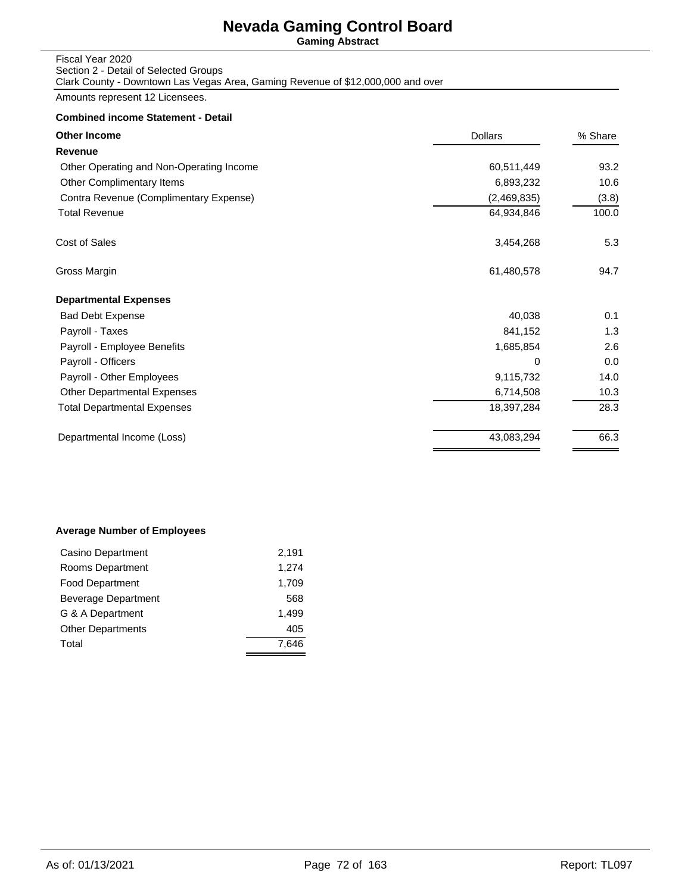# Nevada Gaming Control Board

**Gaming Abstract**

Fiscal Year 2020
Section 2 - Detail of Selected Groups
Clark County - Downtown Las Vegas Area, Gaming Revenue of $12,000,000 and over

Amounts represent 12 Licensees.

**Combined income Statement - Detail**

| **Other Income** | Dollars | % Share |
|---|---|---|
| **Revenue** | | |
| Other Operating and Non-Operating Income | 60,511,449 | 93.2 |
| Other Complimentary Items | 6,893,232 | 10.6 |
| Contra Revenue (Complimentary Expense) | (2,469,835) | (3.8) |
| Total Revenue | 64,934,846 | 100.0 |
| Cost of Sales | 3,454,268 | 5.3 |
| Gross Margin | 61,480,578 | 94.7 |
| **Departmental Expenses** | | |
| Bad Debt Expense | 40,038 | 0.1 |
| Payroll - Taxes | 841,152 | 1.3 |
| Payroll - Employee Benefits | 1,685,854 | 2.6 |
| Payroll - Officers | 0 | 0.0 |
| Payroll - Other Employees | 9,115,732 | 14.0 |
| Other Departmental Expenses | 6,714,508 | 10.3 |
| Total Departmental Expenses | 18,397,284 | 28.3 |
| Departmental Income (Loss) | 43,083,294 | 66.3 |

**Average Number of Employees**

| | |
|---|---|
| Casino Department | 2,191 |
| Rooms Department | 1,274 |
| Food Department | 1,709 |
| Beverage Department | 568 |
| G & A Department | 1,499 |
| Other Departments | 405 |
| Total | 7,646 |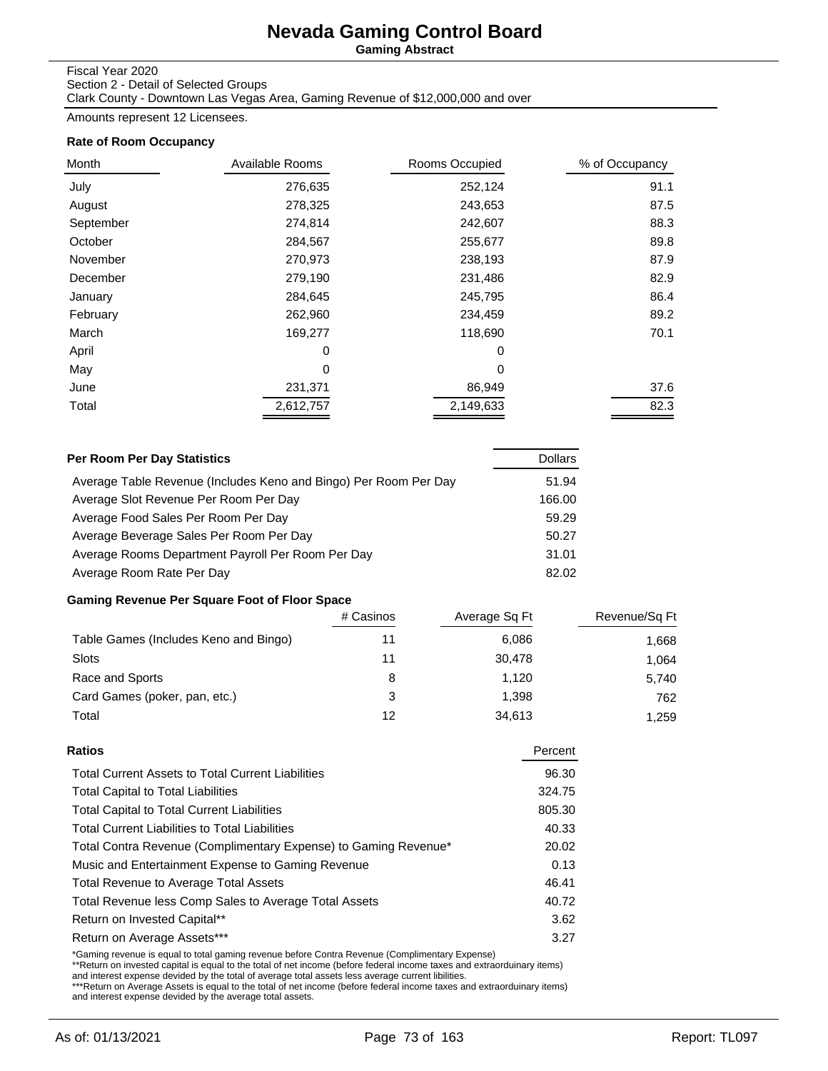# Nevada Gaming Control Board

**Gaming Abstract**

Fiscal Year 2020
Section 2 - Detail of Selected Groups
Clark County - Downtown Las Vegas Area, Gaming Revenue of $12,000,000 and over

Amounts represent 12 Licensees.

### Rate of Room Occupancy

| Month | Available Rooms | Rooms Occupied | % of Occupancy |
|---|---|---|---|
| July | 276,635 | 252,124 | 91.1 |
| August | 278,325 | 243,653 | 87.5 |
| September | 274,814 | 242,607 | 88.3 |
| October | 284,567 | 255,677 | 89.8 |
| November | 270,973 | 238,193 | 87.9 |
| December | 279,190 | 231,486 | 82.9 |
| January | 284,645 | 245,795 | 86.4 |
| February | 262,960 | 234,459 | 89.2 |
| March | 169,277 | 118,690 | 70.1 |
| April | 0 | 0 | |
| May | 0 | 0 | |
| June | 231,371 | 86,949 | 37.6 |
| Total | 2,612,757 | 2,149,633 | 82.3 |

### Per Room Per Day Statistics

| | Dollars |
|---|---|
| Average Table Revenue (Includes Keno and Bingo) Per Room Per Day | 51.94 |
| Average Slot Revenue Per Room Per Day | 166.00 |
| Average Food Sales Per Room Per Day | 59.29 |
| Average Beverage Sales Per Room Per Day | 50.27 |
| Average Rooms Department Payroll Per Room Per Day | 31.01 |
| Average Room Rate Per Day | 82.02 |

### Gaming Revenue Per Square Foot of Floor Space

| | # Casinos | Average Sq Ft | Revenue/Sq Ft |
|---|---|---|---|
| Table Games (Includes Keno and Bingo) | 11 | 6,086 | 1,668 |
| Slots | 11 | 30,478 | 1,064 |
| Race and Sports | 8 | 1,120 | 5,740 |
| Card Games (poker, pan, etc.) | 3 | 1,398 | 762 |
| Total | 12 | 34,613 | 1,259 |

### Ratios

| | Percent |
|---|---|
| Total Current Assets to Total Current Liabilities | 96.30 |
| Total Capital to Total Liabilities | 324.75 |
| Total Capital to Total Current Liabilities | 805.30 |
| Total Current Liabilities to Total Liabilities | 40.33 |
| Total Contra Revenue (Complimentary Expense) to Gaming Revenue* | 20.02 |
| Music and Entertainment Expense to Gaming Revenue | 0.13 |
| Total Revenue to Average Total Assets | 46.41 |
| Total Revenue less Comp Sales to Average Total Assets | 40.72 |
| Return on Invested Capital** | 3.62 |
| Return on Average Assets*** | 3.27 |

*Gaming revenue is equal to total gaming revenue before Contra Revenue (Complimentary Expense)
**Return on invested capital is equal to the total of net income (before federal income taxes and extraorduinary items) and interest expense devided by the total of average total assets less average current libilities.
***Return on Average Assets is equal to the total of net income (before federal income taxes and extraorduinary items) and interest expense devided by the average total assets.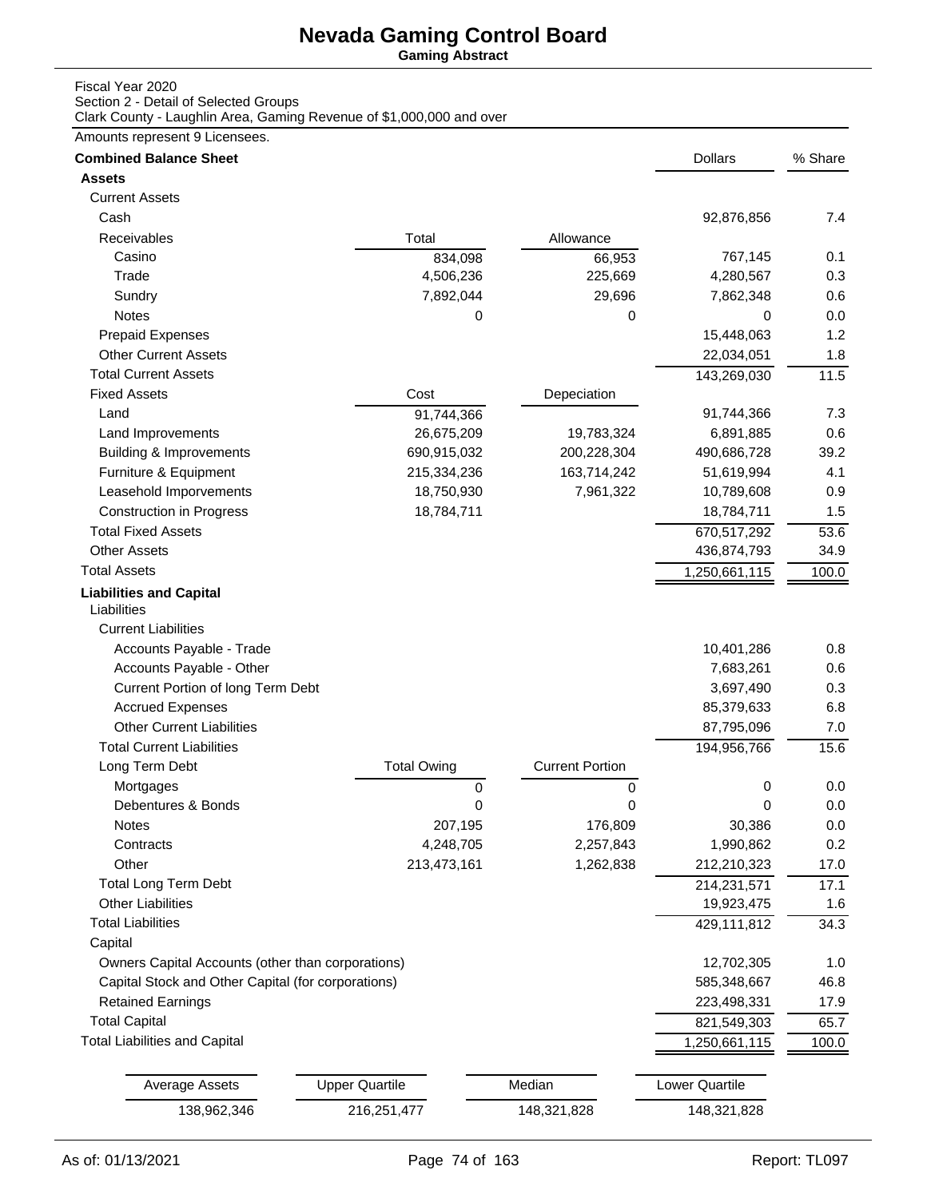# Nevada Gaming Control Board

**Gaming Abstract**

Fiscal Year 2020
Section 2 - Detail of Selected Groups
Clark County - Laughlin Area, Gaming Revenue of $1,000,000 and over

Amounts represent 9 Licensees.

| **Combined Balance Sheet** | | | Dollars | % Share |
|---|---|---|---|---|
| **Assets** | | | | |
| Current Assets | | | | |
| Cash | | | 92,876,856 | 7.4 |
| Receivables | Total | Allowance | | |
| Casino | 834,098 | 66,953 | 767,145 | 0.1 |
| Trade | 4,506,236 | 225,669 | 4,280,567 | 0.3 |
| Sundry | 7,892,044 | 29,696 | 7,862,348 | 0.6 |
| Notes | 0 | 0 | 0 | 0.0 |
| Prepaid Expenses | | | 15,448,063 | 1.2 |
| Other Current Assets | | | 22,034,051 | 1.8 |
| Total Current Assets | | | 143,269,030 | 11.5 |
| Fixed Assets | Cost | Depeciation | | |
| Land | 91,744,366 | | 91,744,366 | 7.3 |
| Land Improvements | 26,675,209 | 19,783,324 | 6,891,885 | 0.6 |
| Building & Improvements | 690,915,032 | 200,228,304 | 490,686,728 | 39.2 |
| Furniture & Equipment | 215,334,236 | 163,714,242 | 51,619,994 | 4.1 |
| Leasehold Imporvements | 18,750,930 | 7,961,322 | 10,789,608 | 0.9 |
| Construction in Progress | 18,784,711 | | 18,784,711 | 1.5 |
| Total Fixed Assets | | | 670,517,292 | 53.6 |
| Other Assets | | | 436,874,793 | 34.9 |
| Total Assets | | | 1,250,661,115 | 100.0 |
| **Liabilities and Capital** | | | | |
| Liabilities | | | | |
| Current Liabilities | | | | |
| Accounts Payable - Trade | | | 10,401,286 | 0.8 |
| Accounts Payable - Other | | | 7,683,261 | 0.6 |
| Current Portion of long Term Debt | | | 3,697,490 | 0.3 |
| Accrued Expenses | | | 85,379,633 | 6.8 |
| Other Current Liabilities | | | 87,795,096 | 7.0 |
| Total Current Liabilities | | | 194,956,766 | 15.6 |
| Long Term Debt | Total Owing | Current Portion | | |
| Mortgages | 0 | 0 | 0 | 0.0 |
| Debentures & Bonds | 0 | 0 | 0 | 0.0 |
| Notes | 207,195 | 176,809 | 30,386 | 0.0 |
| Contracts | 4,248,705 | 2,257,843 | 1,990,862 | 0.2 |
| Other | 213,473,161 | 1,262,838 | 212,210,323 | 17.0 |
| Total Long Term Debt | | | 214,231,571 | 17.1 |
| Other Liabilities | | | 19,923,475 | 1.6 |
| Total Liabilities | | | 429,111,812 | 34.3 |
| Capital | | | | |
| Owners Capital Accounts (other than corporations) | | | 12,702,305 | 1.0 |
| Capital Stock and Other Capital (for corporations) | | | 585,348,667 | 46.8 |
| Retained Earnings | | | 223,498,331 | 17.9 |
| Total Capital | | | 821,549,303 | 65.7 |
| Total Liabilities and Capital | | | 1,250,661,115 | 100.0 |

| Average Assets | Upper Quartile | Median | Lower Quartile |
|---|---|---|---|
| 138,962,346 | 216,251,477 | 148,321,828 | 148,321,828 |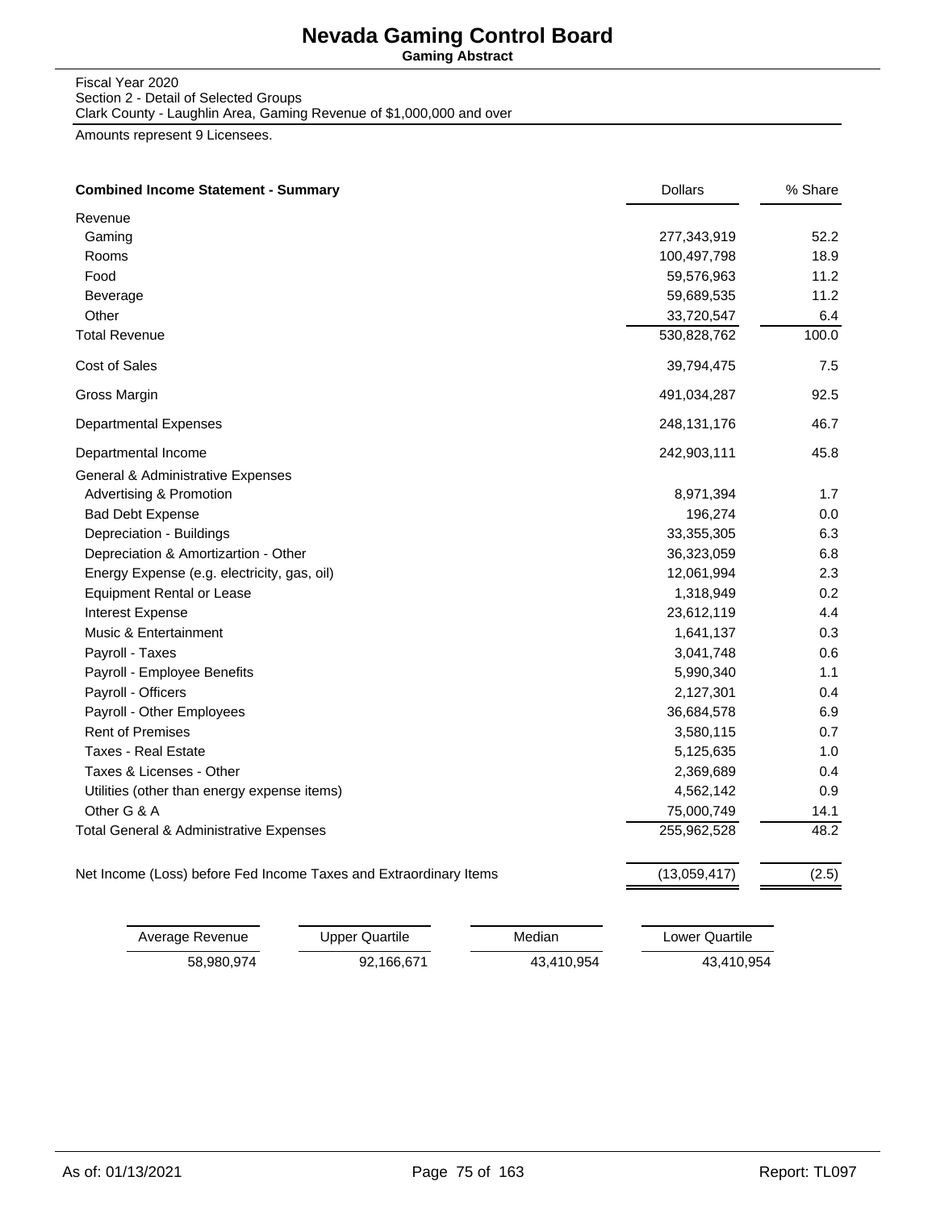# Nevada Gaming Control Board

**Gaming Abstract**

Fiscal Year 2020
Section 2 - Detail of Selected Groups
Clark County - Laughlin Area, Gaming Revenue of $1,000,000 and over

Amounts represent 9 Licensees.

| **Combined Income Statement - Summary** | Dollars | % Share |
|---|---|---|
| Revenue | | |
| Gaming | 277,343,919 | 52.2 |
| Rooms | 100,497,798 | 18.9 |
| Food | 59,576,963 | 11.2 |
| Beverage | 59,689,535 | 11.2 |
| Other | 33,720,547 | 6.4 |
| Total Revenue | 530,828,762 | 100.0 |
| Cost of Sales | 39,794,475 | 7.5 |
| Gross Margin | 491,034,287 | 92.5 |
| Departmental Expenses | 248,131,176 | 46.7 |
| Departmental Income | 242,903,111 | 45.8 |
| General & Administrative Expenses | | |
| Advertising & Promotion | 8,971,394 | 1.7 |
| Bad Debt Expense | 196,274 | 0.0 |
| Depreciation - Buildings | 33,355,305 | 6.3 |
| Depreciation & Amortizartion - Other | 36,323,059 | 6.8 |
| Energy Expense (e.g. electricity, gas, oil) | 12,061,994 | 2.3 |
| Equipment Rental or Lease | 1,318,949 | 0.2 |
| Interest Expense | 23,612,119 | 4.4 |
| Music & Entertainment | 1,641,137 | 0.3 |
| Payroll - Taxes | 3,041,748 | 0.6 |
| Payroll - Employee Benefits | 5,990,340 | 1.1 |
| Payroll - Officers | 2,127,301 | 0.4 |
| Payroll - Other Employees | 36,684,578 | 6.9 |
| Rent of Premises | 3,580,115 | 0.7 |
| Taxes - Real Estate | 5,125,635 | 1.0 |
| Taxes & Licenses - Other | 2,369,689 | 0.4 |
| Utilities (other than energy expense items) | 4,562,142 | 0.9 |
| Other G & A | 75,000,749 | 14.1 |
| Total General & Administrative Expenses | 255,962,528 | 48.2 |
| Net Income (Loss) before Fed Income Taxes and Extraordinary Items | (13,059,417) | (2.5) |

| Average Revenue | Upper Quartile | Median | Lower Quartile |
|---|---|---|---|
| 58,980,974 | 92,166,671 | 43,410,954 | 43,410,954 |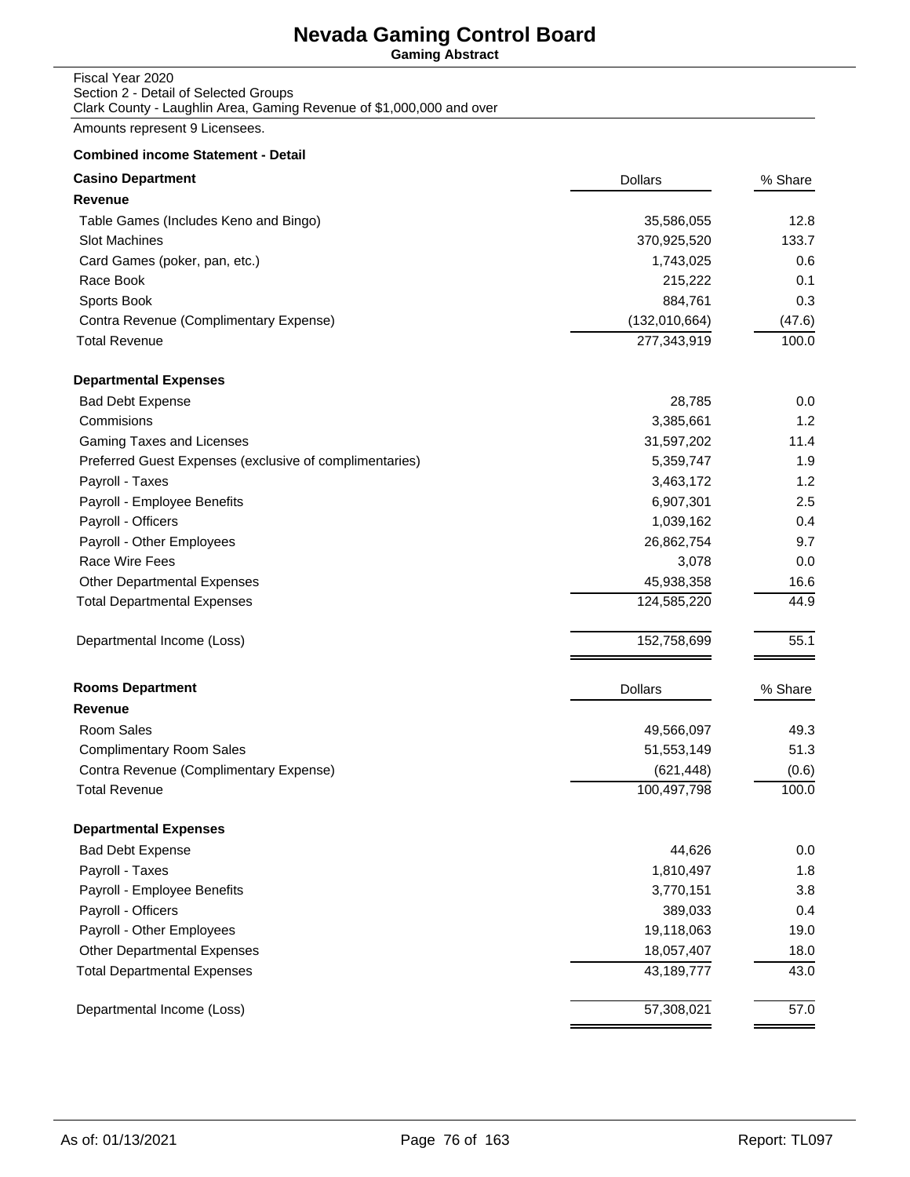# Nevada Gaming Control Board

**Gaming Abstract**

Fiscal Year 2020
Section 2 - Detail of Selected Groups
Clark County - Laughlin Area, Gaming Revenue of $1,000,000 and over

Amounts represent 9 Licensees.

**Combined income Statement - Detail**

| **Casino Department** | Dollars | % Share |
|---|---|---|
| **Revenue** | | |
| Table Games (Includes Keno and Bingo) | 35,586,055 | 12.8 |
| Slot Machines | 370,925,520 | 133.7 |
| Card Games (poker, pan, etc.) | 1,743,025 | 0.6 |
| Race Book | 215,222 | 0.1 |
| Sports Book | 884,761 | 0.3 |
| Contra Revenue (Complimentary Expense) | (132,010,664) | (47.6) |
| Total Revenue | 277,343,919 | 100.0 |
| **Departmental Expenses** | | |
| Bad Debt Expense | 28,785 | 0.0 |
| Commisions | 3,385,661 | 1.2 |
| Gaming Taxes and Licenses | 31,597,202 | 11.4 |
| Preferred Guest Expenses (exclusive of complimentaries) | 5,359,747 | 1.9 |
| Payroll - Taxes | 3,463,172 | 1.2 |
| Payroll - Employee Benefits | 6,907,301 | 2.5 |
| Payroll - Officers | 1,039,162 | 0.4 |
| Payroll - Other Employees | 26,862,754 | 9.7 |
| Race Wire Fees | 3,078 | 0.0 |
| Other Departmental Expenses | 45,938,358 | 16.6 |
| Total Departmental Expenses | 124,585,220 | 44.9 |
| Departmental Income (Loss) | 152,758,699 | 55.1 |

| **Rooms Department** | Dollars | % Share |
|---|---|---|
| **Revenue** | | |
| Room Sales | 49,566,097 | 49.3 |
| Complimentary Room Sales | 51,553,149 | 51.3 |
| Contra Revenue (Complimentary Expense) | (621,448) | (0.6) |
| Total Revenue | 100,497,798 | 100.0 |
| **Departmental Expenses** | | |
| Bad Debt Expense | 44,626 | 0.0 |
| Payroll - Taxes | 1,810,497 | 1.8 |
| Payroll - Employee Benefits | 3,770,151 | 3.8 |
| Payroll - Officers | 389,033 | 0.4 |
| Payroll - Other Employees | 19,118,063 | 19.0 |
| Other Departmental Expenses | 18,057,407 | 18.0 |
| Total Departmental Expenses | 43,189,777 | 43.0 |
| Departmental Income (Loss) | 57,308,021 | 57.0 |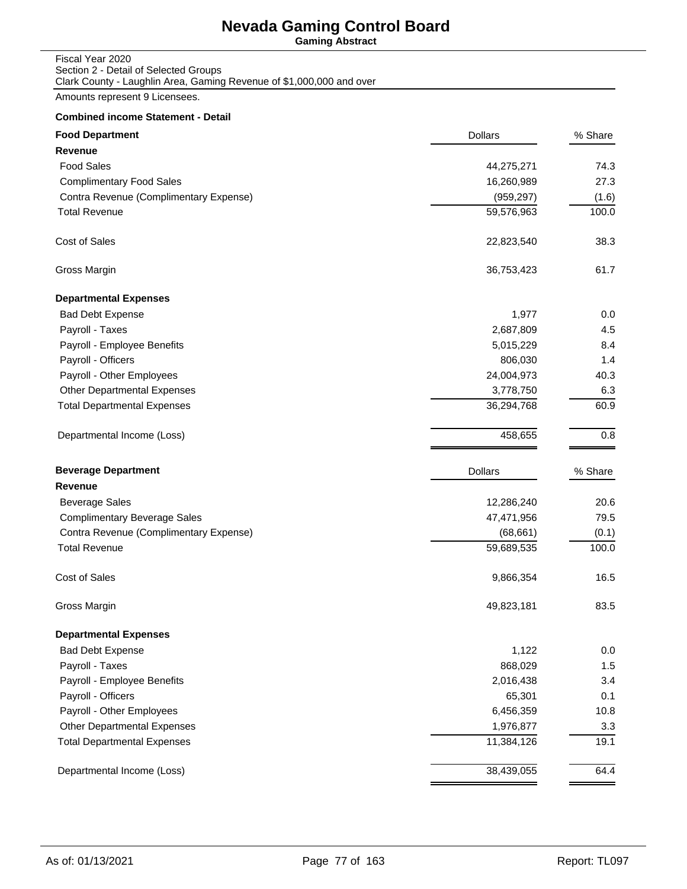# Nevada Gaming Control Board

**Gaming Abstract**

Fiscal Year 2020
Section 2 - Detail of Selected Groups
Clark County - Laughlin Area, Gaming Revenue of $1,000,000 and over

Amounts represent 9 Licensees.

**Combined income Statement - Detail**

| **Food Department** | Dollars | % Share |
|---|---|---|
| **Revenue** | | |
| Food Sales | 44,275,271 | 74.3 |
| Complimentary Food Sales | 16,260,989 | 27.3 |
| Contra Revenue (Complimentary Expense) | (959,297) | (1.6) |
| Total Revenue | 59,576,963 | 100.0 |
| Cost of Sales | 22,823,540 | 38.3 |
| Gross Margin | 36,753,423 | 61.7 |
| **Departmental Expenses** | | |
| Bad Debt Expense | 1,977 | 0.0 |
| Payroll - Taxes | 2,687,809 | 4.5 |
| Payroll - Employee Benefits | 5,015,229 | 8.4 |
| Payroll - Officers | 806,030 | 1.4 |
| Payroll - Other Employees | 24,004,973 | 40.3 |
| Other Departmental Expenses | 3,778,750 | 6.3 |
| Total Departmental Expenses | 36,294,768 | 60.9 |
| Departmental Income (Loss) | 458,655 | 0.8 |

| **Beverage Department** | Dollars | % Share |
|---|---|---|
| **Revenue** | | |
| Beverage Sales | 12,286,240 | 20.6 |
| Complimentary Beverage Sales | 47,471,956 | 79.5 |
| Contra Revenue (Complimentary Expense) | (68,661) | (0.1) |
| Total Revenue | 59,689,535 | 100.0 |
| Cost of Sales | 9,866,354 | 16.5 |
| Gross Margin | 49,823,181 | 83.5 |
| **Departmental Expenses** | | |
| Bad Debt Expense | 1,122 | 0.0 |
| Payroll - Taxes | 868,029 | 1.5 |
| Payroll - Employee Benefits | 2,016,438 | 3.4 |
| Payroll - Officers | 65,301 | 0.1 |
| Payroll - Other Employees | 6,456,359 | 10.8 |
| Other Departmental Expenses | 1,976,877 | 3.3 |
| Total Departmental Expenses | 11,384,126 | 19.1 |
| Departmental Income (Loss) | 38,439,055 | 64.4 |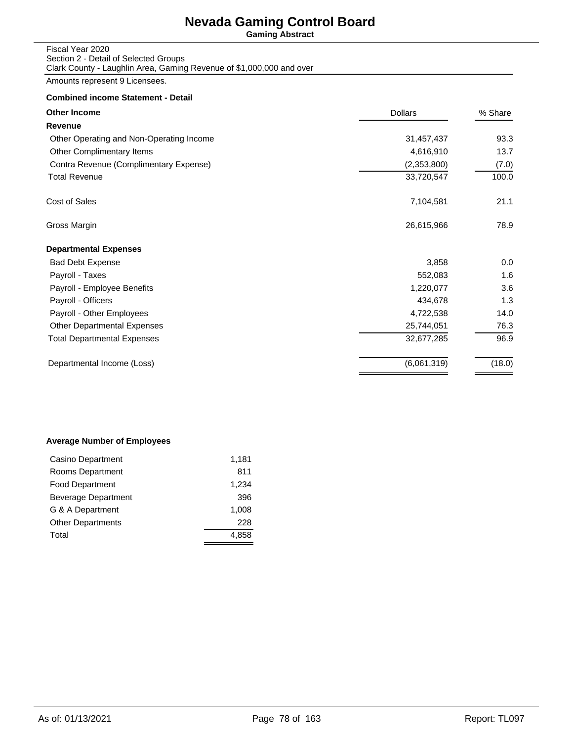# Nevada Gaming Control Board

**Gaming Abstract**

Fiscal Year 2020
Section 2 - Detail of Selected Groups
Clark County - Laughlin Area, Gaming Revenue of $1,000,000 and over

Amounts represent 9 Licensees.

**Combined income Statement - Detail**

| **Other Income** | Dollars | % Share |
|---|---|---|
| **Revenue** | | |
| Other Operating and Non-Operating Income | 31,457,437 | 93.3 |
| Other Complimentary Items | 4,616,910 | 13.7 |
| Contra Revenue (Complimentary Expense) | (2,353,800) | (7.0) |
| Total Revenue | 33,720,547 | 100.0 |
| Cost of Sales | 7,104,581 | 21.1 |
| Gross Margin | 26,615,966 | 78.9 |
| **Departmental Expenses** | | |
| Bad Debt Expense | 3,858 | 0.0 |
| Payroll - Taxes | 552,083 | 1.6 |
| Payroll - Employee Benefits | 1,220,077 | 3.6 |
| Payroll - Officers | 434,678 | 1.3 |
| Payroll - Other Employees | 4,722,538 | 14.0 |
| Other Departmental Expenses | 25,744,051 | 76.3 |
| Total Departmental Expenses | 32,677,285 | 96.9 |
| Departmental Income (Loss) | (6,061,319) | (18.0) |

**Average Number of Employees**

| Department | Employees |
|---|---|
| Casino Department | 1,181 |
| Rooms Department | 811 |
| Food Department | 1,234 |
| Beverage Department | 396 |
| G & A Department | 1,008 |
| Other Departments | 228 |
| Total | 4,858 |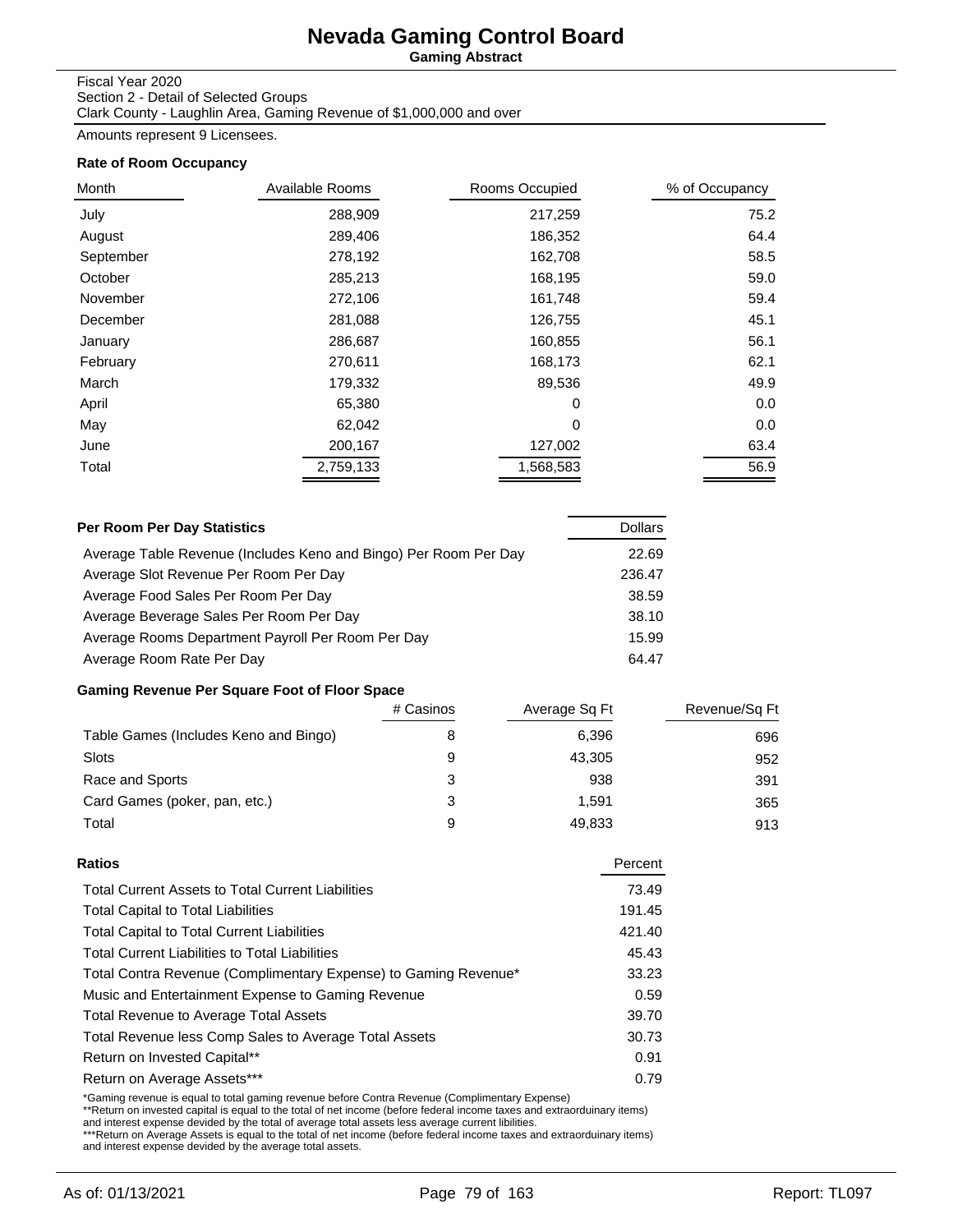# Nevada Gaming Control Board

**Gaming Abstract**

Fiscal Year 2020
Section 2 - Detail of Selected Groups
Clark County - Laughlin Area, Gaming Revenue of $1,000,000 and over

Amounts represent 9 Licensees.

### Rate of Room Occupancy

| Month | Available Rooms | Rooms Occupied | % of Occupancy |
|---|---|---|---|
| July | 288,909 | 217,259 | 75.2 |
| August | 289,406 | 186,352 | 64.4 |
| September | 278,192 | 162,708 | 58.5 |
| October | 285,213 | 168,195 | 59.0 |
| November | 272,106 | 161,748 | 59.4 |
| December | 281,088 | 126,755 | 45.1 |
| January | 286,687 | 160,855 | 56.1 |
| February | 270,611 | 168,173 | 62.1 |
| March | 179,332 | 89,536 | 49.9 |
| April | 65,380 | 0 | 0.0 |
| May | 62,042 | 0 | 0.0 |
| June | 200,167 | 127,002 | 63.4 |
| Total | 2,759,133 | 1,568,583 | 56.9 |

### Per Room Per Day Statistics

| Per Room Per Day Statistics | Dollars |
|---|---|
| Average Table Revenue (Includes Keno and Bingo) Per Room Per Day | 22.69 |
| Average Slot Revenue Per Room Per Day | 236.47 |
| Average Food Sales Per Room Per Day | 38.59 |
| Average Beverage Sales Per Room Per Day | 38.10 |
| Average Rooms Department Payroll Per Room Per Day | 15.99 |
| Average Room Rate Per Day | 64.47 |

### Gaming Revenue Per Square Foot of Floor Space

| | # Casinos | Average Sq Ft | Revenue/Sq Ft |
|---|---|---|---|
| Table Games (Includes Keno and Bingo) | 8 | 6,396 | 696 |
| Slots | 9 | 43,305 | 952 |
| Race and Sports | 3 | 938 | 391 |
| Card Games (poker, pan, etc.) | 3 | 1,591 | 365 |
| Total | 9 | 49,833 | 913 |

### Ratios

| Ratios | Percent |
|---|---|
| Total Current Assets to Total Current Liabilities | 73.49 |
| Total Capital to Total Liabilities | 191.45 |
| Total Capital to Total Current Liabilities | 421.40 |
| Total Current Liabilities to Total Liabilities | 45.43 |
| Total Contra Revenue (Complimentary Expense) to Gaming Revenue* | 33.23 |
| Music and Entertainment Expense to Gaming Revenue | 0.59 |
| Total Revenue to Average Total Assets | 39.70 |
| Total Revenue less Comp Sales to Average Total Assets | 30.73 |
| Return on Invested Capital** | 0.91 |
| Return on Average Assets*** | 0.79 |

*Gaming revenue is equal to total gaming revenue before Contra Revenue (Complimentary Expense)
**Return on invested capital is equal to the total of net income (before federal income taxes and extraorduinary items) and interest expense devided by the total of average total assets less average current libilities.
***Return on Average Assets is equal to the total of net income (before federal income taxes and extraorduinary items) and interest expense devided by the average total assets.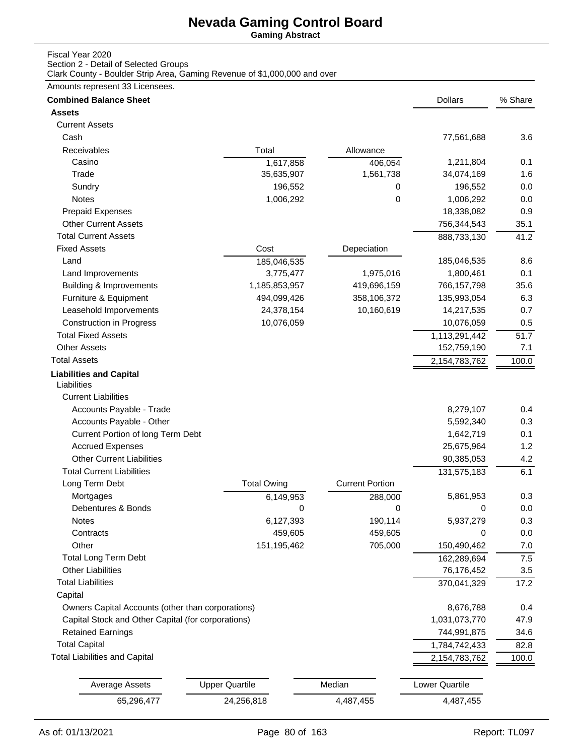# Nevada Gaming Control Board

**Gaming Abstract**

Fiscal Year 2020
Section 2 - Detail of Selected Groups
Clark County - Boulder Strip Area, Gaming Revenue of $1,000,000 and over

Amounts represent 33 Licensees.

| **Combined Balance Sheet** | | | Dollars | % Share |
|---|---|---|---|---|
| **Assets** | | | | |
| Current Assets | | | | |
| Cash | | | 77,561,688 | 3.6 |
| Receivables | Total | Allowance | | |
| Casino | 1,617,858 | 406,054 | 1,211,804 | 0.1 |
| Trade | 35,635,907 | 1,561,738 | 34,074,169 | 1.6 |
| Sundry | 196,552 | 0 | 196,552 | 0.0 |
| Notes | 1,006,292 | 0 | 1,006,292 | 0.0 |
| Prepaid Expenses | | | 18,338,082 | 0.9 |
| Other Current Assets | | | 756,344,543 | 35.1 |
| Total Current Assets | | | 888,733,130 | 41.2 |
| Fixed Assets | Cost | Depeciation | | |
| Land | 185,046,535 | | 185,046,535 | 8.6 |
| Land Improvements | 3,775,477 | 1,975,016 | 1,800,461 | 0.1 |
| Building & Improvements | 1,185,853,957 | 419,696,159 | 766,157,798 | 35.6 |
| Furniture & Equipment | 494,099,426 | 358,106,372 | 135,993,054 | 6.3 |
| Leasehold Imporvements | 24,378,154 | 10,160,619 | 14,217,535 | 0.7 |
| Construction in Progress | 10,076,059 | | 10,076,059 | 0.5 |
| Total Fixed Assets | | | 1,113,291,442 | 51.7 |
| Other Assets | | | 152,759,190 | 7.1 |
| Total Assets | | | 2,154,783,762 | 100.0 |
| **Liabilities and Capital** | | | | |
| Liabilities | | | | |
| Current Liabilities | | | | |
| Accounts Payable - Trade | | | 8,279,107 | 0.4 |
| Accounts Payable - Other | | | 5,592,340 | 0.3 |
| Current Portion of long Term Debt | | | 1,642,719 | 0.1 |
| Accrued Expenses | | | 25,675,964 | 1.2 |
| Other Current Liabilities | | | 90,385,053 | 4.2 |
| Total Current Liabilities | | | 131,575,183 | 6.1 |
| Long Term Debt | Total Owing | Current Portion | | |
| Mortgages | 6,149,953 | 288,000 | 5,861,953 | 0.3 |
| Debentures & Bonds | 0 | 0 | 0 | 0.0 |
| Notes | 6,127,393 | 190,114 | 5,937,279 | 0.3 |
| Contracts | 459,605 | 459,605 | 0 | 0.0 |
| Other | 151,195,462 | 705,000 | 150,490,462 | 7.0 |
| Total Long Term Debt | | | 162,289,694 | 7.5 |
| Other Liabilities | | | 76,176,452 | 3.5 |
| Total Liabilities | | | 370,041,329 | 17.2 |
| Capital | | | | |
| Owners Capital Accounts (other than corporations) | | | 8,676,788 | 0.4 |
| Capital Stock and Other Capital (for corporations) | | | 1,031,073,770 | 47.9 |
| Retained Earnings | | | 744,991,875 | 34.6 |
| Total Capital | | | 1,784,742,433 | 82.8 |
| Total Liabilities and Capital | | | 2,154,783,762 | 100.0 |

| Average Assets | Upper Quartile | Median | Lower Quartile |
|---|---|---|---|
| 65,296,477 | 24,256,818 | 4,487,455 | 4,487,455 |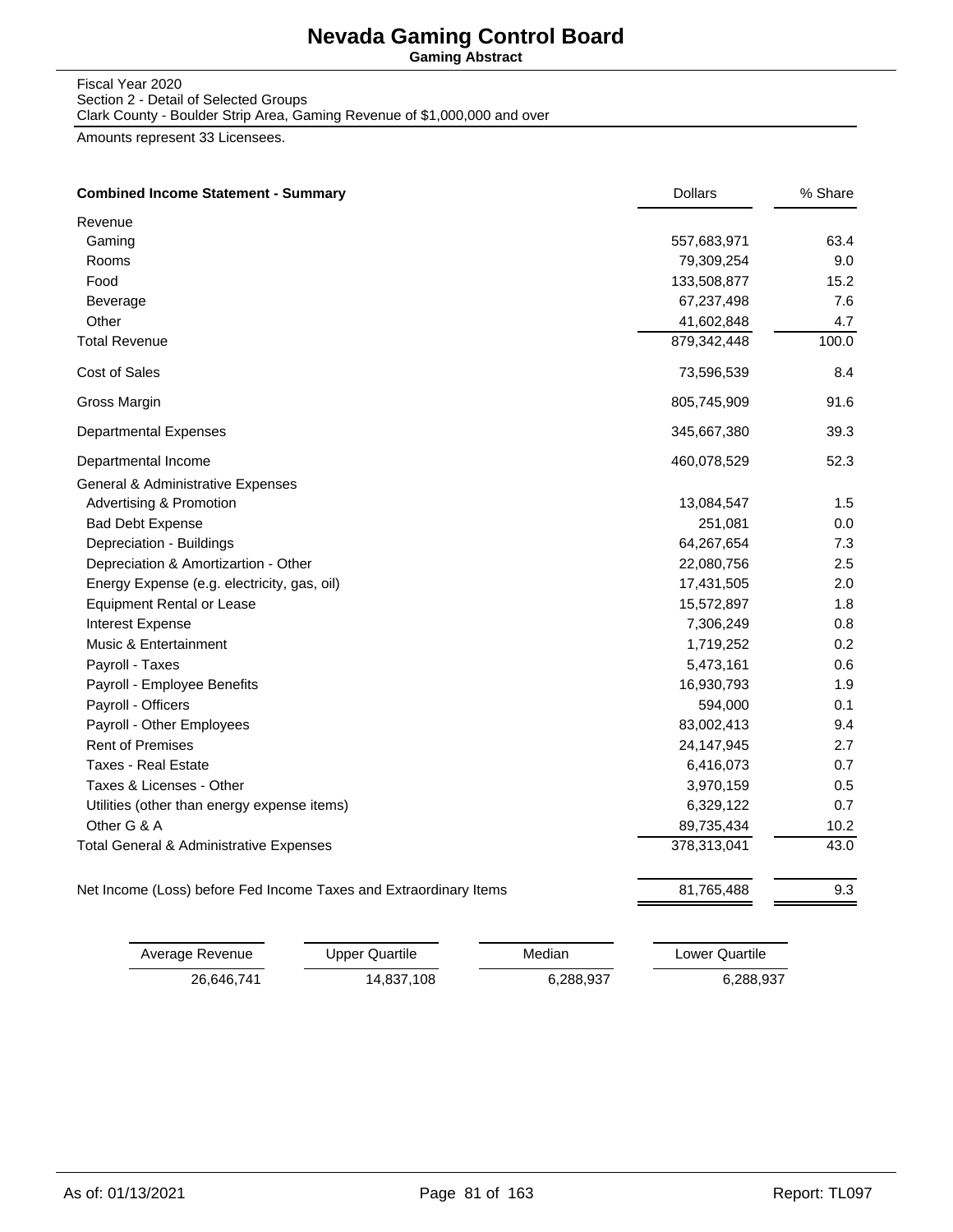# Nevada Gaming Control Board

**Gaming Abstract**

Fiscal Year 2020
Section 2 - Detail of Selected Groups
Clark County - Boulder Strip Area, Gaming Revenue of $1,000,000 and over

Amounts represent 33 Licensees.

| **Combined Income Statement - Summary** | Dollars | % Share |
|---|---|---|
| Revenue | | |
| Gaming | 557,683,971 | 63.4 |
| Rooms | 79,309,254 | 9.0 |
| Food | 133,508,877 | 15.2 |
| Beverage | 67,237,498 | 7.6 |
| Other | 41,602,848 | 4.7 |
| Total Revenue | 879,342,448 | 100.0 |
| Cost of Sales | 73,596,539 | 8.4 |
| Gross Margin | 805,745,909 | 91.6 |
| Departmental Expenses | 345,667,380 | 39.3 |
| Departmental Income | 460,078,529 | 52.3 |
| General & Administrative Expenses | | |
| Advertising & Promotion | 13,084,547 | 1.5 |
| Bad Debt Expense | 251,081 | 0.0 |
| Depreciation - Buildings | 64,267,654 | 7.3 |
| Depreciation & Amortizartion - Other | 22,080,756 | 2.5 |
| Energy Expense (e.g. electricity, gas, oil) | 17,431,505 | 2.0 |
| Equipment Rental or Lease | 15,572,897 | 1.8 |
| Interest Expense | 7,306,249 | 0.8 |
| Music & Entertainment | 1,719,252 | 0.2 |
| Payroll - Taxes | 5,473,161 | 0.6 |
| Payroll - Employee Benefits | 16,930,793 | 1.9 |
| Payroll - Officers | 594,000 | 0.1 |
| Payroll - Other Employees | 83,002,413 | 9.4 |
| Rent of Premises | 24,147,945 | 2.7 |
| Taxes - Real Estate | 6,416,073 | 0.7 |
| Taxes & Licenses - Other | 3,970,159 | 0.5 |
| Utilities (other than energy expense items) | 6,329,122 | 0.7 |
| Other G & A | 89,735,434 | 10.2 |
| Total General & Administrative Expenses | 378,313,041 | 43.0 |
| Net Income (Loss) before Fed Income Taxes and Extraordinary Items | 81,765,488 | 9.3 |

| Average Revenue | Upper Quartile | Median | Lower Quartile |
|---|---|---|---|
| 26,646,741 | 14,837,108 | 6,288,937 | 6,288,937 |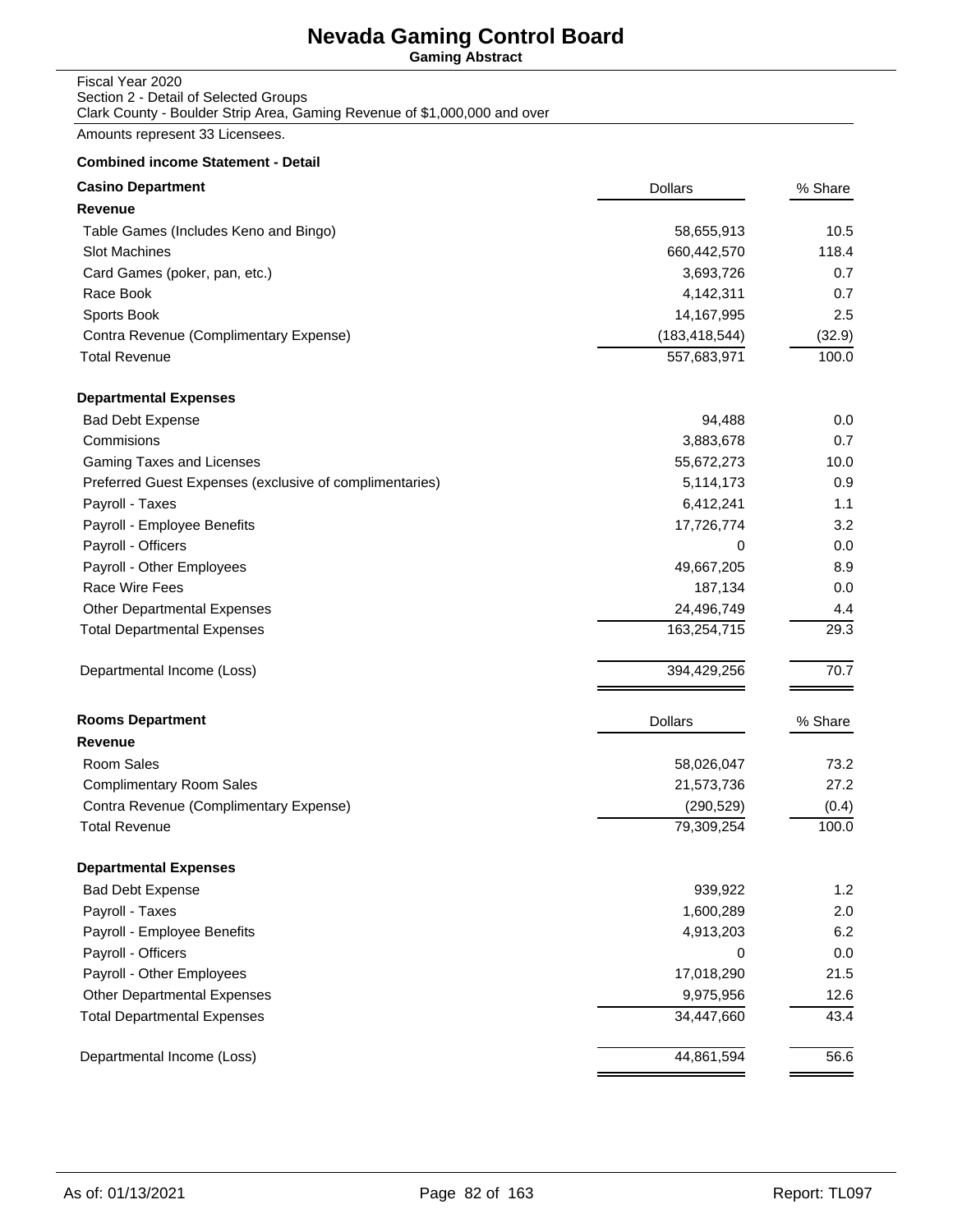# Nevada Gaming Control Board

**Gaming Abstract**

Fiscal Year 2020
Section 2 - Detail of Selected Groups
Clark County - Boulder Strip Area, Gaming Revenue of $1,000,000 and over

Amounts represent 33 Licensees.

**Combined income Statement - Detail**

| **Casino Department** | Dollars | % Share |
|---|---|---|
| **Revenue** | | |
| Table Games (Includes Keno and Bingo) | 58,655,913 | 10.5 |
| Slot Machines | 660,442,570 | 118.4 |
| Card Games (poker, pan, etc.) | 3,693,726 | 0.7 |
| Race Book | 4,142,311 | 0.7 |
| Sports Book | 14,167,995 | 2.5 |
| Contra Revenue (Complimentary Expense) | (183,418,544) | (32.9) |
| Total Revenue | 557,683,971 | 100.0 |
| **Departmental Expenses** | | |
| Bad Debt Expense | 94,488 | 0.0 |
| Commisions | 3,883,678 | 0.7 |
| Gaming Taxes and Licenses | 55,672,273 | 10.0 |
| Preferred Guest Expenses (exclusive of complimentaries) | 5,114,173 | 0.9 |
| Payroll - Taxes | 6,412,241 | 1.1 |
| Payroll - Employee Benefits | 17,726,774 | 3.2 |
| Payroll - Officers | 0 | 0.0 |
| Payroll - Other Employees | 49,667,205 | 8.9 |
| Race Wire Fees | 187,134 | 0.0 |
| Other Departmental Expenses | 24,496,749 | 4.4 |
| Total Departmental Expenses | 163,254,715 | 29.3 |
| Departmental Income (Loss) | 394,429,256 | 70.7 |

| **Rooms Department** | Dollars | % Share |
|---|---|---|
| **Revenue** | | |
| Room Sales | 58,026,047 | 73.2 |
| Complimentary Room Sales | 21,573,736 | 27.2 |
| Contra Revenue (Complimentary Expense) | (290,529) | (0.4) |
| Total Revenue | 79,309,254 | 100.0 |
| **Departmental Expenses** | | |
| Bad Debt Expense | 939,922 | 1.2 |
| Payroll - Taxes | 1,600,289 | 2.0 |
| Payroll - Employee Benefits | 4,913,203 | 6.2 |
| Payroll - Officers | 0 | 0.0 |
| Payroll - Other Employees | 17,018,290 | 21.5 |
| Other Departmental Expenses | 9,975,956 | 12.6 |
| Total Departmental Expenses | 34,447,660 | 43.4 |
| Departmental Income (Loss) | 44,861,594 | 56.6 |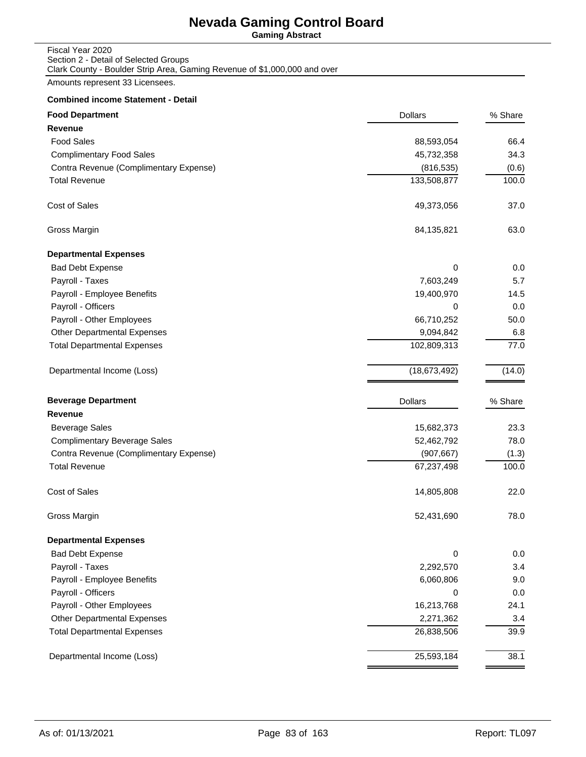# Nevada Gaming Control Board

**Gaming Abstract**

Fiscal Year 2020
Section 2 - Detail of Selected Groups
Clark County - Boulder Strip Area, Gaming Revenue of $1,000,000 and over

Amounts represent 33 Licensees.

**Combined income Statement - Detail**

| **Food Department** | Dollars | % Share |
|---|---|---|
| **Revenue** | | |
| Food Sales | 88,593,054 | 66.4 |
| Complimentary Food Sales | 45,732,358 | 34.3 |
| Contra Revenue (Complimentary Expense) | (816,535) | (0.6) |
| Total Revenue | 133,508,877 | 100.0 |
| Cost of Sales | 49,373,056 | 37.0 |
| Gross Margin | 84,135,821 | 63.0 |
| **Departmental Expenses** | | |
| Bad Debt Expense | 0 | 0.0 |
| Payroll - Taxes | 7,603,249 | 5.7 |
| Payroll - Employee Benefits | 19,400,970 | 14.5 |
| Payroll - Officers | 0 | 0.0 |
| Payroll - Other Employees | 66,710,252 | 50.0 |
| Other Departmental Expenses | 9,094,842 | 6.8 |
| Total Departmental Expenses | 102,809,313 | 77.0 |
| Departmental Income (Loss) | (18,673,492) | (14.0) |

| **Beverage Department** | Dollars | % Share |
|---|---|---|
| **Revenue** | | |
| Beverage Sales | 15,682,373 | 23.3 |
| Complimentary Beverage Sales | 52,462,792 | 78.0 |
| Contra Revenue (Complimentary Expense) | (907,667) | (1.3) |
| Total Revenue | 67,237,498 | 100.0 |
| Cost of Sales | 14,805,808 | 22.0 |
| Gross Margin | 52,431,690 | 78.0 |
| **Departmental Expenses** | | |
| Bad Debt Expense | 0 | 0.0 |
| Payroll - Taxes | 2,292,570 | 3.4 |
| Payroll - Employee Benefits | 6,060,806 | 9.0 |
| Payroll - Officers | 0 | 0.0 |
| Payroll - Other Employees | 16,213,768 | 24.1 |
| Other Departmental Expenses | 2,271,362 | 3.4 |
| Total Departmental Expenses | 26,838,506 | 39.9 |
| Departmental Income (Loss) | 25,593,184 | 38.1 |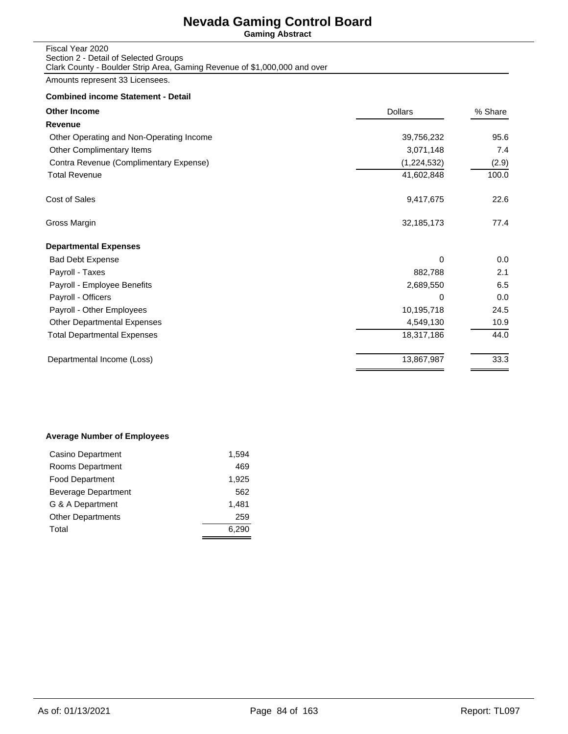# Nevada Gaming Control Board

**Gaming Abstract**

Fiscal Year 2020
Section 2 - Detail of Selected Groups
Clark County - Boulder Strip Area, Gaming Revenue of $1,000,000 and over

Amounts represent 33 Licensees.

**Combined income Statement - Detail**

| **Other Income** | Dollars | % Share |
|---|---|---|
| **Revenue** | | |
| Other Operating and Non-Operating Income | 39,756,232 | 95.6 |
| Other Complimentary Items | 3,071,148 | 7.4 |
| Contra Revenue (Complimentary Expense) | (1,224,532) | (2.9) |
| Total Revenue | 41,602,848 | 100.0 |
| Cost of Sales | 9,417,675 | 22.6 |
| Gross Margin | 32,185,173 | 77.4 |
| **Departmental Expenses** | | |
| Bad Debt Expense | 0 | 0.0 |
| Payroll - Taxes | 882,788 | 2.1 |
| Payroll - Employee Benefits | 2,689,550 | 6.5 |
| Payroll - Officers | 0 | 0.0 |
| Payroll - Other Employees | 10,195,718 | 24.5 |
| Other Departmental Expenses | 4,549,130 | 10.9 |
| Total Departmental Expenses | 18,317,186 | 44.0 |
| Departmental Income (Loss) | 13,867,987 | 33.3 |

**Average Number of Employees**

| Department | Employees |
|---|---|
| Casino Department | 1,594 |
| Rooms Department | 469 |
| Food Department | 1,925 |
| Beverage Department | 562 |
| G & A Department | 1,481 |
| Other Departments | 259 |
| Total | 6,290 |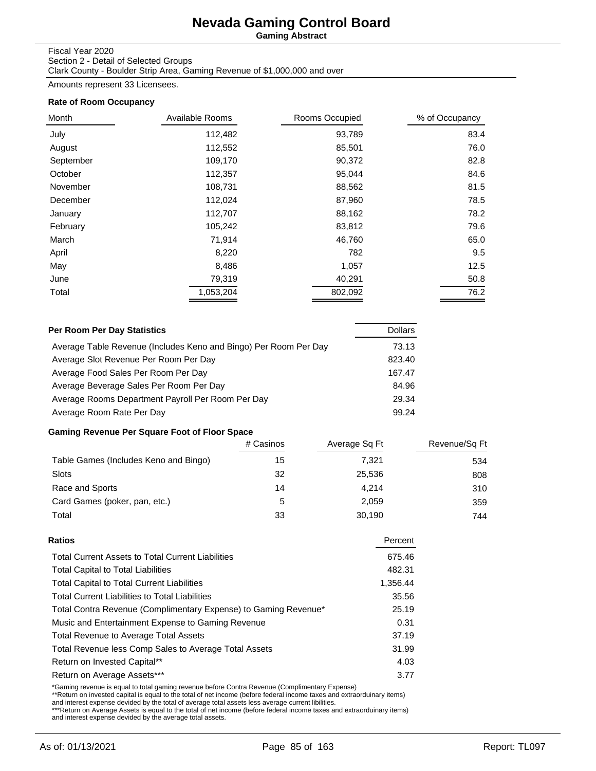# Nevada Gaming Control Board

**Gaming Abstract**

Fiscal Year 2020
Section 2 - Detail of Selected Groups
Clark County - Boulder Strip Area, Gaming Revenue of $1,000,000 and over

Amounts represent 33 Licensees.

### Rate of Room Occupancy

| Month | Available Rooms | Rooms Occupied | % of Occupancy |
|---|---|---|---|
| July | 112,482 | 93,789 | 83.4 |
| August | 112,552 | 85,501 | 76.0 |
| September | 109,170 | 90,372 | 82.8 |
| October | 112,357 | 95,044 | 84.6 |
| November | 108,731 | 88,562 | 81.5 |
| December | 112,024 | 87,960 | 78.5 |
| January | 112,707 | 88,162 | 78.2 |
| February | 105,242 | 83,812 | 79.6 |
| March | 71,914 | 46,760 | 65.0 |
| April | 8,220 | 782 | 9.5 |
| May | 8,486 | 1,057 | 12.5 |
| June | 79,319 | 40,291 | 50.8 |
| Total | 1,053,204 | 802,092 | 76.2 |

### Per Room Per Day Statistics

| Per Room Per Day Statistics | Dollars |
|---|---|
| Average Table Revenue (Includes Keno and Bingo) Per Room Per Day | 73.13 |
| Average Slot Revenue Per Room Per Day | 823.40 |
| Average Food Sales Per Room Per Day | 167.47 |
| Average Beverage Sales Per Room Per Day | 84.96 |
| Average Rooms Department Payroll Per Room Per Day | 29.34 |
| Average Room Rate Per Day | 99.24 |

### Gaming Revenue Per Square Foot of Floor Space

| | # Casinos | Average Sq Ft | Revenue/Sq Ft |
|---|---|---|---|
| Table Games (Includes Keno and Bingo) | 15 | 7,321 | 534 |
| Slots | 32 | 25,536 | 808 |
| Race and Sports | 14 | 4,214 | 310 |
| Card Games (poker, pan, etc.) | 5 | 2,059 | 359 |
| Total | 33 | 30,190 | 744 |

### Ratios

| Ratios | Percent |
|---|---|
| Total Current Assets to Total Current Liabilities | 675.46 |
| Total Capital to Total Liabilities | 482.31 |
| Total Capital to Total Current Liabilities | 1,356.44 |
| Total Current Liabilities to Total Liabilities | 35.56 |
| Total Contra Revenue (Complimentary Expense) to Gaming Revenue* | 25.19 |
| Music and Entertainment Expense to Gaming Revenue | 0.31 |
| Total Revenue to Average Total Assets | 37.19 |
| Total Revenue less Comp Sales to Average Total Assets | 31.99 |
| Return on Invested Capital** | 4.03 |
| Return on Average Assets*** | 3.77 |

*Gaming revenue is equal to total gaming revenue before Contra Revenue (Complimentary Expense)
**Return on invested capital is equal to the total of net income (before federal income taxes and extraorduinary items) and interest expense devided by the total of average total assets less average current libilities.
***Return on Average Assets is equal to the total of net income (before federal income taxes and extraorduinary items) and interest expense devided by the average total assets.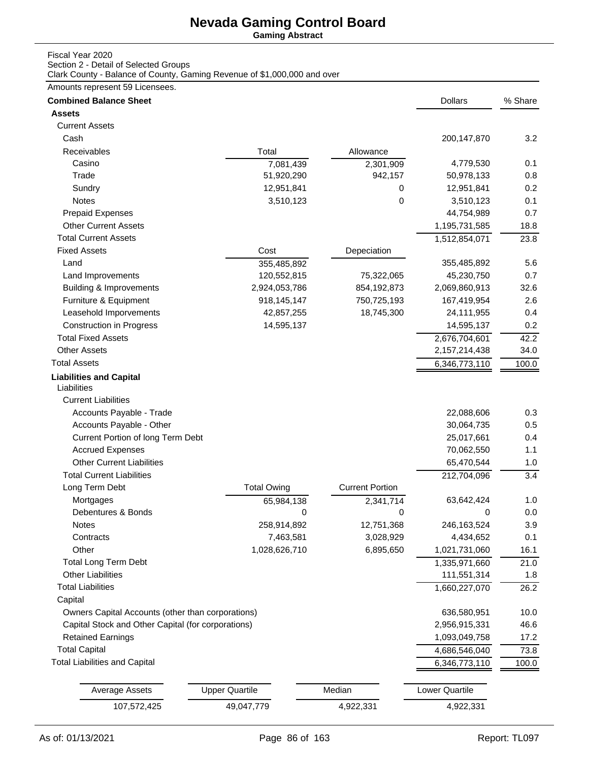# Nevada Gaming Control Board

**Gaming Abstract**

Fiscal Year 2020
Section 2 - Detail of Selected Groups
Clark County - Balance of County, Gaming Revenue of $1,000,000 and over

Amounts represent 59 Licensees.

| **Combined Balance Sheet** | | | Dollars | % Share |
|---|---|---|---|---|
| **Assets** | | | | |
| Current Assets | | | | |
| Cash | | | 200,147,870 | 3.2 |
| Receivables | Total | Allowance | | |
| Casino | 7,081,439 | 2,301,909 | 4,779,530 | 0.1 |
| Trade | 51,920,290 | 942,157 | 50,978,133 | 0.8 |
| Sundry | 12,951,841 | 0 | 12,951,841 | 0.2 |
| Notes | 3,510,123 | 0 | 3,510,123 | 0.1 |
| Prepaid Expenses | | | 44,754,989 | 0.7 |
| Other Current Assets | | | 1,195,731,585 | 18.8 |
| Total Current Assets | | | 1,512,854,071 | 23.8 |
| Fixed Assets | Cost | Depeciation | | |
| Land | 355,485,892 | | 355,485,892 | 5.6 |
| Land Improvements | 120,552,815 | 75,322,065 | 45,230,750 | 0.7 |
| Building & Improvements | 2,924,053,786 | 854,192,873 | 2,069,860,913 | 32.6 |
| Furniture & Equipment | 918,145,147 | 750,725,193 | 167,419,954 | 2.6 |
| Leasehold Imporvements | 42,857,255 | 18,745,300 | 24,111,955 | 0.4 |
| Construction in Progress | 14,595,137 | | 14,595,137 | 0.2 |
| Total Fixed Assets | | | 2,676,704,601 | 42.2 |
| Other Assets | | | 2,157,214,438 | 34.0 |
| Total Assets | | | 6,346,773,110 | 100.0 |
| **Liabilities and Capital** | | | | |
| Liabilities | | | | |
| Current Liabilities | | | | |
| Accounts Payable - Trade | | | 22,088,606 | 0.3 |
| Accounts Payable - Other | | | 30,064,735 | 0.5 |
| Current Portion of long Term Debt | | | 25,017,661 | 0.4 |
| Accrued Expenses | | | 70,062,550 | 1.1 |
| Other Current Liabilities | | | 65,470,544 | 1.0 |
| Total Current Liabilities | | | 212,704,096 | 3.4 |
| Long Term Debt | Total Owing | Current Portion | | |
| Mortgages | 65,984,138 | 2,341,714 | 63,642,424 | 1.0 |
| Debentures & Bonds | 0 | 0 | 0 | 0.0 |
| Notes | 258,914,892 | 12,751,368 | 246,163,524 | 3.9 |
| Contracts | 7,463,581 | 3,028,929 | 4,434,652 | 0.1 |
| Other | 1,028,626,710 | 6,895,650 | 1,021,731,060 | 16.1 |
| Total Long Term Debt | | | 1,335,971,660 | 21.0 |
| Other Liabilities | | | 111,551,314 | 1.8 |
| Total Liabilities | | | 1,660,227,070 | 26.2 |
| Capital | | | | |
| Owners Capital Accounts (other than corporations) | | | 636,580,951 | 10.0 |
| Capital Stock and Other Capital (for corporations) | | | 2,956,915,331 | 46.6 |
| Retained Earnings | | | 1,093,049,758 | 17.2 |
| Total Capital | | | 4,686,546,040 | 73.8 |
| Total Liabilities and Capital | | | 6,346,773,110 | 100.0 |

| Average Assets | Upper Quartile | Median | Lower Quartile |
|---|---|---|---|
| 107,572,425 | 49,047,779 | 4,922,331 | 4,922,331 |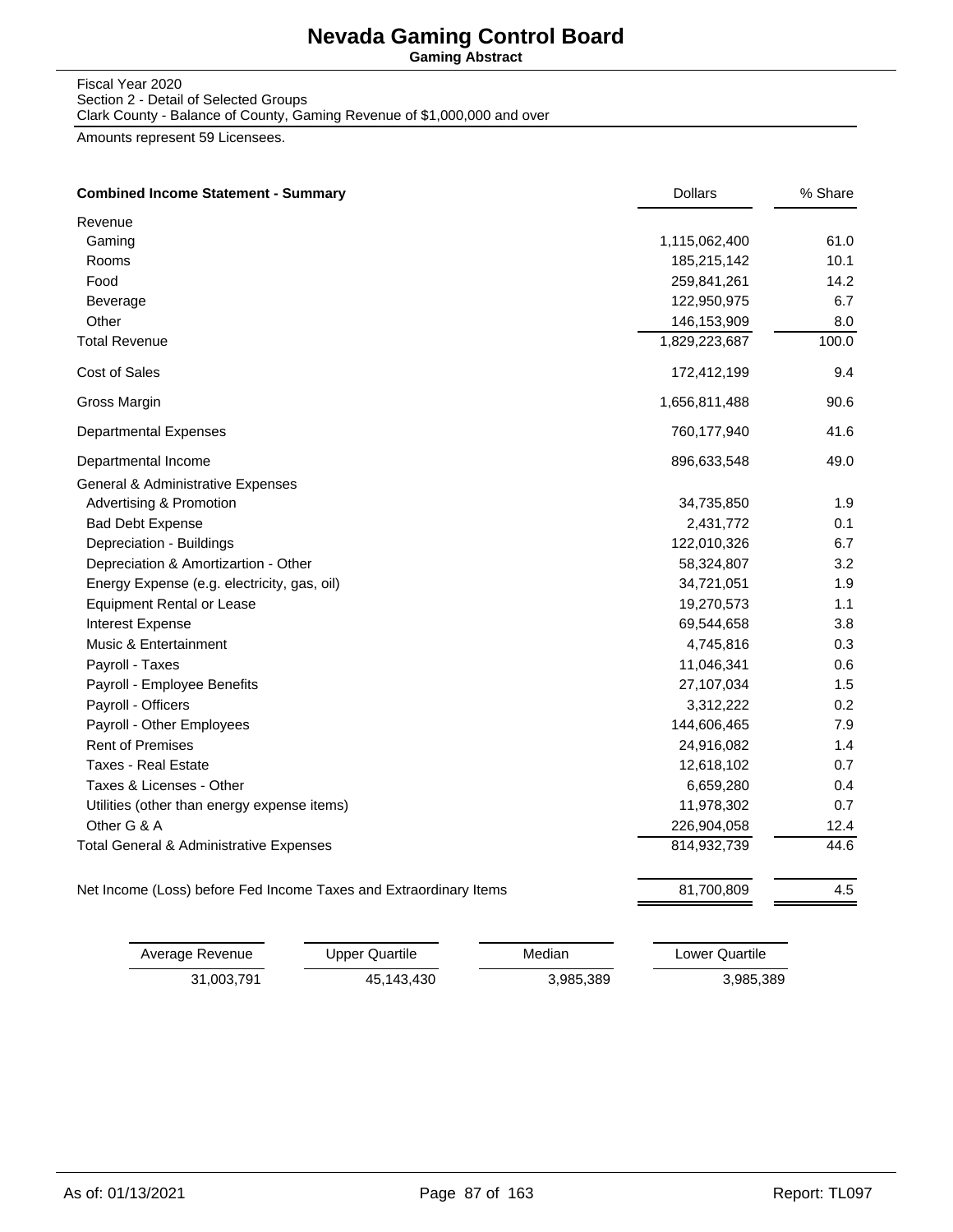# Nevada Gaming Control Board

**Gaming Abstract**

Fiscal Year 2020
Section 2 - Detail of Selected Groups
Clark County - Balance of County, Gaming Revenue of $1,000,000 and over

Amounts represent 59 Licensees.

| **Combined Income Statement - Summary** | Dollars | % Share |
|---|---|---|
| Revenue | | |
| Gaming | 1,115,062,400 | 61.0 |
| Rooms | 185,215,142 | 10.1 |
| Food | 259,841,261 | 14.2 |
| Beverage | 122,950,975 | 6.7 |
| Other | 146,153,909 | 8.0 |
| Total Revenue | 1,829,223,687 | 100.0 |
| Cost of Sales | 172,412,199 | 9.4 |
| Gross Margin | 1,656,811,488 | 90.6 |
| Departmental Expenses | 760,177,940 | 41.6 |
| Departmental Income | 896,633,548 | 49.0 |
| General & Administrative Expenses | | |
| Advertising & Promotion | 34,735,850 | 1.9 |
| Bad Debt Expense | 2,431,772 | 0.1 |
| Depreciation - Buildings | 122,010,326 | 6.7 |
| Depreciation & Amortizartion - Other | 58,324,807 | 3.2 |
| Energy Expense (e.g. electricity, gas, oil) | 34,721,051 | 1.9 |
| Equipment Rental or Lease | 19,270,573 | 1.1 |
| Interest Expense | 69,544,658 | 3.8 |
| Music & Entertainment | 4,745,816 | 0.3 |
| Payroll - Taxes | 11,046,341 | 0.6 |
| Payroll - Employee Benefits | 27,107,034 | 1.5 |
| Payroll - Officers | 3,312,222 | 0.2 |
| Payroll - Other Employees | 144,606,465 | 7.9 |
| Rent of Premises | 24,916,082 | 1.4 |
| Taxes - Real Estate | 12,618,102 | 0.7 |
| Taxes & Licenses - Other | 6,659,280 | 0.4 |
| Utilities (other than energy expense items) | 11,978,302 | 0.7 |
| Other G & A | 226,904,058 | 12.4 |
| Total General & Administrative Expenses | 814,932,739 | 44.6 |
| Net Income (Loss) before Fed Income Taxes and Extraordinary Items | 81,700,809 | 4.5 |

| Average Revenue | Upper Quartile | Median | Lower Quartile |
|---|---|---|---|
| 31,003,791 | 45,143,430 | 3,985,389 | 3,985,389 |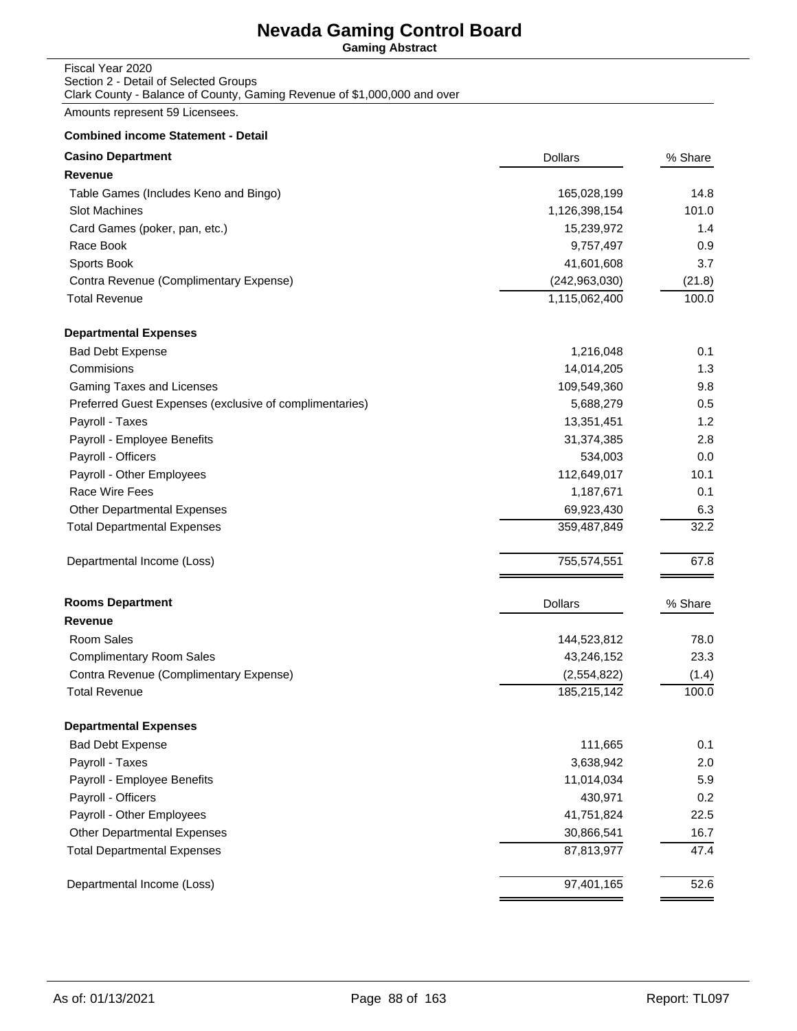# Nevada Gaming Control Board

**Gaming Abstract**

Fiscal Year 2020
Section 2 - Detail of Selected Groups
Clark County - Balance of County, Gaming Revenue of $1,000,000 and over

Amounts represent 59 Licensees.

**Combined income Statement - Detail**

| **Casino Department** | Dollars | % Share |
|---|---|---|
| **Revenue** | | |
| Table Games (Includes Keno and Bingo) | 165,028,199 | 14.8 |
| Slot Machines | 1,126,398,154 | 101.0 |
| Card Games (poker, pan, etc.) | 15,239,972 | 1.4 |
| Race Book | 9,757,497 | 0.9 |
| Sports Book | 41,601,608 | 3.7 |
| Contra Revenue (Complimentary Expense) | (242,963,030) | (21.8) |
| Total Revenue | 1,115,062,400 | 100.0 |
| **Departmental Expenses** | | |
| Bad Debt Expense | 1,216,048 | 0.1 |
| Commisions | 14,014,205 | 1.3 |
| Gaming Taxes and Licenses | 109,549,360 | 9.8 |
| Preferred Guest Expenses (exclusive of complimentaries) | 5,688,279 | 0.5 |
| Payroll - Taxes | 13,351,451 | 1.2 |
| Payroll - Employee Benefits | 31,374,385 | 2.8 |
| Payroll - Officers | 534,003 | 0.0 |
| Payroll - Other Employees | 112,649,017 | 10.1 |
| Race Wire Fees | 1,187,671 | 0.1 |
| Other Departmental Expenses | 69,923,430 | 6.3 |
| Total Departmental Expenses | 359,487,849 | 32.2 |
| Departmental Income (Loss) | 755,574,551 | 67.8 |

| **Rooms Department** | Dollars | % Share |
|---|---|---|
| **Revenue** | | |
| Room Sales | 144,523,812 | 78.0 |
| Complimentary Room Sales | 43,246,152 | 23.3 |
| Contra Revenue (Complimentary Expense) | (2,554,822) | (1.4) |
| Total Revenue | 185,215,142 | 100.0 |
| **Departmental Expenses** | | |
| Bad Debt Expense | 111,665 | 0.1 |
| Payroll - Taxes | 3,638,942 | 2.0 |
| Payroll - Employee Benefits | 11,014,034 | 5.9 |
| Payroll - Officers | 430,971 | 0.2 |
| Payroll - Other Employees | 41,751,824 | 22.5 |
| Other Departmental Expenses | 30,866,541 | 16.7 |
| Total Departmental Expenses | 87,813,977 | 47.4 |
| Departmental Income (Loss) | 97,401,165 | 52.6 |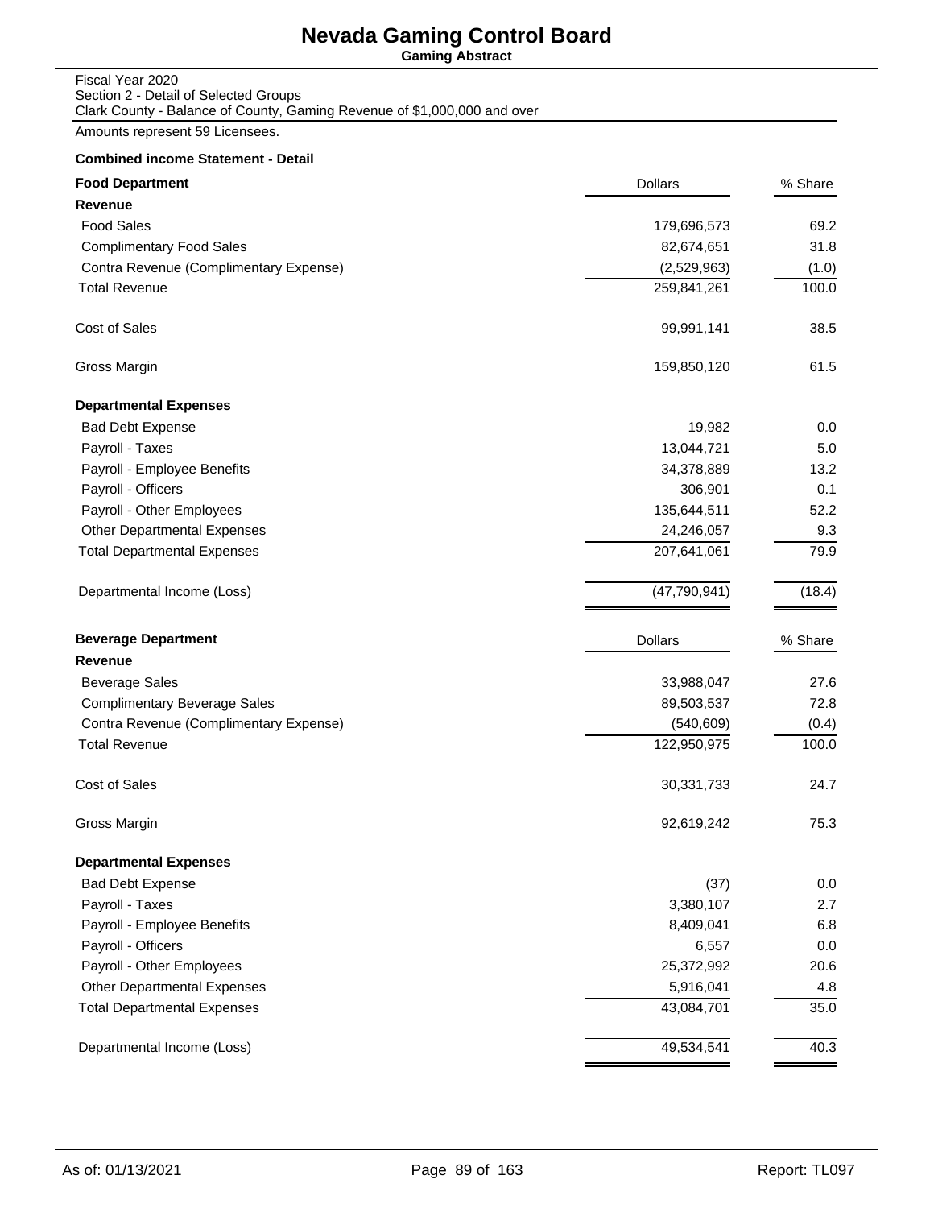# Nevada Gaming Control Board

**Gaming Abstract**

Fiscal Year 2020
Section 2 - Detail of Selected Groups
Clark County - Balance of County, Gaming Revenue of $1,000,000 and over

Amounts represent 59 Licensees.

**Combined income Statement - Detail**

| **Food Department** | Dollars | % Share |
|---|---|---|
| **Revenue** | | |
| Food Sales | 179,696,573 | 69.2 |
| Complimentary Food Sales | 82,674,651 | 31.8 |
| Contra Revenue (Complimentary Expense) | (2,529,963) | (1.0) |
| Total Revenue | 259,841,261 | 100.0 |
| Cost of Sales | 99,991,141 | 38.5 |
| Gross Margin | 159,850,120 | 61.5 |
| **Departmental Expenses** | | |
| Bad Debt Expense | 19,982 | 0.0 |
| Payroll - Taxes | 13,044,721 | 5.0 |
| Payroll - Employee Benefits | 34,378,889 | 13.2 |
| Payroll - Officers | 306,901 | 0.1 |
| Payroll - Other Employees | 135,644,511 | 52.2 |
| Other Departmental Expenses | 24,246,057 | 9.3 |
| Total Departmental Expenses | 207,641,061 | 79.9 |
| Departmental Income (Loss) | (47,790,941) | (18.4) |

| **Beverage Department** | Dollars | % Share |
|---|---|---|
| **Revenue** | | |
| Beverage Sales | 33,988,047 | 27.6 |
| Complimentary Beverage Sales | 89,503,537 | 72.8 |
| Contra Revenue (Complimentary Expense) | (540,609) | (0.4) |
| Total Revenue | 122,950,975 | 100.0 |
| Cost of Sales | 30,331,733 | 24.7 |
| Gross Margin | 92,619,242 | 75.3 |
| **Departmental Expenses** | | |
| Bad Debt Expense | (37) | 0.0 |
| Payroll - Taxes | 3,380,107 | 2.7 |
| Payroll - Employee Benefits | 8,409,041 | 6.8 |
| Payroll - Officers | 6,557 | 0.0 |
| Payroll - Other Employees | 25,372,992 | 20.6 |
| Other Departmental Expenses | 5,916,041 | 4.8 |
| Total Departmental Expenses | 43,084,701 | 35.0 |
| Departmental Income (Loss) | 49,534,541 | 40.3 |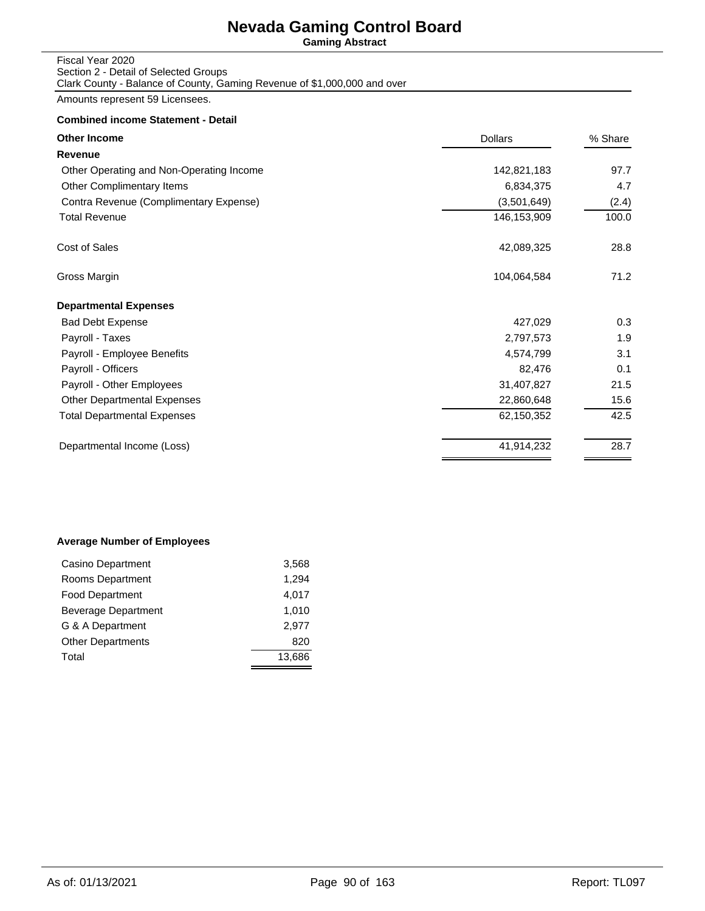# Nevada Gaming Control Board

**Gaming Abstract**

Fiscal Year 2020
Section 2 - Detail of Selected Groups
Clark County - Balance of County, Gaming Revenue of $1,000,000 and over

Amounts represent 59 Licensees.

**Combined income Statement - Detail**

| **Other Income** | Dollars | % Share |
|---|---|---|
| **Revenue** | | |
| Other Operating and Non-Operating Income | 142,821,183 | 97.7 |
| Other Complimentary Items | 6,834,375 | 4.7 |
| Contra Revenue (Complimentary Expense) | (3,501,649) | (2.4) |
| Total Revenue | 146,153,909 | 100.0 |
| Cost of Sales | 42,089,325 | 28.8 |
| Gross Margin | 104,064,584 | 71.2 |
| **Departmental Expenses** | | |
| Bad Debt Expense | 427,029 | 0.3 |
| Payroll - Taxes | 2,797,573 | 1.9 |
| Payroll - Employee Benefits | 4,574,799 | 3.1 |
| Payroll - Officers | 82,476 | 0.1 |
| Payroll - Other Employees | 31,407,827 | 21.5 |
| Other Departmental Expenses | 22,860,648 | 15.6 |
| Total Departmental Expenses | 62,150,352 | 42.5 |
| Departmental Income (Loss) | 41,914,232 | 28.7 |

**Average Number of Employees**

| Department | Employees |
|---|---|
| Casino Department | 3,568 |
| Rooms Department | 1,294 |
| Food Department | 4,017 |
| Beverage Department | 1,010 |
| G & A Department | 2,977 |
| Other Departments | 820 |
| Total | 13,686 |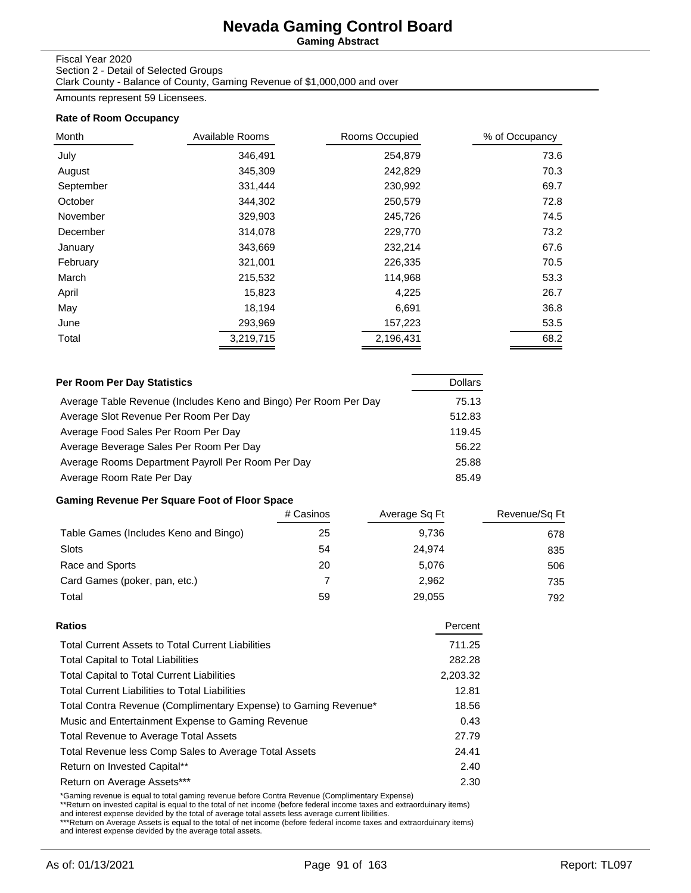# Nevada Gaming Control Board

**Gaming Abstract**

Fiscal Year 2020
Section 2 - Detail of Selected Groups
Clark County - Balance of County, Gaming Revenue of $1,000,000 and over

Amounts represent 59 Licensees.

### Rate of Room Occupancy

| Month | Available Rooms | Rooms Occupied | % of Occupancy |
|---|---|---|---|
| July | 346,491 | 254,879 | 73.6 |
| August | 345,309 | 242,829 | 70.3 |
| September | 331,444 | 230,992 | 69.7 |
| October | 344,302 | 250,579 | 72.8 |
| November | 329,903 | 245,726 | 74.5 |
| December | 314,078 | 229,770 | 73.2 |
| January | 343,669 | 232,214 | 67.6 |
| February | 321,001 | 226,335 | 70.5 |
| March | 215,532 | 114,968 | 53.3 |
| April | 15,823 | 4,225 | 26.7 |
| May | 18,194 | 6,691 | 36.8 |
| June | 293,969 | 157,223 | 53.5 |
| Total | 3,219,715 | 2,196,431 | 68.2 |

| Per Room Per Day Statistics | Dollars |
|---|---|
| Average Table Revenue (Includes Keno and Bingo) Per Room Per Day | 75.13 |
| Average Slot Revenue Per Room Per Day | 512.83 |
| Average Food Sales Per Room Per Day | 119.45 |
| Average Beverage Sales Per Room Per Day | 56.22 |
| Average Rooms Department Payroll Per Room Per Day | 25.88 |
| Average Room Rate Per Day | 85.49 |

### Gaming Revenue Per Square Foot of Floor Space

| | # Casinos | Average Sq Ft | Revenue/Sq Ft |
|---|---|---|---|
| Table Games (Includes Keno and Bingo) | 25 | 9,736 | 678 |
| Slots | 54 | 24,974 | 835 |
| Race and Sports | 20 | 5,076 | 506 |
| Card Games (poker, pan, etc.) | 7 | 2,962 | 735 |
| Total | 59 | 29,055 | 792 |

| Ratios | Percent |
|---|---|
| Total Current Assets to Total Current Liabilities | 711.25 |
| Total Capital to Total Liabilities | 282.28 |
| Total Capital to Total Current Liabilities | 2,203.32 |
| Total Current Liabilities to Total Liabilities | 12.81 |
| Total Contra Revenue (Complimentary Expense) to Gaming Revenue* | 18.56 |
| Music and Entertainment Expense to Gaming Revenue | 0.43 |
| Total Revenue to Average Total Assets | 27.79 |
| Total Revenue less Comp Sales to Average Total Assets | 24.41 |
| Return on Invested Capital** | 2.40 |
| Return on Average Assets*** | 2.30 |

*Gaming revenue is equal to total gaming revenue before Contra Revenue (Complimentary Expense)
**Return on invested capital is equal to the total of net income (before federal income taxes and extraorduinary items) and interest expense devided by the total of average total assets less average current libilities.
***Return on Average Assets is equal to the total of net income (before federal income taxes and extraorduinary items) and interest expense devided by the average total assets.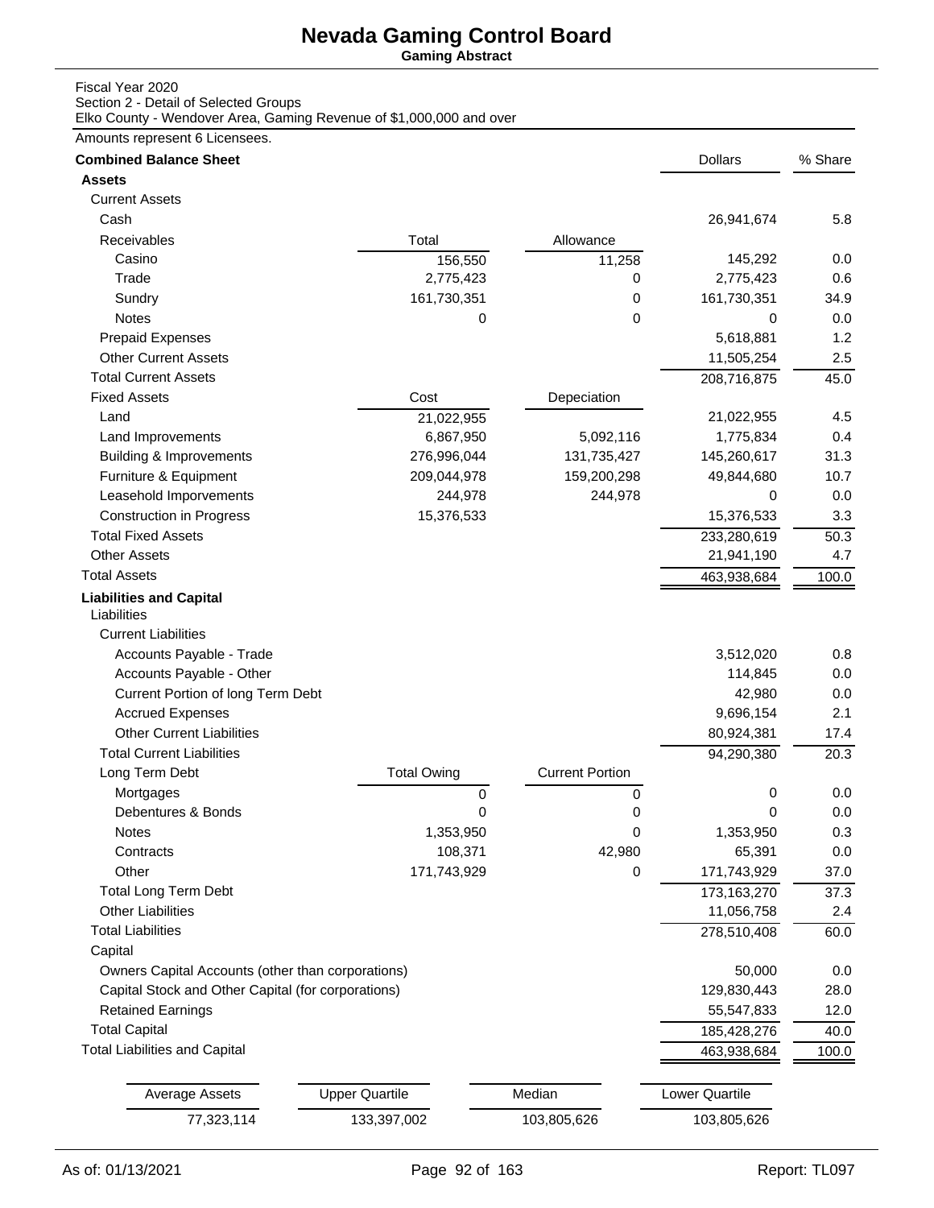# Nevada Gaming Control Board

**Gaming Abstract**

Fiscal Year 2020
Section 2 - Detail of Selected Groups
Elko County - Wendover Area, Gaming Revenue of $1,000,000 and over

Amounts represent 6 Licensees.

| **Combined Balance Sheet** | | | Dollars | % Share |
|---|---|---|---|---|
| **Assets** | | | | |
| Current Assets | | | | |
| Cash | | | 26,941,674 | 5.8 |
| Receivables | Total | Allowance | | |
| Casino | 156,550 | 11,258 | 145,292 | 0.0 |
| Trade | 2,775,423 | 0 | 2,775,423 | 0.6 |
| Sundry | 161,730,351 | 0 | 161,730,351 | 34.9 |
| Notes | 0 | 0 | 0 | 0.0 |
| Prepaid Expenses | | | 5,618,881 | 1.2 |
| Other Current Assets | | | 11,505,254 | 2.5 |
| Total Current Assets | | | 208,716,875 | 45.0 |
| Fixed Assets | Cost | Depeciation | | |
| Land | 21,022,955 | | 21,022,955 | 4.5 |
| Land Improvements | 6,867,950 | 5,092,116 | 1,775,834 | 0.4 |
| Building & Improvements | 276,996,044 | 131,735,427 | 145,260,617 | 31.3 |
| Furniture & Equipment | 209,044,978 | 159,200,298 | 49,844,680 | 10.7 |
| Leasehold Imporvements | 244,978 | 244,978 | 0 | 0.0 |
| Construction in Progress | 15,376,533 | | 15,376,533 | 3.3 |
| Total Fixed Assets | | | 233,280,619 | 50.3 |
| Other Assets | | | 21,941,190 | 4.7 |
| Total Assets | | | 463,938,684 | 100.0 |
| **Liabilities and Capital** | | | | |
| Liabilities | | | | |
| Current Liabilities | | | | |
| Accounts Payable - Trade | | | 3,512,020 | 0.8 |
| Accounts Payable - Other | | | 114,845 | 0.0 |
| Current Portion of long Term Debt | | | 42,980 | 0.0 |
| Accrued Expenses | | | 9,696,154 | 2.1 |
| Other Current Liabilities | | | 80,924,381 | 17.4 |
| Total Current Liabilities | | | 94,290,380 | 20.3 |
| Long Term Debt | Total Owing | Current Portion | | |
| Mortgages | 0 | 0 | 0 | 0.0 |
| Debentures & Bonds | 0 | 0 | 0 | 0.0 |
| Notes | 1,353,950 | 0 | 1,353,950 | 0.3 |
| Contracts | 108,371 | 42,980 | 65,391 | 0.0 |
| Other | 171,743,929 | 0 | 171,743,929 | 37.0 |
| Total Long Term Debt | | | 173,163,270 | 37.3 |
| Other Liabilities | | | 11,056,758 | 2.4 |
| Total Liabilities | | | 278,510,408 | 60.0 |
| Capital | | | | |
| Owners Capital Accounts (other than corporations) | | | 50,000 | 0.0 |
| Capital Stock and Other Capital (for corporations) | | | 129,830,443 | 28.0 |
| Retained Earnings | | | 55,547,833 | 12.0 |
| Total Capital | | | 185,428,276 | 40.0 |
| Total Liabilities and Capital | | | 463,938,684 | 100.0 |

| Average Assets | Upper Quartile | Median | Lower Quartile |
|---|---|---|---|
| 77,323,114 | 133,397,002 | 103,805,626 | 103,805,626 |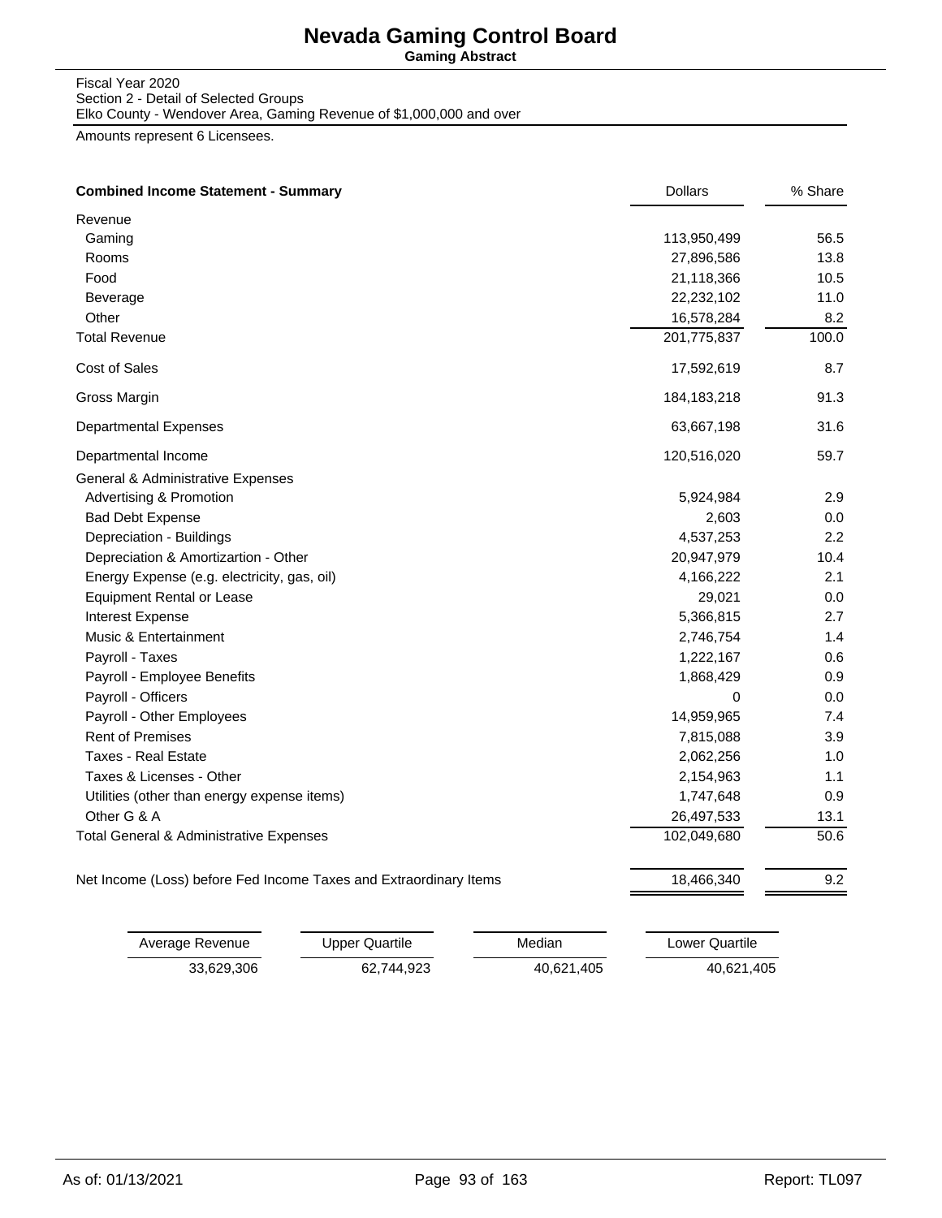# Nevada Gaming Control Board

**Gaming Abstract**

Fiscal Year 2020
Section 2 - Detail of Selected Groups
Elko County - Wendover Area, Gaming Revenue of $1,000,000 and over

Amounts represent 6 Licensees.

| **Combined Income Statement - Summary** | Dollars | % Share |
|---|---|---|
| Revenue | | |
| Gaming | 113,950,499 | 56.5 |
| Rooms | 27,896,586 | 13.8 |
| Food | 21,118,366 | 10.5 |
| Beverage | 22,232,102 | 11.0 |
| Other | 16,578,284 | 8.2 |
| Total Revenue | 201,775,837 | 100.0 |
| Cost of Sales | 17,592,619 | 8.7 |
| Gross Margin | 184,183,218 | 91.3 |
| Departmental Expenses | 63,667,198 | 31.6 |
| Departmental Income | 120,516,020 | 59.7 |
| General & Administrative Expenses | | |
| Advertising & Promotion | 5,924,984 | 2.9 |
| Bad Debt Expense | 2,603 | 0.0 |
| Depreciation - Buildings | 4,537,253 | 2.2 |
| Depreciation & Amortizartion - Other | 20,947,979 | 10.4 |
| Energy Expense (e.g. electricity, gas, oil) | 4,166,222 | 2.1 |
| Equipment Rental or Lease | 29,021 | 0.0 |
| Interest Expense | 5,366,815 | 2.7 |
| Music & Entertainment | 2,746,754 | 1.4 |
| Payroll - Taxes | 1,222,167 | 0.6 |
| Payroll - Employee Benefits | 1,868,429 | 0.9 |
| Payroll - Officers | 0 | 0.0 |
| Payroll - Other Employees | 14,959,965 | 7.4 |
| Rent of Premises | 7,815,088 | 3.9 |
| Taxes - Real Estate | 2,062,256 | 1.0 |
| Taxes & Licenses - Other | 2,154,963 | 1.1 |
| Utilities (other than energy expense items) | 1,747,648 | 0.9 |
| Other G & A | 26,497,533 | 13.1 |
| Total General & Administrative Expenses | 102,049,680 | 50.6 |
| Net Income (Loss) before Fed Income Taxes and Extraordinary Items | 18,466,340 | 9.2 |

| Average Revenue | Upper Quartile | Median | Lower Quartile |
|---|---|---|---|
| 33,629,306 | 62,744,923 | 40,621,405 | 40,621,405 |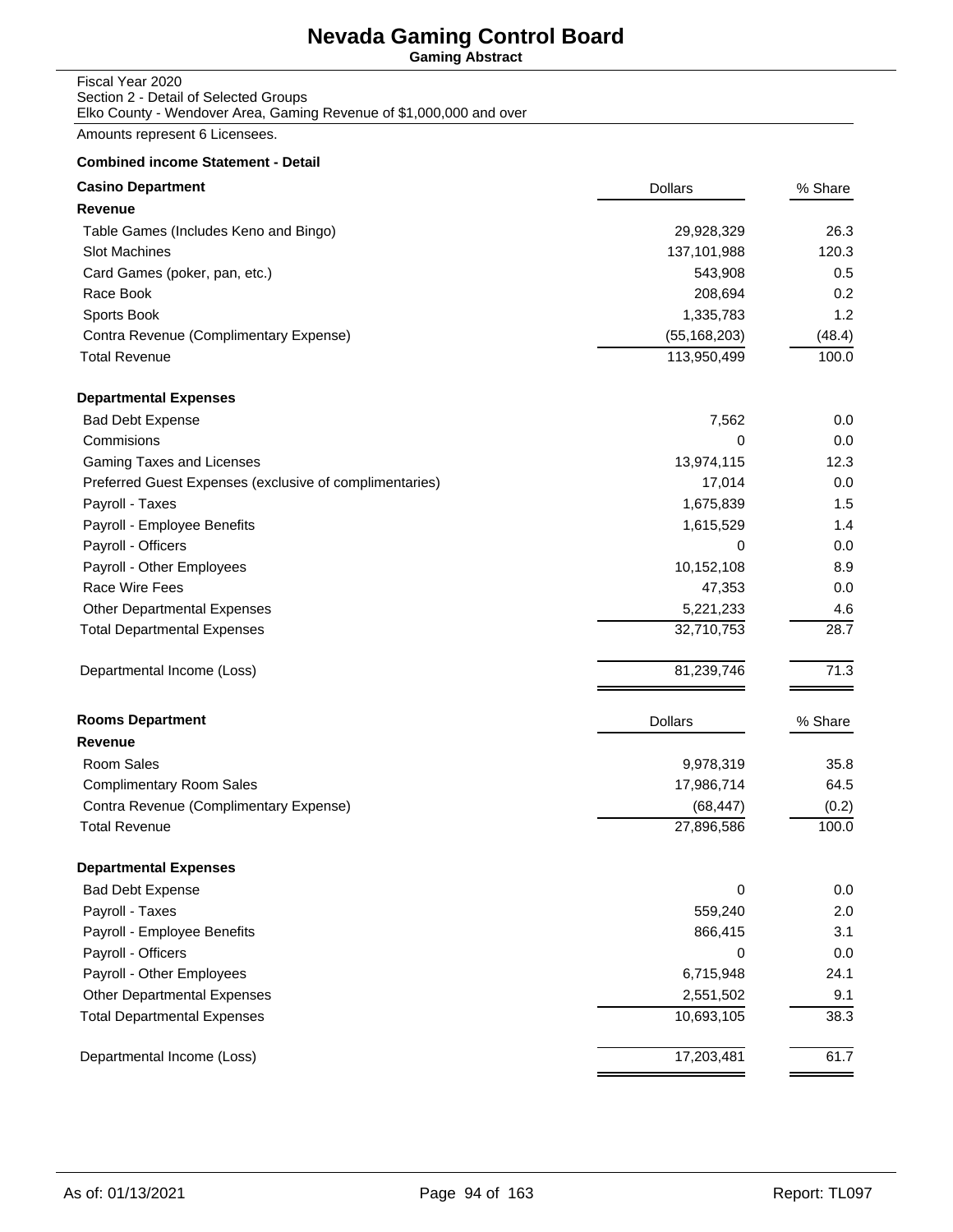# Nevada Gaming Control Board

**Gaming Abstract**

Fiscal Year 2020
Section 2 - Detail of Selected Groups
Elko County - Wendover Area, Gaming Revenue of $1,000,000 and over

Amounts represent 6 Licensees.

**Combined income Statement - Detail**

| **Casino Department** | Dollars | % Share |
|---|---|---|
| **Revenue** | | |
| Table Games (Includes Keno and Bingo) | 29,928,329 | 26.3 |
| Slot Machines | 137,101,988 | 120.3 |
| Card Games (poker, pan, etc.) | 543,908 | 0.5 |
| Race Book | 208,694 | 0.2 |
| Sports Book | 1,335,783 | 1.2 |
| Contra Revenue (Complimentary Expense) | (55,168,203) | (48.4) |
| Total Revenue | 113,950,499 | 100.0 |
| **Departmental Expenses** | | |
| Bad Debt Expense | 7,562 | 0.0 |
| Commisions | 0 | 0.0 |
| Gaming Taxes and Licenses | 13,974,115 | 12.3 |
| Preferred Guest Expenses (exclusive of complimentaries) | 17,014 | 0.0 |
| Payroll - Taxes | 1,675,839 | 1.5 |
| Payroll - Employee Benefits | 1,615,529 | 1.4 |
| Payroll - Officers | 0 | 0.0 |
| Payroll - Other Employees | 10,152,108 | 8.9 |
| Race Wire Fees | 47,353 | 0.0 |
| Other Departmental Expenses | 5,221,233 | 4.6 |
| Total Departmental Expenses | 32,710,753 | 28.7 |
| Departmental Income (Loss) | 81,239,746 | 71.3 |

| **Rooms Department** | Dollars | % Share |
|---|---|---|
| **Revenue** | | |
| Room Sales | 9,978,319 | 35.8 |
| Complimentary Room Sales | 17,986,714 | 64.5 |
| Contra Revenue (Complimentary Expense) | (68,447) | (0.2) |
| Total Revenue | 27,896,586 | 100.0 |
| **Departmental Expenses** | | |
| Bad Debt Expense | 0 | 0.0 |
| Payroll - Taxes | 559,240 | 2.0 |
| Payroll - Employee Benefits | 866,415 | 3.1 |
| Payroll - Officers | 0 | 0.0 |
| Payroll - Other Employees | 6,715,948 | 24.1 |
| Other Departmental Expenses | 2,551,502 | 9.1 |
| Total Departmental Expenses | 10,693,105 | 38.3 |
| Departmental Income (Loss) | 17,203,481 | 61.7 |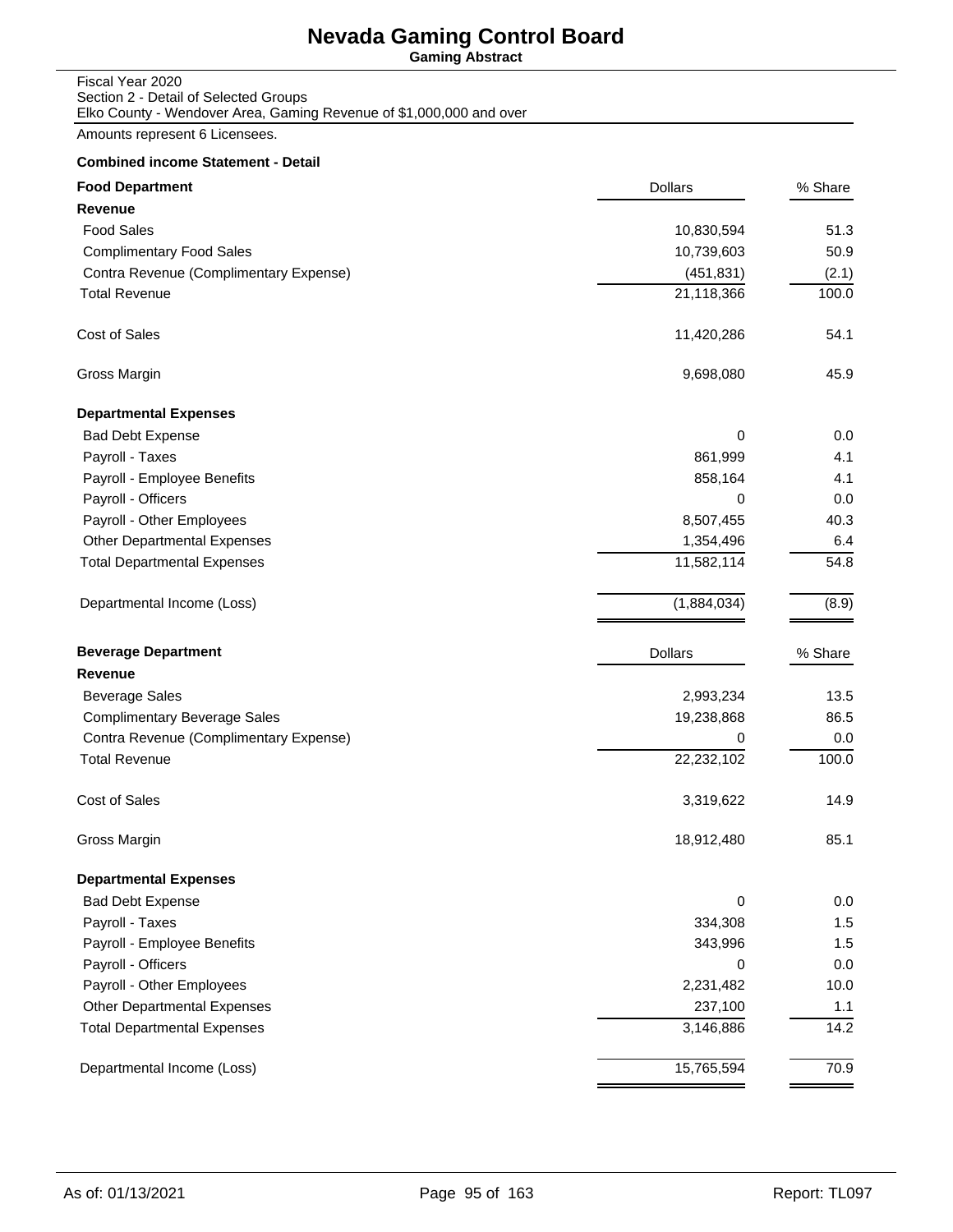# Nevada Gaming Control Board

**Gaming Abstract**

Fiscal Year 2020
Section 2 - Detail of Selected Groups
Elko County - Wendover Area, Gaming Revenue of $1,000,000 and over

Amounts represent 6 Licensees.

**Combined income Statement - Detail**

| **Food Department** | Dollars | % Share |
|---|---|---|
| **Revenue** | | |
| Food Sales | 10,830,594 | 51.3 |
| Complimentary Food Sales | 10,739,603 | 50.9 |
| Contra Revenue (Complimentary Expense) | (451,831) | (2.1) |
| Total Revenue | 21,118,366 | 100.0 |
| Cost of Sales | 11,420,286 | 54.1 |
| Gross Margin | 9,698,080 | 45.9 |
| **Departmental Expenses** | | |
| Bad Debt Expense | 0 | 0.0 |
| Payroll - Taxes | 861,999 | 4.1 |
| Payroll - Employee Benefits | 858,164 | 4.1 |
| Payroll - Officers | 0 | 0.0 |
| Payroll - Other Employees | 8,507,455 | 40.3 |
| Other Departmental Expenses | 1,354,496 | 6.4 |
| Total Departmental Expenses | 11,582,114 | 54.8 |
| Departmental Income (Loss) | (1,884,034) | (8.9) |

| **Beverage Department** | Dollars | % Share |
|---|---|---|
| **Revenue** | | |
| Beverage Sales | 2,993,234 | 13.5 |
| Complimentary Beverage Sales | 19,238,868 | 86.5 |
| Contra Revenue (Complimentary Expense) | 0 | 0.0 |
| Total Revenue | 22,232,102 | 100.0 |
| Cost of Sales | 3,319,622 | 14.9 |
| Gross Margin | 18,912,480 | 85.1 |
| **Departmental Expenses** | | |
| Bad Debt Expense | 0 | 0.0 |
| Payroll - Taxes | 334,308 | 1.5 |
| Payroll - Employee Benefits | 343,996 | 1.5 |
| Payroll - Officers | 0 | 0.0 |
| Payroll - Other Employees | 2,231,482 | 10.0 |
| Other Departmental Expenses | 237,100 | 1.1 |
| Total Departmental Expenses | 3,146,886 | 14.2 |
| Departmental Income (Loss) | 15,765,594 | 70.9 |

As of: 01/13/2021 Report: TL097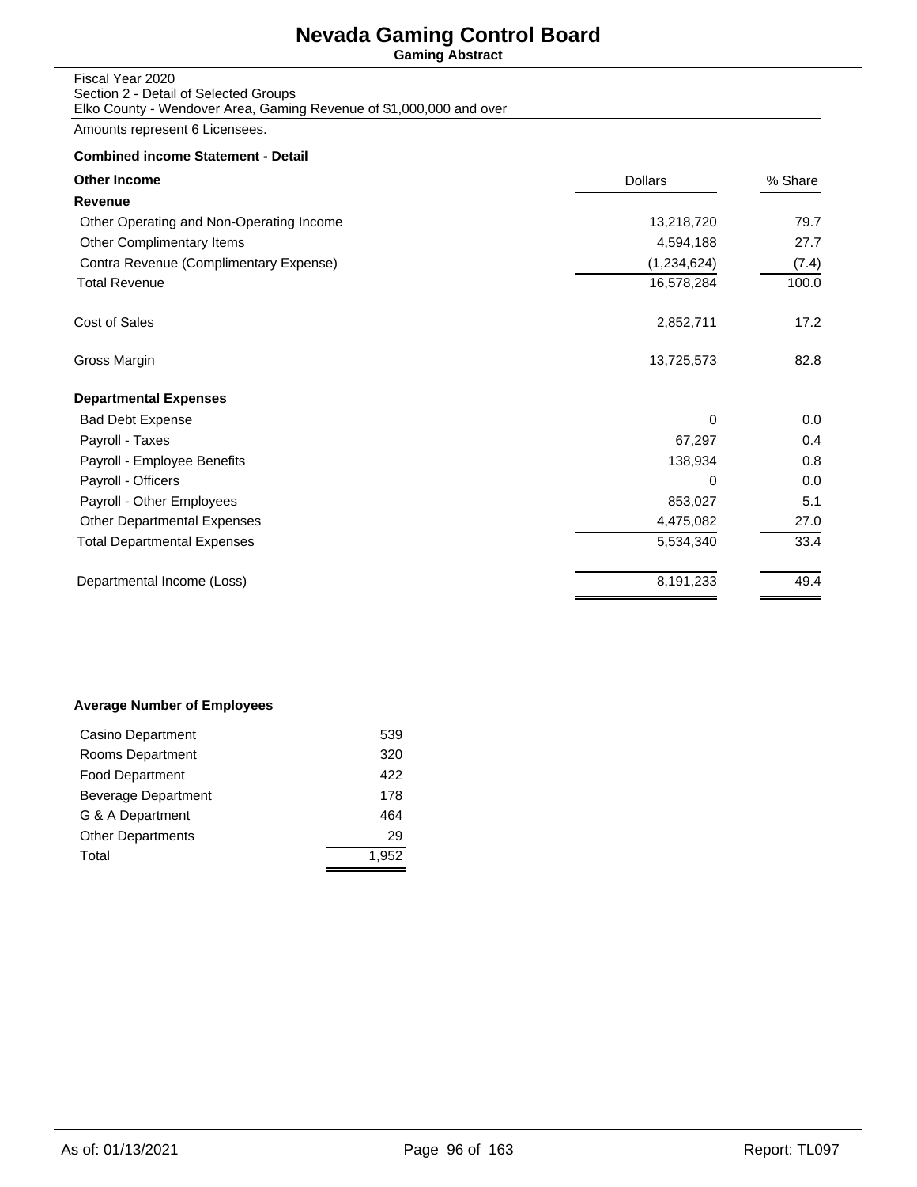# Nevada Gaming Control Board

**Gaming Abstract**

Fiscal Year 2020
Section 2 - Detail of Selected Groups
Elko County - Wendover Area, Gaming Revenue of $1,000,000 and over

Amounts represent 6 Licensees.

**Combined income Statement - Detail**

| **Other Income** | Dollars | % Share |
|---|---|---|
| **Revenue** | | |
| Other Operating and Non-Operating Income | 13,218,720 | 79.7 |
| Other Complimentary Items | 4,594,188 | 27.7 |
| Contra Revenue (Complimentary Expense) | (1,234,624) | (7.4) |
| Total Revenue | 16,578,284 | 100.0 |
| Cost of Sales | 2,852,711 | 17.2 |
| Gross Margin | 13,725,573 | 82.8 |
| **Departmental Expenses** | | |
| Bad Debt Expense | 0 | 0.0 |
| Payroll - Taxes | 67,297 | 0.4 |
| Payroll - Employee Benefits | 138,934 | 0.8 |
| Payroll - Officers | 0 | 0.0 |
| Payroll - Other Employees | 853,027 | 5.1 |
| Other Departmental Expenses | 4,475,082 | 27.0 |
| Total Departmental Expenses | 5,534,340 | 33.4 |
| Departmental Income (Loss) | 8,191,233 | 49.4 |

**Average Number of Employees**

| Department | Employees |
|---|---|
| Casino Department | 539 |
| Rooms Department | 320 |
| Food Department | 422 |
| Beverage Department | 178 |
| G & A Department | 464 |
| Other Departments | 29 |
| Total | 1,952 |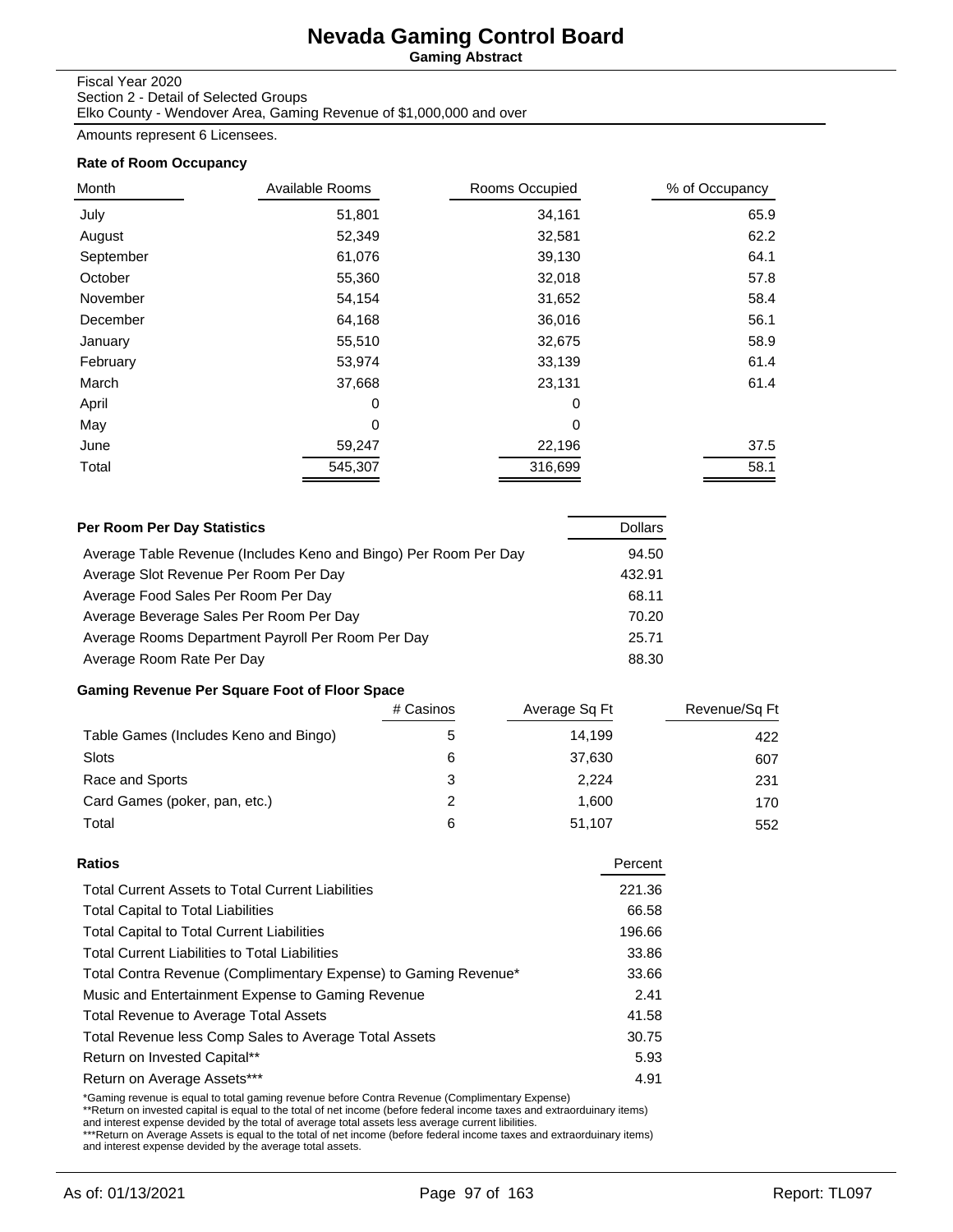# Nevada Gaming Control Board

**Gaming Abstract**

Fiscal Year 2020
Section 2 - Detail of Selected Groups
Elko County - Wendover Area, Gaming Revenue of $1,000,000 and over

Amounts represent 6 Licensees.

### Rate of Room Occupancy

| Month | Available Rooms | Rooms Occupied | % of Occupancy |
|---|---|---|---|
| July | 51,801 | 34,161 | 65.9 |
| August | 52,349 | 32,581 | 62.2 |
| September | 61,076 | 39,130 | 64.1 |
| October | 55,360 | 32,018 | 57.8 |
| November | 54,154 | 31,652 | 58.4 |
| December | 64,168 | 36,016 | 56.1 |
| January | 55,510 | 32,675 | 58.9 |
| February | 53,974 | 33,139 | 61.4 |
| March | 37,668 | 23,131 | 61.4 |
| April | 0 | 0 | |
| May | 0 | 0 | |
| June | 59,247 | 22,196 | 37.5 |
| Total | 545,307 | 316,699 | 58.1 |

| Per Room Per Day Statistics | Dollars |
|---|---|
| Average Table Revenue (Includes Keno and Bingo) Per Room Per Day | 94.50 |
| Average Slot Revenue Per Room Per Day | 432.91 |
| Average Food Sales Per Room Per Day | 68.11 |
| Average Beverage Sales Per Room Per Day | 70.20 |
| Average Rooms Department Payroll Per Room Per Day | 25.71 |
| Average Room Rate Per Day | 88.30 |

### Gaming Revenue Per Square Foot of Floor Space

| | # Casinos | Average Sq Ft | Revenue/Sq Ft |
|---|---|---|---|
| Table Games (Includes Keno and Bingo) | 5 | 14,199 | 422 |
| Slots | 6 | 37,630 | 607 |
| Race and Sports | 3 | 2,224 | 231 |
| Card Games (poker, pan, etc.) | 2 | 1,600 | 170 |
| Total | 6 | 51,107 | 552 |

| Ratios | Percent |
|---|---|
| Total Current Assets to Total Current Liabilities | 221.36 |
| Total Capital to Total Liabilities | 66.58 |
| Total Capital to Total Current Liabilities | 196.66 |
| Total Current Liabilities to Total Liabilities | 33.86 |
| Total Contra Revenue (Complimentary Expense) to Gaming Revenue* | 33.66 |
| Music and Entertainment Expense to Gaming Revenue | 2.41 |
| Total Revenue to Average Total Assets | 41.58 |
| Total Revenue less Comp Sales to Average Total Assets | 30.75 |
| Return on Invested Capital** | 5.93 |
| Return on Average Assets*** | 4.91 |

*Gaming revenue is equal to total gaming revenue before Contra Revenue (Complimentary Expense)
**Return on invested capital is equal to the total of net income (before federal income taxes and extraorduinary items) and interest expense devided by the total of average total assets less average current libilities.
***Return on Average Assets is equal to the total of net income (before federal income taxes and extraorduinary items) and interest expense devided by the average total assets.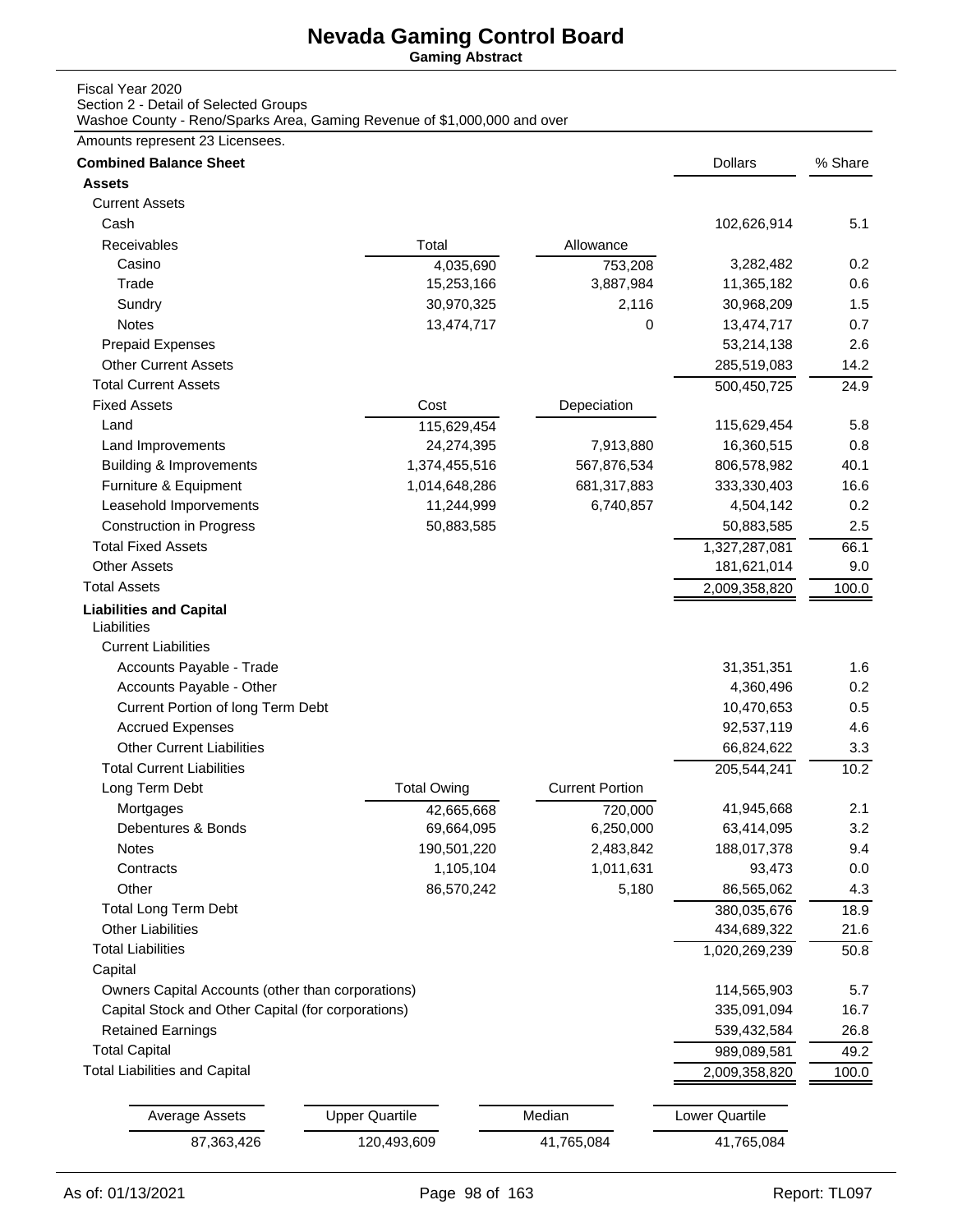# Nevada Gaming Control Board

**Gaming Abstract**

Fiscal Year 2020
Section 2 - Detail of Selected Groups
Washoe County - Reno/Sparks Area, Gaming Revenue of $1,000,000 and over

Amounts represent 23 Licensees.

| **Combined Balance Sheet** | | | Dollars | % Share |
|---|---|---|---|---|
| **Assets** | | | | |
| Current Assets | | | | |
| Cash | | | 102,626,914 | 5.1 |
| Receivables | Total | Allowance | | |
| Casino | 4,035,690 | 753,208 | 3,282,482 | 0.2 |
| Trade | 15,253,166 | 3,887,984 | 11,365,182 | 0.6 |
| Sundry | 30,970,325 | 2,116 | 30,968,209 | 1.5 |
| Notes | 13,474,717 | 0 | 13,474,717 | 0.7 |
| Prepaid Expenses | | | 53,214,138 | 2.6 |
| Other Current Assets | | | 285,519,083 | 14.2 |
| Total Current Assets | | | 500,450,725 | 24.9 |
| Fixed Assets | Cost | Depeciation | | |
| Land | 115,629,454 | | 115,629,454 | 5.8 |
| Land Improvements | 24,274,395 | 7,913,880 | 16,360,515 | 0.8 |
| Building & Improvements | 1,374,455,516 | 567,876,534 | 806,578,982 | 40.1 |
| Furniture & Equipment | 1,014,648,286 | 681,317,883 | 333,330,403 | 16.6 |
| Leasehold Imporvements | 11,244,999 | 6,740,857 | 4,504,142 | 0.2 |
| Construction in Progress | 50,883,585 | | 50,883,585 | 2.5 |
| Total Fixed Assets | | | 1,327,287,081 | 66.1 |
| Other Assets | | | 181,621,014 | 9.0 |
| Total Assets | | | 2,009,358,820 | 100.0 |
| **Liabilities and Capital** | | | | |
| Liabilities | | | | |
| Current Liabilities | | | | |
| Accounts Payable - Trade | | | 31,351,351 | 1.6 |
| Accounts Payable - Other | | | 4,360,496 | 0.2 |
| Current Portion of long Term Debt | | | 10,470,653 | 0.5 |
| Accrued Expenses | | | 92,537,119 | 4.6 |
| Other Current Liabilities | | | 66,824,622 | 3.3 |
| Total Current Liabilities | | | 205,544,241 | 10.2 |
| Long Term Debt | Total Owing | Current Portion | | |
| Mortgages | 42,665,668 | 720,000 | 41,945,668 | 2.1 |
| Debentures & Bonds | 69,664,095 | 6,250,000 | 63,414,095 | 3.2 |
| Notes | 190,501,220 | 2,483,842 | 188,017,378 | 9.4 |
| Contracts | 1,105,104 | 1,011,631 | 93,473 | 0.0 |
| Other | 86,570,242 | 5,180 | 86,565,062 | 4.3 |
| Total Long Term Debt | | | 380,035,676 | 18.9 |
| Other Liabilities | | | 434,689,322 | 21.6 |
| Total Liabilities | | | 1,020,269,239 | 50.8 |
| Capital | | | | |
| Owners Capital Accounts (other than corporations) | | | 114,565,903 | 5.7 |
| Capital Stock and Other Capital (for corporations) | | | 335,091,094 | 16.7 |
| Retained Earnings | | | 539,432,584 | 26.8 |
| Total Capital | | | 989,089,581 | 49.2 |
| Total Liabilities and Capital | | | 2,009,358,820 | 100.0 |

| Average Assets | Upper Quartile | Median | Lower Quartile |
|---|---|---|---|
| 87,363,426 | 120,493,609 | 41,765,084 | 41,765,084 |

As of: 01/13/2021 Report: TL097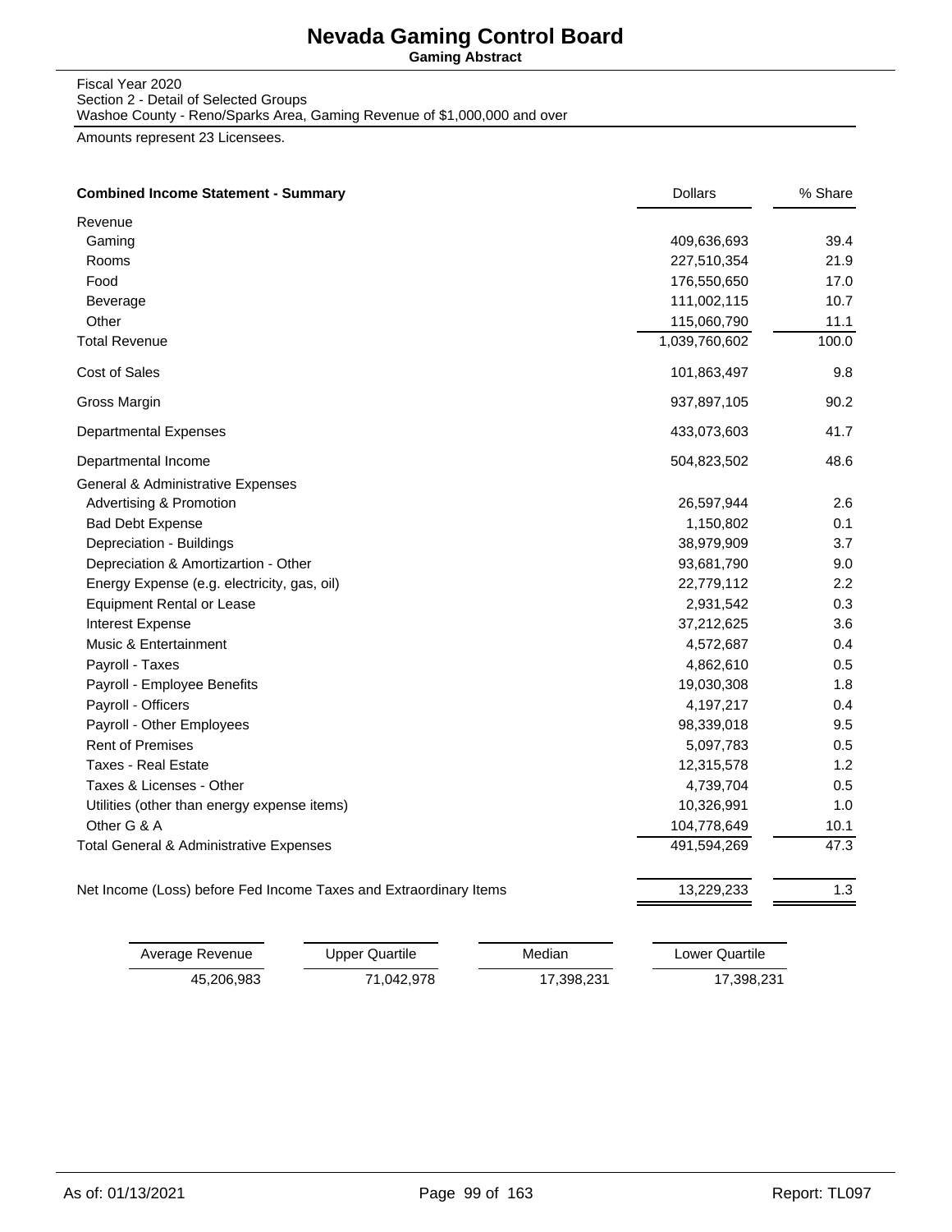# Nevada Gaming Control Board

**Gaming Abstract**

Fiscal Year 2020
Section 2 - Detail of Selected Groups
Washoe County - Reno/Sparks Area, Gaming Revenue of $1,000,000 and over

Amounts represent 23 Licensees.

| **Combined Income Statement - Summary** | Dollars | % Share |
|---|---|---|
| Revenue | | |
| Gaming | 409,636,693 | 39.4 |
| Rooms | 227,510,354 | 21.9 |
| Food | 176,550,650 | 17.0 |
| Beverage | 111,002,115 | 10.7 |
| Other | 115,060,790 | 11.1 |
| Total Revenue | 1,039,760,602 | 100.0 |
| Cost of Sales | 101,863,497 | 9.8 |
| Gross Margin | 937,897,105 | 90.2 |
| Departmental Expenses | 433,073,603 | 41.7 |
| Departmental Income | 504,823,502 | 48.6 |
| General & Administrative Expenses | | |
| Advertising & Promotion | 26,597,944 | 2.6 |
| Bad Debt Expense | 1,150,802 | 0.1 |
| Depreciation - Buildings | 38,979,909 | 3.7 |
| Depreciation & Amortizartion - Other | 93,681,790 | 9.0 |
| Energy Expense (e.g. electricity, gas, oil) | 22,779,112 | 2.2 |
| Equipment Rental or Lease | 2,931,542 | 0.3 |
| Interest Expense | 37,212,625 | 3.6 |
| Music & Entertainment | 4,572,687 | 0.4 |
| Payroll - Taxes | 4,862,610 | 0.5 |
| Payroll - Employee Benefits | 19,030,308 | 1.8 |
| Payroll - Officers | 4,197,217 | 0.4 |
| Payroll - Other Employees | 98,339,018 | 9.5 |
| Rent of Premises | 5,097,783 | 0.5 |
| Taxes - Real Estate | 12,315,578 | 1.2 |
| Taxes & Licenses - Other | 4,739,704 | 0.5 |
| Utilities (other than energy expense items) | 10,326,991 | 1.0 |
| Other G & A | 104,778,649 | 10.1 |
| Total General & Administrative Expenses | 491,594,269 | 47.3 |
| Net Income (Loss) before Fed Income Taxes and Extraordinary Items | 13,229,233 | 1.3 |

| Average Revenue | Upper Quartile | Median | Lower Quartile |
|---|---|---|---|
| 45,206,983 | 71,042,978 | 17,398,231 | 17,398,231 |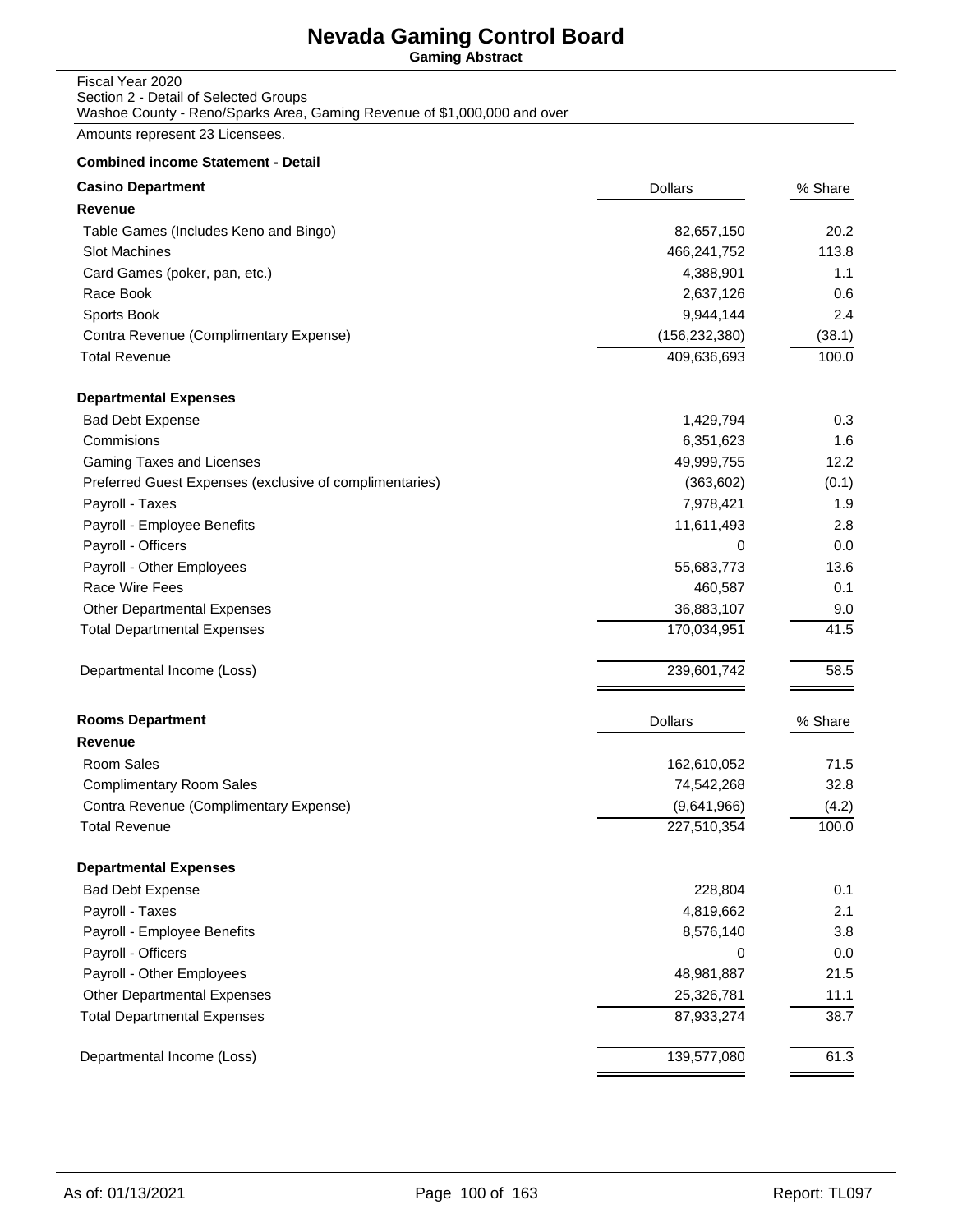# Nevada Gaming Control Board

**Gaming Abstract**

Fiscal Year 2020
Section 2 - Detail of Selected Groups
Washoe County - Reno/Sparks Area, Gaming Revenue of $1,000,000 and over

Amounts represent 23 Licensees.

**Combined income Statement - Detail**

| **Casino Department** | Dollars | % Share |
|---|---|---|
| **Revenue** | | |
| Table Games (Includes Keno and Bingo) | 82,657,150 | 20.2 |
| Slot Machines | 466,241,752 | 113.8 |
| Card Games (poker, pan, etc.) | 4,388,901 | 1.1 |
| Race Book | 2,637,126 | 0.6 |
| Sports Book | 9,944,144 | 2.4 |
| Contra Revenue (Complimentary Expense) | (156,232,380) | (38.1) |
| Total Revenue | 409,636,693 | 100.0 |
| **Departmental Expenses** | | |
| Bad Debt Expense | 1,429,794 | 0.3 |
| Commisions | 6,351,623 | 1.6 |
| Gaming Taxes and Licenses | 49,999,755 | 12.2 |
| Preferred Guest Expenses (exclusive of complimentaries) | (363,602) | (0.1) |
| Payroll - Taxes | 7,978,421 | 1.9 |
| Payroll - Employee Benefits | 11,611,493 | 2.8 |
| Payroll - Officers | 0 | 0.0 |
| Payroll - Other Employees | 55,683,773 | 13.6 |
| Race Wire Fees | 460,587 | 0.1 |
| Other Departmental Expenses | 36,883,107 | 9.0 |
| Total Departmental Expenses | 170,034,951 | 41.5 |
| Departmental Income (Loss) | 239,601,742 | 58.5 |

| **Rooms Department** | Dollars | % Share |
|---|---|---|
| **Revenue** | | |
| Room Sales | 162,610,052 | 71.5 |
| Complimentary Room Sales | 74,542,268 | 32.8 |
| Contra Revenue (Complimentary Expense) | (9,641,966) | (4.2) |
| Total Revenue | 227,510,354 | 100.0 |
| **Departmental Expenses** | | |
| Bad Debt Expense | 228,804 | 0.1 |
| Payroll - Taxes | 4,819,662 | 2.1 |
| Payroll - Employee Benefits | 8,576,140 | 3.8 |
| Payroll - Officers | 0 | 0.0 |
| Payroll - Other Employees | 48,981,887 | 21.5 |
| Other Departmental Expenses | 25,326,781 | 11.1 |
| Total Departmental Expenses | 87,933,274 | 38.7 |
| Departmental Income (Loss) | 139,577,080 | 61.3 |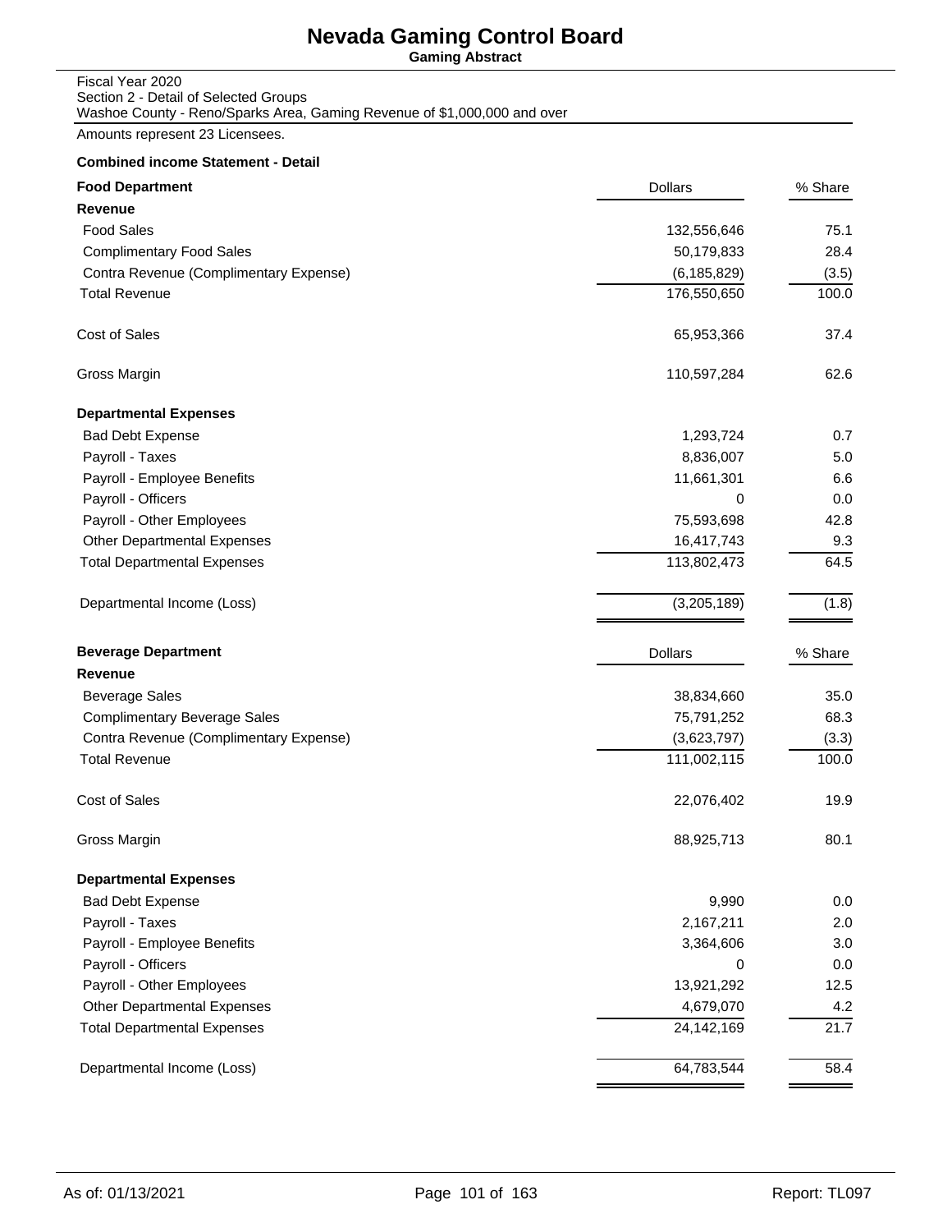# Nevada Gaming Control Board

**Gaming Abstract**

Fiscal Year 2020
Section 2 - Detail of Selected Groups
Washoe County - Reno/Sparks Area, Gaming Revenue of $1,000,000 and over

Amounts represent 23 Licensees.

**Combined income Statement - Detail**

| **Food Department** | Dollars | % Share |
|---|---|---|
| **Revenue** | | |
| Food Sales | 132,556,646 | 75.1 |
| Complimentary Food Sales | 50,179,833 | 28.4 |
| Contra Revenue (Complimentary Expense) | (6,185,829) | (3.5) |
| Total Revenue | 176,550,650 | 100.0 |
| Cost of Sales | 65,953,366 | 37.4 |
| Gross Margin | 110,597,284 | 62.6 |
| **Departmental Expenses** | | |
| Bad Debt Expense | 1,293,724 | 0.7 |
| Payroll - Taxes | 8,836,007 | 5.0 |
| Payroll - Employee Benefits | 11,661,301 | 6.6 |
| Payroll - Officers | 0 | 0.0 |
| Payroll - Other Employees | 75,593,698 | 42.8 |
| Other Departmental Expenses | 16,417,743 | 9.3 |
| Total Departmental Expenses | 113,802,473 | 64.5 |
| Departmental Income (Loss) | (3,205,189) | (1.8) |

| **Beverage Department** | Dollars | % Share |
|---|---|---|
| **Revenue** | | |
| Beverage Sales | 38,834,660 | 35.0 |
| Complimentary Beverage Sales | 75,791,252 | 68.3 |
| Contra Revenue (Complimentary Expense) | (3,623,797) | (3.3) |
| Total Revenue | 111,002,115 | 100.0 |
| Cost of Sales | 22,076,402 | 19.9 |
| Gross Margin | 88,925,713 | 80.1 |
| **Departmental Expenses** | | |
| Bad Debt Expense | 9,990 | 0.0 |
| Payroll - Taxes | 2,167,211 | 2.0 |
| Payroll - Employee Benefits | 3,364,606 | 3.0 |
| Payroll - Officers | 0 | 0.0 |
| Payroll - Other Employees | 13,921,292 | 12.5 |
| Other Departmental Expenses | 4,679,070 | 4.2 |
| Total Departmental Expenses | 24,142,169 | 21.7 |
| Departmental Income (Loss) | 64,783,544 | 58.4 |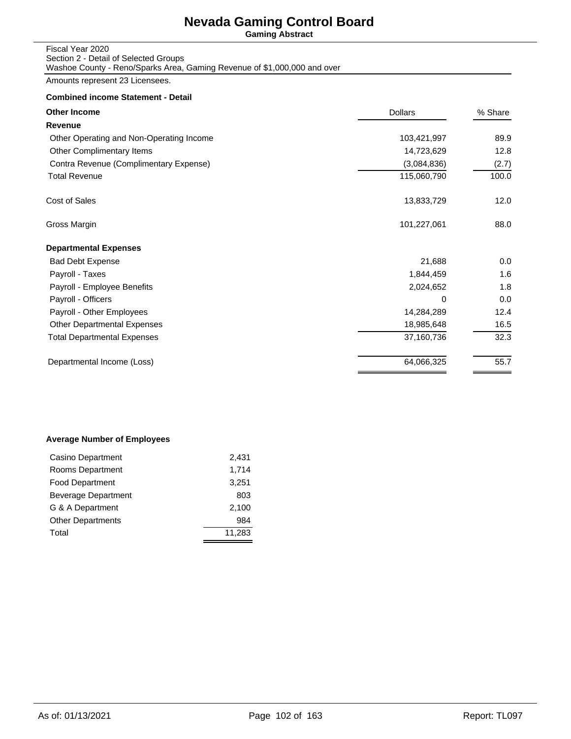# Nevada Gaming Control Board

**Gaming Abstract**

Fiscal Year 2020
Section 2 - Detail of Selected Groups
Washoe County - Reno/Sparks Area, Gaming Revenue of $1,000,000 and over

Amounts represent 23 Licensees.

**Combined income Statement - Detail**

| **Other Income** | Dollars | % Share |
|---|---|---|
| **Revenue** | | |
| Other Operating and Non-Operating Income | 103,421,997 | 89.9 |
| Other Complimentary Items | 14,723,629 | 12.8 |
| Contra Revenue (Complimentary Expense) | (3,084,836) | (2.7) |
| Total Revenue | 115,060,790 | 100.0 |
| Cost of Sales | 13,833,729 | 12.0 |
| Gross Margin | 101,227,061 | 88.0 |
| **Departmental Expenses** | | |
| Bad Debt Expense | 21,688 | 0.0 |
| Payroll - Taxes | 1,844,459 | 1.6 |
| Payroll - Employee Benefits | 2,024,652 | 1.8 |
| Payroll - Officers | 0 | 0.0 |
| Payroll - Other Employees | 14,284,289 | 12.4 |
| Other Departmental Expenses | 18,985,648 | 16.5 |
| Total Departmental Expenses | 37,160,736 | 32.3 |
| Departmental Income (Loss) | 64,066,325 | 55.7 |

**Average Number of Employees**

| Department | Employees |
|---|---|
| Casino Department | 2,431 |
| Rooms Department | 1,714 |
| Food Department | 3,251 |
| Beverage Department | 803 |
| G & A Department | 2,100 |
| Other Departments | 984 |
| Total | 11,283 |

As of: 01/13/2021 Report: TL097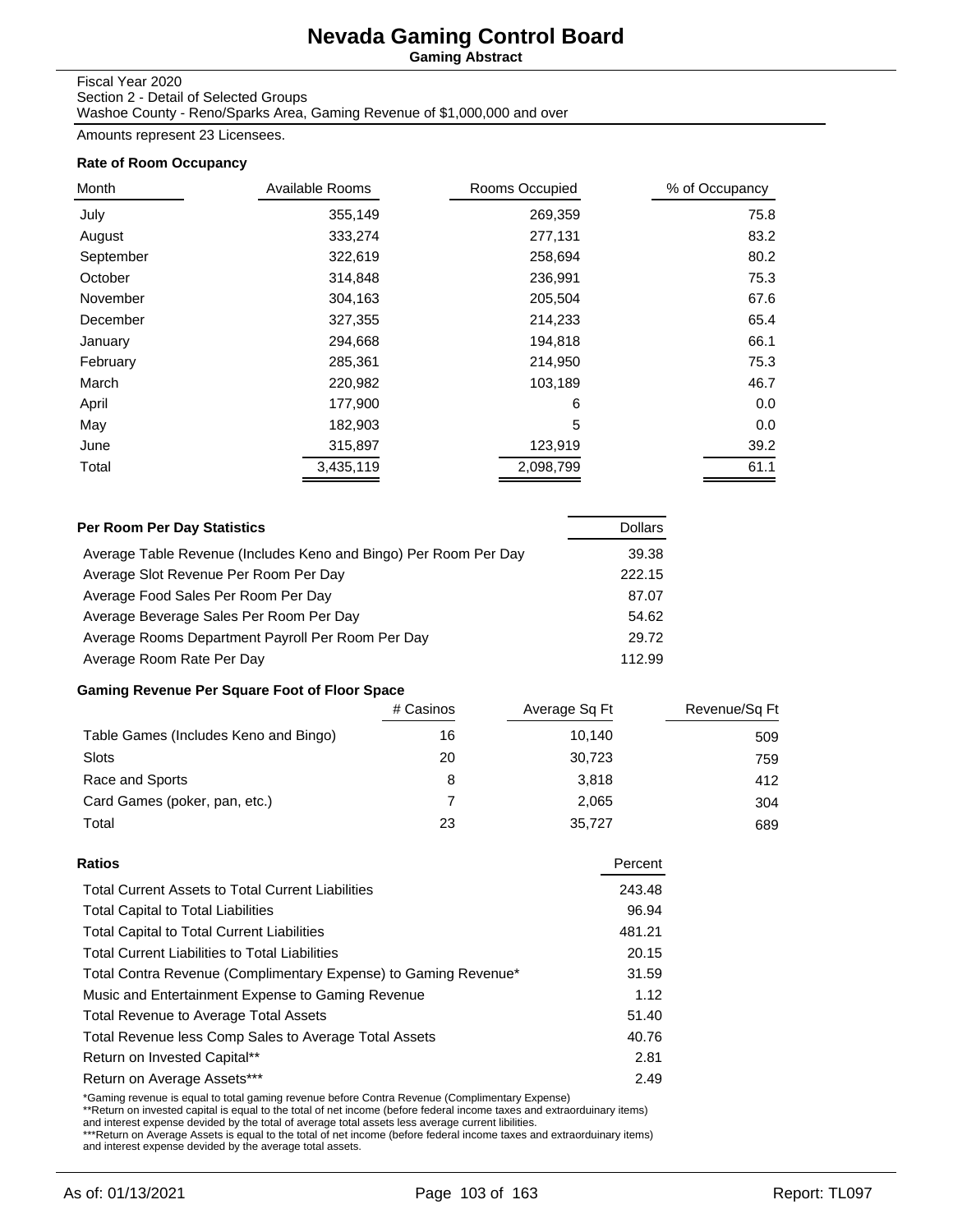# Nevada Gaming Control Board

**Gaming Abstract**

Fiscal Year 2020
Section 2 - Detail of Selected Groups
Washoe County - Reno/Sparks Area, Gaming Revenue of $1,000,000 and over

Amounts represent 23 Licensees.

### Rate of Room Occupancy

| Month | Available Rooms | Rooms Occupied | % of Occupancy |
|---|---|---|---|
| July | 355,149 | 269,359 | 75.8 |
| August | 333,274 | 277,131 | 83.2 |
| September | 322,619 | 258,694 | 80.2 |
| October | 314,848 | 236,991 | 75.3 |
| November | 304,163 | 205,504 | 67.6 |
| December | 327,355 | 214,233 | 65.4 |
| January | 294,668 | 194,818 | 66.1 |
| February | 285,361 | 214,950 | 75.3 |
| March | 220,982 | 103,189 | 46.7 |
| April | 177,900 | 6 | 0.0 |
| May | 182,903 | 5 | 0.0 |
| June | 315,897 | 123,919 | 39.2 |
| Total | 3,435,119 | 2,098,799 | 61.1 |

### Per Room Per Day Statistics

| | Dollars |
|---|---|
| Average Table Revenue (Includes Keno and Bingo) Per Room Per Day | 39.38 |
| Average Slot Revenue Per Room Per Day | 222.15 |
| Average Food Sales Per Room Per Day | 87.07 |
| Average Beverage Sales Per Room Per Day | 54.62 |
| Average Rooms Department Payroll Per Room Per Day | 29.72 |
| Average Room Rate Per Day | 112.99 |

### Gaming Revenue Per Square Foot of Floor Space

| | # Casinos | Average Sq Ft | Revenue/Sq Ft |
|---|---|---|---|
| Table Games (Includes Keno and Bingo) | 16 | 10,140 | 509 |
| Slots | 20 | 30,723 | 759 |
| Race and Sports | 8 | 3,818 | 412 |
| Card Games (poker, pan, etc.) | 7 | 2,065 | 304 |
| Total | 23 | 35,727 | 689 |

### Ratios

| | Percent |
|---|---|
| Total Current Assets to Total Current Liabilities | 243.48 |
| Total Capital to Total Liabilities | 96.94 |
| Total Capital to Total Current Liabilities | 481.21 |
| Total Current Liabilities to Total Liabilities | 20.15 |
| Total Contra Revenue (Complimentary Expense) to Gaming Revenue* | 31.59 |
| Music and Entertainment Expense to Gaming Revenue | 1.12 |
| Total Revenue to Average Total Assets | 51.40 |
| Total Revenue less Comp Sales to Average Total Assets | 40.76 |
| Return on Invested Capital** | 2.81 |
| Return on Average Assets*** | 2.49 |

*Gaming revenue is equal to total gaming revenue before Contra Revenue (Complimentary Expense)
**Return on invested capital is equal to the total of net income (before federal income taxes and extraorduinary items) and interest expense devided by the total of average total assets less average current libilities.
***Return on Average Assets is equal to the total of net income (before federal income taxes and extraorduinary items) and interest expense devided by the average total assets.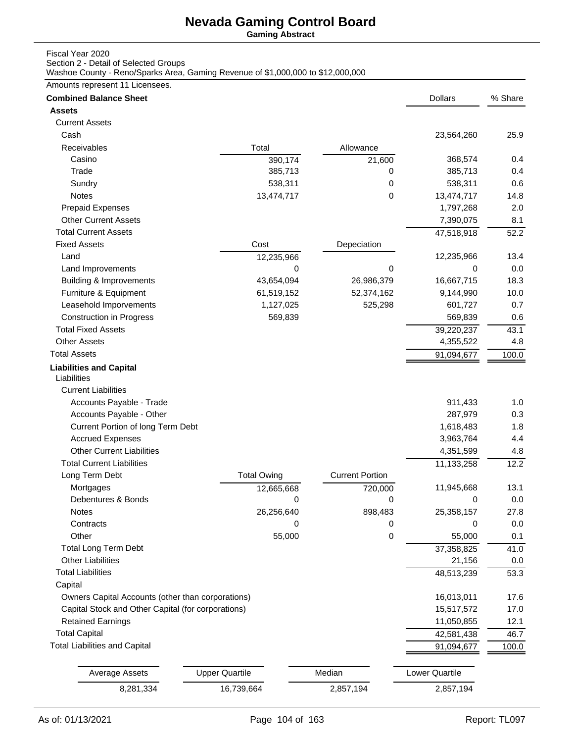# Nevada Gaming Control Board

**Gaming Abstract**

Fiscal Year 2020
Section 2 - Detail of Selected Groups
Washoe County - Reno/Sparks Area, Gaming Revenue of $1,000,000 to $12,000,000

Amounts represent 11 Licensees.

| **Combined Balance Sheet** | | | Dollars | % Share |
|---|---|---|---|---|
| **Assets** | | | | |
| Current Assets | | | | |
| Cash | | | 23,564,260 | 25.9 |
| Receivables | Total | Allowance | | |
| Casino | 390,174 | 21,600 | 368,574 | 0.4 |
| Trade | 385,713 | 0 | 385,713 | 0.4 |
| Sundry | 538,311 | 0 | 538,311 | 0.6 |
| Notes | 13,474,717 | 0 | 13,474,717 | 14.8 |
| Prepaid Expenses | | | 1,797,268 | 2.0 |
| Other Current Assets | | | 7,390,075 | 8.1 |
| Total Current Assets | | | 47,518,918 | 52.2 |
| Fixed Assets | Cost | Depeciation | | |
| Land | 12,235,966 | | 12,235,966 | 13.4 |
| Land Improvements | 0 | 0 | 0 | 0.0 |
| Building & Improvements | 43,654,094 | 26,986,379 | 16,667,715 | 18.3 |
| Furniture & Equipment | 61,519,152 | 52,374,162 | 9,144,990 | 10.0 |
| Leasehold Imporvements | 1,127,025 | 525,298 | 601,727 | 0.7 |
| Construction in Progress | 569,839 | | 569,839 | 0.6 |
| Total Fixed Assets | | | 39,220,237 | 43.1 |
| Other Assets | | | 4,355,522 | 4.8 |
| Total Assets | | | 91,094,677 | 100.0 |
| **Liabilities and Capital** | | | | |
| Liabilities | | | | |
| Current Liabilities | | | | |
| Accounts Payable - Trade | | | 911,433 | 1.0 |
| Accounts Payable - Other | | | 287,979 | 0.3 |
| Current Portion of long Term Debt | | | 1,618,483 | 1.8 |
| Accrued Expenses | | | 3,963,764 | 4.4 |
| Other Current Liabilities | | | 4,351,599 | 4.8 |
| Total Current Liabilities | | | 11,133,258 | 12.2 |
| Long Term Debt | Total Owing | Current Portion | | |
| Mortgages | 12,665,668 | 720,000 | 11,945,668 | 13.1 |
| Debentures & Bonds | 0 | 0 | 0 | 0.0 |
| Notes | 26,256,640 | 898,483 | 25,358,157 | 27.8 |
| Contracts | 0 | 0 | 0 | 0.0 |
| Other | 55,000 | 0 | 55,000 | 0.1 |
| Total Long Term Debt | | | 37,358,825 | 41.0 |
| Other Liabilities | | | 21,156 | 0.0 |
| Total Liabilities | | | 48,513,239 | 53.3 |
| Capital | | | | |
| Owners Capital Accounts (other than corporations) | | | 16,013,011 | 17.6 |
| Capital Stock and Other Capital (for corporations) | | | 15,517,572 | 17.0 |
| Retained Earnings | | | 11,050,855 | 12.1 |
| Total Capital | | | 42,581,438 | 46.7 |
| Total Liabilities and Capital | | | 91,094,677 | 100.0 |

| Average Assets | Upper Quartile | Median | Lower Quartile |
|---|---|---|---|
| 8,281,334 | 16,739,664 | 2,857,194 | 2,857,194 |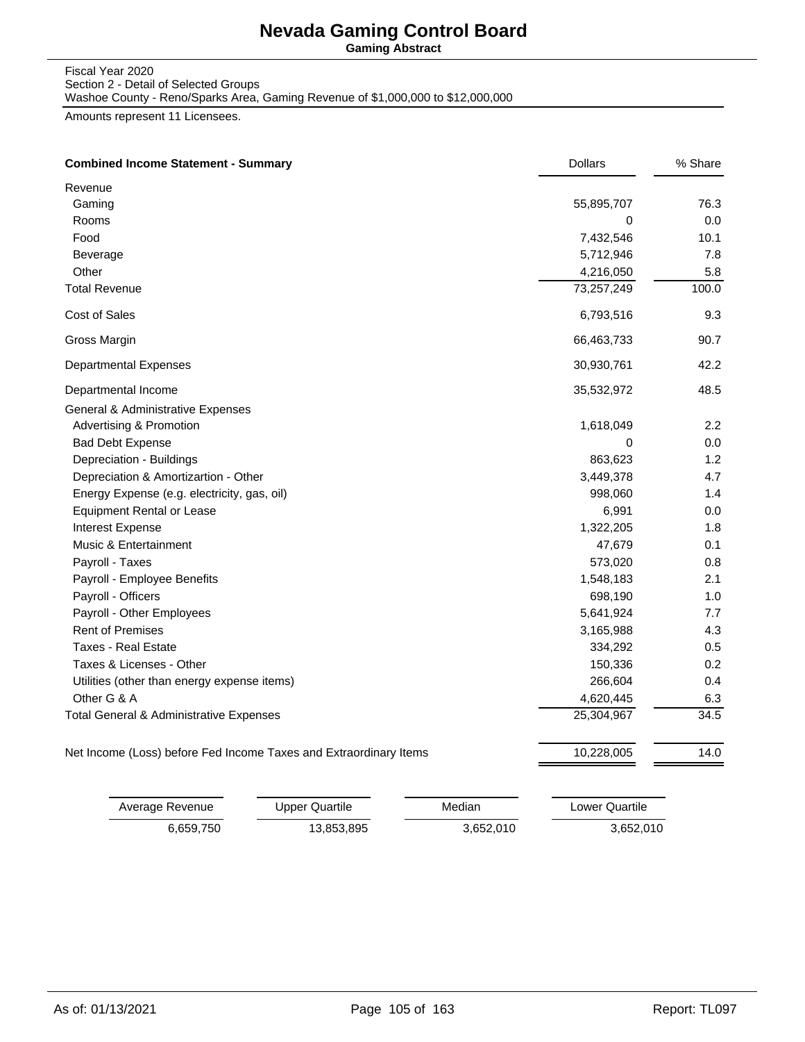# Nevada Gaming Control Board

**Gaming Abstract**

Fiscal Year 2020
Section 2 - Detail of Selected Groups
Washoe County - Reno/Sparks Area, Gaming Revenue of $1,000,000 to $12,000,000

Amounts represent 11 Licensees.

| **Combined Income Statement - Summary** | Dollars | % Share |
|---|---|---|
| Revenue | | |
| Gaming | 55,895,707 | 76.3 |
| Rooms | 0 | 0.0 |
| Food | 7,432,546 | 10.1 |
| Beverage | 5,712,946 | 7.8 |
| Other | 4,216,050 | 5.8 |
| Total Revenue | 73,257,249 | 100.0 |
| Cost of Sales | 6,793,516 | 9.3 |
| Gross Margin | 66,463,733 | 90.7 |
| Departmental Expenses | 30,930,761 | 42.2 |
| Departmental Income | 35,532,972 | 48.5 |
| General & Administrative Expenses | | |
| Advertising & Promotion | 1,618,049 | 2.2 |
| Bad Debt Expense | 0 | 0.0 |
| Depreciation - Buildings | 863,623 | 1.2 |
| Depreciation & Amortizartion - Other | 3,449,378 | 4.7 |
| Energy Expense (e.g. electricity, gas, oil) | 998,060 | 1.4 |
| Equipment Rental or Lease | 6,991 | 0.0 |
| Interest Expense | 1,322,205 | 1.8 |
| Music & Entertainment | 47,679 | 0.1 |
| Payroll - Taxes | 573,020 | 0.8 |
| Payroll - Employee Benefits | 1,548,183 | 2.1 |
| Payroll - Officers | 698,190 | 1.0 |
| Payroll - Other Employees | 5,641,924 | 7.7 |
| Rent of Premises | 3,165,988 | 4.3 |
| Taxes - Real Estate | 334,292 | 0.5 |
| Taxes & Licenses - Other | 150,336 | 0.2 |
| Utilities (other than energy expense items) | 266,604 | 0.4 |
| Other G & A | 4,620,445 | 6.3 |
| Total General & Administrative Expenses | 25,304,967 | 34.5 |
| Net Income (Loss) before Fed Income Taxes and Extraordinary Items | 10,228,005 | 14.0 |

| Average Revenue | Upper Quartile | Median | Lower Quartile |
|---|---|---|---|
| 6,659,750 | 13,853,895 | 3,652,010 | 3,652,010 |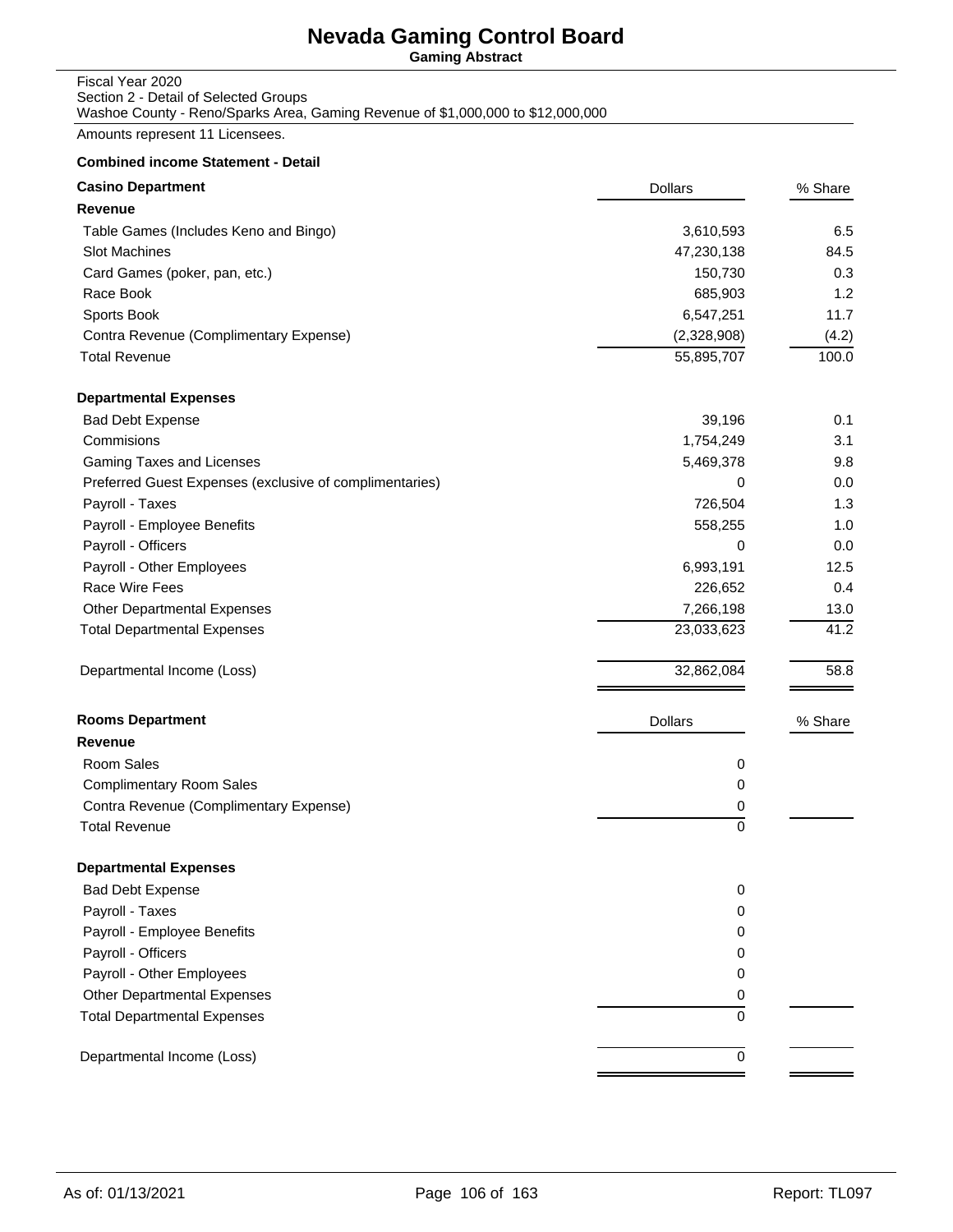# Nevada Gaming Control Board

**Gaming Abstract**

Fiscal Year 2020
Section 2 - Detail of Selected Groups
Washoe County - Reno/Sparks Area, Gaming Revenue of $1,000,000 to $12,000,000

Amounts represent 11 Licensees.

**Combined income Statement - Detail**

| **Casino Department** | Dollars | % Share |
|---|---|---|
| **Revenue** | | |
| Table Games (Includes Keno and Bingo) | 3,610,593 | 6.5 |
| Slot Machines | 47,230,138 | 84.5 |
| Card Games (poker, pan, etc.) | 150,730 | 0.3 |
| Race Book | 685,903 | 1.2 |
| Sports Book | 6,547,251 | 11.7 |
| Contra Revenue (Complimentary Expense) | (2,328,908) | (4.2) |
| Total Revenue | 55,895,707 | 100.0 |
| **Departmental Expenses** | | |
| Bad Debt Expense | 39,196 | 0.1 |
| Commisions | 1,754,249 | 3.1 |
| Gaming Taxes and Licenses | 5,469,378 | 9.8 |
| Preferred Guest Expenses (exclusive of complimentaries) | 0 | 0.0 |
| Payroll - Taxes | 726,504 | 1.3 |
| Payroll - Employee Benefits | 558,255 | 1.0 |
| Payroll - Officers | 0 | 0.0 |
| Payroll - Other Employees | 6,993,191 | 12.5 |
| Race Wire Fees | 226,652 | 0.4 |
| Other Departmental Expenses | 7,266,198 | 13.0 |
| Total Departmental Expenses | 23,033,623 | 41.2 |
| Departmental Income (Loss) | 32,862,084 | 58.8 |

| **Rooms Department** | Dollars | % Share |
|---|---|---|
| **Revenue** | | |
| Room Sales | 0 | |
| Complimentary Room Sales | 0 | |
| Contra Revenue (Complimentary Expense) | 0 | |
| Total Revenue | 0 | |
| **Departmental Expenses** | | |
| Bad Debt Expense | 0 | |
| Payroll - Taxes | 0 | |
| Payroll - Employee Benefits | 0 | |
| Payroll - Officers | 0 | |
| Payroll - Other Employees | 0 | |
| Other Departmental Expenses | 0 | |
| Total Departmental Expenses | 0 | |
| Departmental Income (Loss) | 0 | |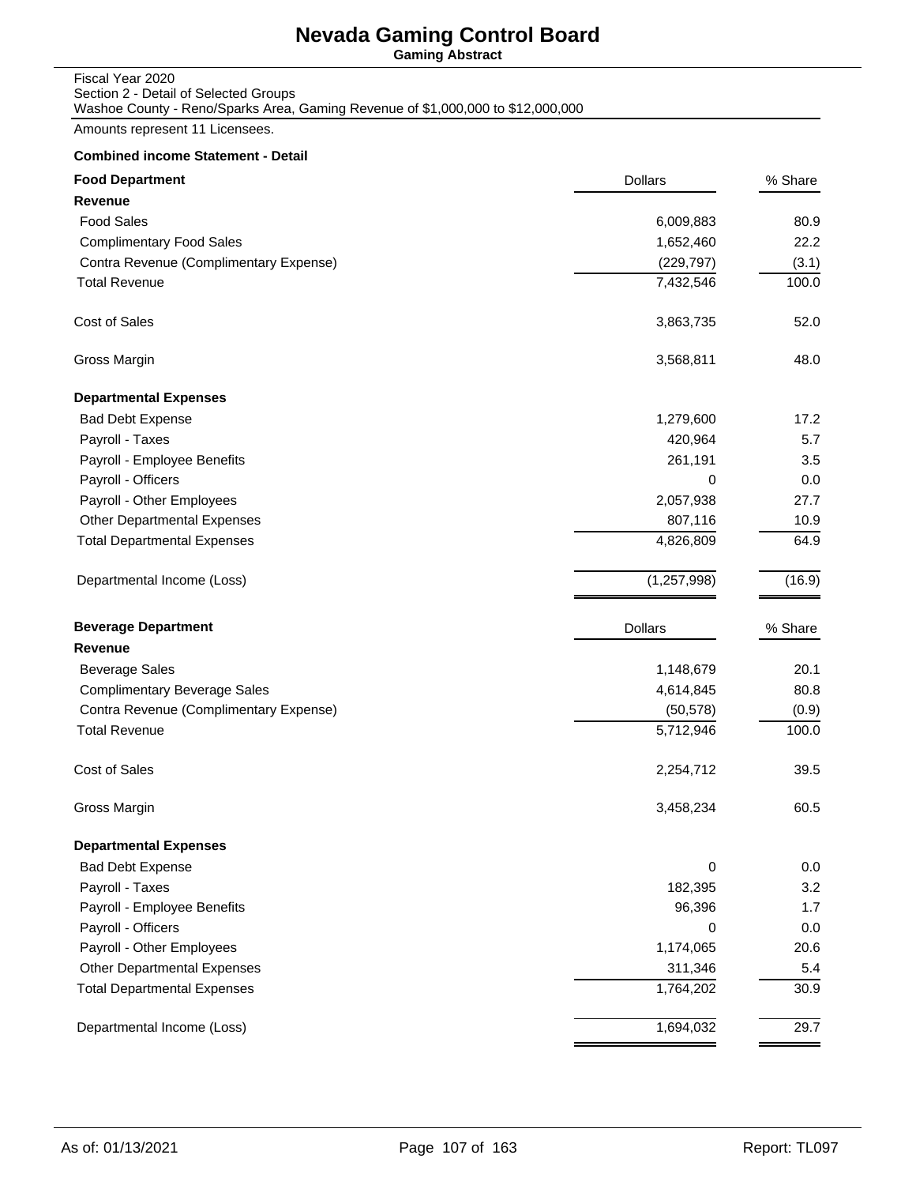# Nevada Gaming Control Board

**Gaming Abstract**

Fiscal Year 2020
Section 2 - Detail of Selected Groups
Washoe County - Reno/Sparks Area, Gaming Revenue of $1,000,000 to $12,000,000

Amounts represent 11 Licensees.

**Combined income Statement - Detail**

| **Food Department** | Dollars | % Share |
|---|---|---|
| **Revenue** | | |
| Food Sales | 6,009,883 | 80.9 |
| Complimentary Food Sales | 1,652,460 | 22.2 |
| Contra Revenue (Complimentary Expense) | (229,797) | (3.1) |
| Total Revenue | 7,432,546 | 100.0 |
| Cost of Sales | 3,863,735 | 52.0 |
| Gross Margin | 3,568,811 | 48.0 |
| **Departmental Expenses** | | |
| Bad Debt Expense | 1,279,600 | 17.2 |
| Payroll - Taxes | 420,964 | 5.7 |
| Payroll - Employee Benefits | 261,191 | 3.5 |
| Payroll - Officers | 0 | 0.0 |
| Payroll - Other Employees | 2,057,938 | 27.7 |
| Other Departmental Expenses | 807,116 | 10.9 |
| Total Departmental Expenses | 4,826,809 | 64.9 |
| Departmental Income (Loss) | (1,257,998) | (16.9) |

| **Beverage Department** | Dollars | % Share |
|---|---|---|
| **Revenue** | | |
| Beverage Sales | 1,148,679 | 20.1 |
| Complimentary Beverage Sales | 4,614,845 | 80.8 |
| Contra Revenue (Complimentary Expense) | (50,578) | (0.9) |
| Total Revenue | 5,712,946 | 100.0 |
| Cost of Sales | 2,254,712 | 39.5 |
| Gross Margin | 3,458,234 | 60.5 |
| **Departmental Expenses** | | |
| Bad Debt Expense | 0 | 0.0 |
| Payroll - Taxes | 182,395 | 3.2 |
| Payroll - Employee Benefits | 96,396 | 1.7 |
| Payroll - Officers | 0 | 0.0 |
| Payroll - Other Employees | 1,174,065 | 20.6 |
| Other Departmental Expenses | 311,346 | 5.4 |
| Total Departmental Expenses | 1,764,202 | 30.9 |
| Departmental Income (Loss) | 1,694,032 | 29.7 |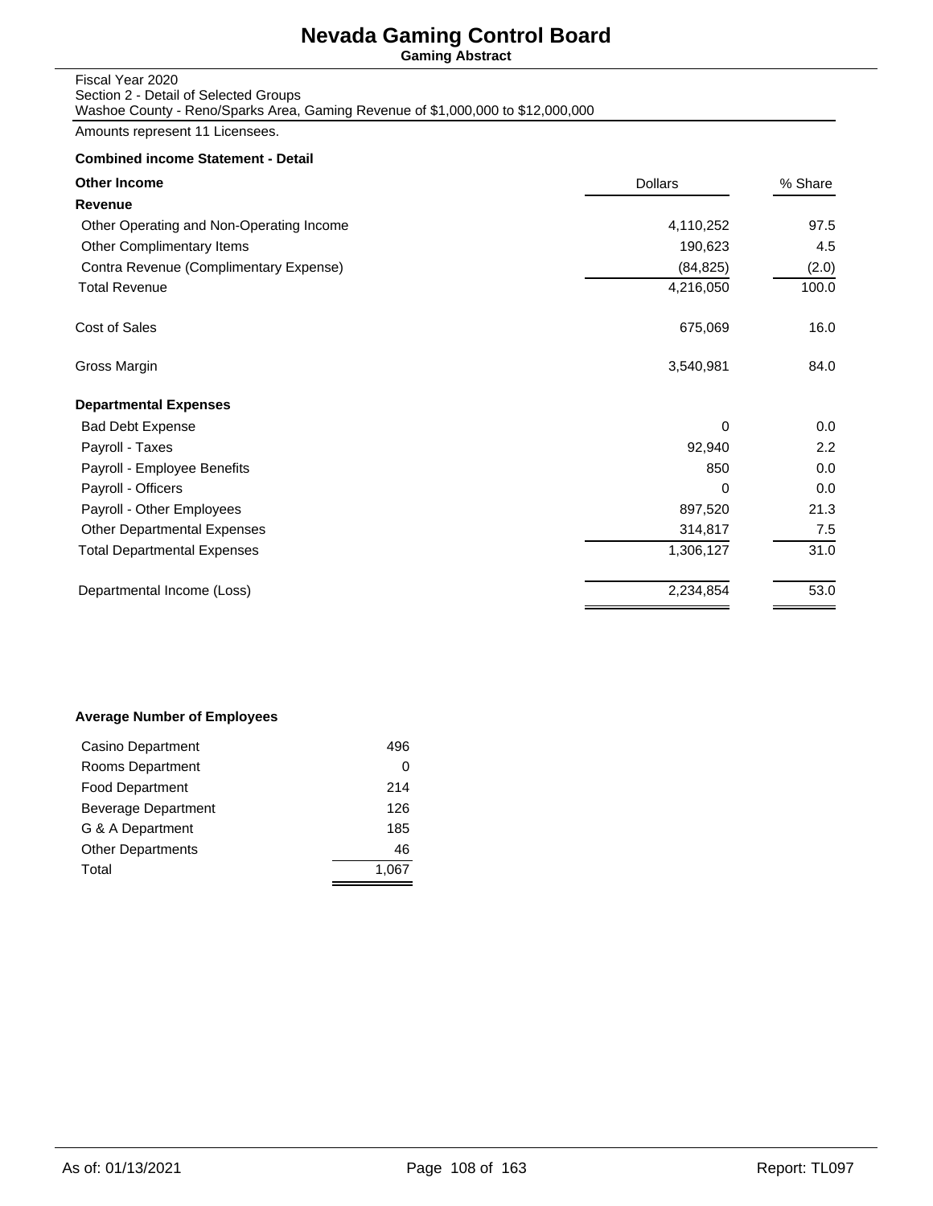# Nevada Gaming Control Board

**Gaming Abstract**

Fiscal Year 2020
Section 2 - Detail of Selected Groups
Washoe County - Reno/Sparks Area, Gaming Revenue of $1,000,000 to $12,000,000

Amounts represent 11 Licensees.

**Combined income Statement - Detail**

| **Other Income** | Dollars | % Share |
|---|---|---|
| **Revenue** | | |
| Other Operating and Non-Operating Income | 4,110,252 | 97.5 |
| Other Complimentary Items | 190,623 | 4.5 |
| Contra Revenue (Complimentary Expense) | (84,825) | (2.0) |
| Total Revenue | 4,216,050 | 100.0 |
| Cost of Sales | 675,069 | 16.0 |
| Gross Margin | 3,540,981 | 84.0 |
| **Departmental Expenses** | | |
| Bad Debt Expense | 0 | 0.0 |
| Payroll - Taxes | 92,940 | 2.2 |
| Payroll - Employee Benefits | 850 | 0.0 |
| Payroll - Officers | 0 | 0.0 |
| Payroll - Other Employees | 897,520 | 21.3 |
| Other Departmental Expenses | 314,817 | 7.5 |
| Total Departmental Expenses | 1,306,127 | 31.0 |
| Departmental Income (Loss) | 2,234,854 | 53.0 |

**Average Number of Employees**

| Department | Employees |
|---|---|
| Casino Department | 496 |
| Rooms Department | 0 |
| Food Department | 214 |
| Beverage Department | 126 |
| G & A Department | 185 |
| Other Departments | 46 |
| Total | 1,067 |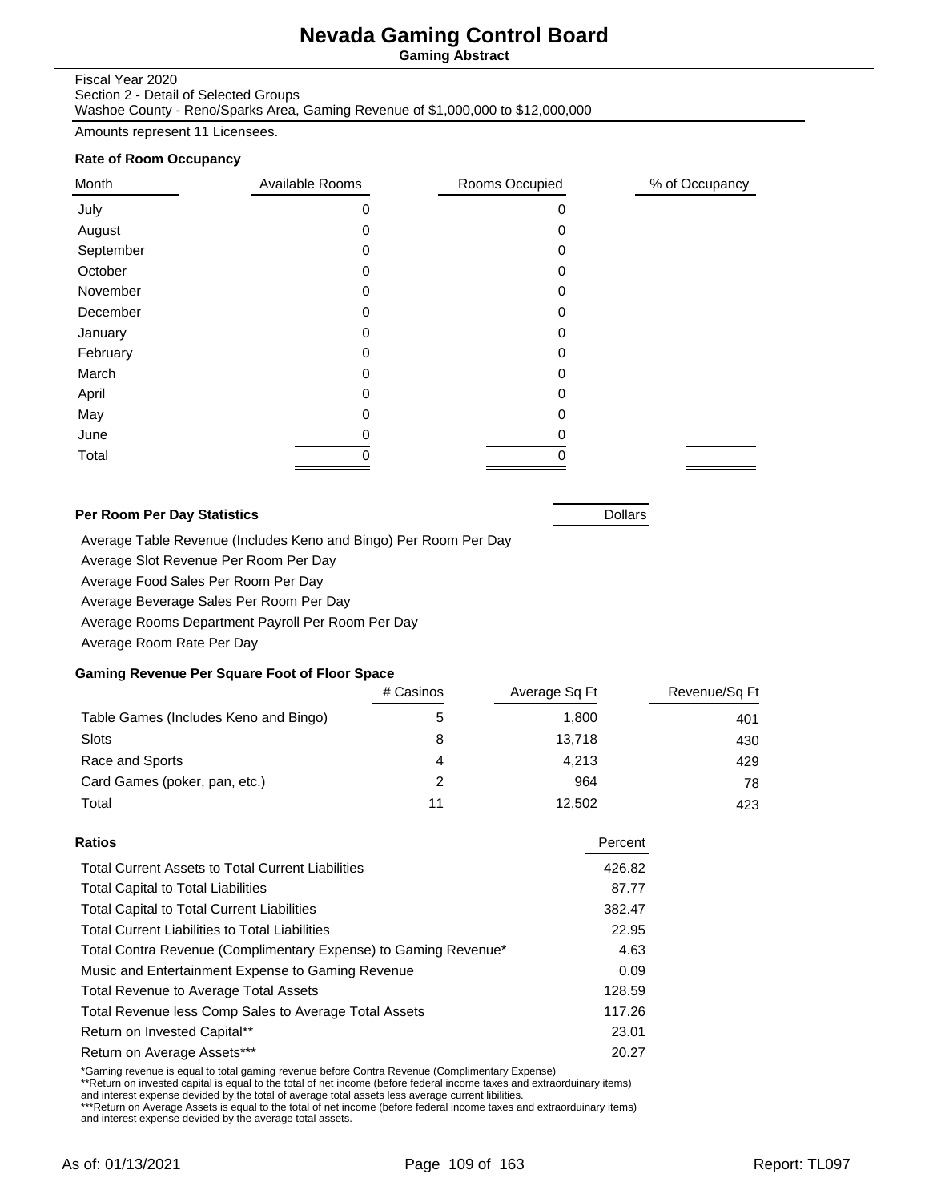# Nevada Gaming Control Board

**Gaming Abstract**

Fiscal Year 2020
Section 2 - Detail of Selected Groups
Washoe County - Reno/Sparks Area, Gaming Revenue of $1,000,000 to $12,000,000

Amounts represent 11 Licensees.

### Rate of Room Occupancy

| Month | Available Rooms | Rooms Occupied | % of Occupancy |
|---|---|---|---|
| July | 0 | 0 | |
| August | 0 | 0 | |
| September | 0 | 0 | |
| October | 0 | 0 | |
| November | 0 | 0 | |
| December | 0 | 0 | |
| January | 0 | 0 | |
| February | 0 | 0 | |
| March | 0 | 0 | |
| April | 0 | 0 | |
| May | 0 | 0 | |
| June | 0 | 0 | |
| Total | 0 | 0 | |

### Per Room Per Day Statistics

| | Dollars |
|---|---|
| Average Table Revenue (Includes Keno and Bingo) Per Room Per Day | |
| Average Slot Revenue Per Room Per Day | |
| Average Food Sales Per Room Per Day | |
| Average Beverage Sales Per Room Per Day | |
| Average Rooms Department Payroll Per Room Per Day | |
| Average Room Rate Per Day | |

### Gaming Revenue Per Square Foot of Floor Space

| | # Casinos | Average Sq Ft | Revenue/Sq Ft |
|---|---|---|---|
| Table Games (Includes Keno and Bingo) | 5 | 1,800 | 401 |
| Slots | 8 | 13,718 | 430 |
| Race and Sports | 4 | 4,213 | 429 |
| Card Games (poker, pan, etc.) | 2 | 964 | 78 |
| Total | 11 | 12,502 | 423 |

### Ratios

| | Percent |
|---|---|
| Total Current Assets to Total Current Liabilities | 426.82 |
| Total Capital to Total Liabilities | 87.77 |
| Total Capital to Total Current Liabilities | 382.47 |
| Total Current Liabilities to Total Liabilities | 22.95 |
| Total Contra Revenue (Complimentary Expense) to Gaming Revenue* | 4.63 |
| Music and Entertainment Expense to Gaming Revenue | 0.09 |
| Total Revenue to Average Total Assets | 128.59 |
| Total Revenue less Comp Sales to Average Total Assets | 117.26 |
| Return on Invested Capital** | 23.01 |
| Return on Average Assets*** | 20.27 |

*Gaming revenue is equal to total gaming revenue before Contra Revenue (Complimentary Expense)
**Return on invested capital is equal to the total of net income (before federal income taxes and extraorduinary items) and interest expense devided by the total of average total assets less average current libilities.
***Return on Average Assets is equal to the total of net income (before federal income taxes and extraorduinary items) and interest expense devided by the average total assets.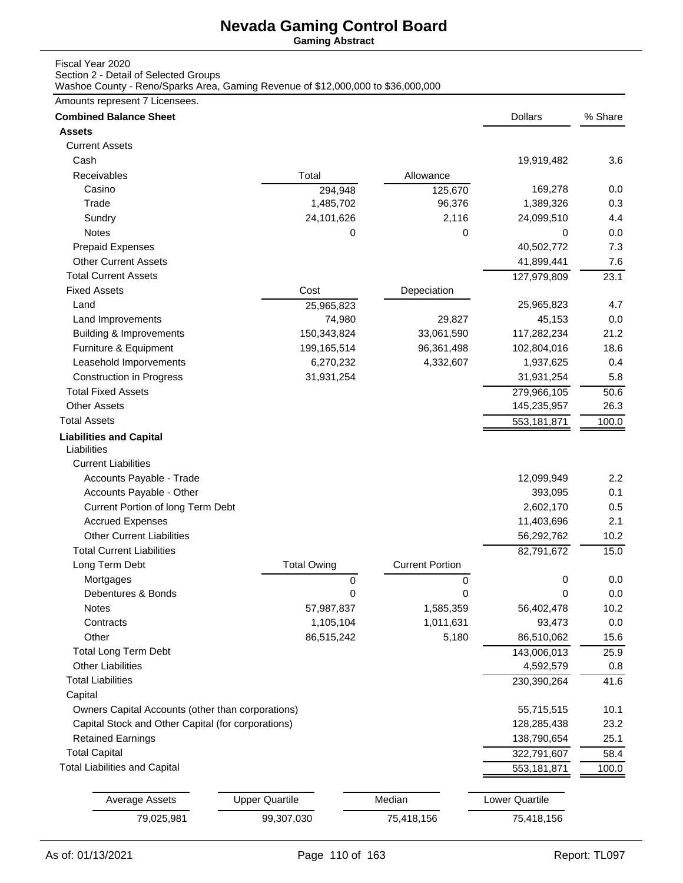# Nevada Gaming Control Board

**Gaming Abstract**

Fiscal Year 2020
Section 2 - Detail of Selected Groups
Washoe County - Reno/Sparks Area, Gaming Revenue of $12,000,000 to $36,000,000

Amounts represent 7 Licensees.

| **Combined Balance Sheet** | | | Dollars | % Share |
|---|---|---|---|---|
| **Assets** | | | | |
| Current Assets | | | | |
| Cash | | | 19,919,482 | 3.6 |
| Receivables | Total | Allowance | | |
| Casino | 294,948 | 125,670 | 169,278 | 0.0 |
| Trade | 1,485,702 | 96,376 | 1,389,326 | 0.3 |
| Sundry | 24,101,626 | 2,116 | 24,099,510 | 4.4 |
| Notes | 0 | 0 | 0 | 0.0 |
| Prepaid Expenses | | | 40,502,772 | 7.3 |
| Other Current Assets | | | 41,899,441 | 7.6 |
| Total Current Assets | | | 127,979,809 | 23.1 |
| Fixed Assets | Cost | Depeciation | | |
| Land | 25,965,823 | | 25,965,823 | 4.7 |
| Land Improvements | 74,980 | 29,827 | 45,153 | 0.0 |
| Building & Improvements | 150,343,824 | 33,061,590 | 117,282,234 | 21.2 |
| Furniture & Equipment | 199,165,514 | 96,361,498 | 102,804,016 | 18.6 |
| Leasehold Imporvements | 6,270,232 | 4,332,607 | 1,937,625 | 0.4 |
| Construction in Progress | 31,931,254 | | 31,931,254 | 5.8 |
| Total Fixed Assets | | | 279,966,105 | 50.6 |
| Other Assets | | | 145,235,957 | 26.3 |
| Total Assets | | | 553,181,871 | 100.0 |
| **Liabilities and Capital** | | | | |
| Liabilities | | | | |
| Current Liabilities | | | | |
| Accounts Payable - Trade | | | 12,099,949 | 2.2 |
| Accounts Payable - Other | | | 393,095 | 0.1 |
| Current Portion of long Term Debt | | | 2,602,170 | 0.5 |
| Accrued Expenses | | | 11,403,696 | 2.1 |
| Other Current Liabilities | | | 56,292,762 | 10.2 |
| Total Current Liabilities | | | 82,791,672 | 15.0 |
| Long Term Debt | Total Owing | Current Portion | | |
| Mortgages | 0 | 0 | 0 | 0.0 |
| Debentures & Bonds | 0 | 0 | 0 | 0.0 |
| Notes | 57,987,837 | 1,585,359 | 56,402,478 | 10.2 |
| Contracts | 1,105,104 | 1,011,631 | 93,473 | 0.0 |
| Other | 86,515,242 | 5,180 | 86,510,062 | 15.6 |
| Total Long Term Debt | | | 143,006,013 | 25.9 |
| Other Liabilities | | | 4,592,579 | 0.8 |
| Total Liabilities | | | 230,390,264 | 41.6 |
| Capital | | | | |
| Owners Capital Accounts (other than corporations) | | | 55,715,515 | 10.1 |
| Capital Stock and Other Capital (for corporations) | | | 128,285,438 | 23.2 |
| Retained Earnings | | | 138,790,654 | 25.1 |
| Total Capital | | | 322,791,607 | 58.4 |
| Total Liabilities and Capital | | | 553,181,871 | 100.0 |

| Average Assets | Upper Quartile | Median | Lower Quartile |
|---|---|---|---|
| 79,025,981 | 99,307,030 | 75,418,156 | 75,418,156 |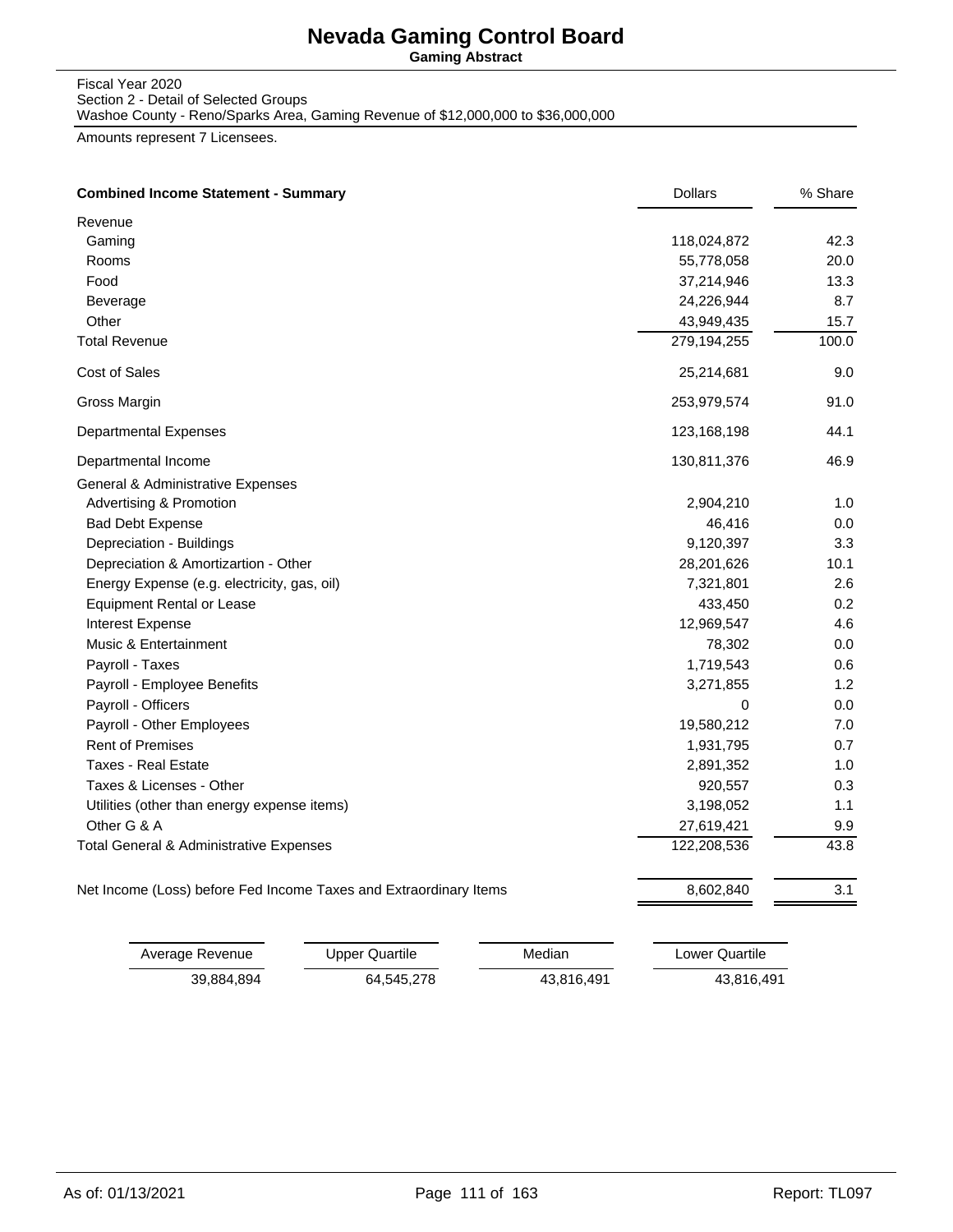# Nevada Gaming Control Board

**Gaming Abstract**

Fiscal Year 2020
Section 2 - Detail of Selected Groups
Washoe County - Reno/Sparks Area, Gaming Revenue of $12,000,000 to $36,000,000

Amounts represent 7 Licensees.

| **Combined Income Statement - Summary** | Dollars | % Share |
|---|---|---|
| Revenue | | |
| Gaming | 118,024,872 | 42.3 |
| Rooms | 55,778,058 | 20.0 |
| Food | 37,214,946 | 13.3 |
| Beverage | 24,226,944 | 8.7 |
| Other | 43,949,435 | 15.7 |
| Total Revenue | 279,194,255 | 100.0 |
| Cost of Sales | 25,214,681 | 9.0 |
| Gross Margin | 253,979,574 | 91.0 |
| Departmental Expenses | 123,168,198 | 44.1 |
| Departmental Income | 130,811,376 | 46.9 |
| General & Administrative Expenses | | |
| Advertising & Promotion | 2,904,210 | 1.0 |
| Bad Debt Expense | 46,416 | 0.0 |
| Depreciation - Buildings | 9,120,397 | 3.3 |
| Depreciation & Amortizartion - Other | 28,201,626 | 10.1 |
| Energy Expense (e.g. electricity, gas, oil) | 7,321,801 | 2.6 |
| Equipment Rental or Lease | 433,450 | 0.2 |
| Interest Expense | 12,969,547 | 4.6 |
| Music & Entertainment | 78,302 | 0.0 |
| Payroll - Taxes | 1,719,543 | 0.6 |
| Payroll - Employee Benefits | 3,271,855 | 1.2 |
| Payroll - Officers | 0 | 0.0 |
| Payroll - Other Employees | 19,580,212 | 7.0 |
| Rent of Premises | 1,931,795 | 0.7 |
| Taxes - Real Estate | 2,891,352 | 1.0 |
| Taxes & Licenses - Other | 920,557 | 0.3 |
| Utilities (other than energy expense items) | 3,198,052 | 1.1 |
| Other G & A | 27,619,421 | 9.9 |
| Total General & Administrative Expenses | 122,208,536 | 43.8 |
| Net Income (Loss) before Fed Income Taxes and Extraordinary Items | 8,602,840 | 3.1 |

| Average Revenue | Upper Quartile | Median | Lower Quartile |
|---|---|---|---|
| 39,884,894 | 64,545,278 | 43,816,491 | 43,816,491 |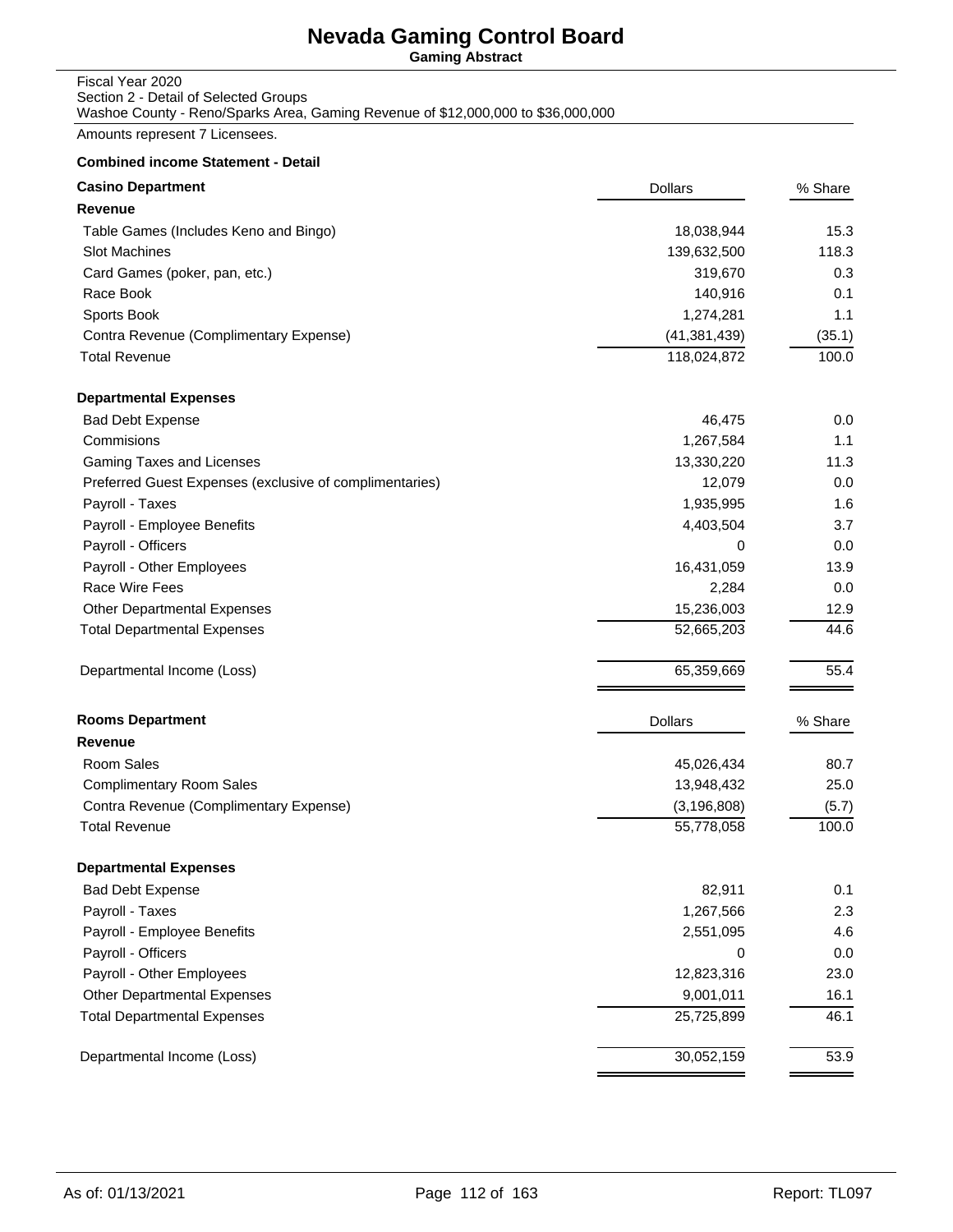# Nevada Gaming Control Board

**Gaming Abstract**

Fiscal Year 2020
Section 2 - Detail of Selected Groups
Washoe County - Reno/Sparks Area, Gaming Revenue of $12,000,000 to $36,000,000

Amounts represent 7 Licensees.

**Combined income Statement - Detail**

| **Casino Department** | Dollars | % Share |
|---|---|---|
| **Revenue** | | |
| Table Games (Includes Keno and Bingo) | 18,038,944 | 15.3 |
| Slot Machines | 139,632,500 | 118.3 |
| Card Games (poker, pan, etc.) | 319,670 | 0.3 |
| Race Book | 140,916 | 0.1 |
| Sports Book | 1,274,281 | 1.1 |
| Contra Revenue (Complimentary Expense) | (41,381,439) | (35.1) |
| Total Revenue | 118,024,872 | 100.0 |
| **Departmental Expenses** | | |
| Bad Debt Expense | 46,475 | 0.0 |
| Commisions | 1,267,584 | 1.1 |
| Gaming Taxes and Licenses | 13,330,220 | 11.3 |
| Preferred Guest Expenses (exclusive of complimentaries) | 12,079 | 0.0 |
| Payroll - Taxes | 1,935,995 | 1.6 |
| Payroll - Employee Benefits | 4,403,504 | 3.7 |
| Payroll - Officers | 0 | 0.0 |
| Payroll - Other Employees | 16,431,059 | 13.9 |
| Race Wire Fees | 2,284 | 0.0 |
| Other Departmental Expenses | 15,236,003 | 12.9 |
| Total Departmental Expenses | 52,665,203 | 44.6 |
| Departmental Income (Loss) | 65,359,669 | 55.4 |

| **Rooms Department** | Dollars | % Share |
|---|---|---|
| **Revenue** | | |
| Room Sales | 45,026,434 | 80.7 |
| Complimentary Room Sales | 13,948,432 | 25.0 |
| Contra Revenue (Complimentary Expense) | (3,196,808) | (5.7) |
| Total Revenue | 55,778,058 | 100.0 |
| **Departmental Expenses** | | |
| Bad Debt Expense | 82,911 | 0.1 |
| Payroll - Taxes | 1,267,566 | 2.3 |
| Payroll - Employee Benefits | 2,551,095 | 4.6 |
| Payroll - Officers | 0 | 0.0 |
| Payroll - Other Employees | 12,823,316 | 23.0 |
| Other Departmental Expenses | 9,001,011 | 16.1 |
| Total Departmental Expenses | 25,725,899 | 46.1 |
| Departmental Income (Loss) | 30,052,159 | 53.9 |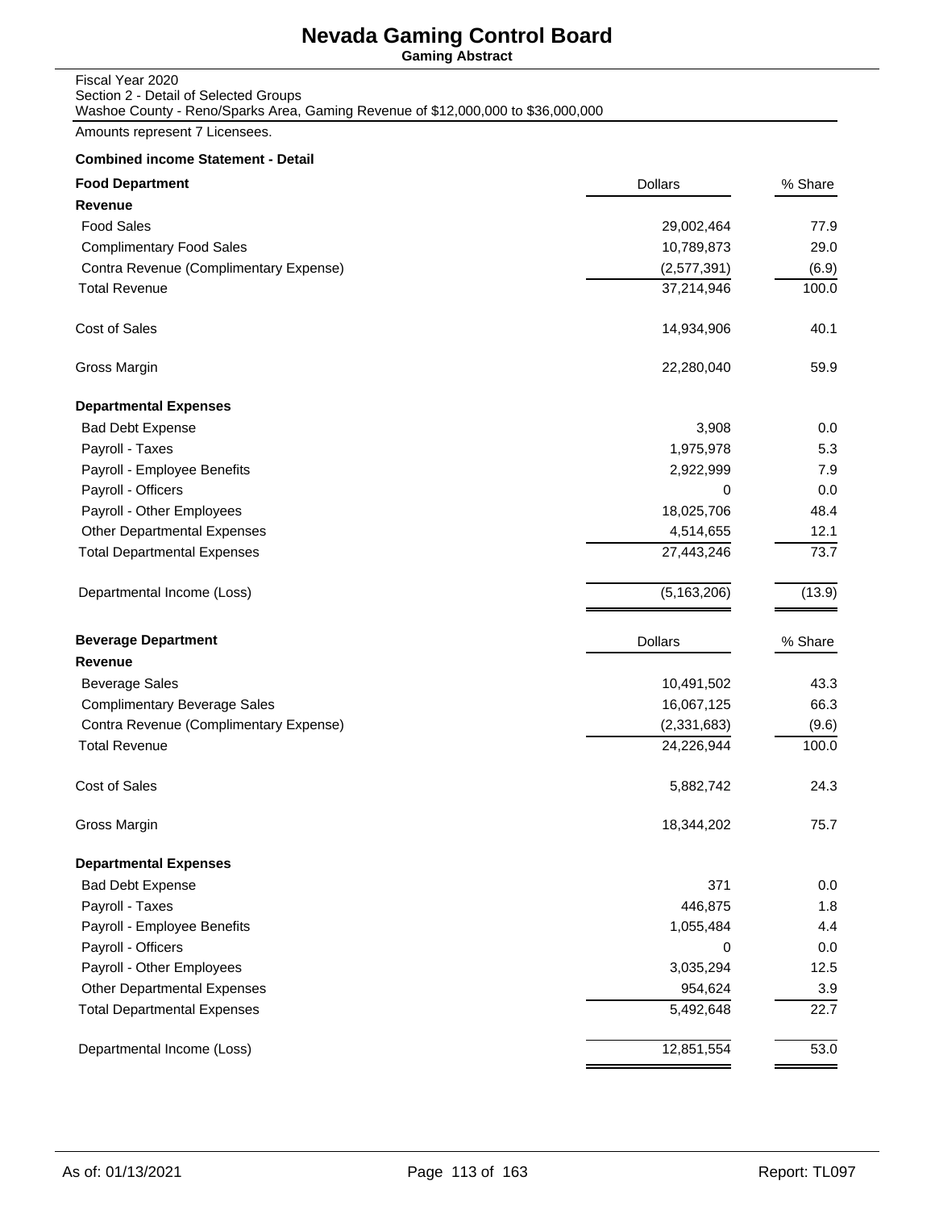# Nevada Gaming Control Board

**Gaming Abstract**

Fiscal Year 2020
Section 2 - Detail of Selected Groups
Washoe County - Reno/Sparks Area, Gaming Revenue of $12,000,000 to $36,000,000

Amounts represent 7 Licensees.

**Combined income Statement - Detail**

| **Food Department** | Dollars | % Share |
|---|---|---|
| **Revenue** | | |
| Food Sales | 29,002,464 | 77.9 |
| Complimentary Food Sales | 10,789,873 | 29.0 |
| Contra Revenue (Complimentary Expense) | (2,577,391) | (6.9) |
| Total Revenue | 37,214,946 | 100.0 |
| Cost of Sales | 14,934,906 | 40.1 |
| Gross Margin | 22,280,040 | 59.9 |
| **Departmental Expenses** | | |
| Bad Debt Expense | 3,908 | 0.0 |
| Payroll - Taxes | 1,975,978 | 5.3 |
| Payroll - Employee Benefits | 2,922,999 | 7.9 |
| Payroll - Officers | 0 | 0.0 |
| Payroll - Other Employees | 18,025,706 | 48.4 |
| Other Departmental Expenses | 4,514,655 | 12.1 |
| Total Departmental Expenses | 27,443,246 | 73.7 |
| Departmental Income (Loss) | (5,163,206) | (13.9) |

| **Beverage Department** | Dollars | % Share |
|---|---|---|
| **Revenue** | | |
| Beverage Sales | 10,491,502 | 43.3 |
| Complimentary Beverage Sales | 16,067,125 | 66.3 |
| Contra Revenue (Complimentary Expense) | (2,331,683) | (9.6) |
| Total Revenue | 24,226,944 | 100.0 |
| Cost of Sales | 5,882,742 | 24.3 |
| Gross Margin | 18,344,202 | 75.7 |
| **Departmental Expenses** | | |
| Bad Debt Expense | 371 | 0.0 |
| Payroll - Taxes | 446,875 | 1.8 |
| Payroll - Employee Benefits | 1,055,484 | 4.4 |
| Payroll - Officers | 0 | 0.0 |
| Payroll - Other Employees | 3,035,294 | 12.5 |
| Other Departmental Expenses | 954,624 | 3.9 |
| Total Departmental Expenses | 5,492,648 | 22.7 |
| Departmental Income (Loss) | 12,851,554 | 53.0 |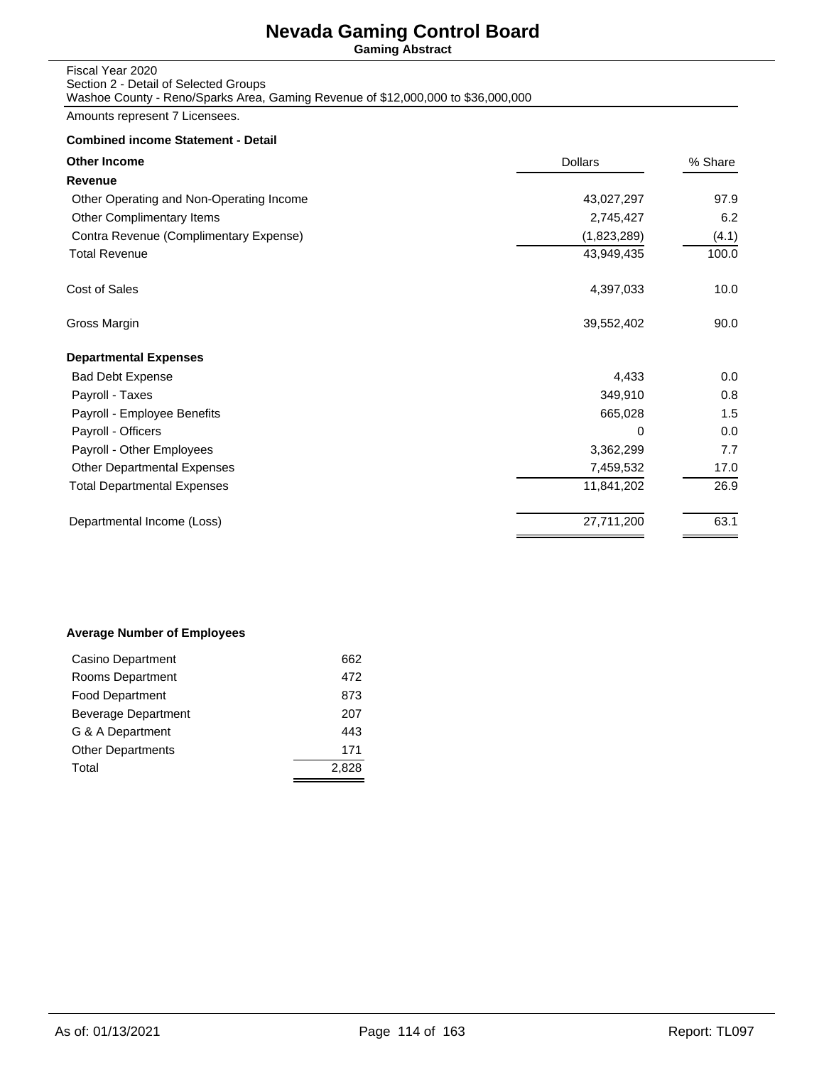# Nevada Gaming Control Board

**Gaming Abstract**

Fiscal Year 2020
Section 2 - Detail of Selected Groups
Washoe County - Reno/Sparks Area, Gaming Revenue of $12,000,000 to $36,000,000

Amounts represent 7 Licensees.

**Combined income Statement - Detail**

| **Other Income** | Dollars | % Share |
|---|---|---|
| **Revenue** | | |
| Other Operating and Non-Operating Income | 43,027,297 | 97.9 |
| Other Complimentary Items | 2,745,427 | 6.2 |
| Contra Revenue (Complimentary Expense) | (1,823,289) | (4.1) |
| Total Revenue | 43,949,435 | 100.0 |
| Cost of Sales | 4,397,033 | 10.0 |
| Gross Margin | 39,552,402 | 90.0 |
| **Departmental Expenses** | | |
| Bad Debt Expense | 4,433 | 0.0 |
| Payroll - Taxes | 349,910 | 0.8 |
| Payroll - Employee Benefits | 665,028 | 1.5 |
| Payroll - Officers | 0 | 0.0 |
| Payroll - Other Employees | 3,362,299 | 7.7 |
| Other Departmental Expenses | 7,459,532 | 17.0 |
| Total Departmental Expenses | 11,841,202 | 26.9 |
| Departmental Income (Loss) | 27,711,200 | 63.1 |

**Average Number of Employees**

| Department | Employees |
|---|---|
| Casino Department | 662 |
| Rooms Department | 472 |
| Food Department | 873 |
| Beverage Department | 207 |
| G & A Department | 443 |
| Other Departments | 171 |
| Total | 2,828 |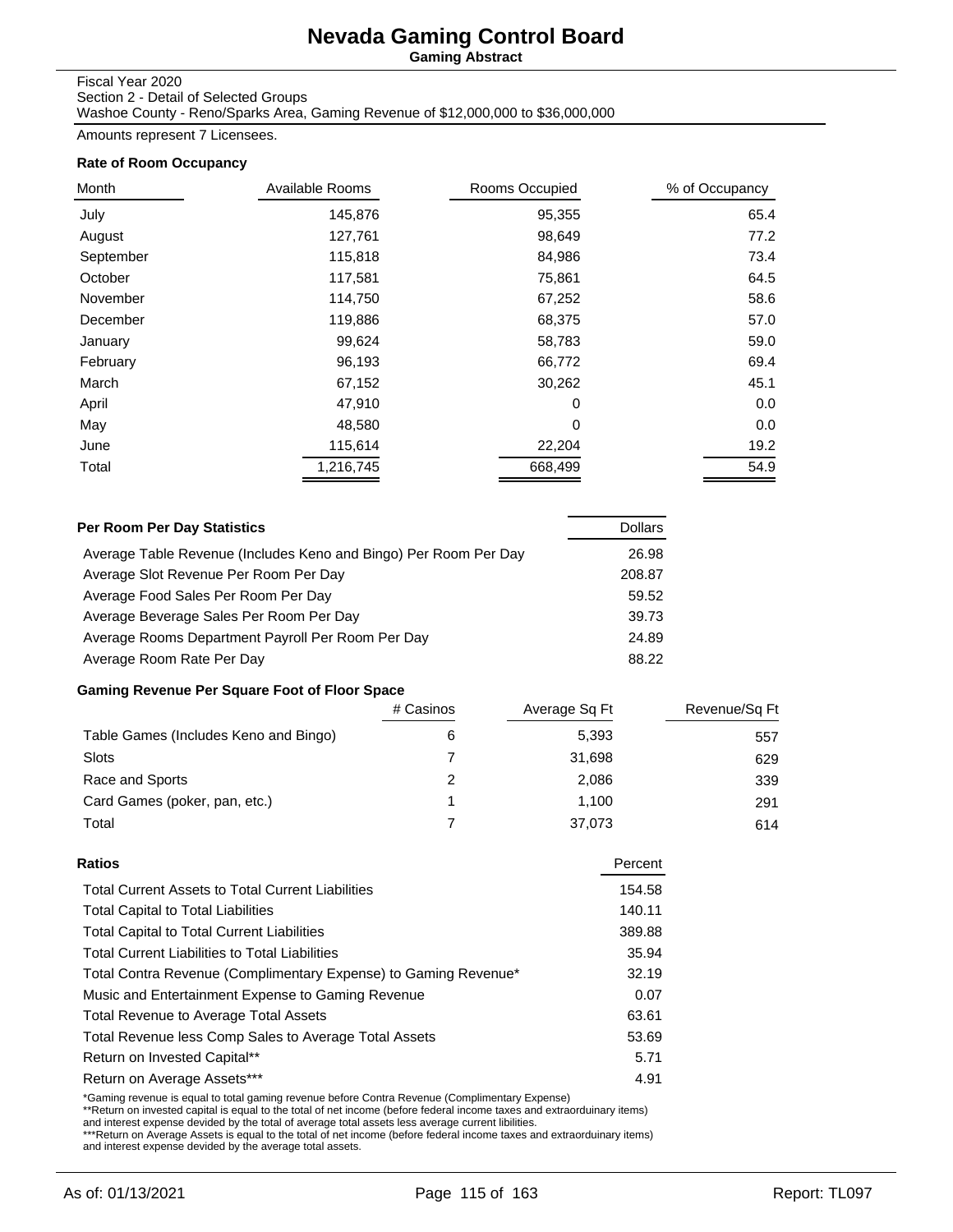# Nevada Gaming Control Board

**Gaming Abstract**

Fiscal Year 2020
Section 2 - Detail of Selected Groups
Washoe County - Reno/Sparks Area, Gaming Revenue of $12,000,000 to $36,000,000

Amounts represent 7 Licensees.

### Rate of Room Occupancy

| Month | Available Rooms | Rooms Occupied | % of Occupancy |
|---|---|---|---|
| July | 145,876 | 95,355 | 65.4 |
| August | 127,761 | 98,649 | 77.2 |
| September | 115,818 | 84,986 | 73.4 |
| October | 117,581 | 75,861 | 64.5 |
| November | 114,750 | 67,252 | 58.6 |
| December | 119,886 | 68,375 | 57.0 |
| January | 99,624 | 58,783 | 59.0 |
| February | 96,193 | 66,772 | 69.4 |
| March | 67,152 | 30,262 | 45.1 |
| April | 47,910 | 0 | 0.0 |
| May | 48,580 | 0 | 0.0 |
| June | 115,614 | 22,204 | 19.2 |
| Total | 1,216,745 | 668,499 | 54.9 |

### Per Room Per Day Statistics

| Per Room Per Day Statistics | Dollars |
|---|---|
| Average Table Revenue (Includes Keno and Bingo) Per Room Per Day | 26.98 |
| Average Slot Revenue Per Room Per Day | 208.87 |
| Average Food Sales Per Room Per Day | 59.52 |
| Average Beverage Sales Per Room Per Day | 39.73 |
| Average Rooms Department Payroll Per Room Per Day | 24.89 |
| Average Room Rate Per Day | 88.22 |

### Gaming Revenue Per Square Foot of Floor Space

| | # Casinos | Average Sq Ft | Revenue/Sq Ft |
|---|---|---|---|
| Table Games (Includes Keno and Bingo) | 6 | 5,393 | 557 |
| Slots | 7 | 31,698 | 629 |
| Race and Sports | 2 | 2,086 | 339 |
| Card Games (poker, pan, etc.) | 1 | 1,100 | 291 |
| Total | 7 | 37,073 | 614 |

### Ratios

| Ratios | Percent |
|---|---|
| Total Current Assets to Total Current Liabilities | 154.58 |
| Total Capital to Total Liabilities | 140.11 |
| Total Capital to Total Current Liabilities | 389.88 |
| Total Current Liabilities to Total Liabilities | 35.94 |
| Total Contra Revenue (Complimentary Expense) to Gaming Revenue* | 32.19 |
| Music and Entertainment Expense to Gaming Revenue | 0.07 |
| Total Revenue to Average Total Assets | 63.61 |
| Total Revenue less Comp Sales to Average Total Assets | 53.69 |
| Return on Invested Capital** | 5.71 |
| Return on Average Assets*** | 4.91 |

*Gaming revenue is equal to total gaming revenue before Contra Revenue (Complimentary Expense)
**Return on invested capital is equal to the total of net income (before federal income taxes and extraorduinary items) and interest expense devided by the total of average total assets less average current libilities.
***Return on Average Assets is equal to the total of net income (before federal income taxes and extraorduinary items) and interest expense devided by the average total assets.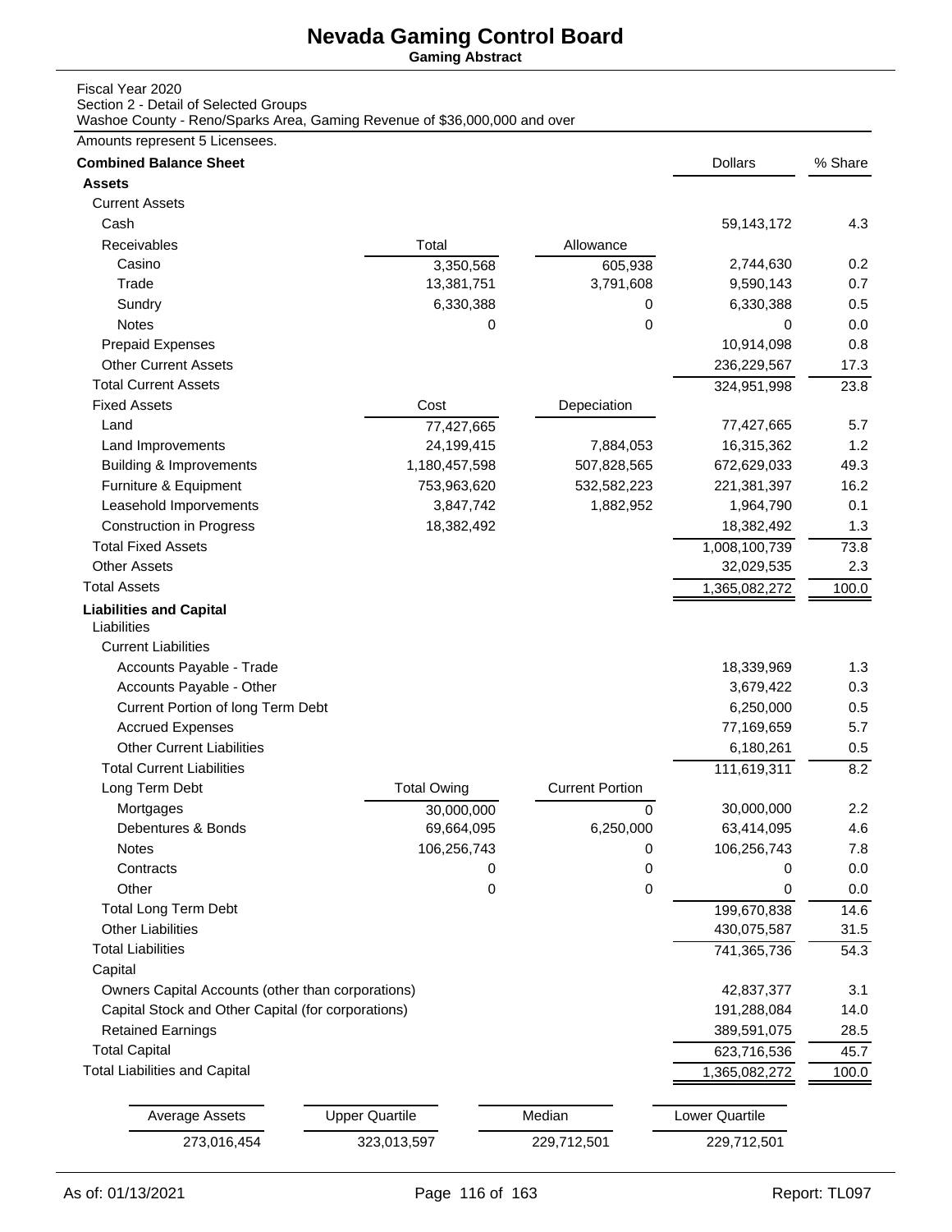# Nevada Gaming Control Board

**Gaming Abstract**

Fiscal Year 2020
Section 2 - Detail of Selected Groups
Washoe County - Reno/Sparks Area, Gaming Revenue of $36,000,000 and over

Amounts represent 5 Licensees.

| **Combined Balance Sheet** | | | Dollars | % Share |
|---|---|---|---|---|
| **Assets** | | | | |
| Current Assets | | | | |
| Cash | | | 59,143,172 | 4.3 |
| Receivables | Total | Allowance | | |
| Casino | 3,350,568 | 605,938 | 2,744,630 | 0.2 |
| Trade | 13,381,751 | 3,791,608 | 9,590,143 | 0.7 |
| Sundry | 6,330,388 | 0 | 6,330,388 | 0.5 |
| Notes | 0 | 0 | 0 | 0.0 |
| Prepaid Expenses | | | 10,914,098 | 0.8 |
| Other Current Assets | | | 236,229,567 | 17.3 |
| Total Current Assets | | | 324,951,998 | 23.8 |
| Fixed Assets | Cost | Depeciation | | |
| Land | 77,427,665 | | 77,427,665 | 5.7 |
| Land Improvements | 24,199,415 | 7,884,053 | 16,315,362 | 1.2 |
| Building & Improvements | 1,180,457,598 | 507,828,565 | 672,629,033 | 49.3 |
| Furniture & Equipment | 753,963,620 | 532,582,223 | 221,381,397 | 16.2 |
| Leasehold Imporvements | 3,847,742 | 1,882,952 | 1,964,790 | 0.1 |
| Construction in Progress | 18,382,492 | | 18,382,492 | 1.3 |
| Total Fixed Assets | | | 1,008,100,739 | 73.8 |
| Other Assets | | | 32,029,535 | 2.3 |
| Total Assets | | | 1,365,082,272 | 100.0 |
| **Liabilities and Capital** | | | | |
| Liabilities | | | | |
| Current Liabilities | | | | |
| Accounts Payable - Trade | | | 18,339,969 | 1.3 |
| Accounts Payable - Other | | | 3,679,422 | 0.3 |
| Current Portion of long Term Debt | | | 6,250,000 | 0.5 |
| Accrued Expenses | | | 77,169,659 | 5.7 |
| Other Current Liabilities | | | 6,180,261 | 0.5 |
| Total Current Liabilities | | | 111,619,311 | 8.2 |
| Long Term Debt | Total Owing | Current Portion | | |
| Mortgages | 30,000,000 | 0 | 30,000,000 | 2.2 |
| Debentures & Bonds | 69,664,095 | 6,250,000 | 63,414,095 | 4.6 |
| Notes | 106,256,743 | 0 | 106,256,743 | 7.8 |
| Contracts | 0 | 0 | 0 | 0.0 |
| Other | 0 | 0 | 0 | 0.0 |
| Total Long Term Debt | | | 199,670,838 | 14.6 |
| Other Liabilities | | | 430,075,587 | 31.5 |
| Total Liabilities | | | 741,365,736 | 54.3 |
| Capital | | | | |
| Owners Capital Accounts (other than corporations) | | | 42,837,377 | 3.1 |
| Capital Stock and Other Capital (for corporations) | | | 191,288,084 | 14.0 |
| Retained Earnings | | | 389,591,075 | 28.5 |
| Total Capital | | | 623,716,536 | 45.7 |
| Total Liabilities and Capital | | | 1,365,082,272 | 100.0 |

| Average Assets | Upper Quartile | Median | Lower Quartile |
|---|---|---|---|
| 273,016,454 | 323,013,597 | 229,712,501 | 229,712,501 |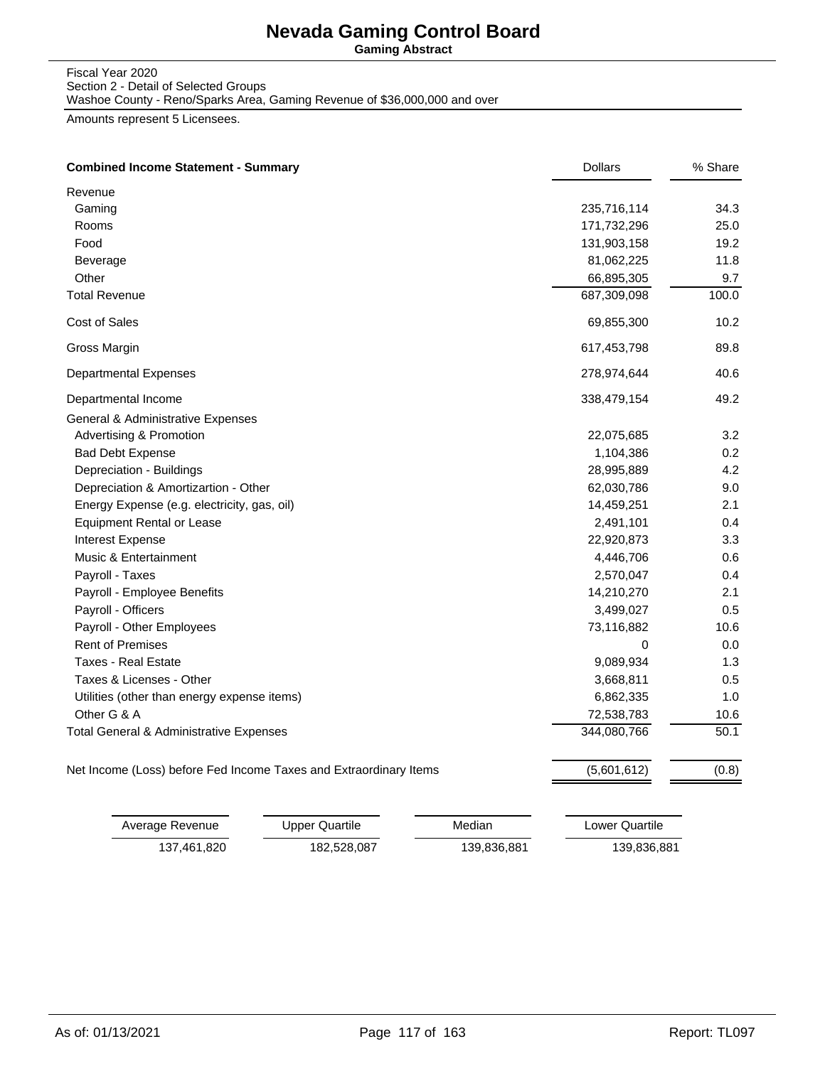# Nevada Gaming Control Board

**Gaming Abstract**

Fiscal Year 2020
Section 2 - Detail of Selected Groups
Washoe County - Reno/Sparks Area, Gaming Revenue of $36,000,000 and over

Amounts represent 5 Licensees.

| **Combined Income Statement - Summary** | Dollars | % Share |
|---|---|---|
| Revenue | | |
| Gaming | 235,716,114 | 34.3 |
| Rooms | 171,732,296 | 25.0 |
| Food | 131,903,158 | 19.2 |
| Beverage | 81,062,225 | 11.8 |
| Other | 66,895,305 | 9.7 |
| Total Revenue | 687,309,098 | 100.0 |
| Cost of Sales | 69,855,300 | 10.2 |
| Gross Margin | 617,453,798 | 89.8 |
| Departmental Expenses | 278,974,644 | 40.6 |
| Departmental Income | 338,479,154 | 49.2 |
| General & Administrative Expenses | | |
| Advertising & Promotion | 22,075,685 | 3.2 |
| Bad Debt Expense | 1,104,386 | 0.2 |
| Depreciation - Buildings | 28,995,889 | 4.2 |
| Depreciation & Amortizartion - Other | 62,030,786 | 9.0 |
| Energy Expense (e.g. electricity, gas, oil) | 14,459,251 | 2.1 |
| Equipment Rental or Lease | 2,491,101 | 0.4 |
| Interest Expense | 22,920,873 | 3.3 |
| Music & Entertainment | 4,446,706 | 0.6 |
| Payroll - Taxes | 2,570,047 | 0.4 |
| Payroll - Employee Benefits | 14,210,270 | 2.1 |
| Payroll - Officers | 3,499,027 | 0.5 |
| Payroll - Other Employees | 73,116,882 | 10.6 |
| Rent of Premises | 0 | 0.0 |
| Taxes - Real Estate | 9,089,934 | 1.3 |
| Taxes & Licenses - Other | 3,668,811 | 0.5 |
| Utilities (other than energy expense items) | 6,862,335 | 1.0 |
| Other G & A | 72,538,783 | 10.6 |
| Total General & Administrative Expenses | 344,080,766 | 50.1 |
| Net Income (Loss) before Fed Income Taxes and Extraordinary Items | (5,601,612) | (0.8) |

| Average Revenue | Upper Quartile | Median | Lower Quartile |
|---|---|---|---|
| 137,461,820 | 182,528,087 | 139,836,881 | 139,836,881 |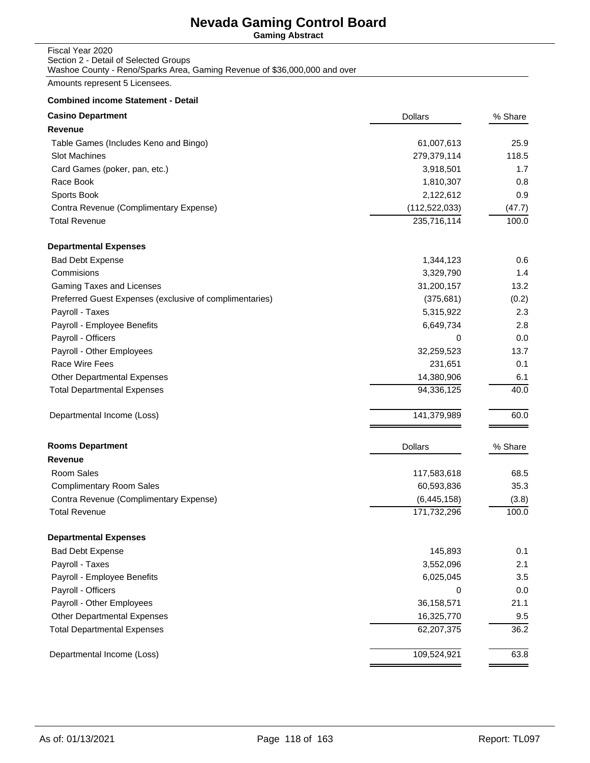# Nevada Gaming Control Board

**Gaming Abstract**

Fiscal Year 2020
Section 2 - Detail of Selected Groups
Washoe County - Reno/Sparks Area, Gaming Revenue of $36,000,000 and over

Amounts represent 5 Licensees.

**Combined income Statement - Detail**

| **Casino Department** | Dollars | % Share |
|---|---|---|
| **Revenue** | | |
| Table Games (Includes Keno and Bingo) | 61,007,613 | 25.9 |
| Slot Machines | 279,379,114 | 118.5 |
| Card Games (poker, pan, etc.) | 3,918,501 | 1.7 |
| Race Book | 1,810,307 | 0.8 |
| Sports Book | 2,122,612 | 0.9 |
| Contra Revenue (Complimentary Expense) | (112,522,033) | (47.7) |
| Total Revenue | 235,716,114 | 100.0 |
| **Departmental Expenses** | | |
| Bad Debt Expense | 1,344,123 | 0.6 |
| Commisions | 3,329,790 | 1.4 |
| Gaming Taxes and Licenses | 31,200,157 | 13.2 |
| Preferred Guest Expenses (exclusive of complimentaries) | (375,681) | (0.2) |
| Payroll - Taxes | 5,315,922 | 2.3 |
| Payroll - Employee Benefits | 6,649,734 | 2.8 |
| Payroll - Officers | 0 | 0.0 |
| Payroll - Other Employees | 32,259,523 | 13.7 |
| Race Wire Fees | 231,651 | 0.1 |
| Other Departmental Expenses | 14,380,906 | 6.1 |
| Total Departmental Expenses | 94,336,125 | 40.0 |
| Departmental Income (Loss) | 141,379,989 | 60.0 |

| **Rooms Department** | Dollars | % Share |
|---|---|---|
| **Revenue** | | |
| Room Sales | 117,583,618 | 68.5 |
| Complimentary Room Sales | 60,593,836 | 35.3 |
| Contra Revenue (Complimentary Expense) | (6,445,158) | (3.8) |
| Total Revenue | 171,732,296 | 100.0 |
| **Departmental Expenses** | | |
| Bad Debt Expense | 145,893 | 0.1 |
| Payroll - Taxes | 3,552,096 | 2.1 |
| Payroll - Employee Benefits | 6,025,045 | 3.5 |
| Payroll - Officers | 0 | 0.0 |
| Payroll - Other Employees | 36,158,571 | 21.1 |
| Other Departmental Expenses | 16,325,770 | 9.5 |
| Total Departmental Expenses | 62,207,375 | 36.2 |
| Departmental Income (Loss) | 109,524,921 | 63.8 |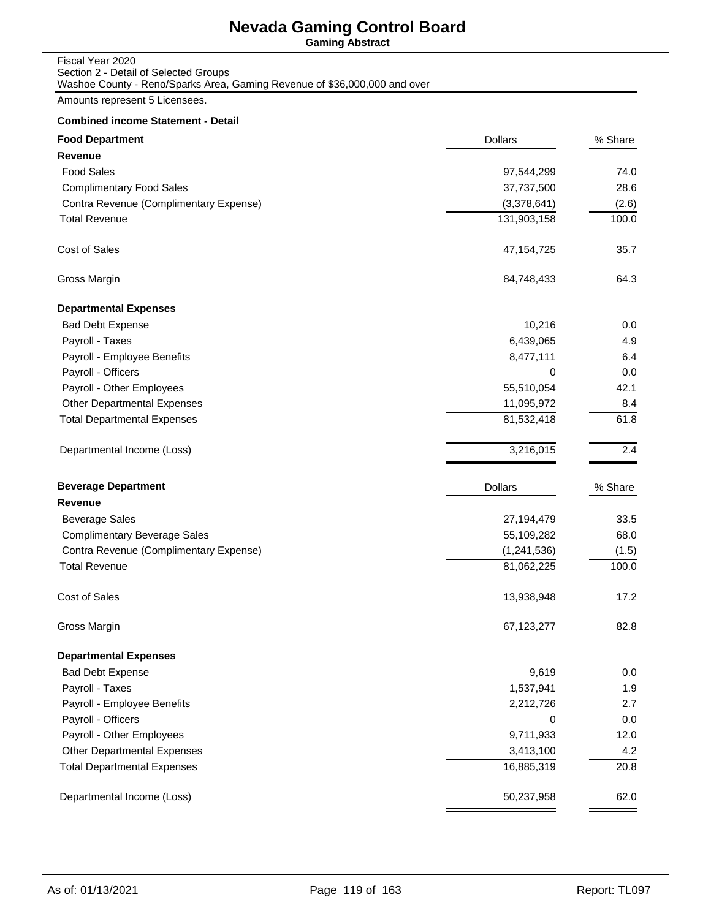# Nevada Gaming Control Board

**Gaming Abstract**

Fiscal Year 2020
Section 2 - Detail of Selected Groups
Washoe County - Reno/Sparks Area, Gaming Revenue of $36,000,000 and over

Amounts represent 5 Licensees.

**Combined income Statement - Detail**

| **Food Department** | Dollars | % Share |
|---|---|---|
| **Revenue** | | |
| Food Sales | 97,544,299 | 74.0 |
| Complimentary Food Sales | 37,737,500 | 28.6 |
| Contra Revenue (Complimentary Expense) | (3,378,641) | (2.6) |
| Total Revenue | 131,903,158 | 100.0 |
| Cost of Sales | 47,154,725 | 35.7 |
| Gross Margin | 84,748,433 | 64.3 |
| **Departmental Expenses** | | |
| Bad Debt Expense | 10,216 | 0.0 |
| Payroll - Taxes | 6,439,065 | 4.9 |
| Payroll - Employee Benefits | 8,477,111 | 6.4 |
| Payroll - Officers | 0 | 0.0 |
| Payroll - Other Employees | 55,510,054 | 42.1 |
| Other Departmental Expenses | 11,095,972 | 8.4 |
| Total Departmental Expenses | 81,532,418 | 61.8 |
| Departmental Income (Loss) | 3,216,015 | 2.4 |

| **Beverage Department** | Dollars | % Share |
|---|---|---|
| **Revenue** | | |
| Beverage Sales | 27,194,479 | 33.5 |
| Complimentary Beverage Sales | 55,109,282 | 68.0 |
| Contra Revenue (Complimentary Expense) | (1,241,536) | (1.5) |
| Total Revenue | 81,062,225 | 100.0 |
| Cost of Sales | 13,938,948 | 17.2 |
| Gross Margin | 67,123,277 | 82.8 |
| **Departmental Expenses** | | |
| Bad Debt Expense | 9,619 | 0.0 |
| Payroll - Taxes | 1,537,941 | 1.9 |
| Payroll - Employee Benefits | 2,212,726 | 2.7 |
| Payroll - Officers | 0 | 0.0 |
| Payroll - Other Employees | 9,711,933 | 12.0 |
| Other Departmental Expenses | 3,413,100 | 4.2 |
| Total Departmental Expenses | 16,885,319 | 20.8 |
| Departmental Income (Loss) | 50,237,958 | 62.0 |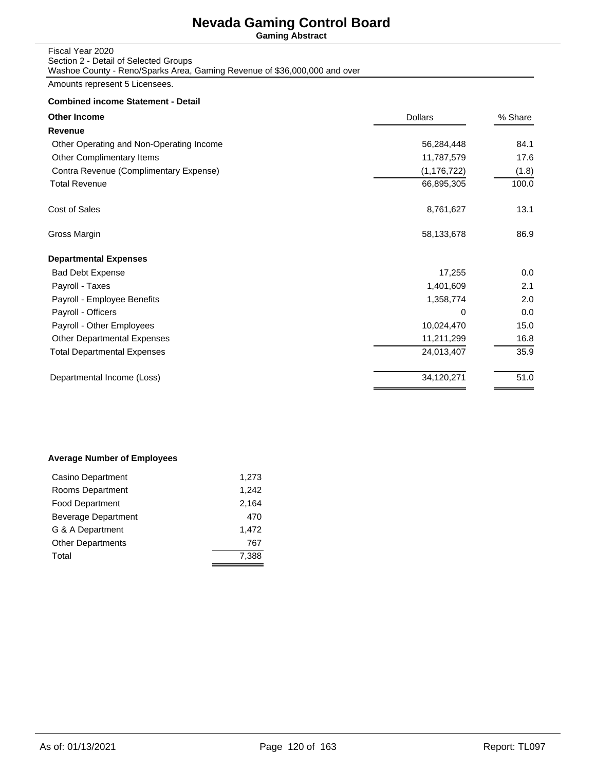# Nevada Gaming Control Board

**Gaming Abstract**

Fiscal Year 2020
Section 2 - Detail of Selected Groups
Washoe County - Reno/Sparks Area, Gaming Revenue of $36,000,000 and over

Amounts represent 5 Licensees.

**Combined income Statement - Detail**

| **Other Income** | Dollars | % Share |
|---|---|---|
| **Revenue** | | |
| Other Operating and Non-Operating Income | 56,284,448 | 84.1 |
| Other Complimentary Items | 11,787,579 | 17.6 |
| Contra Revenue (Complimentary Expense) | (1,176,722) | (1.8) |
| Total Revenue | 66,895,305 | 100.0 |
| Cost of Sales | 8,761,627 | 13.1 |
| Gross Margin | 58,133,678 | 86.9 |
| **Departmental Expenses** | | |
| Bad Debt Expense | 17,255 | 0.0 |
| Payroll - Taxes | 1,401,609 | 2.1 |
| Payroll - Employee Benefits | 1,358,774 | 2.0 |
| Payroll - Officers | 0 | 0.0 |
| Payroll - Other Employees | 10,024,470 | 15.0 |
| Other Departmental Expenses | 11,211,299 | 16.8 |
| Total Departmental Expenses | 24,013,407 | 35.9 |
| Departmental Income (Loss) | 34,120,271 | 51.0 |

**Average Number of Employees**

| Department | Employees |
|---|---|
| Casino Department | 1,273 |
| Rooms Department | 1,242 |
| Food Department | 2,164 |
| Beverage Department | 470 |
| G & A Department | 1,472 |
| Other Departments | 767 |
| Total | 7,388 |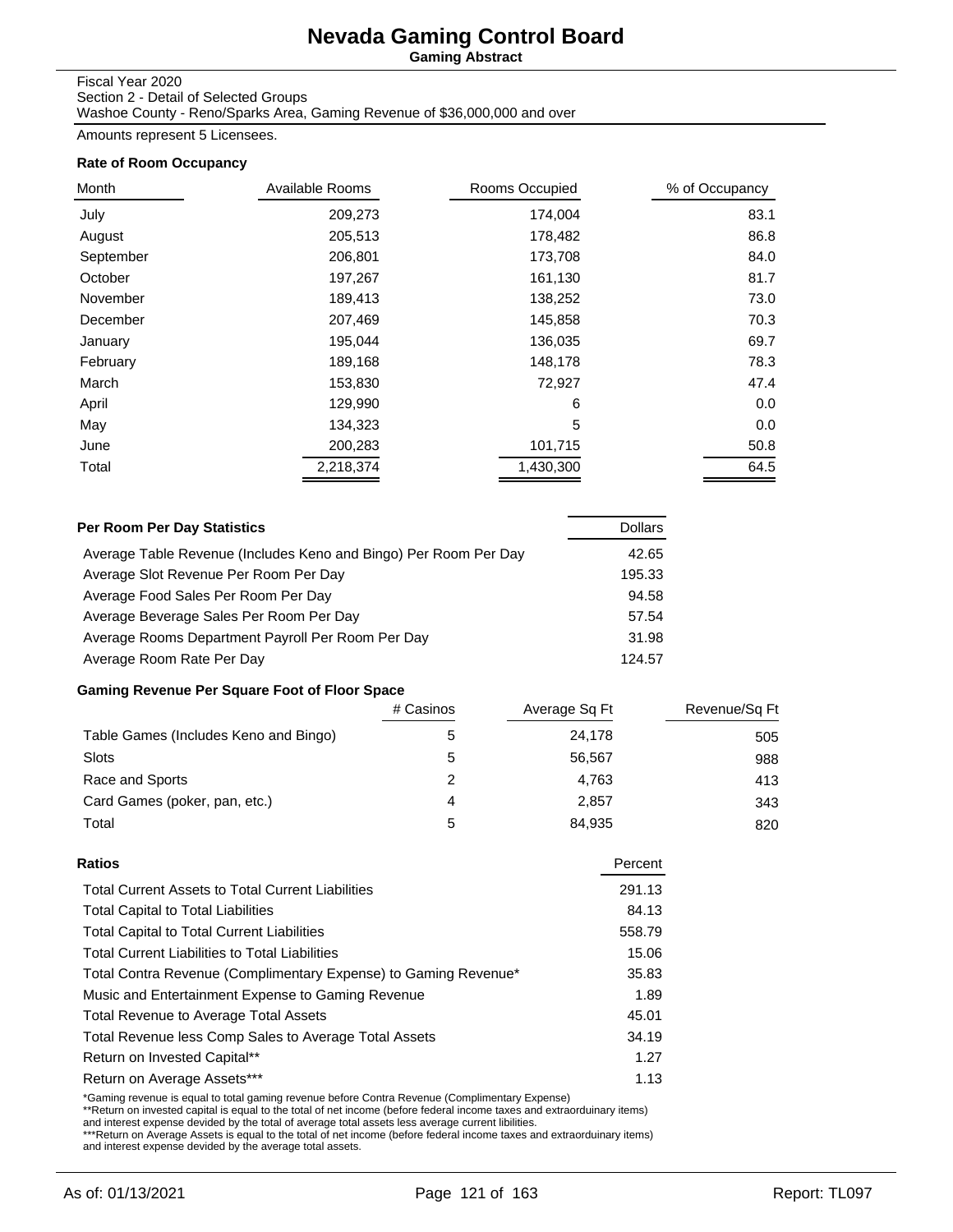# Nevada Gaming Control Board

**Gaming Abstract**

Fiscal Year 2020
Section 2 - Detail of Selected Groups
Washoe County - Reno/Sparks Area, Gaming Revenue of $36,000,000 and over

Amounts represent 5 Licensees.

### Rate of Room Occupancy

| Month | Available Rooms | Rooms Occupied | % of Occupancy |
|---|---|---|---|
| July | 209,273 | 174,004 | 83.1 |
| August | 205,513 | 178,482 | 86.8 |
| September | 206,801 | 173,708 | 84.0 |
| October | 197,267 | 161,130 | 81.7 |
| November | 189,413 | 138,252 | 73.0 |
| December | 207,469 | 145,858 | 70.3 |
| January | 195,044 | 136,035 | 69.7 |
| February | 189,168 | 148,178 | 78.3 |
| March | 153,830 | 72,927 | 47.4 |
| April | 129,990 | 6 | 0.0 |
| May | 134,323 | 5 | 0.0 |
| June | 200,283 | 101,715 | 50.8 |
| Total | 2,218,374 | 1,430,300 | 64.5 |

### Per Room Per Day Statistics

| Per Room Per Day Statistics | Dollars |
|---|---|
| Average Table Revenue (Includes Keno and Bingo) Per Room Per Day | 42.65 |
| Average Slot Revenue Per Room Per Day | 195.33 |
| Average Food Sales Per Room Per Day | 94.58 |
| Average Beverage Sales Per Room Per Day | 57.54 |
| Average Rooms Department Payroll Per Room Per Day | 31.98 |
| Average Room Rate Per Day | 124.57 |

### Gaming Revenue Per Square Foot of Floor Space

| | # Casinos | Average Sq Ft | Revenue/Sq Ft |
|---|---|---|---|
| Table Games (Includes Keno and Bingo) | 5 | 24,178 | 505 |
| Slots | 5 | 56,567 | 988 |
| Race and Sports | 2 | 4,763 | 413 |
| Card Games (poker, pan, etc.) | 4 | 2,857 | 343 |
| Total | 5 | 84,935 | 820 |

### Ratios

| Ratios | Percent |
|---|---|
| Total Current Assets to Total Current Liabilities | 291.13 |
| Total Capital to Total Liabilities | 84.13 |
| Total Capital to Total Current Liabilities | 558.79 |
| Total Current Liabilities to Total Liabilities | 15.06 |
| Total Contra Revenue (Complimentary Expense) to Gaming Revenue* | 35.83 |
| Music and Entertainment Expense to Gaming Revenue | 1.89 |
| Total Revenue to Average Total Assets | 45.01 |
| Total Revenue less Comp Sales to Average Total Assets | 34.19 |
| Return on Invested Capital** | 1.27 |
| Return on Average Assets*** | 1.13 |

*Gaming revenue is equal to total gaming revenue before Contra Revenue (Complimentary Expense)
**Return on invested capital is equal to the total of net income (before federal income taxes and extraorduinary items) and interest expense devided by the total of average total assets less average current libilities.
***Return on Average Assets is equal to the total of net income (before federal income taxes and extraorduinary items) and interest expense devided by the average total assets.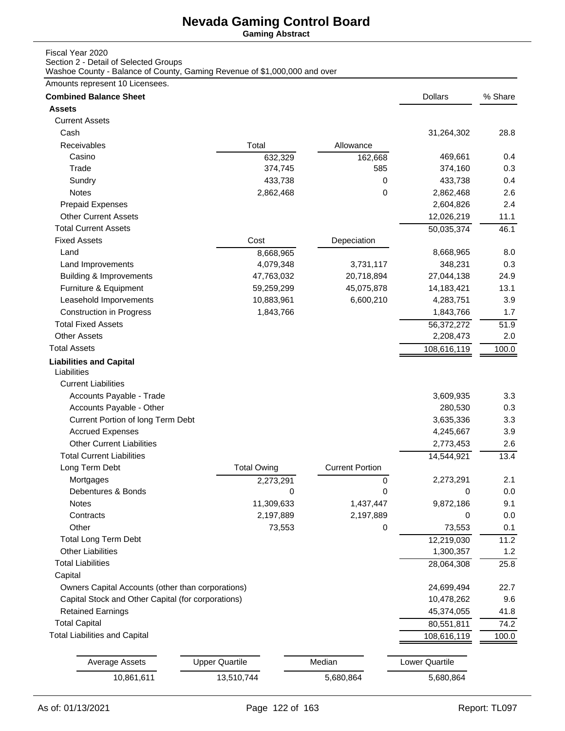# Nevada Gaming Control Board

**Gaming Abstract**

Fiscal Year 2020
Section 2 - Detail of Selected Groups
Washoe County - Balance of County, Gaming Revenue of $1,000,000 and over

Amounts represent 10 Licensees.

| **Combined Balance Sheet** | | | Dollars | % Share |
|---|---|---|---|---|
| **Assets** | | | | |
| Current Assets | | | | |
| Cash | | | 31,264,302 | 28.8 |
| Receivables | Total | Allowance | | |
| Casino | 632,329 | 162,668 | 469,661 | 0.4 |
| Trade | 374,745 | 585 | 374,160 | 0.3 |
| Sundry | 433,738 | 0 | 433,738 | 0.4 |
| Notes | 2,862,468 | 0 | 2,862,468 | 2.6 |
| Prepaid Expenses | | | 2,604,826 | 2.4 |
| Other Current Assets | | | 12,026,219 | 11.1 |
| Total Current Assets | | | 50,035,374 | 46.1 |
| Fixed Assets | Cost | Depeciation | | |
| Land | 8,668,965 | | 8,668,965 | 8.0 |
| Land Improvements | 4,079,348 | 3,731,117 | 348,231 | 0.3 |
| Building & Improvements | 47,763,032 | 20,718,894 | 27,044,138 | 24.9 |
| Furniture & Equipment | 59,259,299 | 45,075,878 | 14,183,421 | 13.1 |
| Leasehold Imporvements | 10,883,961 | 6,600,210 | 4,283,751 | 3.9 |
| Construction in Progress | 1,843,766 | | 1,843,766 | 1.7 |
| Total Fixed Assets | | | 56,372,272 | 51.9 |
| Other Assets | | | 2,208,473 | 2.0 |
| Total Assets | | | 108,616,119 | 100.0 |
| **Liabilities and Capital** | | | | |
| Liabilities | | | | |
| Current Liabilities | | | | |
| Accounts Payable - Trade | | | 3,609,935 | 3.3 |
| Accounts Payable - Other | | | 280,530 | 0.3 |
| Current Portion of long Term Debt | | | 3,635,336 | 3.3 |
| Accrued Expenses | | | 4,245,667 | 3.9 |
| Other Current Liabilities | | | 2,773,453 | 2.6 |
| Total Current Liabilities | | | 14,544,921 | 13.4 |
| Long Term Debt | Total Owing | Current Portion | | |
| Mortgages | 2,273,291 | 0 | 2,273,291 | 2.1 |
| Debentures & Bonds | 0 | 0 | 0 | 0.0 |
| Notes | 11,309,633 | 1,437,447 | 9,872,186 | 9.1 |
| Contracts | 2,197,889 | 2,197,889 | 0 | 0.0 |
| Other | 73,553 | 0 | 73,553 | 0.1 |
| Total Long Term Debt | | | 12,219,030 | 11.2 |
| Other Liabilities | | | 1,300,357 | 1.2 |
| Total Liabilities | | | 28,064,308 | 25.8 |
| Capital | | | | |
| Owners Capital Accounts (other than corporations) | | | 24,699,494 | 22.7 |
| Capital Stock and Other Capital (for corporations) | | | 10,478,262 | 9.6 |
| Retained Earnings | | | 45,374,055 | 41.8 |
| Total Capital | | | 80,551,811 | 74.2 |
| Total Liabilities and Capital | | | 108,616,119 | 100.0 |

| Average Assets | Upper Quartile | Median | Lower Quartile |
|---|---|---|---|
| 10,861,611 | 13,510,744 | 5,680,864 | 5,680,864 |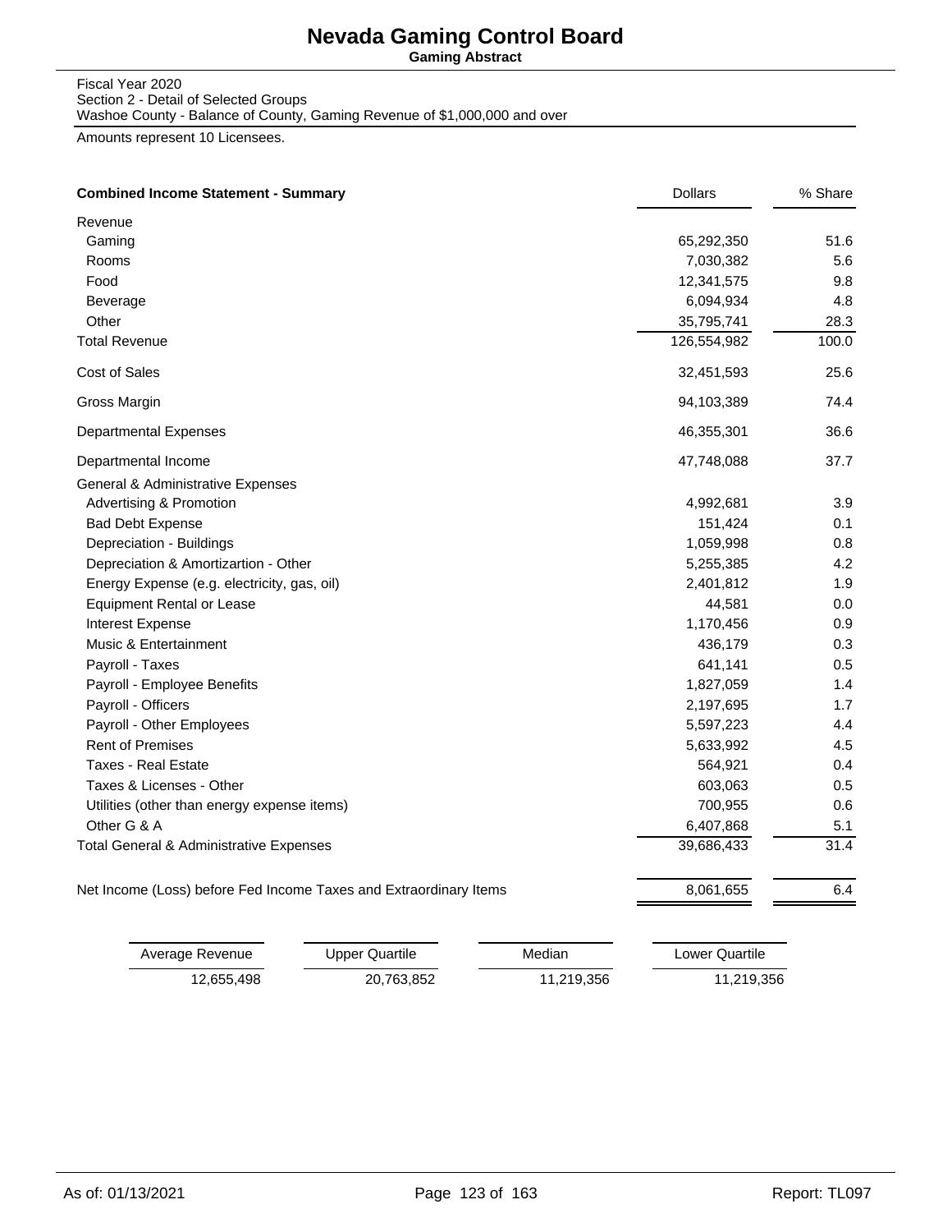# Nevada Gaming Control Board

**Gaming Abstract**

Fiscal Year 2020
Section 2 - Detail of Selected Groups
Washoe County - Balance of County, Gaming Revenue of $1,000,000 and over

Amounts represent 10 Licensees.

| **Combined Income Statement - Summary** | Dollars | % Share |
|---|---|---|
| Revenue | | |
| Gaming | 65,292,350 | 51.6 |
| Rooms | 7,030,382 | 5.6 |
| Food | 12,341,575 | 9.8 |
| Beverage | 6,094,934 | 4.8 |
| Other | 35,795,741 | 28.3 |
| Total Revenue | 126,554,982 | 100.0 |
| Cost of Sales | 32,451,593 | 25.6 |
| Gross Margin | 94,103,389 | 74.4 |
| Departmental Expenses | 46,355,301 | 36.6 |
| Departmental Income | 47,748,088 | 37.7 |
| General & Administrative Expenses | | |
| Advertising & Promotion | 4,992,681 | 3.9 |
| Bad Debt Expense | 151,424 | 0.1 |
| Depreciation - Buildings | 1,059,998 | 0.8 |
| Depreciation & Amortizartion - Other | 5,255,385 | 4.2 |
| Energy Expense (e.g. electricity, gas, oil) | 2,401,812 | 1.9 |
| Equipment Rental or Lease | 44,581 | 0.0 |
| Interest Expense | 1,170,456 | 0.9 |
| Music & Entertainment | 436,179 | 0.3 |
| Payroll - Taxes | 641,141 | 0.5 |
| Payroll - Employee Benefits | 1,827,059 | 1.4 |
| Payroll - Officers | 2,197,695 | 1.7 |
| Payroll - Other Employees | 5,597,223 | 4.4 |
| Rent of Premises | 5,633,992 | 4.5 |
| Taxes - Real Estate | 564,921 | 0.4 |
| Taxes & Licenses - Other | 603,063 | 0.5 |
| Utilities (other than energy expense items) | 700,955 | 0.6 |
| Other G & A | 6,407,868 | 5.1 |
| Total General & Administrative Expenses | 39,686,433 | 31.4 |
| Net Income (Loss) before Fed Income Taxes and Extraordinary Items | 8,061,655 | 6.4 |

| Average Revenue | Upper Quartile | Median | Lower Quartile |
|---|---|---|---|
| 12,655,498 | 20,763,852 | 11,219,356 | 11,219,356 |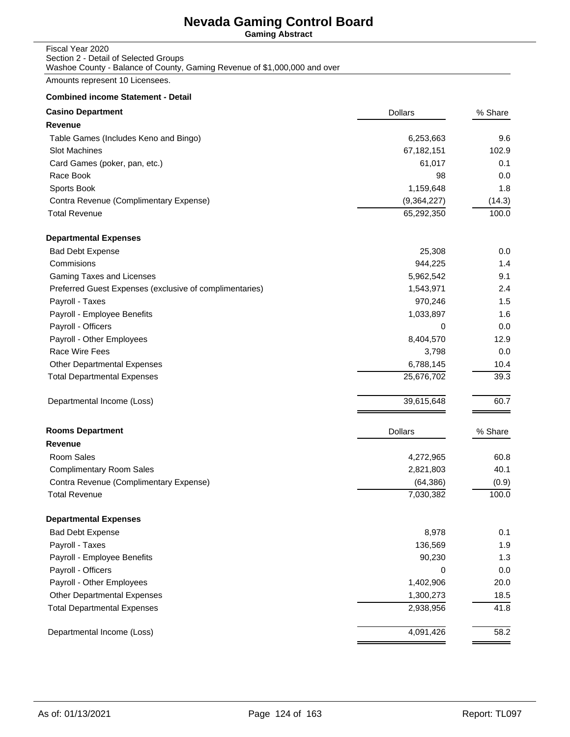# Nevada Gaming Control Board

**Gaming Abstract**

Fiscal Year 2020
Section 2 - Detail of Selected Groups
Washoe County - Balance of County, Gaming Revenue of $1,000,000 and over

Amounts represent 10 Licensees.

**Combined income Statement - Detail**

| **Casino Department** | Dollars | % Share |
|---|---|---|
| **Revenue** | | |
| Table Games (Includes Keno and Bingo) | 6,253,663 | 9.6 |
| Slot Machines | 67,182,151 | 102.9 |
| Card Games (poker, pan, etc.) | 61,017 | 0.1 |
| Race Book | 98 | 0.0 |
| Sports Book | 1,159,648 | 1.8 |
| Contra Revenue (Complimentary Expense) | (9,364,227) | (14.3) |
| Total Revenue | 65,292,350 | 100.0 |
| **Departmental Expenses** | | |
| Bad Debt Expense | 25,308 | 0.0 |
| Commisions | 944,225 | 1.4 |
| Gaming Taxes and Licenses | 5,962,542 | 9.1 |
| Preferred Guest Expenses (exclusive of complimentaries) | 1,543,971 | 2.4 |
| Payroll - Taxes | 970,246 | 1.5 |
| Payroll - Employee Benefits | 1,033,897 | 1.6 |
| Payroll - Officers | 0 | 0.0 |
| Payroll - Other Employees | 8,404,570 | 12.9 |
| Race Wire Fees | 3,798 | 0.0 |
| Other Departmental Expenses | 6,788,145 | 10.4 |
| Total Departmental Expenses | 25,676,702 | 39.3 |
| Departmental Income (Loss) | 39,615,648 | 60.7 |

| **Rooms Department** | Dollars | % Share |
|---|---|---|
| **Revenue** | | |
| Room Sales | 4,272,965 | 60.8 |
| Complimentary Room Sales | 2,821,803 | 40.1 |
| Contra Revenue (Complimentary Expense) | (64,386) | (0.9) |
| Total Revenue | 7,030,382 | 100.0 |
| **Departmental Expenses** | | |
| Bad Debt Expense | 8,978 | 0.1 |
| Payroll - Taxes | 136,569 | 1.9 |
| Payroll - Employee Benefits | 90,230 | 1.3 |
| Payroll - Officers | 0 | 0.0 |
| Payroll - Other Employees | 1,402,906 | 20.0 |
| Other Departmental Expenses | 1,300,273 | 18.5 |
| Total Departmental Expenses | 2,938,956 | 41.8 |
| Departmental Income (Loss) | 4,091,426 | 58.2 |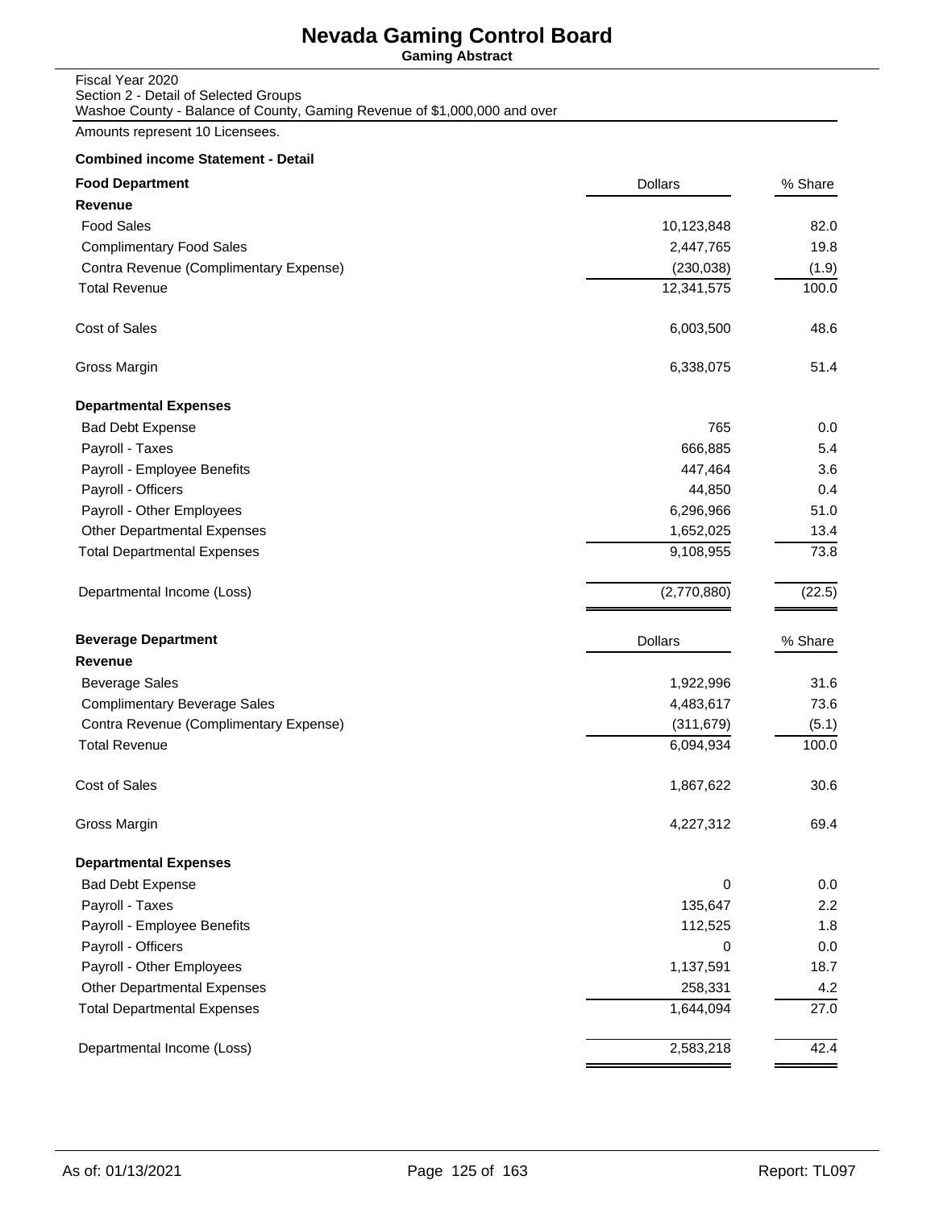# Nevada Gaming Control Board

**Gaming Abstract**

Fiscal Year 2020
Section 2 - Detail of Selected Groups
Washoe County - Balance of County, Gaming Revenue of $1,000,000 and over

Amounts represent 10 Licensees.

**Combined income Statement - Detail**

| **Food Department** | Dollars | % Share |
|---|---|---|
| **Revenue** | | |
| Food Sales | 10,123,848 | 82.0 |
| Complimentary Food Sales | 2,447,765 | 19.8 |
| Contra Revenue (Complimentary Expense) | (230,038) | (1.9) |
| Total Revenue | 12,341,575 | 100.0 |
| Cost of Sales | 6,003,500 | 48.6 |
| Gross Margin | 6,338,075 | 51.4 |
| **Departmental Expenses** | | |
| Bad Debt Expense | 765 | 0.0 |
| Payroll - Taxes | 666,885 | 5.4 |
| Payroll - Employee Benefits | 447,464 | 3.6 |
| Payroll - Officers | 44,850 | 0.4 |
| Payroll - Other Employees | 6,296,966 | 51.0 |
| Other Departmental Expenses | 1,652,025 | 13.4 |
| Total Departmental Expenses | 9,108,955 | 73.8 |
| Departmental Income (Loss) | (2,770,880) | (22.5) |

| **Beverage Department** | Dollars | % Share |
|---|---|---|
| **Revenue** | | |
| Beverage Sales | 1,922,996 | 31.6 |
| Complimentary Beverage Sales | 4,483,617 | 73.6 |
| Contra Revenue (Complimentary Expense) | (311,679) | (5.1) |
| Total Revenue | 6,094,934 | 100.0 |
| Cost of Sales | 1,867,622 | 30.6 |
| Gross Margin | 4,227,312 | 69.4 |
| **Departmental Expenses** | | |
| Bad Debt Expense | 0 | 0.0 |
| Payroll - Taxes | 135,647 | 2.2 |
| Payroll - Employee Benefits | 112,525 | 1.8 |
| Payroll - Officers | 0 | 0.0 |
| Payroll - Other Employees | 1,137,591 | 18.7 |
| Other Departmental Expenses | 258,331 | 4.2 |
| Total Departmental Expenses | 1,644,094 | 27.0 |
| Departmental Income (Loss) | 2,583,218 | 42.4 |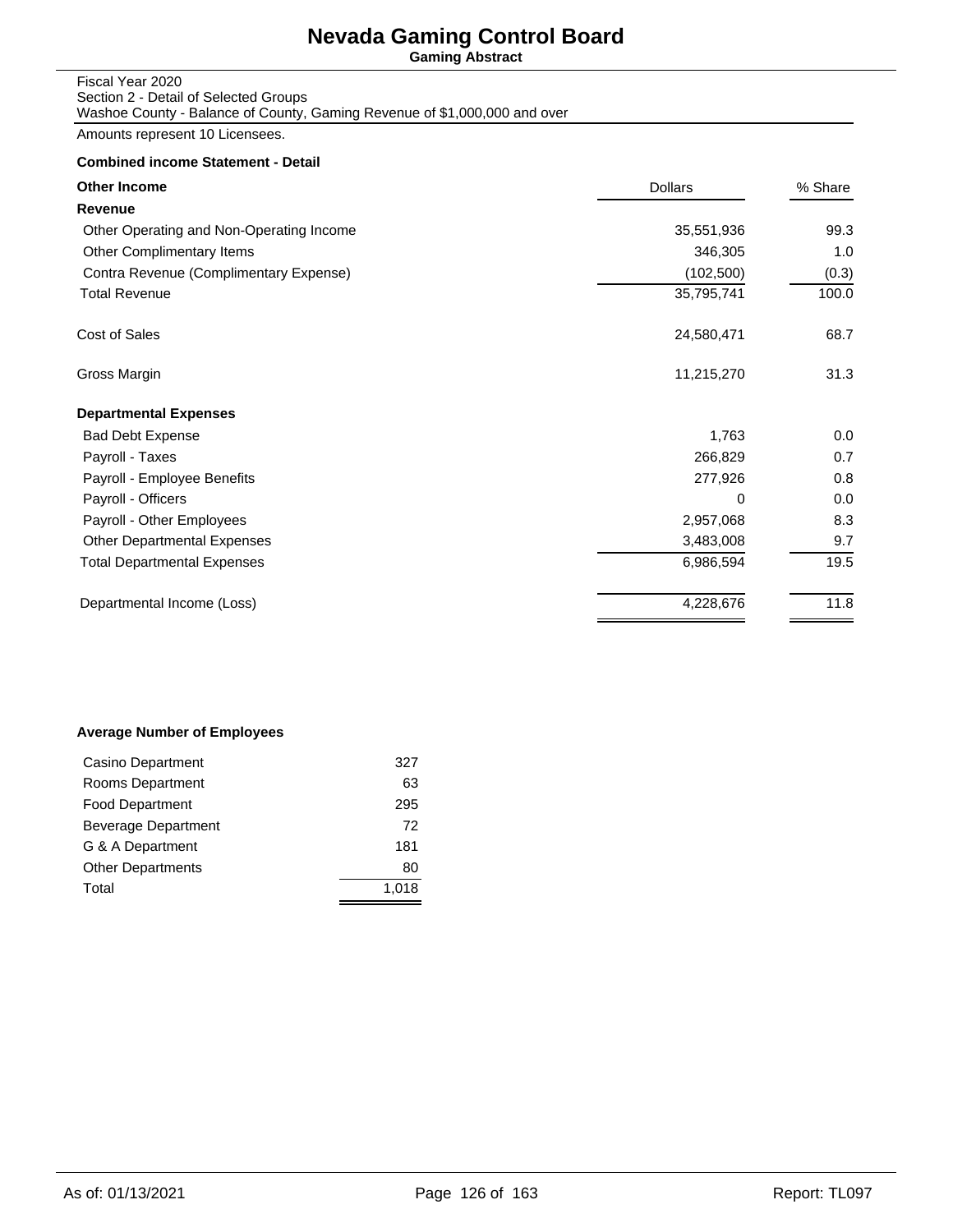# Nevada Gaming Control Board

**Gaming Abstract**

Fiscal Year 2020
Section 2 - Detail of Selected Groups
Washoe County - Balance of County, Gaming Revenue of $1,000,000 and over

Amounts represent 10 Licensees.

**Combined income Statement - Detail**

| **Other Income** | Dollars | % Share |
|---|---|---|
| **Revenue** | | |
| Other Operating and Non-Operating Income | 35,551,936 | 99.3 |
| Other Complimentary Items | 346,305 | 1.0 |
| Contra Revenue (Complimentary Expense) | (102,500) | (0.3) |
| Total Revenue | 35,795,741 | 100.0 |
| Cost of Sales | 24,580,471 | 68.7 |
| Gross Margin | 11,215,270 | 31.3 |
| **Departmental Expenses** | | |
| Bad Debt Expense | 1,763 | 0.0 |
| Payroll - Taxes | 266,829 | 0.7 |
| Payroll - Employee Benefits | 277,926 | 0.8 |
| Payroll - Officers | 0 | 0.0 |
| Payroll - Other Employees | 2,957,068 | 8.3 |
| Other Departmental Expenses | 3,483,008 | 9.7 |
| Total Departmental Expenses | 6,986,594 | 19.5 |
| Departmental Income (Loss) | 4,228,676 | 11.8 |

**Average Number of Employees**

| | |
|---|---|
| Casino Department | 327 |
| Rooms Department | 63 |
| Food Department | 295 |
| Beverage Department | 72 |
| G & A Department | 181 |
| Other Departments | 80 |
| Total | 1,018 |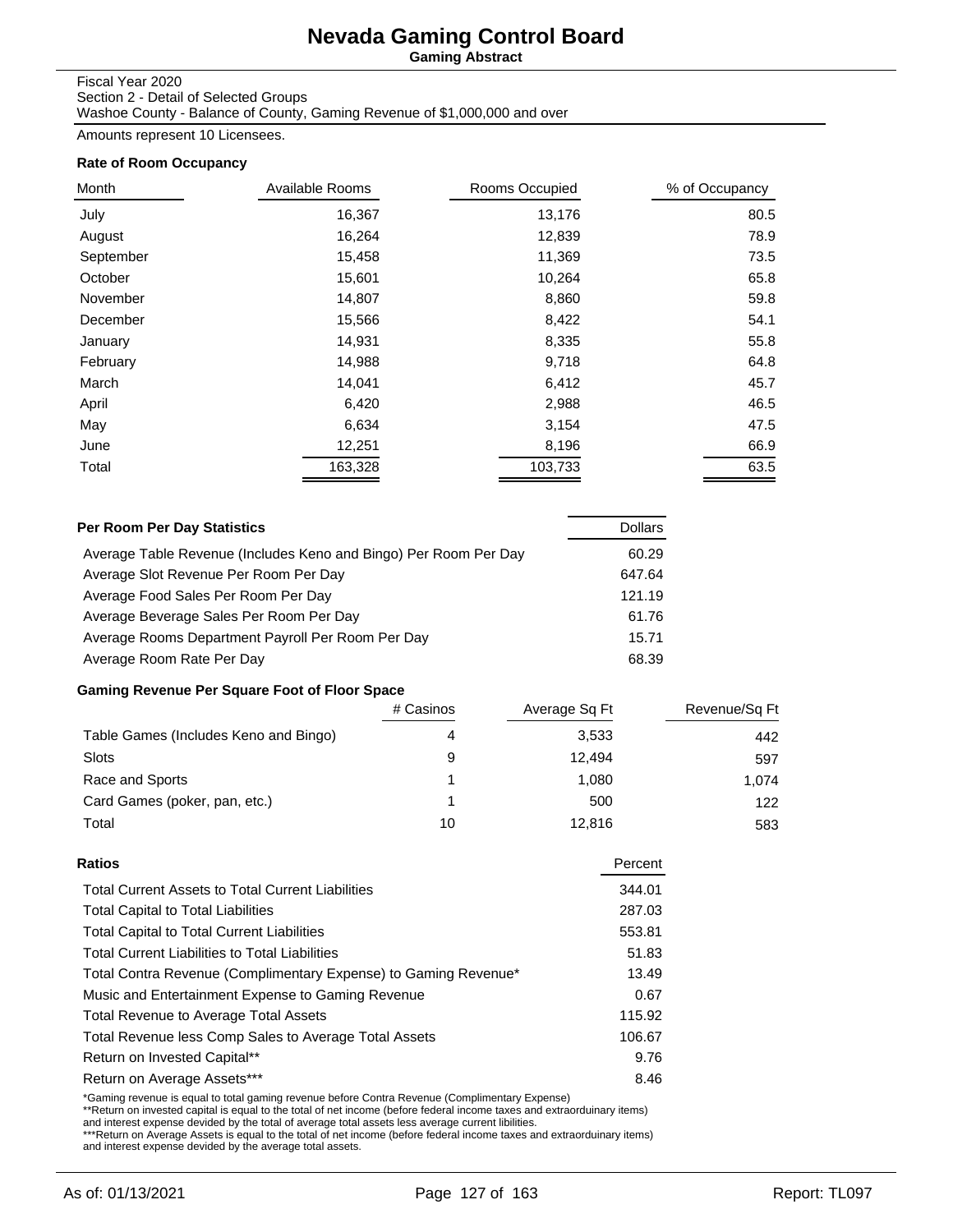# Nevada Gaming Control Board

**Gaming Abstract**

Fiscal Year 2020
Section 2 - Detail of Selected Groups
Washoe County - Balance of County, Gaming Revenue of $1,000,000 and over

Amounts represent 10 Licensees.

### Rate of Room Occupancy

| Month | Available Rooms | Rooms Occupied | % of Occupancy |
|---|---|---|---|
| July | 16,367 | 13,176 | 80.5 |
| August | 16,264 | 12,839 | 78.9 |
| September | 15,458 | 11,369 | 73.5 |
| October | 15,601 | 10,264 | 65.8 |
| November | 14,807 | 8,860 | 59.8 |
| December | 15,566 | 8,422 | 54.1 |
| January | 14,931 | 8,335 | 55.8 |
| February | 14,988 | 9,718 | 64.8 |
| March | 14,041 | 6,412 | 45.7 |
| April | 6,420 | 2,988 | 46.5 |
| May | 6,634 | 3,154 | 47.5 |
| June | 12,251 | 8,196 | 66.9 |
| Total | 163,328 | 103,733 | 63.5 |

### Per Room Per Day Statistics

| Per Room Per Day Statistics | Dollars |
|---|---|
| Average Table Revenue (Includes Keno and Bingo) Per Room Per Day | 60.29 |
| Average Slot Revenue Per Room Per Day | 647.64 |
| Average Food Sales Per Room Per Day | 121.19 |
| Average Beverage Sales Per Room Per Day | 61.76 |
| Average Rooms Department Payroll Per Room Per Day | 15.71 |
| Average Room Rate Per Day | 68.39 |

### Gaming Revenue Per Square Foot of Floor Space

| | # Casinos | Average Sq Ft | Revenue/Sq Ft |
|---|---|---|---|
| Table Games (Includes Keno and Bingo) | 4 | 3,533 | 442 |
| Slots | 9 | 12,494 | 597 |
| Race and Sports | 1 | 1,080 | 1,074 |
| Card Games (poker, pan, etc.) | 1 | 500 | 122 |
| Total | 10 | 12,816 | 583 |

### Ratios

| Ratios | Percent |
|---|---|
| Total Current Assets to Total Current Liabilities | 344.01 |
| Total Capital to Total Liabilities | 287.03 |
| Total Capital to Total Current Liabilities | 553.81 |
| Total Current Liabilities to Total Liabilities | 51.83 |
| Total Contra Revenue (Complimentary Expense) to Gaming Revenue* | 13.49 |
| Music and Entertainment Expense to Gaming Revenue | 0.67 |
| Total Revenue to Average Total Assets | 115.92 |
| Total Revenue less Comp Sales to Average Total Assets | 106.67 |
| Return on Invested Capital** | 9.76 |
| Return on Average Assets*** | 8.46 |

*Gaming revenue is equal to total gaming revenue before Contra Revenue (Complimentary Expense)
**Return on invested capital is equal to the total of net income (before federal income taxes and extraorduinary items) and interest expense devided by the total of average total assets less average current libilities.
***Return on Average Assets is equal to the total of net income (before federal income taxes and extraorduinary items) and interest expense devided by the average total assets.

As of: 01/13/2021 Report: TL097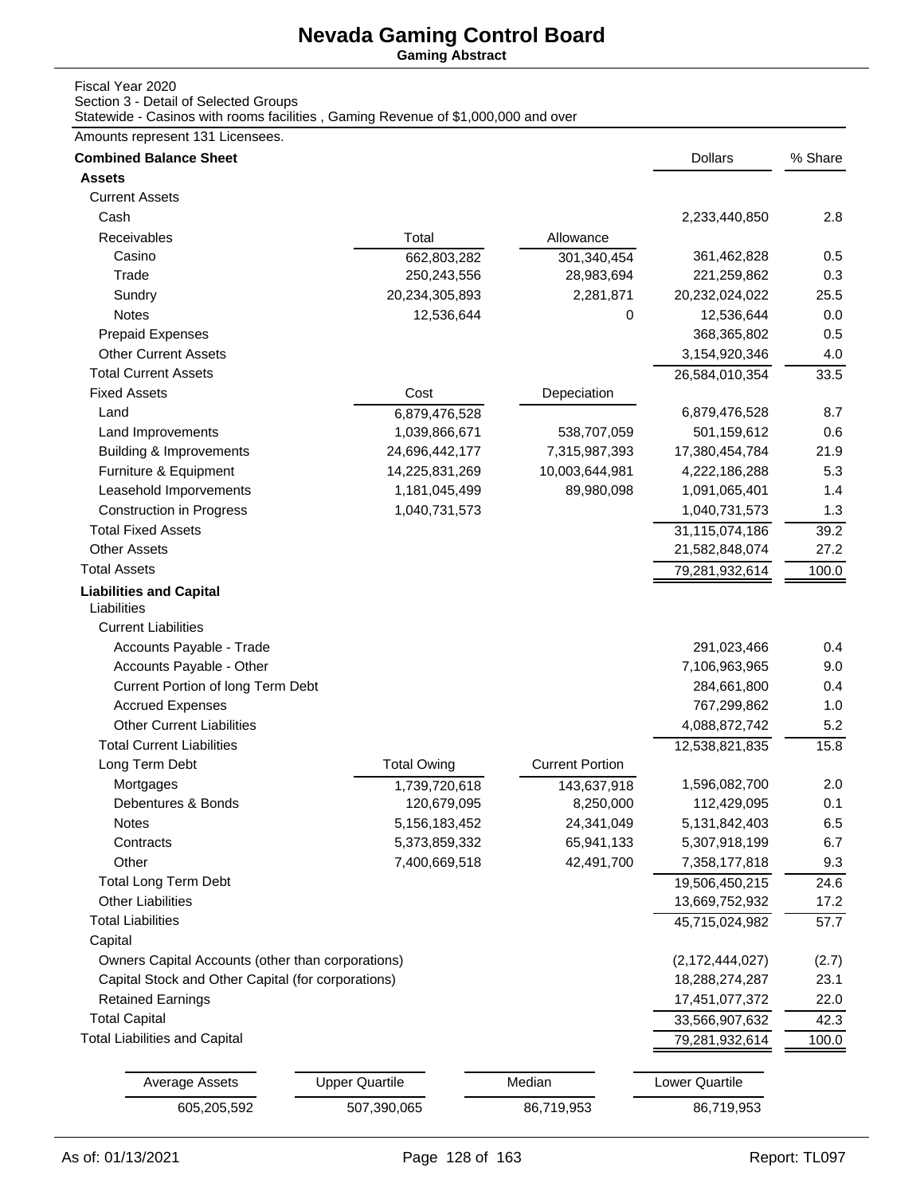# Nevada Gaming Control Board

**Gaming Abstract**

Fiscal Year 2020
Section 3 - Detail of Selected Groups
Statewide - Casinos with rooms facilities , Gaming Revenue of $1,000,000 and over

Amounts represent 131 Licensees.

| **Combined Balance Sheet** | | | Dollars | % Share |
|---|---|---|---|---|
| **Assets** | | | | |
| Current Assets | | | | |
| Cash | | | 2,233,440,850 | 2.8 |
| Receivables | Total | Allowance | | |
| Casino | 662,803,282 | 301,340,454 | 361,462,828 | 0.5 |
| Trade | 250,243,556 | 28,983,694 | 221,259,862 | 0.3 |
| Sundry | 20,234,305,893 | 2,281,871 | 20,232,024,022 | 25.5 |
| Notes | 12,536,644 | 0 | 12,536,644 | 0.0 |
| Prepaid Expenses | | | 368,365,802 | 0.5 |
| Other Current Assets | | | 3,154,920,346 | 4.0 |
| Total Current Assets | | | 26,584,010,354 | 33.5 |
| Fixed Assets | Cost | Depeciation | | |
| Land | 6,879,476,528 | | 6,879,476,528 | 8.7 |
| Land Improvements | 1,039,866,671 | 538,707,059 | 501,159,612 | 0.6 |
| Building & Improvements | 24,696,442,177 | 7,315,987,393 | 17,380,454,784 | 21.9 |
| Furniture & Equipment | 14,225,831,269 | 10,003,644,981 | 4,222,186,288 | 5.3 |
| Leasehold Imporvements | 1,181,045,499 | 89,980,098 | 1,091,065,401 | 1.4 |
| Construction in Progress | 1,040,731,573 | | 1,040,731,573 | 1.3 |
| Total Fixed Assets | | | 31,115,074,186 | 39.2 |
| Other Assets | | | 21,582,848,074 | 27.2 |
| Total Assets | | | 79,281,932,614 | 100.0 |
| **Liabilities and Capital** | | | | |
| Liabilities | | | | |
| Current Liabilities | | | | |
| Accounts Payable - Trade | | | 291,023,466 | 0.4 |
| Accounts Payable - Other | | | 7,106,963,965 | 9.0 |
| Current Portion of long Term Debt | | | 284,661,800 | 0.4 |
| Accrued Expenses | | | 767,299,862 | 1.0 |
| Other Current Liabilities | | | 4,088,872,742 | 5.2 |
| Total Current Liabilities | | | 12,538,821,835 | 15.8 |
| Long Term Debt | Total Owing | Current Portion | | |
| Mortgages | 1,739,720,618 | 143,637,918 | 1,596,082,700 | 2.0 |
| Debentures & Bonds | 120,679,095 | 8,250,000 | 112,429,095 | 0.1 |
| Notes | 5,156,183,452 | 24,341,049 | 5,131,842,403 | 6.5 |
| Contracts | 5,373,859,332 | 65,941,133 | 5,307,918,199 | 6.7 |
| Other | 7,400,669,518 | 42,491,700 | 7,358,177,818 | 9.3 |
| Total Long Term Debt | | | 19,506,450,215 | 24.6 |
| Other Liabilities | | | 13,669,752,932 | 17.2 |
| Total Liabilities | | | 45,715,024,982 | 57.7 |
| Capital | | | | |
| Owners Capital Accounts (other than corporations) | | | (2,172,444,027) | (2.7) |
| Capital Stock and Other Capital (for corporations) | | | 18,288,274,287 | 23.1 |
| Retained Earnings | | | 17,451,077,372 | 22.0 |
| Total Capital | | | 33,566,907,632 | 42.3 |
| Total Liabilities and Capital | | | 79,281,932,614 | 100.0 |

| Average Assets | Upper Quartile | Median | Lower Quartile |
|---|---|---|---|
| 605,205,592 | 507,390,065 | 86,719,953 | 86,719,953 |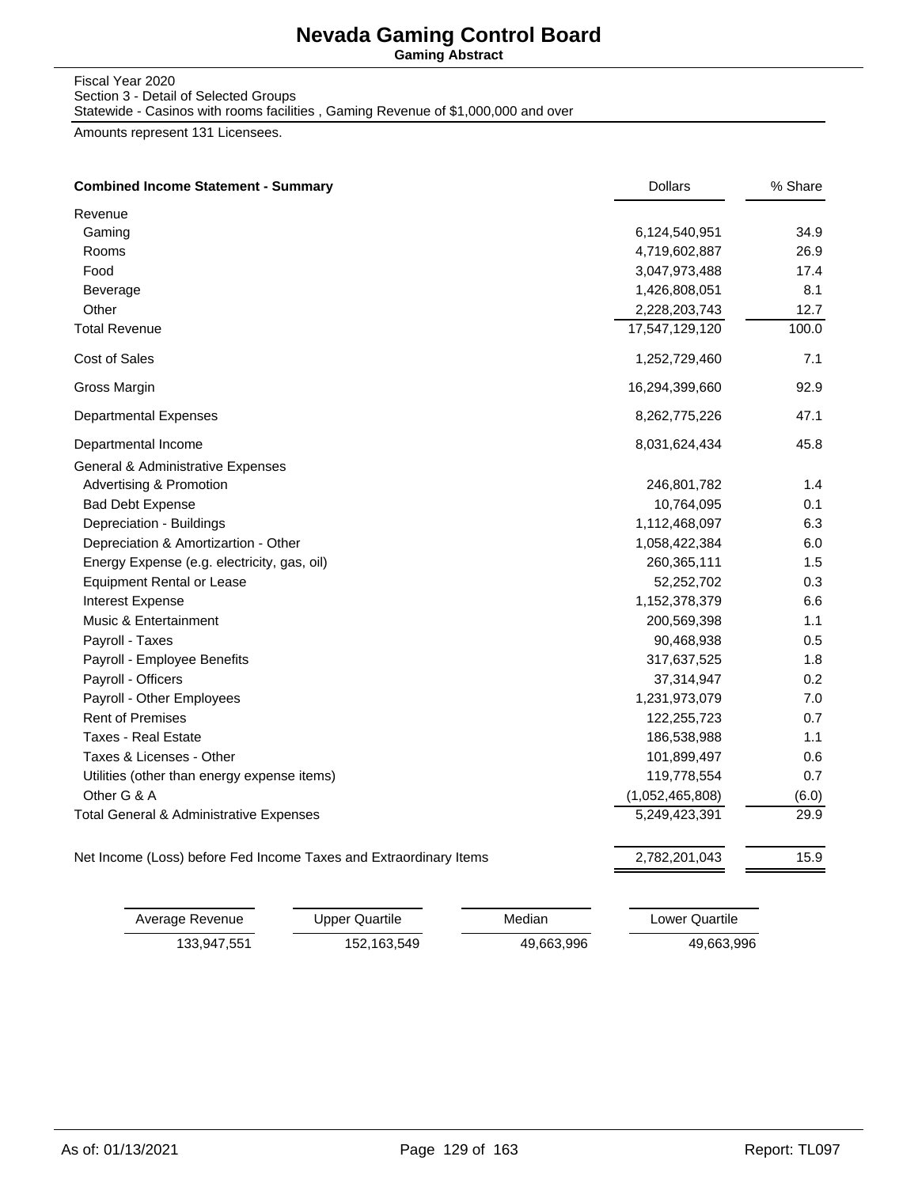# Nevada Gaming Control Board

**Gaming Abstract**

Fiscal Year 2020
Section 3 - Detail of Selected Groups
Statewide - Casinos with rooms facilities , Gaming Revenue of $1,000,000 and over

Amounts represent 131 Licensees.

| **Combined Income Statement - Summary** | Dollars | % Share |
|---|---|---|
| Revenue | | |
| Gaming | 6,124,540,951 | 34.9 |
| Rooms | 4,719,602,887 | 26.9 |
| Food | 3,047,973,488 | 17.4 |
| Beverage | 1,426,808,051 | 8.1 |
| Other | 2,228,203,743 | 12.7 |
| Total Revenue | 17,547,129,120 | 100.0 |
| Cost of Sales | 1,252,729,460 | 7.1 |
| Gross Margin | 16,294,399,660 | 92.9 |
| Departmental Expenses | 8,262,775,226 | 47.1 |
| Departmental Income | 8,031,624,434 | 45.8 |
| General & Administrative Expenses | | |
| Advertising & Promotion | 246,801,782 | 1.4 |
| Bad Debt Expense | 10,764,095 | 0.1 |
| Depreciation - Buildings | 1,112,468,097 | 6.3 |
| Depreciation & Amortizartion - Other | 1,058,422,384 | 6.0 |
| Energy Expense (e.g. electricity, gas, oil) | 260,365,111 | 1.5 |
| Equipment Rental or Lease | 52,252,702 | 0.3 |
| Interest Expense | 1,152,378,379 | 6.6 |
| Music & Entertainment | 200,569,398 | 1.1 |
| Payroll - Taxes | 90,468,938 | 0.5 |
| Payroll - Employee Benefits | 317,637,525 | 1.8 |
| Payroll - Officers | 37,314,947 | 0.2 |
| Payroll - Other Employees | 1,231,973,079 | 7.0 |
| Rent of Premises | 122,255,723 | 0.7 |
| Taxes - Real Estate | 186,538,988 | 1.1 |
| Taxes & Licenses - Other | 101,899,497 | 0.6 |
| Utilities (other than energy expense items) | 119,778,554 | 0.7 |
| Other G & A | (1,052,465,808) | (6.0) |
| Total General & Administrative Expenses | 5,249,423,391 | 29.9 |
| Net Income (Loss) before Fed Income Taxes and Extraordinary Items | 2,782,201,043 | 15.9 |

| Average Revenue | Upper Quartile | Median | Lower Quartile |
|---|---|---|---|
| 133,947,551 | 152,163,549 | 49,663,996 | 49,663,996 |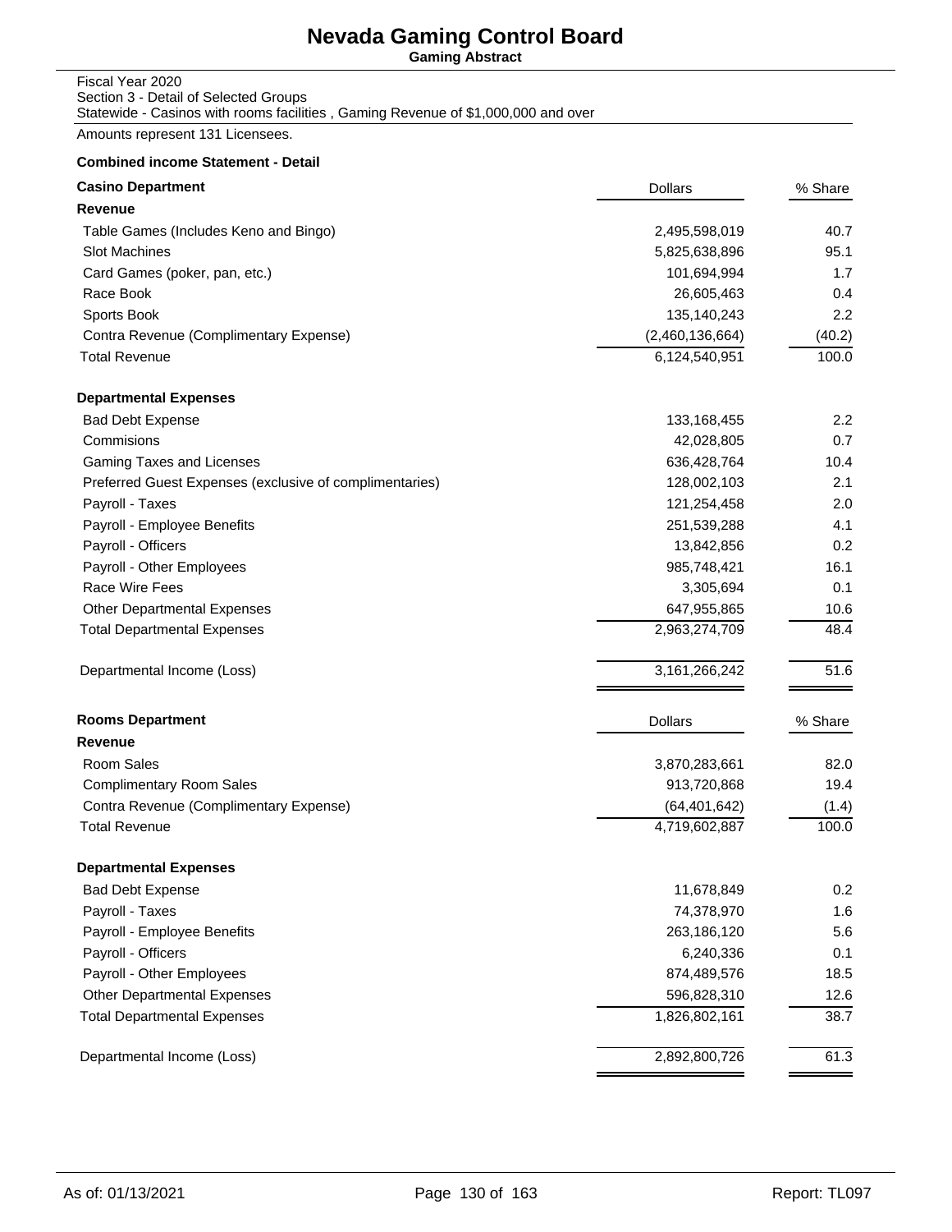# Nevada Gaming Control Board

**Gaming Abstract**

Fiscal Year 2020
Section 3 - Detail of Selected Groups
Statewide - Casinos with rooms facilities , Gaming Revenue of $1,000,000 and over

Amounts represent 131 Licensees.

**Combined income Statement - Detail**

| **Casino Department** | Dollars | % Share |
|---|---|---|
| **Revenue** | | |
| Table Games (Includes Keno and Bingo) | 2,495,598,019 | 40.7 |
| Slot Machines | 5,825,638,896 | 95.1 |
| Card Games (poker, pan, etc.) | 101,694,994 | 1.7 |
| Race Book | 26,605,463 | 0.4 |
| Sports Book | 135,140,243 | 2.2 |
| Contra Revenue (Complimentary Expense) | (2,460,136,664) | (40.2) |
| Total Revenue | 6,124,540,951 | 100.0 |
| **Departmental Expenses** | | |
| Bad Debt Expense | 133,168,455 | 2.2 |
| Commisions | 42,028,805 | 0.7 |
| Gaming Taxes and Licenses | 636,428,764 | 10.4 |
| Preferred Guest Expenses (exclusive of complimentaries) | 128,002,103 | 2.1 |
| Payroll - Taxes | 121,254,458 | 2.0 |
| Payroll - Employee Benefits | 251,539,288 | 4.1 |
| Payroll - Officers | 13,842,856 | 0.2 |
| Payroll - Other Employees | 985,748,421 | 16.1 |
| Race Wire Fees | 3,305,694 | 0.1 |
| Other Departmental Expenses | 647,955,865 | 10.6 |
| Total Departmental Expenses | 2,963,274,709 | 48.4 |
| Departmental Income (Loss) | 3,161,266,242 | 51.6 |

| **Rooms Department** | Dollars | % Share |
|---|---|---|
| **Revenue** | | |
| Room Sales | 3,870,283,661 | 82.0 |
| Complimentary Room Sales | 913,720,868 | 19.4 |
| Contra Revenue (Complimentary Expense) | (64,401,642) | (1.4) |
| Total Revenue | 4,719,602,887 | 100.0 |
| **Departmental Expenses** | | |
| Bad Debt Expense | 11,678,849 | 0.2 |
| Payroll - Taxes | 74,378,970 | 1.6 |
| Payroll - Employee Benefits | 263,186,120 | 5.6 |
| Payroll - Officers | 6,240,336 | 0.1 |
| Payroll - Other Employees | 874,489,576 | 18.5 |
| Other Departmental Expenses | 596,828,310 | 12.6 |
| Total Departmental Expenses | 1,826,802,161 | 38.7 |
| Departmental Income (Loss) | 2,892,800,726 | 61.3 |

As of: 01/13/2021 | Report: TL097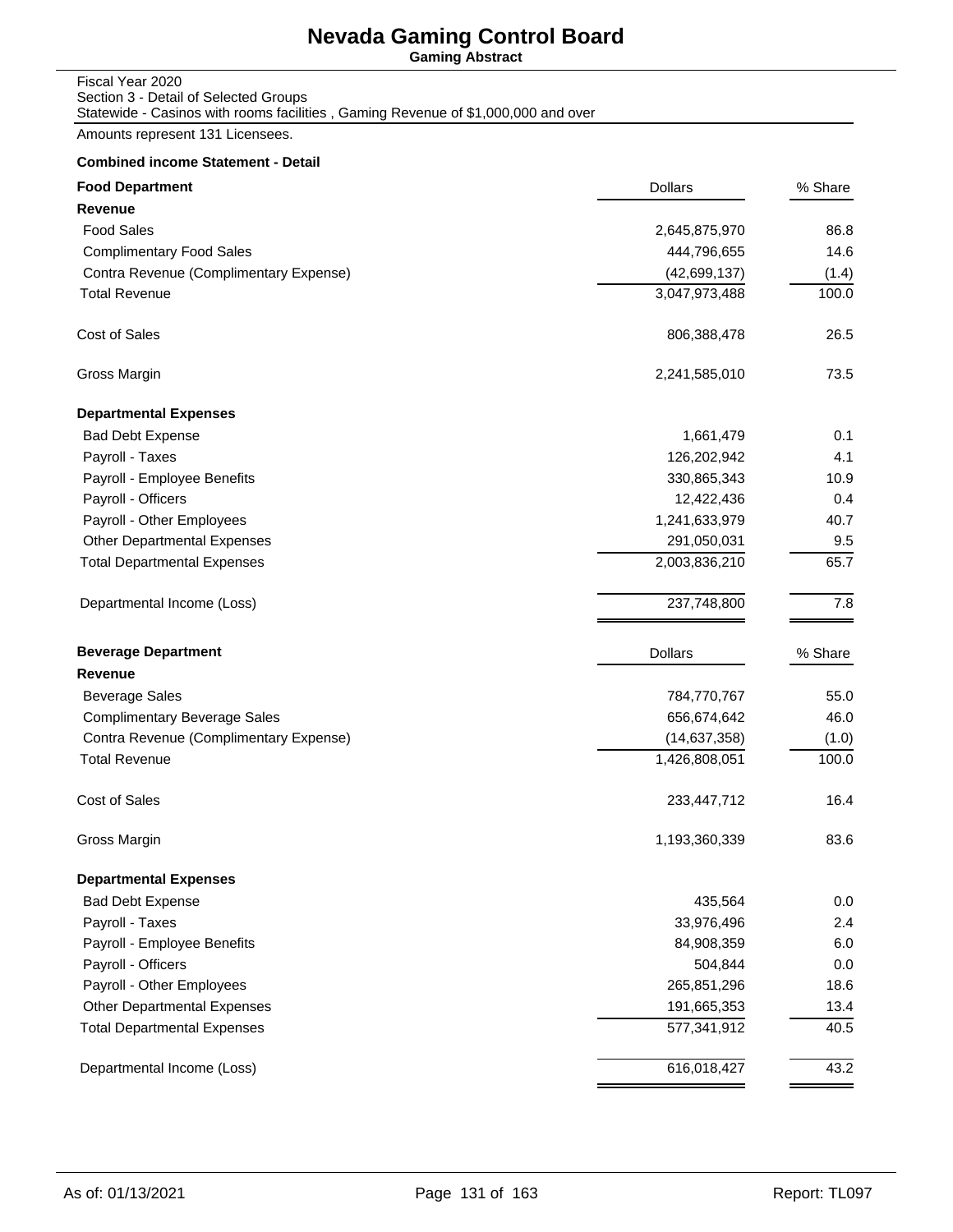# Nevada Gaming Control Board

**Gaming Abstract**

Fiscal Year 2020
Section 3 - Detail of Selected Groups
Statewide - Casinos with rooms facilities , Gaming Revenue of $1,000,000 and over

Amounts represent 131 Licensees.

**Combined income Statement - Detail**

| **Food Department** | Dollars | % Share |
|---|---|---|
| **Revenue** | | |
| Food Sales | 2,645,875,970 | 86.8 |
| Complimentary Food Sales | 444,796,655 | 14.6 |
| Contra Revenue (Complimentary Expense) | (42,699,137) | (1.4) |
| Total Revenue | 3,047,973,488 | 100.0 |
| Cost of Sales | 806,388,478 | 26.5 |
| Gross Margin | 2,241,585,010 | 73.5 |
| **Departmental Expenses** | | |
| Bad Debt Expense | 1,661,479 | 0.1 |
| Payroll - Taxes | 126,202,942 | 4.1 |
| Payroll - Employee Benefits | 330,865,343 | 10.9 |
| Payroll - Officers | 12,422,436 | 0.4 |
| Payroll - Other Employees | 1,241,633,979 | 40.7 |
| Other Departmental Expenses | 291,050,031 | 9.5 |
| Total Departmental Expenses | 2,003,836,210 | 65.7 |
| Departmental Income (Loss) | 237,748,800 | 7.8 |

| **Beverage Department** | Dollars | % Share |
|---|---|---|
| **Revenue** | | |
| Beverage Sales | 784,770,767 | 55.0 |
| Complimentary Beverage Sales | 656,674,642 | 46.0 |
| Contra Revenue (Complimentary Expense) | (14,637,358) | (1.0) |
| Total Revenue | 1,426,808,051 | 100.0 |
| Cost of Sales | 233,447,712 | 16.4 |
| Gross Margin | 1,193,360,339 | 83.6 |
| **Departmental Expenses** | | |
| Bad Debt Expense | 435,564 | 0.0 |
| Payroll - Taxes | 33,976,496 | 2.4 |
| Payroll - Employee Benefits | 84,908,359 | 6.0 |
| Payroll - Officers | 504,844 | 0.0 |
| Payroll - Other Employees | 265,851,296 | 18.6 |
| Other Departmental Expenses | 191,665,353 | 13.4 |
| Total Departmental Expenses | 577,341,912 | 40.5 |
| Departmental Income (Loss) | 616,018,427 | 43.2 |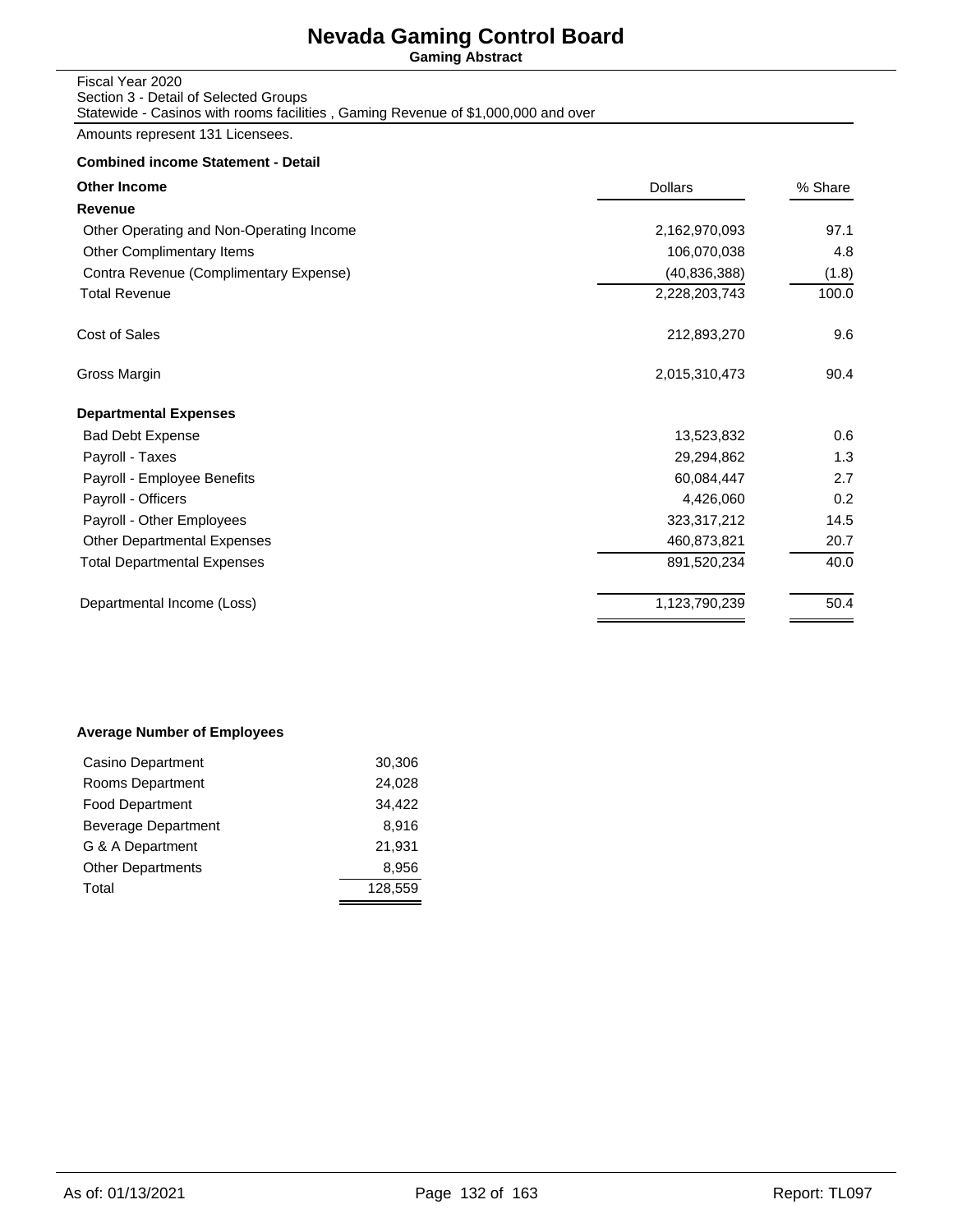# Nevada Gaming Control Board

**Gaming Abstract**

Fiscal Year 2020
Section 3 - Detail of Selected Groups
Statewide - Casinos with rooms facilities , Gaming Revenue of $1,000,000 and over

Amounts represent 131 Licensees.

**Combined income Statement - Detail**

| **Other Income** | Dollars | % Share |
|---|---|---|
| **Revenue** | | |
| Other Operating and Non-Operating Income | 2,162,970,093 | 97.1 |
| Other Complimentary Items | 106,070,038 | 4.8 |
| Contra Revenue (Complimentary Expense) | (40,836,388) | (1.8) |
| Total Revenue | 2,228,203,743 | 100.0 |
| Cost of Sales | 212,893,270 | 9.6 |
| Gross Margin | 2,015,310,473 | 90.4 |
| **Departmental Expenses** | | |
| Bad Debt Expense | 13,523,832 | 0.6 |
| Payroll - Taxes | 29,294,862 | 1.3 |
| Payroll - Employee Benefits | 60,084,447 | 2.7 |
| Payroll - Officers | 4,426,060 | 0.2 |
| Payroll - Other Employees | 323,317,212 | 14.5 |
| Other Departmental Expenses | 460,873,821 | 20.7 |
| Total Departmental Expenses | 891,520,234 | 40.0 |
| Departmental Income (Loss) | 1,123,790,239 | 50.4 |

**Average Number of Employees**

| Department | Employees |
|---|---|
| Casino Department | 30,306 |
| Rooms Department | 24,028 |
| Food Department | 34,422 |
| Beverage Department | 8,916 |
| G & A Department | 21,931 |
| Other Departments | 8,956 |
| Total | 128,559 |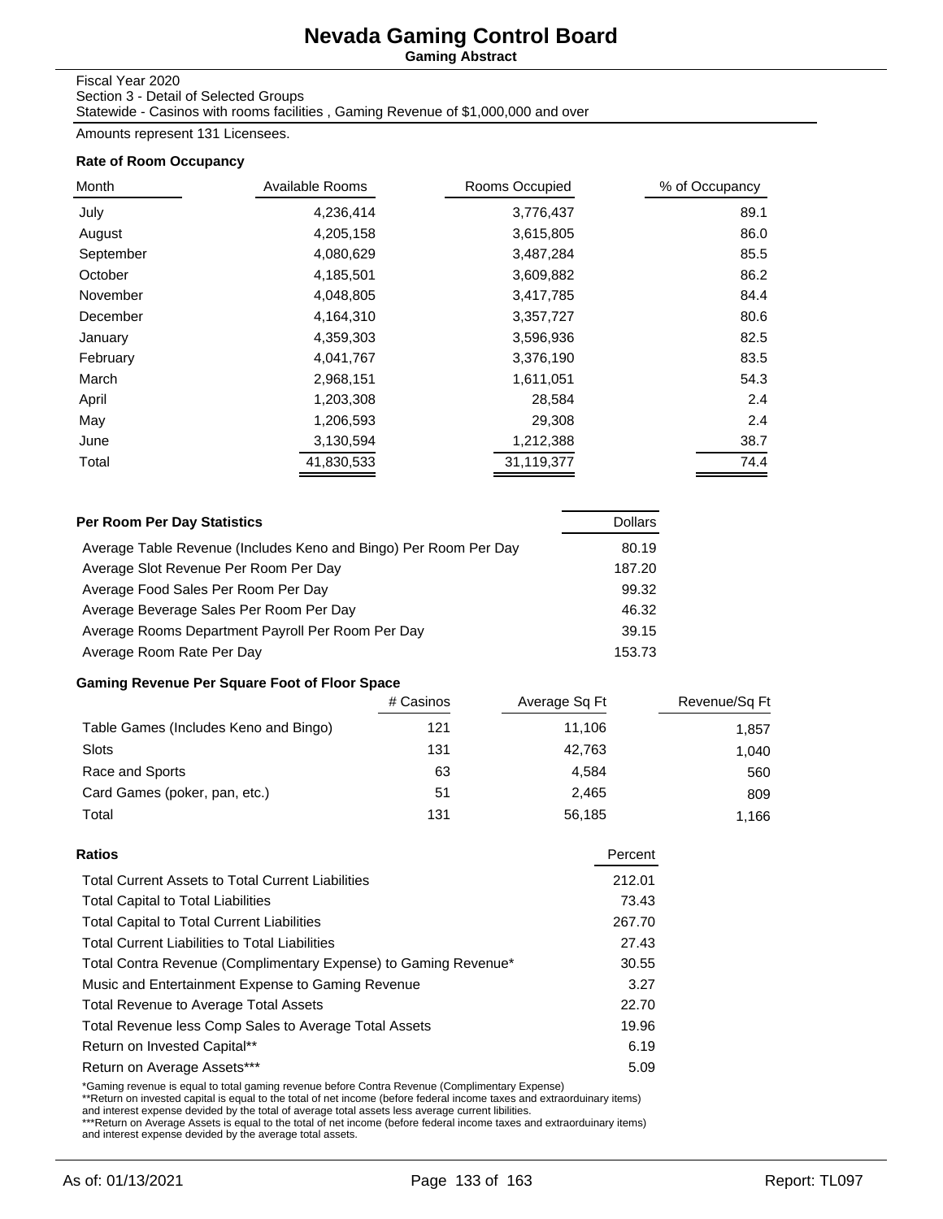# Nevada Gaming Control Board

**Gaming Abstract**

Fiscal Year 2020
Section 3 - Detail of Selected Groups
Statewide - Casinos with rooms facilities , Gaming Revenue of $1,000,000 and over

Amounts represent 131 Licensees.

### Rate of Room Occupancy

| Month | Available Rooms | Rooms Occupied | % of Occupancy |
|---|---|---|---|
| July | 4,236,414 | 3,776,437 | 89.1 |
| August | 4,205,158 | 3,615,805 | 86.0 |
| September | 4,080,629 | 3,487,284 | 85.5 |
| October | 4,185,501 | 3,609,882 | 86.2 |
| November | 4,048,805 | 3,417,785 | 84.4 |
| December | 4,164,310 | 3,357,727 | 80.6 |
| January | 4,359,303 | 3,596,936 | 82.5 |
| February | 4,041,767 | 3,376,190 | 83.5 |
| March | 2,968,151 | 1,611,051 | 54.3 |
| April | 1,203,308 | 28,584 | 2.4 |
| May | 1,206,593 | 29,308 | 2.4 |
| June | 3,130,594 | 1,212,388 | 38.7 |
| Total | 41,830,533 | 31,119,377 | 74.4 |

### Per Room Per Day Statistics

| | Dollars |
|---|---|
| Average Table Revenue (Includes Keno and Bingo) Per Room Per Day | 80.19 |
| Average Slot Revenue Per Room Per Day | 187.20 |
| Average Food Sales Per Room Per Day | 99.32 |
| Average Beverage Sales Per Room Per Day | 46.32 |
| Average Rooms Department Payroll Per Room Per Day | 39.15 |
| Average Room Rate Per Day | 153.73 |

### Gaming Revenue Per Square Foot of Floor Space

| | # Casinos | Average Sq Ft | Revenue/Sq Ft |
|---|---|---|---|
| Table Games (Includes Keno and Bingo) | 121 | 11,106 | 1,857 |
| Slots | 131 | 42,763 | 1,040 |
| Race and Sports | 63 | 4,584 | 560 |
| Card Games (poker, pan, etc.) | 51 | 2,465 | 809 |
| Total | 131 | 56,185 | 1,166 |

### Ratios

| | Percent |
|---|---|
| Total Current Assets to Total Current Liabilities | 212.01 |
| Total Capital to Total Liabilities | 73.43 |
| Total Capital to Total Current Liabilities | 267.70 |
| Total Current Liabilities to Total Liabilities | 27.43 |
| Total Contra Revenue (Complimentary Expense) to Gaming Revenue* | 30.55 |
| Music and Entertainment Expense to Gaming Revenue | 3.27 |
| Total Revenue to Average Total Assets | 22.70 |
| Total Revenue less Comp Sales to Average Total Assets | 19.96 |
| Return on Invested Capital** | 6.19 |
| Return on Average Assets*** | 5.09 |

*Gaming revenue is equal to total gaming revenue before Contra Revenue (Complimentary Expense)
**Return on invested capital is equal to the total of net income (before federal income taxes and extraorduinary items) and interest expense devided by the total of average total assets less average current libilities.
***Return on Average Assets is equal to the total of net income (before federal income taxes and extraorduinary items) and interest expense devided by the average total assets.

As of: 01/13/2021 Report: TL097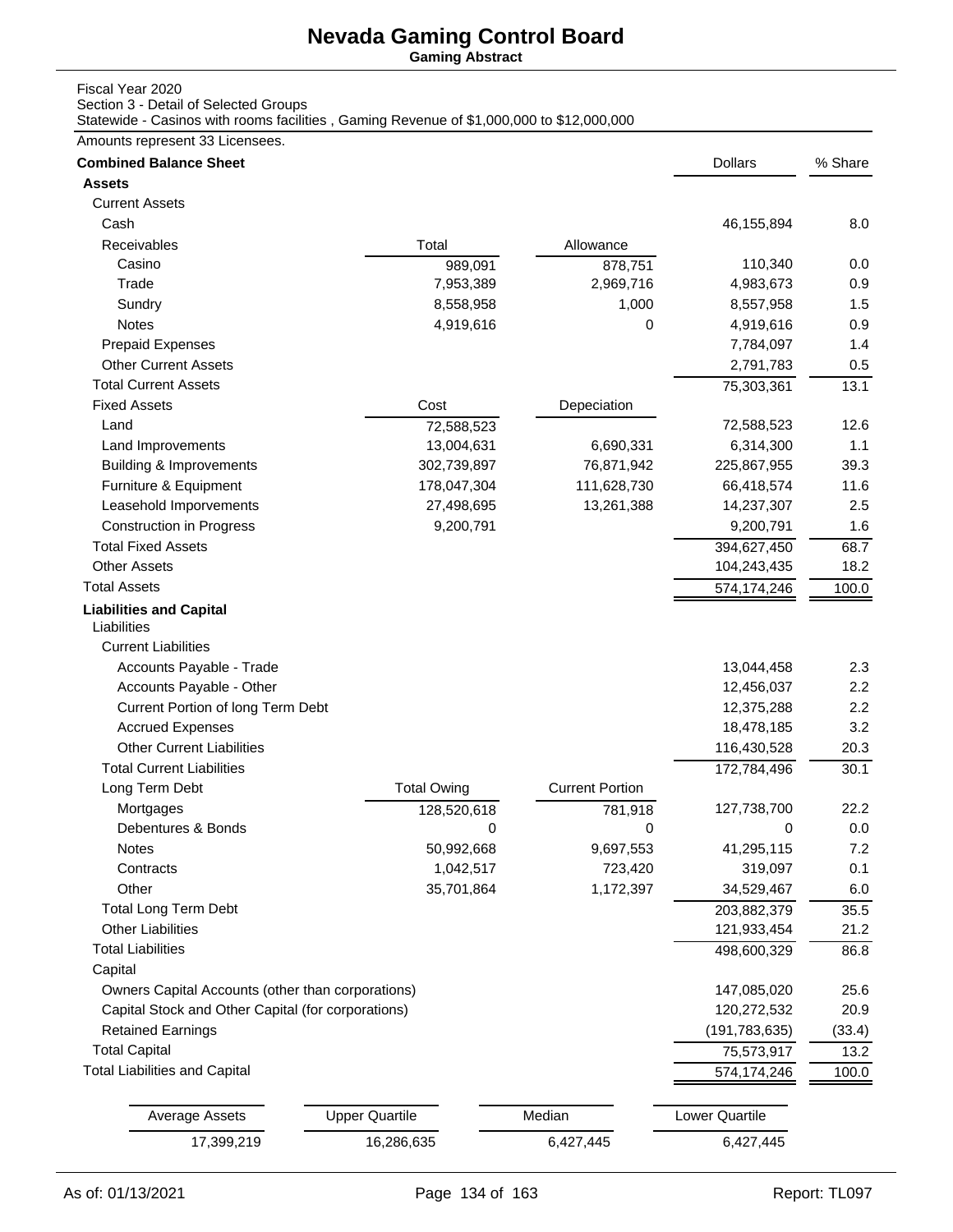# Nevada Gaming Control Board

**Gaming Abstract**

Fiscal Year 2020
Section 3 - Detail of Selected Groups
Statewide - Casinos with rooms facilities , Gaming Revenue of $1,000,000 to $12,000,000

Amounts represent 33 Licensees.

| **Combined Balance Sheet** | | | Dollars | % Share |
|---|---|---|---|---|
| **Assets** | | | | |
| Current Assets | | | | |
| Cash | | | 46,155,894 | 8.0 |
| Receivables | Total | Allowance | | |
| Casino | 989,091 | 878,751 | 110,340 | 0.0 |
| Trade | 7,953,389 | 2,969,716 | 4,983,673 | 0.9 |
| Sundry | 8,558,958 | 1,000 | 8,557,958 | 1.5 |
| Notes | 4,919,616 | 0 | 4,919,616 | 0.9 |
| Prepaid Expenses | | | 7,784,097 | 1.4 |
| Other Current Assets | | | 2,791,783 | 0.5 |
| Total Current Assets | | | 75,303,361 | 13.1 |
| Fixed Assets | Cost | Depeciation | | |
| Land | 72,588,523 | | 72,588,523 | 12.6 |
| Land Improvements | 13,004,631 | 6,690,331 | 6,314,300 | 1.1 |
| Building & Improvements | 302,739,897 | 76,871,942 | 225,867,955 | 39.3 |
| Furniture & Equipment | 178,047,304 | 111,628,730 | 66,418,574 | 11.6 |
| Leasehold Imporvements | 27,498,695 | 13,261,388 | 14,237,307 | 2.5 |
| Construction in Progress | 9,200,791 | | 9,200,791 | 1.6 |
| Total Fixed Assets | | | 394,627,450 | 68.7 |
| Other Assets | | | 104,243,435 | 18.2 |
| Total Assets | | | 574,174,246 | 100.0 |
| **Liabilities and Capital** | | | | |
| Liabilities | | | | |
| Current Liabilities | | | | |
| Accounts Payable - Trade | | | 13,044,458 | 2.3 |
| Accounts Payable - Other | | | 12,456,037 | 2.2 |
| Current Portion of long Term Debt | | | 12,375,288 | 2.2 |
| Accrued Expenses | | | 18,478,185 | 3.2 |
| Other Current Liabilities | | | 116,430,528 | 20.3 |
| Total Current Liabilities | | | 172,784,496 | 30.1 |
| Long Term Debt | Total Owing | Current Portion | | |
| Mortgages | 128,520,618 | 781,918 | 127,738,700 | 22.2 |
| Debentures & Bonds | 0 | 0 | 0 | 0.0 |
| Notes | 50,992,668 | 9,697,553 | 41,295,115 | 7.2 |
| Contracts | 1,042,517 | 723,420 | 319,097 | 0.1 |
| Other | 35,701,864 | 1,172,397 | 34,529,467 | 6.0 |
| Total Long Term Debt | | | 203,882,379 | 35.5 |
| Other Liabilities | | | 121,933,454 | 21.2 |
| Total Liabilities | | | 498,600,329 | 86.8 |
| Capital | | | | |
| Owners Capital Accounts (other than corporations) | | | 147,085,020 | 25.6 |
| Capital Stock and Other Capital (for corporations) | | | 120,272,532 | 20.9 |
| Retained Earnings | | | (191,783,635) | (33.4) |
| Total Capital | | | 75,573,917 | 13.2 |
| Total Liabilities and Capital | | | 574,174,246 | 100.0 |

| Average Assets | Upper Quartile | Median | Lower Quartile |
|---|---|---|---|
| 17,399,219 | 16,286,635 | 6,427,445 | 6,427,445 |

As of: 01/13/2021 Report: TL097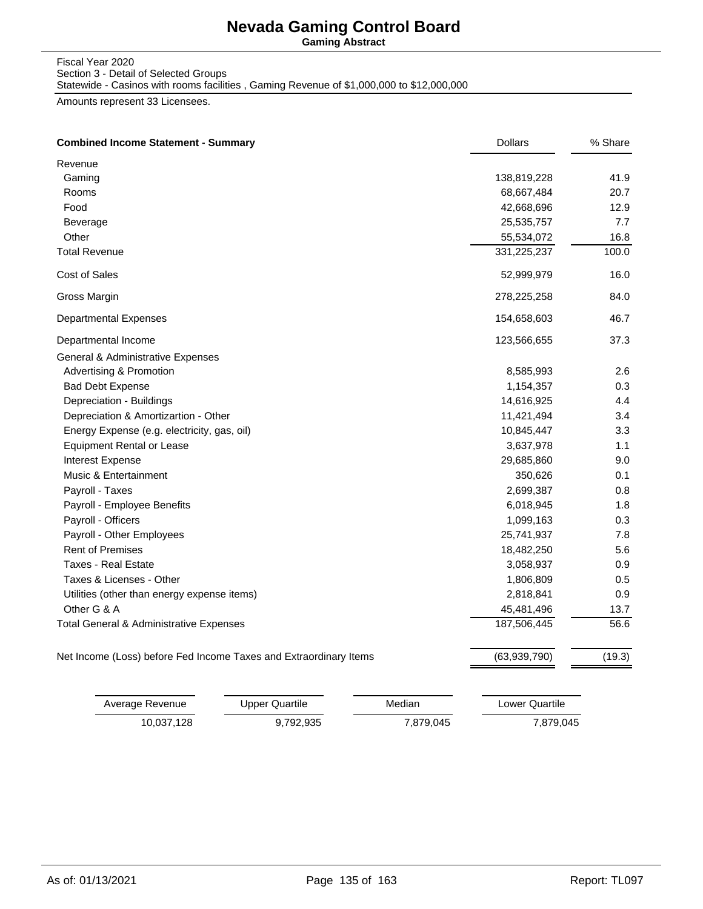# Nevada Gaming Control Board

**Gaming Abstract**

Fiscal Year 2020
Section 3 - Detail of Selected Groups
Statewide - Casinos with rooms facilities , Gaming Revenue of $1,000,000 to $12,000,000

Amounts represent 33 Licensees.

| **Combined Income Statement - Summary** | Dollars | % Share |
|---|---|---|
| Revenue | | |
| Gaming | 138,819,228 | 41.9 |
| Rooms | 68,667,484 | 20.7 |
| Food | 42,668,696 | 12.9 |
| Beverage | 25,535,757 | 7.7 |
| Other | 55,534,072 | 16.8 |
| Total Revenue | 331,225,237 | 100.0 |
| Cost of Sales | 52,999,979 | 16.0 |
| Gross Margin | 278,225,258 | 84.0 |
| Departmental Expenses | 154,658,603 | 46.7 |
| Departmental Income | 123,566,655 | 37.3 |
| General & Administrative Expenses | | |
| Advertising & Promotion | 8,585,993 | 2.6 |
| Bad Debt Expense | 1,154,357 | 0.3 |
| Depreciation - Buildings | 14,616,925 | 4.4 |
| Depreciation & Amortizartion - Other | 11,421,494 | 3.4 |
| Energy Expense (e.g. electricity, gas, oil) | 10,845,447 | 3.3 |
| Equipment Rental or Lease | 3,637,978 | 1.1 |
| Interest Expense | 29,685,860 | 9.0 |
| Music & Entertainment | 350,626 | 0.1 |
| Payroll - Taxes | 2,699,387 | 0.8 |
| Payroll - Employee Benefits | 6,018,945 | 1.8 |
| Payroll - Officers | 1,099,163 | 0.3 |
| Payroll - Other Employees | 25,741,937 | 7.8 |
| Rent of Premises | 18,482,250 | 5.6 |
| Taxes - Real Estate | 3,058,937 | 0.9 |
| Taxes & Licenses - Other | 1,806,809 | 0.5 |
| Utilities (other than energy expense items) | 2,818,841 | 0.9 |
| Other G & A | 45,481,496 | 13.7 |
| Total General & Administrative Expenses | 187,506,445 | 56.6 |
| Net Income (Loss) before Fed Income Taxes and Extraordinary Items | (63,939,790) | (19.3) |

| Average Revenue | Upper Quartile | Median | Lower Quartile |
|---|---|---|---|
| 10,037,128 | 9,792,935 | 7,879,045 | 7,879,045 |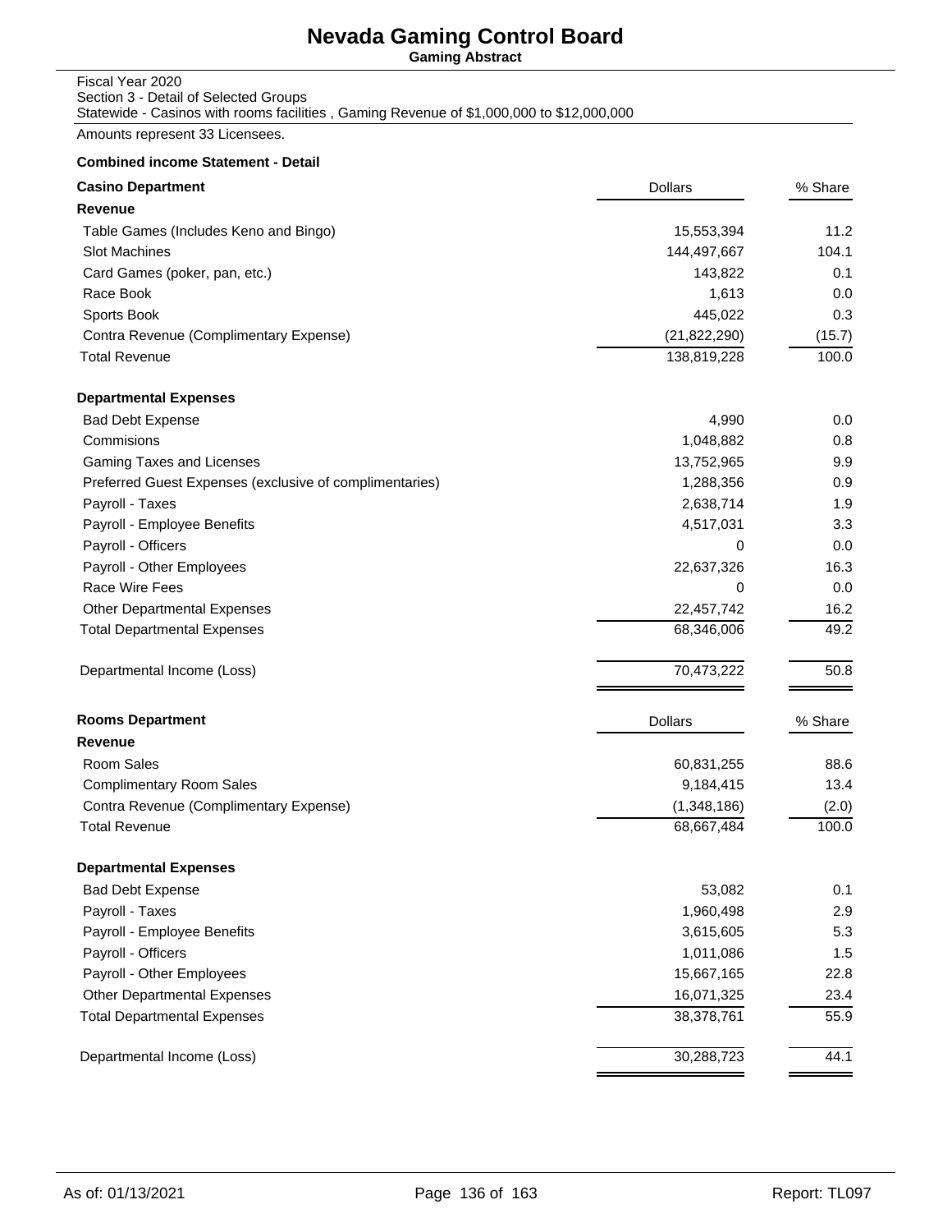# Nevada Gaming Control Board

**Gaming Abstract**

Fiscal Year 2020
Section 3 - Detail of Selected Groups
Statewide - Casinos with rooms facilities , Gaming Revenue of $1,000,000 to $12,000,000

Amounts represent 33 Licensees.

**Combined income Statement - Detail**

| **Casino Department** | Dollars | % Share |
|---|---:|---:|
| **Revenue** | | |
| Table Games (Includes Keno and Bingo) | 15,553,394 | 11.2 |
| Slot Machines | 144,497,667 | 104.1 |
| Card Games (poker, pan, etc.) | 143,822 | 0.1 |
| Race Book | 1,613 | 0.0 |
| Sports Book | 445,022 | 0.3 |
| Contra Revenue (Complimentary Expense) | (21,822,290) | (15.7) |
| Total Revenue | 138,819,228 | 100.0 |
| **Departmental Expenses** | | |
| Bad Debt Expense | 4,990 | 0.0 |
| Commisions | 1,048,882 | 0.8 |
| Gaming Taxes and Licenses | 13,752,965 | 9.9 |
| Preferred Guest Expenses (exclusive of complimentaries) | 1,288,356 | 0.9 |
| Payroll - Taxes | 2,638,714 | 1.9 |
| Payroll - Employee Benefits | 4,517,031 | 3.3 |
| Payroll - Officers | 0 | 0.0 |
| Payroll - Other Employees | 22,637,326 | 16.3 |
| Race Wire Fees | 0 | 0.0 |
| Other Departmental Expenses | 22,457,742 | 16.2 |
| Total Departmental Expenses | 68,346,006 | 49.2 |
| Departmental Income (Loss) | 70,473,222 | 50.8 |

| **Rooms Department** | Dollars | % Share |
|---|---:|---:|
| **Revenue** | | |
| Room Sales | 60,831,255 | 88.6 |
| Complimentary Room Sales | 9,184,415 | 13.4 |
| Contra Revenue (Complimentary Expense) | (1,348,186) | (2.0) |
| Total Revenue | 68,667,484 | 100.0 |
| **Departmental Expenses** | | |
| Bad Debt Expense | 53,082 | 0.1 |
| Payroll - Taxes | 1,960,498 | 2.9 |
| Payroll - Employee Benefits | 3,615,605 | 5.3 |
| Payroll - Officers | 1,011,086 | 1.5 |
| Payroll - Other Employees | 15,667,165 | 22.8 |
| Other Departmental Expenses | 16,071,325 | 23.4 |
| Total Departmental Expenses | 38,378,761 | 55.9 |
| Departmental Income (Loss) | 30,288,723 | 44.1 |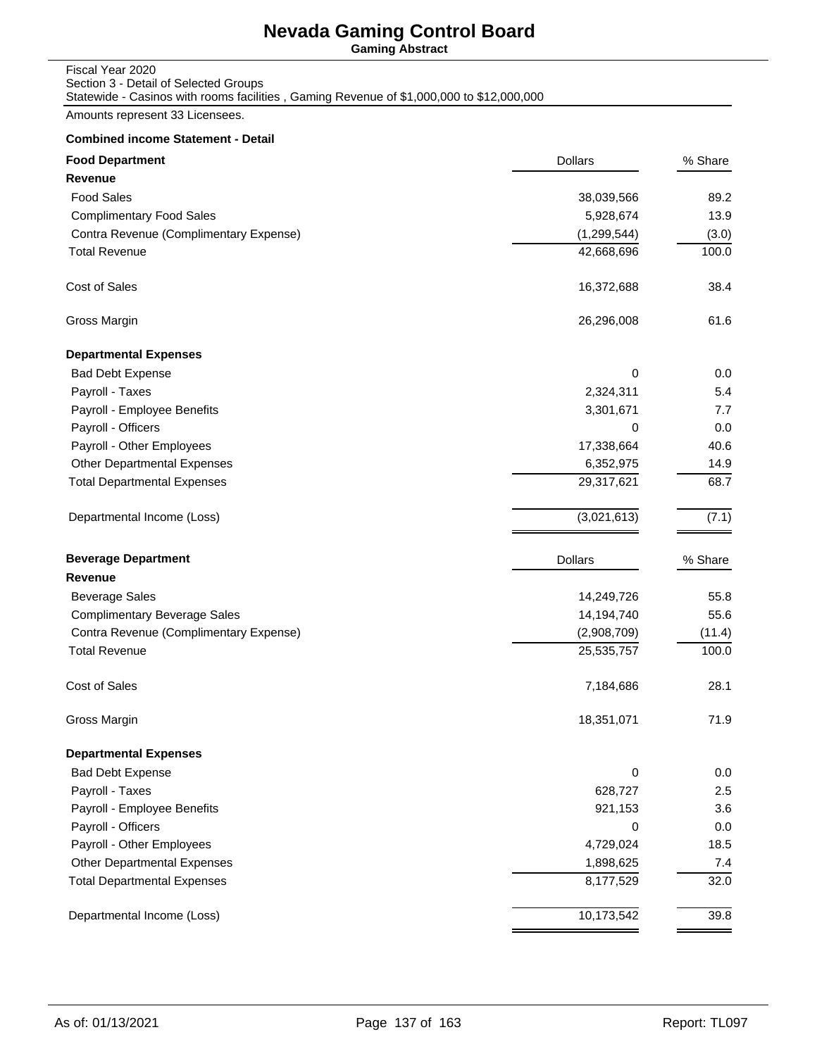# Nevada Gaming Control Board

**Gaming Abstract**

Fiscal Year 2020
Section 3 - Detail of Selected Groups
Statewide - Casinos with rooms facilities , Gaming Revenue of $1,000,000 to $12,000,000

Amounts represent 33 Licensees.

**Combined income Statement - Detail**

| **Food Department** | Dollars | % Share |
|---|---|---|
| **Revenue** | | |
| Food Sales | 38,039,566 | 89.2 |
| Complimentary Food Sales | 5,928,674 | 13.9 |
| Contra Revenue (Complimentary Expense) | (1,299,544) | (3.0) |
| Total Revenue | 42,668,696 | 100.0 |
| Cost of Sales | 16,372,688 | 38.4 |
| Gross Margin | 26,296,008 | 61.6 |
| **Departmental Expenses** | | |
| Bad Debt Expense | 0 | 0.0 |
| Payroll - Taxes | 2,324,311 | 5.4 |
| Payroll - Employee Benefits | 3,301,671 | 7.7 |
| Payroll - Officers | 0 | 0.0 |
| Payroll - Other Employees | 17,338,664 | 40.6 |
| Other Departmental Expenses | 6,352,975 | 14.9 |
| Total Departmental Expenses | 29,317,621 | 68.7 |
| Departmental Income (Loss) | (3,021,613) | (7.1) |

| **Beverage Department** | Dollars | % Share |
|---|---|---|
| **Revenue** | | |
| Beverage Sales | 14,249,726 | 55.8 |
| Complimentary Beverage Sales | 14,194,740 | 55.6 |
| Contra Revenue (Complimentary Expense) | (2,908,709) | (11.4) |
| Total Revenue | 25,535,757 | 100.0 |
| Cost of Sales | 7,184,686 | 28.1 |
| Gross Margin | 18,351,071 | 71.9 |
| **Departmental Expenses** | | |
| Bad Debt Expense | 0 | 0.0 |
| Payroll - Taxes | 628,727 | 2.5 |
| Payroll - Employee Benefits | 921,153 | 3.6 |
| Payroll - Officers | 0 | 0.0 |
| Payroll - Other Employees | 4,729,024 | 18.5 |
| Other Departmental Expenses | 1,898,625 | 7.4 |
| Total Departmental Expenses | 8,177,529 | 32.0 |
| Departmental Income (Loss) | 10,173,542 | 39.8 |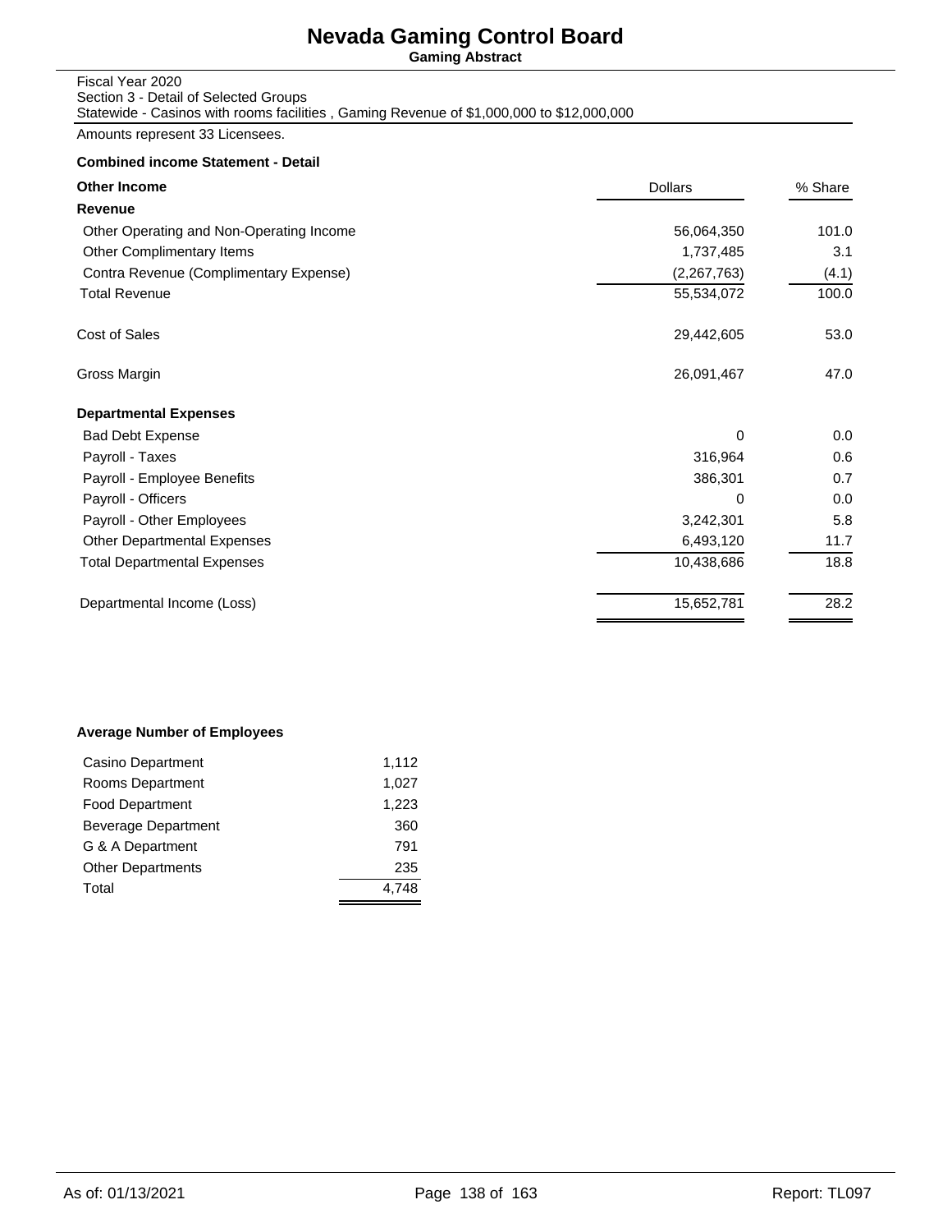# Nevada Gaming Control Board

**Gaming Abstract**

Fiscal Year 2020
Section 3 - Detail of Selected Groups
Statewide - Casinos with rooms facilities , Gaming Revenue of $1,000,000 to $12,000,000

Amounts represent 33 Licensees.

**Combined income Statement - Detail**

| **Other Income** | Dollars | % Share |
|---|---|---|
| **Revenue** | | |
| Other Operating and Non-Operating Income | 56,064,350 | 101.0 |
| Other Complimentary Items | 1,737,485 | 3.1 |
| Contra Revenue (Complimentary Expense) | (2,267,763) | (4.1) |
| Total Revenue | 55,534,072 | 100.0 |
| Cost of Sales | 29,442,605 | 53.0 |
| Gross Margin | 26,091,467 | 47.0 |
| **Departmental Expenses** | | |
| Bad Debt Expense | 0 | 0.0 |
| Payroll - Taxes | 316,964 | 0.6 |
| Payroll - Employee Benefits | 386,301 | 0.7 |
| Payroll - Officers | 0 | 0.0 |
| Payroll - Other Employees | 3,242,301 | 5.8 |
| Other Departmental Expenses | 6,493,120 | 11.7 |
| Total Departmental Expenses | 10,438,686 | 18.8 |
| Departmental Income (Loss) | 15,652,781 | 28.2 |

**Average Number of Employees**

| Department | Employees |
|---|---|
| Casino Department | 1,112 |
| Rooms Department | 1,027 |
| Food Department | 1,223 |
| Beverage Department | 360 |
| G & A Department | 791 |
| Other Departments | 235 |
| Total | 4,748 |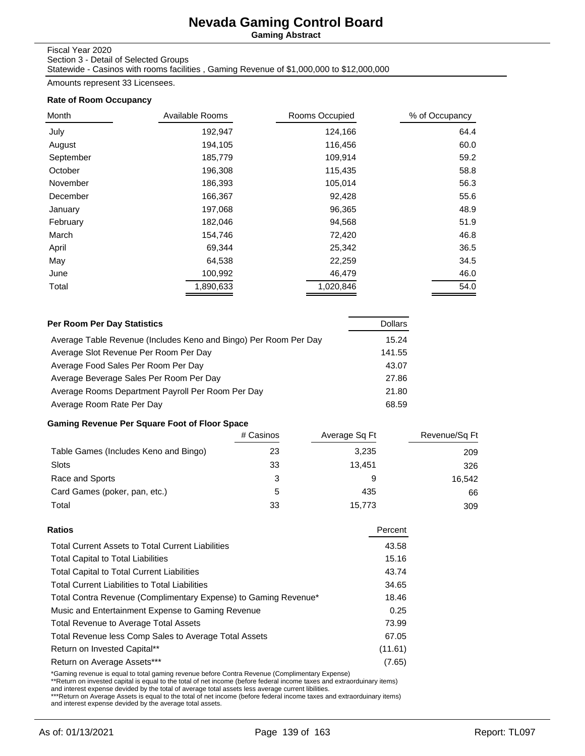# Nevada Gaming Control Board

**Gaming Abstract**

Fiscal Year 2020
Section 3 - Detail of Selected Groups
Statewide - Casinos with rooms facilities , Gaming Revenue of $1,000,000 to $12,000,000

Amounts represent 33 Licensees.

### Rate of Room Occupancy

| Month | Available Rooms | Rooms Occupied | % of Occupancy |
|---|---|---|---|
| July | 192,947 | 124,166 | 64.4 |
| August | 194,105 | 116,456 | 60.0 |
| September | 185,779 | 109,914 | 59.2 |
| October | 196,308 | 115,435 | 58.8 |
| November | 186,393 | 105,014 | 56.3 |
| December | 166,367 | 92,428 | 55.6 |
| January | 197,068 | 96,365 | 48.9 |
| February | 182,046 | 94,568 | 51.9 |
| March | 154,746 | 72,420 | 46.8 |
| April | 69,344 | 25,342 | 36.5 |
| May | 64,538 | 22,259 | 34.5 |
| June | 100,992 | 46,479 | 46.0 |
| Total | 1,890,633 | 1,020,846 | 54.0 |

| Per Room Per Day Statistics | Dollars |
|---|---|
| Average Table Revenue (Includes Keno and Bingo) Per Room Per Day | 15.24 |
| Average Slot Revenue Per Room Per Day | 141.55 |
| Average Food Sales Per Room Per Day | 43.07 |
| Average Beverage Sales Per Room Per Day | 27.86 |
| Average Rooms Department Payroll Per Room Per Day | 21.80 |
| Average Room Rate Per Day | 68.59 |

### Gaming Revenue Per Square Foot of Floor Space

| | # Casinos | Average Sq Ft | Revenue/Sq Ft |
|---|---|---|---|
| Table Games (Includes Keno and Bingo) | 23 | 3,235 | 209 |
| Slots | 33 | 13,451 | 326 |
| Race and Sports | 3 | 9 | 16,542 |
| Card Games (poker, pan, etc.) | 5 | 435 | 66 |
| Total | 33 | 15,773 | 309 |

| Ratios | Percent |
|---|---|
| Total Current Assets to Total Current Liabilities | 43.58 |
| Total Capital to Total Liabilities | 15.16 |
| Total Capital to Total Current Liabilities | 43.74 |
| Total Current Liabilities to Total Liabilities | 34.65 |
| Total Contra Revenue (Complimentary Expense) to Gaming Revenue* | 18.46 |
| Music and Entertainment Expense to Gaming Revenue | 0.25 |
| Total Revenue to Average Total Assets | 73.99 |
| Total Revenue less Comp Sales to Average Total Assets | 67.05 |
| Return on Invested Capital** | (11.61) |
| Return on Average Assets*** | (7.65) |

*Gaming revenue is equal to total gaming revenue before Contra Revenue (Complimentary Expense)
**Return on invested capital is equal to the total of net income (before federal income taxes and extraorduinary items) and interest expense devided by the total of average total assets less average current libilities.
***Return on Average Assets is equal to the total of net income (before federal income taxes and extraorduinary items) and interest expense devided by the average total assets.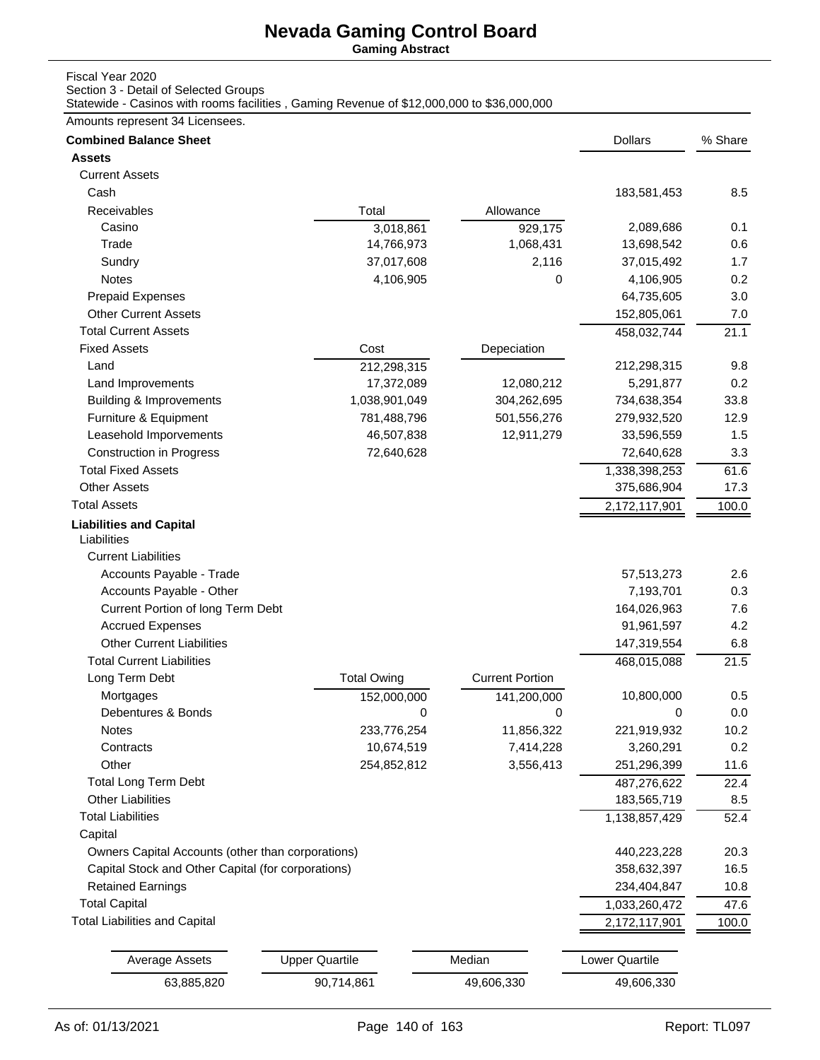# Nevada Gaming Control Board

**Gaming Abstract**

Fiscal Year 2020
Section 3 - Detail of Selected Groups
Statewide - Casinos with rooms facilities , Gaming Revenue of $12,000,000 to $36,000,000

Amounts represent 34 Licensees.

| **Combined Balance Sheet** | | | Dollars | % Share |
|---|---|---|---|---|
| **Assets** | | | | |
| Current Assets | | | | |
| Cash | | | 183,581,453 | 8.5 |
| Receivables | Total | Allowance | | |
| Casino | 3,018,861 | 929,175 | 2,089,686 | 0.1 |
| Trade | 14,766,973 | 1,068,431 | 13,698,542 | 0.6 |
| Sundry | 37,017,608 | 2,116 | 37,015,492 | 1.7 |
| Notes | 4,106,905 | 0 | 4,106,905 | 0.2 |
| Prepaid Expenses | | | 64,735,605 | 3.0 |
| Other Current Assets | | | 152,805,061 | 7.0 |
| Total Current Assets | | | 458,032,744 | 21.1 |
| Fixed Assets | Cost | Depeciation | | |
| Land | 212,298,315 | | 212,298,315 | 9.8 |
| Land Improvements | 17,372,089 | 12,080,212 | 5,291,877 | 0.2 |
| Building & Improvements | 1,038,901,049 | 304,262,695 | 734,638,354 | 33.8 |
| Furniture & Equipment | 781,488,796 | 501,556,276 | 279,932,520 | 12.9 |
| Leasehold Imporvements | 46,507,838 | 12,911,279 | 33,596,559 | 1.5 |
| Construction in Progress | 72,640,628 | | 72,640,628 | 3.3 |
| Total Fixed Assets | | | 1,338,398,253 | 61.6 |
| Other Assets | | | 375,686,904 | 17.3 |
| Total Assets | | | 2,172,117,901 | 100.0 |
| **Liabilities and Capital** | | | | |
| Liabilities | | | | |
| Current Liabilities | | | | |
| Accounts Payable - Trade | | | 57,513,273 | 2.6 |
| Accounts Payable - Other | | | 7,193,701 | 0.3 |
| Current Portion of long Term Debt | | | 164,026,963 | 7.6 |
| Accrued Expenses | | | 91,961,597 | 4.2 |
| Other Current Liabilities | | | 147,319,554 | 6.8 |
| Total Current Liabilities | | | 468,015,088 | 21.5 |
| Long Term Debt | Total Owing | Current Portion | | |
| Mortgages | 152,000,000 | 141,200,000 | 10,800,000 | 0.5 |
| Debentures & Bonds | 0 | 0 | 0 | 0.0 |
| Notes | 233,776,254 | 11,856,322 | 221,919,932 | 10.2 |
| Contracts | 10,674,519 | 7,414,228 | 3,260,291 | 0.2 |
| Other | 254,852,812 | 3,556,413 | 251,296,399 | 11.6 |
| Total Long Term Debt | | | 487,276,622 | 22.4 |
| Other Liabilities | | | 183,565,719 | 8.5 |
| Total Liabilities | | | 1,138,857,429 | 52.4 |
| Capital | | | | |
| Owners Capital Accounts (other than corporations) | | | 440,223,228 | 20.3 |
| Capital Stock and Other Capital (for corporations) | | | 358,632,397 | 16.5 |
| Retained Earnings | | | 234,404,847 | 10.8 |
| Total Capital | | | 1,033,260,472 | 47.6 |
| Total Liabilities and Capital | | | 2,172,117,901 | 100.0 |

| Average Assets | Upper Quartile | Median | Lower Quartile |
|---|---|---|---|
| 63,885,820 | 90,714,861 | 49,606,330 | 49,606,330 |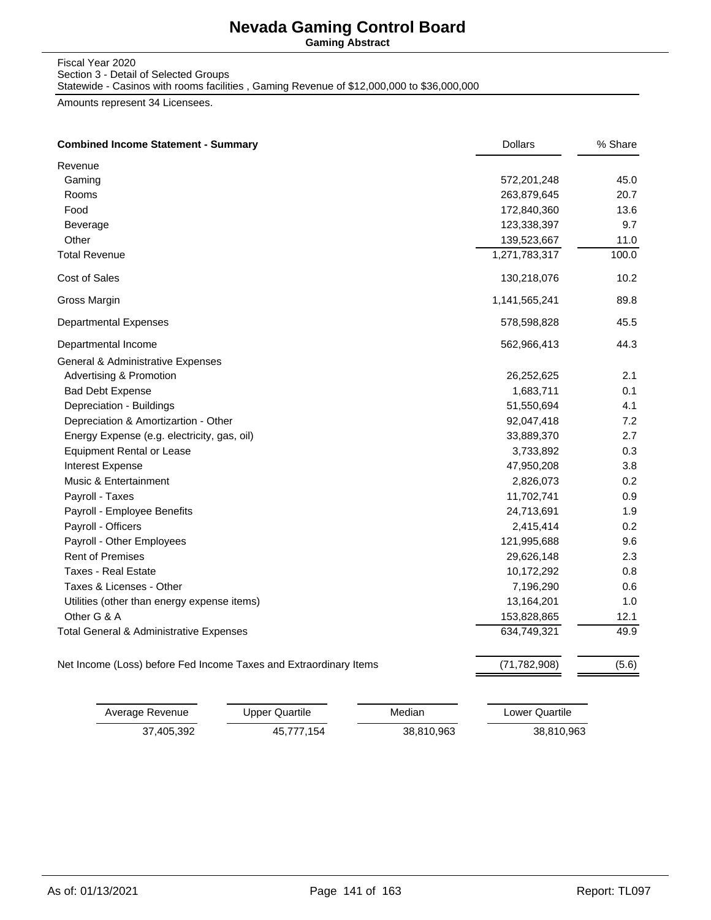# Nevada Gaming Control Board

**Gaming Abstract**

Fiscal Year 2020
Section 3 - Detail of Selected Groups
Statewide - Casinos with rooms facilities , Gaming Revenue of $12,000,000 to $36,000,000

Amounts represent 34 Licensees.

| **Combined Income Statement - Summary** | Dollars | % Share |
|---|---|---|
| Revenue | | |
| Gaming | 572,201,248 | 45.0 |
| Rooms | 263,879,645 | 20.7 |
| Food | 172,840,360 | 13.6 |
| Beverage | 123,338,397 | 9.7 |
| Other | 139,523,667 | 11.0 |
| Total Revenue | 1,271,783,317 | 100.0 |
| Cost of Sales | 130,218,076 | 10.2 |
| Gross Margin | 1,141,565,241 | 89.8 |
| Departmental Expenses | 578,598,828 | 45.5 |
| Departmental Income | 562,966,413 | 44.3 |
| General & Administrative Expenses | | |
| Advertising & Promotion | 26,252,625 | 2.1 |
| Bad Debt Expense | 1,683,711 | 0.1 |
| Depreciation - Buildings | 51,550,694 | 4.1 |
| Depreciation & Amortizartion - Other | 92,047,418 | 7.2 |
| Energy Expense (e.g. electricity, gas, oil) | 33,889,370 | 2.7 |
| Equipment Rental or Lease | 3,733,892 | 0.3 |
| Interest Expense | 47,950,208 | 3.8 |
| Music & Entertainment | 2,826,073 | 0.2 |
| Payroll - Taxes | 11,702,741 | 0.9 |
| Payroll - Employee Benefits | 24,713,691 | 1.9 |
| Payroll - Officers | 2,415,414 | 0.2 |
| Payroll - Other Employees | 121,995,688 | 9.6 |
| Rent of Premises | 29,626,148 | 2.3 |
| Taxes - Real Estate | 10,172,292 | 0.8 |
| Taxes & Licenses - Other | 7,196,290 | 0.6 |
| Utilities (other than energy expense items) | 13,164,201 | 1.0 |
| Other G & A | 153,828,865 | 12.1 |
| Total General & Administrative Expenses | 634,749,321 | 49.9 |
| Net Income (Loss) before Fed Income Taxes and Extraordinary Items | (71,782,908) | (5.6) |

| Average Revenue | Upper Quartile | Median | Lower Quartile |
|---|---|---|---|
| 37,405,392 | 45,777,154 | 38,810,963 | 38,810,963 |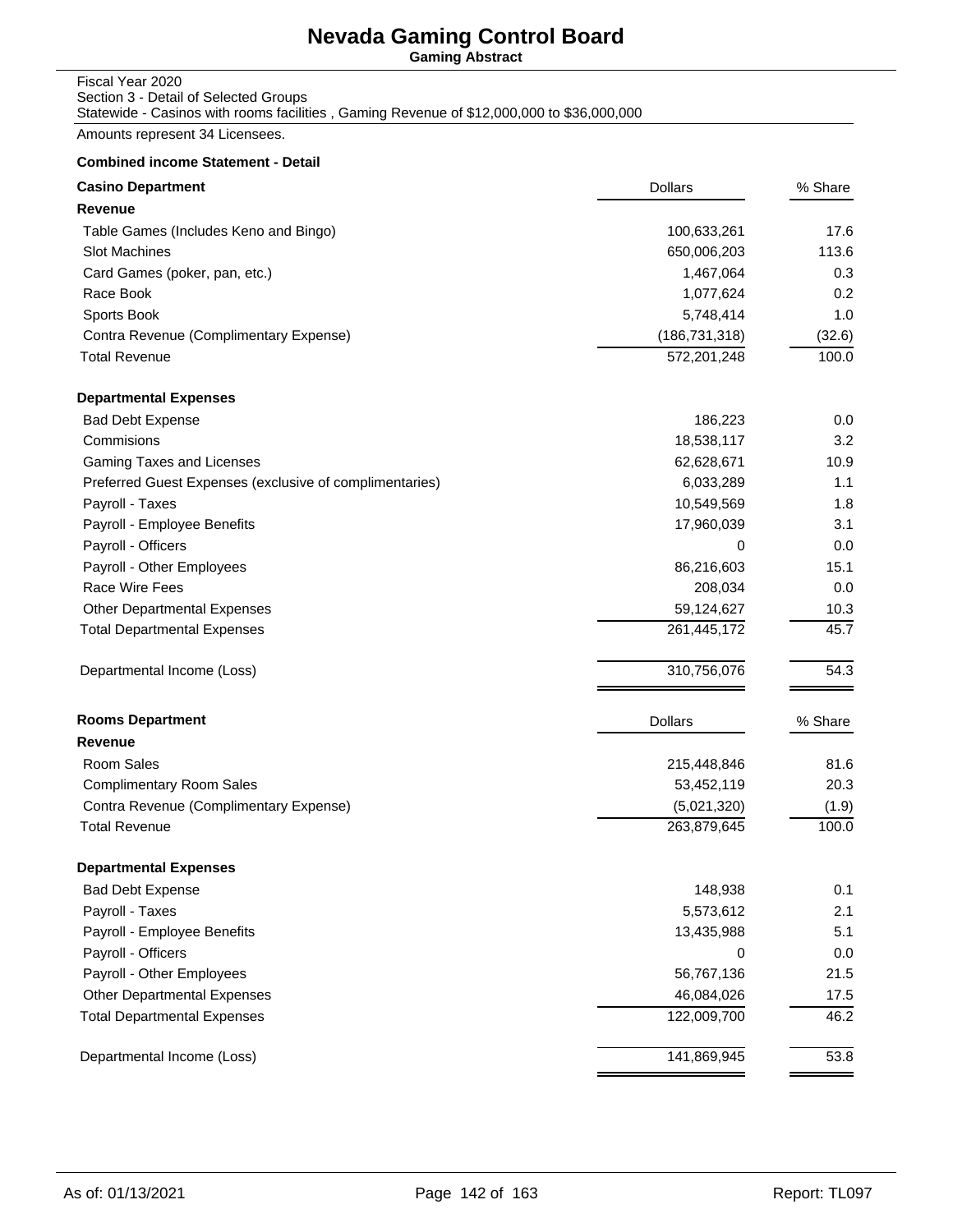# Nevada Gaming Control Board

**Gaming Abstract**

Fiscal Year 2020
Section 3 - Detail of Selected Groups
Statewide - Casinos with rooms facilities , Gaming Revenue of $12,000,000 to $36,000,000

Amounts represent 34 Licensees.

**Combined income Statement - Detail**

| **Casino Department** | Dollars | % Share |
|---|---|---|
| **Revenue** | | |
| Table Games (Includes Keno and Bingo) | 100,633,261 | 17.6 |
| Slot Machines | 650,006,203 | 113.6 |
| Card Games (poker, pan, etc.) | 1,467,064 | 0.3 |
| Race Book | 1,077,624 | 0.2 |
| Sports Book | 5,748,414 | 1.0 |
| Contra Revenue (Complimentary Expense) | (186,731,318) | (32.6) |
| Total Revenue | 572,201,248 | 100.0 |
| **Departmental Expenses** | | |
| Bad Debt Expense | 186,223 | 0.0 |
| Commisions | 18,538,117 | 3.2 |
| Gaming Taxes and Licenses | 62,628,671 | 10.9 |
| Preferred Guest Expenses (exclusive of complimentaries) | 6,033,289 | 1.1 |
| Payroll - Taxes | 10,549,569 | 1.8 |
| Payroll - Employee Benefits | 17,960,039 | 3.1 |
| Payroll - Officers | 0 | 0.0 |
| Payroll - Other Employees | 86,216,603 | 15.1 |
| Race Wire Fees | 208,034 | 0.0 |
| Other Departmental Expenses | 59,124,627 | 10.3 |
| Total Departmental Expenses | 261,445,172 | 45.7 |
| Departmental Income (Loss) | 310,756,076 | 54.3 |

| **Rooms Department** | Dollars | % Share |
|---|---|---|
| **Revenue** | | |
| Room Sales | 215,448,846 | 81.6 |
| Complimentary Room Sales | 53,452,119 | 20.3 |
| Contra Revenue (Complimentary Expense) | (5,021,320) | (1.9) |
| Total Revenue | 263,879,645 | 100.0 |
| **Departmental Expenses** | | |
| Bad Debt Expense | 148,938 | 0.1 |
| Payroll - Taxes | 5,573,612 | 2.1 |
| Payroll - Employee Benefits | 13,435,988 | 5.1 |
| Payroll - Officers | 0 | 0.0 |
| Payroll - Other Employees | 56,767,136 | 21.5 |
| Other Departmental Expenses | 46,084,026 | 17.5 |
| Total Departmental Expenses | 122,009,700 | 46.2 |
| Departmental Income (Loss) | 141,869,945 | 53.8 |

As of: 01/13/2021 Report: TL097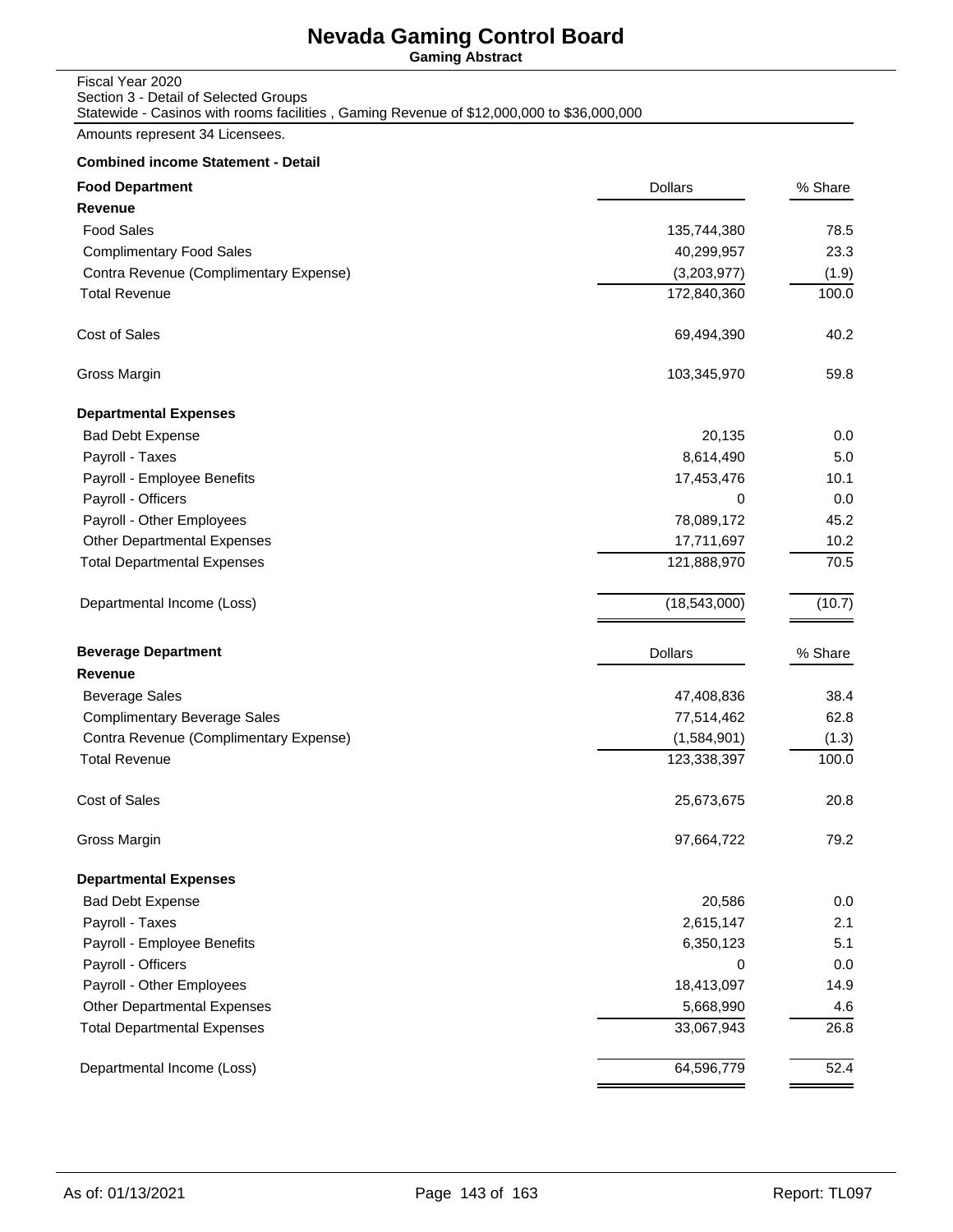# Nevada Gaming Control Board

**Gaming Abstract**

Fiscal Year 2020
Section 3 - Detail of Selected Groups
Statewide - Casinos with rooms facilities , Gaming Revenue of $12,000,000 to $36,000,000

Amounts represent 34 Licensees.

**Combined income Statement - Detail**

| **Food Department** | Dollars | % Share |
|---|---|---|
| **Revenue** | | |
| Food Sales | 135,744,380 | 78.5 |
| Complimentary Food Sales | 40,299,957 | 23.3 |
| Contra Revenue (Complimentary Expense) | (3,203,977) | (1.9) |
| Total Revenue | 172,840,360 | 100.0 |
| Cost of Sales | 69,494,390 | 40.2 |
| Gross Margin | 103,345,970 | 59.8 |
| **Departmental Expenses** | | |
| Bad Debt Expense | 20,135 | 0.0 |
| Payroll - Taxes | 8,614,490 | 5.0 |
| Payroll - Employee Benefits | 17,453,476 | 10.1 |
| Payroll - Officers | 0 | 0.0 |
| Payroll - Other Employees | 78,089,172 | 45.2 |
| Other Departmental Expenses | 17,711,697 | 10.2 |
| Total Departmental Expenses | 121,888,970 | 70.5 |
| Departmental Income (Loss) | (18,543,000) | (10.7) |

| **Beverage Department** | Dollars | % Share |
|---|---|---|
| **Revenue** | | |
| Beverage Sales | 47,408,836 | 38.4 |
| Complimentary Beverage Sales | 77,514,462 | 62.8 |
| Contra Revenue (Complimentary Expense) | (1,584,901) | (1.3) |
| Total Revenue | 123,338,397 | 100.0 |
| Cost of Sales | 25,673,675 | 20.8 |
| Gross Margin | 97,664,722 | 79.2 |
| **Departmental Expenses** | | |
| Bad Debt Expense | 20,586 | 0.0 |
| Payroll - Taxes | 2,615,147 | 2.1 |
| Payroll - Employee Benefits | 6,350,123 | 5.1 |
| Payroll - Officers | 0 | 0.0 |
| Payroll - Other Employees | 18,413,097 | 14.9 |
| Other Departmental Expenses | 5,668,990 | 4.6 |
| Total Departmental Expenses | 33,067,943 | 26.8 |
| Departmental Income (Loss) | 64,596,779 | 52.4 |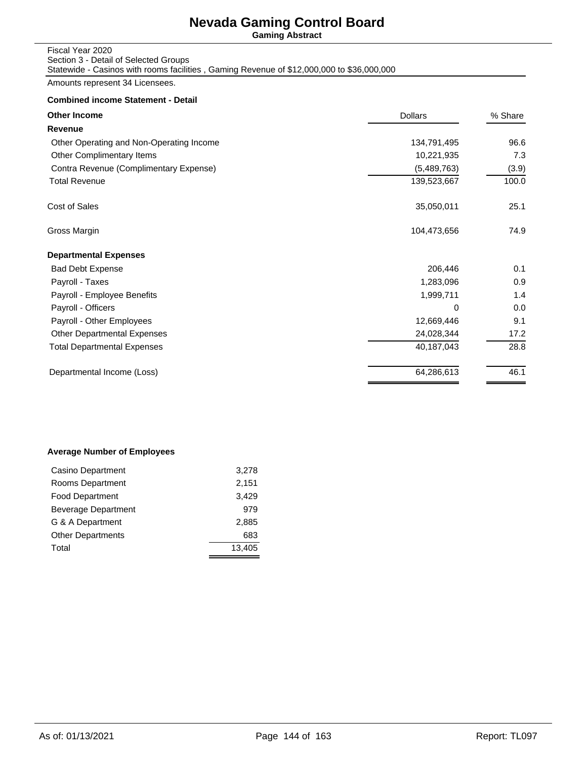# Nevada Gaming Control Board

**Gaming Abstract**

Fiscal Year 2020
Section 3 - Detail of Selected Groups
Statewide - Casinos with rooms facilities , Gaming Revenue of $12,000,000 to $36,000,000

Amounts represent 34 Licensees.

**Combined income Statement - Detail**

| **Other Income** | Dollars | % Share |
|---|---|---|
| **Revenue** | | |
| Other Operating and Non-Operating Income | 134,791,495 | 96.6 |
| Other Complimentary Items | 10,221,935 | 7.3 |
| Contra Revenue (Complimentary Expense) | (5,489,763) | (3.9) |
| Total Revenue | 139,523,667 | 100.0 |
| Cost of Sales | 35,050,011 | 25.1 |
| Gross Margin | 104,473,656 | 74.9 |
| **Departmental Expenses** | | |
| Bad Debt Expense | 206,446 | 0.1 |
| Payroll - Taxes | 1,283,096 | 0.9 |
| Payroll - Employee Benefits | 1,999,711 | 1.4 |
| Payroll - Officers | 0 | 0.0 |
| Payroll - Other Employees | 12,669,446 | 9.1 |
| Other Departmental Expenses | 24,028,344 | 17.2 |
| Total Departmental Expenses | 40,187,043 | 28.8 |
| Departmental Income (Loss) | 64,286,613 | 46.1 |

**Average Number of Employees**

| Department | Employees |
|---|---|
| Casino Department | 3,278 |
| Rooms Department | 2,151 |
| Food Department | 3,429 |
| Beverage Department | 979 |
| G & A Department | 2,885 |
| Other Departments | 683 |
| Total | 13,405 |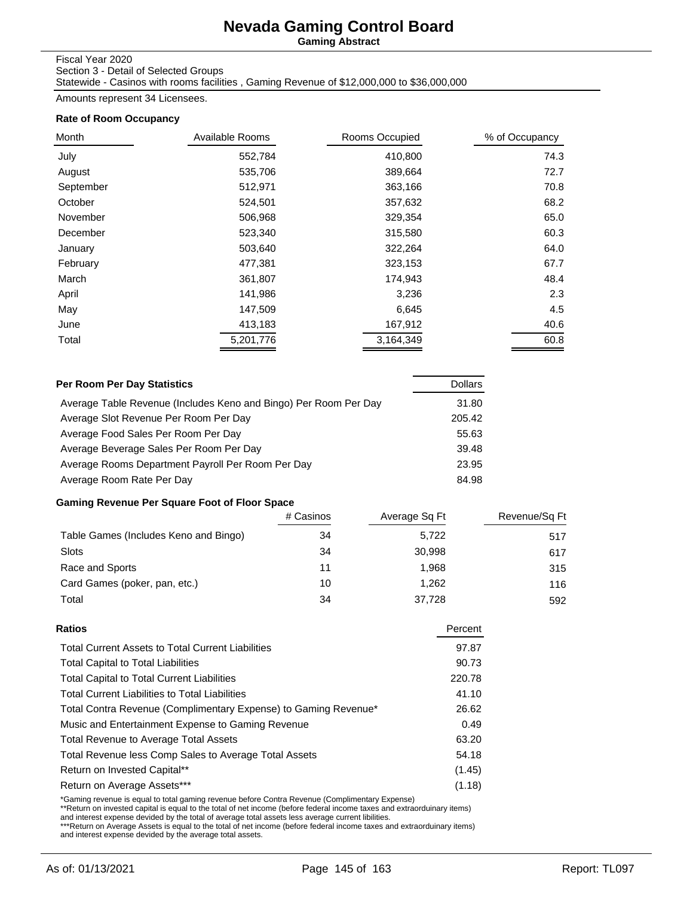# Nevada Gaming Control Board

**Gaming Abstract**

Fiscal Year 2020
Section 3 - Detail of Selected Groups
Statewide - Casinos with rooms facilities , Gaming Revenue of $12,000,000 to $36,000,000

Amounts represent 34 Licensees.

### Rate of Room Occupancy

| Month | Available Rooms | Rooms Occupied | % of Occupancy |
|---|---|---|---|
| July | 552,784 | 410,800 | 74.3 |
| August | 535,706 | 389,664 | 72.7 |
| September | 512,971 | 363,166 | 70.8 |
| October | 524,501 | 357,632 | 68.2 |
| November | 506,968 | 329,354 | 65.0 |
| December | 523,340 | 315,580 | 60.3 |
| January | 503,640 | 322,264 | 64.0 |
| February | 477,381 | 323,153 | 67.7 |
| March | 361,807 | 174,943 | 48.4 |
| April | 141,986 | 3,236 | 2.3 |
| May | 147,509 | 6,645 | 4.5 |
| June | 413,183 | 167,912 | 40.6 |
| Total | 5,201,776 | 3,164,349 | 60.8 |

### Per Room Per Day Statistics

| Per Room Per Day Statistics | Dollars |
|---|---|
| Average Table Revenue (Includes Keno and Bingo) Per Room Per Day | 31.80 |
| Average Slot Revenue Per Room Per Day | 205.42 |
| Average Food Sales Per Room Per Day | 55.63 |
| Average Beverage Sales Per Room Per Day | 39.48 |
| Average Rooms Department Payroll Per Room Per Day | 23.95 |
| Average Room Rate Per Day | 84.98 |

### Gaming Revenue Per Square Foot of Floor Space

| | # Casinos | Average Sq Ft | Revenue/Sq Ft |
|---|---|---|---|
| Table Games (Includes Keno and Bingo) | 34 | 5,722 | 517 |
| Slots | 34 | 30,998 | 617 |
| Race and Sports | 11 | 1,968 | 315 |
| Card Games (poker, pan, etc.) | 10 | 1,262 | 116 |
| Total | 34 | 37,728 | 592 |

### Ratios

| Ratios | Percent |
|---|---|
| Total Current Assets to Total Current Liabilities | 97.87 |
| Total Capital to Total Liabilities | 90.73 |
| Total Capital to Total Current Liabilities | 220.78 |
| Total Current Liabilities to Total Liabilities | 41.10 |
| Total Contra Revenue (Complimentary Expense) to Gaming Revenue* | 26.62 |
| Music and Entertainment Expense to Gaming Revenue | 0.49 |
| Total Revenue to Average Total Assets | 63.20 |
| Total Revenue less Comp Sales to Average Total Assets | 54.18 |
| Return on Invested Capital** | (1.45) |
| Return on Average Assets*** | (1.18) |

*Gaming revenue is equal to total gaming revenue before Contra Revenue (Complimentary Expense)
**Return on invested capital is equal to the total of net income (before federal income taxes and extraorduinary items) and interest expense devided by the total of average total assets less average current libilities.
***Return on Average Assets is equal to the total of net income (before federal income taxes and extraorduinary items) and interest expense devided by the average total assets.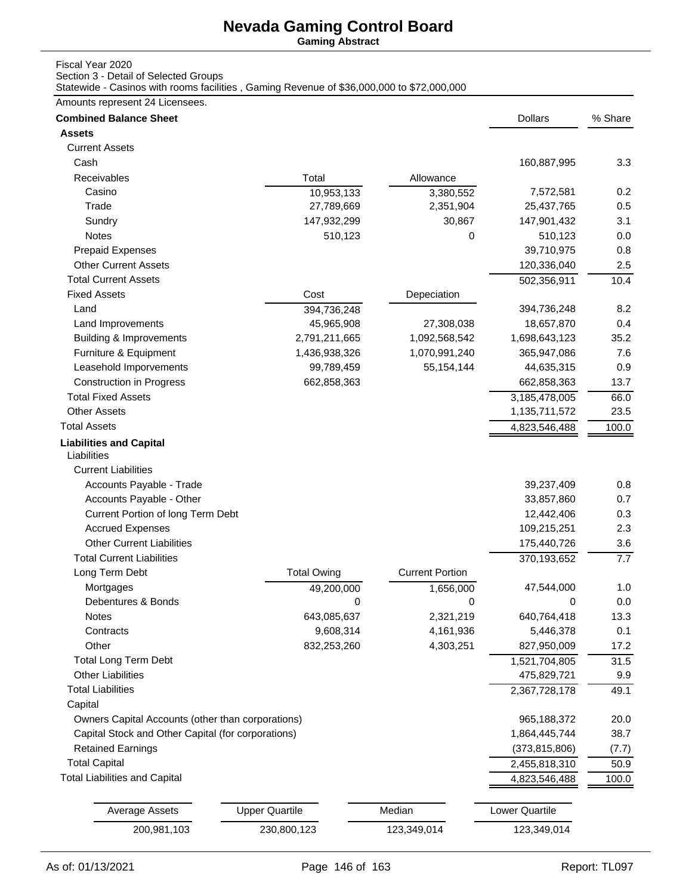# Nevada Gaming Control Board

**Gaming Abstract**

Fiscal Year 2020
Section 3 - Detail of Selected Groups
Statewide - Casinos with rooms facilities , Gaming Revenue of $36,000,000 to $72,000,000

Amounts represent 24 Licensees.

| **Combined Balance Sheet** | | | Dollars | % Share |
|---|---|---|---|---|
| **Assets** | | | | |
| Current Assets | | | | |
| Cash | | | 160,887,995 | 3.3 |
| Receivables | Total | Allowance | | |
| Casino | 10,953,133 | 3,380,552 | 7,572,581 | 0.2 |
| Trade | 27,789,669 | 2,351,904 | 25,437,765 | 0.5 |
| Sundry | 147,932,299 | 30,867 | 147,901,432 | 3.1 |
| Notes | 510,123 | 0 | 510,123 | 0.0 |
| Prepaid Expenses | | | 39,710,975 | 0.8 |
| Other Current Assets | | | 120,336,040 | 2.5 |
| Total Current Assets | | | 502,356,911 | 10.4 |
| Fixed Assets | Cost | Depeciation | | |
| Land | 394,736,248 | | 394,736,248 | 8.2 |
| Land Improvements | 45,965,908 | 27,308,038 | 18,657,870 | 0.4 |
| Building & Improvements | 2,791,211,665 | 1,092,568,542 | 1,698,643,123 | 35.2 |
| Furniture & Equipment | 1,436,938,326 | 1,070,991,240 | 365,947,086 | 7.6 |
| Leasehold Imporvements | 99,789,459 | 55,154,144 | 44,635,315 | 0.9 |
| Construction in Progress | 662,858,363 | | 662,858,363 | 13.7 |
| Total Fixed Assets | | | 3,185,478,005 | 66.0 |
| Other Assets | | | 1,135,711,572 | 23.5 |
| Total Assets | | | 4,823,546,488 | 100.0 |
| **Liabilities and Capital** | | | | |
| Liabilities | | | | |
| Current Liabilities | | | | |
| Accounts Payable - Trade | | | 39,237,409 | 0.8 |
| Accounts Payable - Other | | | 33,857,860 | 0.7 |
| Current Portion of long Term Debt | | | 12,442,406 | 0.3 |
| Accrued Expenses | | | 109,215,251 | 2.3 |
| Other Current Liabilities | | | 175,440,726 | 3.6 |
| Total Current Liabilities | | | 370,193,652 | 7.7 |
| Long Term Debt | Total Owing | Current Portion | | |
| Mortgages | 49,200,000 | 1,656,000 | 47,544,000 | 1.0 |
| Debentures & Bonds | 0 | 0 | 0 | 0.0 |
| Notes | 643,085,637 | 2,321,219 | 640,764,418 | 13.3 |
| Contracts | 9,608,314 | 4,161,936 | 5,446,378 | 0.1 |
| Other | 832,253,260 | 4,303,251 | 827,950,009 | 17.2 |
| Total Long Term Debt | | | 1,521,704,805 | 31.5 |
| Other Liabilities | | | 475,829,721 | 9.9 |
| Total Liabilities | | | 2,367,728,178 | 49.1 |
| Capital | | | | |
| Owners Capital Accounts (other than corporations) | | | 965,188,372 | 20.0 |
| Capital Stock and Other Capital (for corporations) | | | 1,864,445,744 | 38.7 |
| Retained Earnings | | | (373,815,806) | (7.7) |
| Total Capital | | | 2,455,818,310 | 50.9 |
| Total Liabilities and Capital | | | 4,823,546,488 | 100.0 |

| Average Assets | Upper Quartile | Median | Lower Quartile |
|---|---|---|---|
| 200,981,103 | 230,800,123 | 123,349,014 | 123,349,014 |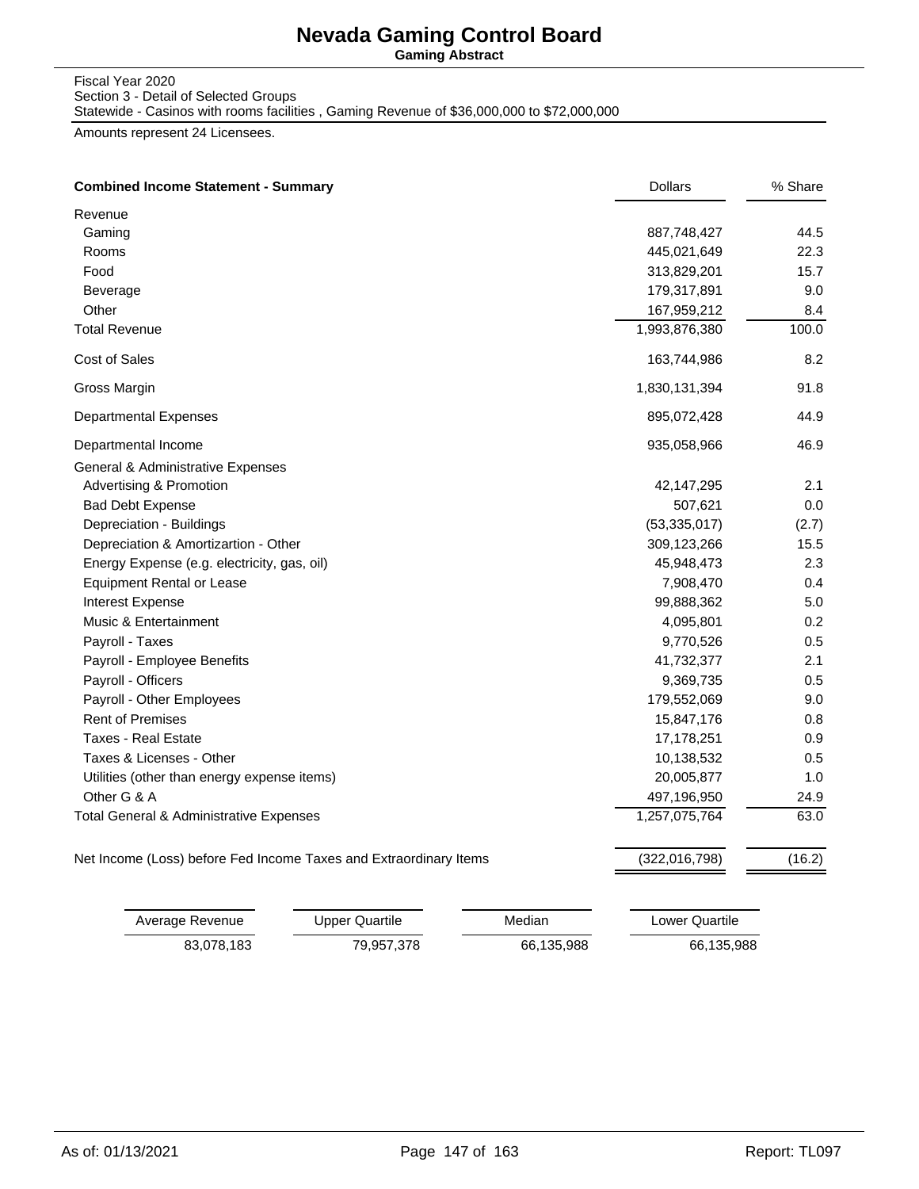# Nevada Gaming Control Board

**Gaming Abstract**

Fiscal Year 2020
Section 3 - Detail of Selected Groups
Statewide - Casinos with rooms facilities , Gaming Revenue of $36,000,000 to $72,000,000

Amounts represent 24 Licensees.

| **Combined Income Statement - Summary** | Dollars | % Share |
|---|---|---|
| Revenue | | |
| Gaming | 887,748,427 | 44.5 |
| Rooms | 445,021,649 | 22.3 |
| Food | 313,829,201 | 15.7 |
| Beverage | 179,317,891 | 9.0 |
| Other | 167,959,212 | 8.4 |
| Total Revenue | 1,993,876,380 | 100.0 |
| Cost of Sales | 163,744,986 | 8.2 |
| Gross Margin | 1,830,131,394 | 91.8 |
| Departmental Expenses | 895,072,428 | 44.9 |
| Departmental Income | 935,058,966 | 46.9 |
| General & Administrative Expenses | | |
| Advertising & Promotion | 42,147,295 | 2.1 |
| Bad Debt Expense | 507,621 | 0.0 |
| Depreciation - Buildings | (53,335,017) | (2.7) |
| Depreciation & Amortizartion - Other | 309,123,266 | 15.5 |
| Energy Expense (e.g. electricity, gas, oil) | 45,948,473 | 2.3 |
| Equipment Rental or Lease | 7,908,470 | 0.4 |
| Interest Expense | 99,888,362 | 5.0 |
| Music & Entertainment | 4,095,801 | 0.2 |
| Payroll - Taxes | 9,770,526 | 0.5 |
| Payroll - Employee Benefits | 41,732,377 | 2.1 |
| Payroll - Officers | 9,369,735 | 0.5 |
| Payroll - Other Employees | 179,552,069 | 9.0 |
| Rent of Premises | 15,847,176 | 0.8 |
| Taxes - Real Estate | 17,178,251 | 0.9 |
| Taxes & Licenses - Other | 10,138,532 | 0.5 |
| Utilities (other than energy expense items) | 20,005,877 | 1.0 |
| Other G & A | 497,196,950 | 24.9 |
| Total General & Administrative Expenses | 1,257,075,764 | 63.0 |
| Net Income (Loss) before Fed Income Taxes and Extraordinary Items | (322,016,798) | (16.2) |

| Average Revenue | Upper Quartile | Median | Lower Quartile |
|---|---|---|---|
| 83,078,183 | 79,957,378 | 66,135,988 | 66,135,988 |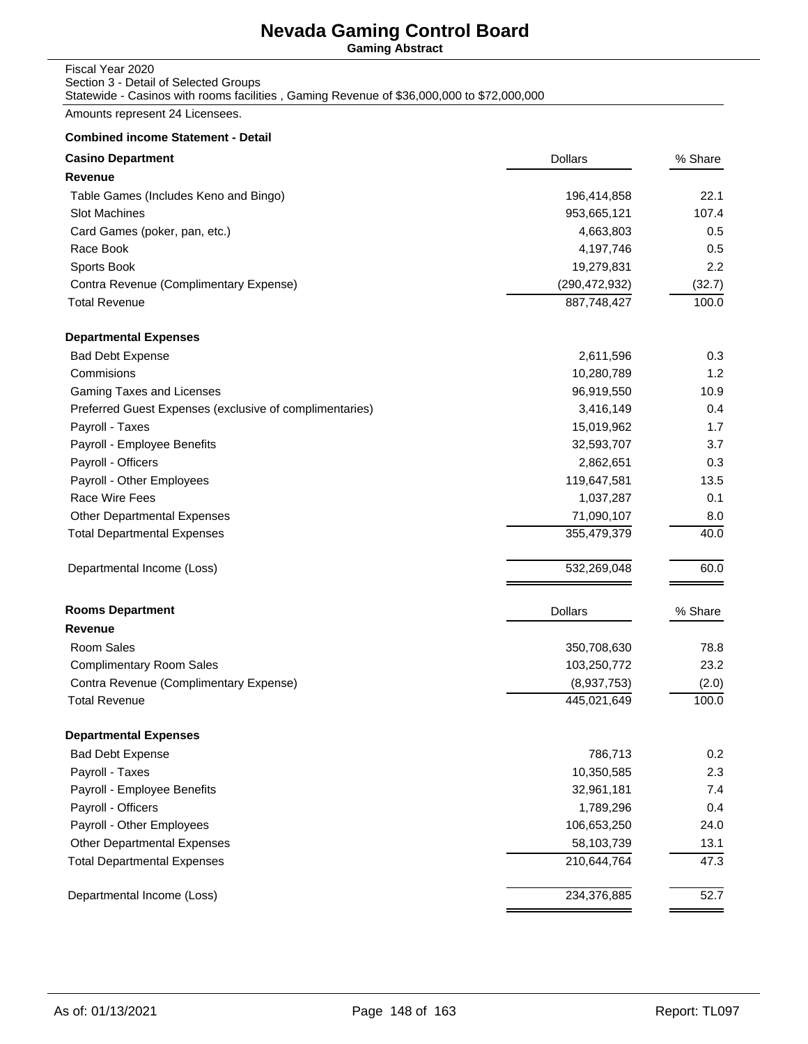# Nevada Gaming Control Board

**Gaming Abstract**

Fiscal Year 2020
Section 3 - Detail of Selected Groups
Statewide - Casinos with rooms facilities , Gaming Revenue of $36,000,000 to $72,000,000

Amounts represent 24 Licensees.

**Combined income Statement - Detail**

| **Casino Department** | Dollars | % Share |
|---|---|---|
| **Revenue** | | |
| Table Games (Includes Keno and Bingo) | 196,414,858 | 22.1 |
| Slot Machines | 953,665,121 | 107.4 |
| Card Games (poker, pan, etc.) | 4,663,803 | 0.5 |
| Race Book | 4,197,746 | 0.5 |
| Sports Book | 19,279,831 | 2.2 |
| Contra Revenue (Complimentary Expense) | (290,472,932) | (32.7) |
| Total Revenue | 887,748,427 | 100.0 |
| **Departmental Expenses** | | |
| Bad Debt Expense | 2,611,596 | 0.3 |
| Commisions | 10,280,789 | 1.2 |
| Gaming Taxes and Licenses | 96,919,550 | 10.9 |
| Preferred Guest Expenses (exclusive of complimentaries) | 3,416,149 | 0.4 |
| Payroll - Taxes | 15,019,962 | 1.7 |
| Payroll - Employee Benefits | 32,593,707 | 3.7 |
| Payroll - Officers | 2,862,651 | 0.3 |
| Payroll - Other Employees | 119,647,581 | 13.5 |
| Race Wire Fees | 1,037,287 | 0.1 |
| Other Departmental Expenses | 71,090,107 | 8.0 |
| Total Departmental Expenses | 355,479,379 | 40.0 |
| Departmental Income (Loss) | 532,269,048 | 60.0 |

| **Rooms Department** | Dollars | % Share |
|---|---|---|
| **Revenue** | | |
| Room Sales | 350,708,630 | 78.8 |
| Complimentary Room Sales | 103,250,772 | 23.2 |
| Contra Revenue (Complimentary Expense) | (8,937,753) | (2.0) |
| Total Revenue | 445,021,649 | 100.0 |
| **Departmental Expenses** | | |
| Bad Debt Expense | 786,713 | 0.2 |
| Payroll - Taxes | 10,350,585 | 2.3 |
| Payroll - Employee Benefits | 32,961,181 | 7.4 |
| Payroll - Officers | 1,789,296 | 0.4 |
| Payroll - Other Employees | 106,653,250 | 24.0 |
| Other Departmental Expenses | 58,103,739 | 13.1 |
| Total Departmental Expenses | 210,644,764 | 47.3 |
| Departmental Income (Loss) | 234,376,885 | 52.7 |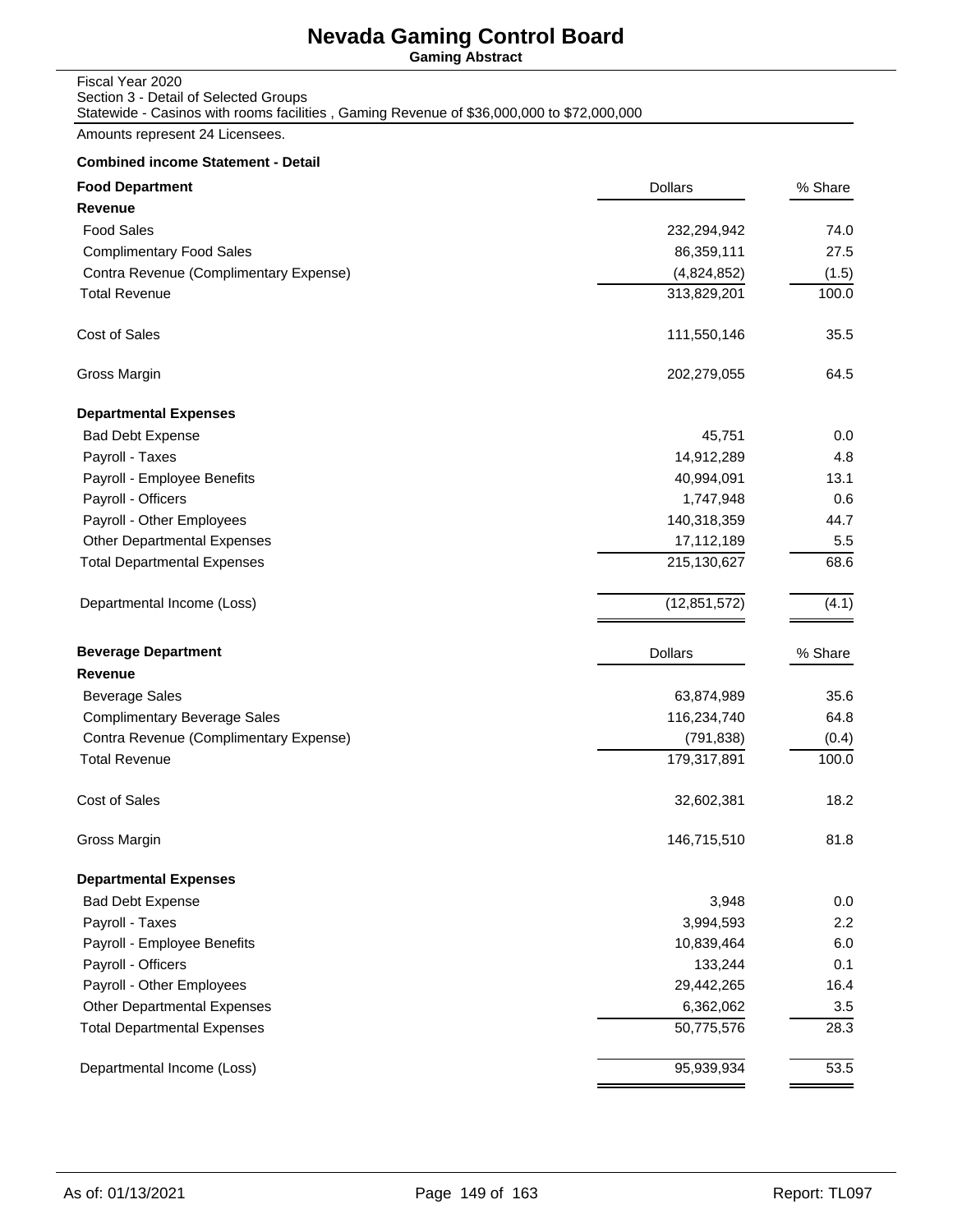# Nevada Gaming Control Board

**Gaming Abstract**

Fiscal Year 2020
Section 3 - Detail of Selected Groups
Statewide - Casinos with rooms facilities , Gaming Revenue of $36,000,000 to $72,000,000

Amounts represent 24 Licensees.

**Combined income Statement - Detail**

| **Food Department** | Dollars | % Share |
|---|---|---|
| **Revenue** | | |
| Food Sales | 232,294,942 | 74.0 |
| Complimentary Food Sales | 86,359,111 | 27.5 |
| Contra Revenue (Complimentary Expense) | (4,824,852) | (1.5) |
| Total Revenue | 313,829,201 | 100.0 |
| Cost of Sales | 111,550,146 | 35.5 |
| Gross Margin | 202,279,055 | 64.5 |
| **Departmental Expenses** | | |
| Bad Debt Expense | 45,751 | 0.0 |
| Payroll - Taxes | 14,912,289 | 4.8 |
| Payroll - Employee Benefits | 40,994,091 | 13.1 |
| Payroll - Officers | 1,747,948 | 0.6 |
| Payroll - Other Employees | 140,318,359 | 44.7 |
| Other Departmental Expenses | 17,112,189 | 5.5 |
| Total Departmental Expenses | 215,130,627 | 68.6 |
| Departmental Income (Loss) | (12,851,572) | (4.1) |

| **Beverage Department** | Dollars | % Share |
|---|---|---|
| **Revenue** | | |
| Beverage Sales | 63,874,989 | 35.6 |
| Complimentary Beverage Sales | 116,234,740 | 64.8 |
| Contra Revenue (Complimentary Expense) | (791,838) | (0.4) |
| Total Revenue | 179,317,891 | 100.0 |
| Cost of Sales | 32,602,381 | 18.2 |
| Gross Margin | 146,715,510 | 81.8 |
| **Departmental Expenses** | | |
| Bad Debt Expense | 3,948 | 0.0 |
| Payroll - Taxes | 3,994,593 | 2.2 |
| Payroll - Employee Benefits | 10,839,464 | 6.0 |
| Payroll - Officers | 133,244 | 0.1 |
| Payroll - Other Employees | 29,442,265 | 16.4 |
| Other Departmental Expenses | 6,362,062 | 3.5 |
| Total Departmental Expenses | 50,775,576 | 28.3 |
| Departmental Income (Loss) | 95,939,934 | 53.5 |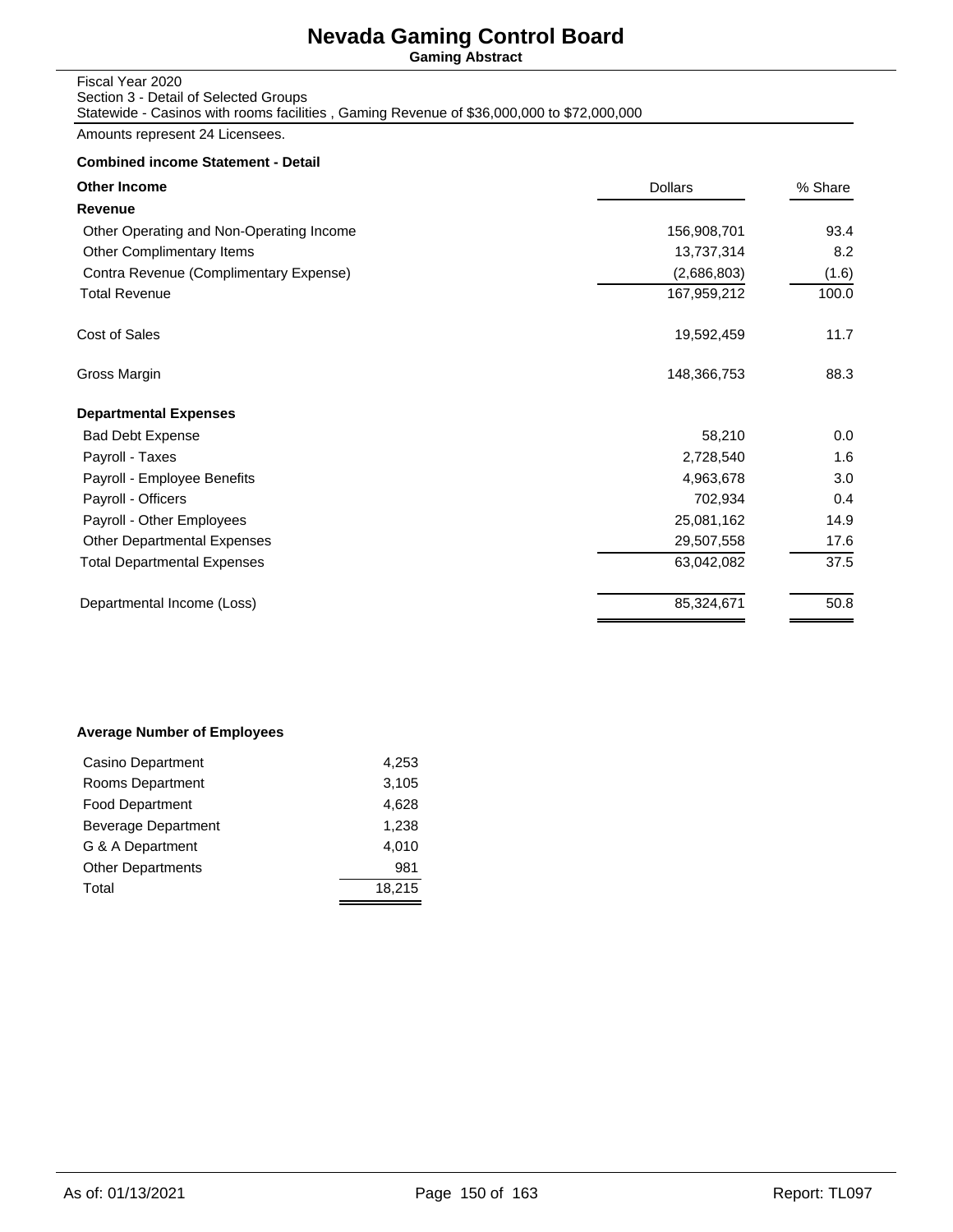# Nevada Gaming Control Board

**Gaming Abstract**

Fiscal Year 2020
Section 3 - Detail of Selected Groups
Statewide - Casinos with rooms facilities , Gaming Revenue of $36,000,000 to $72,000,000

Amounts represent 24 Licensees.

**Combined income Statement - Detail**

| **Other Income** | Dollars | % Share |
|---|---|---|
| **Revenue** | | |
| Other Operating and Non-Operating Income | 156,908,701 | 93.4 |
| Other Complimentary Items | 13,737,314 | 8.2 |
| Contra Revenue (Complimentary Expense) | (2,686,803) | (1.6) |
| Total Revenue | 167,959,212 | 100.0 |
| Cost of Sales | 19,592,459 | 11.7 |
| Gross Margin | 148,366,753 | 88.3 |
| **Departmental Expenses** | | |
| Bad Debt Expense | 58,210 | 0.0 |
| Payroll - Taxes | 2,728,540 | 1.6 |
| Payroll - Employee Benefits | 4,963,678 | 3.0 |
| Payroll - Officers | 702,934 | 0.4 |
| Payroll - Other Employees | 25,081,162 | 14.9 |
| Other Departmental Expenses | 29,507,558 | 17.6 |
| Total Departmental Expenses | 63,042,082 | 37.5 |
| Departmental Income (Loss) | 85,324,671 | 50.8 |

**Average Number of Employees**

| | |
|---|---|
| Casino Department | 4,253 |
| Rooms Department | 3,105 |
| Food Department | 4,628 |
| Beverage Department | 1,238 |
| G & A Department | 4,010 |
| Other Departments | 981 |
| Total | 18,215 |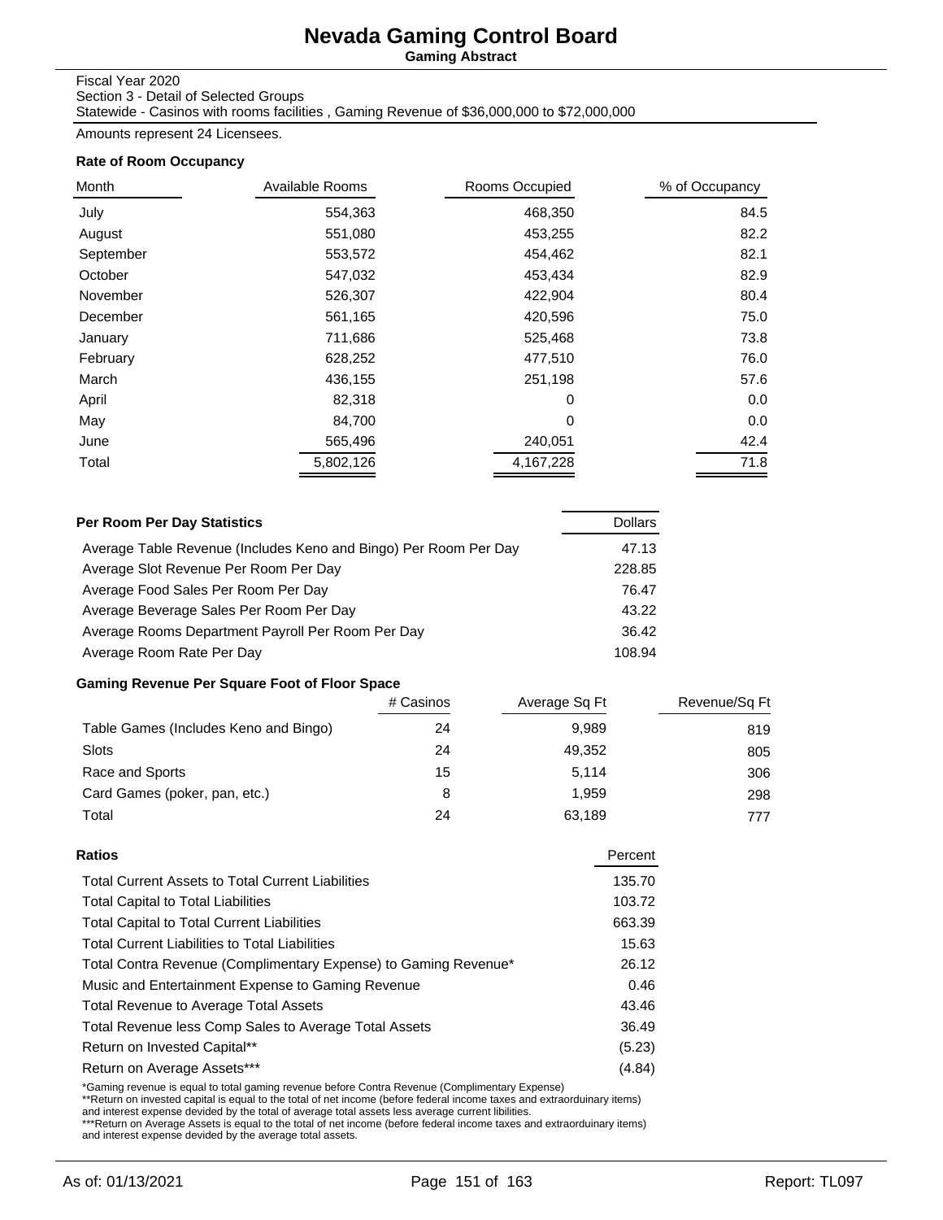# Nevada Gaming Control Board

**Gaming Abstract**

Fiscal Year 2020
Section 3 - Detail of Selected Groups
Statewide - Casinos with rooms facilities , Gaming Revenue of $36,000,000 to $72,000,000

Amounts represent 24 Licensees.

### Rate of Room Occupancy

| Month | Available Rooms | Rooms Occupied | % of Occupancy |
|---|---|---|---|
| July | 554,363 | 468,350 | 84.5 |
| August | 551,080 | 453,255 | 82.2 |
| September | 553,572 | 454,462 | 82.1 |
| October | 547,032 | 453,434 | 82.9 |
| November | 526,307 | 422,904 | 80.4 |
| December | 561,165 | 420,596 | 75.0 |
| January | 711,686 | 525,468 | 73.8 |
| February | 628,252 | 477,510 | 76.0 |
| March | 436,155 | 251,198 | 57.6 |
| April | 82,318 | 0 | 0.0 |
| May | 84,700 | 0 | 0.0 |
| June | 565,496 | 240,051 | 42.4 |
| Total | 5,802,126 | 4,167,228 | 71.8 |

### Per Room Per Day Statistics

| Per Room Per Day Statistics | Dollars |
|---|---|
| Average Table Revenue (Includes Keno and Bingo) Per Room Per Day | 47.13 |
| Average Slot Revenue Per Room Per Day | 228.85 |
| Average Food Sales Per Room Per Day | 76.47 |
| Average Beverage Sales Per Room Per Day | 43.22 |
| Average Rooms Department Payroll Per Room Per Day | 36.42 |
| Average Room Rate Per Day | 108.94 |

### Gaming Revenue Per Square Foot of Floor Space

| | # Casinos | Average Sq Ft | Revenue/Sq Ft |
|---|---|---|---|
| Table Games (Includes Keno and Bingo) | 24 | 9,989 | 819 |
| Slots | 24 | 49,352 | 805 |
| Race and Sports | 15 | 5,114 | 306 |
| Card Games (poker, pan, etc.) | 8 | 1,959 | 298 |
| Total | 24 | 63,189 | 777 |

### Ratios

| Ratios | Percent |
|---|---|
| Total Current Assets to Total Current Liabilities | 135.70 |
| Total Capital to Total Liabilities | 103.72 |
| Total Capital to Total Current Liabilities | 663.39 |
| Total Current Liabilities to Total Liabilities | 15.63 |
| Total Contra Revenue (Complimentary Expense) to Gaming Revenue* | 26.12 |
| Music and Entertainment Expense to Gaming Revenue | 0.46 |
| Total Revenue to Average Total Assets | 43.46 |
| Total Revenue less Comp Sales to Average Total Assets | 36.49 |
| Return on Invested Capital** | (5.23) |
| Return on Average Assets*** | (4.84) |

*Gaming revenue is equal to total gaming revenue before Contra Revenue (Complimentary Expense)
**Return on invested capital is equal to the total of net income (before federal income taxes and extraorduinary items) and interest expense devided by the total of average total assets less average current libilities.
***Return on Average Assets is equal to the total of net income (before federal income taxes and extraorduinary items) and interest expense devided by the average total assets.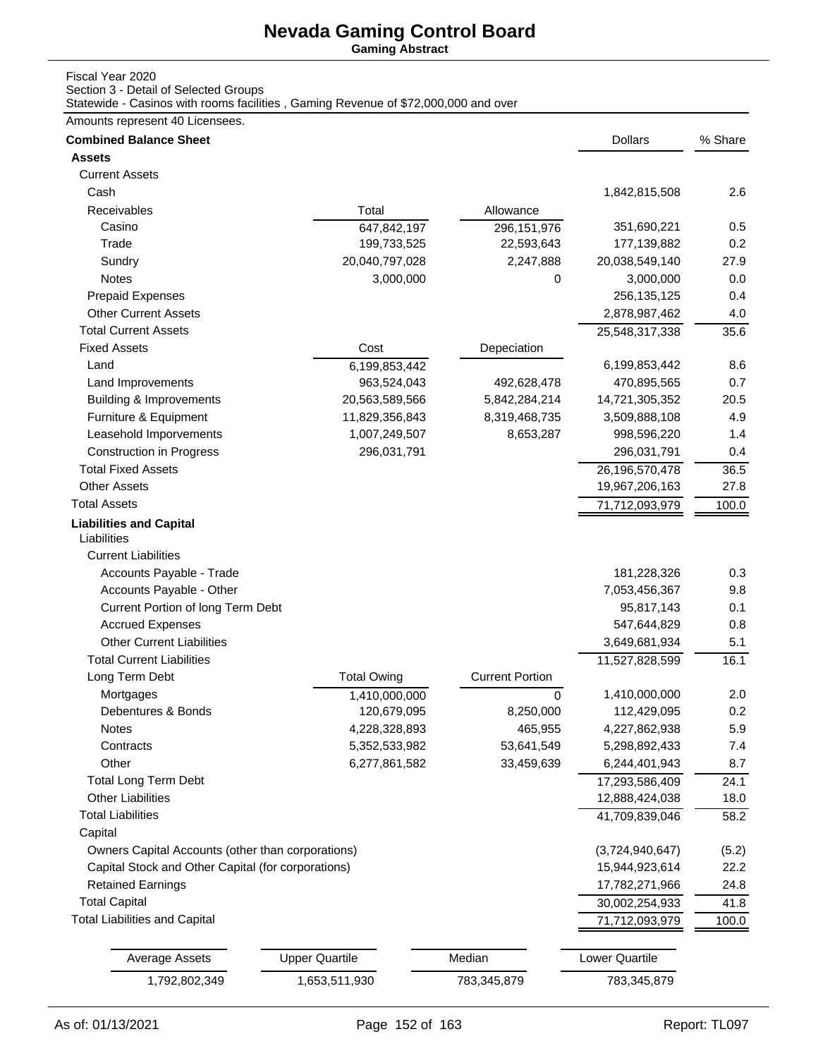# Nevada Gaming Control Board

**Gaming Abstract**

Fiscal Year 2020
Section 3 - Detail of Selected Groups
Statewide - Casinos with rooms facilities , Gaming Revenue of $72,000,000 and over

Amounts represent 40 Licensees.

| **Combined Balance Sheet** | | | Dollars | % Share |
|---|---|---|---|---|
| **Assets** | | | | |
| Current Assets | | | | |
| Cash | | | 1,842,815,508 | 2.6 |
| Receivables | Total | Allowance | | |
| Casino | 647,842,197 | 296,151,976 | 351,690,221 | 0.5 |
| Trade | 199,733,525 | 22,593,643 | 177,139,882 | 0.2 |
| Sundry | 20,040,797,028 | 2,247,888 | 20,038,549,140 | 27.9 |
| Notes | 3,000,000 | 0 | 3,000,000 | 0.0 |
| Prepaid Expenses | | | 256,135,125 | 0.4 |
| Other Current Assets | | | 2,878,987,462 | 4.0 |
| Total Current Assets | | | 25,548,317,338 | 35.6 |
| Fixed Assets | Cost | Depeciation | | |
| Land | 6,199,853,442 | | 6,199,853,442 | 8.6 |
| Land Improvements | 963,524,043 | 492,628,478 | 470,895,565 | 0.7 |
| Building & Improvements | 20,563,589,566 | 5,842,284,214 | 14,721,305,352 | 20.5 |
| Furniture & Equipment | 11,829,356,843 | 8,319,468,735 | 3,509,888,108 | 4.9 |
| Leasehold Imporvements | 1,007,249,507 | 8,653,287 | 998,596,220 | 1.4 |
| Construction in Progress | 296,031,791 | | 296,031,791 | 0.4 |
| Total Fixed Assets | | | 26,196,570,478 | 36.5 |
| Other Assets | | | 19,967,206,163 | 27.8 |
| Total Assets | | | 71,712,093,979 | 100.0 |
| **Liabilities and Capital** | | | | |
| Liabilities | | | | |
| Current Liabilities | | | | |
| Accounts Payable - Trade | | | 181,228,326 | 0.3 |
| Accounts Payable - Other | | | 7,053,456,367 | 9.8 |
| Current Portion of long Term Debt | | | 95,817,143 | 0.1 |
| Accrued Expenses | | | 547,644,829 | 0.8 |
| Other Current Liabilities | | | 3,649,681,934 | 5.1 |
| Total Current Liabilities | | | 11,527,828,599 | 16.1 |
| Long Term Debt | Total Owing | Current Portion | | |
| Mortgages | 1,410,000,000 | 0 | 1,410,000,000 | 2.0 |
| Debentures & Bonds | 120,679,095 | 8,250,000 | 112,429,095 | 0.2 |
| Notes | 4,228,328,893 | 465,955 | 4,227,862,938 | 5.9 |
| Contracts | 5,352,533,982 | 53,641,549 | 5,298,892,433 | 7.4 |
| Other | 6,277,861,582 | 33,459,639 | 6,244,401,943 | 8.7 |
| Total Long Term Debt | | | 17,293,586,409 | 24.1 |
| Other Liabilities | | | 12,888,424,038 | 18.0 |
| Total Liabilities | | | 41,709,839,046 | 58.2 |
| Capital | | | | |
| Owners Capital Accounts (other than corporations) | | | (3,724,940,647) | (5.2) |
| Capital Stock and Other Capital (for corporations) | | | 15,944,923,614 | 22.2 |
| Retained Earnings | | | 17,782,271,966 | 24.8 |
| Total Capital | | | 30,002,254,933 | 41.8 |
| Total Liabilities and Capital | | | 71,712,093,979 | 100.0 |

| Average Assets | Upper Quartile | Median | Lower Quartile |
|---|---|---|---|
| 1,792,802,349 | 1,653,511,930 | 783,345,879 | 783,345,879 |

As of: 01/13/2021 Report: TL097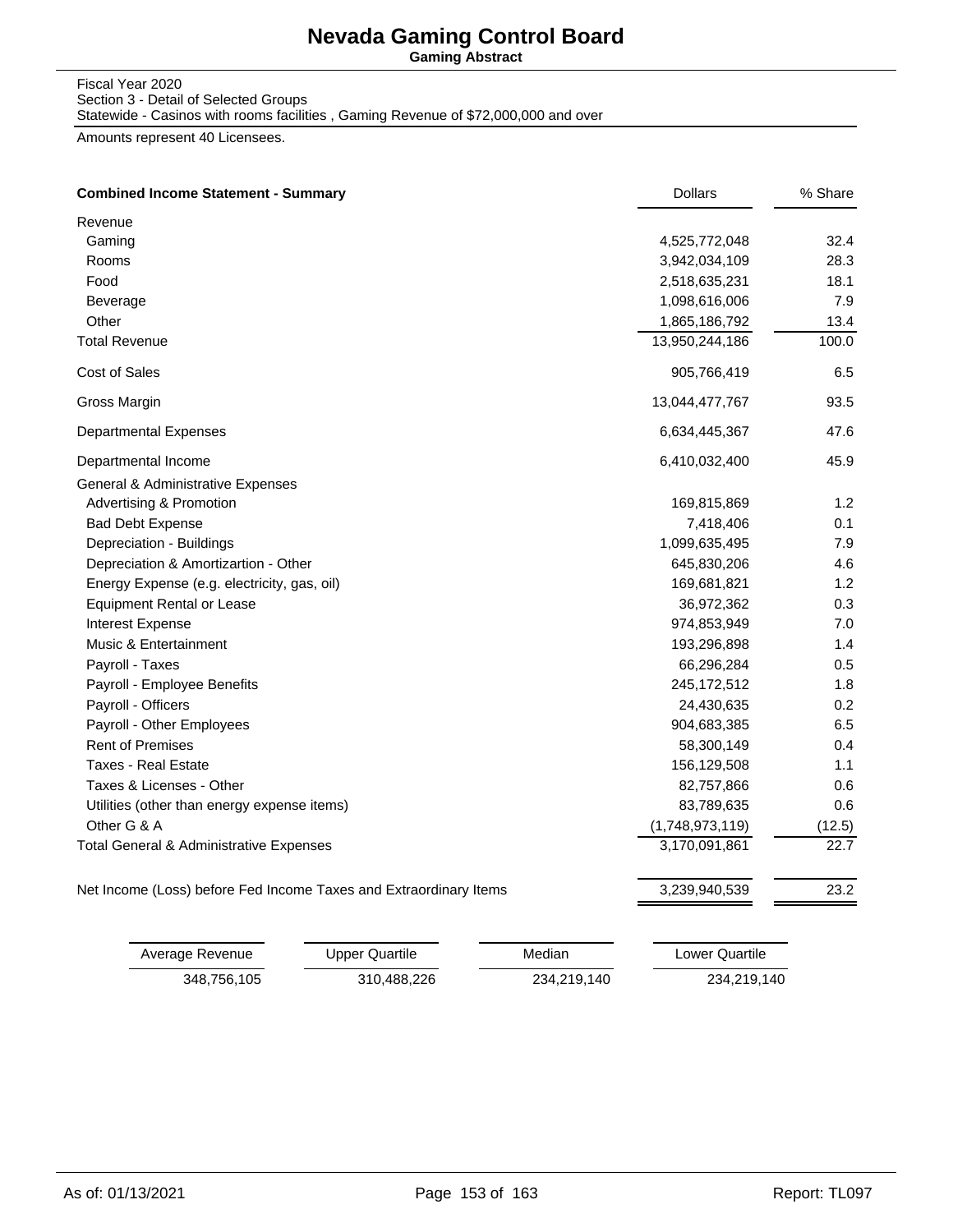# Nevada Gaming Control Board

**Gaming Abstract**

Fiscal Year 2020
Section 3 - Detail of Selected Groups
Statewide - Casinos with rooms facilities , Gaming Revenue of $72,000,000 and over

Amounts represent 40 Licensees.

| **Combined Income Statement - Summary** | Dollars | % Share |
|---|---|---|
| Revenue | | |
| Gaming | 4,525,772,048 | 32.4 |
| Rooms | 3,942,034,109 | 28.3 |
| Food | 2,518,635,231 | 18.1 |
| Beverage | 1,098,616,006 | 7.9 |
| Other | 1,865,186,792 | 13.4 |
| Total Revenue | 13,950,244,186 | 100.0 |
| Cost of Sales | 905,766,419 | 6.5 |
| Gross Margin | 13,044,477,767 | 93.5 |
| Departmental Expenses | 6,634,445,367 | 47.6 |
| Departmental Income | 6,410,032,400 | 45.9 |
| General & Administrative Expenses | | |
| Advertising & Promotion | 169,815,869 | 1.2 |
| Bad Debt Expense | 7,418,406 | 0.1 |
| Depreciation - Buildings | 1,099,635,495 | 7.9 |
| Depreciation & Amortizartion - Other | 645,830,206 | 4.6 |
| Energy Expense (e.g. electricity, gas, oil) | 169,681,821 | 1.2 |
| Equipment Rental or Lease | 36,972,362 | 0.3 |
| Interest Expense | 974,853,949 | 7.0 |
| Music & Entertainment | 193,296,898 | 1.4 |
| Payroll - Taxes | 66,296,284 | 0.5 |
| Payroll - Employee Benefits | 245,172,512 | 1.8 |
| Payroll - Officers | 24,430,635 | 0.2 |
| Payroll - Other Employees | 904,683,385 | 6.5 |
| Rent of Premises | 58,300,149 | 0.4 |
| Taxes - Real Estate | 156,129,508 | 1.1 |
| Taxes & Licenses - Other | 82,757,866 | 0.6 |
| Utilities (other than energy expense items) | 83,789,635 | 0.6 |
| Other G & A | (1,748,973,119) | (12.5) |
| Total General & Administrative Expenses | 3,170,091,861 | 22.7 |
| Net Income (Loss) before Fed Income Taxes and Extraordinary Items | 3,239,940,539 | 23.2 |

| Average Revenue | Upper Quartile | Median | Lower Quartile |
|---|---|---|---|
| 348,756,105 | 310,488,226 | 234,219,140 | 234,219,140 |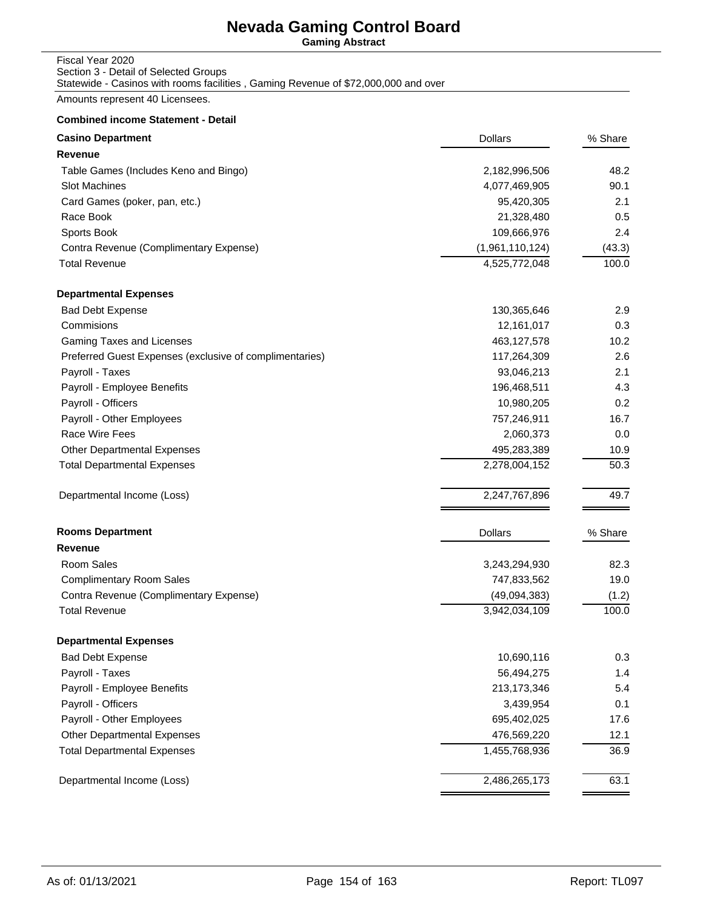# Nevada Gaming Control Board

**Gaming Abstract**

Fiscal Year 2020
Section 3 - Detail of Selected Groups
Statewide - Casinos with rooms facilities , Gaming Revenue of $72,000,000 and over

Amounts represent 40 Licensees.

**Combined income Statement - Detail**

| **Casino Department** | Dollars | % Share |
|---|---|---|
| **Revenue** | | |
| Table Games (Includes Keno and Bingo) | 2,182,996,506 | 48.2 |
| Slot Machines | 4,077,469,905 | 90.1 |
| Card Games (poker, pan, etc.) | 95,420,305 | 2.1 |
| Race Book | 21,328,480 | 0.5 |
| Sports Book | 109,666,976 | 2.4 |
| Contra Revenue (Complimentary Expense) | (1,961,110,124) | (43.3) |
| Total Revenue | 4,525,772,048 | 100.0 |
| **Departmental Expenses** | | |
| Bad Debt Expense | 130,365,646 | 2.9 |
| Commisions | 12,161,017 | 0.3 |
| Gaming Taxes and Licenses | 463,127,578 | 10.2 |
| Preferred Guest Expenses (exclusive of complimentaries) | 117,264,309 | 2.6 |
| Payroll - Taxes | 93,046,213 | 2.1 |
| Payroll - Employee Benefits | 196,468,511 | 4.3 |
| Payroll - Officers | 10,980,205 | 0.2 |
| Payroll - Other Employees | 757,246,911 | 16.7 |
| Race Wire Fees | 2,060,373 | 0.0 |
| Other Departmental Expenses | 495,283,389 | 10.9 |
| Total Departmental Expenses | 2,278,004,152 | 50.3 |
| Departmental Income (Loss) | 2,247,767,896 | 49.7 |

| **Rooms Department** | Dollars | % Share |
|---|---|---|
| **Revenue** | | |
| Room Sales | 3,243,294,930 | 82.3 |
| Complimentary Room Sales | 747,833,562 | 19.0 |
| Contra Revenue (Complimentary Expense) | (49,094,383) | (1.2) |
| Total Revenue | 3,942,034,109 | 100.0 |
| **Departmental Expenses** | | |
| Bad Debt Expense | 10,690,116 | 0.3 |
| Payroll - Taxes | 56,494,275 | 1.4 |
| Payroll - Employee Benefits | 213,173,346 | 5.4 |
| Payroll - Officers | 3,439,954 | 0.1 |
| Payroll - Other Employees | 695,402,025 | 17.6 |
| Other Departmental Expenses | 476,569,220 | 12.1 |
| Total Departmental Expenses | 1,455,768,936 | 36.9 |
| Departmental Income (Loss) | 2,486,265,173 | 63.1 |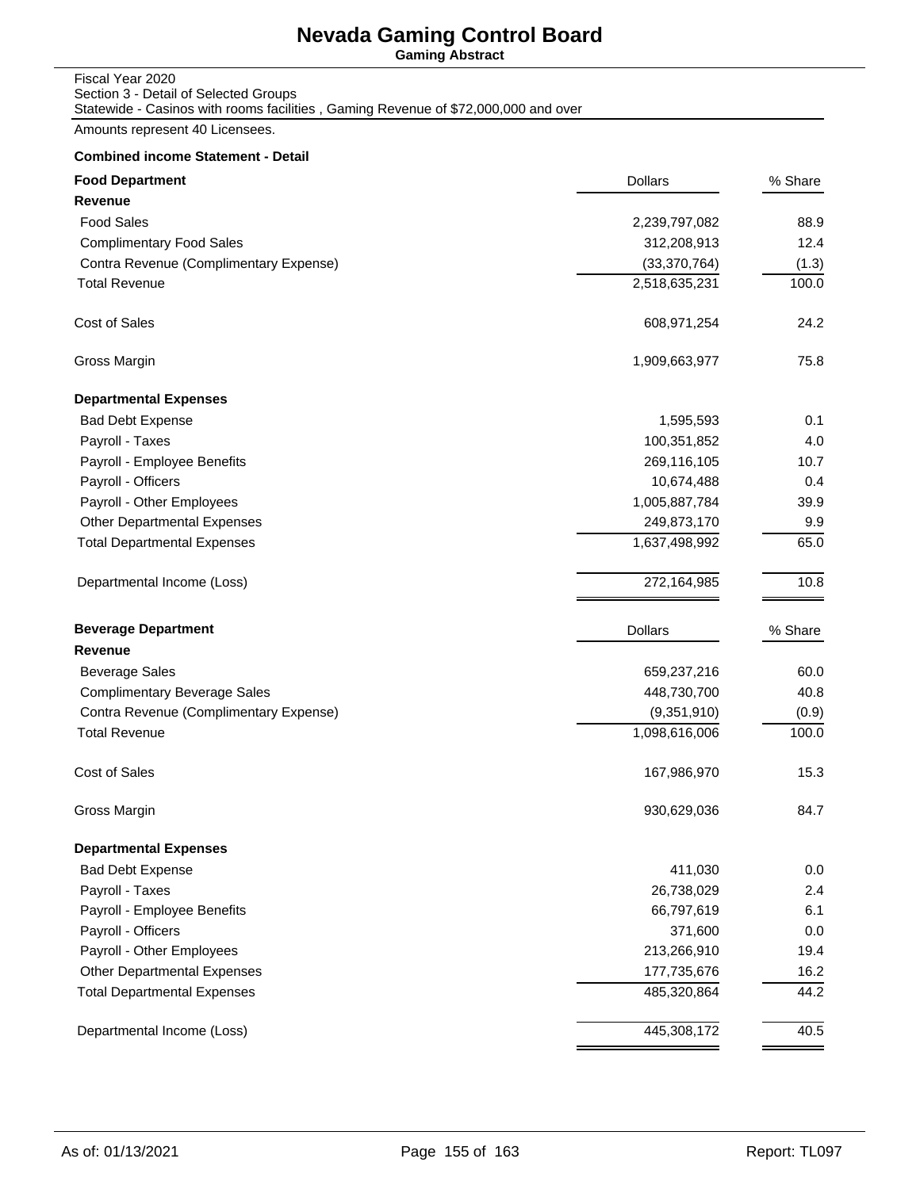# Nevada Gaming Control Board

**Gaming Abstract**

Fiscal Year 2020
Section 3 - Detail of Selected Groups
Statewide - Casinos with rooms facilities , Gaming Revenue of $72,000,000 and over

Amounts represent 40 Licensees.

**Combined income Statement - Detail**

| **Food Department** | Dollars | % Share |
|---|---|---|
| **Revenue** | | |
| Food Sales | 2,239,797,082 | 88.9 |
| Complimentary Food Sales | 312,208,913 | 12.4 |
| Contra Revenue (Complimentary Expense) | (33,370,764) | (1.3) |
| Total Revenue | 2,518,635,231 | 100.0 |
| Cost of Sales | 608,971,254 | 24.2 |
| Gross Margin | 1,909,663,977 | 75.8 |
| **Departmental Expenses** | | |
| Bad Debt Expense | 1,595,593 | 0.1 |
| Payroll - Taxes | 100,351,852 | 4.0 |
| Payroll - Employee Benefits | 269,116,105 | 10.7 |
| Payroll - Officers | 10,674,488 | 0.4 |
| Payroll - Other Employees | 1,005,887,784 | 39.9 |
| Other Departmental Expenses | 249,873,170 | 9.9 |
| Total Departmental Expenses | 1,637,498,992 | 65.0 |
| Departmental Income (Loss) | 272,164,985 | 10.8 |

| **Beverage Department** | Dollars | % Share |
|---|---|---|
| **Revenue** | | |
| Beverage Sales | 659,237,216 | 60.0 |
| Complimentary Beverage Sales | 448,730,700 | 40.8 |
| Contra Revenue (Complimentary Expense) | (9,351,910) | (0.9) |
| Total Revenue | 1,098,616,006 | 100.0 |
| Cost of Sales | 167,986,970 | 15.3 |
| Gross Margin | 930,629,036 | 84.7 |
| **Departmental Expenses** | | |
| Bad Debt Expense | 411,030 | 0.0 |
| Payroll - Taxes | 26,738,029 | 2.4 |
| Payroll - Employee Benefits | 66,797,619 | 6.1 |
| Payroll - Officers | 371,600 | 0.0 |
| Payroll - Other Employees | 213,266,910 | 19.4 |
| Other Departmental Expenses | 177,735,676 | 16.2 |
| Total Departmental Expenses | 485,320,864 | 44.2 |
| Departmental Income (Loss) | 445,308,172 | 40.5 |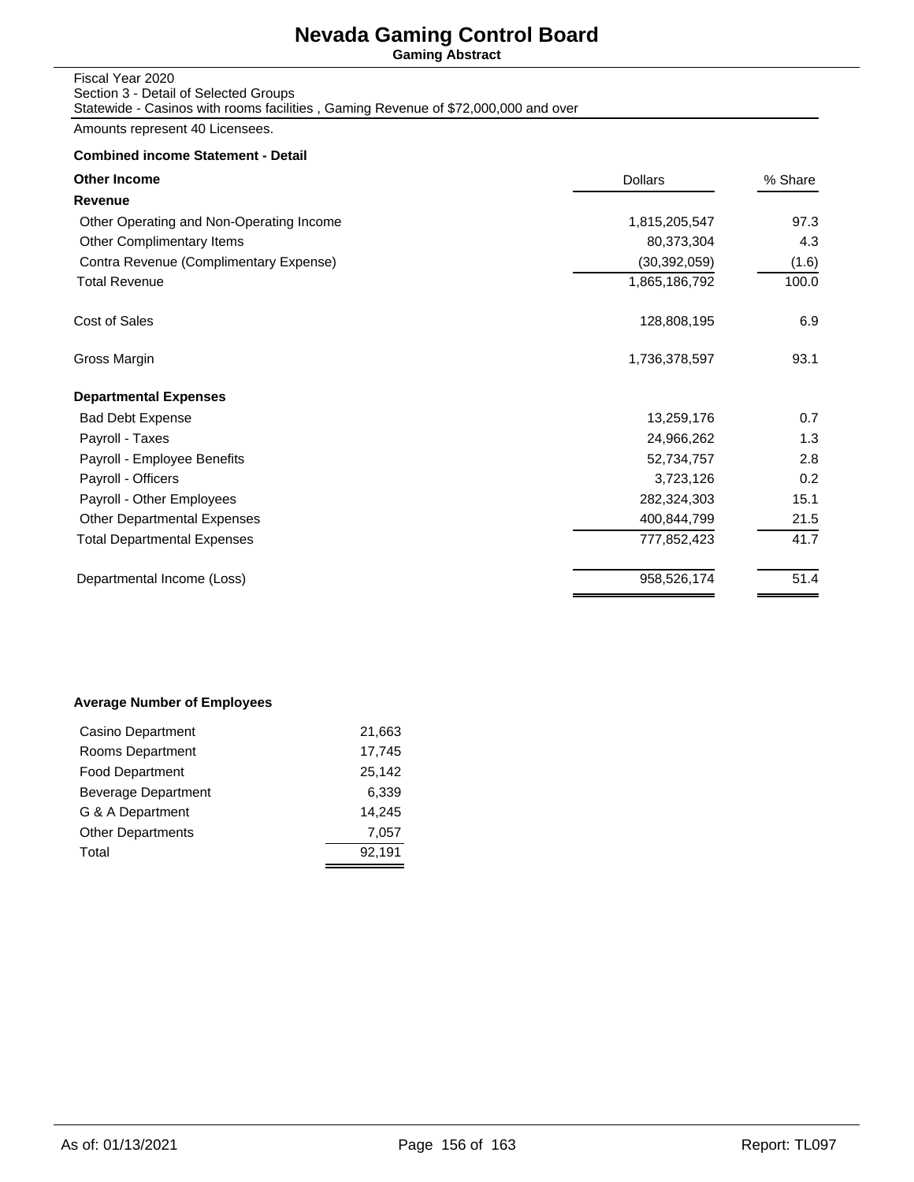# Nevada Gaming Control Board

**Gaming Abstract**

Fiscal Year 2020
Section 3 - Detail of Selected Groups
Statewide - Casinos with rooms facilities , Gaming Revenue of $72,000,000 and over

Amounts represent 40 Licensees.

**Combined income Statement - Detail**

| **Other Income** | Dollars | % Share |
|---|---|---|
| **Revenue** | | |
| Other Operating and Non-Operating Income | 1,815,205,547 | 97.3 |
| Other Complimentary Items | 80,373,304 | 4.3 |
| Contra Revenue (Complimentary Expense) | (30,392,059) | (1.6) |
| Total Revenue | 1,865,186,792 | 100.0 |
| Cost of Sales | 128,808,195 | 6.9 |
| Gross Margin | 1,736,378,597 | 93.1 |
| **Departmental Expenses** | | |
| Bad Debt Expense | 13,259,176 | 0.7 |
| Payroll - Taxes | 24,966,262 | 1.3 |
| Payroll - Employee Benefits | 52,734,757 | 2.8 |
| Payroll - Officers | 3,723,126 | 0.2 |
| Payroll - Other Employees | 282,324,303 | 15.1 |
| Other Departmental Expenses | 400,844,799 | 21.5 |
| Total Departmental Expenses | 777,852,423 | 41.7 |
| Departmental Income (Loss) | 958,526,174 | 51.4 |

**Average Number of Employees**

| Department | Employees |
|---|---|
| Casino Department | 21,663 |
| Rooms Department | 17,745 |
| Food Department | 25,142 |
| Beverage Department | 6,339 |
| G & A Department | 14,245 |
| Other Departments | 7,057 |
| Total | 92,191 |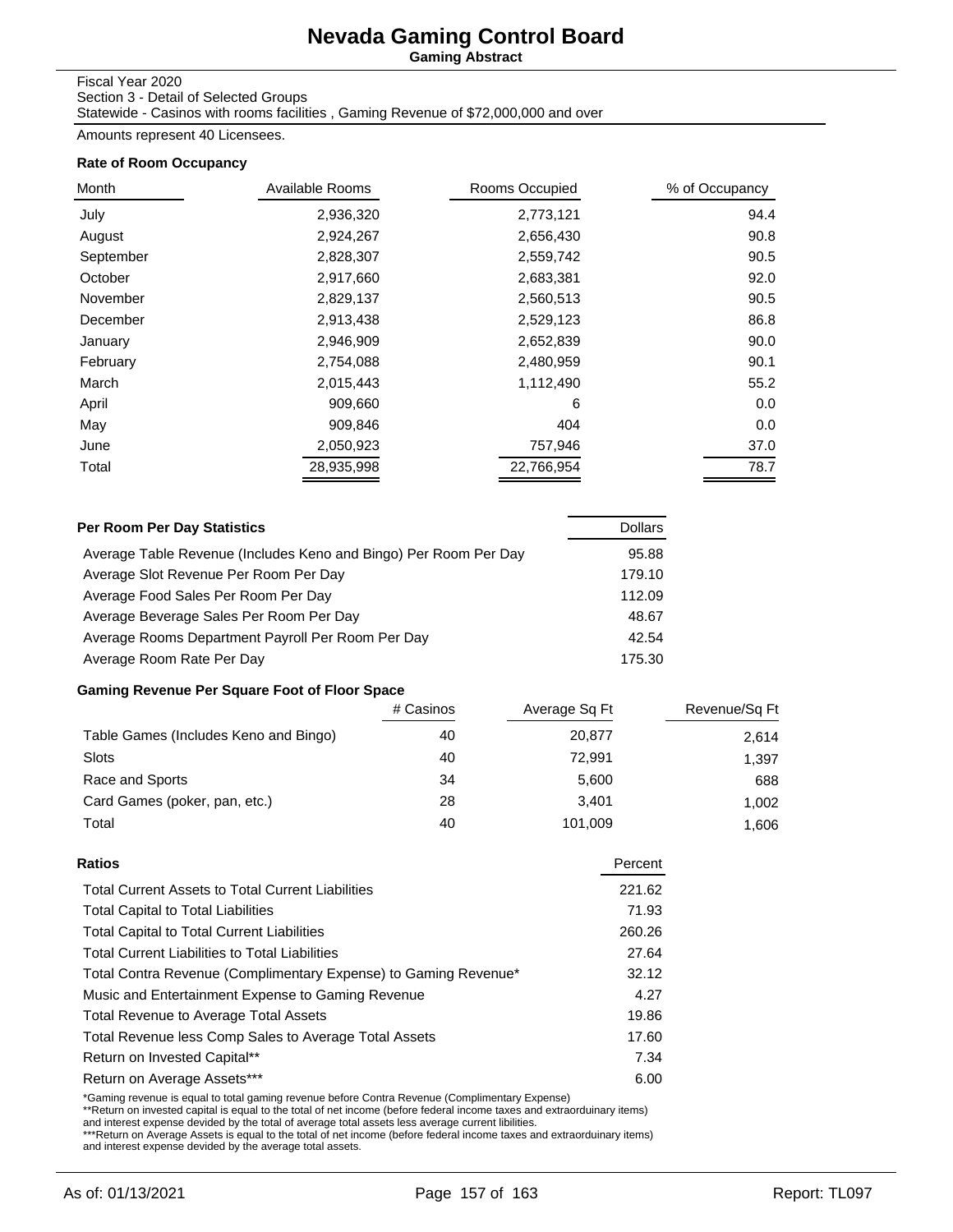# Nevada Gaming Control Board

**Gaming Abstract**

Fiscal Year 2020
Section 3 - Detail of Selected Groups
Statewide - Casinos with rooms facilities , Gaming Revenue of $72,000,000 and over

Amounts represent 40 Licensees.

### Rate of Room Occupancy

| Month | Available Rooms | Rooms Occupied | % of Occupancy |
|---|---|---|---|
| July | 2,936,320 | 2,773,121 | 94.4 |
| August | 2,924,267 | 2,656,430 | 90.8 |
| September | 2,828,307 | 2,559,742 | 90.5 |
| October | 2,917,660 | 2,683,381 | 92.0 |
| November | 2,829,137 | 2,560,513 | 90.5 |
| December | 2,913,438 | 2,529,123 | 86.8 |
| January | 2,946,909 | 2,652,839 | 90.0 |
| February | 2,754,088 | 2,480,959 | 90.1 |
| March | 2,015,443 | 1,112,490 | 55.2 |
| April | 909,660 | 6 | 0.0 |
| May | 909,846 | 404 | 0.0 |
| June | 2,050,923 | 757,946 | 37.0 |
| Total | 28,935,998 | 22,766,954 | 78.7 |

### Per Room Per Day Statistics

| | Dollars |
|---|---|
| Average Table Revenue (Includes Keno and Bingo) Per Room Per Day | 95.88 |
| Average Slot Revenue Per Room Per Day | 179.10 |
| Average Food Sales Per Room Per Day | 112.09 |
| Average Beverage Sales Per Room Per Day | 48.67 |
| Average Rooms Department Payroll Per Room Per Day | 42.54 |
| Average Room Rate Per Day | 175.30 |

### Gaming Revenue Per Square Foot of Floor Space

| | # Casinos | Average Sq Ft | Revenue/Sq Ft |
|---|---|---|---|
| Table Games (Includes Keno and Bingo) | 40 | 20,877 | 2,614 |
| Slots | 40 | 72,991 | 1,397 |
| Race and Sports | 34 | 5,600 | 688 |
| Card Games (poker, pan, etc.) | 28 | 3,401 | 1,002 |
| Total | 40 | 101,009 | 1,606 |

### Ratios

| | Percent |
|---|---|
| Total Current Assets to Total Current Liabilities | 221.62 |
| Total Capital to Total Liabilities | 71.93 |
| Total Capital to Total Current Liabilities | 260.26 |
| Total Current Liabilities to Total Liabilities | 27.64 |
| Total Contra Revenue (Complimentary Expense) to Gaming Revenue* | 32.12 |
| Music and Entertainment Expense to Gaming Revenue | 4.27 |
| Total Revenue to Average Total Assets | 19.86 |
| Total Revenue less Comp Sales to Average Total Assets | 17.60 |
| Return on Invested Capital** | 7.34 |
| Return on Average Assets*** | 6.00 |

*Gaming revenue is equal to total gaming revenue before Contra Revenue (Complimentary Expense)
**Return on invested capital is equal to the total of net income (before federal income taxes and extraorduinary items) and interest expense devided by the total of average total assets less average current libilities.
***Return on Average Assets is equal to the total of net income (before federal income taxes and extraorduinary items) and interest expense devided by the average total assets.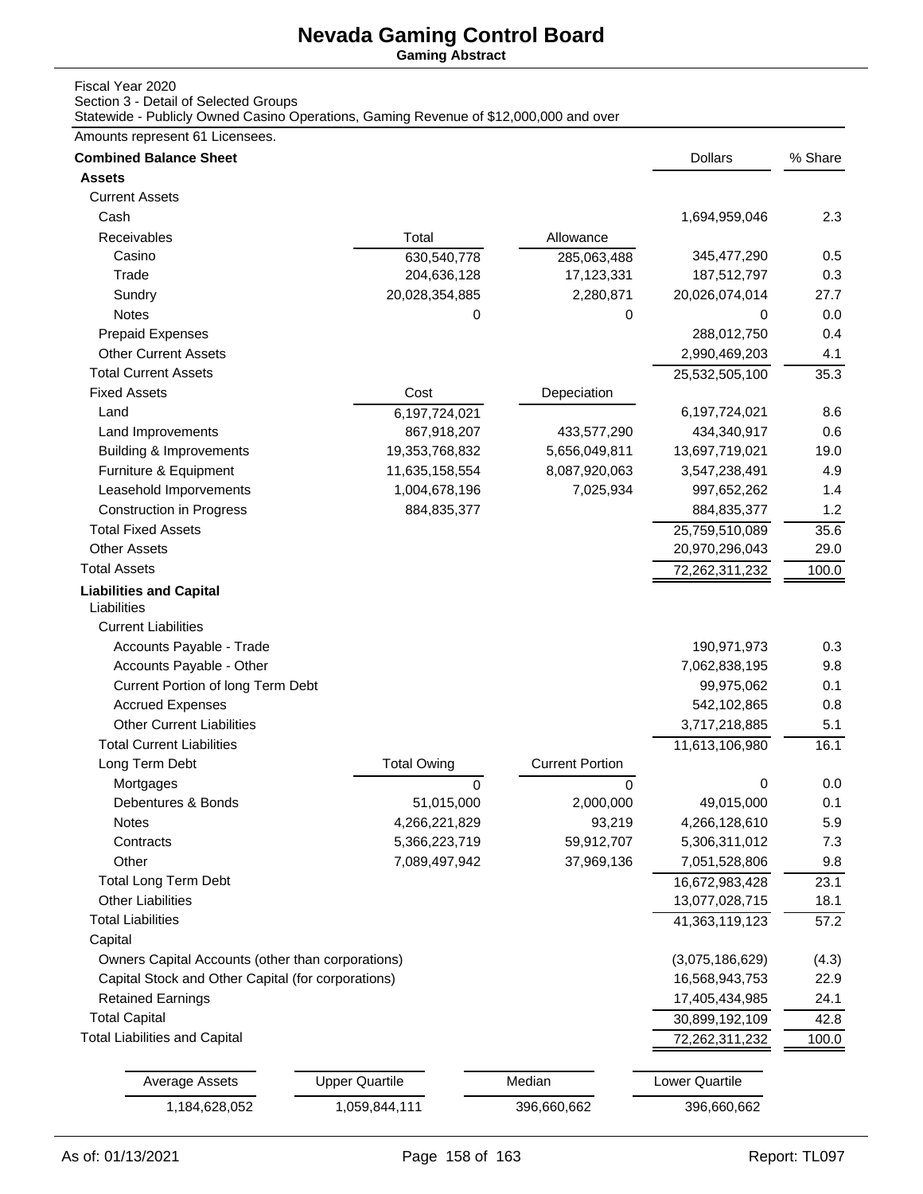# Nevada Gaming Control Board

**Gaming Abstract**

Fiscal Year 2020
Section 3 - Detail of Selected Groups
Statewide - Publicly Owned Casino Operations, Gaming Revenue of $12,000,000 and over

Amounts represent 61 Licensees.

| **Combined Balance Sheet** | | | Dollars | % Share |
|---|---|---|---|---|
| **Assets** | | | | |
| Current Assets | | | | |
| Cash | | | 1,694,959,046 | 2.3 |
| Receivables | Total | Allowance | | |
| Casino | 630,540,778 | 285,063,488 | 345,477,290 | 0.5 |
| Trade | 204,636,128 | 17,123,331 | 187,512,797 | 0.3 |
| Sundry | 20,028,354,885 | 2,280,871 | 20,026,074,014 | 27.7 |
| Notes | 0 | 0 | 0 | 0.0 |
| Prepaid Expenses | | | 288,012,750 | 0.4 |
| Other Current Assets | | | 2,990,469,203 | 4.1 |
| Total Current Assets | | | 25,532,505,100 | 35.3 |
| Fixed Assets | Cost | Depeciation | | |
| Land | 6,197,724,021 | | 6,197,724,021 | 8.6 |
| Land Improvements | 867,918,207 | 433,577,290 | 434,340,917 | 0.6 |
| Building & Improvements | 19,353,768,832 | 5,656,049,811 | 13,697,719,021 | 19.0 |
| Furniture & Equipment | 11,635,158,554 | 8,087,920,063 | 3,547,238,491 | 4.9 |
| Leasehold Imporvements | 1,004,678,196 | 7,025,934 | 997,652,262 | 1.4 |
| Construction in Progress | 884,835,377 | | 884,835,377 | 1.2 |
| Total Fixed Assets | | | 25,759,510,089 | 35.6 |
| Other Assets | | | 20,970,296,043 | 29.0 |
| Total Assets | | | 72,262,311,232 | 100.0 |
| **Liabilities and Capital** | | | | |
| Liabilities | | | | |
| Current Liabilities | | | | |
| Accounts Payable - Trade | | | 190,971,973 | 0.3 |
| Accounts Payable - Other | | | 7,062,838,195 | 9.8 |
| Current Portion of long Term Debt | | | 99,975,062 | 0.1 |
| Accrued Expenses | | | 542,102,865 | 0.8 |
| Other Current Liabilities | | | 3,717,218,885 | 5.1 |
| Total Current Liabilities | | | 11,613,106,980 | 16.1 |
| Long Term Debt | Total Owing | Current Portion | | |
| Mortgages | 0 | 0 | 0 | 0.0 |
| Debentures & Bonds | 51,015,000 | 2,000,000 | 49,015,000 | 0.1 |
| Notes | 4,266,221,829 | 93,219 | 4,266,128,610 | 5.9 |
| Contracts | 5,366,223,719 | 59,912,707 | 5,306,311,012 | 7.3 |
| Other | 7,089,497,942 | 37,969,136 | 7,051,528,806 | 9.8 |
| Total Long Term Debt | | | 16,672,983,428 | 23.1 |
| Other Liabilities | | | 13,077,028,715 | 18.1 |
| Total Liabilities | | | 41,363,119,123 | 57.2 |
| Capital | | | | |
| Owners Capital Accounts (other than corporations) | | | (3,075,186,629) | (4.3) |
| Capital Stock and Other Capital (for corporations) | | | 16,568,943,753 | 22.9 |
| Retained Earnings | | | 17,405,434,985 | 24.1 |
| Total Capital | | | 30,899,192,109 | 42.8 |
| Total Liabilities and Capital | | | 72,262,311,232 | 100.0 |

| Average Assets | Upper Quartile | Median | Lower Quartile |
|---|---|---|---|
| 1,184,628,052 | 1,059,844,111 | 396,660,662 | 396,660,662 |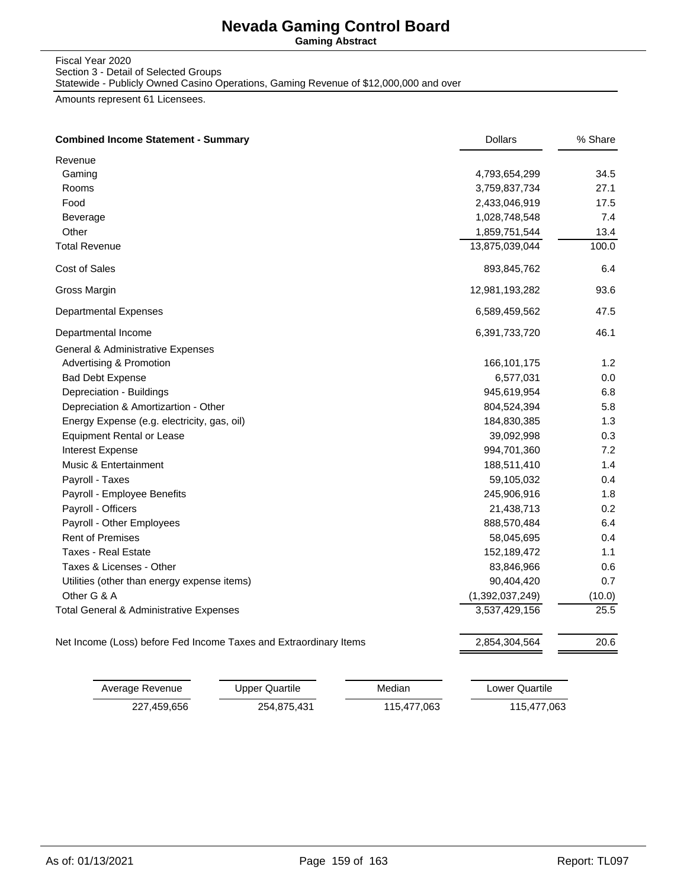# Nevada Gaming Control Board

**Gaming Abstract**

Fiscal Year 2020
Section 3 - Detail of Selected Groups
Statewide - Publicly Owned Casino Operations, Gaming Revenue of $12,000,000 and over

Amounts represent 61 Licensees.

| **Combined Income Statement - Summary** | Dollars | % Share |
|---|---|---|
| Revenue | | |
| Gaming | 4,793,654,299 | 34.5 |
| Rooms | 3,759,837,734 | 27.1 |
| Food | 2,433,046,919 | 17.5 |
| Beverage | 1,028,748,548 | 7.4 |
| Other | 1,859,751,544 | 13.4 |
| Total Revenue | 13,875,039,044 | 100.0 |
| Cost of Sales | 893,845,762 | 6.4 |
| Gross Margin | 12,981,193,282 | 93.6 |
| Departmental Expenses | 6,589,459,562 | 47.5 |
| Departmental Income | 6,391,733,720 | 46.1 |
| General & Administrative Expenses | | |
| Advertising & Promotion | 166,101,175 | 1.2 |
| Bad Debt Expense | 6,577,031 | 0.0 |
| Depreciation - Buildings | 945,619,954 | 6.8 |
| Depreciation & Amortizartion - Other | 804,524,394 | 5.8 |
| Energy Expense (e.g. electricity, gas, oil) | 184,830,385 | 1.3 |
| Equipment Rental or Lease | 39,092,998 | 0.3 |
| Interest Expense | 994,701,360 | 7.2 |
| Music & Entertainment | 188,511,410 | 1.4 |
| Payroll - Taxes | 59,105,032 | 0.4 |
| Payroll - Employee Benefits | 245,906,916 | 1.8 |
| Payroll - Officers | 21,438,713 | 0.2 |
| Payroll - Other Employees | 888,570,484 | 6.4 |
| Rent of Premises | 58,045,695 | 0.4 |
| Taxes - Real Estate | 152,189,472 | 1.1 |
| Taxes & Licenses - Other | 83,846,966 | 0.6 |
| Utilities (other than energy expense items) | 90,404,420 | 0.7 |
| Other G & A | (1,392,037,249) | (10.0) |
| Total General & Administrative Expenses | 3,537,429,156 | 25.5 |
| Net Income (Loss) before Fed Income Taxes and Extraordinary Items | 2,854,304,564 | 20.6 |

| Average Revenue | Upper Quartile | Median | Lower Quartile |
|---|---|---|---|
| 227,459,656 | 254,875,431 | 115,477,063 | 115,477,063 |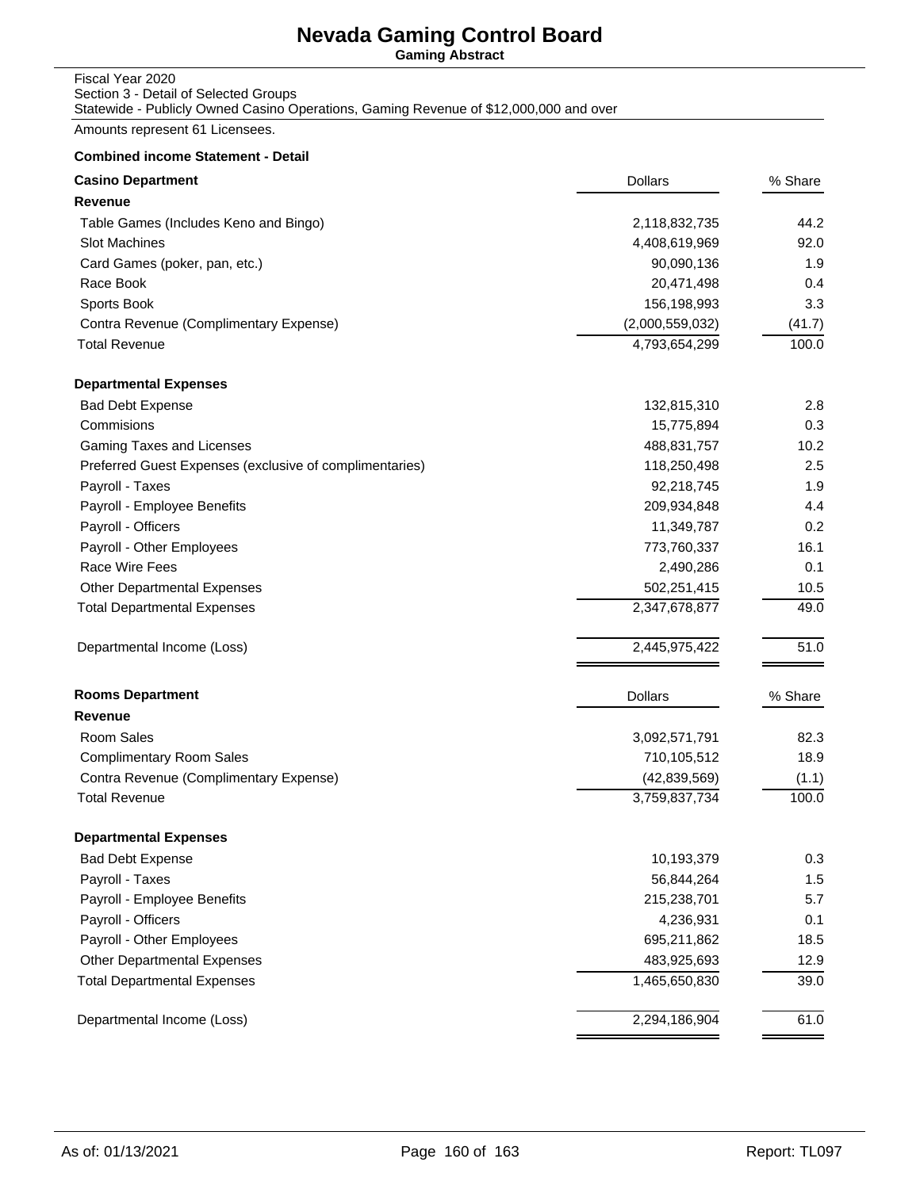# Nevada Gaming Control Board

**Gaming Abstract**

Fiscal Year 2020
Section 3 - Detail of Selected Groups
Statewide - Publicly Owned Casino Operations, Gaming Revenue of $12,000,000 and over

Amounts represent 61 Licensees.

**Combined income Statement - Detail**

| **Casino Department** | Dollars | % Share |
|---|---|---|
| **Revenue** | | |
| Table Games (Includes Keno and Bingo) | 2,118,832,735 | 44.2 |
| Slot Machines | 4,408,619,969 | 92.0 |
| Card Games (poker, pan, etc.) | 90,090,136 | 1.9 |
| Race Book | 20,471,498 | 0.4 |
| Sports Book | 156,198,993 | 3.3 |
| Contra Revenue (Complimentary Expense) | (2,000,559,032) | (41.7) |
| Total Revenue | 4,793,654,299 | 100.0 |
| **Departmental Expenses** | | |
| Bad Debt Expense | 132,815,310 | 2.8 |
| Commisions | 15,775,894 | 0.3 |
| Gaming Taxes and Licenses | 488,831,757 | 10.2 |
| Preferred Guest Expenses (exclusive of complimentaries) | 118,250,498 | 2.5 |
| Payroll - Taxes | 92,218,745 | 1.9 |
| Payroll - Employee Benefits | 209,934,848 | 4.4 |
| Payroll - Officers | 11,349,787 | 0.2 |
| Payroll - Other Employees | 773,760,337 | 16.1 |
| Race Wire Fees | 2,490,286 | 0.1 |
| Other Departmental Expenses | 502,251,415 | 10.5 |
| Total Departmental Expenses | 2,347,678,877 | 49.0 |
| Departmental Income (Loss) | 2,445,975,422 | 51.0 |

| **Rooms Department** | Dollars | % Share |
|---|---|---|
| **Revenue** | | |
| Room Sales | 3,092,571,791 | 82.3 |
| Complimentary Room Sales | 710,105,512 | 18.9 |
| Contra Revenue (Complimentary Expense) | (42,839,569) | (1.1) |
| Total Revenue | 3,759,837,734 | 100.0 |
| **Departmental Expenses** | | |
| Bad Debt Expense | 10,193,379 | 0.3 |
| Payroll - Taxes | 56,844,264 | 1.5 |
| Payroll - Employee Benefits | 215,238,701 | 5.7 |
| Payroll - Officers | 4,236,931 | 0.1 |
| Payroll - Other Employees | 695,211,862 | 18.5 |
| Other Departmental Expenses | 483,925,693 | 12.9 |
| Total Departmental Expenses | 1,465,650,830 | 39.0 |
| Departmental Income (Loss) | 2,294,186,904 | 61.0 |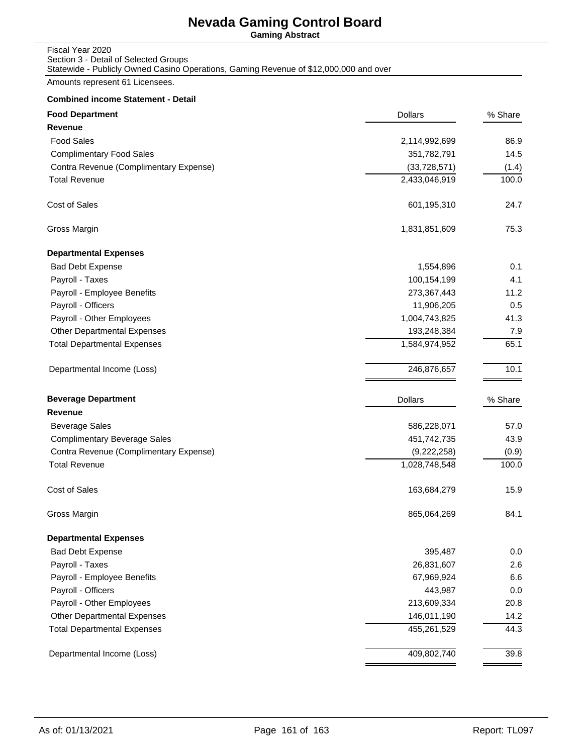# Nevada Gaming Control Board

**Gaming Abstract**

Fiscal Year 2020
Section 3 - Detail of Selected Groups
Statewide - Publicly Owned Casino Operations, Gaming Revenue of $12,000,000 and over

Amounts represent 61 Licensees.

**Combined income Statement - Detail**

| **Food Department** | Dollars | % Share |
|---|---|---|
| **Revenue** | | |
| Food Sales | 2,114,992,699 | 86.9 |
| Complimentary Food Sales | 351,782,791 | 14.5 |
| Contra Revenue (Complimentary Expense) | (33,728,571) | (1.4) |
| Total Revenue | 2,433,046,919 | 100.0 |
| Cost of Sales | 601,195,310 | 24.7 |
| Gross Margin | 1,831,851,609 | 75.3 |
| **Departmental Expenses** | | |
| Bad Debt Expense | 1,554,896 | 0.1 |
| Payroll - Taxes | 100,154,199 | 4.1 |
| Payroll - Employee Benefits | 273,367,443 | 11.2 |
| Payroll - Officers | 11,906,205 | 0.5 |
| Payroll - Other Employees | 1,004,743,825 | 41.3 |
| Other Departmental Expenses | 193,248,384 | 7.9 |
| Total Departmental Expenses | 1,584,974,952 | 65.1 |
| Departmental Income (Loss) | 246,876,657 | 10.1 |

| **Beverage Department** | Dollars | % Share |
|---|---|---|
| **Revenue** | | |
| Beverage Sales | 586,228,071 | 57.0 |
| Complimentary Beverage Sales | 451,742,735 | 43.9 |
| Contra Revenue (Complimentary Expense) | (9,222,258) | (0.9) |
| Total Revenue | 1,028,748,548 | 100.0 |
| Cost of Sales | 163,684,279 | 15.9 |
| Gross Margin | 865,064,269 | 84.1 |
| **Departmental Expenses** | | |
| Bad Debt Expense | 395,487 | 0.0 |
| Payroll - Taxes | 26,831,607 | 2.6 |
| Payroll - Employee Benefits | 67,969,924 | 6.6 |
| Payroll - Officers | 443,987 | 0.0 |
| Payroll - Other Employees | 213,609,334 | 20.8 |
| Other Departmental Expenses | 146,011,190 | 14.2 |
| Total Departmental Expenses | 455,261,529 | 44.3 |
| Departmental Income (Loss) | 409,802,740 | 39.8 |

As of: 01/13/2021 Report: TL097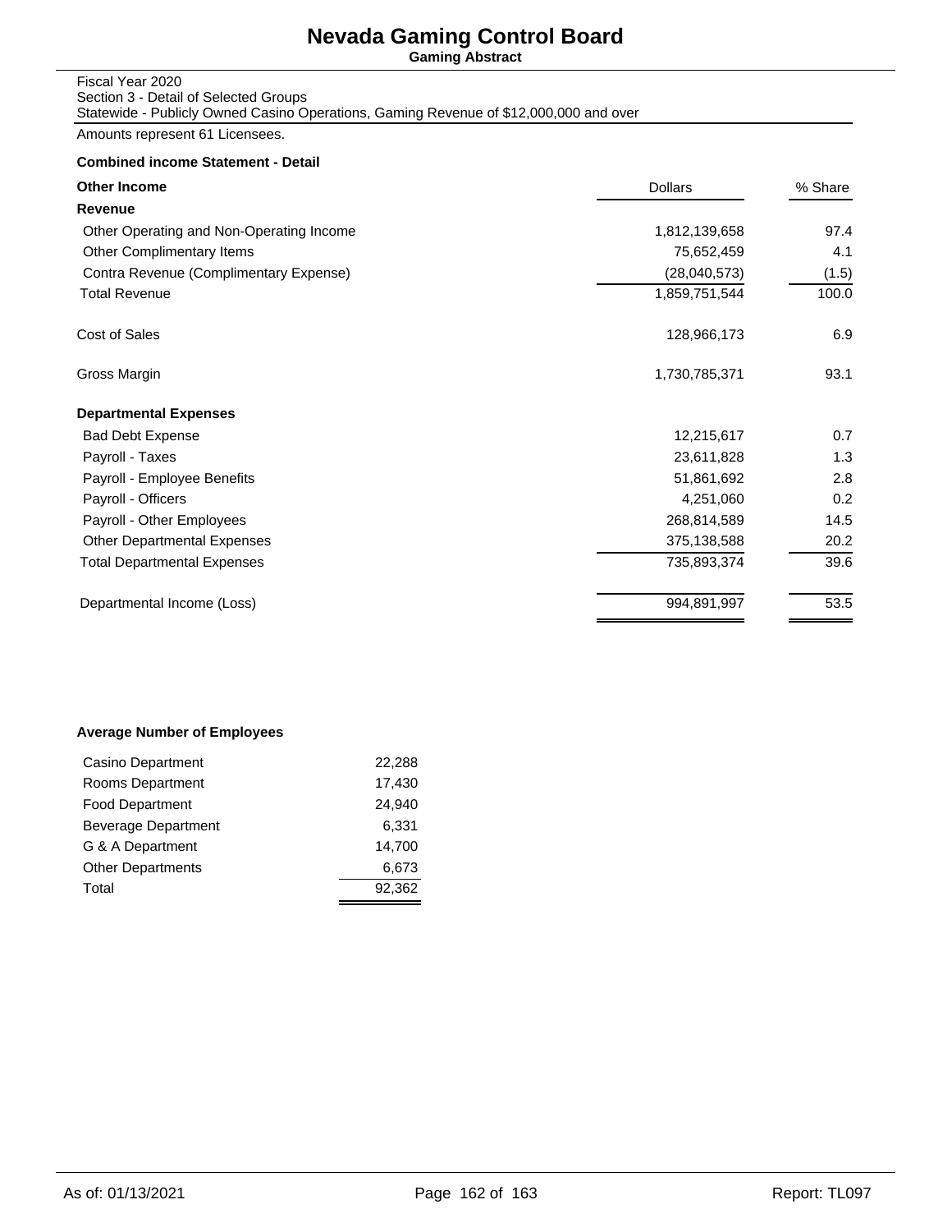# Nevada Gaming Control Board

**Gaming Abstract**

Fiscal Year 2020
Section 3 - Detail of Selected Groups
Statewide - Publicly Owned Casino Operations, Gaming Revenue of $12,000,000 and over

Amounts represent 61 Licensees.

**Combined income Statement - Detail**

| **Other Income** | Dollars | % Share |
|---|---|---|
| **Revenue** | | |
| Other Operating and Non-Operating Income | 1,812,139,658 | 97.4 |
| Other Complimentary Items | 75,652,459 | 4.1 |
| Contra Revenue (Complimentary Expense) | (28,040,573) | (1.5) |
| Total Revenue | 1,859,751,544 | 100.0 |
| Cost of Sales | 128,966,173 | 6.9 |
| Gross Margin | 1,730,785,371 | 93.1 |
| **Departmental Expenses** | | |
| Bad Debt Expense | 12,215,617 | 0.7 |
| Payroll - Taxes | 23,611,828 | 1.3 |
| Payroll - Employee Benefits | 51,861,692 | 2.8 |
| Payroll - Officers | 4,251,060 | 0.2 |
| Payroll - Other Employees | 268,814,589 | 14.5 |
| Other Departmental Expenses | 375,138,588 | 20.2 |
| Total Departmental Expenses | 735,893,374 | 39.6 |
| Departmental Income (Loss) | 994,891,997 | 53.5 |

**Average Number of Employees**

| Department | Employees |
|---|---|
| Casino Department | 22,288 |
| Rooms Department | 17,430 |
| Food Department | 24,940 |
| Beverage Department | 6,331 |
| G & A Department | 14,700 |
| Other Departments | 6,673 |
| Total | 92,362 |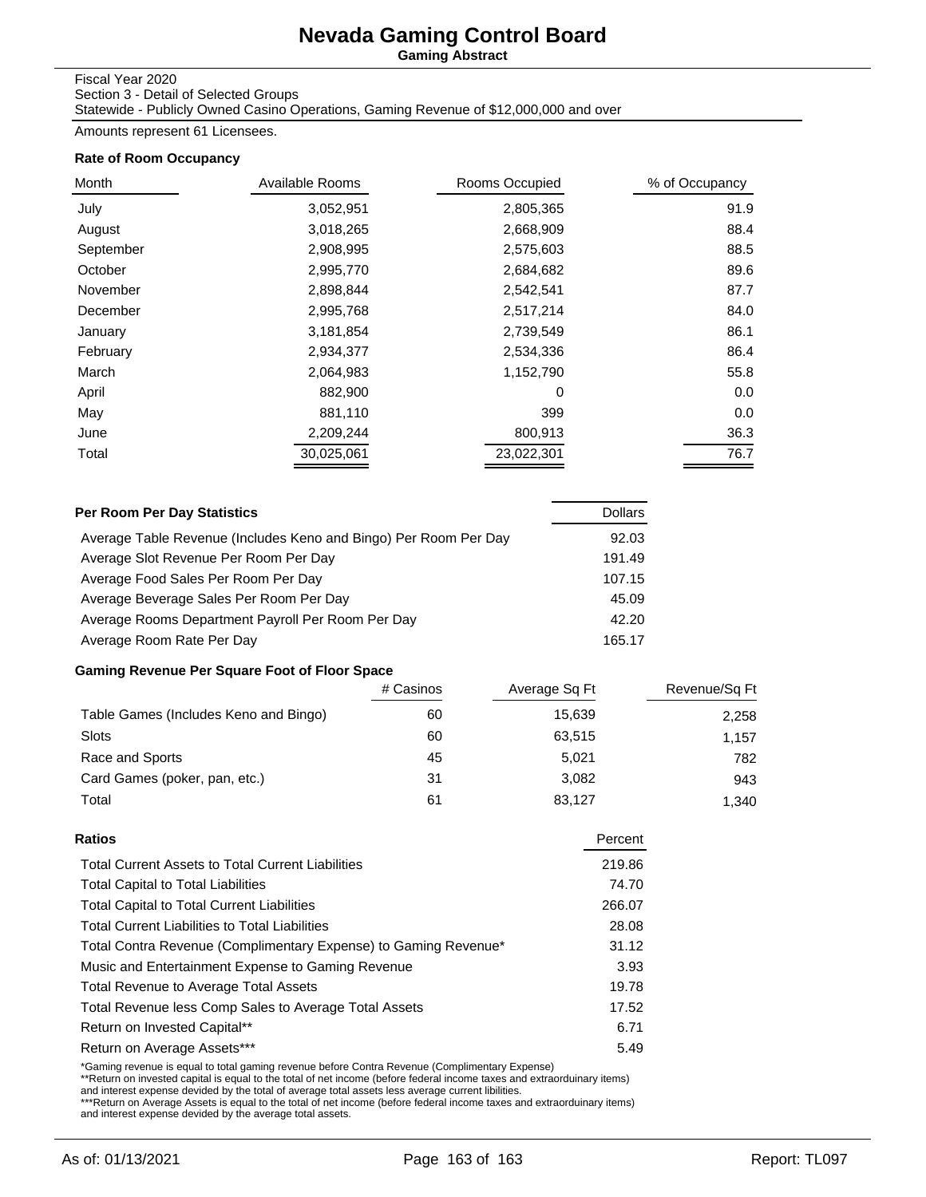# Nevada Gaming Control Board

**Gaming Abstract**

Fiscal Year 2020
Section 3 - Detail of Selected Groups
Statewide - Publicly Owned Casino Operations, Gaming Revenue of $12,000,000 and over

Amounts represent 61 Licensees.

### Rate of Room Occupancy

| Month | Available Rooms | Rooms Occupied | % of Occupancy |
|---|---|---|---|
| July | 3,052,951 | 2,805,365 | 91.9 |
| August | 3,018,265 | 2,668,909 | 88.4 |
| September | 2,908,995 | 2,575,603 | 88.5 |
| October | 2,995,770 | 2,684,682 | 89.6 |
| November | 2,898,844 | 2,542,541 | 87.7 |
| December | 2,995,768 | 2,517,214 | 84.0 |
| January | 3,181,854 | 2,739,549 | 86.1 |
| February | 2,934,377 | 2,534,336 | 86.4 |
| March | 2,064,983 | 1,152,790 | 55.8 |
| April | 882,900 | 0 | 0.0 |
| May | 881,110 | 399 | 0.0 |
| June | 2,209,244 | 800,913 | 36.3 |
| Total | 30,025,061 | 23,022,301 | 76.7 |

### Per Room Per Day Statistics

| Per Room Per Day Statistics | Dollars |
|---|---|
| Average Table Revenue (Includes Keno and Bingo) Per Room Per Day | 92.03 |
| Average Slot Revenue Per Room Per Day | 191.49 |
| Average Food Sales Per Room Per Day | 107.15 |
| Average Beverage Sales Per Room Per Day | 45.09 |
| Average Rooms Department Payroll Per Room Per Day | 42.20 |
| Average Room Rate Per Day | 165.17 |

### Gaming Revenue Per Square Foot of Floor Space

| | # Casinos | Average Sq Ft | Revenue/Sq Ft |
|---|---|---|---|
| Table Games (Includes Keno and Bingo) | 60 | 15,639 | 2,258 |
| Slots | 60 | 63,515 | 1,157 |
| Race and Sports | 45 | 5,021 | 782 |
| Card Games (poker, pan, etc.) | 31 | 3,082 | 943 |
| Total | 61 | 83,127 | 1,340 |

### Ratios

| Ratios | Percent |
|---|---|
| Total Current Assets to Total Current Liabilities | 219.86 |
| Total Capital to Total Liabilities | 74.70 |
| Total Capital to Total Current Liabilities | 266.07 |
| Total Current Liabilities to Total Liabilities | 28.08 |
| Total Contra Revenue (Complimentary Expense) to Gaming Revenue* | 31.12 |
| Music and Entertainment Expense to Gaming Revenue | 3.93 |
| Total Revenue to Average Total Assets | 19.78 |
| Total Revenue less Comp Sales to Average Total Assets | 17.52 |
| Return on Invested Capital** | 6.71 |
| Return on Average Assets*** | 5.49 |

*Gaming revenue is equal to total gaming revenue before Contra Revenue (Complimentary Expense)
**Return on invested capital is equal to the total of net income (before federal income taxes and extraorduinary items) and interest expense devided by the total of average total assets less average current libilities.
***Return on Average Assets is equal to the total of net income (before federal income taxes and extraorduinary items) and interest expense devided by the average total assets.

As of: 01/13/2021

Report: TL097